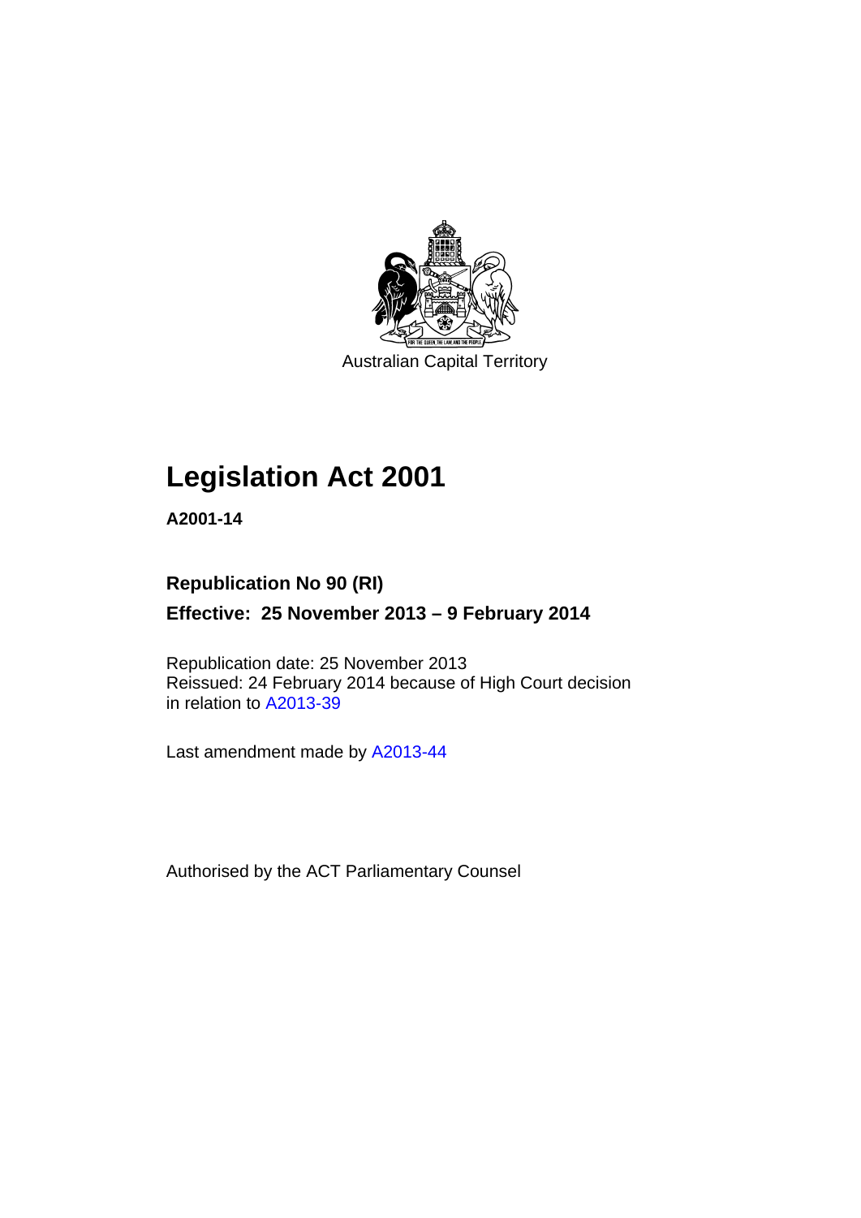Australian Capital Territory

# Legislation Act 2001

**A2001-14**

**Republication No 90 (RI)**

**Effective: 25 November 2013 – 9 February 2014**

Republication date: 25 November 2013
Reissued: 24 February 2014 because of High Court decision in relation to A2013-39

Last amendment made by A2013-44

Authorised by the ACT Parliamentary Counsel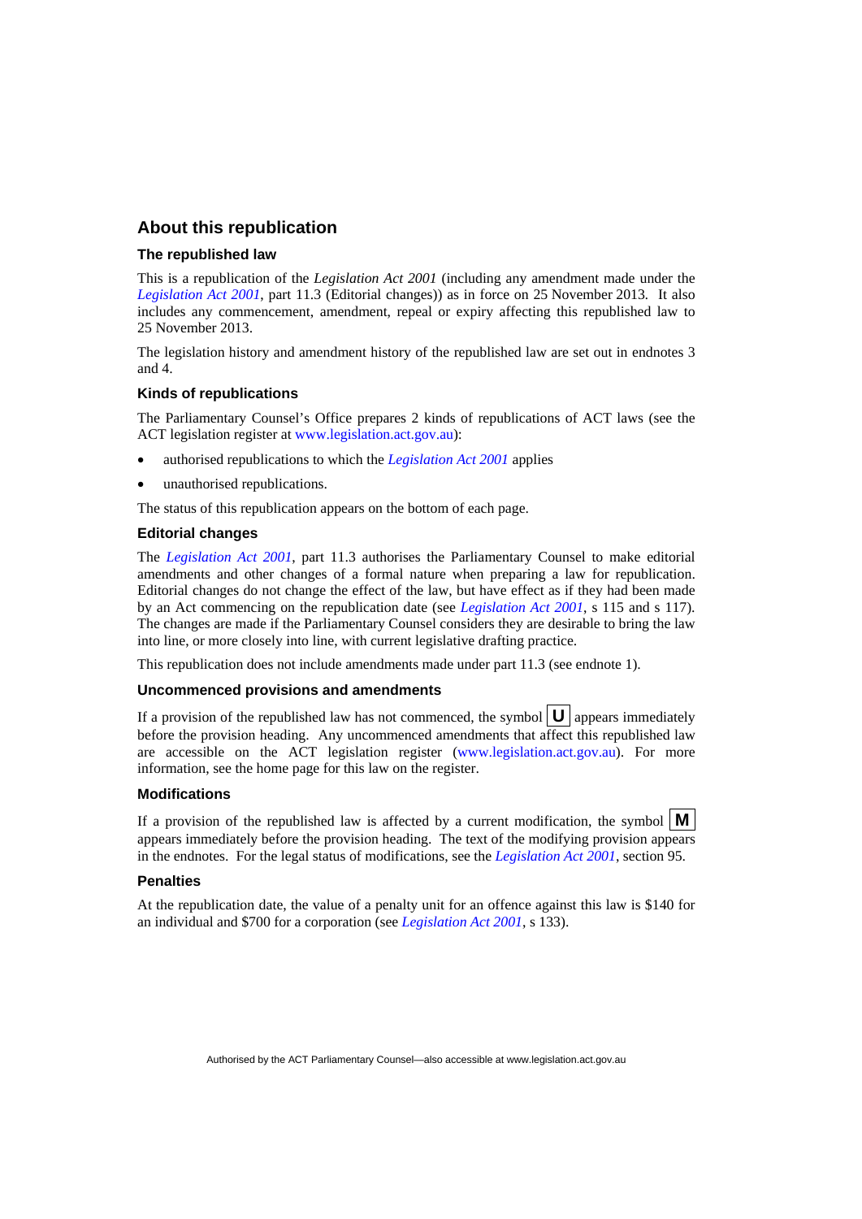## About this republication

### The republished law

This is a republication of the *Legislation Act 2001* (including any amendment made under the *Legislation Act 2001*, part 11.3 (Editorial changes)) as in force on 25 November 2013. It also includes any commencement, amendment, repeal or expiry affecting this republished law to 25 November 2013.

The legislation history and amendment history of the republished law are set out in endnotes 3 and 4.

### Kinds of republications

The Parliamentary Counsel's Office prepares 2 kinds of republications of ACT laws (see the ACT legislation register at www.legislation.act.gov.au):

- authorised republications to which the *Legislation Act 2001* applies
- unauthorised republications.

The status of this republication appears on the bottom of each page.

### Editorial changes

The *Legislation Act 2001*, part 11.3 authorises the Parliamentary Counsel to make editorial amendments and other changes of a formal nature when preparing a law for republication. Editorial changes do not change the effect of the law, but have effect as if they had been made by an Act commencing on the republication date (see *Legislation Act 2001*, s 115 and s 117). The changes are made if the Parliamentary Counsel considers they are desirable to bring the law into line, or more closely into line, with current legislative drafting practice.

This republication does not include amendments made under part 11.3 (see endnote 1).

### Uncommenced provisions and amendments

If a provision of the republished law has not commenced, the symbol **U** appears immediately before the provision heading. Any uncommenced amendments that affect this republished law are accessible on the ACT legislation register (www.legislation.act.gov.au). For more information, see the home page for this law on the register.

### Modifications

If a provision of the republished law is affected by a current modification, the symbol **M** appears immediately before the provision heading. The text of the modifying provision appears in the endnotes. For the legal status of modifications, see the *Legislation Act 2001*, section 95.

### Penalties

At the republication date, the value of a penalty unit for an offence against this law is $140 for an individual and $700 for a corporation (see *Legislation Act 2001*, s 133).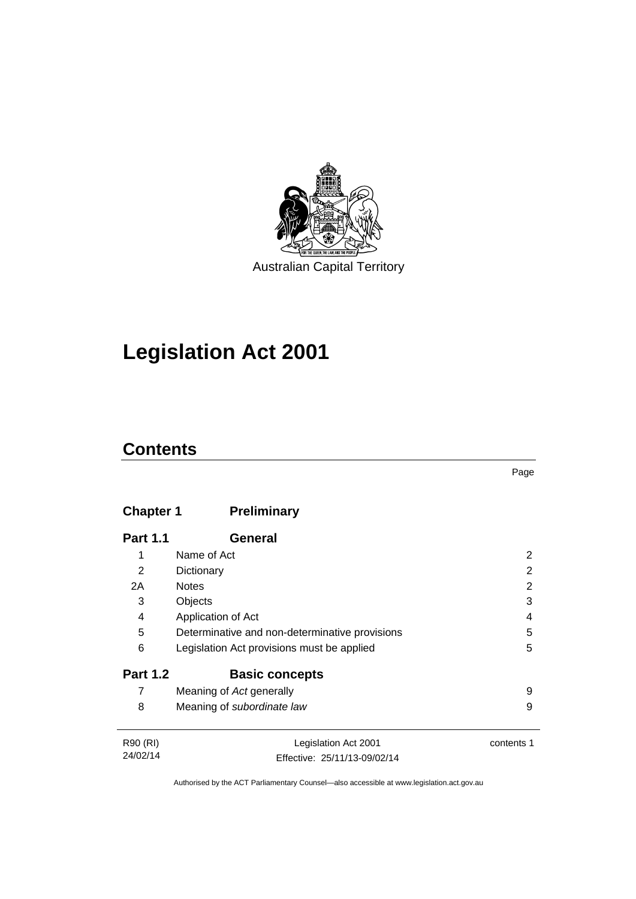Australian Capital Territory

# Legislation Act 2001

## Contents

Page

| | | |
|---|---|---|
| **Chapter 1** | **Preliminary** | |
| **Part 1.1** | **General** | |
| 1 | Name of Act | 2 |
| 2 | Dictionary | 2 |
| 2A | Notes | 2 |
| 3 | Objects | 3 |
| 4 | Application of Act | 4 |
| 5 | Determinative and non-determinative provisions | 5 |
| 6 | Legislation Act provisions must be applied | 5 |
| **Part 1.2** | **Basic concepts** | |
| 7 | Meaning of *Act* generally | 9 |
| 8 | Meaning of *subordinate law* | 9 |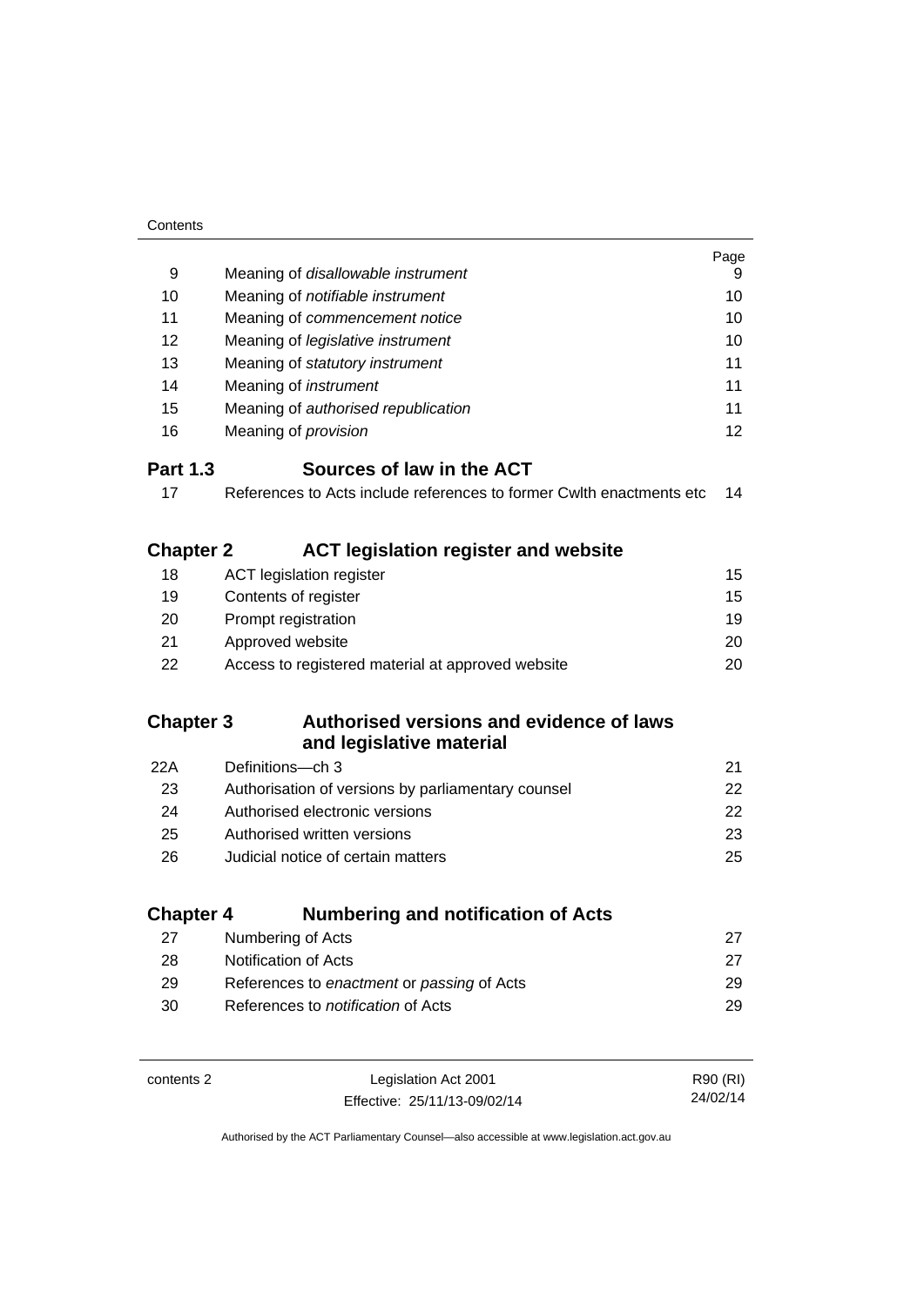| | | Page |
|---|---|---|
| 9 | Meaning of *disallowable instrument* | 9 |
| 10 | Meaning of *notifiable instrument* | 10 |
| 11 | Meaning of *commencement notice* | 10 |
| 12 | Meaning of *legislative instrument* | 10 |
| 13 | Meaning of *statutory instrument* | 11 |
| 14 | Meaning of *instrument* | 11 |
| 15 | Meaning of *authorised republication* | 11 |
| 16 | Meaning of *provision* | 12 |

### Part 1.3 Sources of law in the ACT

| | | |
|---|---|---|
| 17 | References to Acts include references to former Cwlth enactments etc | 14 |

## Chapter 2 ACT legislation register and website

| | | |
|---|---|---|
| 18 | ACT legislation register | 15 |
| 19 | Contents of register | 15 |
| 20 | Prompt registration | 19 |
| 21 | Approved website | 20 |
| 22 | Access to registered material at approved website | 20 |

## Chapter 3 Authorised versions and evidence of laws and legislative material

| | | |
|---|---|---|
| 22A | Definitions—ch 3 | 21 |
| 23 | Authorisation of versions by parliamentary counsel | 22 |
| 24 | Authorised electronic versions | 22 |
| 25 | Authorised written versions | 23 |
| 26 | Judicial notice of certain matters | 25 |

## Chapter 4 Numbering and notification of Acts

| | | |
|---|---|---|
| 27 | Numbering of Acts | 27 |
| 28 | Notification of Acts | 27 |
| 29 | References to *enactment* or *passing* of Acts | 29 |
| 30 | References to *notification* of Acts | 29 |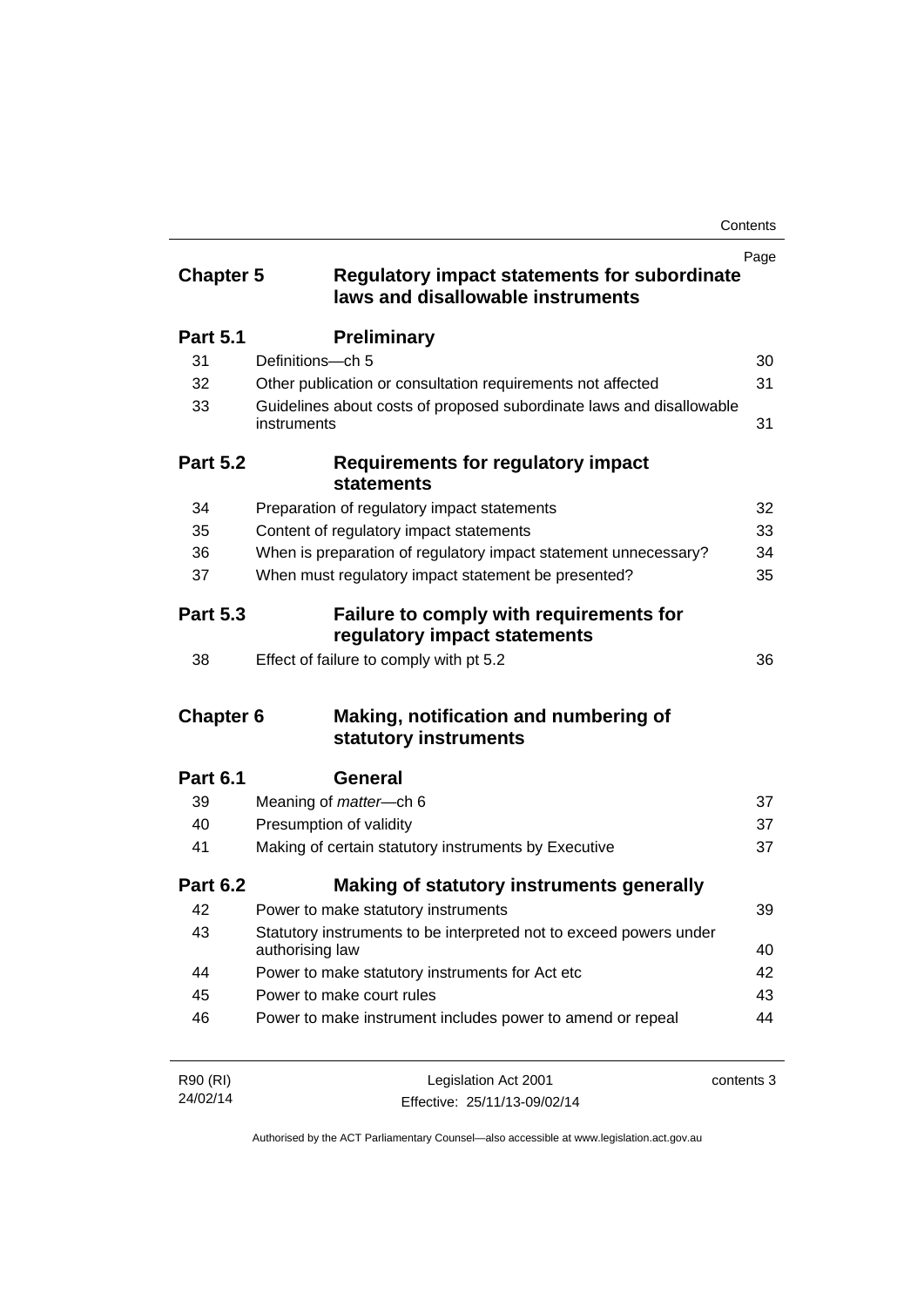| | | Page |
|---|---|---|
| **Chapter 5** | **Regulatory impact statements for subordinate laws and disallowable instruments** | |
| **Part 5.1** | **Preliminary** | |
| 31 | Definitions—ch 5 | 30 |
| 32 | Other publication or consultation requirements not affected | 31 |
| 33 | Guidelines about costs of proposed subordinate laws and disallowable instruments | 31 |
| **Part 5.2** | **Requirements for regulatory impact statements** | |
| 34 | Preparation of regulatory impact statements | 32 |
| 35 | Content of regulatory impact statements | 33 |
| 36 | When is preparation of regulatory impact statement unnecessary? | 34 |
| 37 | When must regulatory impact statement be presented? | 35 |
| **Part 5.3** | **Failure to comply with requirements for regulatory impact statements** | |
| 38 | Effect of failure to comply with pt 5.2 | 36 |
| **Chapter 6** | **Making, notification and numbering of statutory instruments** | |
| **Part 6.1** | **General** | |
| 39 | Meaning of *matter*—ch 6 | 37 |
| 40 | Presumption of validity | 37 |
| 41 | Making of certain statutory instruments by Executive | 37 |
| **Part 6.2** | **Making of statutory instruments generally** | |
| 42 | Power to make statutory instruments | 39 |
| 43 | Statutory instruments to be interpreted not to exceed powers under authorising law | 40 |
| 44 | Power to make statutory instruments for Act etc | 42 |
| 45 | Power to make court rules | 43 |
| 46 | Power to make instrument includes power to amend or repeal | 44 |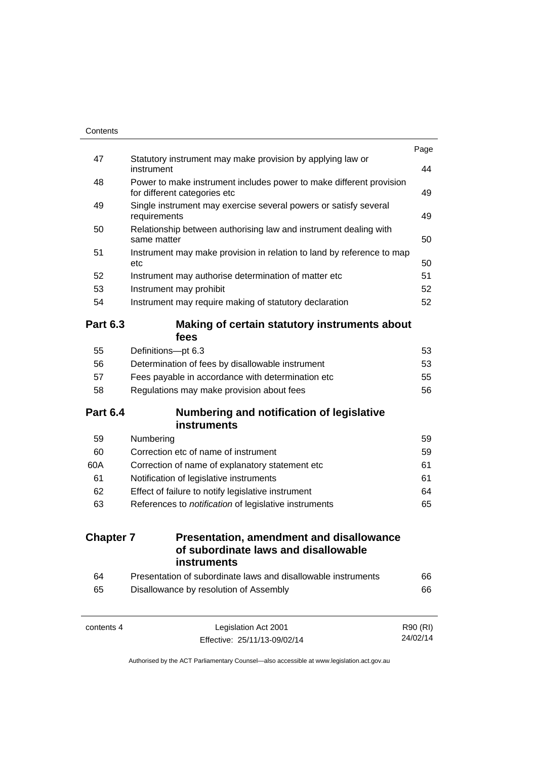| | | Page |
|---|---|---|
| 47 | Statutory instrument may make provision by applying law or instrument | 44 |
| 48 | Power to make instrument includes power to make different provision for different categories etc | 49 |
| 49 | Single instrument may exercise several powers or satisfy several requirements | 49 |
| 50 | Relationship between authorising law and instrument dealing with same matter | 50 |
| 51 | Instrument may make provision in relation to land by reference to map etc | 50 |
| 52 | Instrument may authorise determination of matter etc | 51 |
| 53 | Instrument may prohibit | 52 |
| 54 | Instrument may require making of statutory declaration | 52 |

## Part 6.3 Making of certain statutory instruments about fees

| | | |
|---|---|---|
| 55 | Definitions—pt 6.3 | 53 |
| 56 | Determination of fees by disallowable instrument | 53 |
| 57 | Fees payable in accordance with determination etc | 55 |
| 58 | Regulations may make provision about fees | 56 |

## Part 6.4 Numbering and notification of legislative instruments

| | | |
|---|---|---|
| 59 | Numbering | 59 |
| 60 | Correction etc of name of instrument | 59 |
| 60A | Correction of name of explanatory statement etc | 61 |
| 61 | Notification of legislative instruments | 61 |
| 62 | Effect of failure to notify legislative instrument | 64 |
| 63 | References to *notification* of legislative instruments | 65 |

# Chapter 7 Presentation, amendment and disallowance of subordinate laws and disallowable instruments

| | | |
|---|---|---|
| 64 | Presentation of subordinate laws and disallowable instruments | 66 |
| 65 | Disallowance by resolution of Assembly | 66 |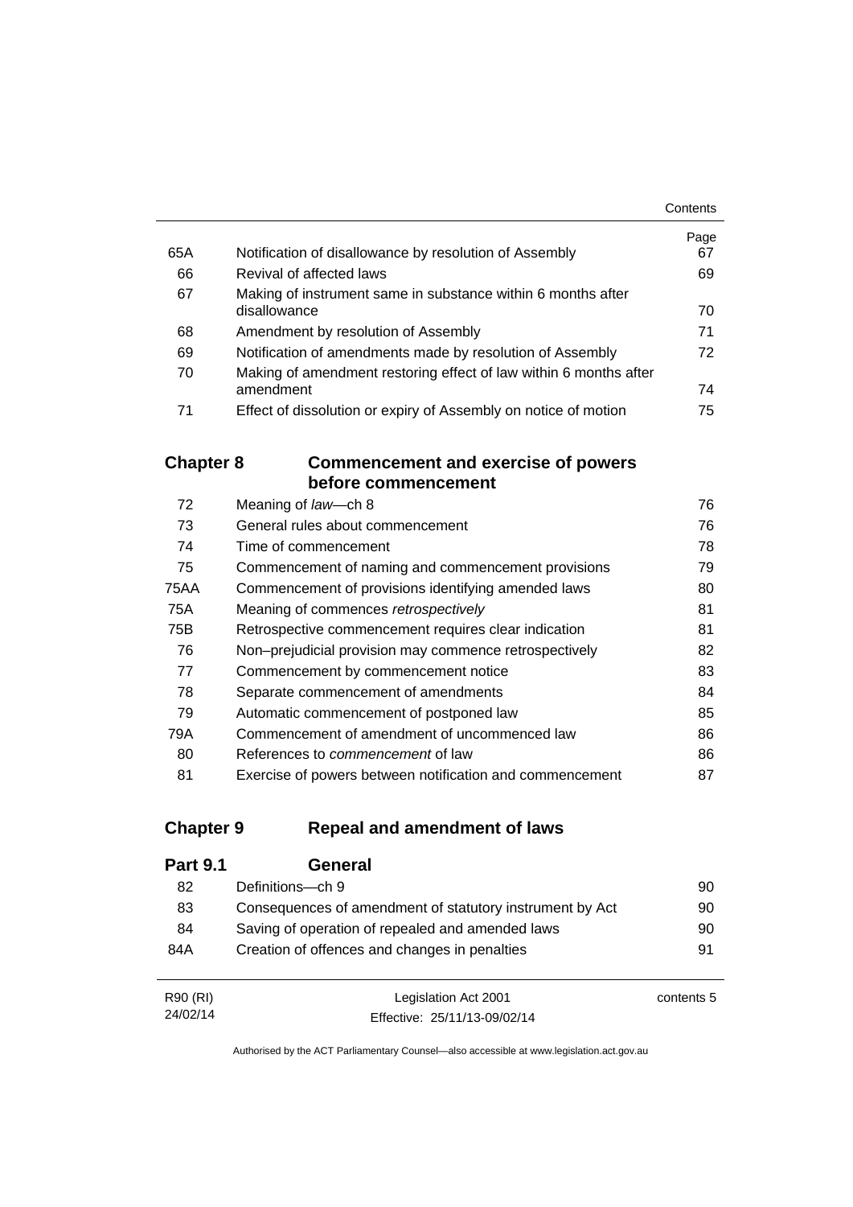| | | Page |
|---|---|---|
| 65A | Notification of disallowance by resolution of Assembly | 67 |
| 66 | Revival of affected laws | 69 |
| 67 | Making of instrument same in substance within 6 months after disallowance | 70 |
| 68 | Amendment by resolution of Assembly | 71 |
| 69 | Notification of amendments made by resolution of Assembly | 72 |
| 70 | Making of amendment restoring effect of law within 6 months after amendment | 74 |
| 71 | Effect of dissolution or expiry of Assembly on notice of motion | 75 |

## Chapter 8 Commencement and exercise of powers before commencement

| | | |
|---|---|---|
| 72 | Meaning of *law*—ch 8 | 76 |
| 73 | General rules about commencement | 76 |
| 74 | Time of commencement | 78 |
| 75 | Commencement of naming and commencement provisions | 79 |
| 75AA | Commencement of provisions identifying amended laws | 80 |
| 75A | Meaning of commences *retrospectively* | 81 |
| 75B | Retrospective commencement requires clear indication | 81 |
| 76 | Non–prejudicial provision may commence retrospectively | 82 |
| 77 | Commencement by commencement notice | 83 |
| 78 | Separate commencement of amendments | 84 |
| 79 | Automatic commencement of postponed law | 85 |
| 79A | Commencement of amendment of uncommenced law | 86 |
| 80 | References to *commencement* of law | 86 |
| 81 | Exercise of powers between notification and commencement | 87 |

## Chapter 9 Repeal and amendment of laws

### Part 9.1 General

| | | |
|---|---|---|
| 82 | Definitions—ch 9 | 90 |
| 83 | Consequences of amendment of statutory instrument by Act | 90 |
| 84 | Saving of operation of repealed and amended laws | 90 |
| 84A | Creation of offences and changes in penalties | 91 |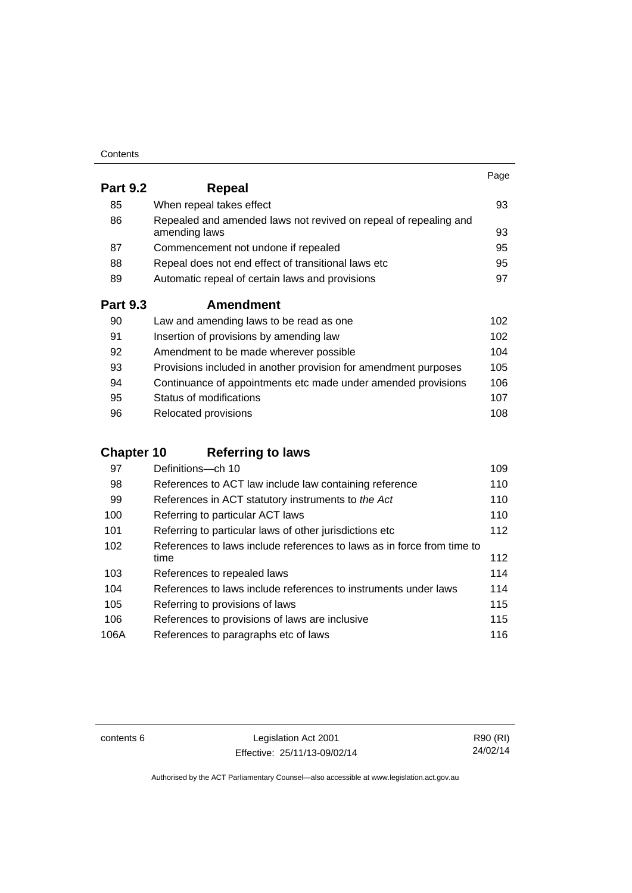| | | Page |
|---|---|---|
| **Part 9.2** | **Repeal** | |
| 85 | When repeal takes effect | 93 |
| 86 | Repealed and amended laws not revived on repeal of repealing and amending laws | 93 |
| 87 | Commencement not undone if repealed | 95 |
| 88 | Repeal does not end effect of transitional laws etc | 95 |
| 89 | Automatic repeal of certain laws and provisions | 97 |
| **Part 9.3** | **Amendment** | |
| 90 | Law and amending laws to be read as one | 102 |
| 91 | Insertion of provisions by amending law | 102 |
| 92 | Amendment to be made wherever possible | 104 |
| 93 | Provisions included in another provision for amendment purposes | 105 |
| 94 | Continuance of appointments etc made under amended provisions | 106 |
| 95 | Status of modifications | 107 |
| 96 | Relocated provisions | 108 |
| **Chapter 10** | **Referring to laws** | |
| 97 | Definitions—ch 10 | 109 |
| 98 | References to ACT law include law containing reference | 110 |
| 99 | References in ACT statutory instruments to *the Act* | 110 |
| 100 | Referring to particular ACT laws | 110 |
| 101 | Referring to particular laws of other jurisdictions etc | 112 |
| 102 | References to laws include references to laws as in force from time to time | 112 |
| 103 | References to repealed laws | 114 |
| 104 | References to laws include references to instruments under laws | 114 |
| 105 | Referring to provisions of laws | 115 |
| 106 | References to provisions of laws are inclusive | 115 |
| 106A | References to paragraphs etc of laws | 116 |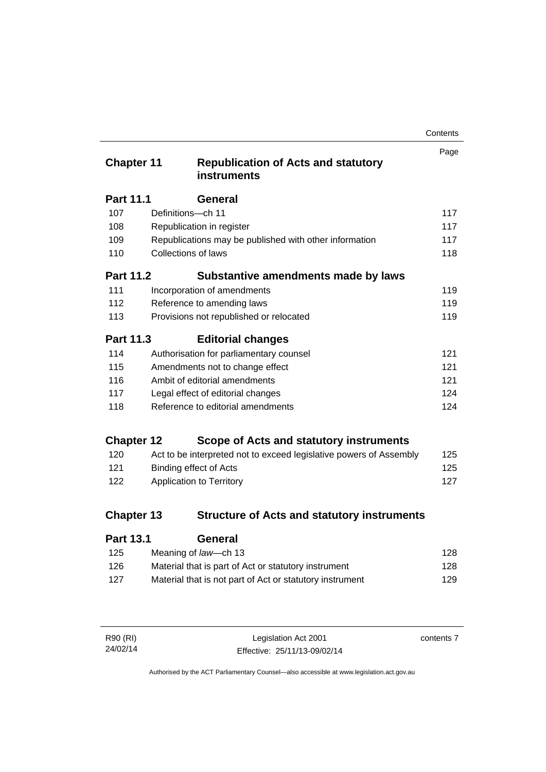| | | Page |
|---|---|---|
| **Chapter 11** | **Republication of Acts and statutory instruments** | |
| **Part 11.1** | **General** | |
| 107 | Definitions—ch 11 | 117 |
| 108 | Republication in register | 117 |
| 109 | Republications may be published with other information | 117 |
| 110 | Collections of laws | 118 |
| **Part 11.2** | **Substantive amendments made by laws** | |
| 111 | Incorporation of amendments | 119 |
| 112 | Reference to amending laws | 119 |
| 113 | Provisions not republished or relocated | 119 |
| **Part 11.3** | **Editorial changes** | |
| 114 | Authorisation for parliamentary counsel | 121 |
| 115 | Amendments not to change effect | 121 |
| 116 | Ambit of editorial amendments | 121 |
| 117 | Legal effect of editorial changes | 124 |
| 118 | Reference to editorial amendments | 124 |
| **Chapter 12** | **Scope of Acts and statutory instruments** | |
| 120 | Act to be interpreted not to exceed legislative powers of Assembly | 125 |
| 121 | Binding effect of Acts | 125 |
| 122 | Application to Territory | 127 |
| **Chapter 13** | **Structure of Acts and statutory instruments** | |
| **Part 13.1** | **General** | |
| 125 | Meaning of *law*—ch 13 | 128 |
| 126 | Material that is part of Act or statutory instrument | 128 |
| 127 | Material that is not part of Act or statutory instrument | 129 |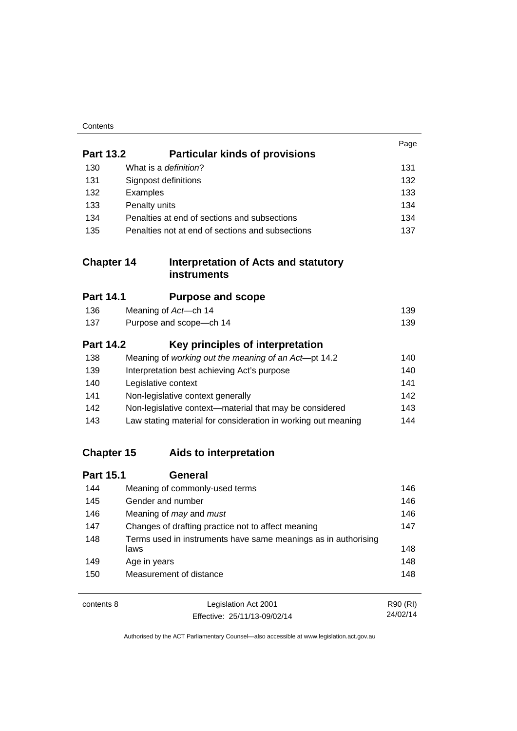| | | Page |
|---|---|---|
| **Part 13.2** | **Particular kinds of provisions** | |
| 130 | What is a *definition*? | 131 |
| 131 | Signpost definitions | 132 |
| 132 | Examples | 133 |
| 133 | Penalty units | 134 |
| 134 | Penalties at end of sections and subsections | 134 |
| 135 | Penalties not at end of sections and subsections | 137 |
| **Chapter 14** | **Interpretation of Acts and statutory instruments** | |
| **Part 14.1** | **Purpose and scope** | |
| 136 | Meaning of *Act*—ch 14 | 139 |
| 137 | Purpose and scope—ch 14 | 139 |
| **Part 14.2** | **Key principles of interpretation** | |
| 138 | Meaning of *working out the meaning of an Act*—pt 14.2 | 140 |
| 139 | Interpretation best achieving Act's purpose | 140 |
| 140 | Legislative context | 141 |
| 141 | Non-legislative context generally | 142 |
| 142 | Non-legislative context—material that may be considered | 143 |
| 143 | Law stating material for consideration in working out meaning | 144 |
| **Chapter 15** | **Aids to interpretation** | |
| **Part 15.1** | **General** | |
| 144 | Meaning of commonly-used terms | 146 |
| 145 | Gender and number | 146 |
| 146 | Meaning of *may* and *must* | 146 |
| 147 | Changes of drafting practice not to affect meaning | 147 |
| 148 | Terms used in instruments have same meanings as in authorising laws | 148 |
| 149 | Age in years | 148 |
| 150 | Measurement of distance | 148 |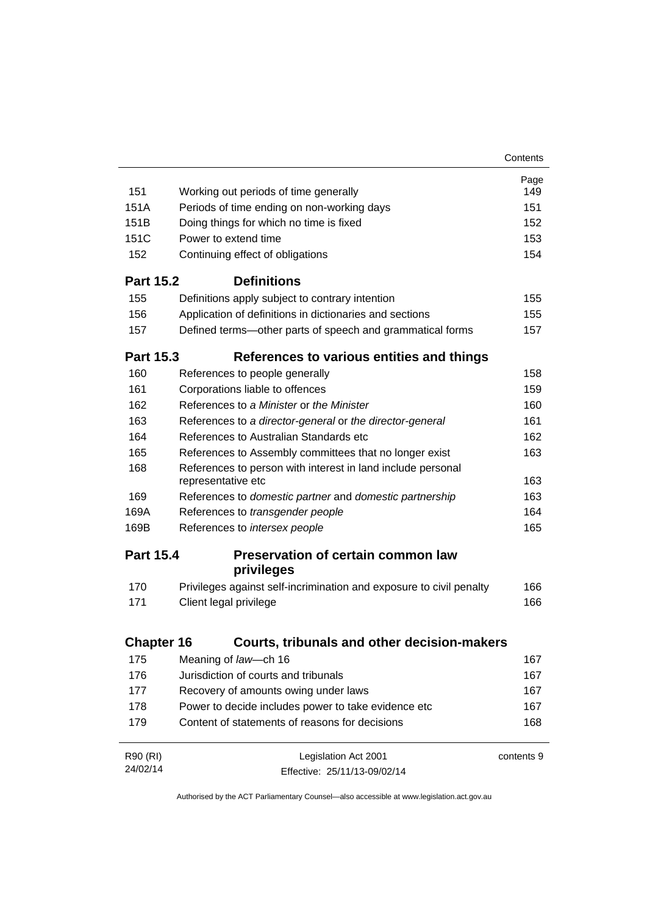| | | Page |
|---|---|---|
| 151 | Working out periods of time generally | 149 |
| 151A | Periods of time ending on non-working days | 151 |
| 151B | Doing things for which no time is fixed | 152 |
| 151C | Power to extend time | 153 |
| 152 | Continuing effect of obligations | 154 |
| **Part 15.2** | **Definitions** | |
| 155 | Definitions apply subject to contrary intention | 155 |
| 156 | Application of definitions in dictionaries and sections | 155 |
| 157 | Defined terms—other parts of speech and grammatical forms | 157 |
| **Part 15.3** | **References to various entities and things** | |
| 160 | References to people generally | 158 |
| 161 | Corporations liable to offences | 159 |
| 162 | References to *a Minister* or *the Minister* | 160 |
| 163 | References to *a director-general* or *the director-general* | 161 |
| 164 | References to Australian Standards etc | 162 |
| 165 | References to Assembly committees that no longer exist | 163 |
| 168 | References to person with interest in land include personal representative etc | 163 |
| 169 | References to *domestic partner* and *domestic partnership* | 163 |
| 169A | References to *transgender people* | 164 |
| 169B | References to *intersex people* | 165 |
| **Part 15.4** | **Preservation of certain common law privileges** | |
| 170 | Privileges against self-incrimination and exposure to civil penalty | 166 |
| 171 | Client legal privilege | 166 |
| **Chapter 16** | **Courts, tribunals and other decision-makers** | |
| 175 | Meaning of *law*—ch 16 | 167 |
| 176 | Jurisdiction of courts and tribunals | 167 |
| 177 | Recovery of amounts owing under laws | 167 |
| 178 | Power to decide includes power to take evidence etc | 167 |
| 179 | Content of statements of reasons for decisions | 168 |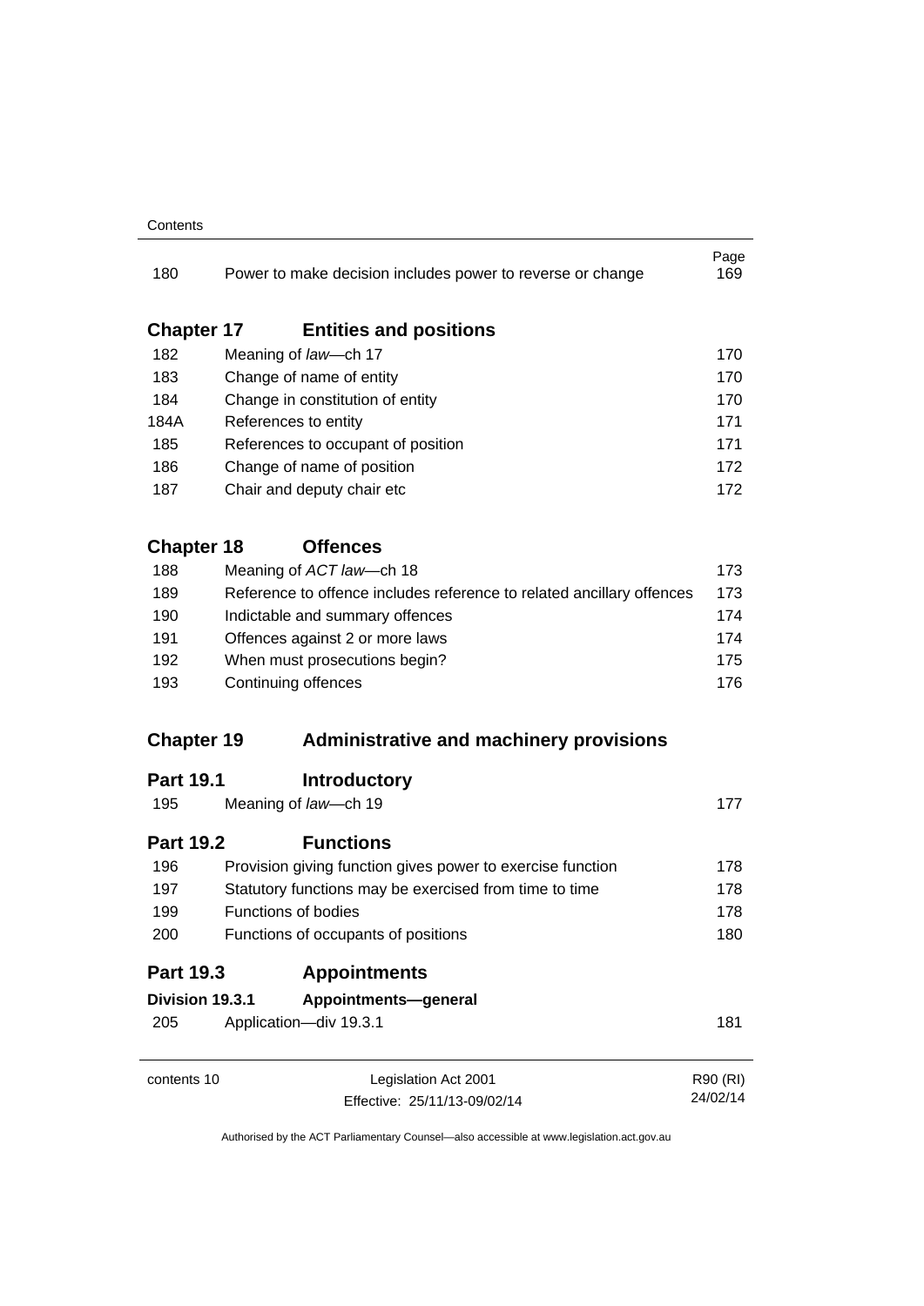| | | Page |
|---|---|---|
| 180 | Power to make decision includes power to reverse or change | 169 |

## Chapter 17 Entities and positions

| | | |
|---|---|---|
| 182 | Meaning of *law*—ch 17 | 170 |
| 183 | Change of name of entity | 170 |
| 184 | Change in constitution of entity | 170 |
| 184A | References to entity | 171 |
| 185 | References to occupant of position | 171 |
| 186 | Change of name of position | 172 |
| 187 | Chair and deputy chair etc | 172 |

## Chapter 18 Offences

| | | |
|---|---|---|
| 188 | Meaning of *ACT law*—ch 18 | 173 |
| 189 | Reference to offence includes reference to related ancillary offences | 173 |
| 190 | Indictable and summary offences | 174 |
| 191 | Offences against 2 or more laws | 174 |
| 192 | When must prosecutions begin? | 175 |
| 193 | Continuing offences | 176 |

## Chapter 19 Administrative and machinery provisions

### Part 19.1 Introductory

| | | |
|---|---|---|
| 195 | Meaning of *law*—ch 19 | 177 |

### Part 19.2 Functions

| | | |
|---|---|---|
| 196 | Provision giving function gives power to exercise function | 178 |
| 197 | Statutory functions may be exercised from time to time | 178 |
| 199 | Functions of bodies | 178 |
| 200 | Functions of occupants of positions | 180 |

### Part 19.3 Appointments

#### Division 19.3.1 Appointments—general

| | | |
|---|---|---|
| 205 | Application—div 19.3.1 | 181 |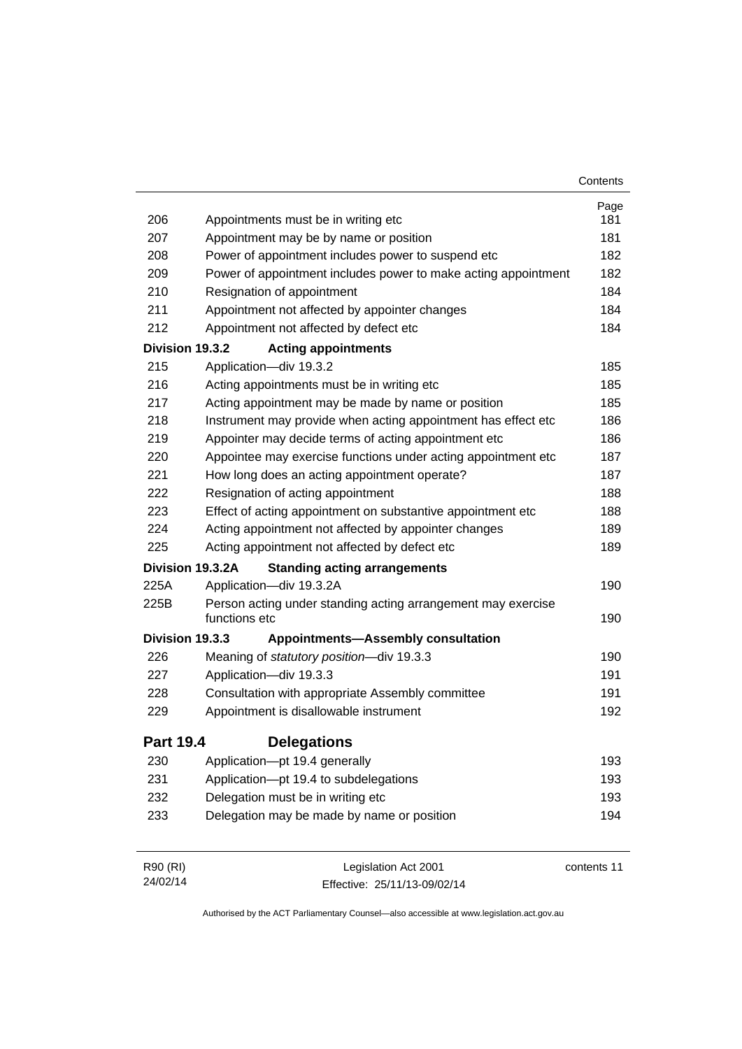| | | Page |
|---|---|---|
| 206 | Appointments must be in writing etc | 181 |
| 207 | Appointment may be by name or position | 181 |
| 208 | Power of appointment includes power to suspend etc | 182 |
| 209 | Power of appointment includes power to make acting appointment | 182 |
| 210 | Resignation of appointment | 184 |
| 211 | Appointment not affected by appointer changes | 184 |
| 212 | Appointment not affected by defect etc | 184 |
| **Division 19.3.2** | **Acting appointments** | |
| 215 | Application—div 19.3.2 | 185 |
| 216 | Acting appointments must be in writing etc | 185 |
| 217 | Acting appointment may be made by name or position | 185 |
| 218 | Instrument may provide when acting appointment has effect etc | 186 |
| 219 | Appointer may decide terms of acting appointment etc | 186 |
| 220 | Appointee may exercise functions under acting appointment etc | 187 |
| 221 | How long does an acting appointment operate? | 187 |
| 222 | Resignation of acting appointment | 188 |
| 223 | Effect of acting appointment on substantive appointment etc | 188 |
| 224 | Acting appointment not affected by appointer changes | 189 |
| 225 | Acting appointment not affected by defect etc | 189 |
| **Division 19.3.2A** | **Standing acting arrangements** | |
| 225A | Application—div 19.3.2A | 190 |
| 225B | Person acting under standing acting arrangement may exercise functions etc | 190 |
| **Division 19.3.3** | **Appointments—Assembly consultation** | |
| 226 | Meaning of *statutory position*—div 19.3.3 | 190 |
| 227 | Application—div 19.3.3 | 191 |
| 228 | Consultation with appropriate Assembly committee | 191 |
| 229 | Appointment is disallowable instrument | 192 |
| **Part 19.4** | **Delegations** | |
| 230 | Application—pt 19.4 generally | 193 |
| 231 | Application—pt 19.4 to subdelegations | 193 |
| 232 | Delegation must be in writing etc | 193 |
| 233 | Delegation may be made by name or position | 194 |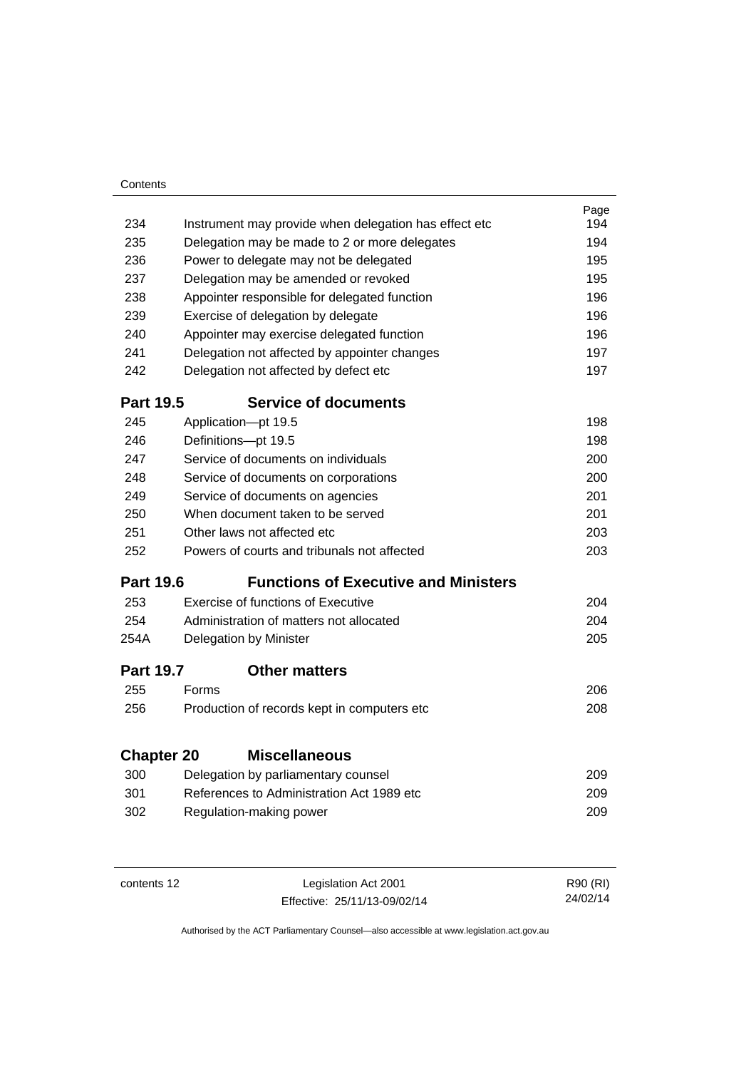| | | Page |
|---|---|---|
| 234 | Instrument may provide when delegation has effect etc | 194 |
| 235 | Delegation may be made to 2 or more delegates | 194 |
| 236 | Power to delegate may not be delegated | 195 |
| 237 | Delegation may be amended or revoked | 195 |
| 238 | Appointer responsible for delegated function | 196 |
| 239 | Exercise of delegation by delegate | 196 |
| 240 | Appointer may exercise delegated function | 196 |
| 241 | Delegation not affected by appointer changes | 197 |
| 242 | Delegation not affected by defect etc | 197 |

### Part 19.5 Service of documents

| | | |
|---|---|---|
| 245 | Application—pt 19.5 | 198 |
| 246 | Definitions—pt 19.5 | 198 |
| 247 | Service of documents on individuals | 200 |
| 248 | Service of documents on corporations | 200 |
| 249 | Service of documents on agencies | 201 |
| 250 | When document taken to be served | 201 |
| 251 | Other laws not affected etc | 203 |
| 252 | Powers of courts and tribunals not affected | 203 |

### Part 19.6 Functions of Executive and Ministers

| | | |
|---|---|---|
| 253 | Exercise of functions of Executive | 204 |
| 254 | Administration of matters not allocated | 204 |
| 254A | Delegation by Minister | 205 |

### Part 19.7 Other matters

| | | |
|---|---|---|
| 255 | Forms | 206 |
| 256 | Production of records kept in computers etc | 208 |

## Chapter 20 Miscellaneous

| | | |
|---|---|---|
| 300 | Delegation by parliamentary counsel | 209 |
| 301 | References to Administration Act 1989 etc | 209 |
| 302 | Regulation-making power | 209 |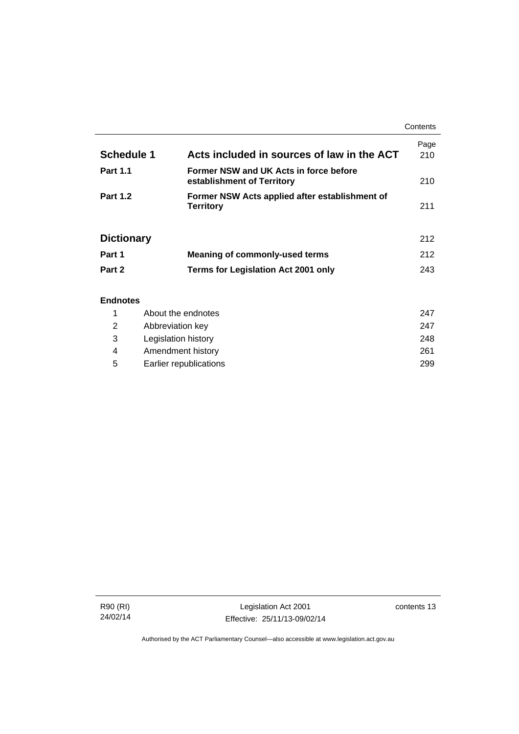| | | Page |
|---|---|---|
| **Schedule 1** | **Acts included in sources of law in the ACT** | 210 |
| **Part 1.1** | **Former NSW and UK Acts in force before establishment of Territory** | 210 |
| **Part 1.2** | **Former NSW Acts applied after establishment of Territory** | 211 |
| **Dictionary** | | 212 |
| **Part 1** | **Meaning of commonly-used terms** | 212 |
| **Part 2** | **Terms for Legislation Act 2001 only** | 243 |

**Endnotes**

| | | |
|---|---|---|
| 1 | About the endnotes | 247 |
| 2 | Abbreviation key | 247 |
| 3 | Legislation history | 248 |
| 4 | Amendment history | 261 |
| 5 | Earlier republications | 299 |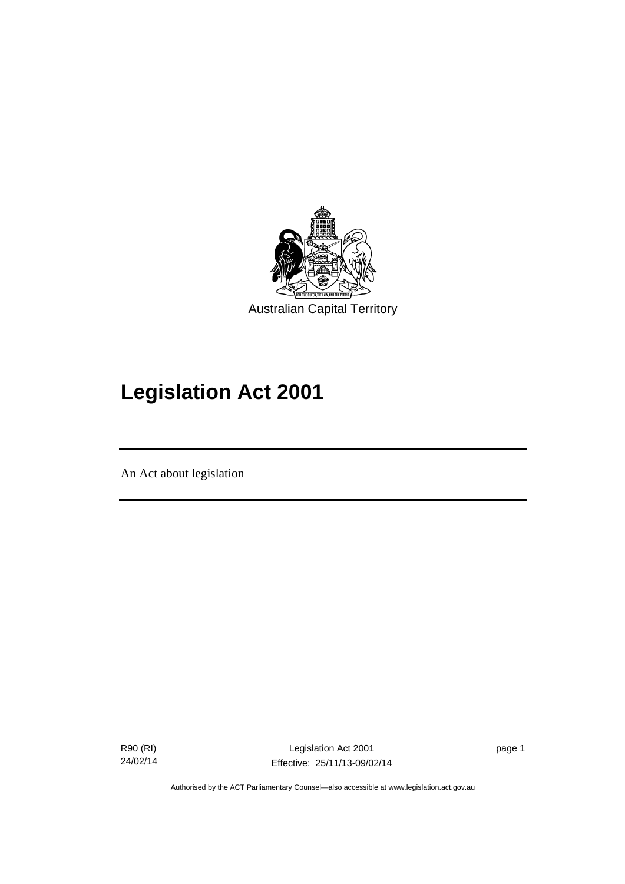Australian Capital Territory

# Legislation Act 2001

An Act about legislation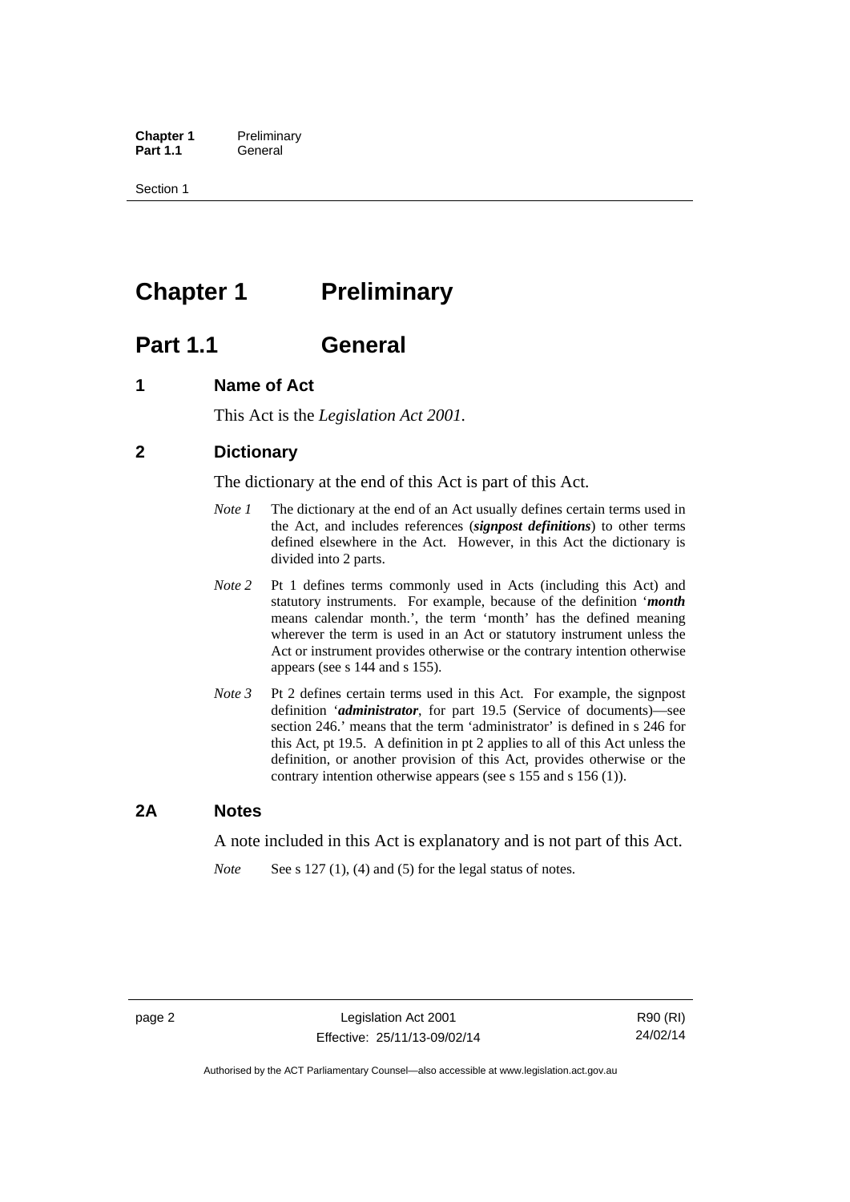# Chapter 1 Preliminary

## Part 1.1 General

### 1 Name of Act

This Act is the *Legislation Act 2001*.

### 2 Dictionary

The dictionary at the end of this Act is part of this Act.

*Note 1* The dictionary at the end of an Act usually defines certain terms used in the Act, and includes references (***signpost definitions***) to other terms defined elsewhere in the Act. However, in this Act the dictionary is divided into 2 parts.

*Note 2* Pt 1 defines terms commonly used in Acts (including this Act) and statutory instruments. For example, because of the definition '***month*** means calendar month.', the term 'month' has the defined meaning wherever the term is used in an Act or statutory instrument unless the Act or instrument provides otherwise or the contrary intention otherwise appears (see s 144 and s 155).

*Note 3* Pt 2 defines certain terms used in this Act. For example, the signpost definition '***administrator***, for part 19.5 (Service of documents)—see section 246.' means that the term 'administrator' is defined in s 246 for this Act, pt 19.5. A definition in pt 2 applies to all of this Act unless the definition, or another provision of this Act, provides otherwise or the contrary intention otherwise appears (see s 155 and s 156 (1)).

### 2A Notes

A note included in this Act is explanatory and is not part of this Act.

*Note* See s 127 (1), (4) and (5) for the legal status of notes.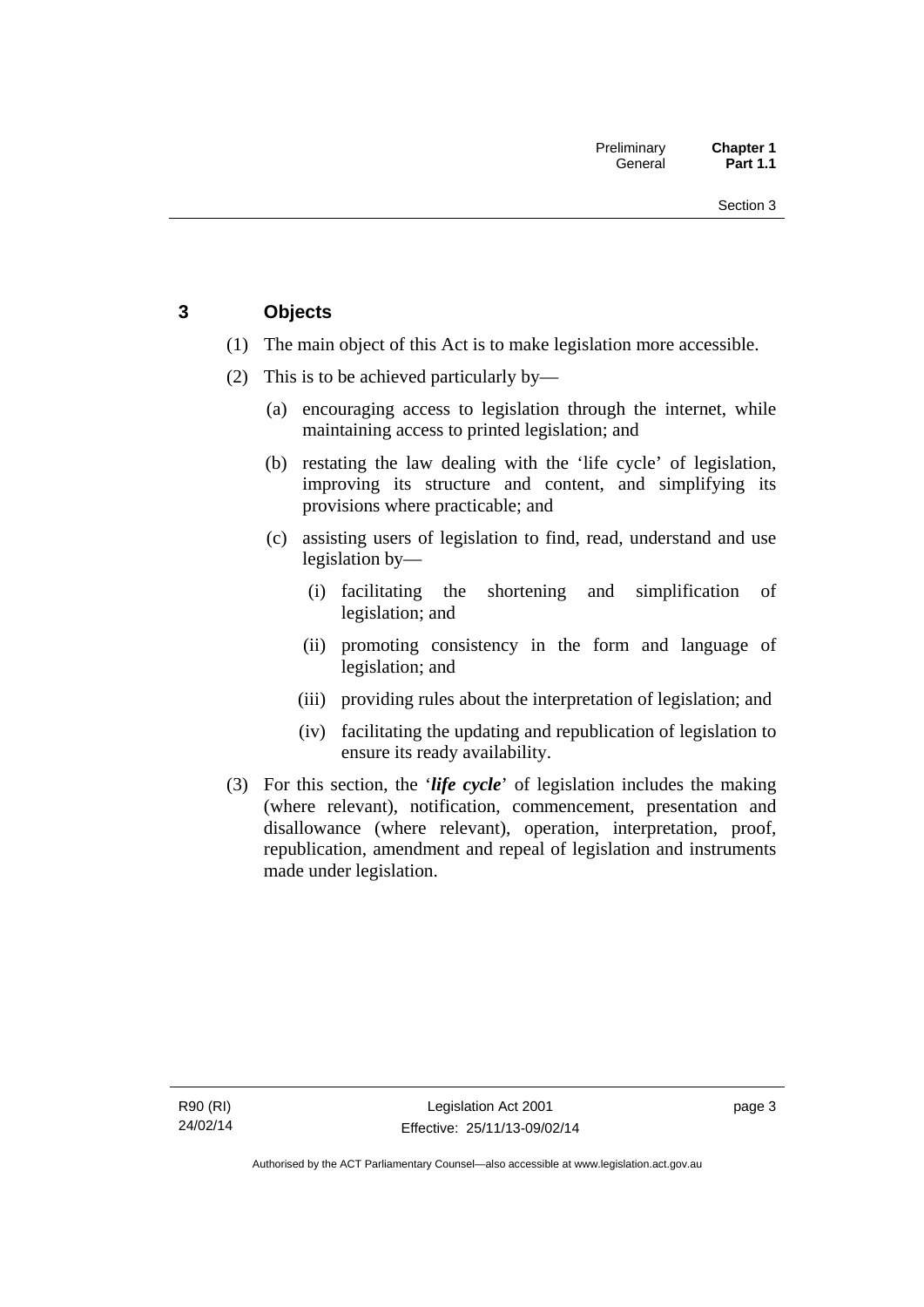## 3 Objects

(1) The main object of this Act is to make legislation more accessible.

(2) This is to be achieved particularly by—

(a) encouraging access to legislation through the internet, while maintaining access to printed legislation; and

(b) restating the law dealing with the 'life cycle' of legislation, improving its structure and content, and simplifying its provisions where practicable; and

(c) assisting users of legislation to find, read, understand and use legislation by—

(i) facilitating the shortening and simplification of legislation; and

(ii) promoting consistency in the form and language of legislation; and

(iii) providing rules about the interpretation of legislation; and

(iv) facilitating the updating and republication of legislation to ensure its ready availability.

(3) For this section, the '***life cycle***' of legislation includes the making (where relevant), notification, commencement, presentation and disallowance (where relevant), operation, interpretation, proof, republication, amendment and repeal of legislation and instruments made under legislation.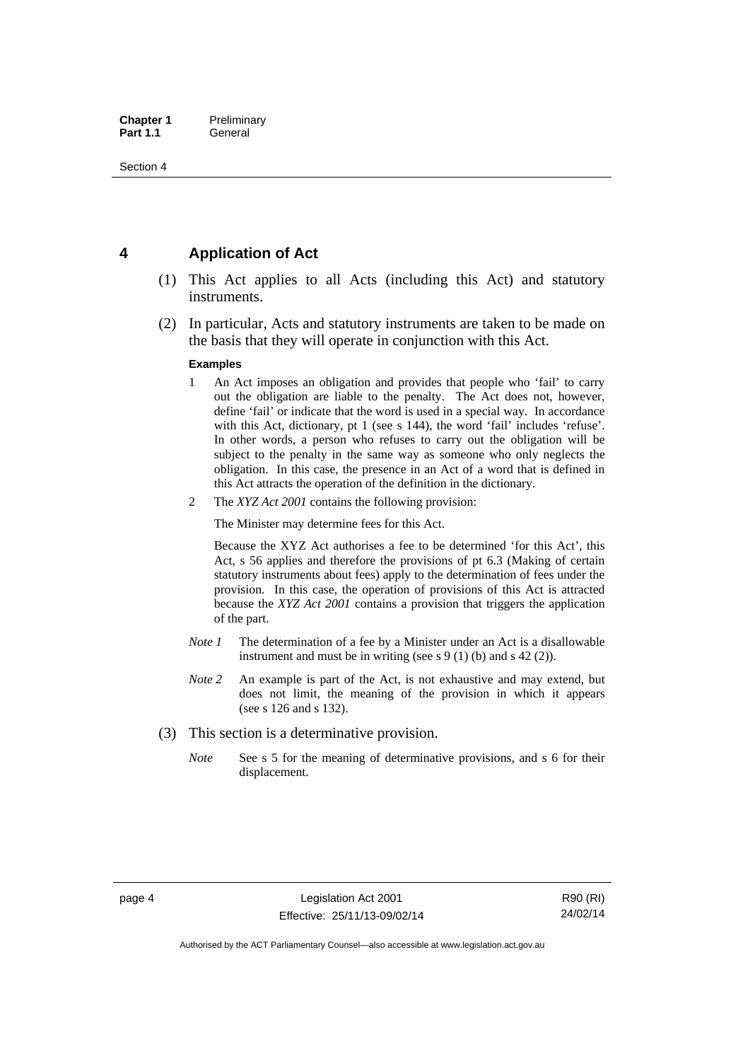## 4 Application of Act

(1) This Act applies to all Acts (including this Act) and statutory instruments.

(2) In particular, Acts and statutory instruments are taken to be made on the basis that they will operate in conjunction with this Act.

**Examples**

1 An Act imposes an obligation and provides that people who 'fail' to carry out the obligation are liable to the penalty. The Act does not, however, define 'fail' or indicate that the word is used in a special way. In accordance with this Act, dictionary, pt 1 (see s 144), the word 'fail' includes 'refuse'. In other words, a person who refuses to carry out the obligation will be subject to the penalty in the same way as someone who only neglects the obligation. In this case, the presence in an Act of a word that is defined in this Act attracts the operation of the definition in the dictionary.

2 The *XYZ Act 2001* contains the following provision:

The Minister may determine fees for this Act.

Because the XYZ Act authorises a fee to be determined 'for this Act', this Act, s 56 applies and therefore the provisions of pt 6.3 (Making of certain statutory instruments about fees) apply to the determination of fees under the provision. In this case, the operation of provisions of this Act is attracted because the *XYZ Act 2001* contains a provision that triggers the application of the part.

*Note 1* The determination of a fee by a Minister under an Act is a disallowable instrument and must be in writing (see s 9 (1) (b) and s 42 (2)).

*Note 2* An example is part of the Act, is not exhaustive and may extend, but does not limit, the meaning of the provision in which it appears (see s 126 and s 132).

(3) This section is a determinative provision.

*Note* See s 5 for the meaning of determinative provisions, and s 6 for their displacement.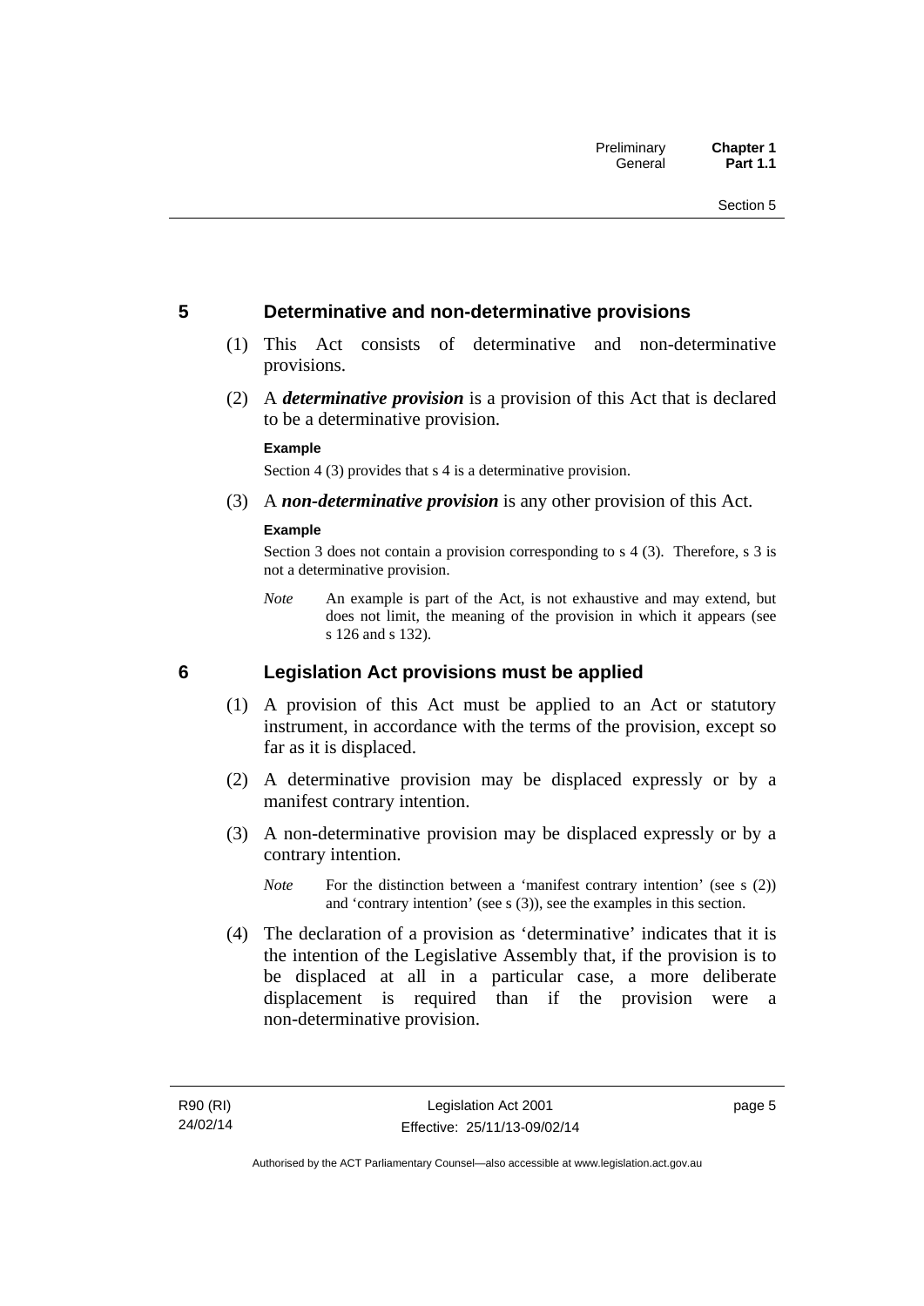## 5 Determinative and non-determinative provisions

(1) This Act consists of determinative and non-determinative provisions.

(2) A ***determinative provision*** is a provision of this Act that is declared to be a determinative provision.

**Example**

Section 4 (3) provides that s 4 is a determinative provision.

(3) A ***non-determinative provision*** is any other provision of this Act.

**Example**

Section 3 does not contain a provision corresponding to s 4 (3). Therefore, s 3 is not a determinative provision.

*Note* An example is part of the Act, is not exhaustive and may extend, but does not limit, the meaning of the provision in which it appears (see s 126 and s 132).

## 6 Legislation Act provisions must be applied

(1) A provision of this Act must be applied to an Act or statutory instrument, in accordance with the terms of the provision, except so far as it is displaced.

(2) A determinative provision may be displaced expressly or by a manifest contrary intention.

(3) A non-determinative provision may be displaced expressly or by a contrary intention.

*Note* For the distinction between a 'manifest contrary intention' (see s (2)) and 'contrary intention' (see s (3)), see the examples in this section.

(4) The declaration of a provision as 'determinative' indicates that it is the intention of the Legislative Assembly that, if the provision is to be displaced at all in a particular case, a more deliberate displacement is required than if the provision were a non-determinative provision.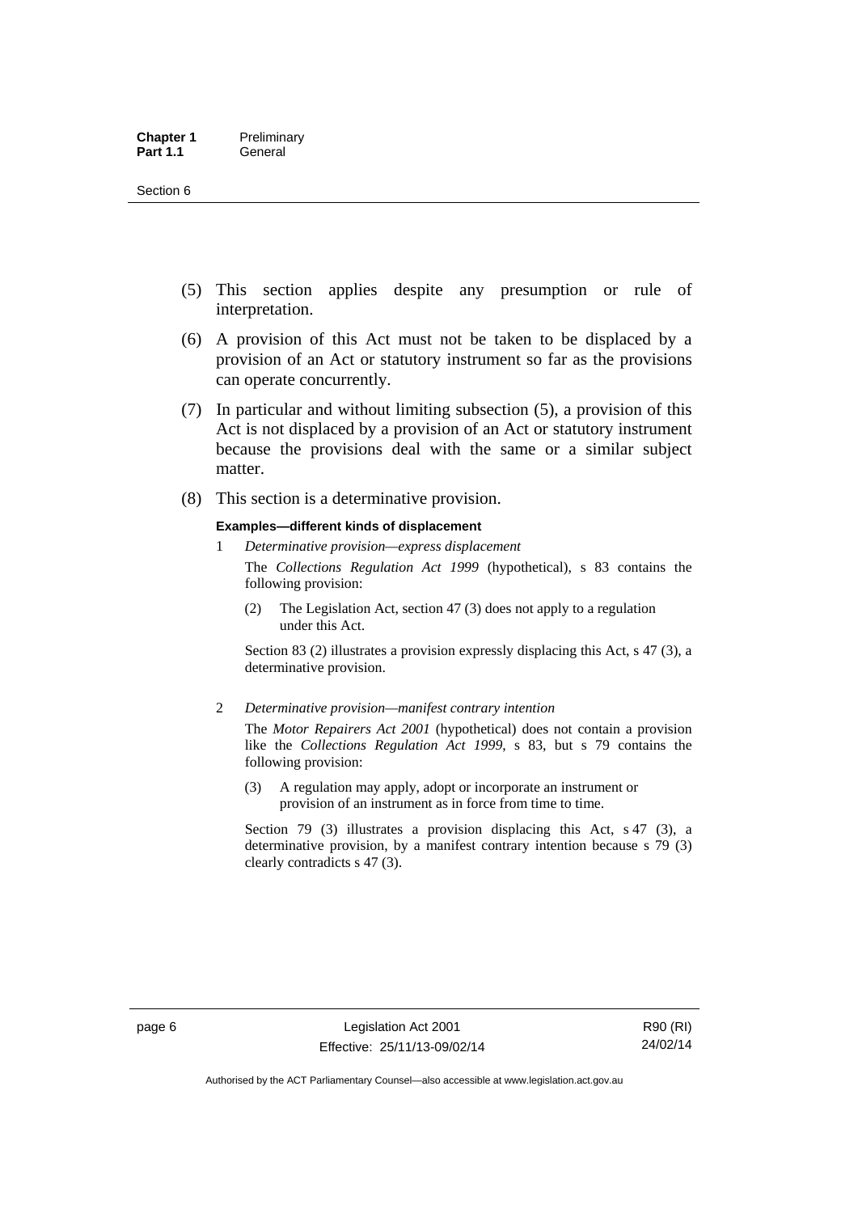(5) This section applies despite any presumption or rule of interpretation.

(6) A provision of this Act must not be taken to be displaced by a provision of an Act or statutory instrument so far as the provisions can operate concurrently.

(7) In particular and without limiting subsection (5), a provision of this Act is not displaced by a provision of an Act or statutory instrument because the provisions deal with the same or a similar subject matter.

(8) This section is a determinative provision.

**Examples—different kinds of displacement**

1 *Determinative provision—express displacement*

The *Collections Regulation Act 1999* (hypothetical), s 83 contains the following provision:

> (2) The Legislation Act, section 47 (3) does not apply to a regulation under this Act.

Section 83 (2) illustrates a provision expressly displacing this Act, s 47 (3), a determinative provision.

2 *Determinative provision—manifest contrary intention*

The *Motor Repairers Act 2001* (hypothetical) does not contain a provision like the *Collections Regulation Act 1999*, s 83, but s 79 contains the following provision:

> (3) A regulation may apply, adopt or incorporate an instrument or provision of an instrument as in force from time to time.

Section 79 (3) illustrates a provision displacing this Act, s 47 (3), a determinative provision, by a manifest contrary intention because s 79 (3) clearly contradicts s 47 (3).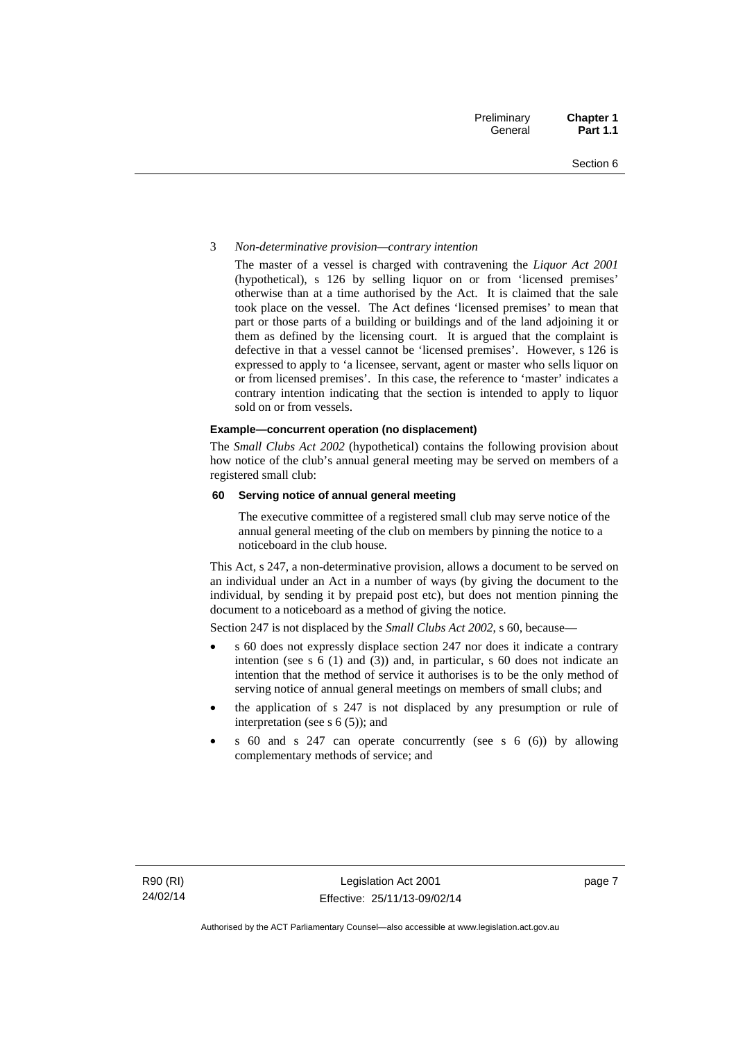3 *Non-determinative provision—contrary intention*

The master of a vessel is charged with contravening the *Liquor Act 2001* (hypothetical), s 126 by selling liquor on or from 'licensed premises' otherwise than at a time authorised by the Act. It is claimed that the sale took place on the vessel. The Act defines 'licensed premises' to mean that part or those parts of a building or buildings and of the land adjoining it or them as defined by the licensing court. It is argued that the complaint is defective in that a vessel cannot be 'licensed premises'. However, s 126 is expressed to apply to 'a licensee, servant, agent or master who sells liquor on or from licensed premises'. In this case, the reference to 'master' indicates a contrary intention indicating that the section is intended to apply to liquor sold on or from vessels.

**Example—concurrent operation (no displacement)**

The *Small Clubs Act 2002* (hypothetical) contains the following provision about how notice of the club's annual general meeting may be served on members of a registered small club:

**60 Serving notice of annual general meeting**

The executive committee of a registered small club may serve notice of the annual general meeting of the club on members by pinning the notice to a noticeboard in the club house.

This Act, s 247, a non-determinative provision, allows a document to be served on an individual under an Act in a number of ways (by giving the document to the individual, by sending it by prepaid post etc), but does not mention pinning the document to a noticeboard as a method of giving the notice.

Section 247 is not displaced by the *Small Clubs Act 2002*, s 60, because—

- s 60 does not expressly displace section 247 nor does it indicate a contrary intention (see s 6 (1) and (3)) and, in particular, s 60 does not indicate an intention that the method of service it authorises is to be the only method of serving notice of annual general meetings on members of small clubs; and
- the application of s 247 is not displaced by any presumption or rule of interpretation (see s 6 (5)); and
- s 60 and s 247 can operate concurrently (see s 6 (6)) by allowing complementary methods of service; and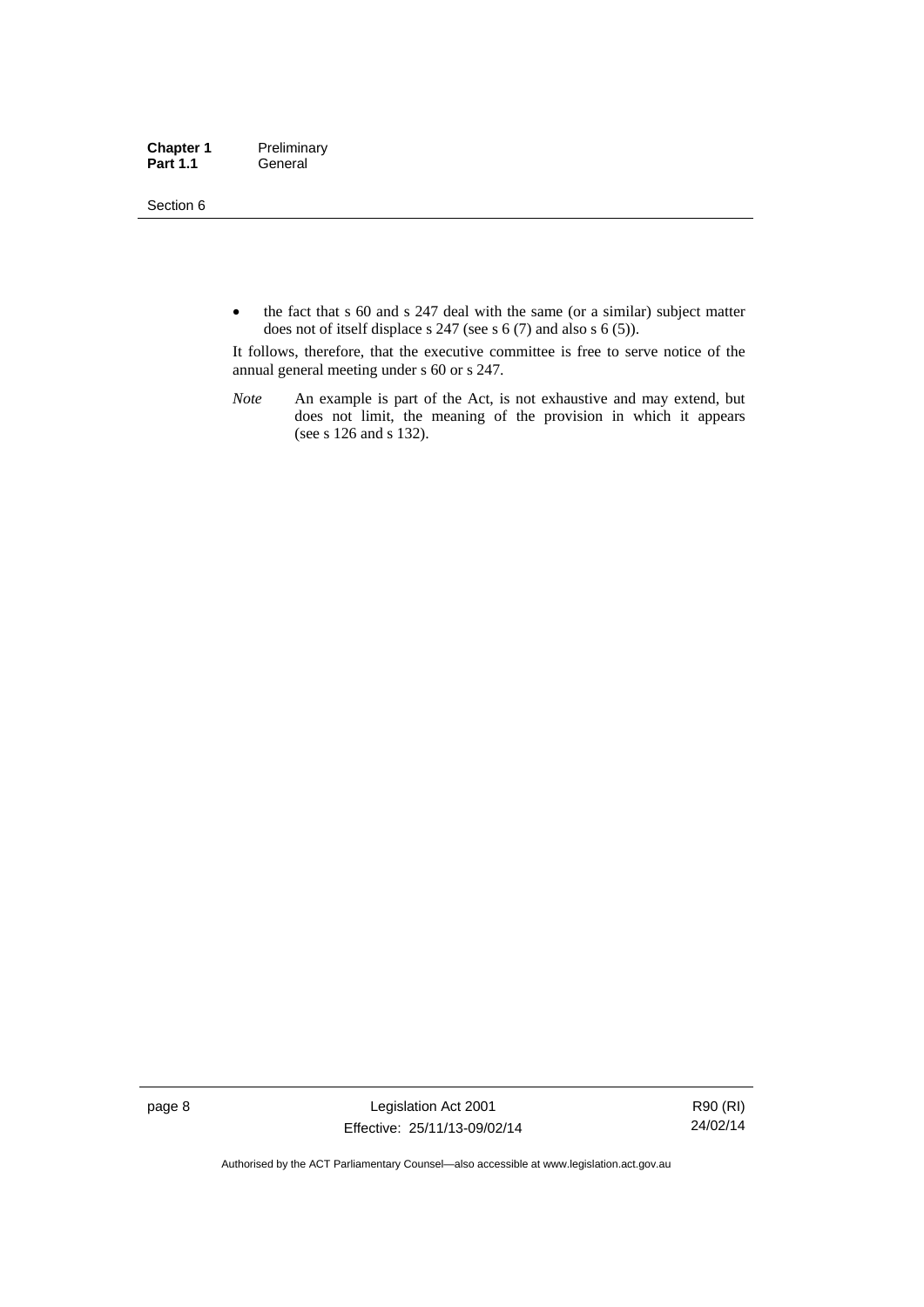- the fact that s 60 and s 247 deal with the same (or a similar) subject matter does not of itself displace s 247 (see s 6 (7) and also s 6 (5)).

It follows, therefore, that the executive committee is free to serve notice of the annual general meeting under s 60 or s 247.

*Note* An example is part of the Act, is not exhaustive and may extend, but does not limit, the meaning of the provision in which it appears (see s 126 and s 132).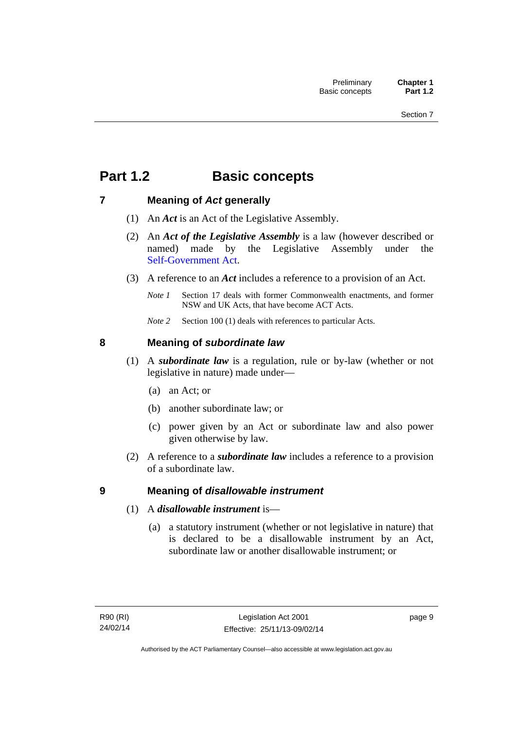# Part 1.2 Basic concepts

## 7 Meaning of *Act* generally

(1) An ***Act*** is an Act of the Legislative Assembly.

(2) An ***Act of the Legislative Assembly*** is a law (however described or named) made by the Legislative Assembly under the Self-Government Act.

(3) A reference to an ***Act*** includes a reference to a provision of an Act.

*Note 1* Section 17 deals with former Commonwealth enactments, and former NSW and UK Acts, that have become ACT Acts.

*Note 2* Section 100 (1) deals with references to particular Acts.

## 8 Meaning of *subordinate law*

(1) A ***subordinate law*** is a regulation, rule or by-law (whether or not legislative in nature) made under—

(a) an Act; or

(b) another subordinate law; or

(c) power given by an Act or subordinate law and also power given otherwise by law.

(2) A reference to a ***subordinate law*** includes a reference to a provision of a subordinate law.

## 9 Meaning of *disallowable instrument*

(1) A ***disallowable instrument*** is—

(a) a statutory instrument (whether or not legislative in nature) that is declared to be a disallowable instrument by an Act, subordinate law or another disallowable instrument; or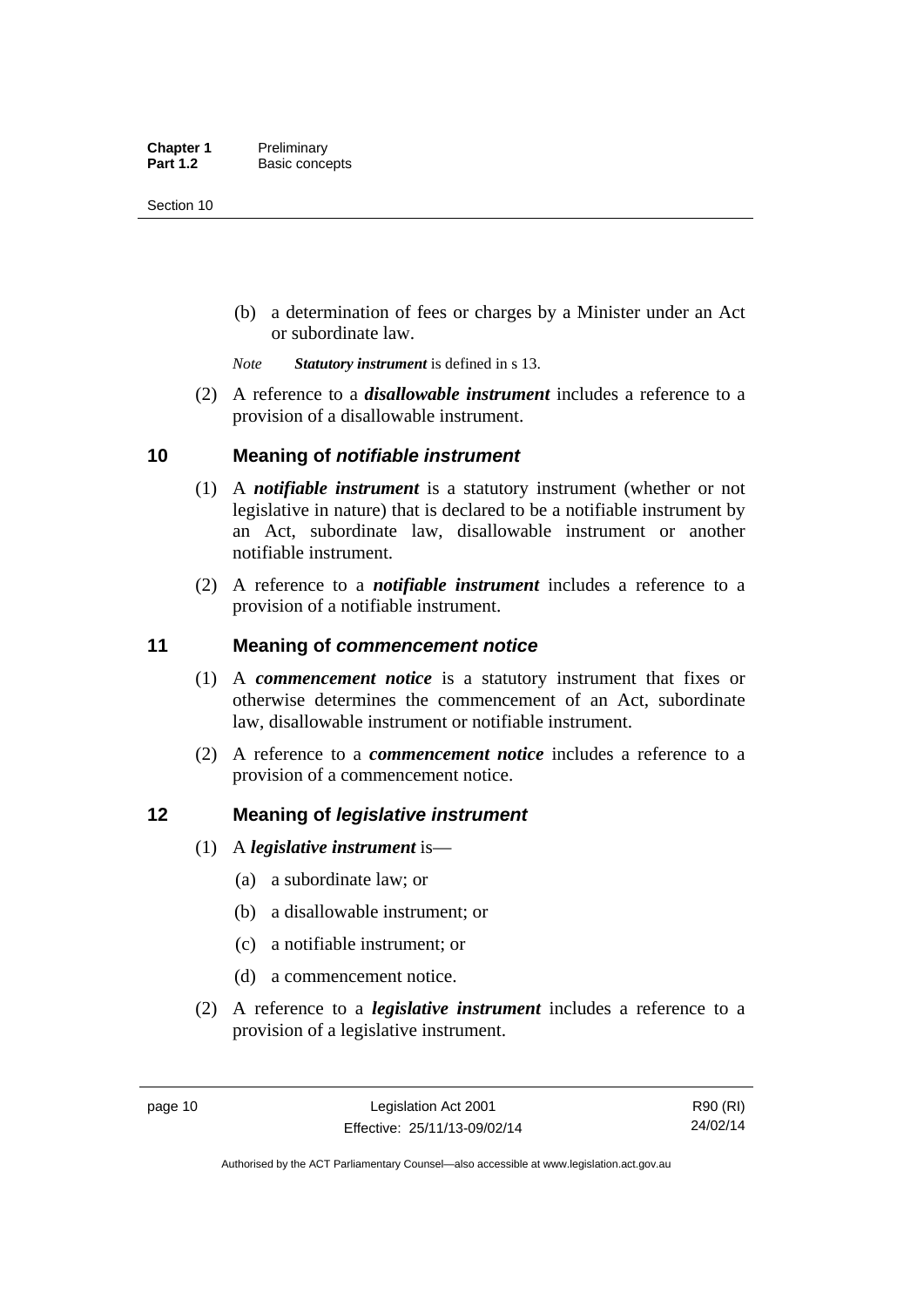(b) a determination of fees or charges by a Minister under an Act or subordinate law.

*Note* ***Statutory instrument*** is defined in s 13.

(2) A reference to a ***disallowable instrument*** includes a reference to a provision of a disallowable instrument.

## 10 Meaning of *notifiable instrument*

(1) A ***notifiable instrument*** is a statutory instrument (whether or not legislative in nature) that is declared to be a notifiable instrument by an Act, subordinate law, disallowable instrument or another notifiable instrument.

(2) A reference to a ***notifiable instrument*** includes a reference to a provision of a notifiable instrument.

## 11 Meaning of *commencement notice*

(1) A ***commencement notice*** is a statutory instrument that fixes or otherwise determines the commencement of an Act, subordinate law, disallowable instrument or notifiable instrument.

(2) A reference to a ***commencement notice*** includes a reference to a provision of a commencement notice.

## 12 Meaning of *legislative instrument*

(1) A ***legislative instrument*** is—

(a) a subordinate law; or

(b) a disallowable instrument; or

(c) a notifiable instrument; or

(d) a commencement notice.

(2) A reference to a ***legislative instrument*** includes a reference to a provision of a legislative instrument.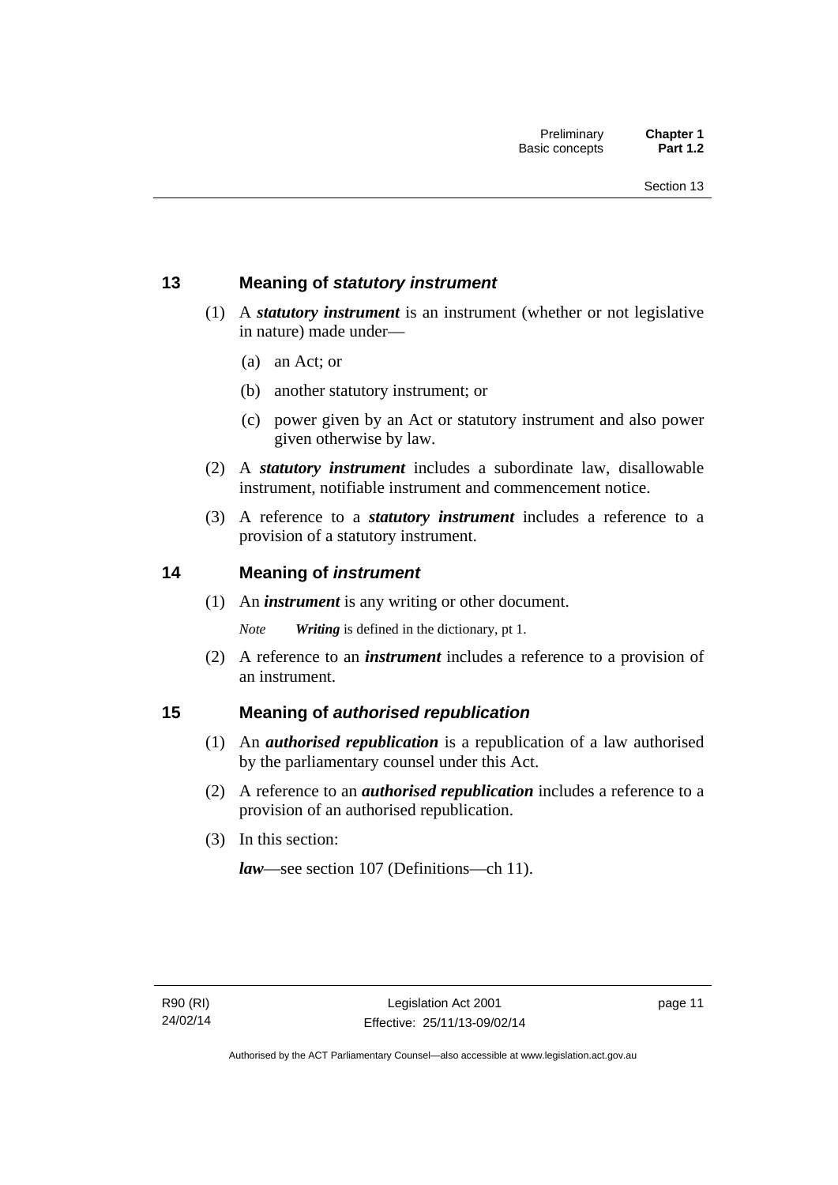## 13 Meaning of *statutory instrument*

(1) A ***statutory instrument*** is an instrument (whether or not legislative in nature) made under—

(a) an Act; or

(b) another statutory instrument; or

(c) power given by an Act or statutory instrument and also power given otherwise by law.

(2) A ***statutory instrument*** includes a subordinate law, disallowable instrument, notifiable instrument and commencement notice.

(3) A reference to a ***statutory instrument*** includes a reference to a provision of a statutory instrument.

## 14 Meaning of *instrument*

(1) An ***instrument*** is any writing or other document.

*Note* ***Writing*** is defined in the dictionary, pt 1.

(2) A reference to an ***instrument*** includes a reference to a provision of an instrument.

## 15 Meaning of *authorised republication*

(1) An ***authorised republication*** is a republication of a law authorised by the parliamentary counsel under this Act.

(2) A reference to an ***authorised republication*** includes a reference to a provision of an authorised republication.

(3) In this section:

***law***—see section 107 (Definitions—ch 11).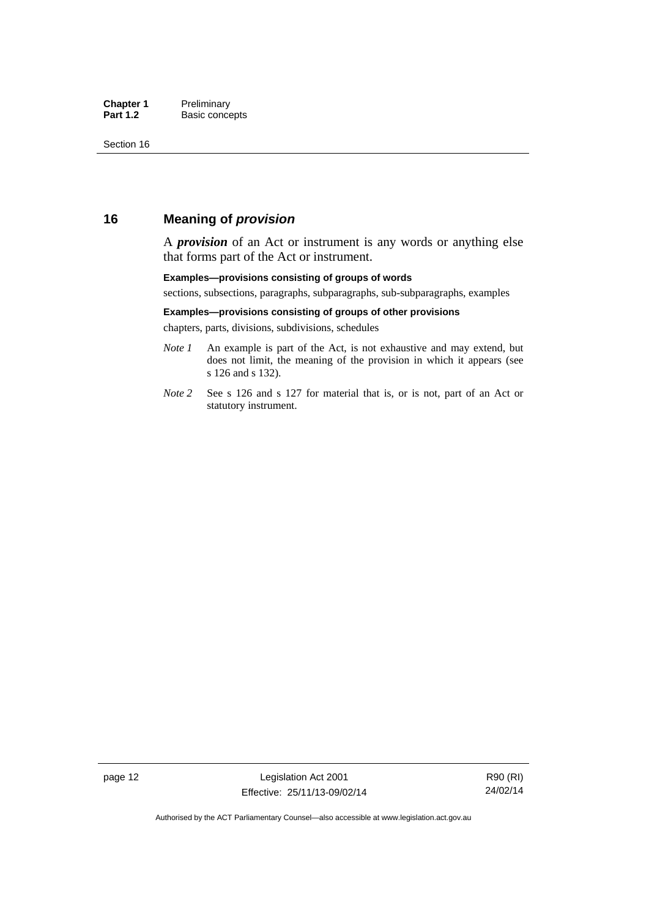## 16 Meaning of *provision*

A ***provision*** of an Act or instrument is any words or anything else that forms part of the Act or instrument.

**Examples—provisions consisting of groups of words**

sections, subsections, paragraphs, subparagraphs, sub-subparagraphs, examples

**Examples—provisions consisting of groups of other provisions**

chapters, parts, divisions, subdivisions, schedules

*Note 1* An example is part of the Act, is not exhaustive and may extend, but does not limit, the meaning of the provision in which it appears (see s 126 and s 132).

*Note 2* See s 126 and s 127 for material that is, or is not, part of an Act or statutory instrument.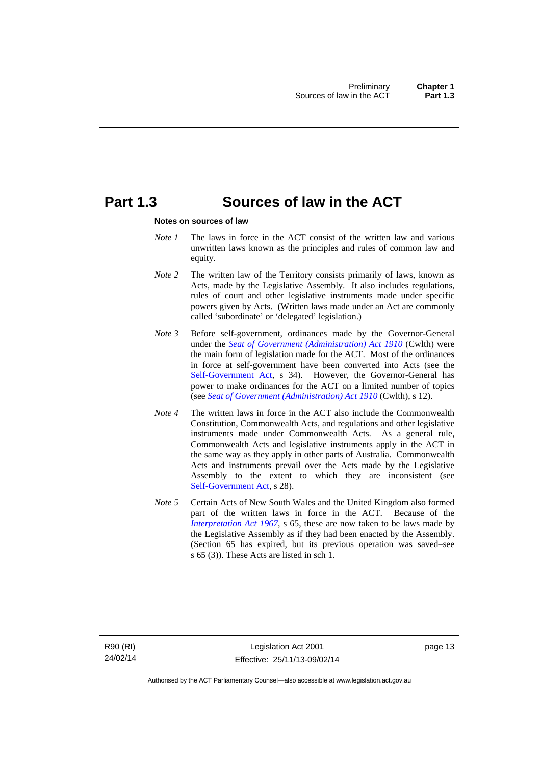# Part 1.3 Sources of law in the ACT

**Notes on sources of law**

*Note 1* The laws in force in the ACT consist of the written law and various unwritten laws known as the principles and rules of common law and equity.

*Note 2* The written law of the Territory consists primarily of laws, known as Acts, made by the Legislative Assembly. It also includes regulations, rules of court and other legislative instruments made under specific powers given by Acts. (Written laws made under an Act are commonly called 'subordinate' or 'delegated' legislation.)

*Note 3* Before self-government, ordinances made by the Governor-General under the *Seat of Government (Administration) Act 1910* (Cwlth) were the main form of legislation made for the ACT. Most of the ordinances in force at self-government have been converted into Acts (see the Self-Government Act, s 34). However, the Governor-General has power to make ordinances for the ACT on a limited number of topics (see *Seat of Government (Administration) Act 1910* (Cwlth), s 12).

*Note 4* The written laws in force in the ACT also include the Commonwealth Constitution, Commonwealth Acts, and regulations and other legislative instruments made under Commonwealth Acts. As a general rule, Commonwealth Acts and legislative instruments apply in the ACT in the same way as they apply in other parts of Australia. Commonwealth Acts and instruments prevail over the Acts made by the Legislative Assembly to the extent to which they are inconsistent (see Self-Government Act, s 28).

*Note 5* Certain Acts of New South Wales and the United Kingdom also formed part of the written laws in force in the ACT. Because of the *Interpretation Act 1967*, s 65, these are now taken to be laws made by the Legislative Assembly as if they had been enacted by the Assembly. (Section 65 has expired, but its previous operation was saved–see s 65 (3)). These Acts are listed in sch 1.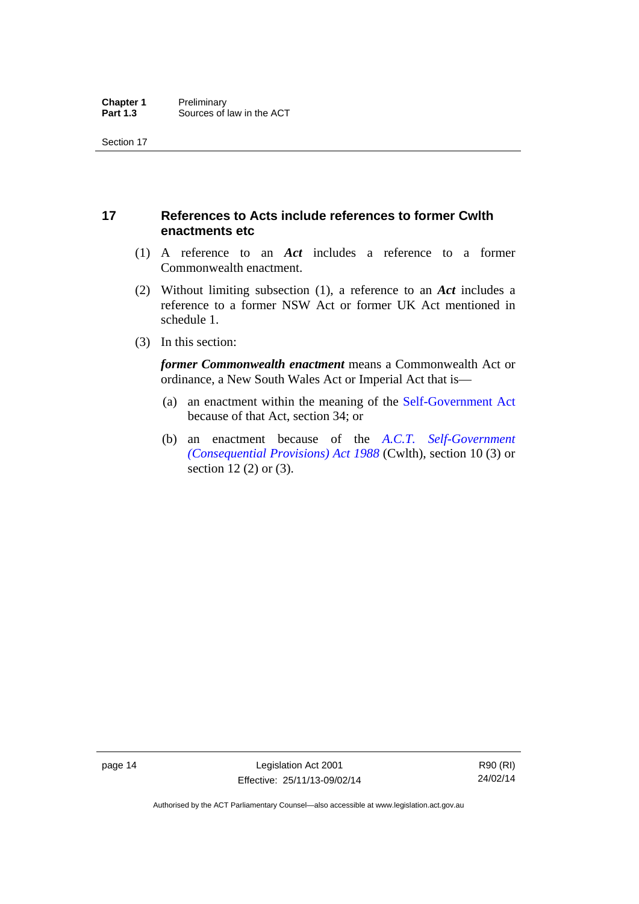## 17 References to Acts include references to former Cwlth enactments etc

(1) A reference to an ***Act*** includes a reference to a former Commonwealth enactment.

(2) Without limiting subsection (1), a reference to an ***Act*** includes a reference to a former NSW Act or former UK Act mentioned in schedule 1.

(3) In this section:

***former Commonwealth enactment*** means a Commonwealth Act or ordinance, a New South Wales Act or Imperial Act that is—

(a) an enactment within the meaning of the Self-Government Act because of that Act, section 34; or

(b) an enactment because of the *A.C.T. Self-Government (Consequential Provisions) Act 1988* (Cwlth), section 10 (3) or section 12 (2) or (3).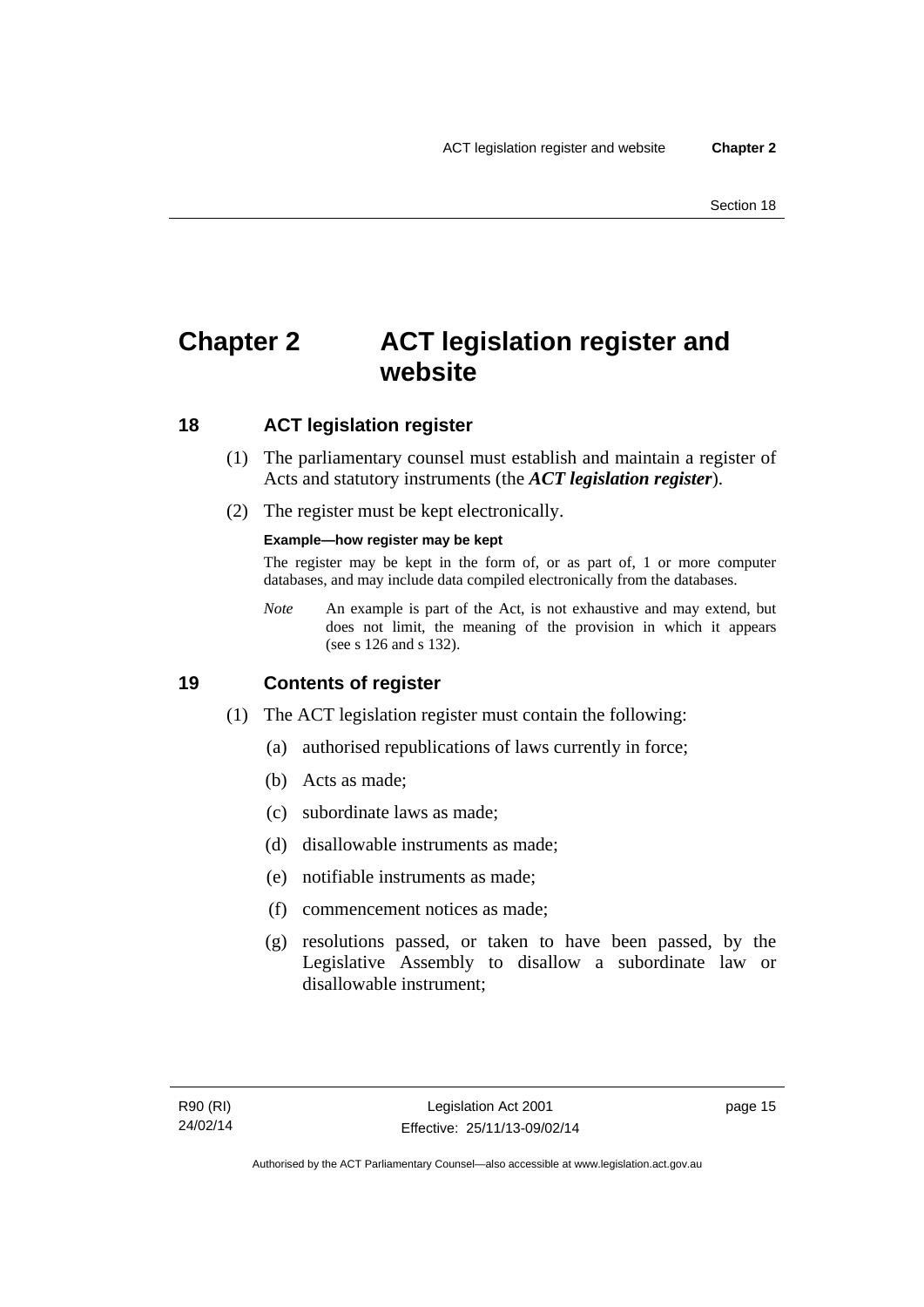# Chapter 2 ACT legislation register and website

## 18 ACT legislation register

(1) The parliamentary counsel must establish and maintain a register of Acts and statutory instruments (the ***ACT legislation register***).

(2) The register must be kept electronically.

**Example—how register may be kept**

The register may be kept in the form of, or as part of, 1 or more computer databases, and may include data compiled electronically from the databases.

*Note* An example is part of the Act, is not exhaustive and may extend, but does not limit, the meaning of the provision in which it appears (see s 126 and s 132).

## 19 Contents of register

(1) The ACT legislation register must contain the following:

(a) authorised republications of laws currently in force;

(b) Acts as made;

(c) subordinate laws as made;

(d) disallowable instruments as made;

(e) notifiable instruments as made;

(f) commencement notices as made;

(g) resolutions passed, or taken to have been passed, by the Legislative Assembly to disallow a subordinate law or disallowable instrument;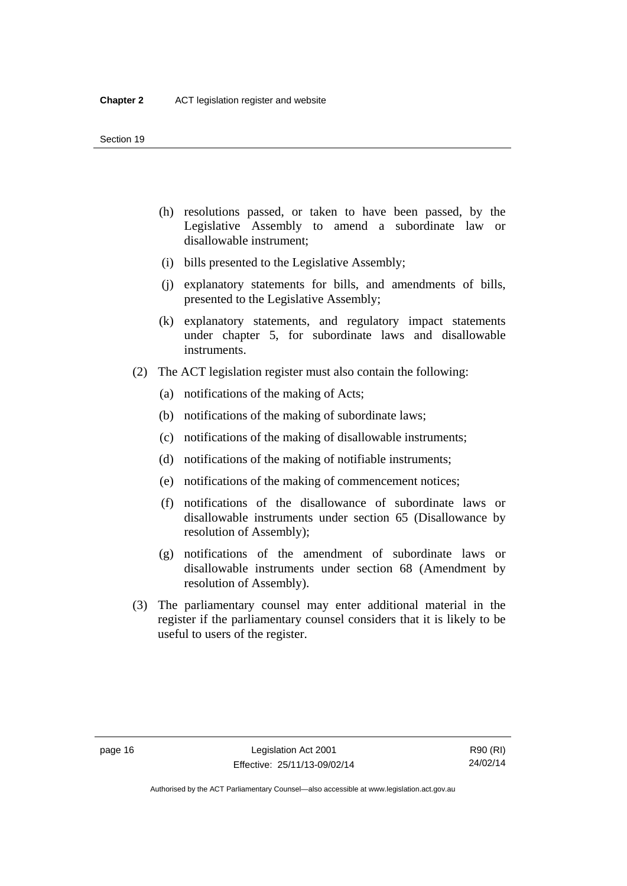(h) resolutions passed, or taken to have been passed, by the Legislative Assembly to amend a subordinate law or disallowable instrument;

(i) bills presented to the Legislative Assembly;

(j) explanatory statements for bills, and amendments of bills, presented to the Legislative Assembly;

(k) explanatory statements, and regulatory impact statements under chapter 5, for subordinate laws and disallowable instruments.

(2) The ACT legislation register must also contain the following:

(a) notifications of the making of Acts;

(b) notifications of the making of subordinate laws;

(c) notifications of the making of disallowable instruments;

(d) notifications of the making of notifiable instruments;

(e) notifications of the making of commencement notices;

(f) notifications of the disallowance of subordinate laws or disallowable instruments under section 65 (Disallowance by resolution of Assembly);

(g) notifications of the amendment of subordinate laws or disallowable instruments under section 68 (Amendment by resolution of Assembly).

(3) The parliamentary counsel may enter additional material in the register if the parliamentary counsel considers that it is likely to be useful to users of the register.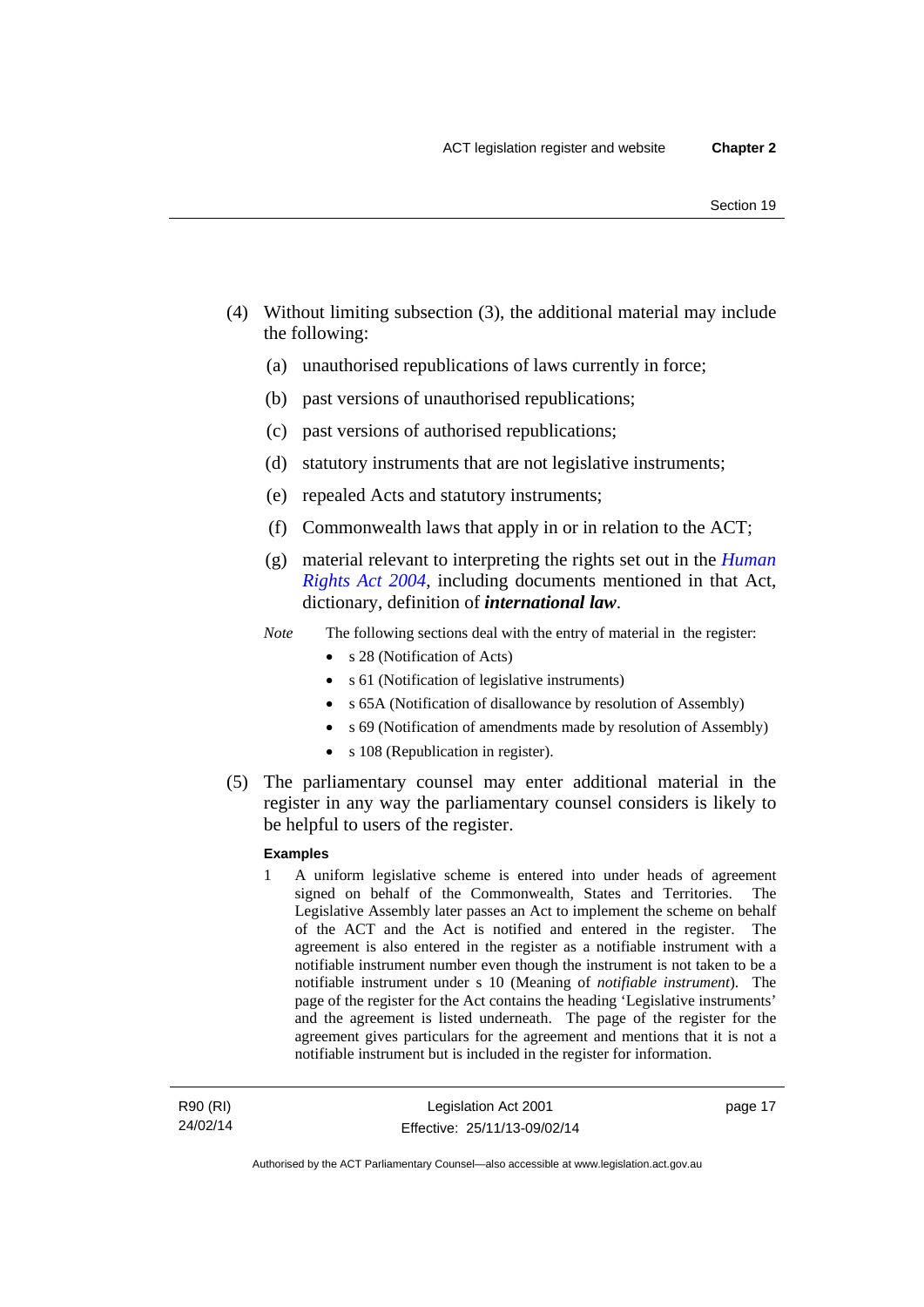(4) Without limiting subsection (3), the additional material may include the following:

(a) unauthorised republications of laws currently in force;

(b) past versions of unauthorised republications;

(c) past versions of authorised republications;

(d) statutory instruments that are not legislative instruments;

(e) repealed Acts and statutory instruments;

(f) Commonwealth laws that apply in or in relation to the ACT;

(g) material relevant to interpreting the rights set out in the *Human Rights Act 2004*, including documents mentioned in that Act, dictionary, definition of ***international law***.

*Note* The following sections deal with the entry of material in the register:

- s 28 (Notification of Acts)
- s 61 (Notification of legislative instruments)
- s 65A (Notification of disallowance by resolution of Assembly)
- s 69 (Notification of amendments made by resolution of Assembly)
- s 108 (Republication in register).

(5) The parliamentary counsel may enter additional material in the register in any way the parliamentary counsel considers is likely to be helpful to users of the register.

**Examples**

1 A uniform legislative scheme is entered into under heads of agreement signed on behalf of the Commonwealth, States and Territories. The Legislative Assembly later passes an Act to implement the scheme on behalf of the ACT and the Act is notified and entered in the register. The agreement is also entered in the register as a notifiable instrument with a notifiable instrument number even though the instrument is not taken to be a notifiable instrument under s 10 (Meaning of *notifiable instrument*). The page of the register for the Act contains the heading 'Legislative instruments' and the agreement is listed underneath. The page of the register for the agreement gives particulars for the agreement and mentions that it is not a notifiable instrument but is included in the register for information.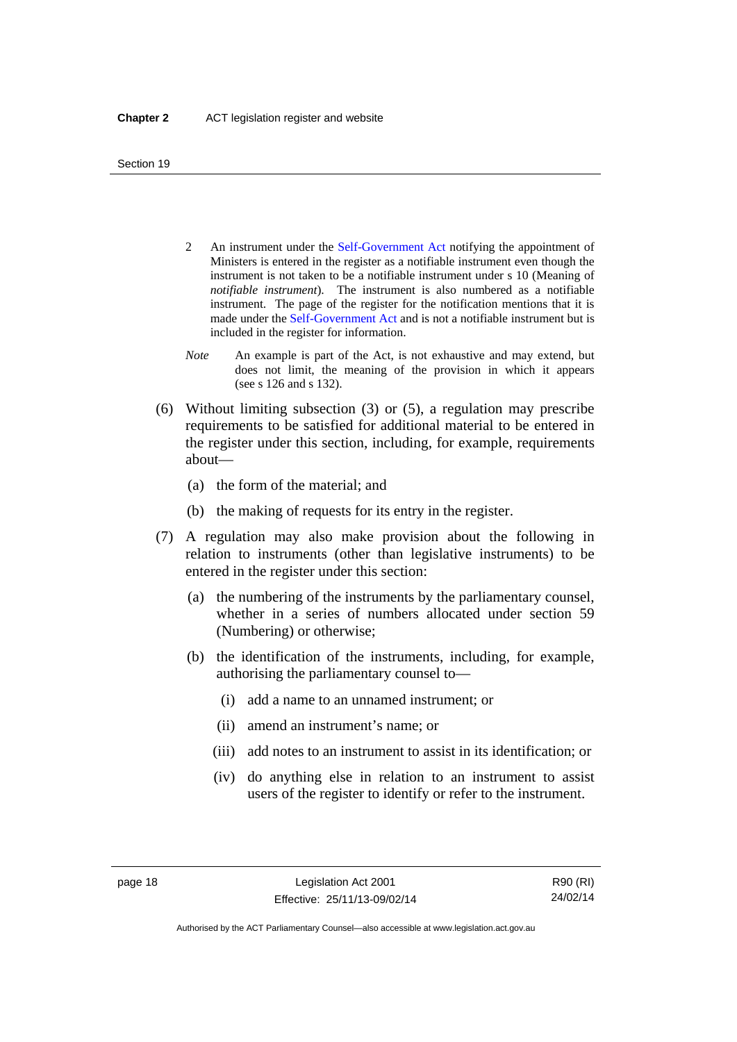2 An instrument under the Self-Government Act notifying the appointment of Ministers is entered in the register as a notifiable instrument even though the instrument is not taken to be a notifiable instrument under s 10 (Meaning of *notifiable instrument*). The instrument is also numbered as a notifiable instrument. The page of the register for the notification mentions that it is made under the Self-Government Act and is not a notifiable instrument but is included in the register for information.

*Note* An example is part of the Act, is not exhaustive and may extend, but does not limit, the meaning of the provision in which it appears (see s 126 and s 132).

(6) Without limiting subsection (3) or (5), a regulation may prescribe requirements to be satisfied for additional material to be entered in the register under this section, including, for example, requirements about—

(a) the form of the material; and

(b) the making of requests for its entry in the register.

(7) A regulation may also make provision about the following in relation to instruments (other than legislative instruments) to be entered in the register under this section:

(a) the numbering of the instruments by the parliamentary counsel, whether in a series of numbers allocated under section 59 (Numbering) or otherwise;

(b) the identification of the instruments, including, for example, authorising the parliamentary counsel to—

(i) add a name to an unnamed instrument; or

(ii) amend an instrument's name; or

(iii) add notes to an instrument to assist in its identification; or

(iv) do anything else in relation to an instrument to assist users of the register to identify or refer to the instrument.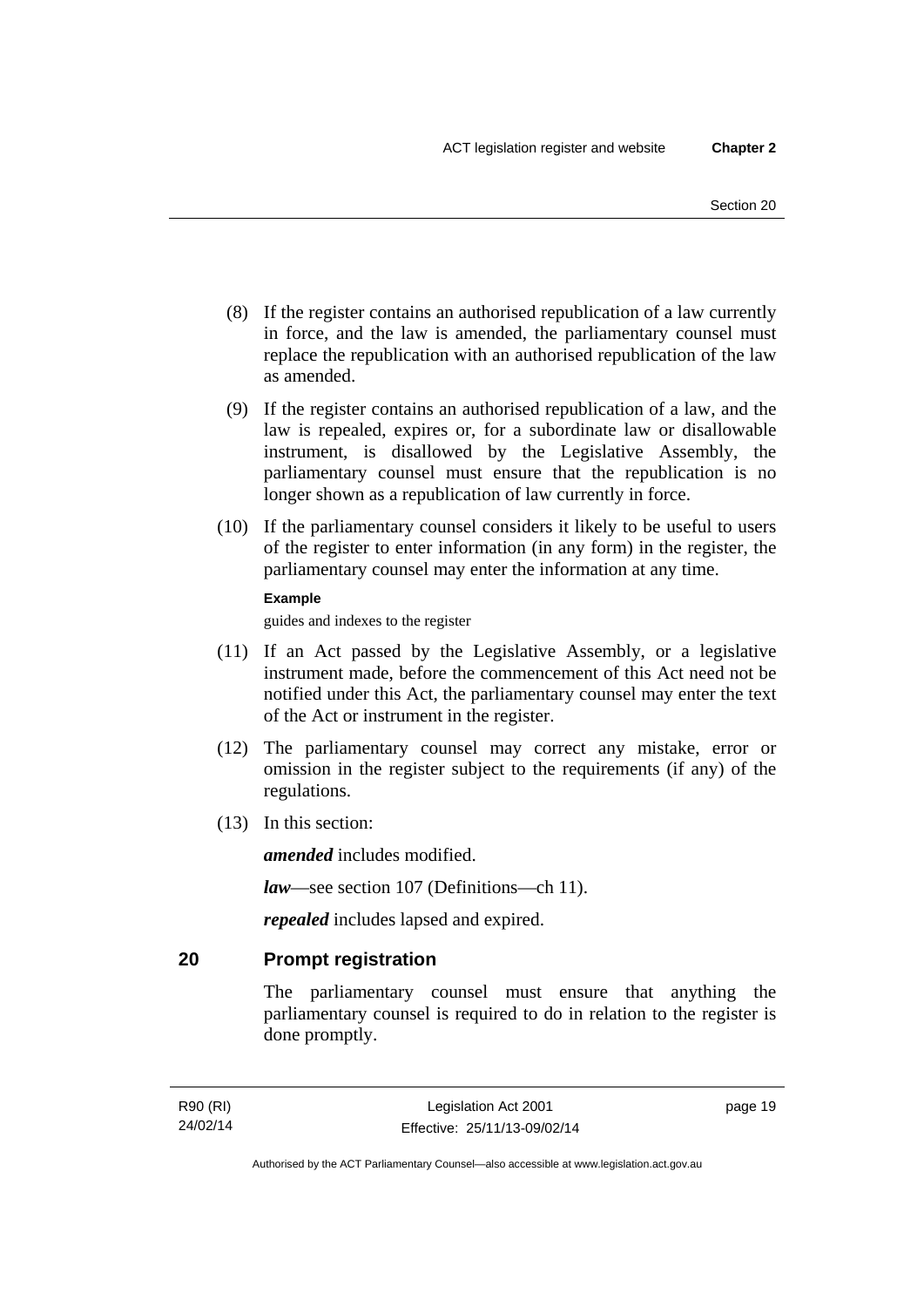(8) If the register contains an authorised republication of a law currently in force, and the law is amended, the parliamentary counsel must replace the republication with an authorised republication of the law as amended.

(9) If the register contains an authorised republication of a law, and the law is repealed, expires or, for a subordinate law or disallowable instrument, is disallowed by the Legislative Assembly, the parliamentary counsel must ensure that the republication is no longer shown as a republication of law currently in force.

(10) If the parliamentary counsel considers it likely to be useful to users of the register to enter information (in any form) in the register, the parliamentary counsel may enter the information at any time.

**Example**

guides and indexes to the register

(11) If an Act passed by the Legislative Assembly, or a legislative instrument made, before the commencement of this Act need not be notified under this Act, the parliamentary counsel may enter the text of the Act or instrument in the register.

(12) The parliamentary counsel may correct any mistake, error or omission in the register subject to the requirements (if any) of the regulations.

(13) In this section:

***amended*** includes modified.

***law***—see section 107 (Definitions—ch 11).

***repealed*** includes lapsed and expired.

## 20 Prompt registration

The parliamentary counsel must ensure that anything the parliamentary counsel is required to do in relation to the register is done promptly.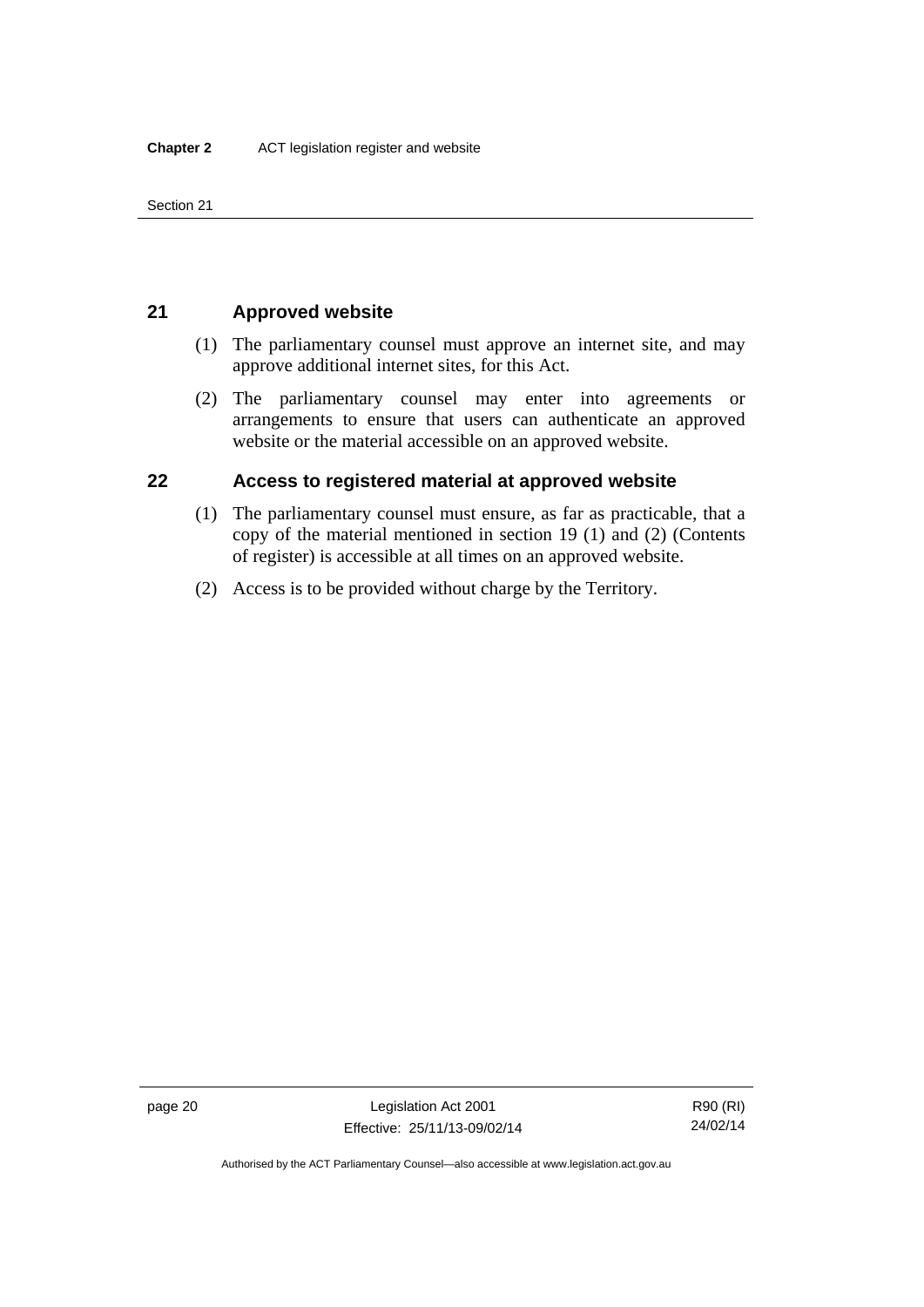## 21 Approved website

(1) The parliamentary counsel must approve an internet site, and may approve additional internet sites, for this Act.

(2) The parliamentary counsel may enter into agreements or arrangements to ensure that users can authenticate an approved website or the material accessible on an approved website.

## 22 Access to registered material at approved website

(1) The parliamentary counsel must ensure, as far as practicable, that a copy of the material mentioned in section 19 (1) and (2) (Contents of register) is accessible at all times on an approved website.

(2) Access is to be provided without charge by the Territory.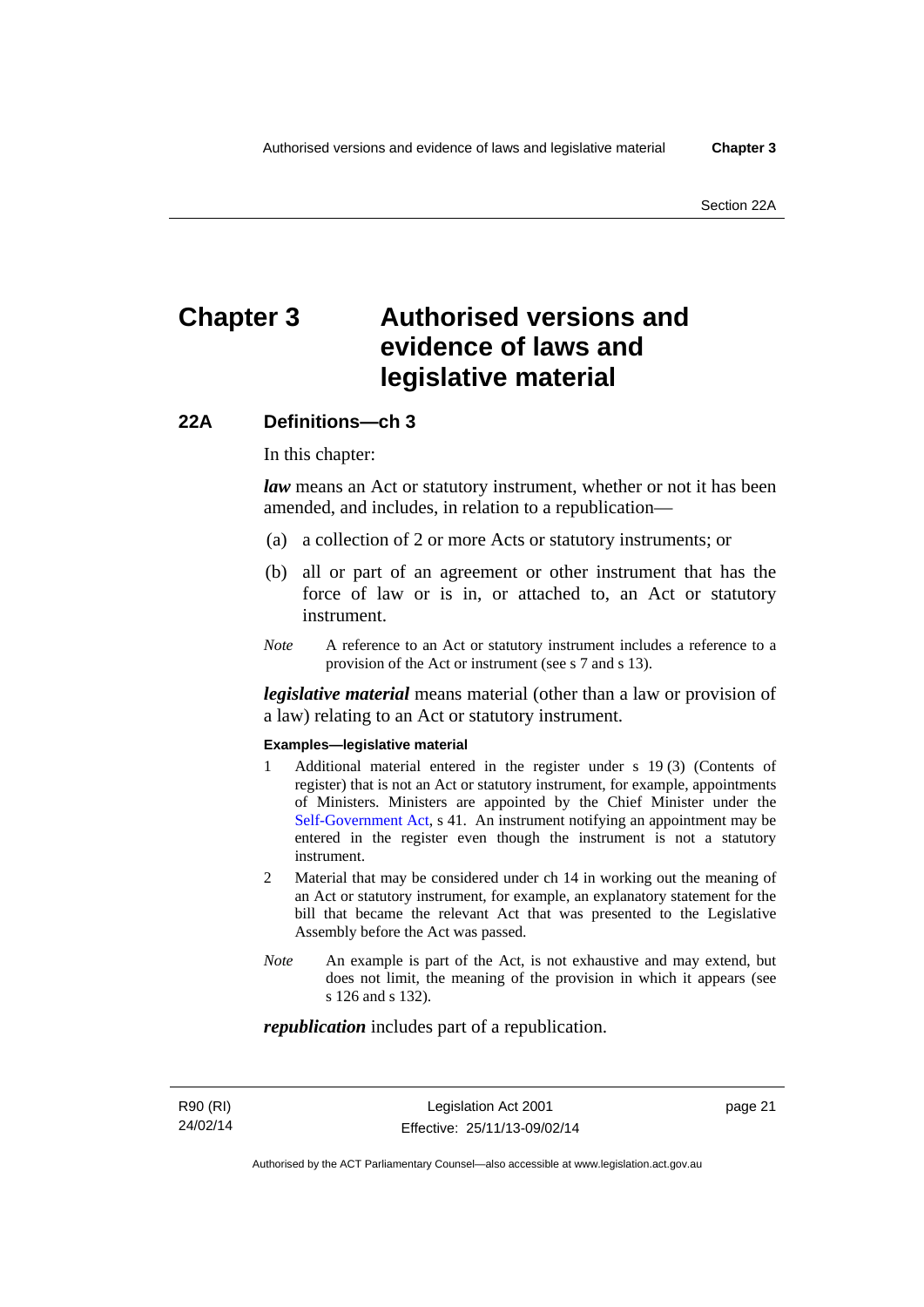# Chapter 3 Authorised versions and evidence of laws and legislative material

## 22A Definitions—ch 3

In this chapter:

***law*** means an Act or statutory instrument, whether or not it has been amended, and includes, in relation to a republication—

(a) a collection of 2 or more Acts or statutory instruments; or

(b) all or part of an agreement or other instrument that has the force of law or is in, or attached to, an Act or statutory instrument.

*Note* A reference to an Act or statutory instrument includes a reference to a provision of the Act or instrument (see s 7 and s 13).

***legislative material*** means material (other than a law or provision of a law) relating to an Act or statutory instrument.

**Examples—legislative material**

1 Additional material entered in the register under s 19 (3) (Contents of register) that is not an Act or statutory instrument, for example, appointments of Ministers. Ministers are appointed by the Chief Minister under the Self-Government Act, s 41. An instrument notifying an appointment may be entered in the register even though the instrument is not a statutory instrument.

2 Material that may be considered under ch 14 in working out the meaning of an Act or statutory instrument, for example, an explanatory statement for the bill that became the relevant Act that was presented to the Legislative Assembly before the Act was passed.

*Note* An example is part of the Act, is not exhaustive and may extend, but does not limit, the meaning of the provision in which it appears (see s 126 and s 132).

***republication*** includes part of a republication.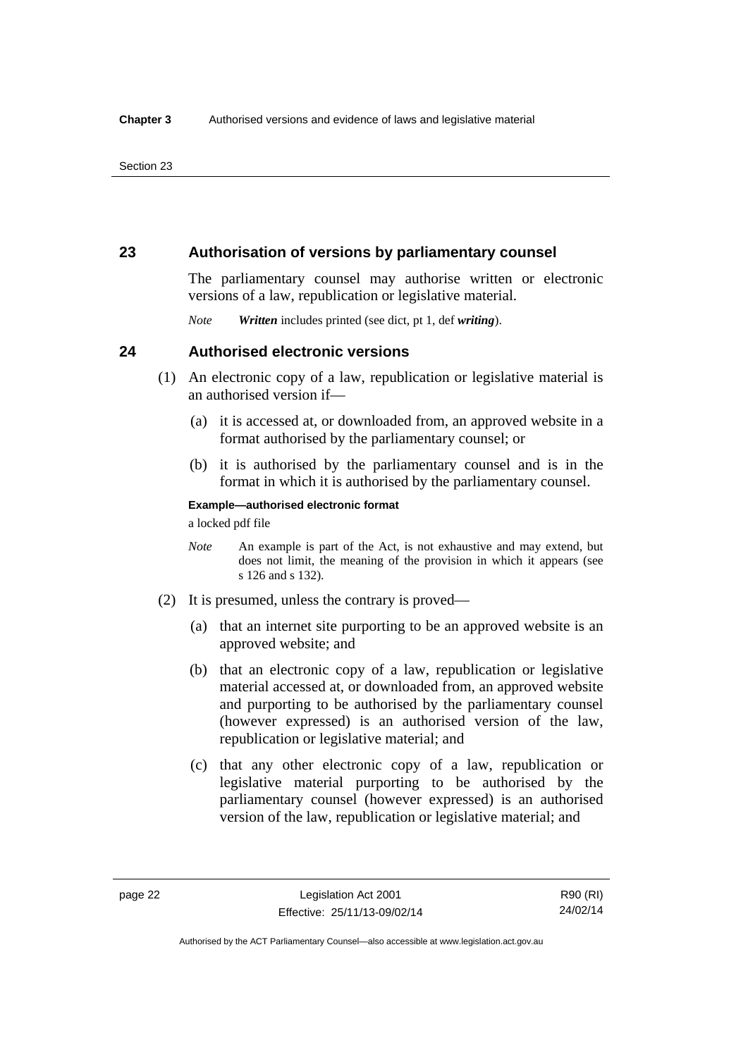## 23 Authorisation of versions by parliamentary counsel

The parliamentary counsel may authorise written or electronic versions of a law, republication or legislative material.

*Note* ***Written*** includes printed (see dict, pt 1, def ***writing***).

## 24 Authorised electronic versions

(1) An electronic copy of a law, republication or legislative material is an authorised version if—

(a) it is accessed at, or downloaded from, an approved website in a format authorised by the parliamentary counsel; or

(b) it is authorised by the parliamentary counsel and is in the format in which it is authorised by the parliamentary counsel.

**Example—authorised electronic format**

a locked pdf file

*Note* An example is part of the Act, is not exhaustive and may extend, but does not limit, the meaning of the provision in which it appears (see s 126 and s 132).

(2) It is presumed, unless the contrary is proved—

(a) that an internet site purporting to be an approved website is an approved website; and

(b) that an electronic copy of a law, republication or legislative material accessed at, or downloaded from, an approved website and purporting to be authorised by the parliamentary counsel (however expressed) is an authorised version of the law, republication or legislative material; and

(c) that any other electronic copy of a law, republication or legislative material purporting to be authorised by the parliamentary counsel (however expressed) is an authorised version of the law, republication or legislative material; and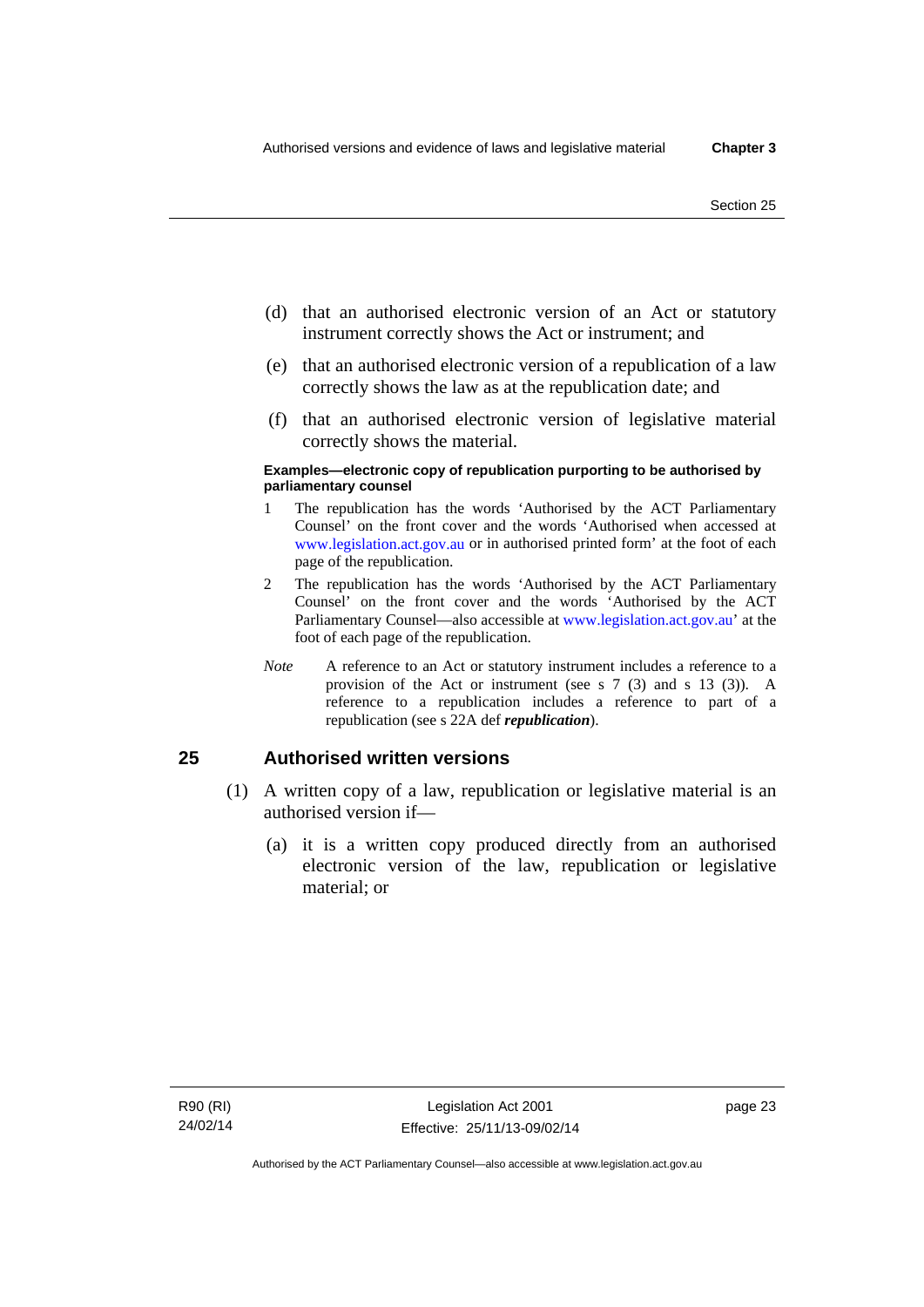(d) that an authorised electronic version of an Act or statutory instrument correctly shows the Act or instrument; and

(e) that an authorised electronic version of a republication of a law correctly shows the law as at the republication date; and

(f) that an authorised electronic version of legislative material correctly shows the material.

**Examples—electronic copy of republication purporting to be authorised by parliamentary counsel**

1 The republication has the words 'Authorised by the ACT Parliamentary Counsel' on the front cover and the words 'Authorised when accessed at www.legislation.act.gov.au or in authorised printed form' at the foot of each page of the republication.

2 The republication has the words 'Authorised by the ACT Parliamentary Counsel' on the front cover and the words 'Authorised by the ACT Parliamentary Counsel—also accessible at www.legislation.act.gov.au' at the foot of each page of the republication.

*Note* A reference to an Act or statutory instrument includes a reference to a provision of the Act or instrument (see s 7 (3) and s 13 (3)). A reference to a republication includes a reference to part of a republication (see s 22A def ***republication***).

## 25 Authorised written versions

(1) A written copy of a law, republication or legislative material is an authorised version if—

(a) it is a written copy produced directly from an authorised electronic version of the law, republication or legislative material; or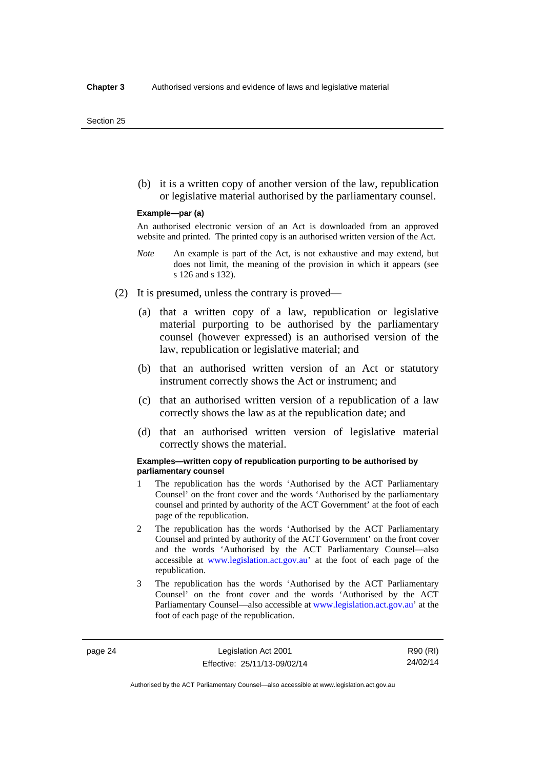(b) it is a written copy of another version of the law, republication or legislative material authorised by the parliamentary counsel.

**Example—par (a)**

An authorised electronic version of an Act is downloaded from an approved website and printed. The printed copy is an authorised written version of the Act.

*Note* An example is part of the Act, is not exhaustive and may extend, but does not limit, the meaning of the provision in which it appears (see s 126 and s 132).

(2) It is presumed, unless the contrary is proved—

(a) that a written copy of a law, republication or legislative material purporting to be authorised by the parliamentary counsel (however expressed) is an authorised version of the law, republication or legislative material; and

(b) that an authorised written version of an Act or statutory instrument correctly shows the Act or instrument; and

(c) that an authorised written version of a republication of a law correctly shows the law as at the republication date; and

(d) that an authorised written version of legislative material correctly shows the material.

**Examples—written copy of republication purporting to be authorised by parliamentary counsel**

1 The republication has the words 'Authorised by the ACT Parliamentary Counsel' on the front cover and the words 'Authorised by the parliamentary counsel and printed by authority of the ACT Government' at the foot of each page of the republication.

2 The republication has the words 'Authorised by the ACT Parliamentary Counsel and printed by authority of the ACT Government' on the front cover and the words 'Authorised by the ACT Parliamentary Counsel—also accessible at www.legislation.act.gov.au' at the foot of each page of the republication.

3 The republication has the words 'Authorised by the ACT Parliamentary Counsel' on the front cover and the words 'Authorised by the ACT Parliamentary Counsel—also accessible at www.legislation.act.gov.au' at the foot of each page of the republication.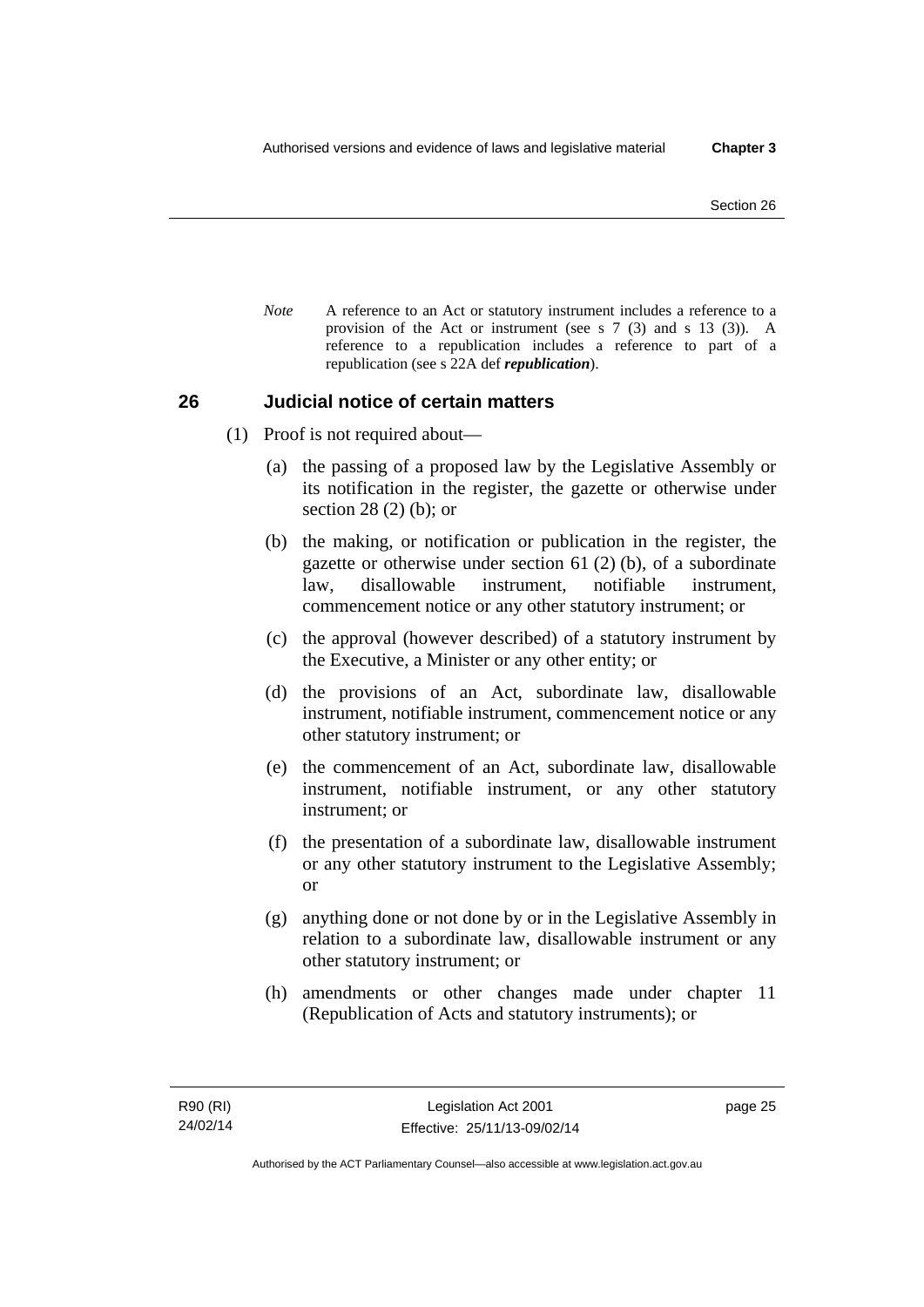*Note* A reference to an Act or statutory instrument includes a reference to a provision of the Act or instrument (see s 7 (3) and s 13 (3)). A reference to a republication includes a reference to part of a republication (see s 22A def ***republication***).

## 26 Judicial notice of certain matters

(1) Proof is not required about—

(a) the passing of a proposed law by the Legislative Assembly or its notification in the register, the gazette or otherwise under section 28 (2) (b); or

(b) the making, or notification or publication in the register, the gazette or otherwise under section 61 (2) (b), of a subordinate law, disallowable instrument, notifiable instrument, commencement notice or any other statutory instrument; or

(c) the approval (however described) of a statutory instrument by the Executive, a Minister or any other entity; or

(d) the provisions of an Act, subordinate law, disallowable instrument, notifiable instrument, commencement notice or any other statutory instrument; or

(e) the commencement of an Act, subordinate law, disallowable instrument, notifiable instrument, or any other statutory instrument; or

(f) the presentation of a subordinate law, disallowable instrument or any other statutory instrument to the Legislative Assembly; or

(g) anything done or not done by or in the Legislative Assembly in relation to a subordinate law, disallowable instrument or any other statutory instrument; or

(h) amendments or other changes made under chapter 11 (Republication of Acts and statutory instruments); or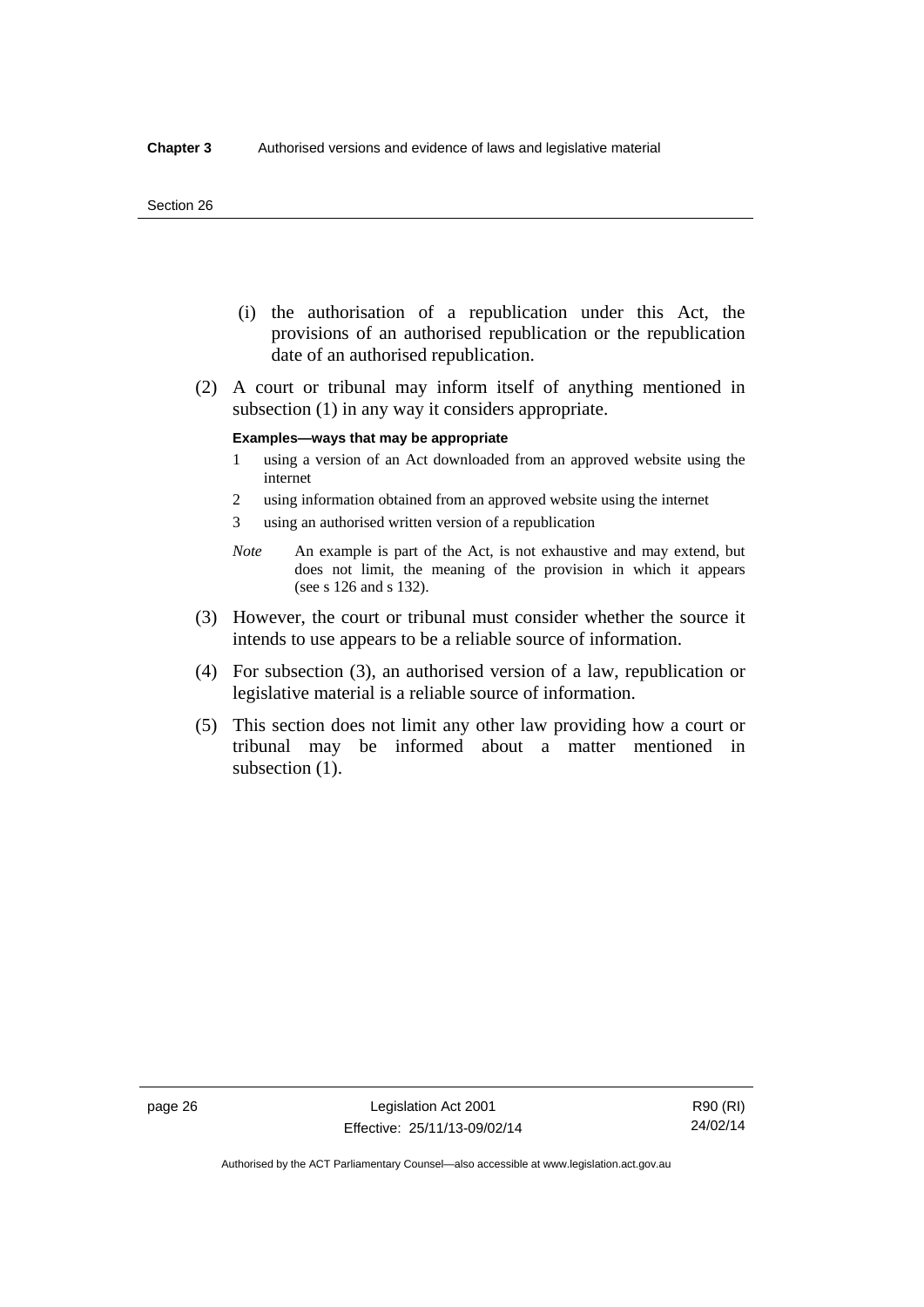(i) the authorisation of a republication under this Act, the provisions of an authorised republication or the republication date of an authorised republication.

(2) A court or tribunal may inform itself of anything mentioned in subsection (1) in any way it considers appropriate.

**Examples—ways that may be appropriate**

1 using a version of an Act downloaded from an approved website using the internet

2 using information obtained from an approved website using the internet

3 using an authorised written version of a republication

*Note* An example is part of the Act, is not exhaustive and may extend, but does not limit, the meaning of the provision in which it appears (see s 126 and s 132).

(3) However, the court or tribunal must consider whether the source it intends to use appears to be a reliable source of information.

(4) For subsection (3), an authorised version of a law, republication or legislative material is a reliable source of information.

(5) This section does not limit any other law providing how a court or tribunal may be informed about a matter mentioned in subsection (1).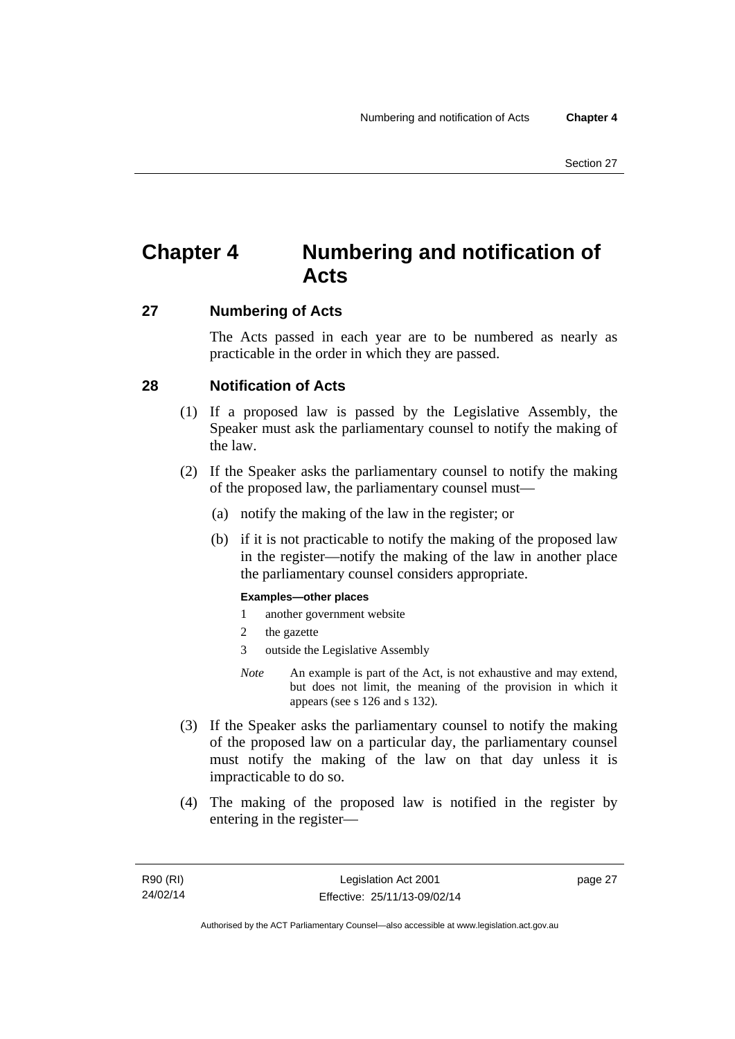# Chapter 4 Numbering and notification of Acts

## 27 Numbering of Acts

The Acts passed in each year are to be numbered as nearly as practicable in the order in which they are passed.

## 28 Notification of Acts

(1) If a proposed law is passed by the Legislative Assembly, the Speaker must ask the parliamentary counsel to notify the making of the law.

(2) If the Speaker asks the parliamentary counsel to notify the making of the proposed law, the parliamentary counsel must—

(a) notify the making of the law in the register; or

(b) if it is not practicable to notify the making of the proposed law in the register—notify the making of the law in another place the parliamentary counsel considers appropriate.

**Examples—other places**

1 another government website

2 the gazette

3 outside the Legislative Assembly

*Note* An example is part of the Act, is not exhaustive and may extend, but does not limit, the meaning of the provision in which it appears (see s 126 and s 132).

(3) If the Speaker asks the parliamentary counsel to notify the making of the proposed law on a particular day, the parliamentary counsel must notify the making of the law on that day unless it is impracticable to do so.

(4) The making of the proposed law is notified in the register by entering in the register—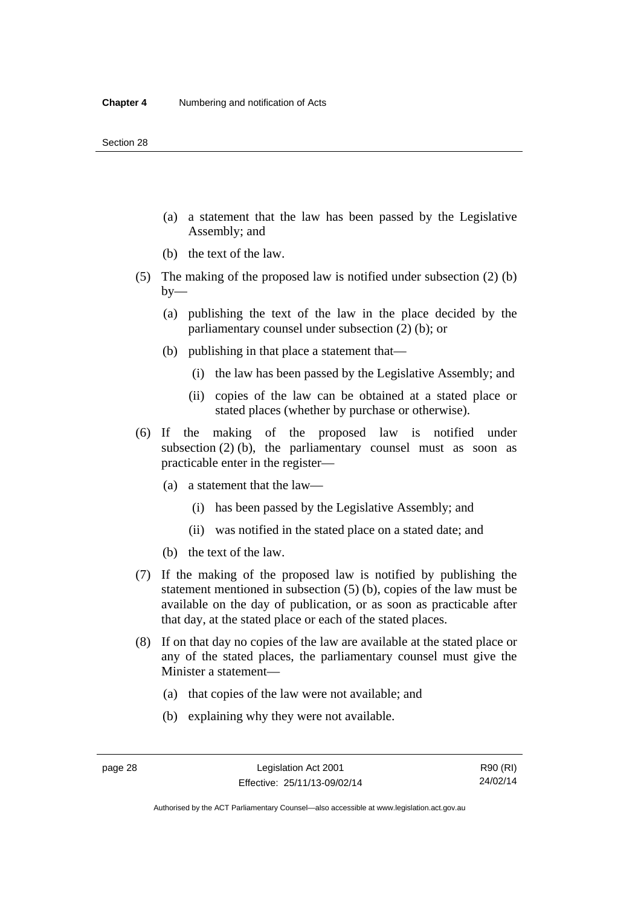(a) a statement that the law has been passed by the Legislative Assembly; and

(b) the text of the law.

(5) The making of the proposed law is notified under subsection (2) (b) by—

(a) publishing the text of the law in the place decided by the parliamentary counsel under subsection (2) (b); or

(b) publishing in that place a statement that—

(i) the law has been passed by the Legislative Assembly; and

(ii) copies of the law can be obtained at a stated place or stated places (whether by purchase or otherwise).

(6) If the making of the proposed law is notified under subsection (2) (b), the parliamentary counsel must as soon as practicable enter in the register—

(a) a statement that the law—

(i) has been passed by the Legislative Assembly; and

(ii) was notified in the stated place on a stated date; and

(b) the text of the law.

(7) If the making of the proposed law is notified by publishing the statement mentioned in subsection (5) (b), copies of the law must be available on the day of publication, or as soon as practicable after that day, at the stated place or each of the stated places.

(8) If on that day no copies of the law are available at the stated place or any of the stated places, the parliamentary counsel must give the Minister a statement—

(a) that copies of the law were not available; and

(b) explaining why they were not available.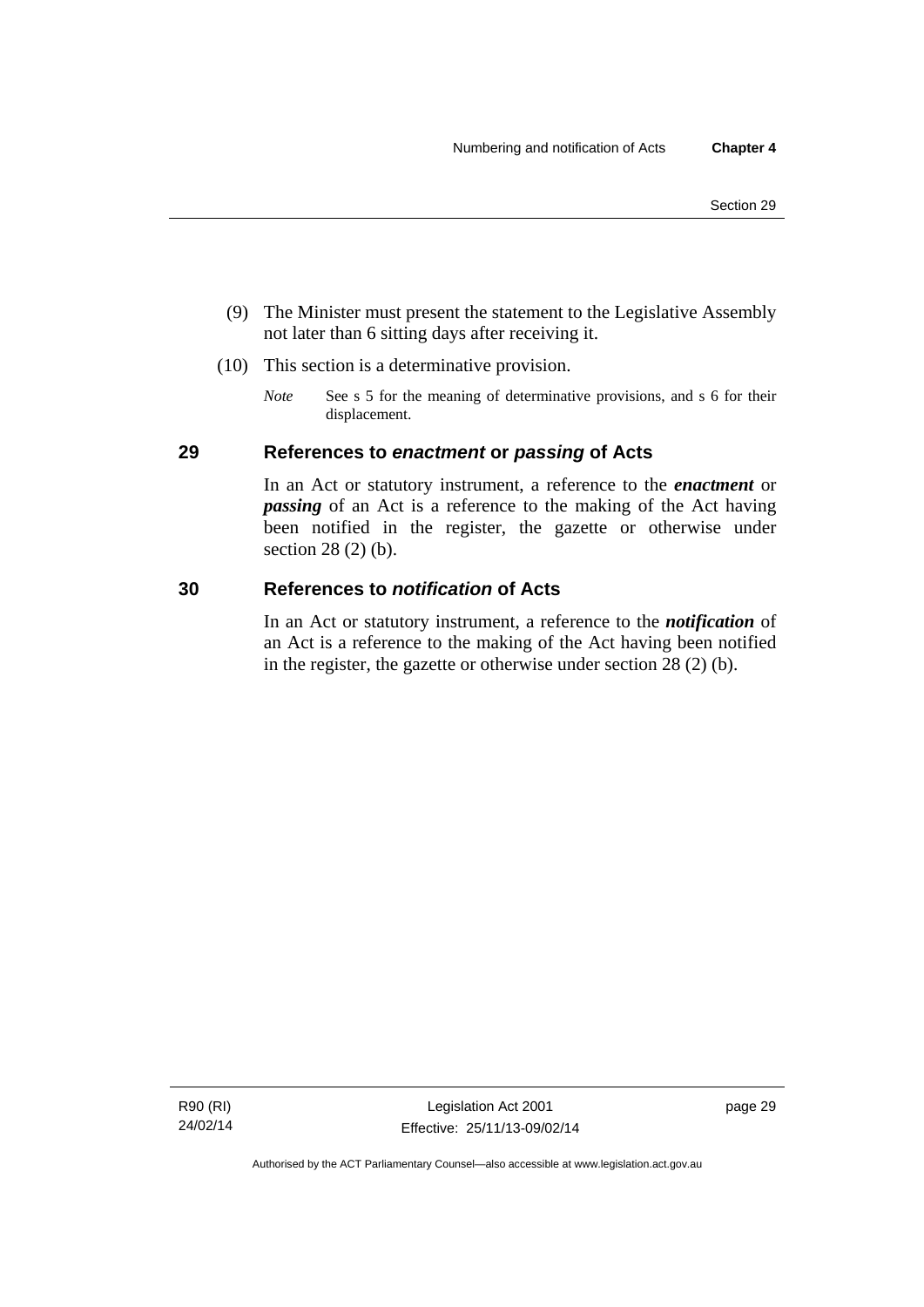(9) The Minister must present the statement to the Legislative Assembly not later than 6 sitting days after receiving it.

(10) This section is a determinative provision.

*Note* See s 5 for the meaning of determinative provisions, and s 6 for their displacement.

## 29 References to *enactment* or *passing* of Acts

In an Act or statutory instrument, a reference to the ***enactment*** or ***passing*** of an Act is a reference to the making of the Act having been notified in the register, the gazette or otherwise under section 28 (2) (b).

## 30 References to *notification* of Acts

In an Act or statutory instrument, a reference to the ***notification*** of an Act is a reference to the making of the Act having been notified in the register, the gazette or otherwise under section 28 (2) (b).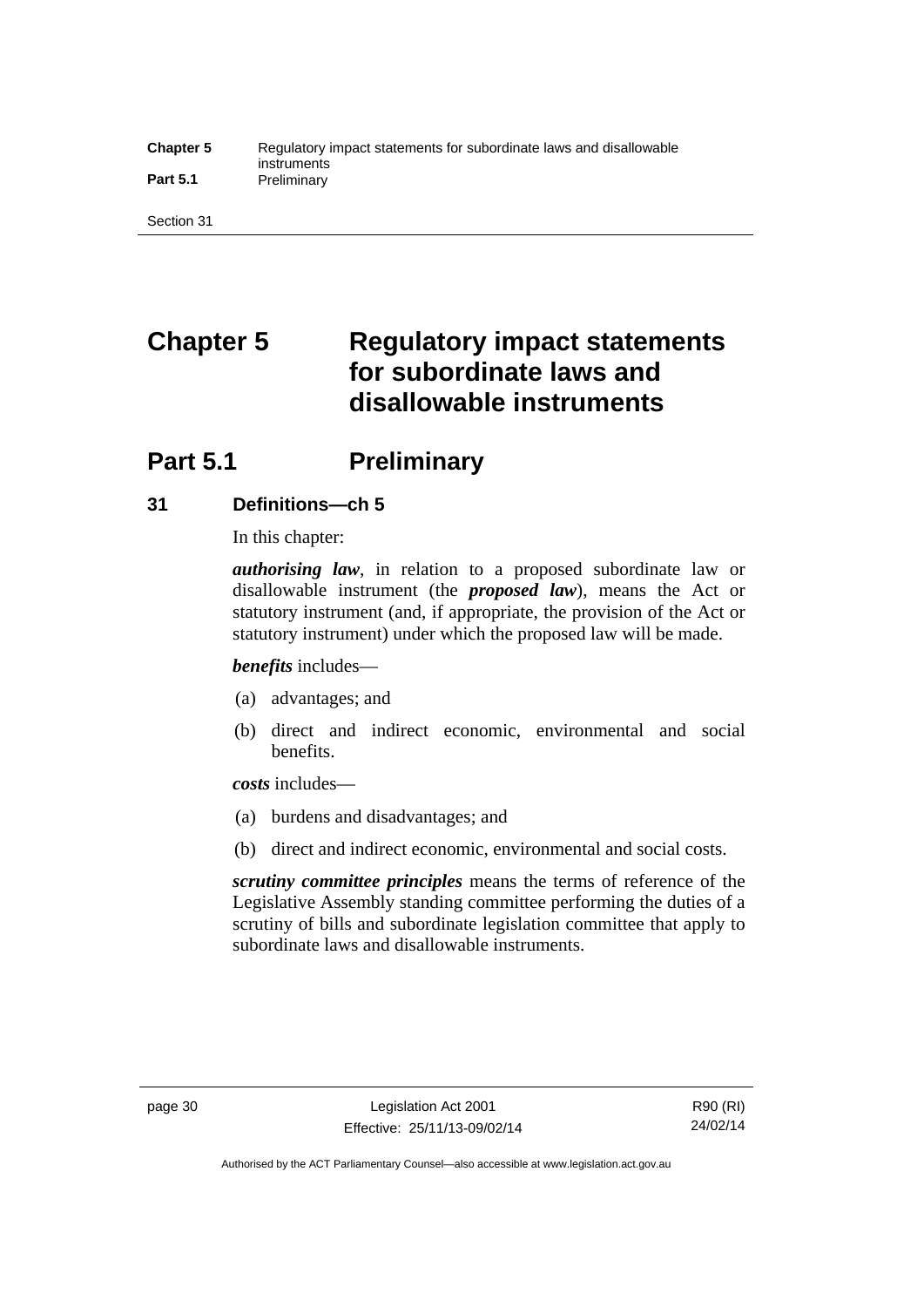# Chapter 5 Regulatory impact statements for subordinate laws and disallowable instruments

## Part 5.1 Preliminary

### 31 Definitions—ch 5

In this chapter:

***authorising law***, in relation to a proposed subordinate law or disallowable instrument (the ***proposed law***), means the Act or statutory instrument (and, if appropriate, the provision of the Act or statutory instrument) under which the proposed law will be made.

***benefits*** includes—

(a) advantages; and

(b) direct and indirect economic, environmental and social benefits.

***costs*** includes—

(a) burdens and disadvantages; and

(b) direct and indirect economic, environmental and social costs.

***scrutiny committee principles*** means the terms of reference of the Legislative Assembly standing committee performing the duties of a scrutiny of bills and subordinate legislation committee that apply to subordinate laws and disallowable instruments.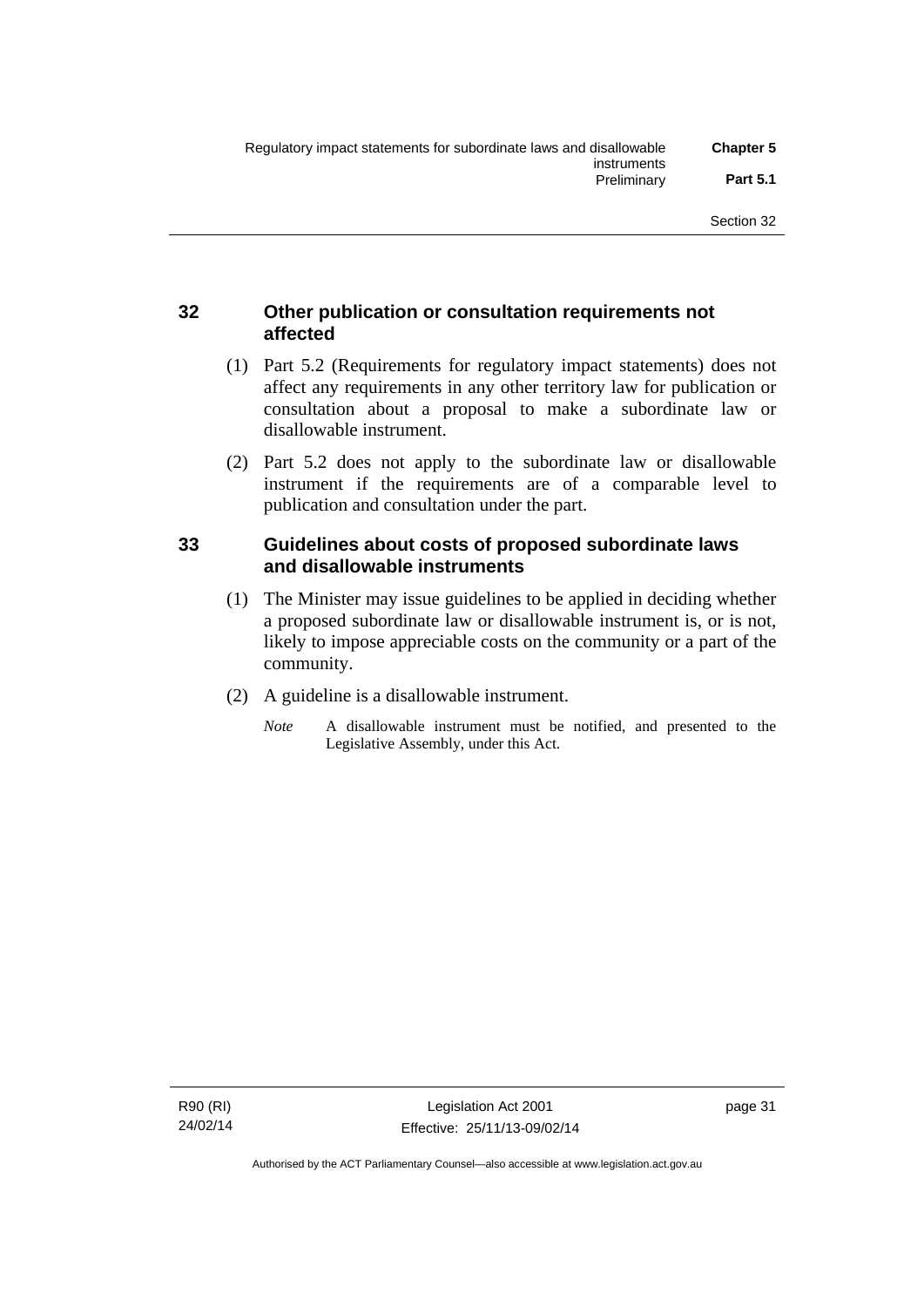### 32 Other publication or consultation requirements not affected

(1) Part 5.2 (Requirements for regulatory impact statements) does not affect any requirements in any other territory law for publication or consultation about a proposal to make a subordinate law or disallowable instrument.

(2) Part 5.2 does not apply to the subordinate law or disallowable instrument if the requirements are of a comparable level to publication and consultation under the part.

### 33 Guidelines about costs of proposed subordinate laws and disallowable instruments

(1) The Minister may issue guidelines to be applied in deciding whether a proposed subordinate law or disallowable instrument is, or is not, likely to impose appreciable costs on the community or a part of the community.

(2) A guideline is a disallowable instrument.

*Note* A disallowable instrument must be notified, and presented to the Legislative Assembly, under this Act.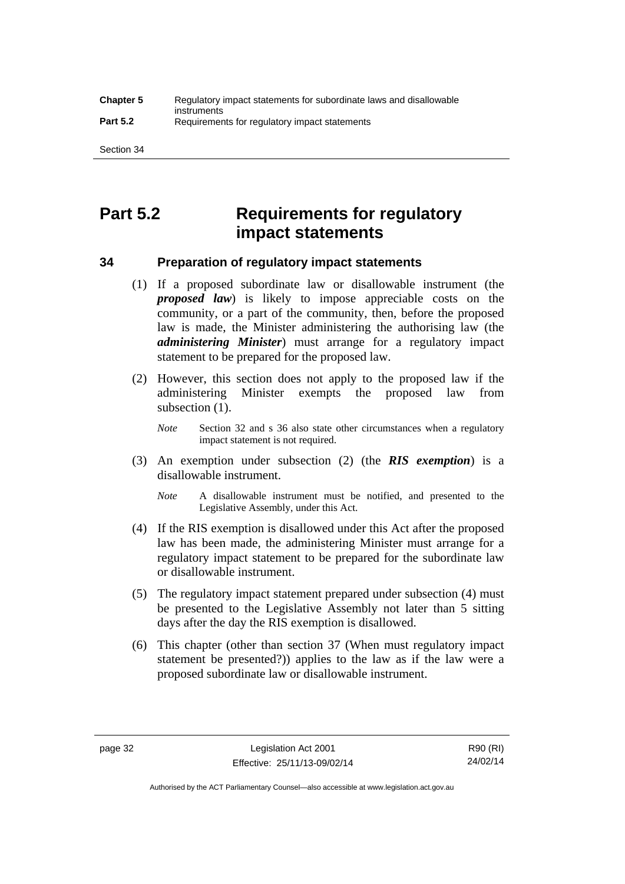# Part 5.2 Requirements for regulatory impact statements

## 34 Preparation of regulatory impact statements

(1) If a proposed subordinate law or disallowable instrument (the ***proposed law***) is likely to impose appreciable costs on the community, or a part of the community, then, before the proposed law is made, the Minister administering the authorising law (the ***administering Minister***) must arrange for a regulatory impact statement to be prepared for the proposed law.

(2) However, this section does not apply to the proposed law if the administering Minister exempts the proposed law from subsection (1).

*Note* Section 32 and s 36 also state other circumstances when a regulatory impact statement is not required.

(3) An exemption under subsection (2) (the ***RIS exemption***) is a disallowable instrument.

*Note* A disallowable instrument must be notified, and presented to the Legislative Assembly, under this Act.

(4) If the RIS exemption is disallowed under this Act after the proposed law has been made, the administering Minister must arrange for a regulatory impact statement to be prepared for the subordinate law or disallowable instrument.

(5) The regulatory impact statement prepared under subsection (4) must be presented to the Legislative Assembly not later than 5 sitting days after the day the RIS exemption is disallowed.

(6) This chapter (other than section 37 (When must regulatory impact statement be presented?)) applies to the law as if the law were a proposed subordinate law or disallowable instrument.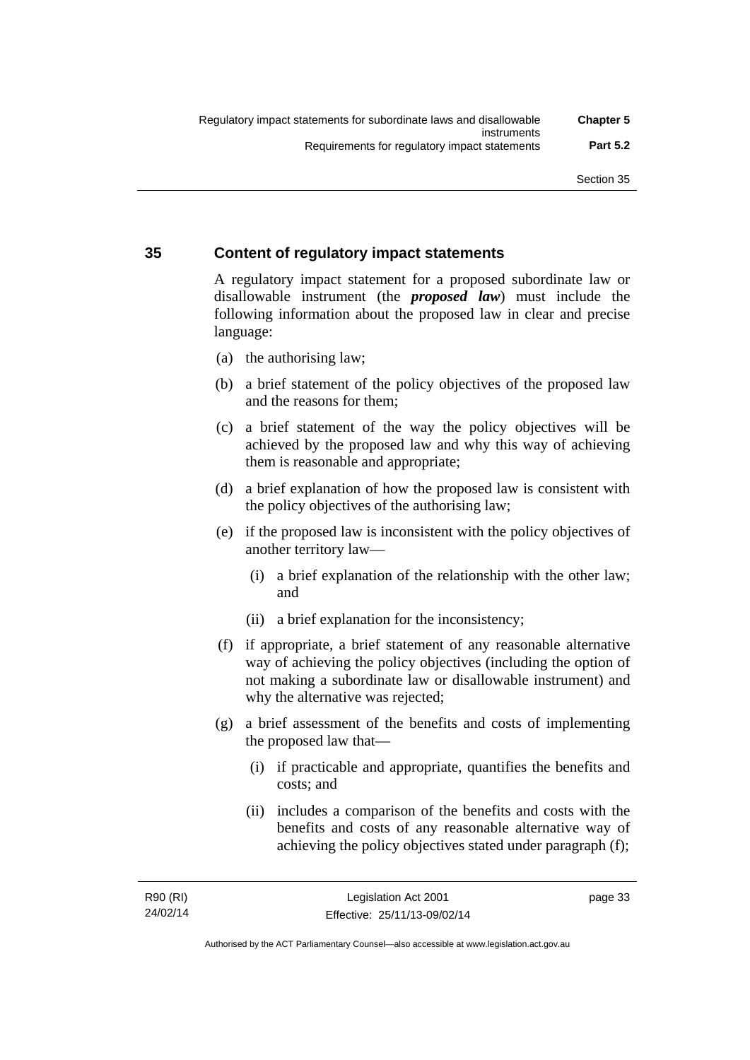### 35 Content of regulatory impact statements

A regulatory impact statement for a proposed subordinate law or disallowable instrument (the ***proposed law***) must include the following information about the proposed law in clear and precise language:

(a) the authorising law;

(b) a brief statement of the policy objectives of the proposed law and the reasons for them;

(c) a brief statement of the way the policy objectives will be achieved by the proposed law and why this way of achieving them is reasonable and appropriate;

(d) a brief explanation of how the proposed law is consistent with the policy objectives of the authorising law;

(e) if the proposed law is inconsistent with the policy objectives of another territory law—

  (i) a brief explanation of the relationship with the other law; and

  (ii) a brief explanation for the inconsistency;

(f) if appropriate, a brief statement of any reasonable alternative way of achieving the policy objectives (including the option of not making a subordinate law or disallowable instrument) and why the alternative was rejected;

(g) a brief assessment of the benefits and costs of implementing the proposed law that—

  (i) if practicable and appropriate, quantifies the benefits and costs; and

  (ii) includes a comparison of the benefits and costs with the benefits and costs of any reasonable alternative way of achieving the policy objectives stated under paragraph (f);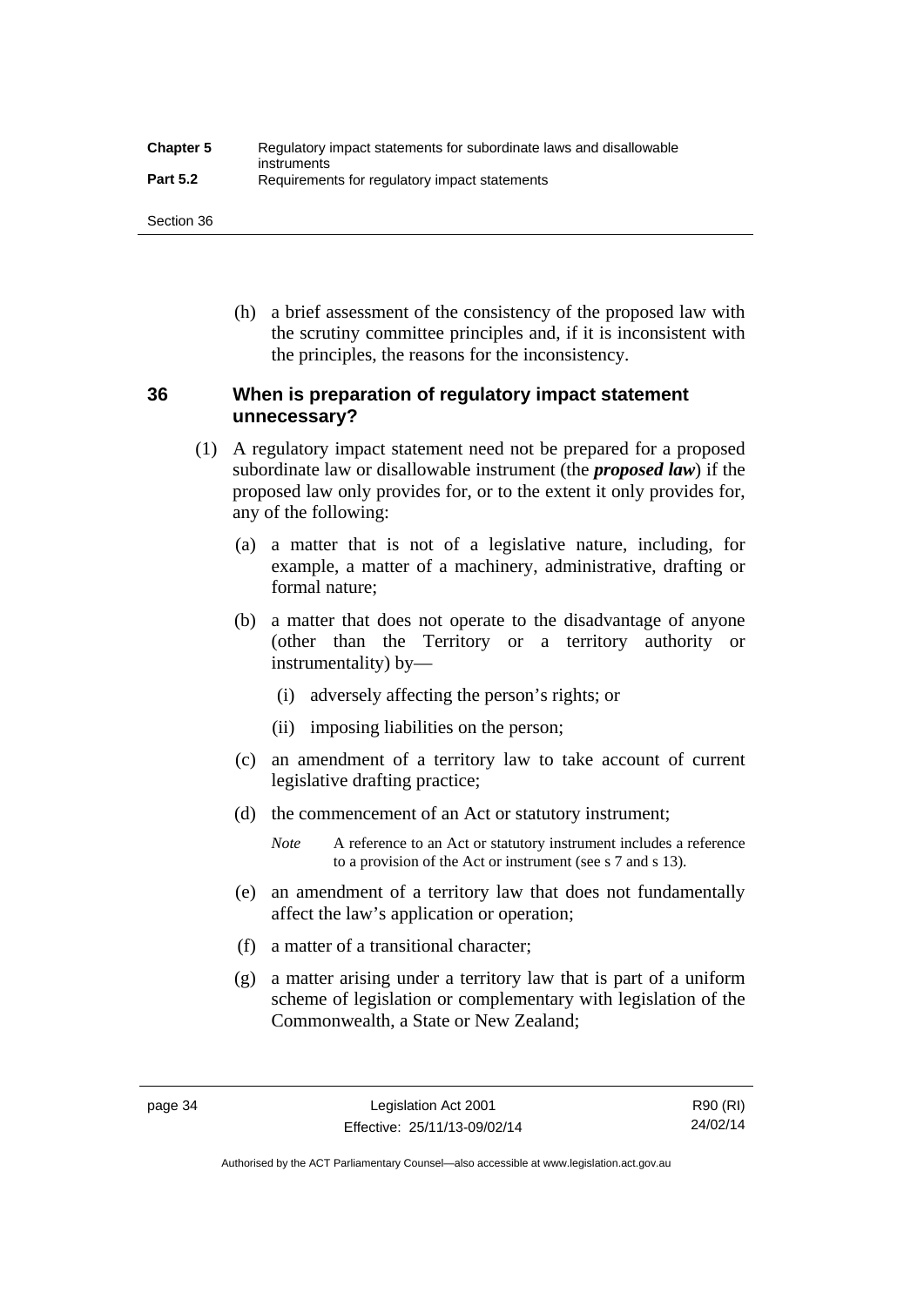(h) a brief assessment of the consistency of the proposed law with the scrutiny committee principles and, if it is inconsistent with the principles, the reasons for the inconsistency.

## 36 When is preparation of regulatory impact statement unnecessary?

(1) A regulatory impact statement need not be prepared for a proposed subordinate law or disallowable instrument (the ***proposed law***) if the proposed law only provides for, or to the extent it only provides for, any of the following:

(a) a matter that is not of a legislative nature, including, for example, a matter of a machinery, administrative, drafting or formal nature;

(b) a matter that does not operate to the disadvantage of anyone (other than the Territory or a territory authority or instrumentality) by—

(i) adversely affecting the person's rights; or

(ii) imposing liabilities on the person;

(c) an amendment of a territory law to take account of current legislative drafting practice;

(d) the commencement of an Act or statutory instrument;

*Note* A reference to an Act or statutory instrument includes a reference to a provision of the Act or instrument (see s 7 and s 13).

(e) an amendment of a territory law that does not fundamentally affect the law's application or operation;

(f) a matter of a transitional character;

(g) a matter arising under a territory law that is part of a uniform scheme of legislation or complementary with legislation of the Commonwealth, a State or New Zealand;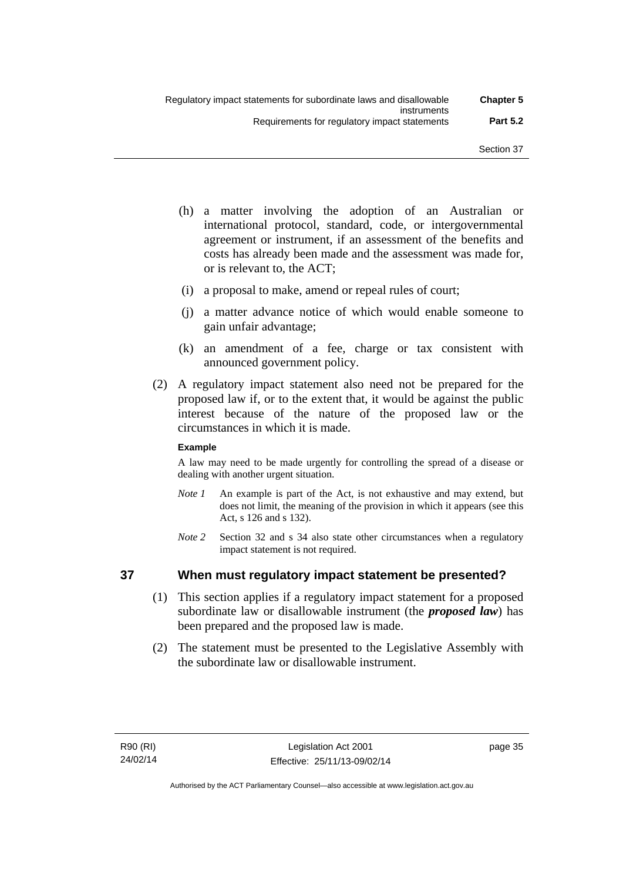(h) a matter involving the adoption of an Australian or international protocol, standard, code, or intergovernmental agreement or instrument, if an assessment of the benefits and costs has already been made and the assessment was made for, or is relevant to, the ACT;

(i) a proposal to make, amend or repeal rules of court;

(j) a matter advance notice of which would enable someone to gain unfair advantage;

(k) an amendment of a fee, charge or tax consistent with announced government policy.

(2) A regulatory impact statement also need not be prepared for the proposed law if, or to the extent that, it would be against the public interest because of the nature of the proposed law or the circumstances in which it is made.

**Example**

A law may need to be made urgently for controlling the spread of a disease or dealing with another urgent situation.

*Note 1* An example is part of the Act, is not exhaustive and may extend, but does not limit, the meaning of the provision in which it appears (see this Act, s 126 and s 132).

*Note 2* Section 32 and s 34 also state other circumstances when a regulatory impact statement is not required.

## 37 When must regulatory impact statement be presented?

(1) This section applies if a regulatory impact statement for a proposed subordinate law or disallowable instrument (the ***proposed law***) has been prepared and the proposed law is made.

(2) The statement must be presented to the Legislative Assembly with the subordinate law or disallowable instrument.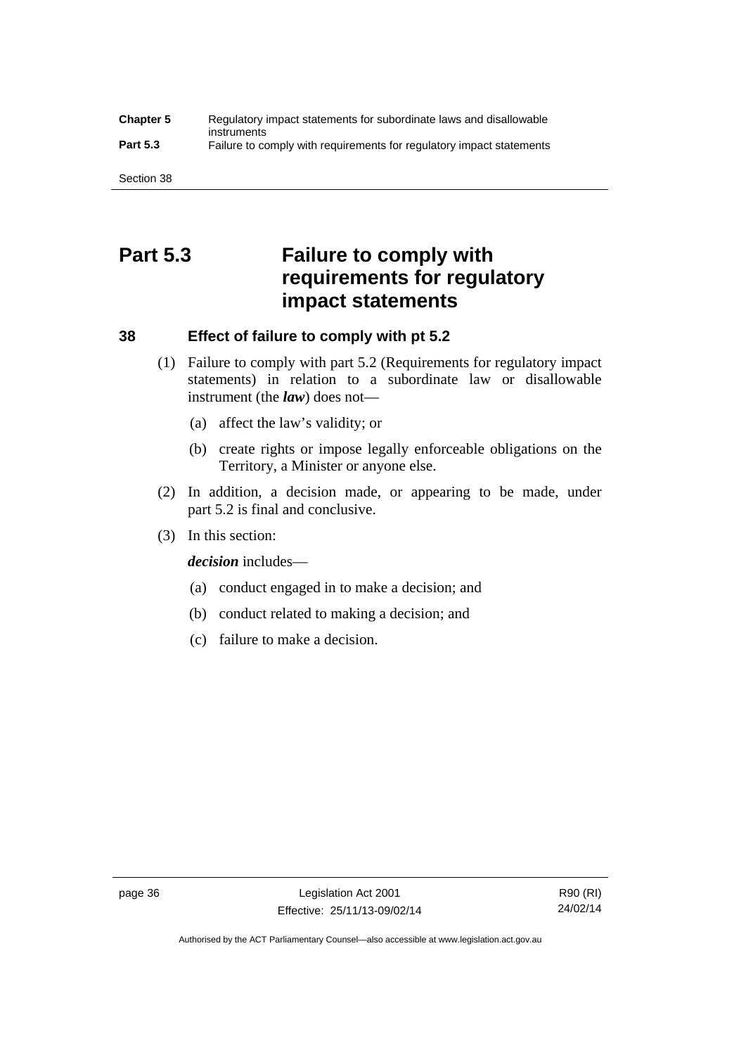# Part 5.3 Failure to comply with requirements for regulatory impact statements

## 38 Effect of failure to comply with pt 5.2

(1) Failure to comply with part 5.2 (Requirements for regulatory impact statements) in relation to a subordinate law or disallowable instrument (the ***law***) does not—

(a) affect the law's validity; or

(b) create rights or impose legally enforceable obligations on the Territory, a Minister or anyone else.

(2) In addition, a decision made, or appearing to be made, under part 5.2 is final and conclusive.

(3) In this section:

***decision*** includes—

(a) conduct engaged in to make a decision; and

(b) conduct related to making a decision; and

(c) failure to make a decision.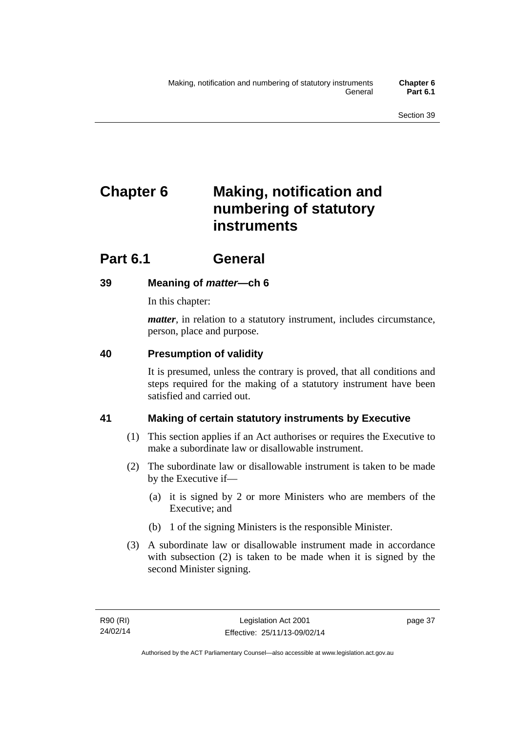# Chapter 6 Making, notification and numbering of statutory instruments

## Part 6.1 General

### 39 Meaning of *matter*—ch 6

In this chapter:

***matter***, in relation to a statutory instrument, includes circumstance, person, place and purpose.

### 40 Presumption of validity

It is presumed, unless the contrary is proved, that all conditions and steps required for the making of a statutory instrument have been satisfied and carried out.

### 41 Making of certain statutory instruments by Executive

(1) This section applies if an Act authorises or requires the Executive to make a subordinate law or disallowable instrument.

(2) The subordinate law or disallowable instrument is taken to be made by the Executive if—

(a) it is signed by 2 or more Ministers who are members of the Executive; and

(b) 1 of the signing Ministers is the responsible Minister.

(3) A subordinate law or disallowable instrument made in accordance with subsection (2) is taken to be made when it is signed by the second Minister signing.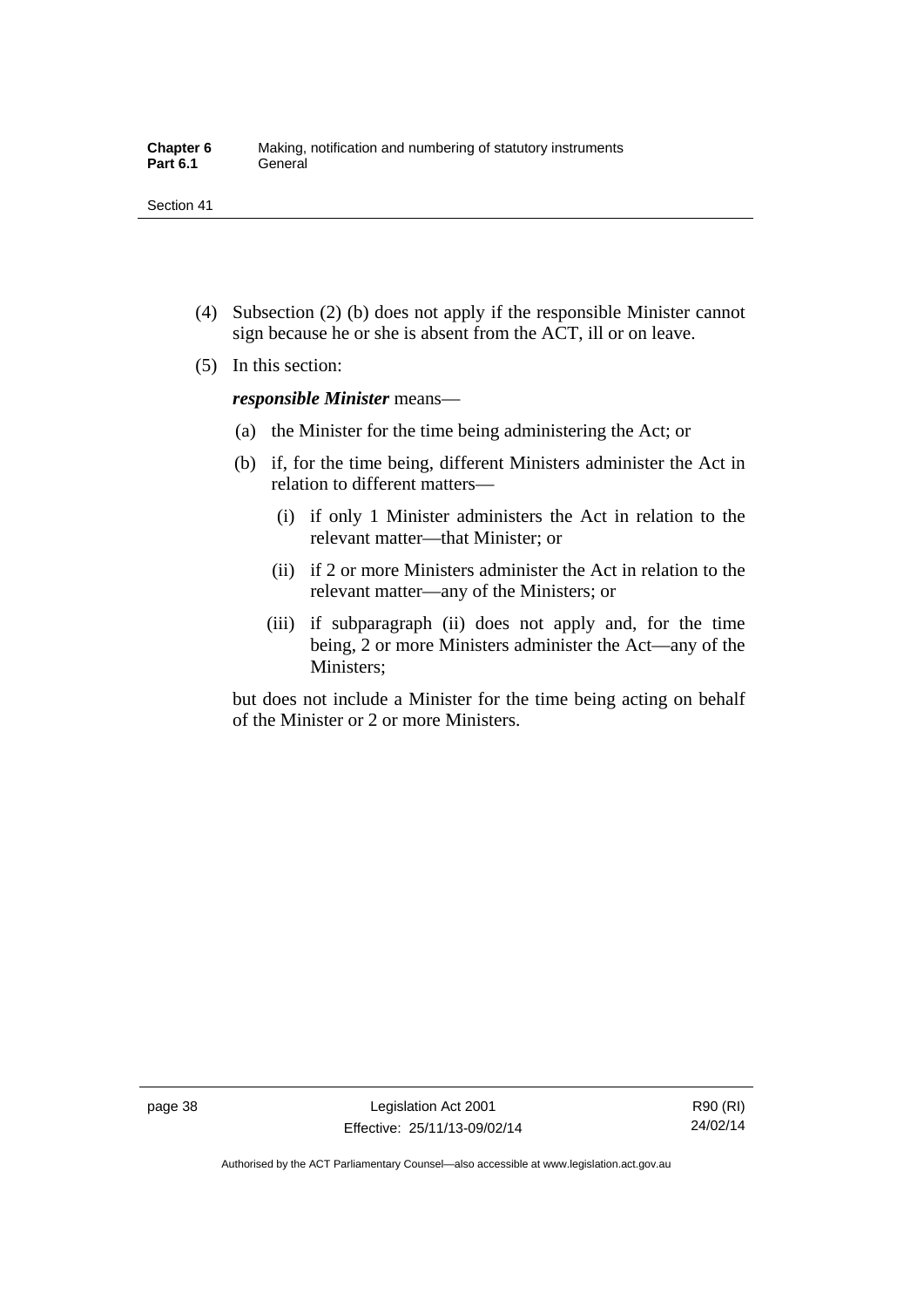(4) Subsection (2) (b) does not apply if the responsible Minister cannot sign because he or she is absent from the ACT, ill or on leave.

(5) In this section:

***responsible Minister*** means—

(a) the Minister for the time being administering the Act; or

(b) if, for the time being, different Ministers administer the Act in relation to different matters—

(i) if only 1 Minister administers the Act in relation to the relevant matter—that Minister; or

(ii) if 2 or more Ministers administer the Act in relation to the relevant matter—any of the Ministers; or

(iii) if subparagraph (ii) does not apply and, for the time being, 2 or more Ministers administer the Act—any of the Ministers;

but does not include a Minister for the time being acting on behalf of the Minister or 2 or more Ministers.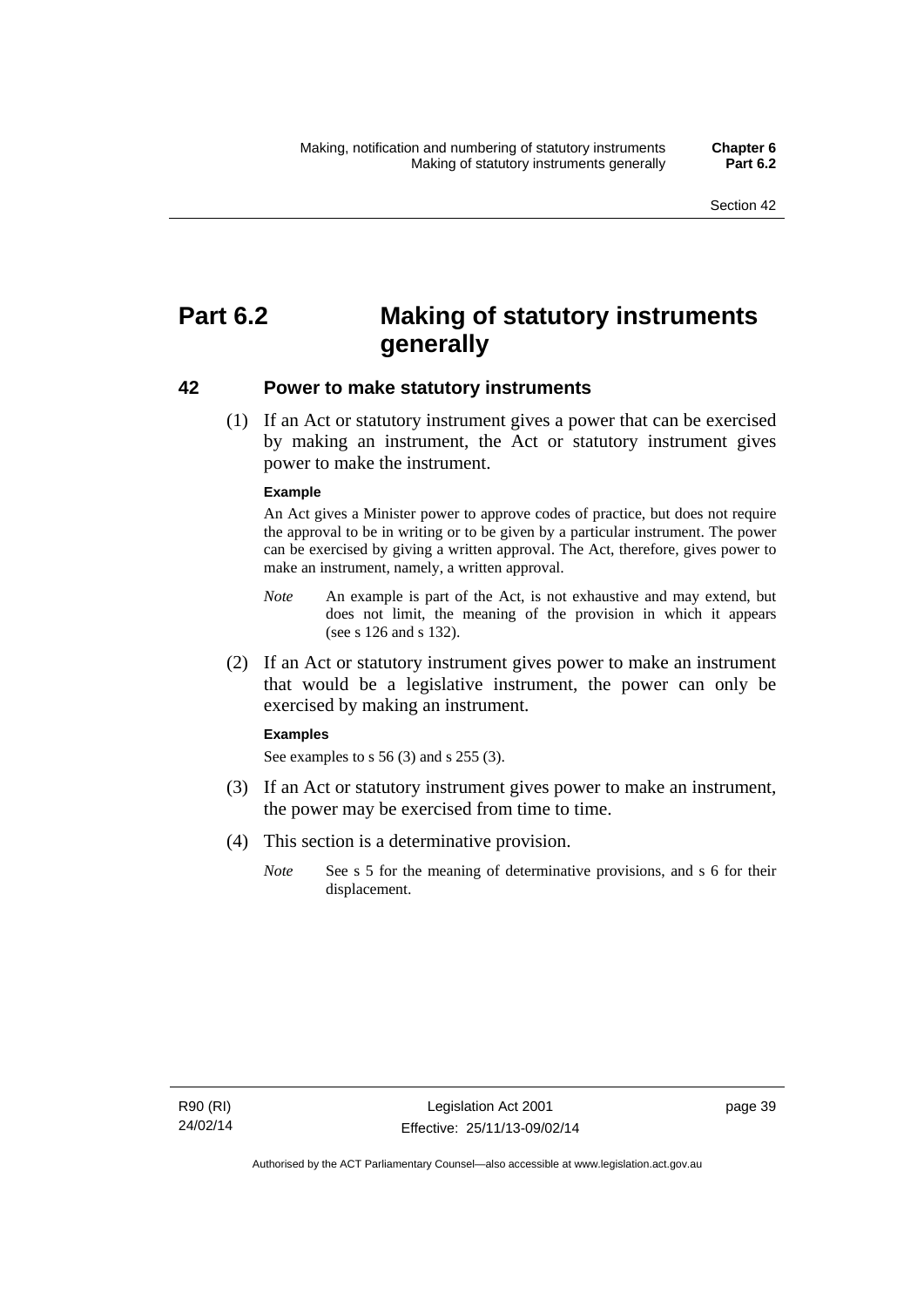# Part 6.2 Making of statutory instruments generally

## 42 Power to make statutory instruments

(1) If an Act or statutory instrument gives a power that can be exercised by making an instrument, the Act or statutory instrument gives power to make the instrument.

**Example**

An Act gives a Minister power to approve codes of practice, but does not require the approval to be in writing or to be given by a particular instrument. The power can be exercised by giving a written approval. The Act, therefore, gives power to make an instrument, namely, a written approval.

*Note* An example is part of the Act, is not exhaustive and may extend, but does not limit, the meaning of the provision in which it appears (see s 126 and s 132).

(2) If an Act or statutory instrument gives power to make an instrument that would be a legislative instrument, the power can only be exercised by making an instrument.

**Examples**

See examples to s 56 (3) and s 255 (3).

(3) If an Act or statutory instrument gives power to make an instrument, the power may be exercised from time to time.

(4) This section is a determinative provision.

*Note* See s 5 for the meaning of determinative provisions, and s 6 for their displacement.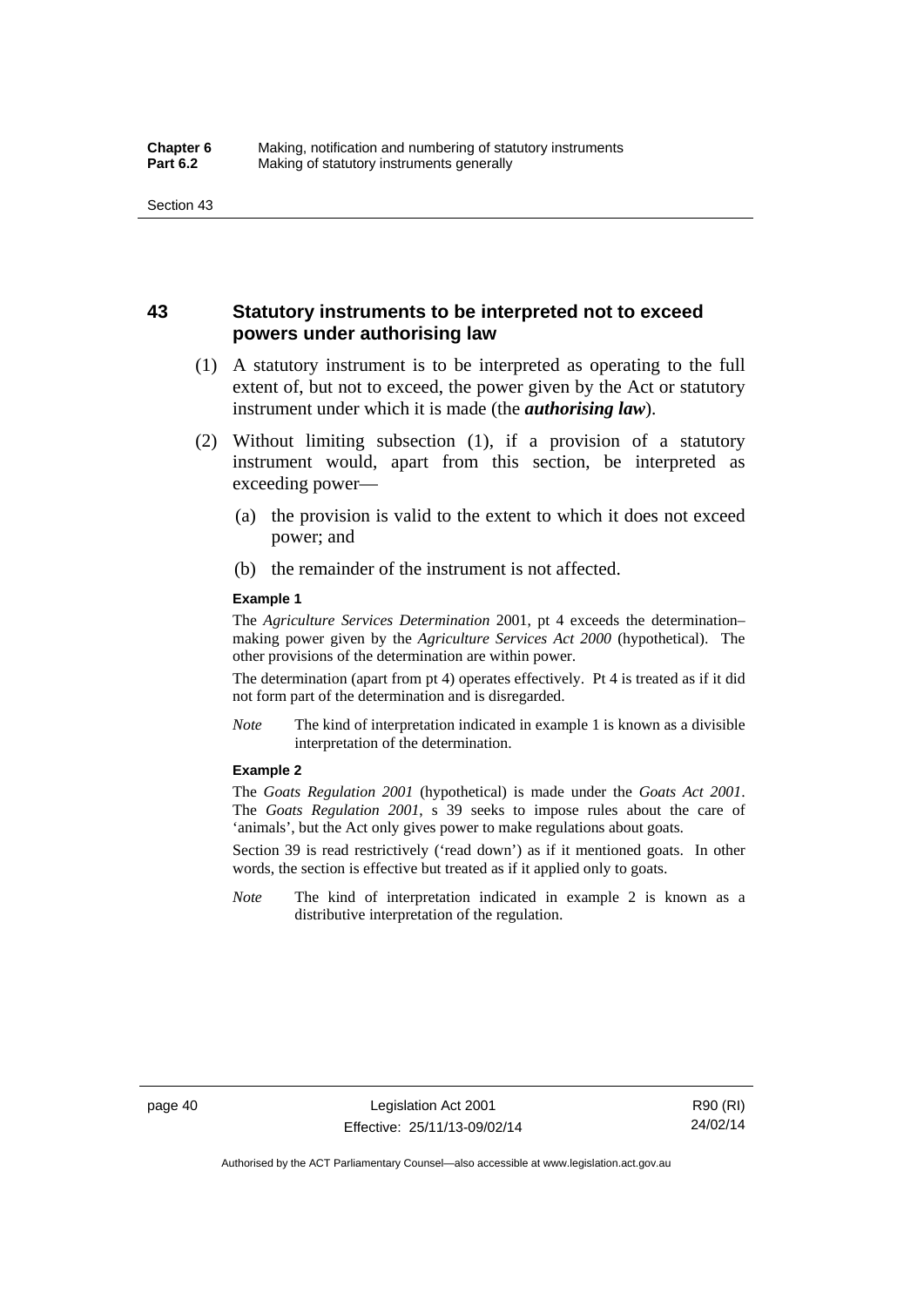## 43 Statutory instruments to be interpreted not to exceed powers under authorising law

(1) A statutory instrument is to be interpreted as operating to the full extent of, but not to exceed, the power given by the Act or statutory instrument under which it is made (the ***authorising law***).

(2) Without limiting subsection (1), if a provision of a statutory instrument would, apart from this section, be interpreted as exceeding power—

(a) the provision is valid to the extent to which it does not exceed power; and

(b) the remainder of the instrument is not affected.

**Example 1**

The *Agriculture Services Determination* 2001, pt 4 exceeds the determination–making power given by the *Agriculture Services Act 2000* (hypothetical). The other provisions of the determination are within power.

The determination (apart from pt 4) operates effectively. Pt 4 is treated as if it did not form part of the determination and is disregarded.

*Note* The kind of interpretation indicated in example 1 is known as a divisible interpretation of the determination.

**Example 2**

The *Goats Regulation 2001* (hypothetical) is made under the *Goats Act 2001*. The *Goats Regulation 2001*, s 39 seeks to impose rules about the care of 'animals', but the Act only gives power to make regulations about goats.

Section 39 is read restrictively ('read down') as if it mentioned goats. In other words, the section is effective but treated as if it applied only to goats.

*Note* The kind of interpretation indicated in example 2 is known as a distributive interpretation of the regulation.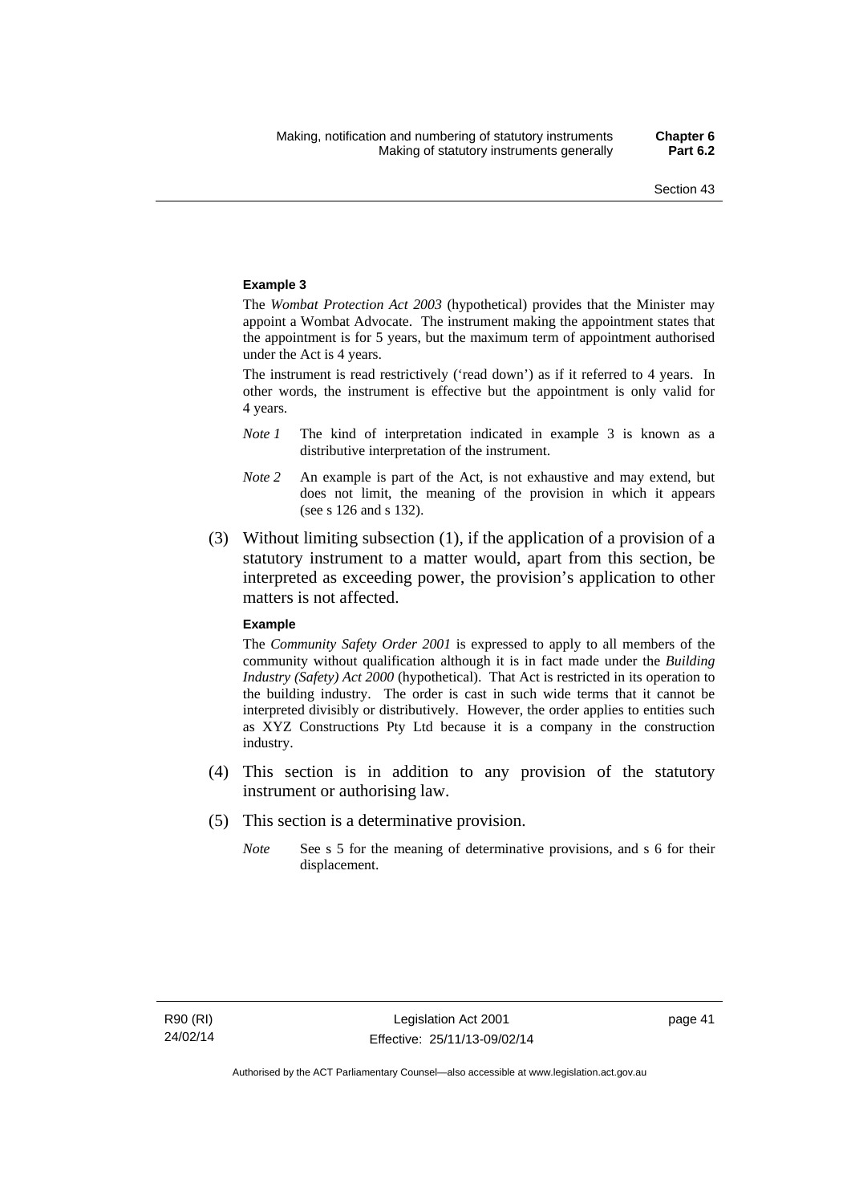#### Example 3

The *Wombat Protection Act 2003* (hypothetical) provides that the Minister may appoint a Wombat Advocate. The instrument making the appointment states that the appointment is for 5 years, but the maximum term of appointment authorised under the Act is 4 years.

The instrument is read restrictively ('read down') as if it referred to 4 years. In other words, the instrument is effective but the appointment is only valid for 4 years.

*Note 1* The kind of interpretation indicated in example 3 is known as a distributive interpretation of the instrument.

*Note 2* An example is part of the Act, is not exhaustive and may extend, but does not limit, the meaning of the provision in which it appears (see s 126 and s 132).

(3) Without limiting subsection (1), if the application of a provision of a statutory instrument to a matter would, apart from this section, be interpreted as exceeding power, the provision's application to other matters is not affected.

#### Example

The *Community Safety Order 2001* is expressed to apply to all members of the community without qualification although it is in fact made under the *Building Industry (Safety) Act 2000* (hypothetical). That Act is restricted in its operation to the building industry. The order is cast in such wide terms that it cannot be interpreted divisibly or distributively. However, the order applies to entities such as XYZ Constructions Pty Ltd because it is a company in the construction industry.

(4) This section is in addition to any provision of the statutory instrument or authorising law.

(5) This section is a determinative provision.

*Note* See s 5 for the meaning of determinative provisions, and s 6 for their displacement.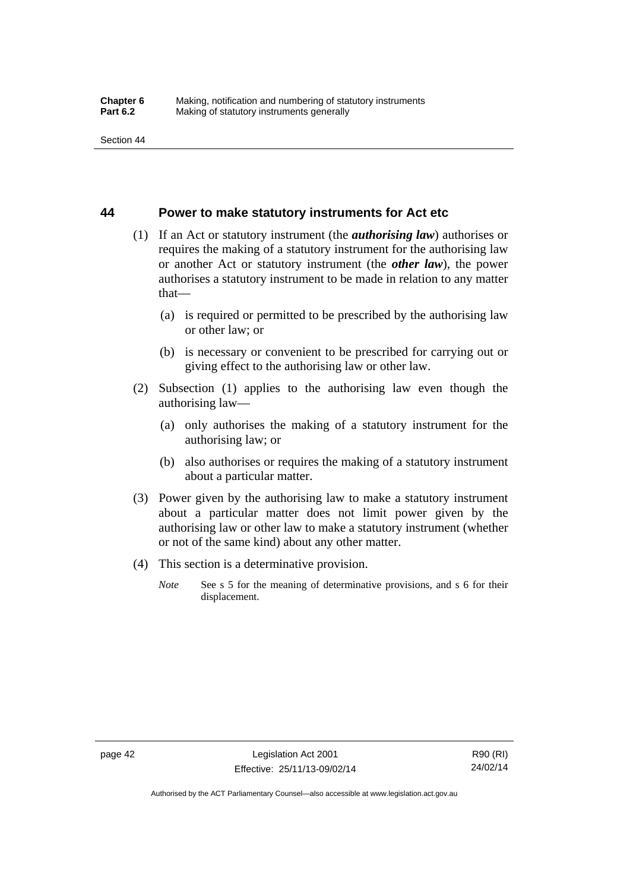## 44 Power to make statutory instruments for Act etc

(1) If an Act or statutory instrument (the ***authorising law***) authorises or requires the making of a statutory instrument for the authorising law or another Act or statutory instrument (the ***other law***), the power authorises a statutory instrument to be made in relation to any matter that—

(a) is required or permitted to be prescribed by the authorising law or other law; or

(b) is necessary or convenient to be prescribed for carrying out or giving effect to the authorising law or other law.

(2) Subsection (1) applies to the authorising law even though the authorising law—

(a) only authorises the making of a statutory instrument for the authorising law; or

(b) also authorises or requires the making of a statutory instrument about a particular matter.

(3) Power given by the authorising law to make a statutory instrument about a particular matter does not limit power given by the authorising law or other law to make a statutory instrument (whether or not of the same kind) about any other matter.

(4) This section is a determinative provision.

*Note* See s 5 for the meaning of determinative provisions, and s 6 for their displacement.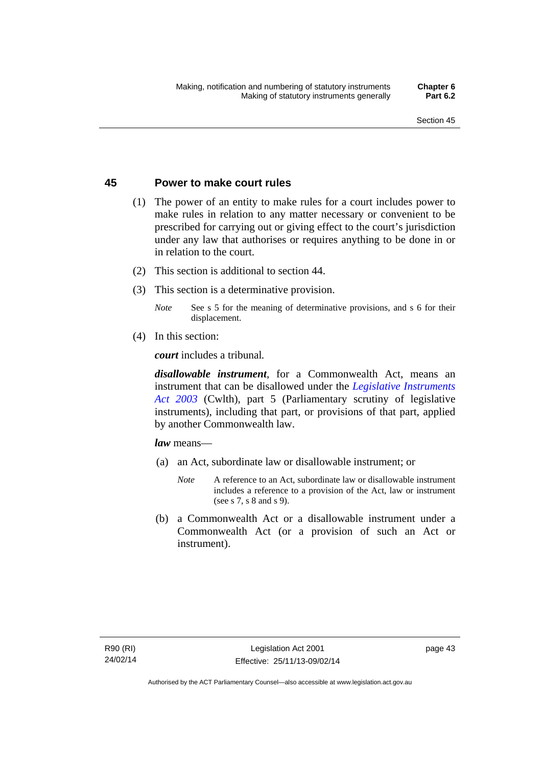## 45 Power to make court rules

(1) The power of an entity to make rules for a court includes power to make rules in relation to any matter necessary or convenient to be prescribed for carrying out or giving effect to the court's jurisdiction under any law that authorises or requires anything to be done in or in relation to the court.

(2) This section is additional to section 44.

(3) This section is a determinative provision.

*Note* See s 5 for the meaning of determinative provisions, and s 6 for their displacement.

(4) In this section:

***court*** includes a tribunal.

***disallowable instrument***, for a Commonwealth Act, means an instrument that can be disallowed under the *Legislative Instruments Act 2003* (Cwlth), part 5 (Parliamentary scrutiny of legislative instruments), including that part, or provisions of that part, applied by another Commonwealth law.

***law*** means—

(a) an Act, subordinate law or disallowable instrument; or

*Note* A reference to an Act, subordinate law or disallowable instrument includes a reference to a provision of the Act, law or instrument (see s 7, s 8 and s 9).

(b) a Commonwealth Act or a disallowable instrument under a Commonwealth Act (or a provision of such an Act or instrument).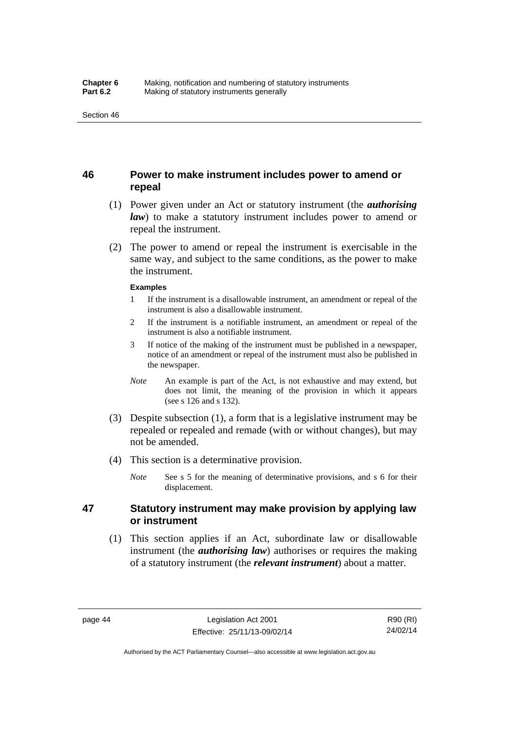## 46 Power to make instrument includes power to amend or repeal

(1) Power given under an Act or statutory instrument (the ***authorising law***) to make a statutory instrument includes power to amend or repeal the instrument.

(2) The power to amend or repeal the instrument is exercisable in the same way, and subject to the same conditions, as the power to make the instrument.

**Examples**

1 If the instrument is a disallowable instrument, an amendment or repeal of the instrument is also a disallowable instrument.

2 If the instrument is a notifiable instrument, an amendment or repeal of the instrument is also a notifiable instrument.

3 If notice of the making of the instrument must be published in a newspaper, notice of an amendment or repeal of the instrument must also be published in the newspaper.

*Note* An example is part of the Act, is not exhaustive and may extend, but does not limit, the meaning of the provision in which it appears (see s 126 and s 132).

(3) Despite subsection (1), a form that is a legislative instrument may be repealed or repealed and remade (with or without changes), but may not be amended.

(4) This section is a determinative provision.

*Note* See s 5 for the meaning of determinative provisions, and s 6 for their displacement.

## 47 Statutory instrument may make provision by applying law or instrument

(1) This section applies if an Act, subordinate law or disallowable instrument (the ***authorising law***) authorises or requires the making of a statutory instrument (the ***relevant instrument***) about a matter.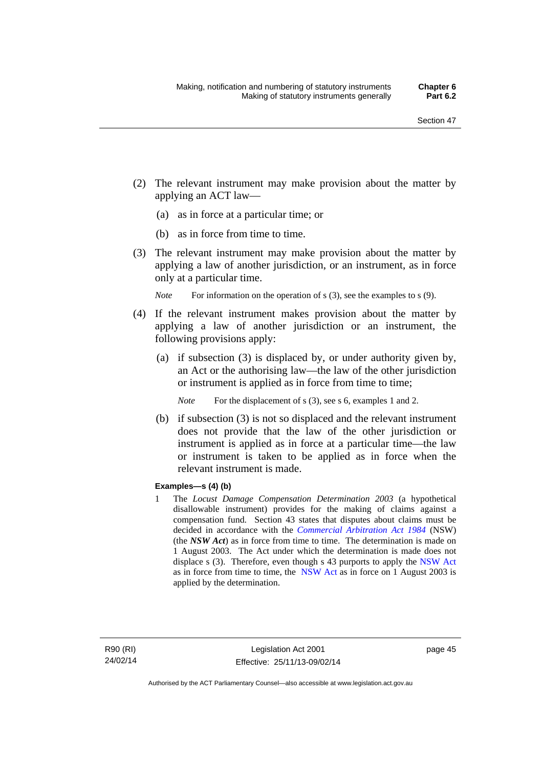(2) The relevant instrument may make provision about the matter by applying an ACT law—

(a) as in force at a particular time; or

(b) as in force from time to time.

(3) The relevant instrument may make provision about the matter by applying a law of another jurisdiction, or an instrument, as in force only at a particular time.

*Note* For information on the operation of s (3), see the examples to s (9).

(4) If the relevant instrument makes provision about the matter by applying a law of another jurisdiction or an instrument, the following provisions apply:

(a) if subsection (3) is displaced by, or under authority given by, an Act or the authorising law—the law of the other jurisdiction or instrument is applied as in force from time to time;

*Note* For the displacement of s (3), see s 6, examples 1 and 2.

(b) if subsection (3) is not so displaced and the relevant instrument does not provide that the law of the other jurisdiction or instrument is applied as in force at a particular time—the law or instrument is taken to be applied as in force when the relevant instrument is made.

**Examples—s (4) (b)**

1 The *Locust Damage Compensation Determination 2003* (a hypothetical disallowable instrument) provides for the making of claims against a compensation fund. Section 43 states that disputes about claims must be decided in accordance with the *Commercial Arbitration Act 1984* (NSW) (the ***NSW Act***) as in force from time to time. The determination is made on 1 August 2003. The Act under which the determination is made does not displace s (3). Therefore, even though s 43 purports to apply the NSW Act as in force from time to time, the NSW Act as in force on 1 August 2003 is applied by the determination.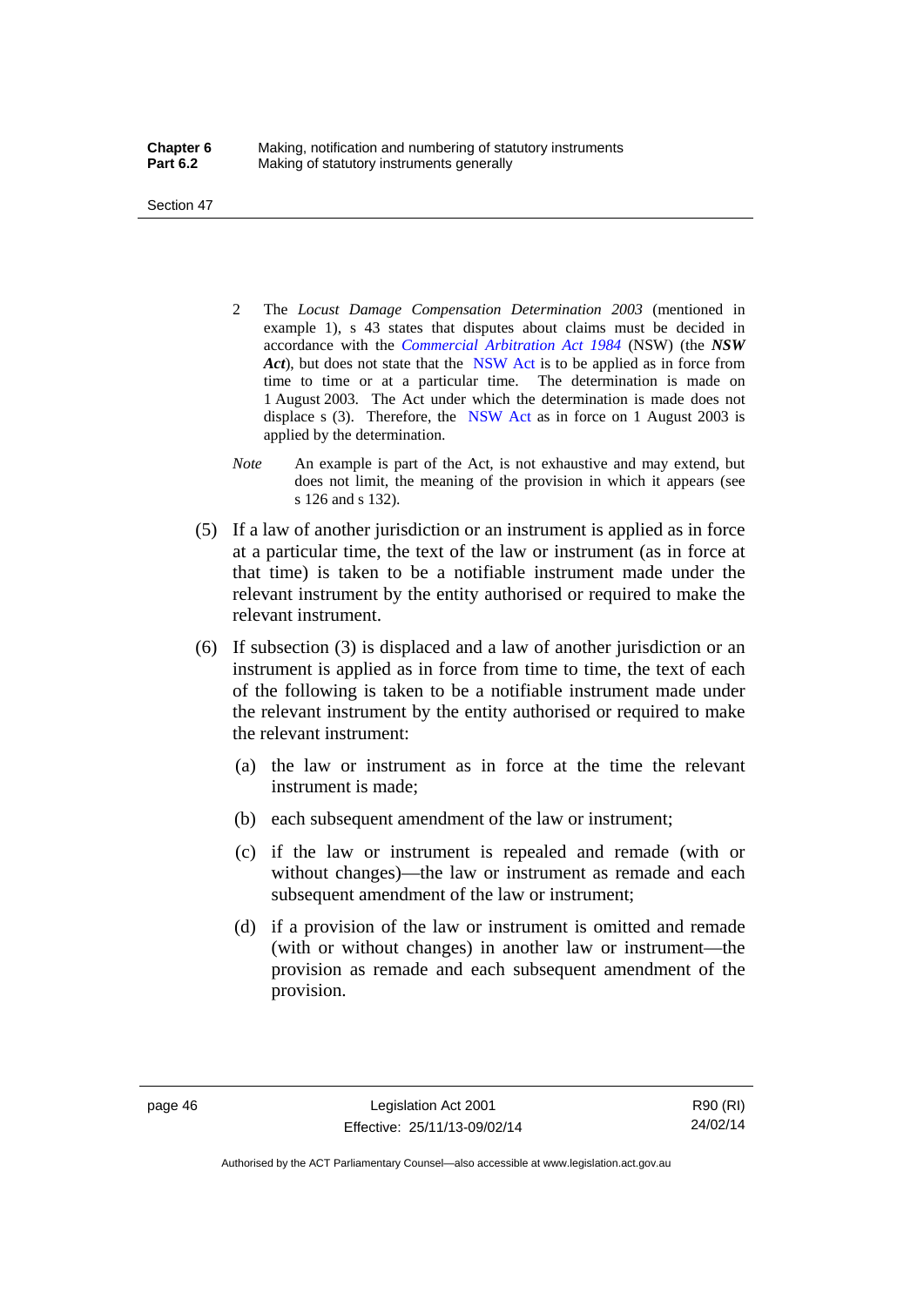2 The *Locust Damage Compensation Determination 2003* (mentioned in example 1), s 43 states that disputes about claims must be decided in accordance with the *Commercial Arbitration Act 1984* (NSW) (the ***NSW Act***), but does not state that the NSW Act is to be applied as in force from time to time or at a particular time. The determination is made on 1 August 2003. The Act under which the determination is made does not displace s (3). Therefore, the NSW Act as in force on 1 August 2003 is applied by the determination.

*Note* An example is part of the Act, is not exhaustive and may extend, but does not limit, the meaning of the provision in which it appears (see s 126 and s 132).

(5) If a law of another jurisdiction or an instrument is applied as in force at a particular time, the text of the law or instrument (as in force at that time) is taken to be a notifiable instrument made under the relevant instrument by the entity authorised or required to make the relevant instrument.

(6) If subsection (3) is displaced and a law of another jurisdiction or an instrument is applied as in force from time to time, the text of each of the following is taken to be a notifiable instrument made under the relevant instrument by the entity authorised or required to make the relevant instrument:

(a) the law or instrument as in force at the time the relevant instrument is made;

(b) each subsequent amendment of the law or instrument;

(c) if the law or instrument is repealed and remade (with or without changes)—the law or instrument as remade and each subsequent amendment of the law or instrument;

(d) if a provision of the law or instrument is omitted and remade (with or without changes) in another law or instrument—the provision as remade and each subsequent amendment of the provision.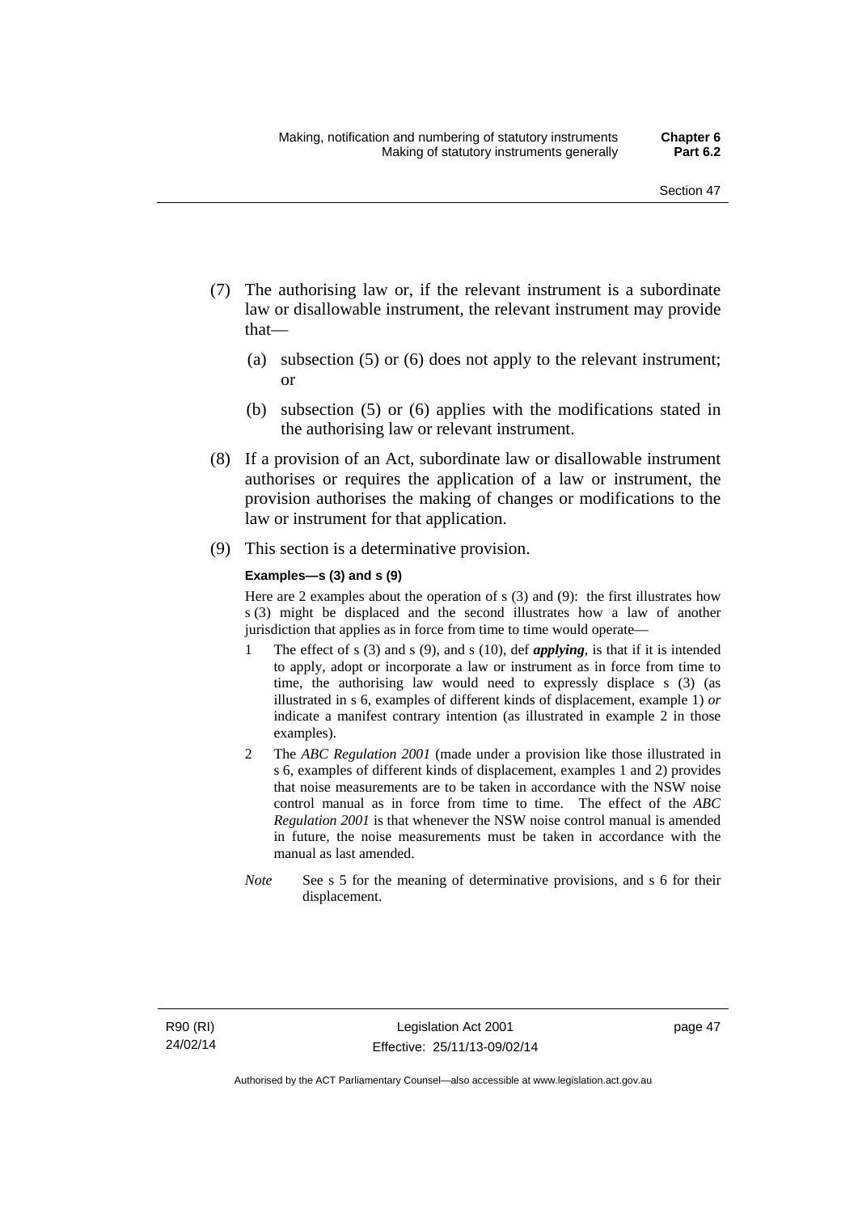(7) The authorising law or, if the relevant instrument is a subordinate law or disallowable instrument, the relevant instrument may provide that—

  (a) subsection (5) or (6) does not apply to the relevant instrument; or

  (b) subsection (5) or (6) applies with the modifications stated in the authorising law or relevant instrument.

(8) If a provision of an Act, subordinate law or disallowable instrument authorises or requires the application of a law or instrument, the provision authorises the making of changes or modifications to the law or instrument for that application.

(9) This section is a determinative provision.

**Examples—s (3) and s (9)**

Here are 2 examples about the operation of s (3) and (9): the first illustrates how s (3) might be displaced and the second illustrates how a law of another jurisdiction that applies as in force from time to time would operate—

1 The effect of s (3) and s (9), and s (10), def ***applying***, is that if it is intended to apply, adopt or incorporate a law or instrument as in force from time to time, the authorising law would need to expressly displace s (3) (as illustrated in s 6, examples of different kinds of displacement, example 1) *or* indicate a manifest contrary intention (as illustrated in example 2 in those examples).

2 The *ABC Regulation 2001* (made under a provision like those illustrated in s 6, examples of different kinds of displacement, examples 1 and 2) provides that noise measurements are to be taken in accordance with the NSW noise control manual as in force from time to time. The effect of the *ABC Regulation 2001* is that whenever the NSW noise control manual is amended in future, the noise measurements must be taken in accordance with the manual as last amended.

*Note* See s 5 for the meaning of determinative provisions, and s 6 for their displacement.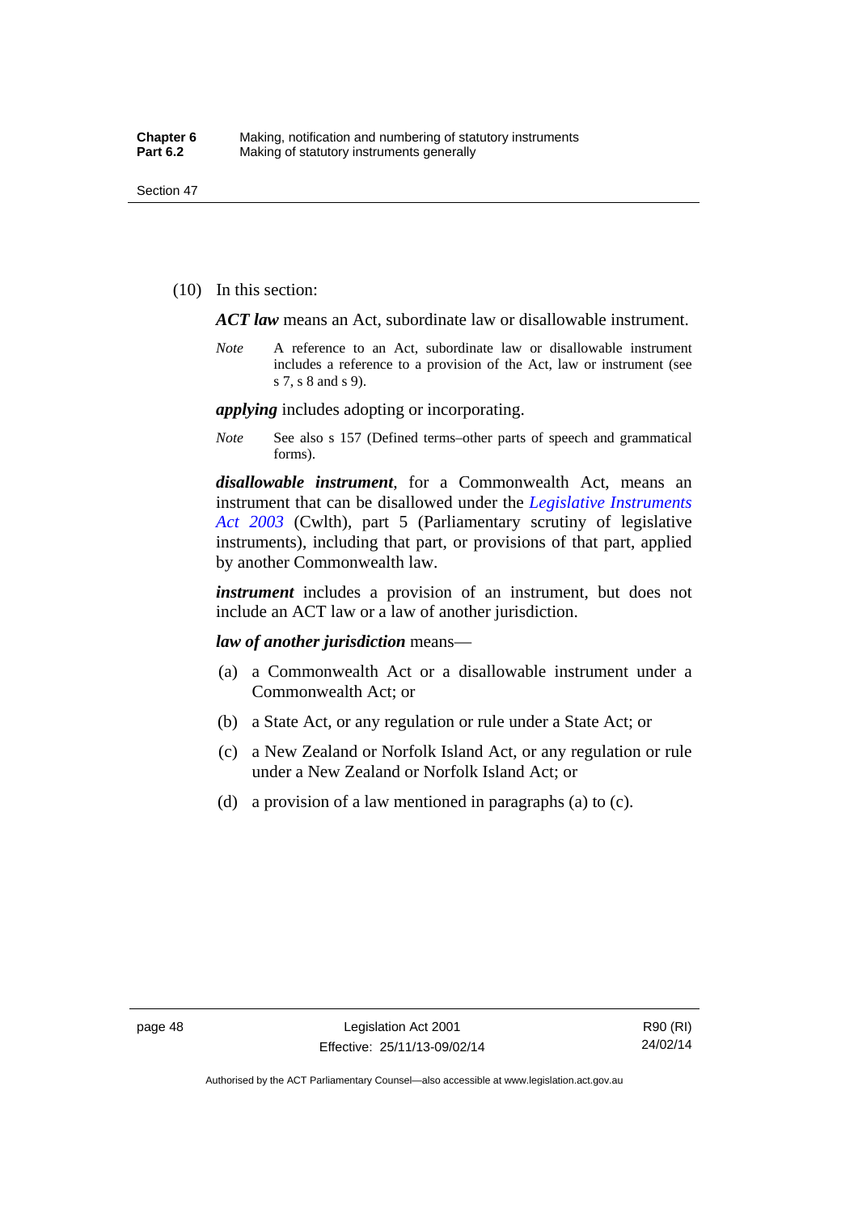(10) In this section:

***ACT law*** means an Act, subordinate law or disallowable instrument.

*Note* A reference to an Act, subordinate law or disallowable instrument includes a reference to a provision of the Act, law or instrument (see s 7, s 8 and s 9).

***applying*** includes adopting or incorporating.

*Note* See also s 157 (Defined terms–other parts of speech and grammatical forms).

***disallowable instrument***, for a Commonwealth Act, means an instrument that can be disallowed under the *Legislative Instruments Act 2003* (Cwlth), part 5 (Parliamentary scrutiny of legislative instruments), including that part, or provisions of that part, applied by another Commonwealth law.

***instrument*** includes a provision of an instrument, but does not include an ACT law or a law of another jurisdiction.

***law of another jurisdiction*** means—

(a) a Commonwealth Act or a disallowable instrument under a Commonwealth Act; or

(b) a State Act, or any regulation or rule under a State Act; or

(c) a New Zealand or Norfolk Island Act, or any regulation or rule under a New Zealand or Norfolk Island Act; or

(d) a provision of a law mentioned in paragraphs (a) to (c).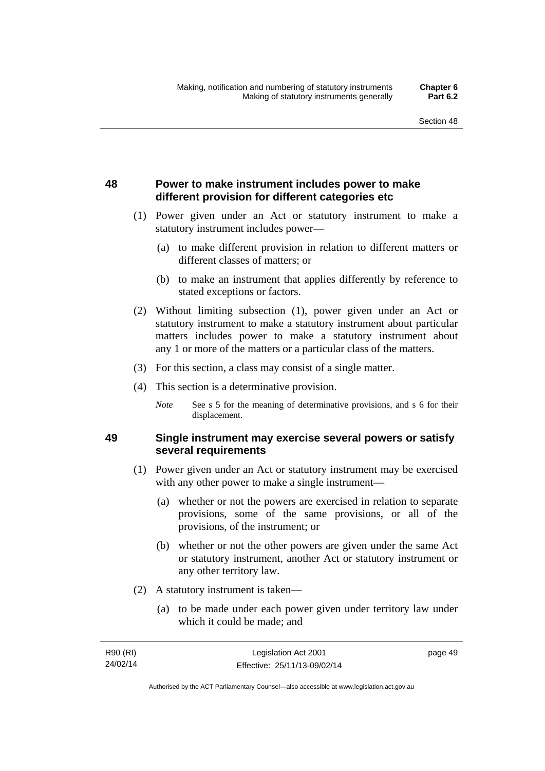## 48 Power to make instrument includes power to make different provision for different categories etc

(1) Power given under an Act or statutory instrument to make a statutory instrument includes power—

(a) to make different provision in relation to different matters or different classes of matters; or

(b) to make an instrument that applies differently by reference to stated exceptions or factors.

(2) Without limiting subsection (1), power given under an Act or statutory instrument to make a statutory instrument about particular matters includes power to make a statutory instrument about any 1 or more of the matters or a particular class of the matters.

(3) For this section, a class may consist of a single matter.

(4) This section is a determinative provision.

*Note* See s 5 for the meaning of determinative provisions, and s 6 for their displacement.

## 49 Single instrument may exercise several powers or satisfy several requirements

(1) Power given under an Act or statutory instrument may be exercised with any other power to make a single instrument—

(a) whether or not the powers are exercised in relation to separate provisions, some of the same provisions, or all of the provisions, of the instrument; or

(b) whether or not the other powers are given under the same Act or statutory instrument, another Act or statutory instrument or any other territory law.

(2) A statutory instrument is taken—

(a) to be made under each power given under territory law under which it could be made; and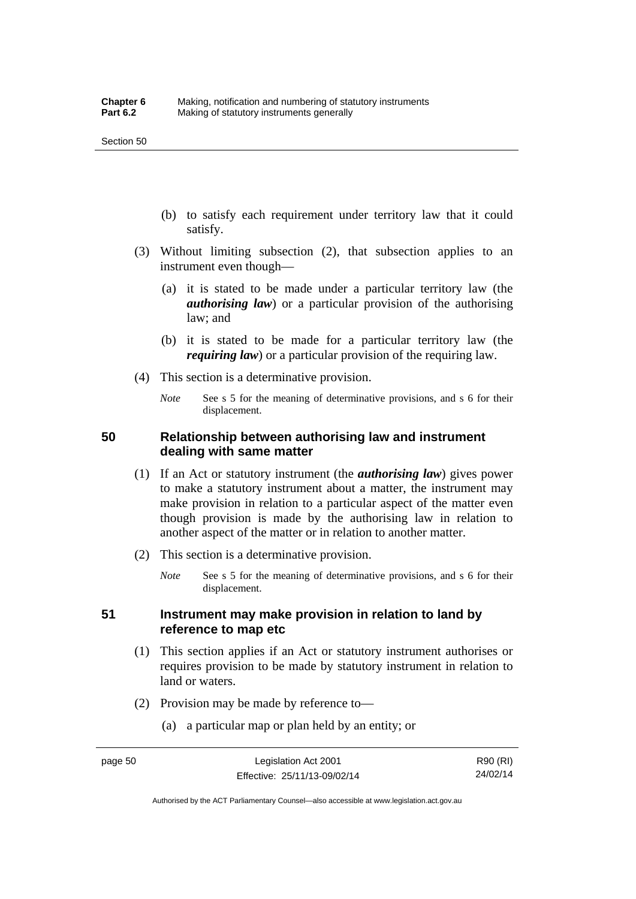(b) to satisfy each requirement under territory law that it could satisfy.

(3) Without limiting subsection (2), that subsection applies to an instrument even though—

(a) it is stated to be made under a particular territory law (the ***authorising law***) or a particular provision of the authorising law; and

(b) it is stated to be made for a particular territory law (the ***requiring law***) or a particular provision of the requiring law.

(4) This section is a determinative provision.

*Note* See s 5 for the meaning of determinative provisions, and s 6 for their displacement.

### 50 Relationship between authorising law and instrument dealing with same matter

(1) If an Act or statutory instrument (the ***authorising law***) gives power to make a statutory instrument about a matter, the instrument may make provision in relation to a particular aspect of the matter even though provision is made by the authorising law in relation to another aspect of the matter or in relation to another matter.

(2) This section is a determinative provision.

*Note* See s 5 for the meaning of determinative provisions, and s 6 for their displacement.

### 51 Instrument may make provision in relation to land by reference to map etc

(1) This section applies if an Act or statutory instrument authorises or requires provision to be made by statutory instrument in relation to land or waters.

(2) Provision may be made by reference to—

(a) a particular map or plan held by an entity; or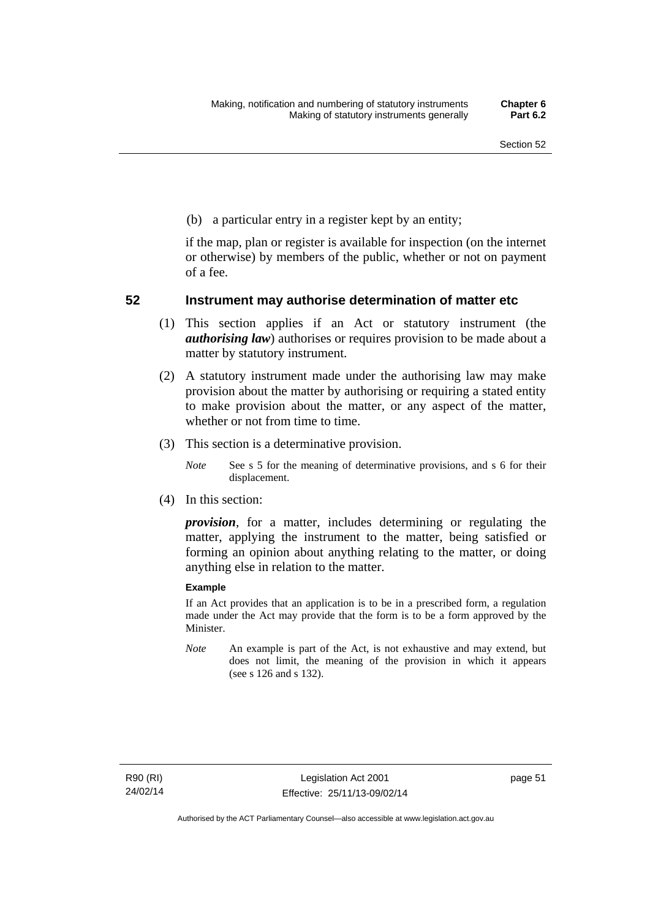(b) a particular entry in a register kept by an entity;

if the map, plan or register is available for inspection (on the internet or otherwise) by members of the public, whether or not on payment of a fee.

## 52 Instrument may authorise determination of matter etc

(1) This section applies if an Act or statutory instrument (the ***authorising law***) authorises or requires provision to be made about a matter by statutory instrument.

(2) A statutory instrument made under the authorising law may make provision about the matter by authorising or requiring a stated entity to make provision about the matter, or any aspect of the matter, whether or not from time to time.

(3) This section is a determinative provision.

*Note* See s 5 for the meaning of determinative provisions, and s 6 for their displacement.

(4) In this section:

***provision***, for a matter, includes determining or regulating the matter, applying the instrument to the matter, being satisfied or forming an opinion about anything relating to the matter, or doing anything else in relation to the matter.

**Example**

If an Act provides that an application is to be in a prescribed form, a regulation made under the Act may provide that the form is to be a form approved by the Minister.

*Note* An example is part of the Act, is not exhaustive and may extend, but does not limit, the meaning of the provision in which it appears (see s 126 and s 132).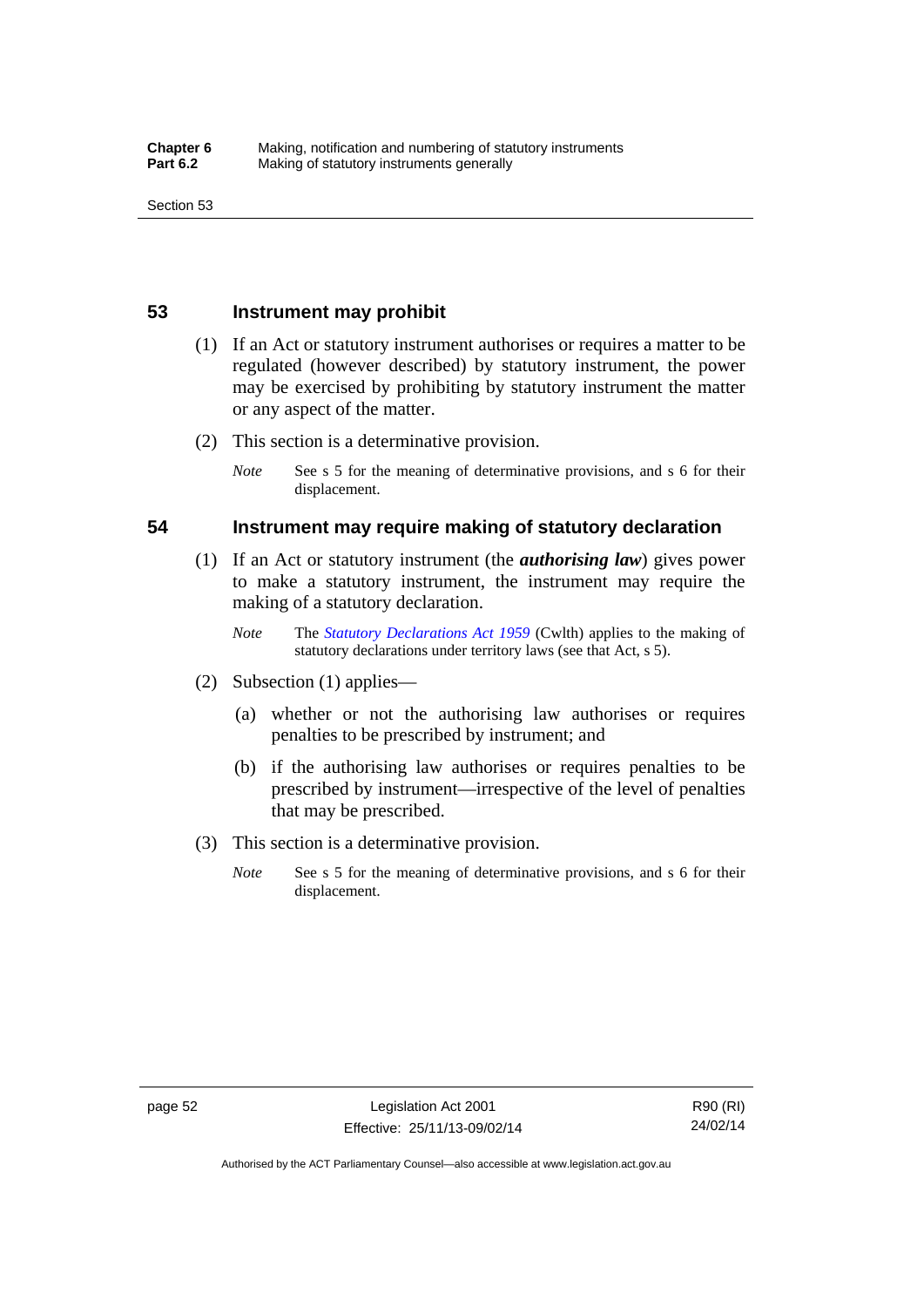## 53 Instrument may prohibit

(1) If an Act or statutory instrument authorises or requires a matter to be regulated (however described) by statutory instrument, the power may be exercised by prohibiting by statutory instrument the matter or any aspect of the matter.

(2) This section is a determinative provision.

*Note* See s 5 for the meaning of determinative provisions, and s 6 for their displacement.

## 54 Instrument may require making of statutory declaration

(1) If an Act or statutory instrument (the ***authorising law***) gives power to make a statutory instrument, the instrument may require the making of a statutory declaration.

*Note* The *Statutory Declarations Act 1959* (Cwlth) applies to the making of statutory declarations under territory laws (see that Act, s 5).

(2) Subsection (1) applies—

(a) whether or not the authorising law authorises or requires penalties to be prescribed by instrument; and

(b) if the authorising law authorises or requires penalties to be prescribed by instrument—irrespective of the level of penalties that may be prescribed.

(3) This section is a determinative provision.

*Note* See s 5 for the meaning of determinative provisions, and s 6 for their displacement.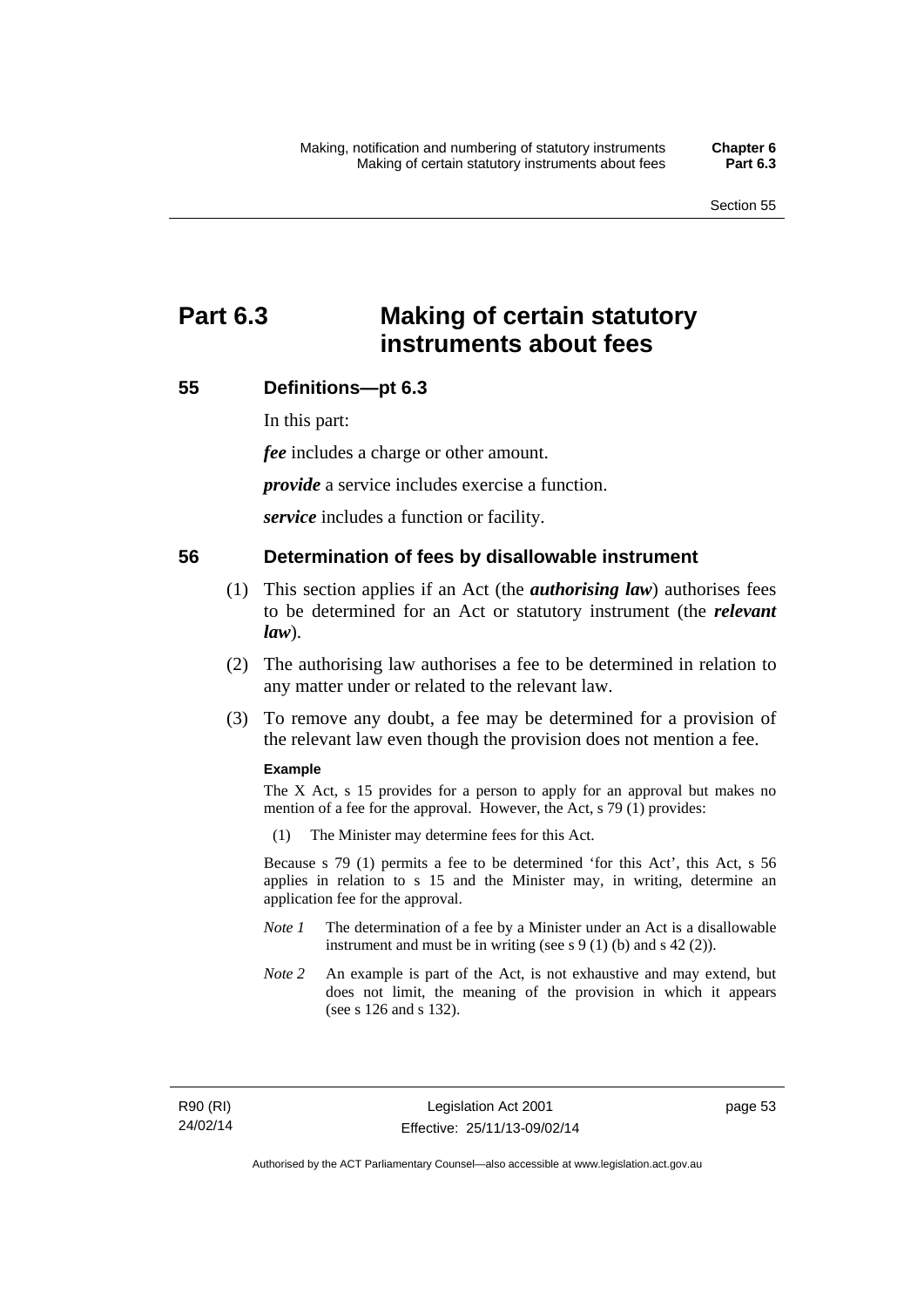# Part 6.3 Making of certain statutory instruments about fees

## 55 Definitions—pt 6.3

In this part:

***fee*** includes a charge or other amount.

***provide*** a service includes exercise a function.

***service*** includes a function or facility.

## 56 Determination of fees by disallowable instrument

(1) This section applies if an Act (the ***authorising law***) authorises fees to be determined for an Act or statutory instrument (the ***relevant law***).

(2) The authorising law authorises a fee to be determined in relation to any matter under or related to the relevant law.

(3) To remove any doubt, a fee may be determined for a provision of the relevant law even though the provision does not mention a fee.

**Example**

The X Act, s 15 provides for a person to apply for an approval but makes no mention of a fee for the approval. However, the Act, s 79 (1) provides:

(1) The Minister may determine fees for this Act.

Because s 79 (1) permits a fee to be determined 'for this Act', this Act, s 56 applies in relation to s 15 and the Minister may, in writing, determine an application fee for the approval.

*Note 1* The determination of a fee by a Minister under an Act is a disallowable instrument and must be in writing (see s 9 (1) (b) and s 42 (2)).

*Note 2* An example is part of the Act, is not exhaustive and may extend, but does not limit, the meaning of the provision in which it appears (see s 126 and s 132).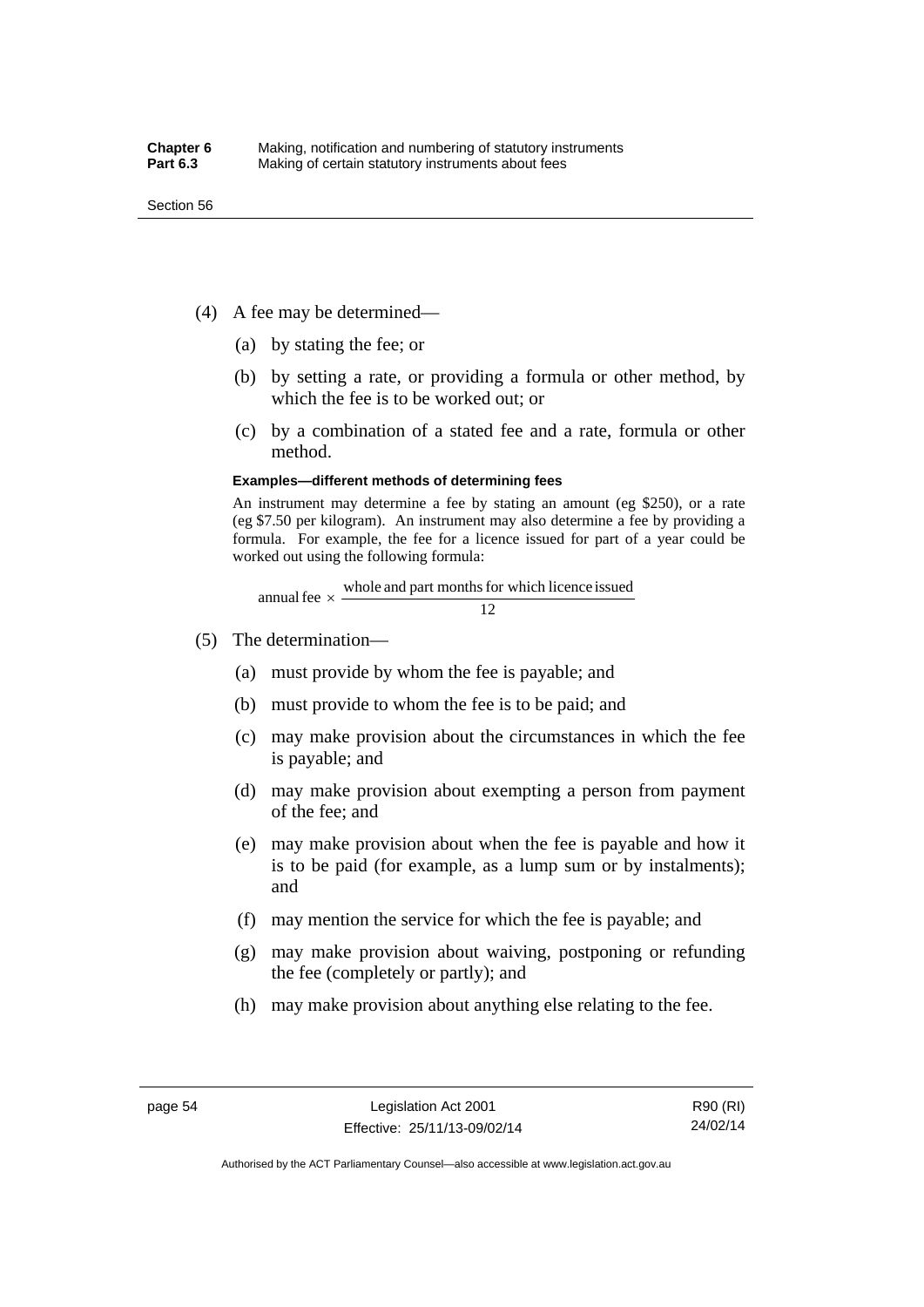(4) A fee may be determined—

(a) by stating the fee; or

(b) by setting a rate, or providing a formula or other method, by which the fee is to be worked out; or

(c) by a combination of a stated fee and a rate, formula or other method.

**Examples—different methods of determining fees**

An instrument may determine a fee by stating an amount (eg $250), or a rate (eg $7.50 per kilogram). An instrument may also determine a fee by providing a formula. For example, the fee for a licence issued for part of a year could be worked out using the following formula:

$$\text{annual fee} \times \frac{\text{whole and part months for which licence issued}}{12}$$

(5) The determination—

(a) must provide by whom the fee is payable; and

(b) must provide to whom the fee is to be paid; and

(c) may make provision about the circumstances in which the fee is payable; and

(d) may make provision about exempting a person from payment of the fee; and

(e) may make provision about when the fee is payable and how it is to be paid (for example, as a lump sum or by instalments); and

(f) may mention the service for which the fee is payable; and

(g) may make provision about waiving, postponing or refunding the fee (completely or partly); and

(h) may make provision about anything else relating to the fee.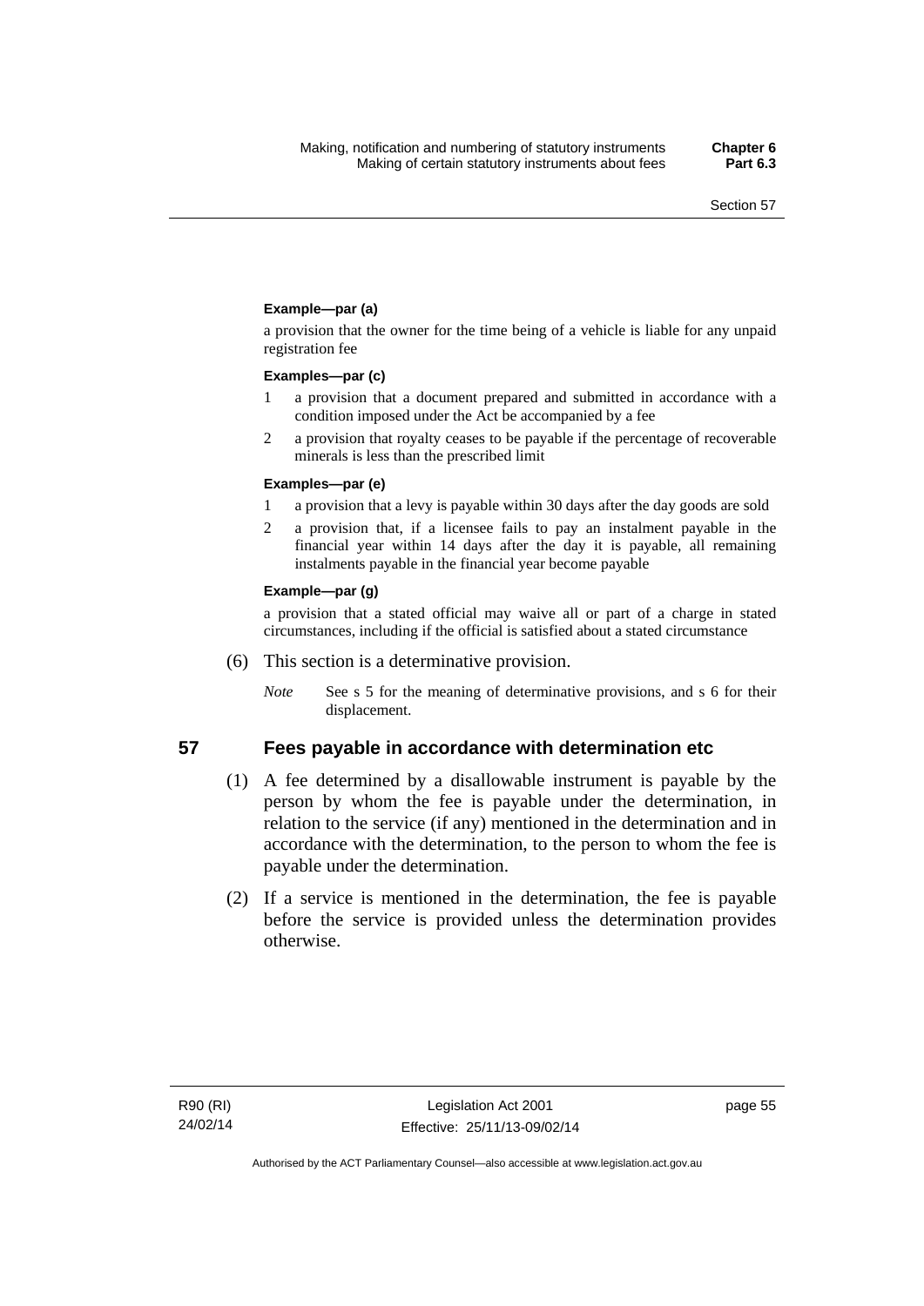**Example—par (a)**

a provision that the owner for the time being of a vehicle is liable for any unpaid registration fee

**Examples—par (c)**

1. a provision that a document prepared and submitted in accordance with a condition imposed under the Act be accompanied by a fee
2. a provision that royalty ceases to be payable if the percentage of recoverable minerals is less than the prescribed limit

**Examples—par (e)**

1. a provision that a levy is payable within 30 days after the day goods are sold
2. a provision that, if a licensee fails to pay an instalment payable in the financial year within 14 days after the day it is payable, all remaining instalments payable in the financial year become payable

**Example—par (g)**

a provision that a stated official may waive all or part of a charge in stated circumstances, including if the official is satisfied about a stated circumstance

(6) This section is a determinative provision.

*Note* See s 5 for the meaning of determinative provisions, and s 6 for their displacement.

## 57 Fees payable in accordance with determination etc

(1) A fee determined by a disallowable instrument is payable by the person by whom the fee is payable under the determination, in relation to the service (if any) mentioned in the determination and in accordance with the determination, to the person to whom the fee is payable under the determination.

(2) If a service is mentioned in the determination, the fee is payable before the service is provided unless the determination provides otherwise.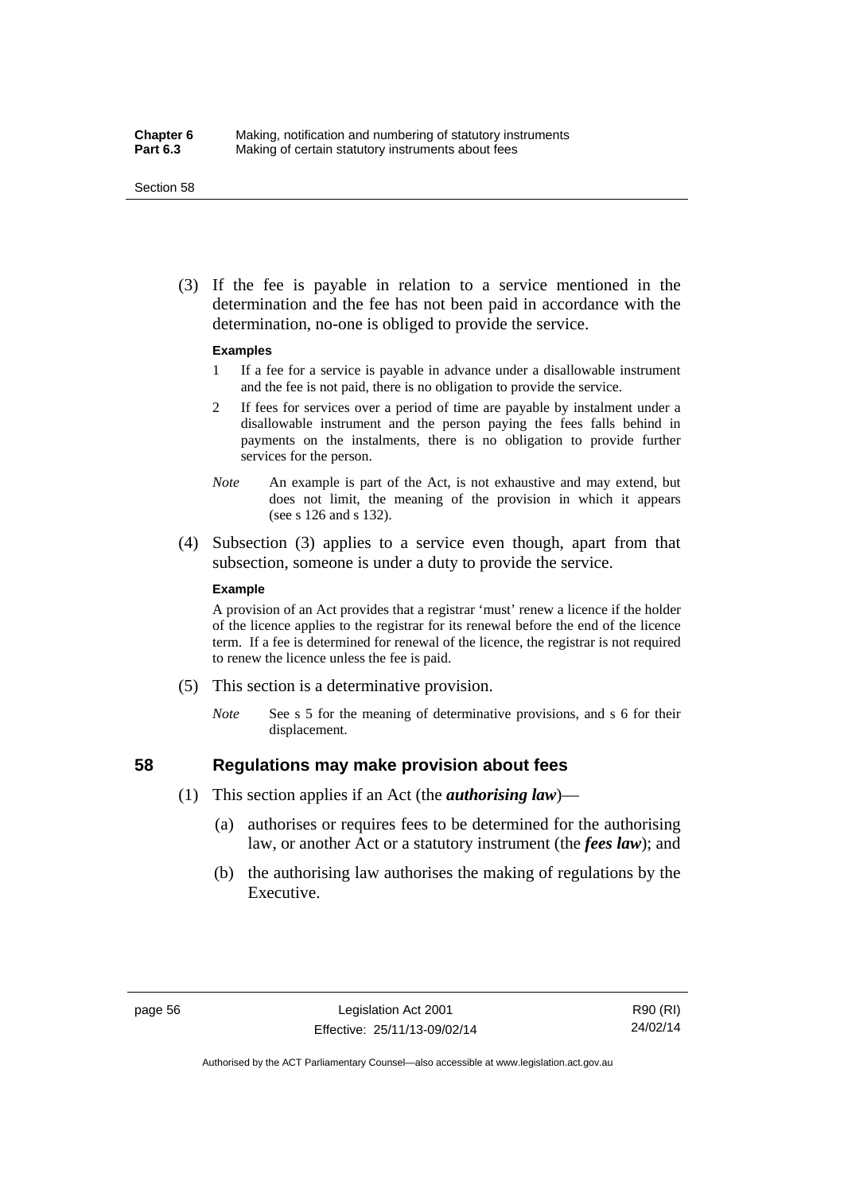(3) If the fee is payable in relation to a service mentioned in the determination and the fee has not been paid in accordance with the determination, no-one is obliged to provide the service.

**Examples**

1 If a fee for a service is payable in advance under a disallowable instrument and the fee is not paid, there is no obligation to provide the service.

2 If fees for services over a period of time are payable by instalment under a disallowable instrument and the person paying the fees falls behind in payments on the instalments, there is no obligation to provide further services for the person.

*Note* An example is part of the Act, is not exhaustive and may extend, but does not limit, the meaning of the provision in which it appears (see s 126 and s 132).

(4) Subsection (3) applies to a service even though, apart from that subsection, someone is under a duty to provide the service.

**Example**

A provision of an Act provides that a registrar 'must' renew a licence if the holder of the licence applies to the registrar for its renewal before the end of the licence term. If a fee is determined for renewal of the licence, the registrar is not required to renew the licence unless the fee is paid.

(5) This section is a determinative provision.

*Note* See s 5 for the meaning of determinative provisions, and s 6 for their displacement.

## 58 Regulations may make provision about fees

(1) This section applies if an Act (the ***authorising law***)—

(a) authorises or requires fees to be determined for the authorising law, or another Act or a statutory instrument (the ***fees law***); and

(b) the authorising law authorises the making of regulations by the Executive.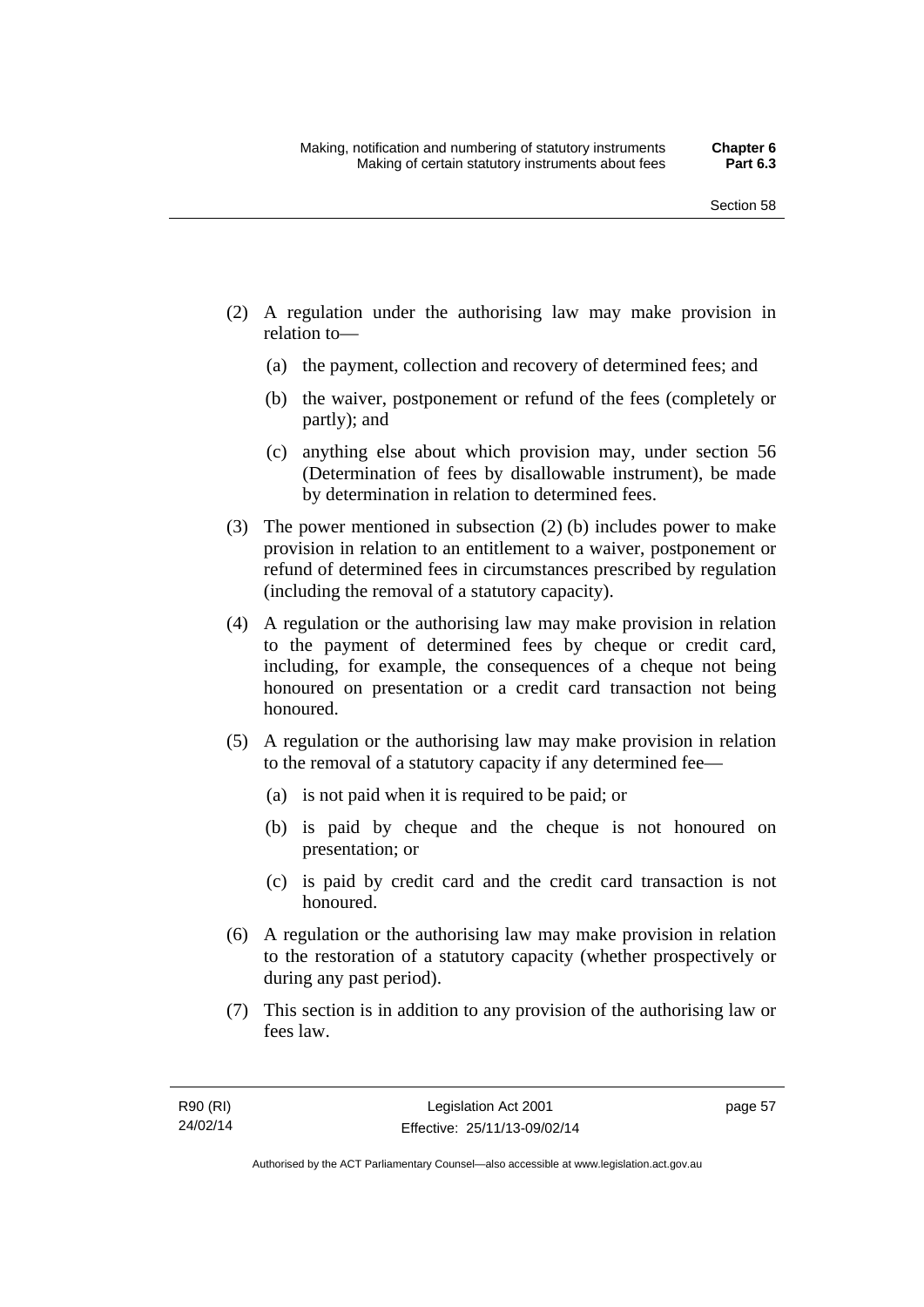(2) A regulation under the authorising law may make provision in relation to—

  (a) the payment, collection and recovery of determined fees; and

  (b) the waiver, postponement or refund of the fees (completely or partly); and

  (c) anything else about which provision may, under section 56 (Determination of fees by disallowable instrument), be made by determination in relation to determined fees.

(3) The power mentioned in subsection (2) (b) includes power to make provision in relation to an entitlement to a waiver, postponement or refund of determined fees in circumstances prescribed by regulation (including the removal of a statutory capacity).

(4) A regulation or the authorising law may make provision in relation to the payment of determined fees by cheque or credit card, including, for example, the consequences of a cheque not being honoured on presentation or a credit card transaction not being honoured.

(5) A regulation or the authorising law may make provision in relation to the removal of a statutory capacity if any determined fee—

  (a) is not paid when it is required to be paid; or

  (b) is paid by cheque and the cheque is not honoured on presentation; or

  (c) is paid by credit card and the credit card transaction is not honoured.

(6) A regulation or the authorising law may make provision in relation to the restoration of a statutory capacity (whether prospectively or during any past period).

(7) This section is in addition to any provision of the authorising law or fees law.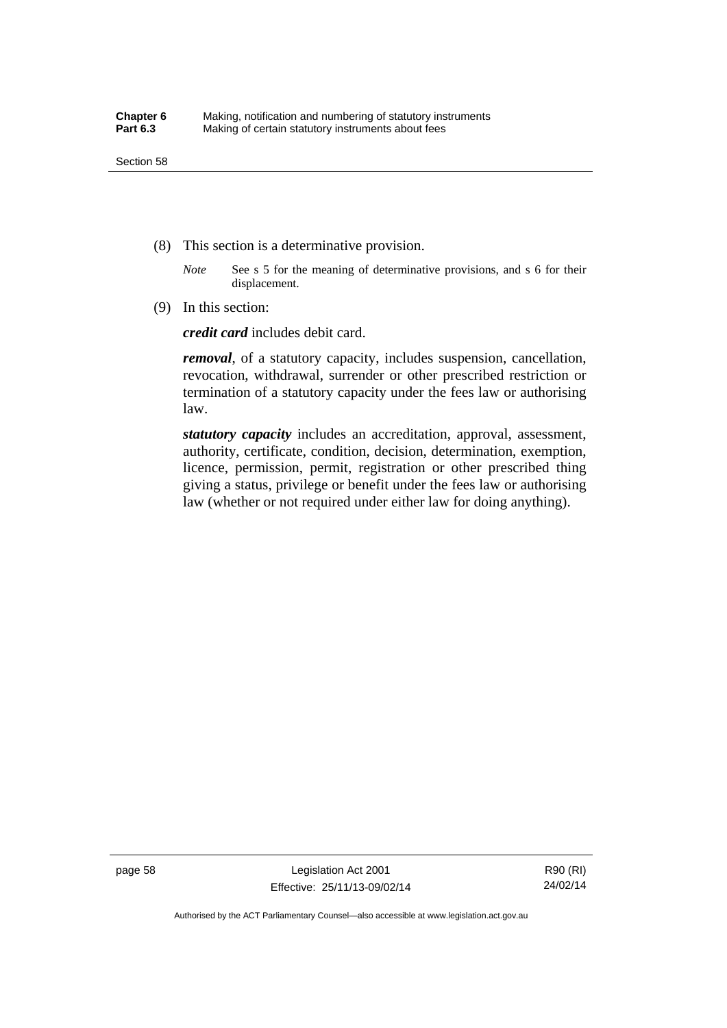(8) This section is a determinative provision.

*Note* See s 5 for the meaning of determinative provisions, and s 6 for their displacement.

(9) In this section:

***credit card*** includes debit card.

***removal***, of a statutory capacity, includes suspension, cancellation, revocation, withdrawal, surrender or other prescribed restriction or termination of a statutory capacity under the fees law or authorising law.

***statutory capacity*** includes an accreditation, approval, assessment, authority, certificate, condition, decision, determination, exemption, licence, permission, permit, registration or other prescribed thing giving a status, privilege or benefit under the fees law or authorising law (whether or not required under either law for doing anything).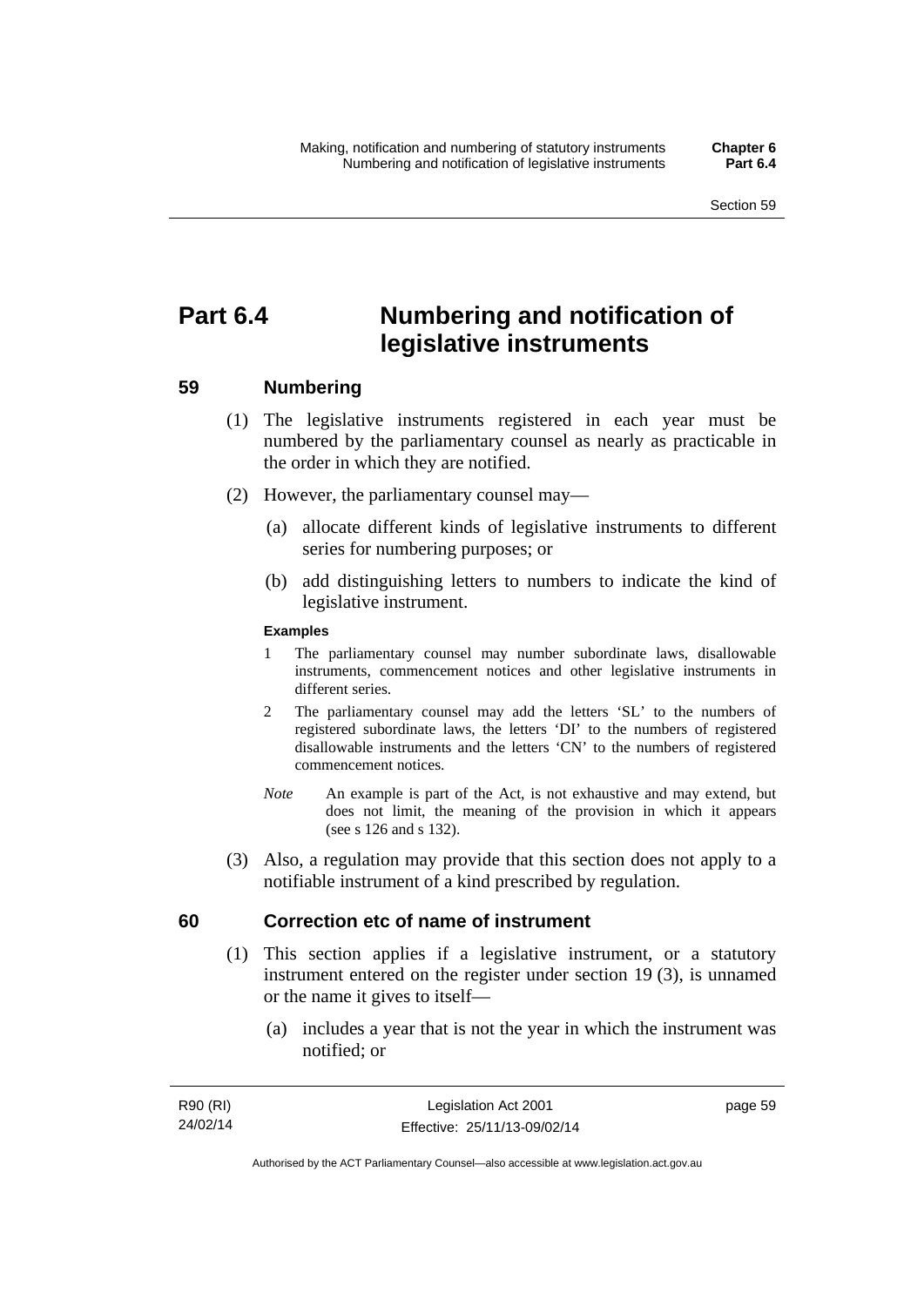# Part 6.4 Numbering and notification of legislative instruments

## 59 Numbering

(1) The legislative instruments registered in each year must be numbered by the parliamentary counsel as nearly as practicable in the order in which they are notified.

(2) However, the parliamentary counsel may—

(a) allocate different kinds of legislative instruments to different series for numbering purposes; or

(b) add distinguishing letters to numbers to indicate the kind of legislative instrument.

**Examples**

1 The parliamentary counsel may number subordinate laws, disallowable instruments, commencement notices and other legislative instruments in different series.

2 The parliamentary counsel may add the letters 'SL' to the numbers of registered subordinate laws, the letters 'DI' to the numbers of registered disallowable instruments and the letters 'CN' to the numbers of registered commencement notices.

*Note* An example is part of the Act, is not exhaustive and may extend, but does not limit, the meaning of the provision in which it appears (see s 126 and s 132).

(3) Also, a regulation may provide that this section does not apply to a notifiable instrument of a kind prescribed by regulation.

## 60 Correction etc of name of instrument

(1) This section applies if a legislative instrument, or a statutory instrument entered on the register under section 19 (3), is unnamed or the name it gives to itself—

(a) includes a year that is not the year in which the instrument was notified; or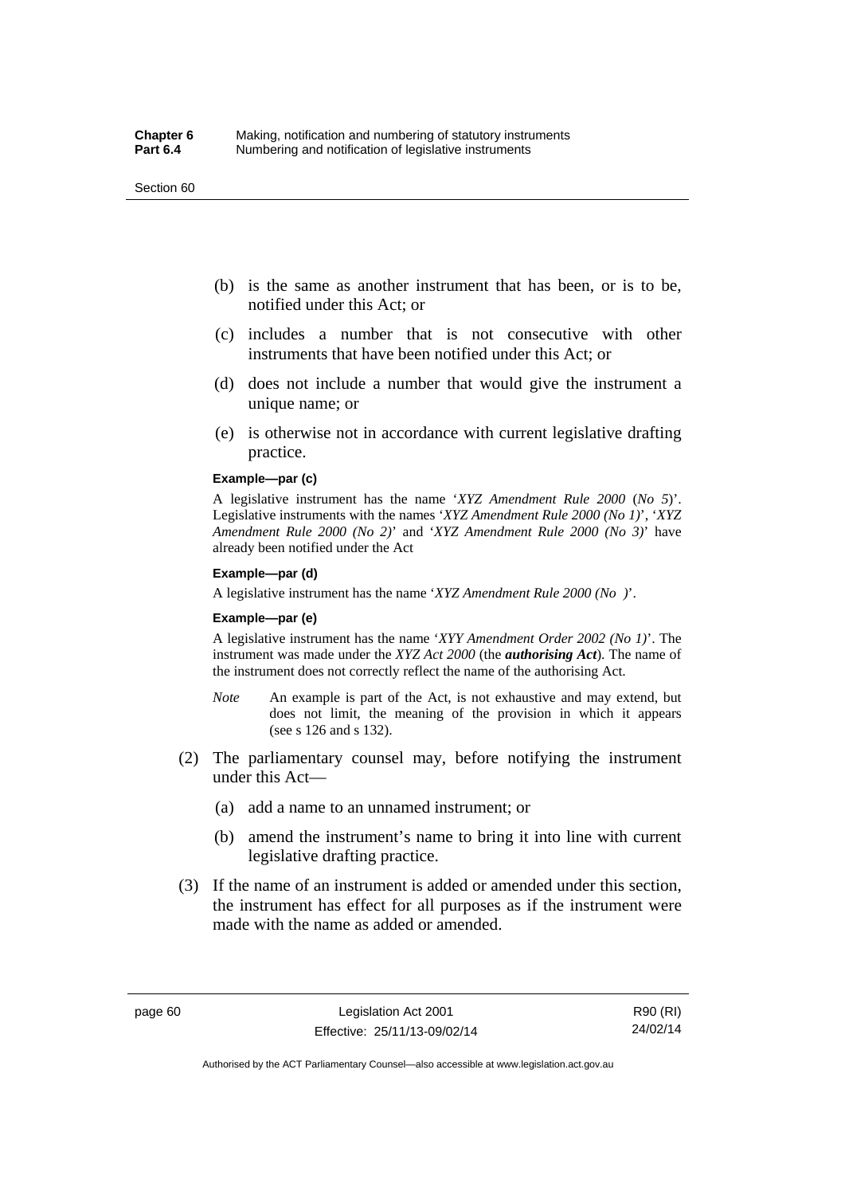(b) is the same as another instrument that has been, or is to be, notified under this Act; or

(c) includes a number that is not consecutive with other instruments that have been notified under this Act; or

(d) does not include a number that would give the instrument a unique name; or

(e) is otherwise not in accordance with current legislative drafting practice.

**Example—par (c)**

A legislative instrument has the name '*XYZ Amendment Rule 2000* (*No 5*)'. Legislative instruments with the names '*XYZ Amendment Rule 2000 (No 1)*', '*XYZ Amendment Rule 2000 (No 2)*' and '*XYZ Amendment Rule 2000 (No 3)*' have already been notified under the Act

**Example—par (d)**

A legislative instrument has the name '*XYZ Amendment Rule 2000 (No )*'.

**Example—par (e)**

A legislative instrument has the name '*XYY Amendment Order 2002 (No 1)*'. The instrument was made under the *XYZ Act 2000* (the ***authorising Act***). The name of the instrument does not correctly reflect the name of the authorising Act.

*Note* An example is part of the Act, is not exhaustive and may extend, but does not limit, the meaning of the provision in which it appears (see s 126 and s 132).

(2) The parliamentary counsel may, before notifying the instrument under this Act—

(a) add a name to an unnamed instrument; or

(b) amend the instrument's name to bring it into line with current legislative drafting practice.

(3) If the name of an instrument is added or amended under this section, the instrument has effect for all purposes as if the instrument were made with the name as added or amended.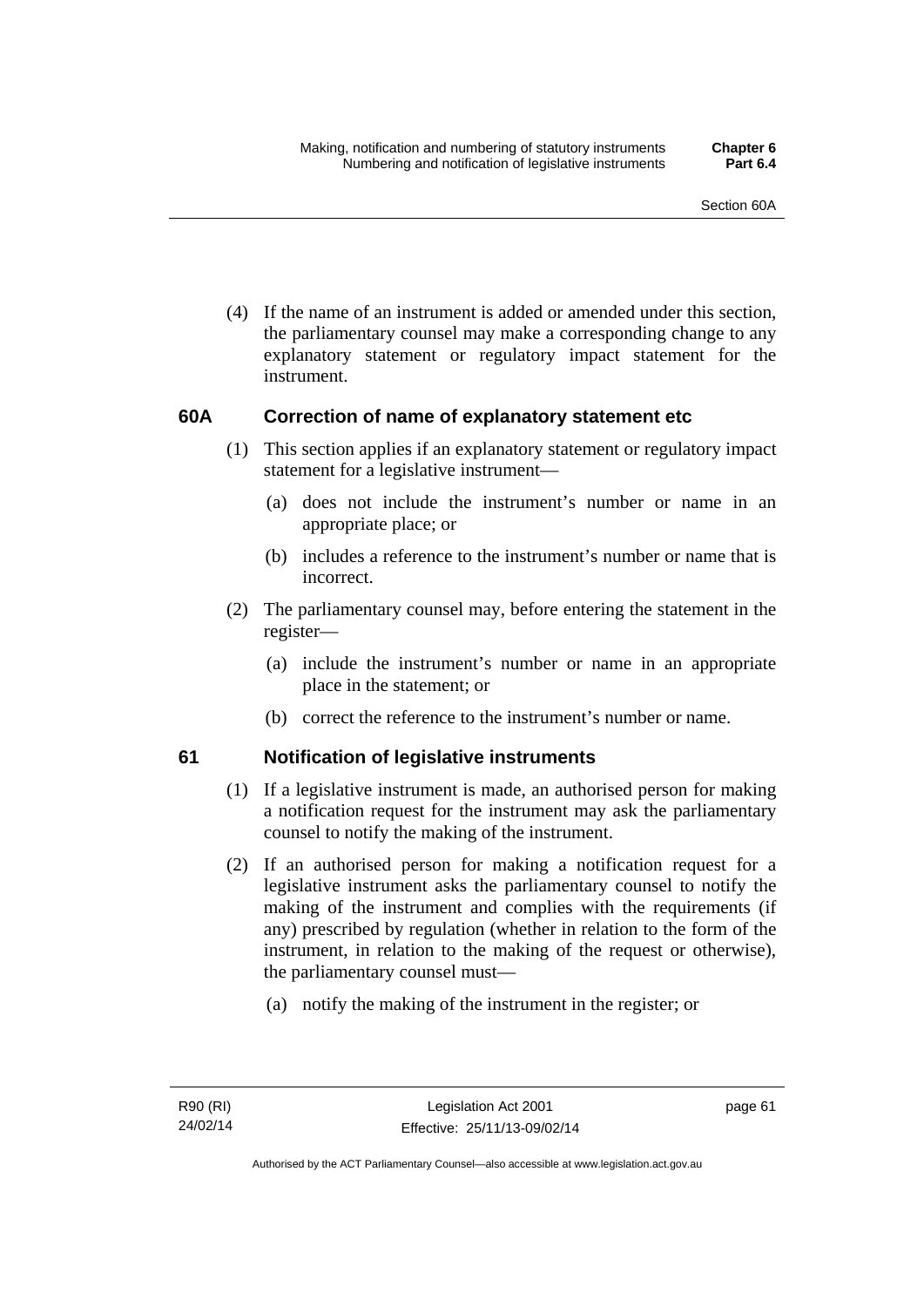(4) If the name of an instrument is added or amended under this section, the parliamentary counsel may make a corresponding change to any explanatory statement or regulatory impact statement for the instrument.

### 60A Correction of name of explanatory statement etc

(1) This section applies if an explanatory statement or regulatory impact statement for a legislative instrument—

(a) does not include the instrument's number or name in an appropriate place; or

(b) includes a reference to the instrument's number or name that is incorrect.

(2) The parliamentary counsel may, before entering the statement in the register—

(a) include the instrument's number or name in an appropriate place in the statement; or

(b) correct the reference to the instrument's number or name.

### 61 Notification of legislative instruments

(1) If a legislative instrument is made, an authorised person for making a notification request for the instrument may ask the parliamentary counsel to notify the making of the instrument.

(2) If an authorised person for making a notification request for a legislative instrument asks the parliamentary counsel to notify the making of the instrument and complies with the requirements (if any) prescribed by regulation (whether in relation to the form of the instrument, in relation to the making of the request or otherwise), the parliamentary counsel must—

(a) notify the making of the instrument in the register; or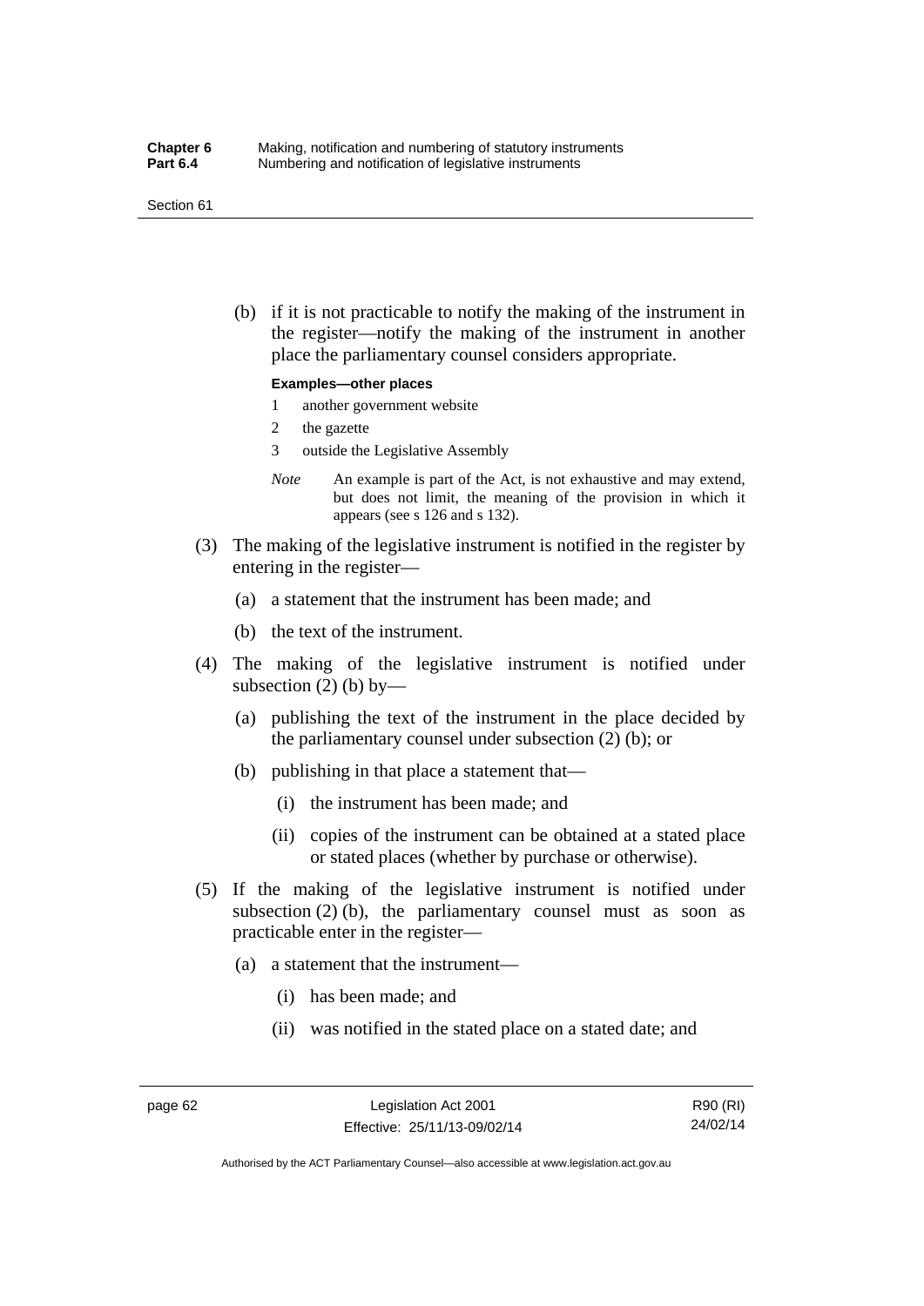(b) if it is not practicable to notify the making of the instrument in the register—notify the making of the instrument in another place the parliamentary counsel considers appropriate.

**Examples—other places**

1 another government website

2 the gazette

3 outside the Legislative Assembly

*Note* An example is part of the Act, is not exhaustive and may extend, but does not limit, the meaning of the provision in which it appears (see s 126 and s 132).

(3) The making of the legislative instrument is notified in the register by entering in the register—

(a) a statement that the instrument has been made; and

(b) the text of the instrument.

(4) The making of the legislative instrument is notified under subsection (2) (b) by—

(a) publishing the text of the instrument in the place decided by the parliamentary counsel under subsection (2) (b); or

(b) publishing in that place a statement that—

(i) the instrument has been made; and

(ii) copies of the instrument can be obtained at a stated place or stated places (whether by purchase or otherwise).

(5) If the making of the legislative instrument is notified under subsection (2) (b), the parliamentary counsel must as soon as practicable enter in the register—

(a) a statement that the instrument—

(i) has been made; and

(ii) was notified in the stated place on a stated date; and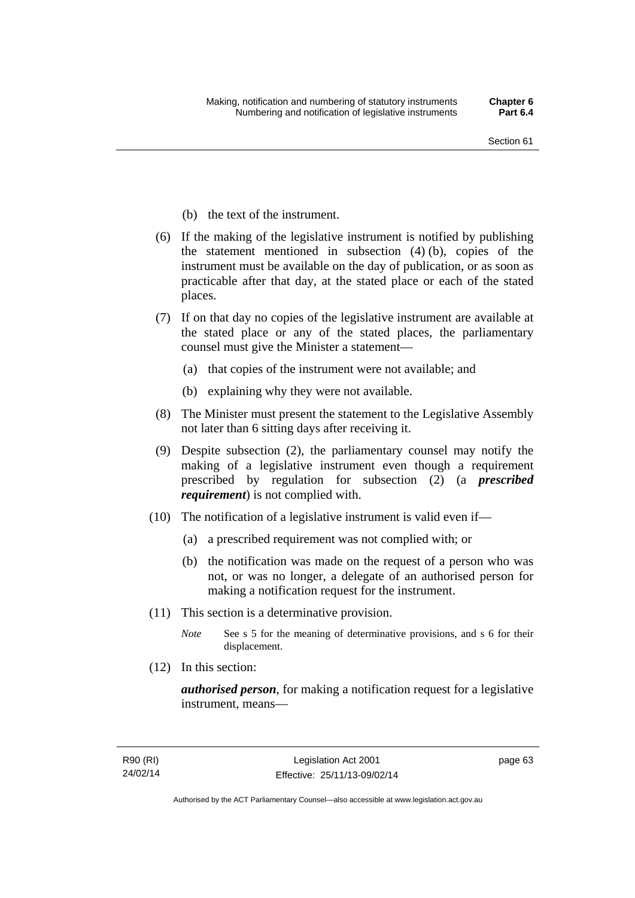(b) the text of the instrument.

(6) If the making of the legislative instrument is notified by publishing the statement mentioned in subsection (4) (b), copies of the instrument must be available on the day of publication, or as soon as practicable after that day, at the stated place or each of the stated places.

(7) If on that day no copies of the legislative instrument are available at the stated place or any of the stated places, the parliamentary counsel must give the Minister a statement—

(a) that copies of the instrument were not available; and

(b) explaining why they were not available.

(8) The Minister must present the statement to the Legislative Assembly not later than 6 sitting days after receiving it.

(9) Despite subsection (2), the parliamentary counsel may notify the making of a legislative instrument even though a requirement prescribed by regulation for subsection (2) (a ***prescribed requirement***) is not complied with.

(10) The notification of a legislative instrument is valid even if—

(a) a prescribed requirement was not complied with; or

(b) the notification was made on the request of a person who was not, or was no longer, a delegate of an authorised person for making a notification request for the instrument.

(11) This section is a determinative provision.

*Note* See s 5 for the meaning of determinative provisions, and s 6 for their displacement.

(12) In this section:

***authorised person***, for making a notification request for a legislative instrument, means—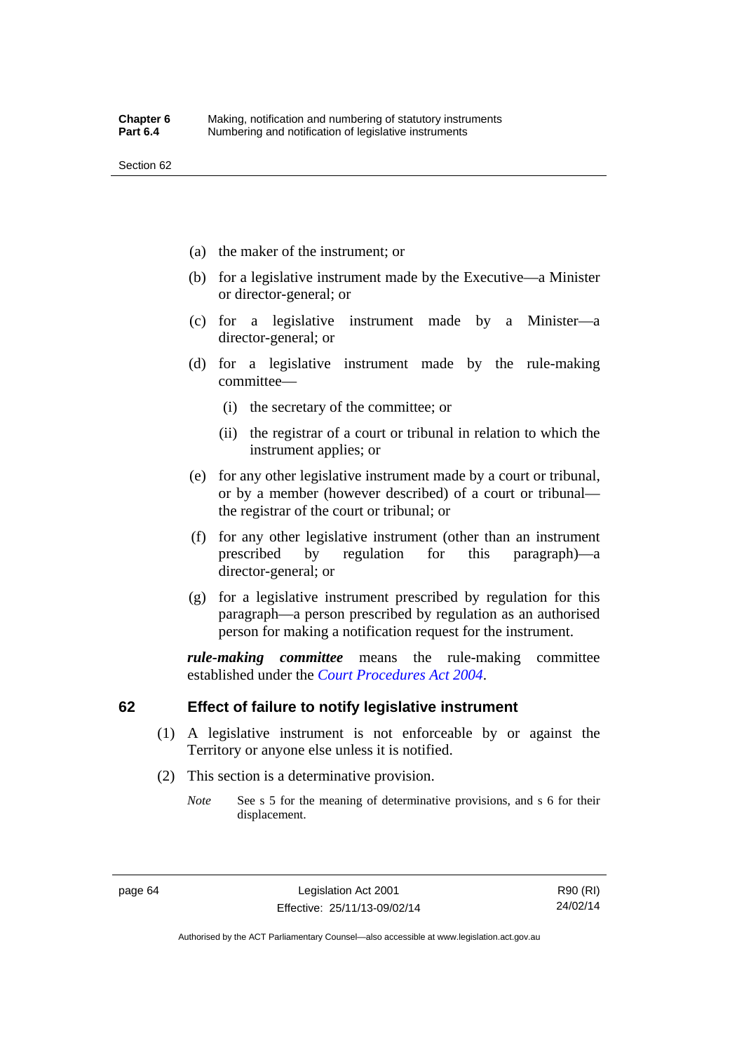(a) the maker of the instrument; or

(b) for a legislative instrument made by the Executive—a Minister or director-general; or

(c) for a legislative instrument made by a Minister—a director-general; or

(d) for a legislative instrument made by the rule-making committee—

 (i) the secretary of the committee; or

 (ii) the registrar of a court or tribunal in relation to which the instrument applies; or

(e) for any other legislative instrument made by a court or tribunal, or by a member (however described) of a court or tribunal—the registrar of the court or tribunal; or

(f) for any other legislative instrument (other than an instrument prescribed by regulation for this paragraph)—a director-general; or

(g) for a legislative instrument prescribed by regulation for this paragraph—a person prescribed by regulation as an authorised person for making a notification request for the instrument.

***rule-making committee*** means the rule-making committee established under the *Court Procedures Act 2004*.

## 62 Effect of failure to notify legislative instrument

(1) A legislative instrument is not enforceable by or against the Territory or anyone else unless it is notified.

(2) This section is a determinative provision.

*Note* See s 5 for the meaning of determinative provisions, and s 6 for their displacement.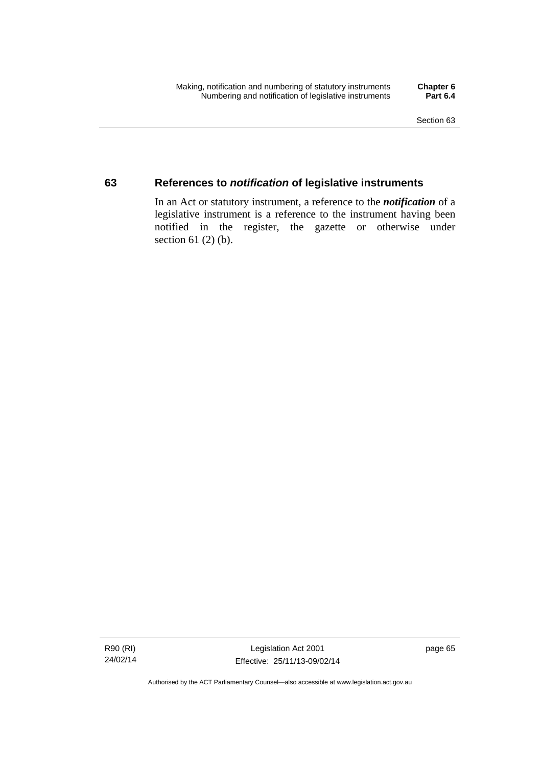## 63 References to *notification* of legislative instruments

In an Act or statutory instrument, a reference to the ***notification*** of a legislative instrument is a reference to the instrument having been notified in the register, the gazette or otherwise under section 61 (2) (b).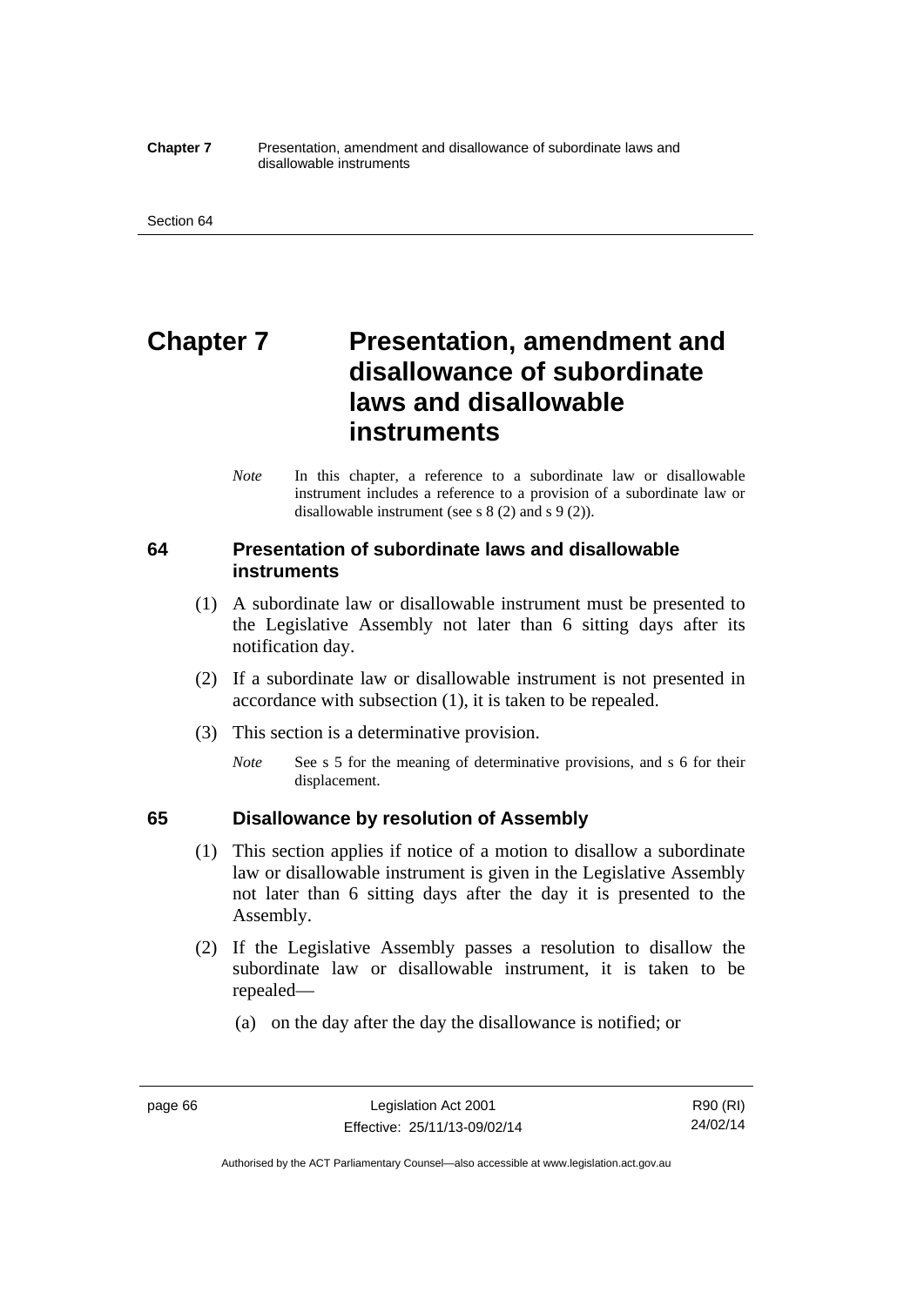# Chapter 7 Presentation, amendment and disallowance of subordinate laws and disallowable instruments

*Note* In this chapter, a reference to a subordinate law or disallowable instrument includes a reference to a provision of a subordinate law or disallowable instrument (see s 8 (2) and s 9 (2)).

## 64 Presentation of subordinate laws and disallowable instruments

(1) A subordinate law or disallowable instrument must be presented to the Legislative Assembly not later than 6 sitting days after its notification day.

(2) If a subordinate law or disallowable instrument is not presented in accordance with subsection (1), it is taken to be repealed.

(3) This section is a determinative provision.

*Note* See s 5 for the meaning of determinative provisions, and s 6 for their displacement.

## 65 Disallowance by resolution of Assembly

(1) This section applies if notice of a motion to disallow a subordinate law or disallowable instrument is given in the Legislative Assembly not later than 6 sitting days after the day it is presented to the Assembly.

(2) If the Legislative Assembly passes a resolution to disallow the subordinate law or disallowable instrument, it is taken to be repealed—

(a) on the day after the day the disallowance is notified; or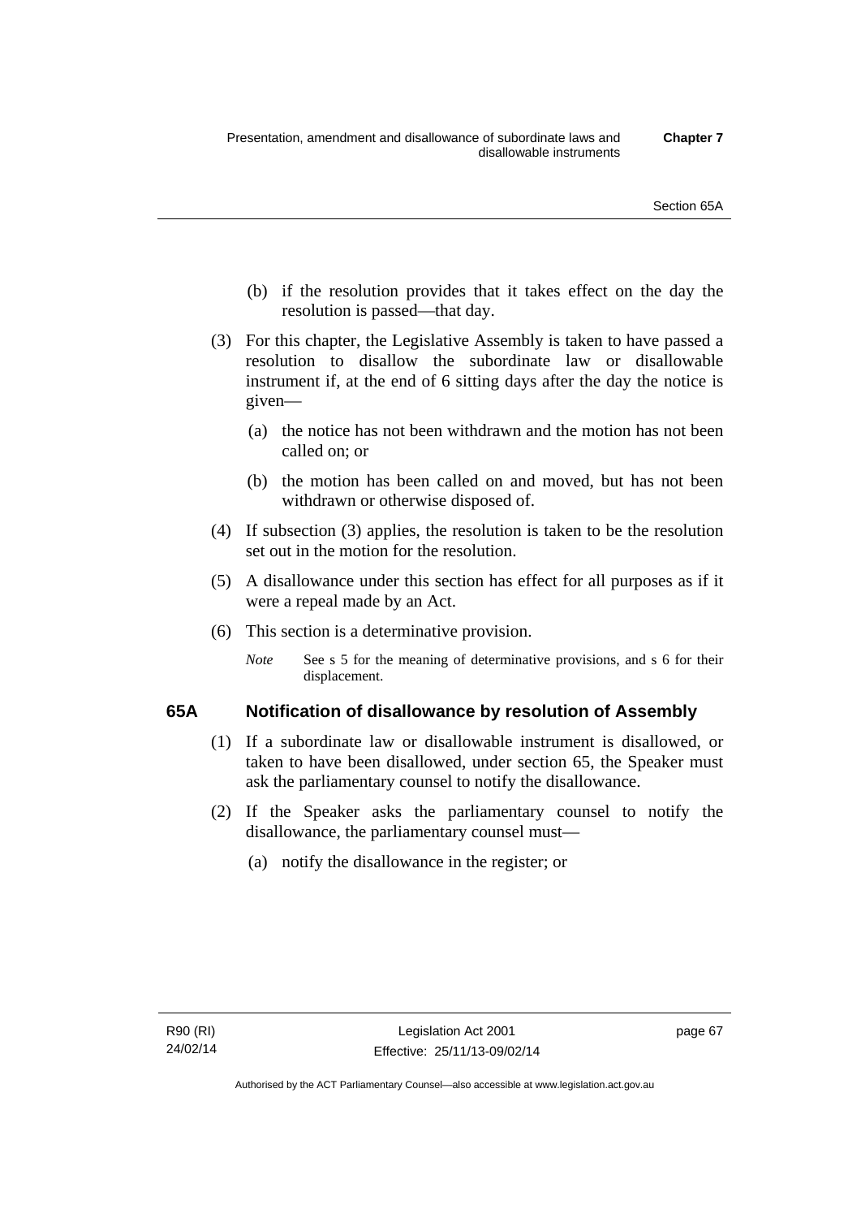(b) if the resolution provides that it takes effect on the day the resolution is passed—that day.

(3) For this chapter, the Legislative Assembly is taken to have passed a resolution to disallow the subordinate law or disallowable instrument if, at the end of 6 sitting days after the day the notice is given—

(a) the notice has not been withdrawn and the motion has not been called on; or

(b) the motion has been called on and moved, but has not been withdrawn or otherwise disposed of.

(4) If subsection (3) applies, the resolution is taken to be the resolution set out in the motion for the resolution.

(5) A disallowance under this section has effect for all purposes as if it were a repeal made by an Act.

(6) This section is a determinative provision.

*Note* See s 5 for the meaning of determinative provisions, and s 6 for their displacement.

### 65A Notification of disallowance by resolution of Assembly

(1) If a subordinate law or disallowable instrument is disallowed, or taken to have been disallowed, under section 65, the Speaker must ask the parliamentary counsel to notify the disallowance.

(2) If the Speaker asks the parliamentary counsel to notify the disallowance, the parliamentary counsel must—

(a) notify the disallowance in the register; or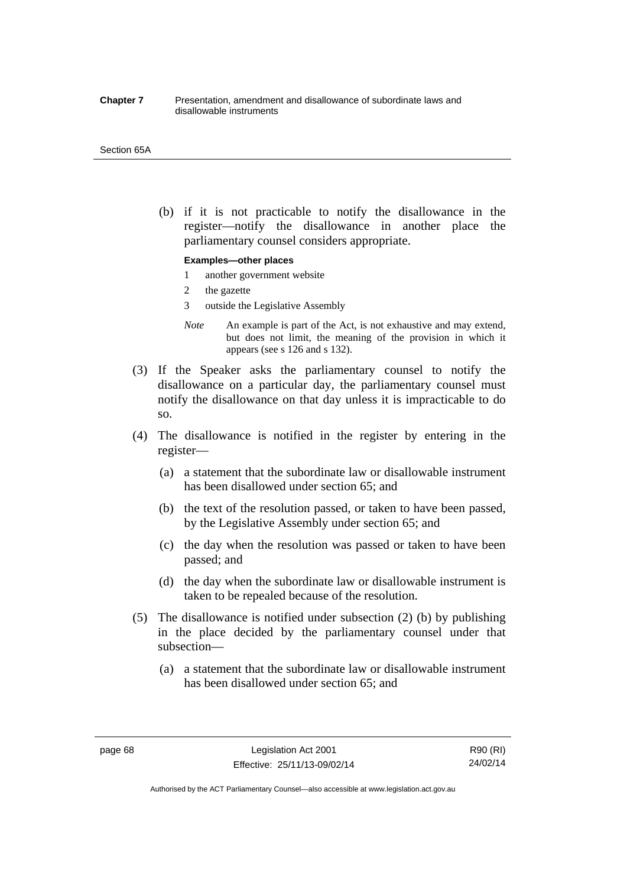(b) if it is not practicable to notify the disallowance in the register—notify the disallowance in another place the parliamentary counsel considers appropriate.

**Examples—other places**

1 another government website
2 the gazette
3 outside the Legislative Assembly

*Note* An example is part of the Act, is not exhaustive and may extend, but does not limit, the meaning of the provision in which it appears (see s 126 and s 132).

(3) If the Speaker asks the parliamentary counsel to notify the disallowance on a particular day, the parliamentary counsel must notify the disallowance on that day unless it is impracticable to do so.

(4) The disallowance is notified in the register by entering in the register—

(a) a statement that the subordinate law or disallowable instrument has been disallowed under section 65; and

(b) the text of the resolution passed, or taken to have been passed, by the Legislative Assembly under section 65; and

(c) the day when the resolution was passed or taken to have been passed; and

(d) the day when the subordinate law or disallowable instrument is taken to be repealed because of the resolution.

(5) The disallowance is notified under subsection (2) (b) by publishing in the place decided by the parliamentary counsel under that subsection—

(a) a statement that the subordinate law or disallowable instrument has been disallowed under section 65; and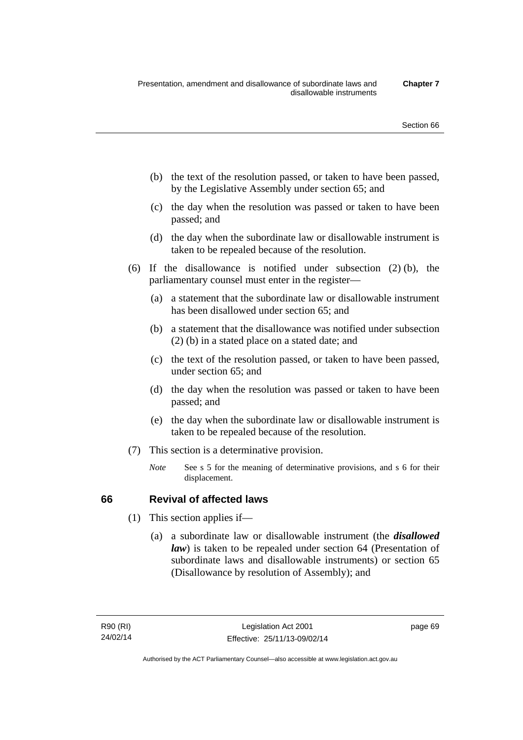(b) the text of the resolution passed, or taken to have been passed, by the Legislative Assembly under section 65; and

(c) the day when the resolution was passed or taken to have been passed; and

(d) the day when the subordinate law or disallowable instrument is taken to be repealed because of the resolution.

(6) If the disallowance is notified under subsection (2) (b), the parliamentary counsel must enter in the register—

(a) a statement that the subordinate law or disallowable instrument has been disallowed under section 65; and

(b) a statement that the disallowance was notified under subsection (2) (b) in a stated place on a stated date; and

(c) the text of the resolution passed, or taken to have been passed, under section 65; and

(d) the day when the resolution was passed or taken to have been passed; and

(e) the day when the subordinate law or disallowable instrument is taken to be repealed because of the resolution.

(7) This section is a determinative provision.

*Note* See s 5 for the meaning of determinative provisions, and s 6 for their displacement.

## 66 Revival of affected laws

(1) This section applies if—

(a) a subordinate law or disallowable instrument (the ***disallowed law***) is taken to be repealed under section 64 (Presentation of subordinate laws and disallowable instruments) or section 65 (Disallowance by resolution of Assembly); and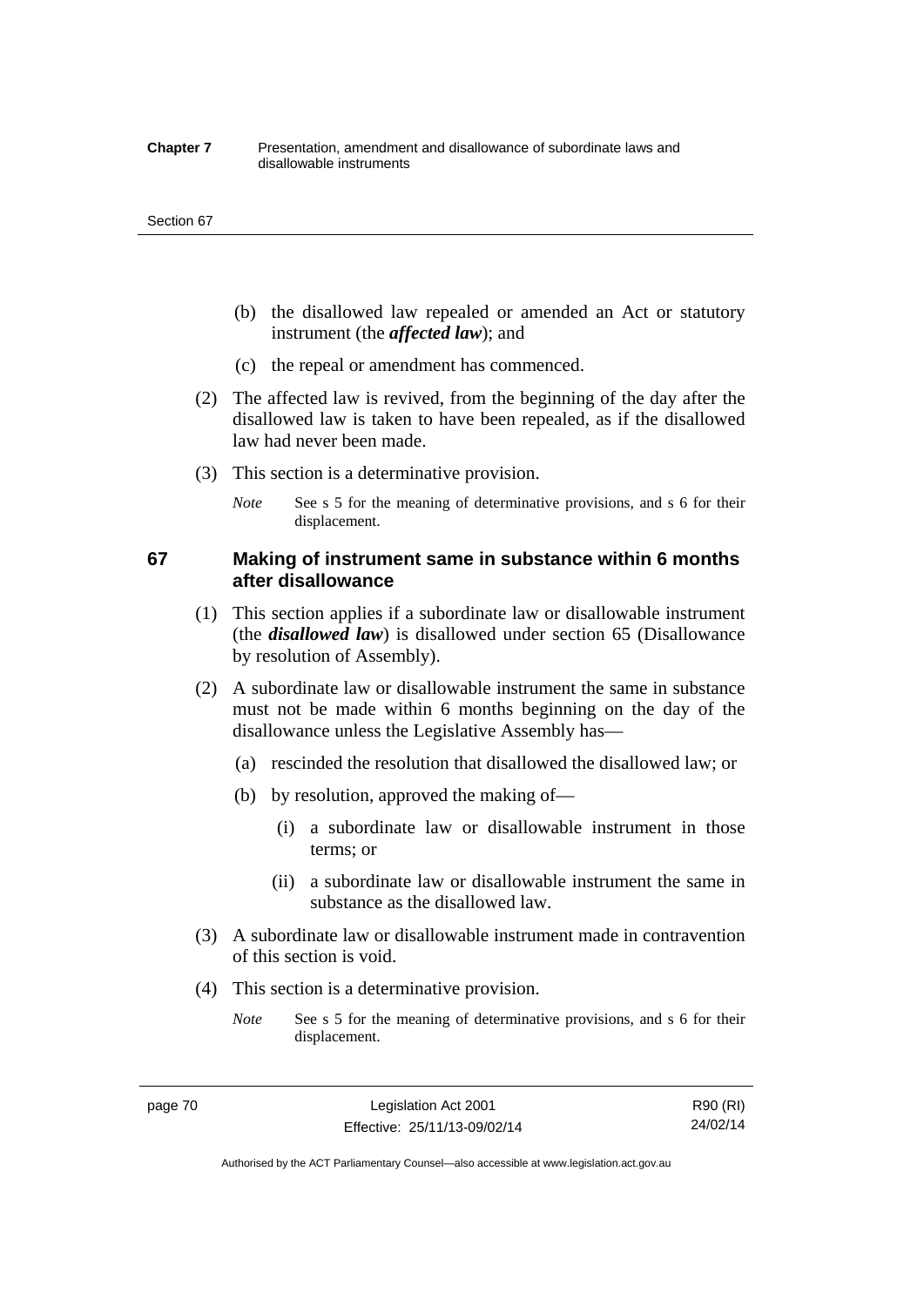(b) the disallowed law repealed or amended an Act or statutory instrument (the ***affected law***); and

(c) the repeal or amendment has commenced.

(2) The affected law is revived, from the beginning of the day after the disallowed law is taken to have been repealed, as if the disallowed law had never been made.

(3) This section is a determinative provision.

*Note* See s 5 for the meaning of determinative provisions, and s 6 for their displacement.

### 67 Making of instrument same in substance within 6 months after disallowance

(1) This section applies if a subordinate law or disallowable instrument (the ***disallowed law***) is disallowed under section 65 (Disallowance by resolution of Assembly).

(2) A subordinate law or disallowable instrument the same in substance must not be made within 6 months beginning on the day of the disallowance unless the Legislative Assembly has—

(a) rescinded the resolution that disallowed the disallowed law; or

(b) by resolution, approved the making of—

(i) a subordinate law or disallowable instrument in those terms; or

(ii) a subordinate law or disallowable instrument the same in substance as the disallowed law.

(3) A subordinate law or disallowable instrument made in contravention of this section is void.

(4) This section is a determinative provision.

*Note* See s 5 for the meaning of determinative provisions, and s 6 for their displacement.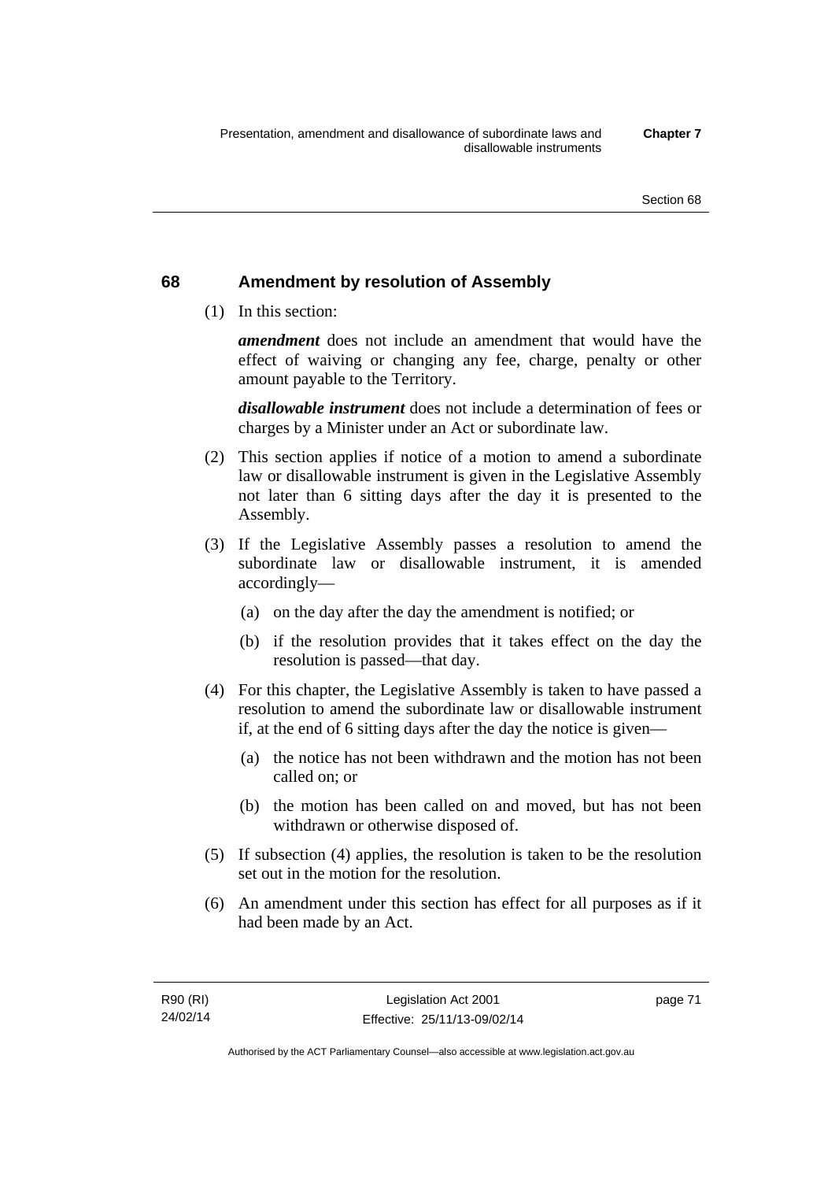## 68 Amendment by resolution of Assembly

(1) In this section:

***amendment*** does not include an amendment that would have the effect of waiving or changing any fee, charge, penalty or other amount payable to the Territory.

***disallowable instrument*** does not include a determination of fees or charges by a Minister under an Act or subordinate law.

(2) This section applies if notice of a motion to amend a subordinate law or disallowable instrument is given in the Legislative Assembly not later than 6 sitting days after the day it is presented to the Assembly.

(3) If the Legislative Assembly passes a resolution to amend the subordinate law or disallowable instrument, it is amended accordingly—

(a) on the day after the day the amendment is notified; or

(b) if the resolution provides that it takes effect on the day the resolution is passed—that day.

(4) For this chapter, the Legislative Assembly is taken to have passed a resolution to amend the subordinate law or disallowable instrument if, at the end of 6 sitting days after the day the notice is given—

(a) the notice has not been withdrawn and the motion has not been called on; or

(b) the motion has been called on and moved, but has not been withdrawn or otherwise disposed of.

(5) If subsection (4) applies, the resolution is taken to be the resolution set out in the motion for the resolution.

(6) An amendment under this section has effect for all purposes as if it had been made by an Act.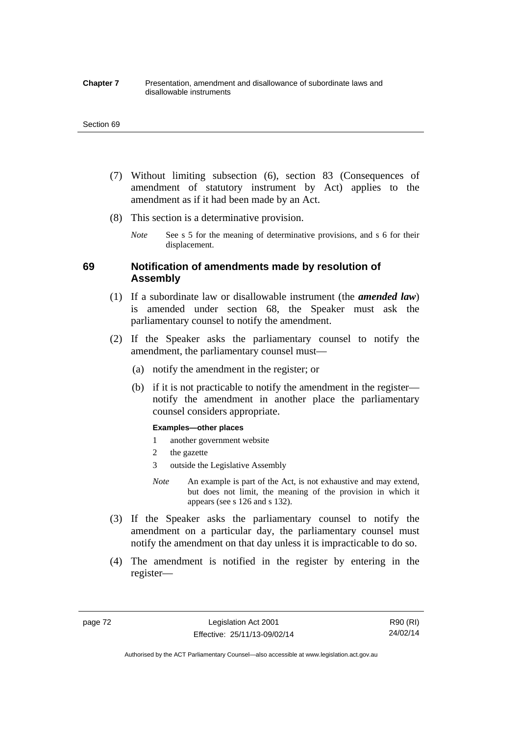(7) Without limiting subsection (6), section 83 (Consequences of amendment of statutory instrument by Act) applies to the amendment as if it had been made by an Act.

(8) This section is a determinative provision.

*Note* See s 5 for the meaning of determinative provisions, and s 6 for their displacement.

## 69 Notification of amendments made by resolution of Assembly

(1) If a subordinate law or disallowable instrument (the ***amended law***) is amended under section 68, the Speaker must ask the parliamentary counsel to notify the amendment.

(2) If the Speaker asks the parliamentary counsel to notify the amendment, the parliamentary counsel must—

(a) notify the amendment in the register; or

(b) if it is not practicable to notify the amendment in the register—notify the amendment in another place the parliamentary counsel considers appropriate.

**Examples—other places**

1 another government website

2 the gazette

3 outside the Legislative Assembly

*Note* An example is part of the Act, is not exhaustive and may extend, but does not limit, the meaning of the provision in which it appears (see s 126 and s 132).

(3) If the Speaker asks the parliamentary counsel to notify the amendment on a particular day, the parliamentary counsel must notify the amendment on that day unless it is impracticable to do so.

(4) The amendment is notified in the register by entering in the register—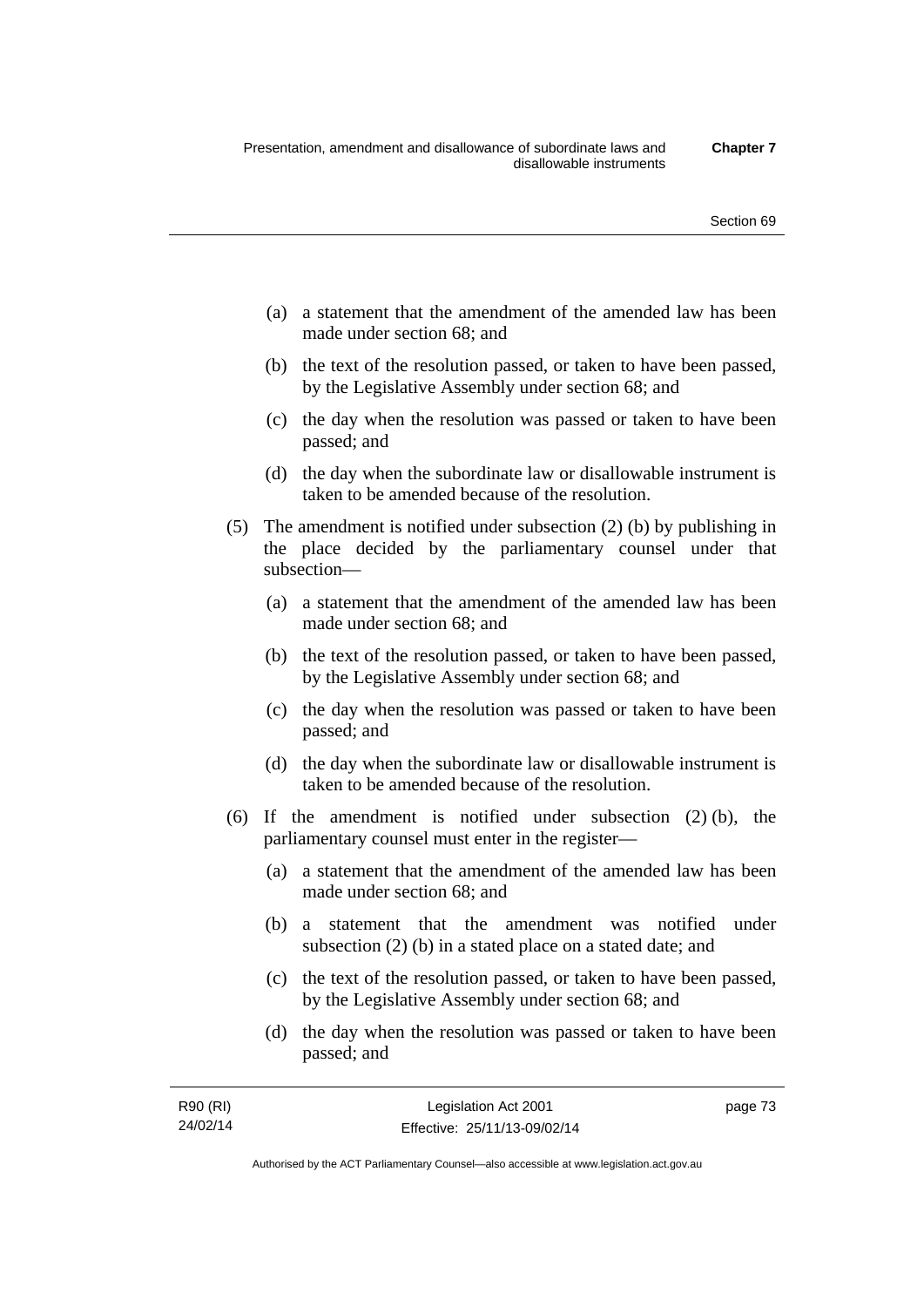(a) a statement that the amendment of the amended law has been made under section 68; and

(b) the text of the resolution passed, or taken to have been passed, by the Legislative Assembly under section 68; and

(c) the day when the resolution was passed or taken to have been passed; and

(d) the day when the subordinate law or disallowable instrument is taken to be amended because of the resolution.

(5) The amendment is notified under subsection (2) (b) by publishing in the place decided by the parliamentary counsel under that subsection—

(a) a statement that the amendment of the amended law has been made under section 68; and

(b) the text of the resolution passed, or taken to have been passed, by the Legislative Assembly under section 68; and

(c) the day when the resolution was passed or taken to have been passed; and

(d) the day when the subordinate law or disallowable instrument is taken to be amended because of the resolution.

(6) If the amendment is notified under subsection (2) (b), the parliamentary counsel must enter in the register—

(a) a statement that the amendment of the amended law has been made under section 68; and

(b) a statement that the amendment was notified under subsection (2) (b) in a stated place on a stated date; and

(c) the text of the resolution passed, or taken to have been passed, by the Legislative Assembly under section 68; and

(d) the day when the resolution was passed or taken to have been passed; and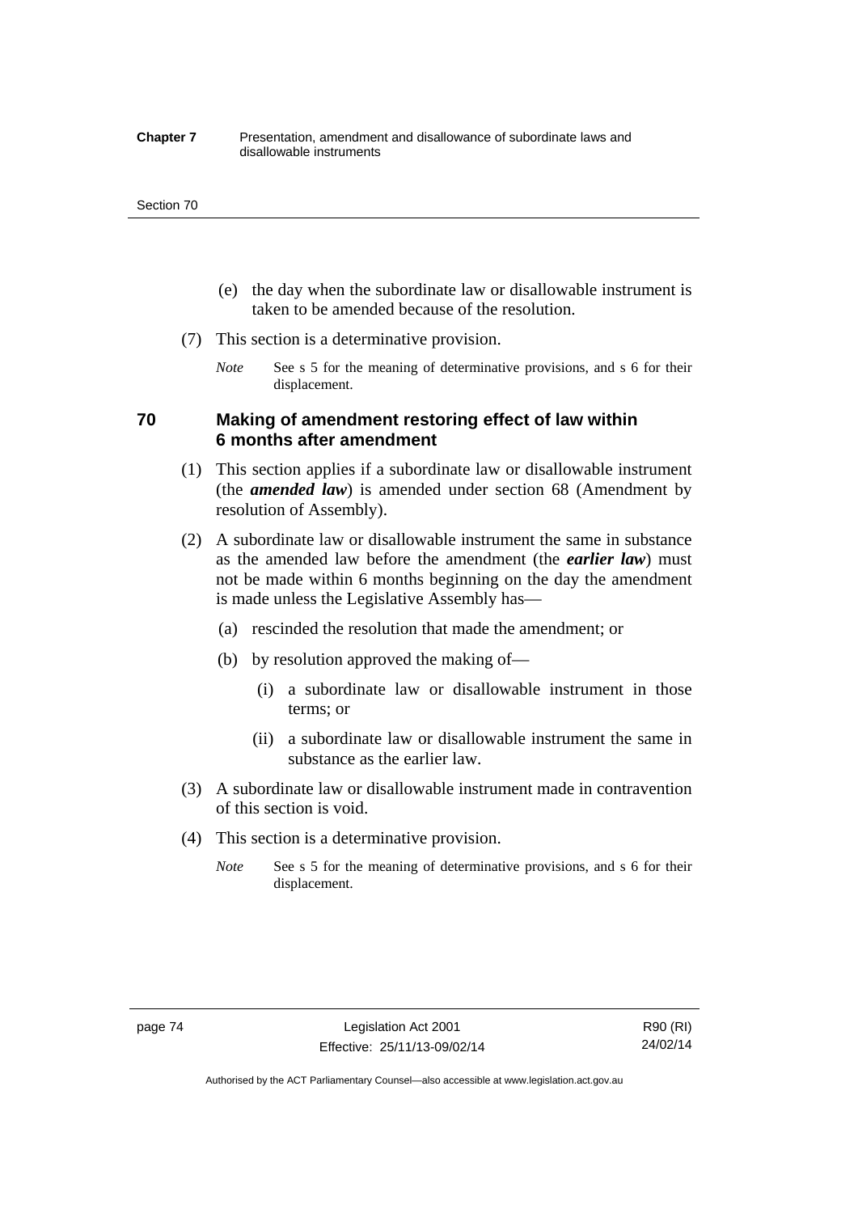(e) the day when the subordinate law or disallowable instrument is taken to be amended because of the resolution.

(7) This section is a determinative provision.

*Note* See s 5 for the meaning of determinative provisions, and s 6 for their displacement.

## 70 Making of amendment restoring effect of law within 6 months after amendment

(1) This section applies if a subordinate law or disallowable instrument (the ***amended law***) is amended under section 68 (Amendment by resolution of Assembly).

(2) A subordinate law or disallowable instrument the same in substance as the amended law before the amendment (the ***earlier law***) must not be made within 6 months beginning on the day the amendment is made unless the Legislative Assembly has—

(a) rescinded the resolution that made the amendment; or

(b) by resolution approved the making of—

(i) a subordinate law or disallowable instrument in those terms; or

(ii) a subordinate law or disallowable instrument the same in substance as the earlier law.

(3) A subordinate law or disallowable instrument made in contravention of this section is void.

(4) This section is a determinative provision.

*Note* See s 5 for the meaning of determinative provisions, and s 6 for their displacement.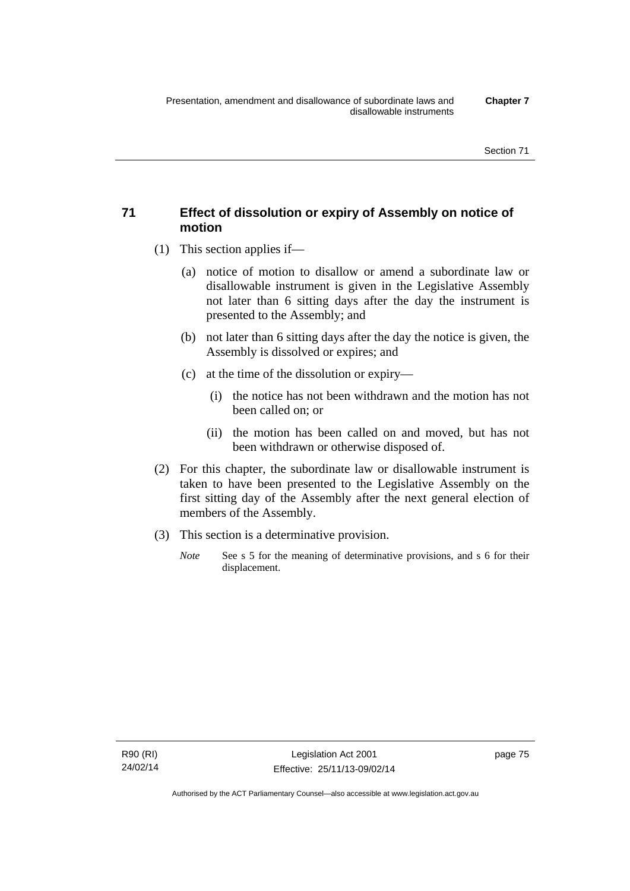## 71 Effect of dissolution or expiry of Assembly on notice of motion

(1) This section applies if—

(a) notice of motion to disallow or amend a subordinate law or disallowable instrument is given in the Legislative Assembly not later than 6 sitting days after the day the instrument is presented to the Assembly; and

(b) not later than 6 sitting days after the day the notice is given, the Assembly is dissolved or expires; and

(c) at the time of the dissolution or expiry—

(i) the notice has not been withdrawn and the motion has not been called on; or

(ii) the motion has been called on and moved, but has not been withdrawn or otherwise disposed of.

(2) For this chapter, the subordinate law or disallowable instrument is taken to have been presented to the Legislative Assembly on the first sitting day of the Assembly after the next general election of members of the Assembly.

(3) This section is a determinative provision.

*Note* See s 5 for the meaning of determinative provisions, and s 6 for their displacement.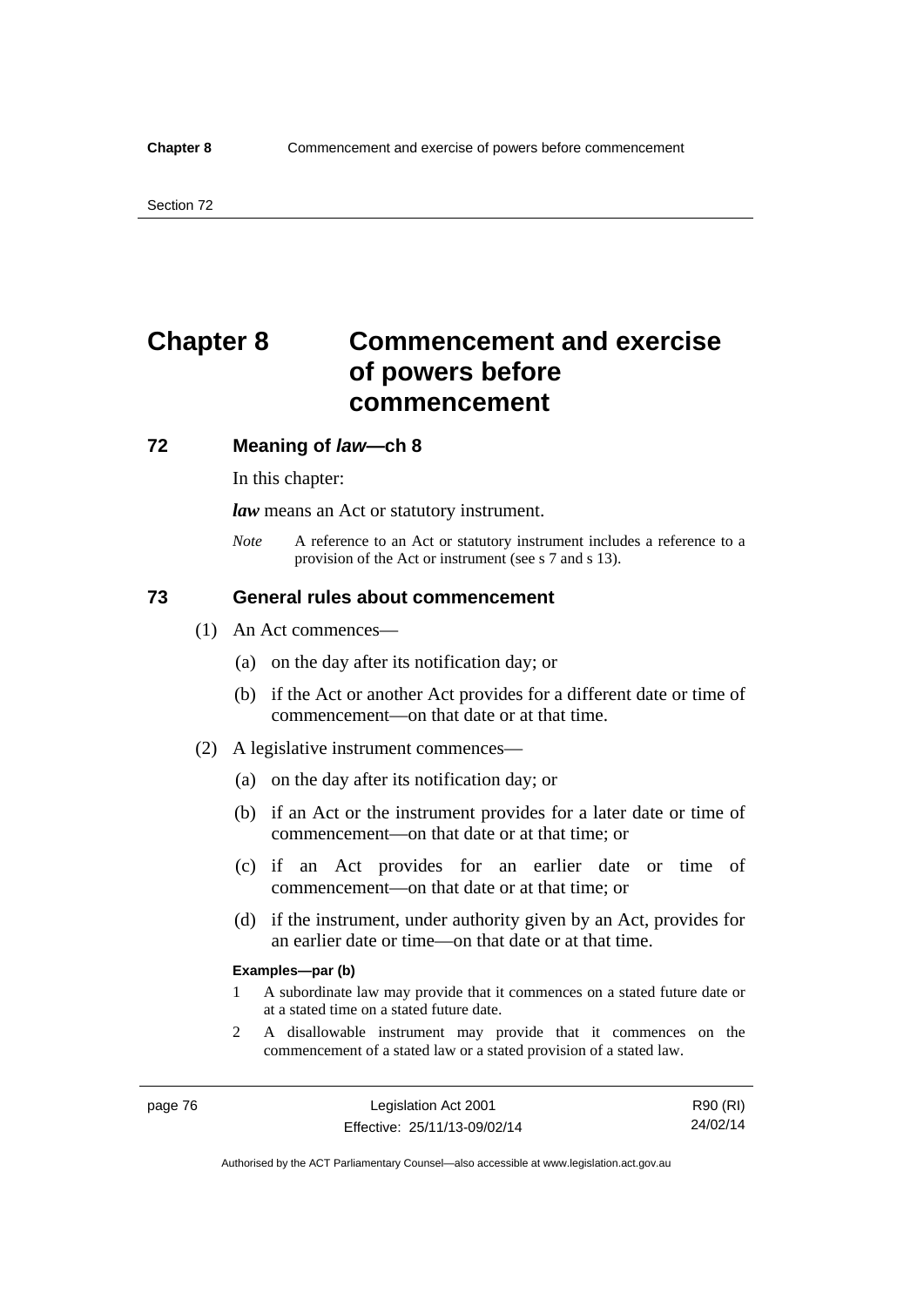# Chapter 8 Commencement and exercise of powers before commencement

## 72 Meaning of *law*—ch 8

In this chapter:

***law*** means an Act or statutory instrument.

*Note* A reference to an Act or statutory instrument includes a reference to a provision of the Act or instrument (see s 7 and s 13).

## 73 General rules about commencement

(1) An Act commences—

(a) on the day after its notification day; or

(b) if the Act or another Act provides for a different date or time of commencement—on that date or at that time.

(2) A legislative instrument commences—

(a) on the day after its notification day; or

(b) if an Act or the instrument provides for a later date or time of commencement—on that date or at that time; or

(c) if an Act provides for an earlier date or time of commencement—on that date or at that time; or

(d) if the instrument, under authority given by an Act, provides for an earlier date or time—on that date or at that time.

**Examples—par (b)**

1 A subordinate law may provide that it commences on a stated future date or at a stated time on a stated future date.

2 A disallowable instrument may provide that it commences on the commencement of a stated law or a stated provision of a stated law.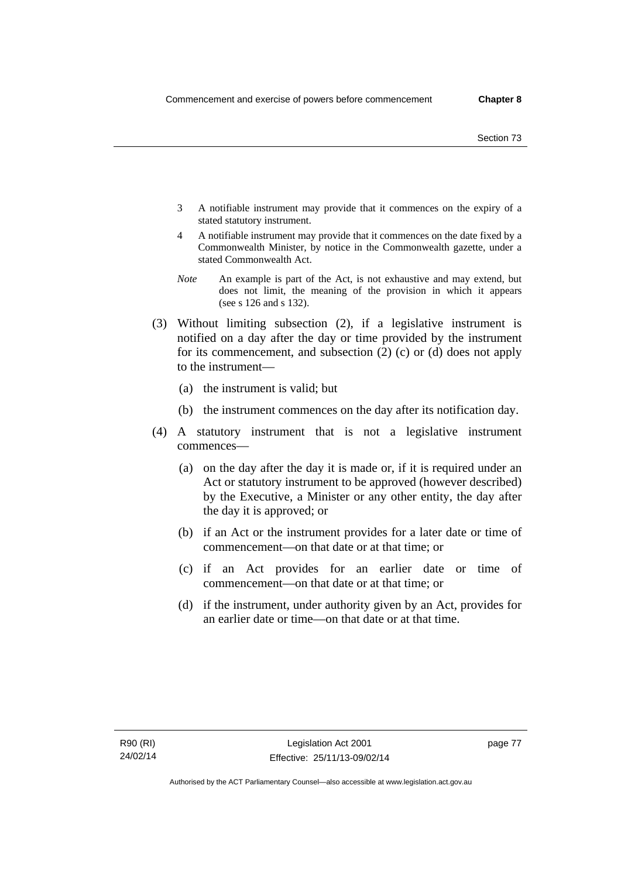3 A notifiable instrument may provide that it commences on the expiry of a stated statutory instrument.

4 A notifiable instrument may provide that it commences on the date fixed by a Commonwealth Minister, by notice in the Commonwealth gazette, under a stated Commonwealth Act.

*Note* An example is part of the Act, is not exhaustive and may extend, but does not limit, the meaning of the provision in which it appears (see s 126 and s 132).

(3) Without limiting subsection (2), if a legislative instrument is notified on a day after the day or time provided by the instrument for its commencement, and subsection (2) (c) or (d) does not apply to the instrument—

(a) the instrument is valid; but

(b) the instrument commences on the day after its notification day.

(4) A statutory instrument that is not a legislative instrument commences—

(a) on the day after the day it is made or, if it is required under an Act or statutory instrument to be approved (however described) by the Executive, a Minister or any other entity, the day after the day it is approved; or

(b) if an Act or the instrument provides for a later date or time of commencement—on that date or at that time; or

(c) if an Act provides for an earlier date or time of commencement—on that date or at that time; or

(d) if the instrument, under authority given by an Act, provides for an earlier date or time—on that date or at that time.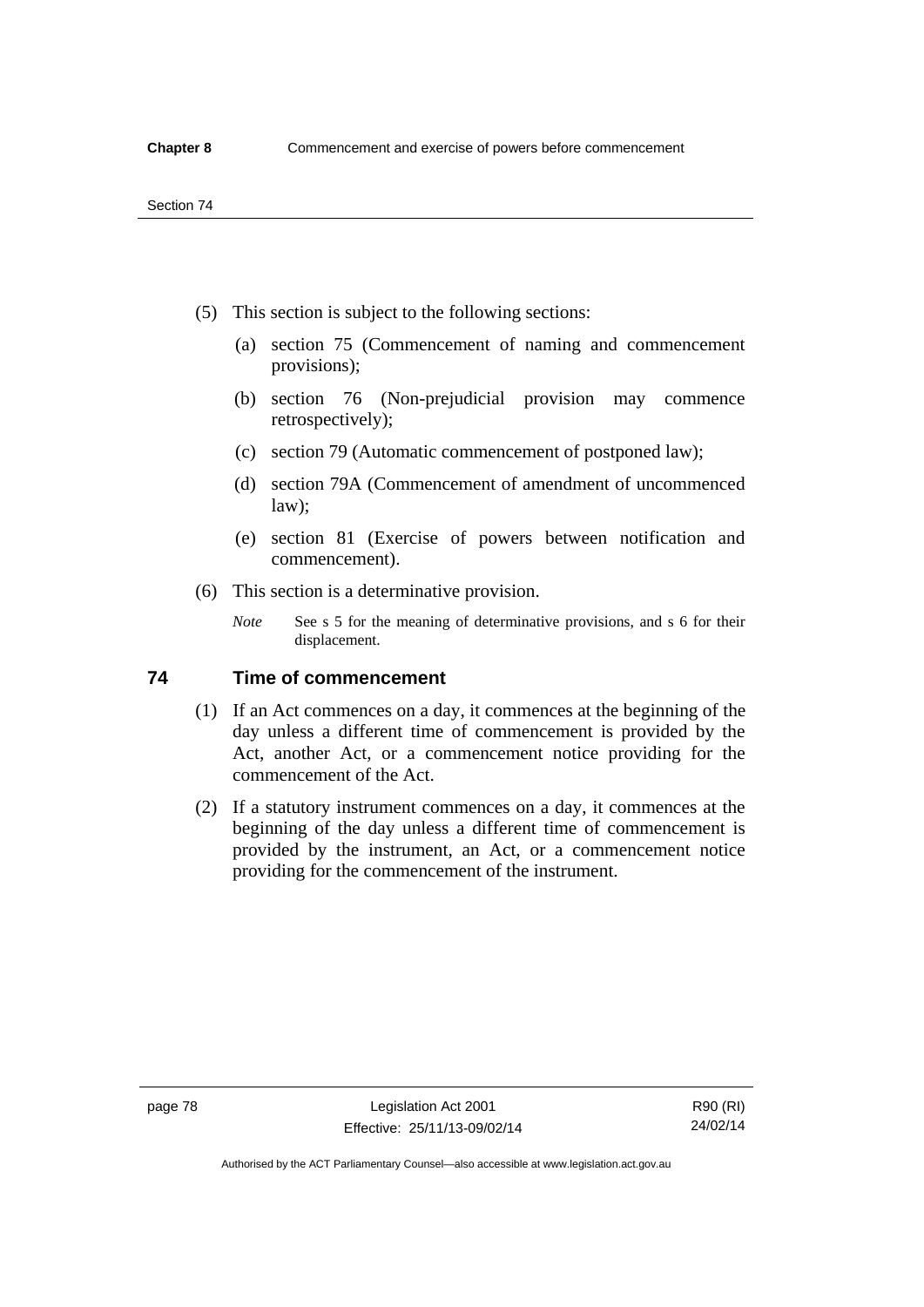(5) This section is subject to the following sections:

(a) section 75 (Commencement of naming and commencement provisions);

(b) section 76 (Non-prejudicial provision may commence retrospectively);

(c) section 79 (Automatic commencement of postponed law);

(d) section 79A (Commencement of amendment of uncommenced law);

(e) section 81 (Exercise of powers between notification and commencement).

(6) This section is a determinative provision.

*Note* See s 5 for the meaning of determinative provisions, and s 6 for their displacement.

## 74 Time of commencement

(1) If an Act commences on a day, it commences at the beginning of the day unless a different time of commencement is provided by the Act, another Act, or a commencement notice providing for the commencement of the Act.

(2) If a statutory instrument commences on a day, it commences at the beginning of the day unless a different time of commencement is provided by the instrument, an Act, or a commencement notice providing for the commencement of the instrument.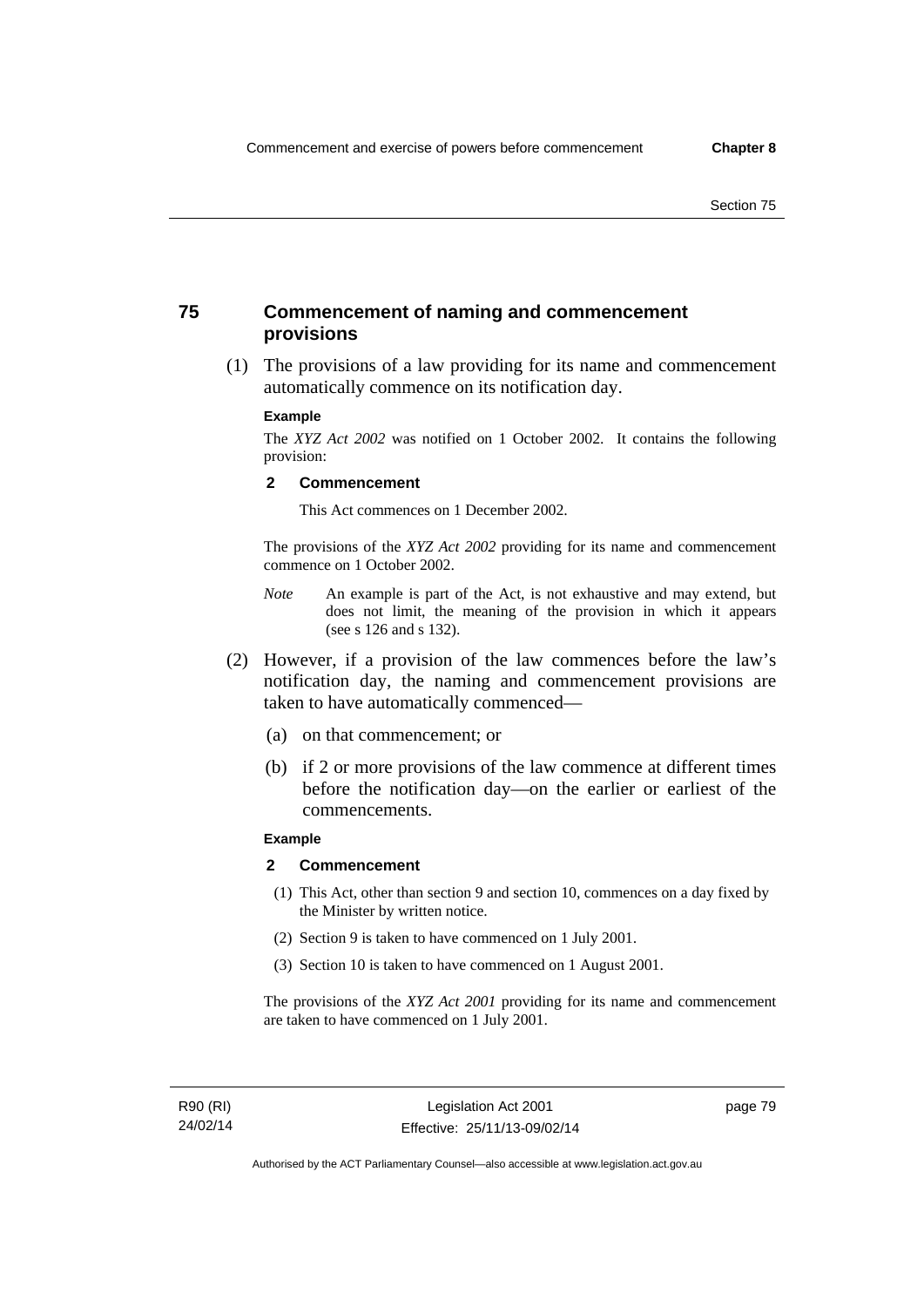## 75 Commencement of naming and commencement provisions

(1) The provisions of a law providing for its name and commencement automatically commence on its notification day.

**Example**

The *XYZ Act 2002* was notified on 1 October 2002. It contains the following provision:

**2 Commencement**

This Act commences on 1 December 2002.

The provisions of the *XYZ Act 2002* providing for its name and commencement commence on 1 October 2002.

*Note* An example is part of the Act, is not exhaustive and may extend, but does not limit, the meaning of the provision in which it appears (see s 126 and s 132).

(2) However, if a provision of the law commences before the law's notification day, the naming and commencement provisions are taken to have automatically commenced—

(a) on that commencement; or

(b) if 2 or more provisions of the law commence at different times before the notification day—on the earlier or earliest of the commencements.

**Example**

**2 Commencement**

(1) This Act, other than section 9 and section 10, commences on a day fixed by the Minister by written notice.

(2) Section 9 is taken to have commenced on 1 July 2001.

(3) Section 10 is taken to have commenced on 1 August 2001.

The provisions of the *XYZ Act 2001* providing for its name and commencement are taken to have commenced on 1 July 2001.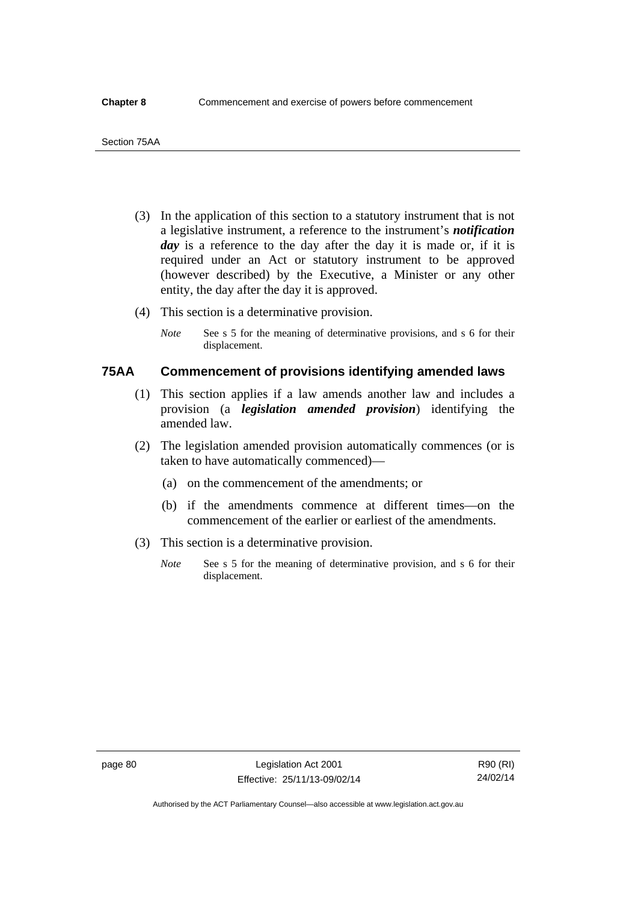(3) In the application of this section to a statutory instrument that is not a legislative instrument, a reference to the instrument's ***notification day*** is a reference to the day after the day it is made or, if it is required under an Act or statutory instrument to be approved (however described) by the Executive, a Minister or any other entity, the day after the day it is approved.

(4) This section is a determinative provision.

*Note* See s 5 for the meaning of determinative provisions, and s 6 for their displacement.

## 75AA Commencement of provisions identifying amended laws

(1) This section applies if a law amends another law and includes a provision (a ***legislation amended provision***) identifying the amended law.

(2) The legislation amended provision automatically commences (or is taken to have automatically commenced)—

(a) on the commencement of the amendments; or

(b) if the amendments commence at different times—on the commencement of the earlier or earliest of the amendments.

(3) This section is a determinative provision.

*Note* See s 5 for the meaning of determinative provision, and s 6 for their displacement.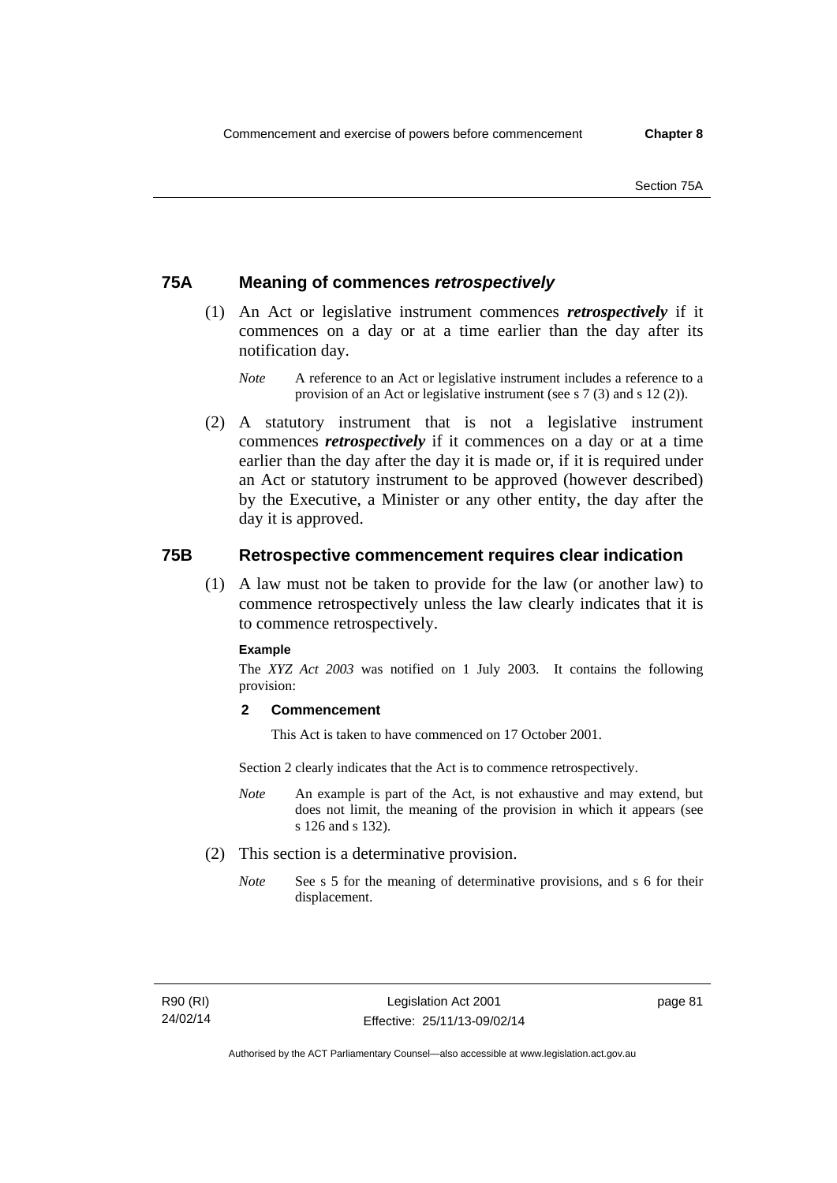## 75A Meaning of commences *retrospectively*

(1) An Act or legislative instrument commences ***retrospectively*** if it commences on a day or at a time earlier than the day after its notification day.

*Note* A reference to an Act or legislative instrument includes a reference to a provision of an Act or legislative instrument (see s 7 (3) and s 12 (2)).

(2) A statutory instrument that is not a legislative instrument commences ***retrospectively*** if it commences on a day or at a time earlier than the day after the day it is made or, if it is required under an Act or statutory instrument to be approved (however described) by the Executive, a Minister or any other entity, the day after the day it is approved.

## 75B Retrospective commencement requires clear indication

(1) A law must not be taken to provide for the law (or another law) to commence retrospectively unless the law clearly indicates that it is to commence retrospectively.

**Example**

The *XYZ Act 2003* was notified on 1 July 2003. It contains the following provision:

**2 Commencement**

This Act is taken to have commenced on 17 October 2001.

Section 2 clearly indicates that the Act is to commence retrospectively.

*Note* An example is part of the Act, is not exhaustive and may extend, but does not limit, the meaning of the provision in which it appears (see s 126 and s 132).

(2) This section is a determinative provision.

*Note* See s 5 for the meaning of determinative provisions, and s 6 for their displacement.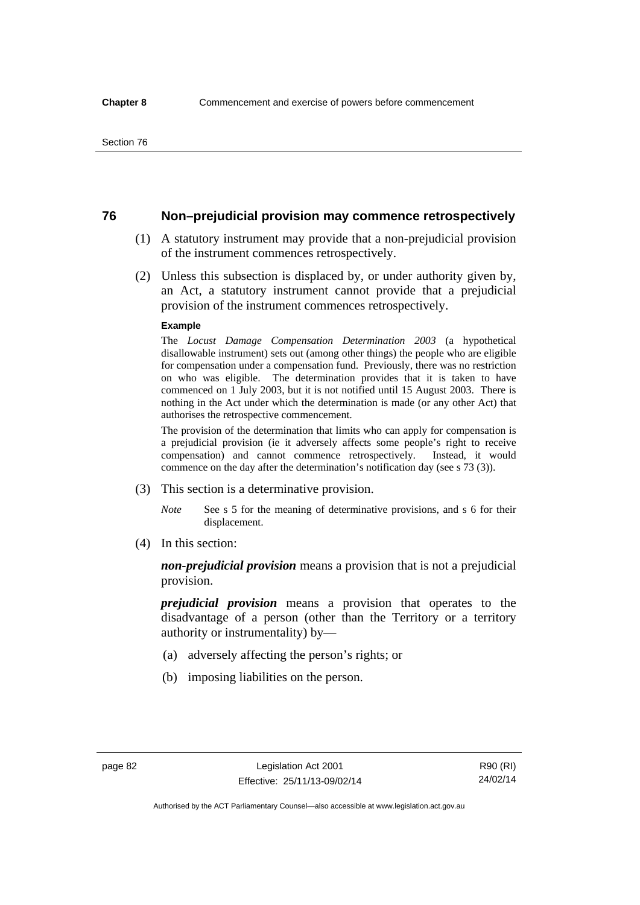## 76 Non–prejudicial provision may commence retrospectively

(1) A statutory instrument may provide that a non-prejudicial provision of the instrument commences retrospectively.

(2) Unless this subsection is displaced by, or under authority given by, an Act, a statutory instrument cannot provide that a prejudicial provision of the instrument commences retrospectively.

**Example**

The *Locust Damage Compensation Determination 2003* (a hypothetical disallowable instrument) sets out (among other things) the people who are eligible for compensation under a compensation fund. Previously, there was no restriction on who was eligible. The determination provides that it is taken to have commenced on 1 July 2003, but it is not notified until 15 August 2003. There is nothing in the Act under which the determination is made (or any other Act) that authorises the retrospective commencement.

The provision of the determination that limits who can apply for compensation is a prejudicial provision (ie it adversely affects some people's right to receive compensation) and cannot commence retrospectively. Instead, it would commence on the day after the determination's notification day (see s 73 (3)).

(3) This section is a determinative provision.

*Note* See s 5 for the meaning of determinative provisions, and s 6 for their displacement.

(4) In this section:

***non-prejudicial provision*** means a provision that is not a prejudicial provision.

***prejudicial provision*** means a provision that operates to the disadvantage of a person (other than the Territory or a territory authority or instrumentality) by—

(a) adversely affecting the person's rights; or

(b) imposing liabilities on the person.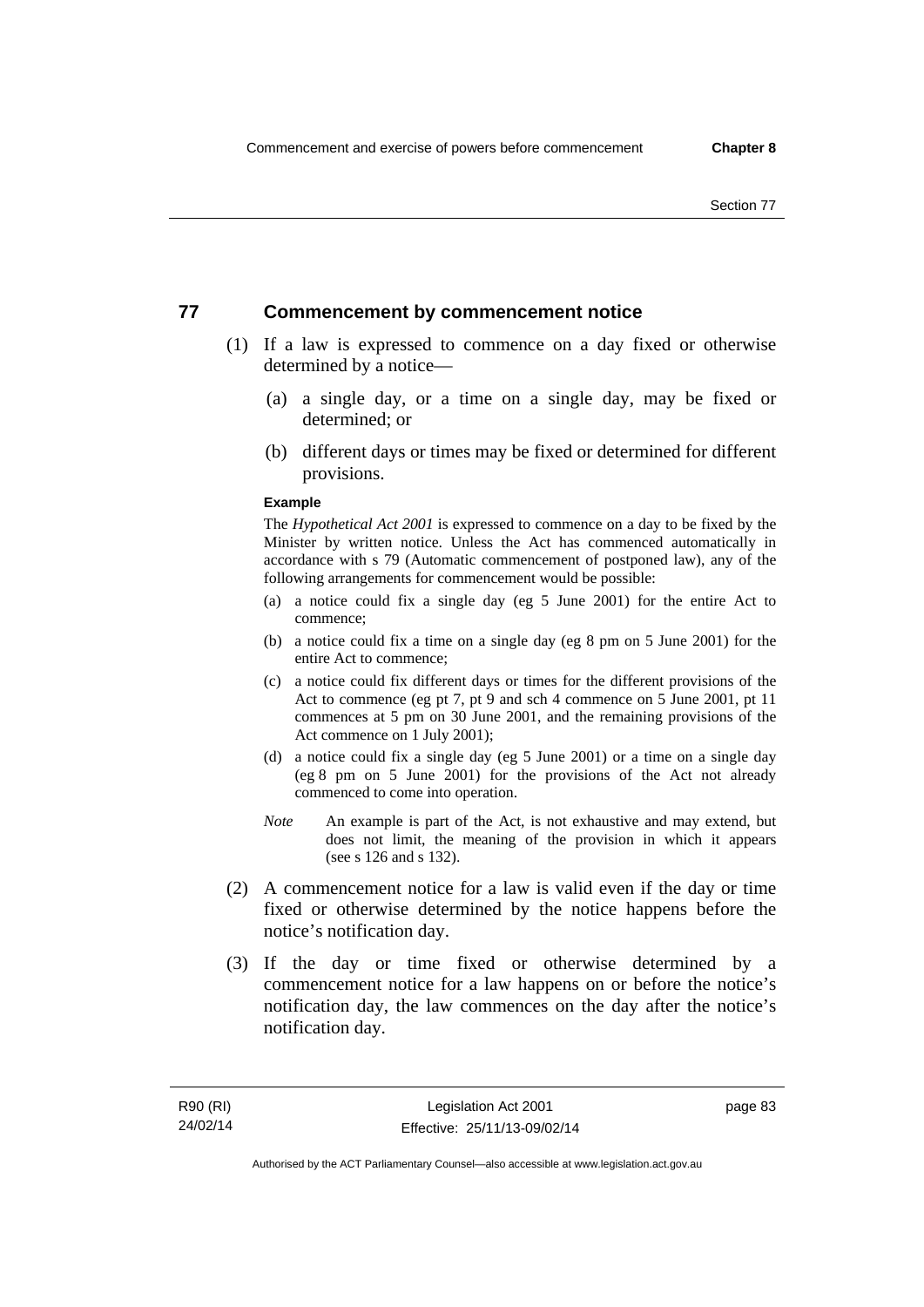## 77 Commencement by commencement notice

(1) If a law is expressed to commence on a day fixed or otherwise determined by a notice—

(a) a single day, or a time on a single day, may be fixed or determined; or

(b) different days or times may be fixed or determined for different provisions.

**Example**

The *Hypothetical Act 2001* is expressed to commence on a day to be fixed by the Minister by written notice. Unless the Act has commenced automatically in accordance with s 79 (Automatic commencement of postponed law), any of the following arrangements for commencement would be possible:

(a) a notice could fix a single day (eg 5 June 2001) for the entire Act to commence;

(b) a notice could fix a time on a single day (eg 8 pm on 5 June 2001) for the entire Act to commence;

(c) a notice could fix different days or times for the different provisions of the Act to commence (eg pt 7, pt 9 and sch 4 commence on 5 June 2001, pt 11 commences at 5 pm on 30 June 2001, and the remaining provisions of the Act commence on 1 July 2001);

(d) a notice could fix a single day (eg 5 June 2001) or a time on a single day (eg 8 pm on 5 June 2001) for the provisions of the Act not already commenced to come into operation.

*Note* An example is part of the Act, is not exhaustive and may extend, but does not limit, the meaning of the provision in which it appears (see s 126 and s 132).

(2) A commencement notice for a law is valid even if the day or time fixed or otherwise determined by the notice happens before the notice's notification day.

(3) If the day or time fixed or otherwise determined by a commencement notice for a law happens on or before the notice's notification day, the law commences on the day after the notice's notification day.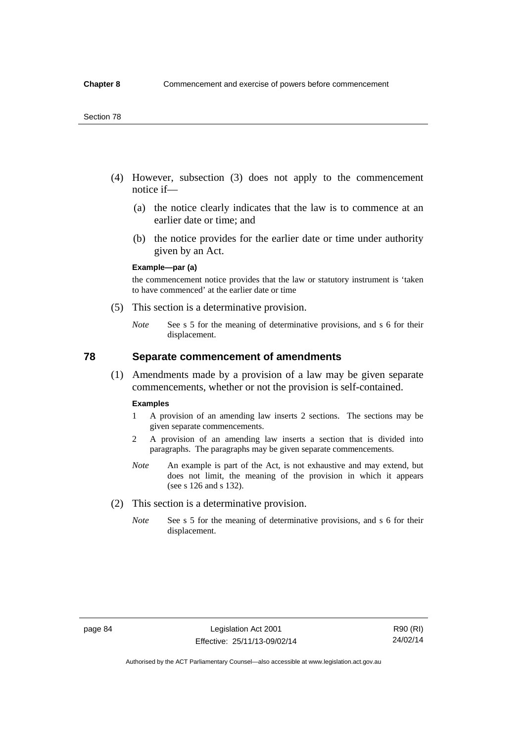(4) However, subsection (3) does not apply to the commencement notice if—

(a) the notice clearly indicates that the law is to commence at an earlier date or time; and

(b) the notice provides for the earlier date or time under authority given by an Act.

**Example—par (a)**

the commencement notice provides that the law or statutory instrument is 'taken to have commenced' at the earlier date or time

(5) This section is a determinative provision.

*Note* See s 5 for the meaning of determinative provisions, and s 6 for their displacement.

## 78 Separate commencement of amendments

(1) Amendments made by a provision of a law may be given separate commencements, whether or not the provision is self-contained.

**Examples**

1 A provision of an amending law inserts 2 sections. The sections may be given separate commencements.

2 A provision of an amending law inserts a section that is divided into paragraphs. The paragraphs may be given separate commencements.

*Note* An example is part of the Act, is not exhaustive and may extend, but does not limit, the meaning of the provision in which it appears (see s 126 and s 132).

(2) This section is a determinative provision.

*Note* See s 5 for the meaning of determinative provisions, and s 6 for their displacement.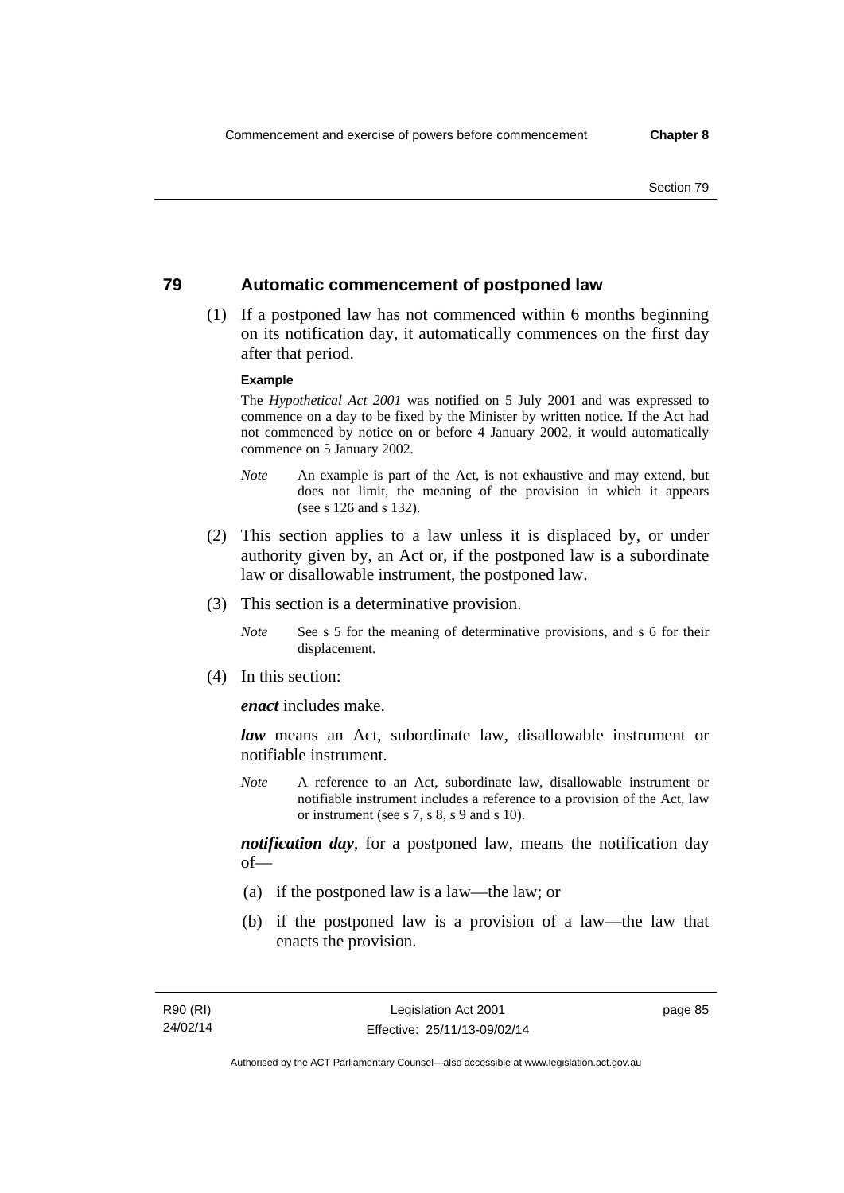## 79 Automatic commencement of postponed law

(1) If a postponed law has not commenced within 6 months beginning on its notification day, it automatically commences on the first day after that period.

**Example**

The *Hypothetical Act 2001* was notified on 5 July 2001 and was expressed to commence on a day to be fixed by the Minister by written notice. If the Act had not commenced by notice on or before 4 January 2002, it would automatically commence on 5 January 2002.

*Note* An example is part of the Act, is not exhaustive and may extend, but does not limit, the meaning of the provision in which it appears (see s 126 and s 132).

(2) This section applies to a law unless it is displaced by, or under authority given by, an Act or, if the postponed law is a subordinate law or disallowable instrument, the postponed law.

(3) This section is a determinative provision.

*Note* See s 5 for the meaning of determinative provisions, and s 6 for their displacement.

(4) In this section:

***enact*** includes make.

***law*** means an Act, subordinate law, disallowable instrument or notifiable instrument.

*Note* A reference to an Act, subordinate law, disallowable instrument or notifiable instrument includes a reference to a provision of the Act, law or instrument (see s 7, s 8, s 9 and s 10).

***notification day***, for a postponed law, means the notification day of—

(a) if the postponed law is a law—the law; or

(b) if the postponed law is a provision of a law—the law that enacts the provision.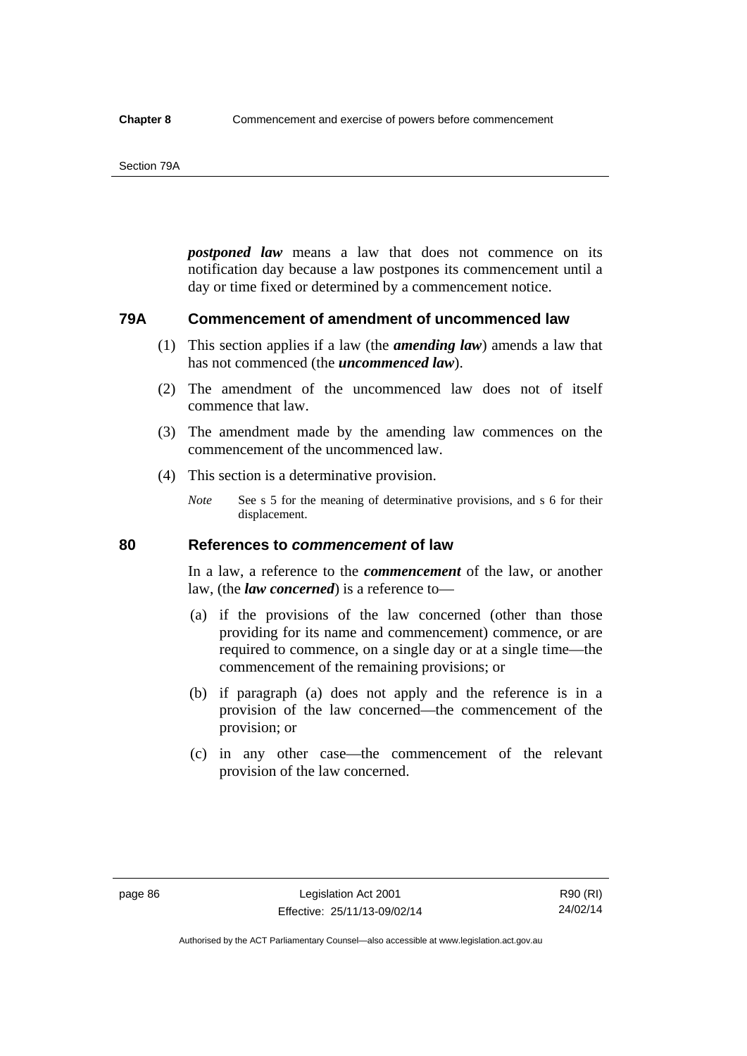***postponed law*** means a law that does not commence on its notification day because a law postpones its commencement until a day or time fixed or determined by a commencement notice.

### 79A Commencement of amendment of uncommenced law

(1) This section applies if a law (the ***amending law***) amends a law that has not commenced (the ***uncommenced law***).

(2) The amendment of the uncommenced law does not of itself commence that law.

(3) The amendment made by the amending law commences on the commencement of the uncommenced law.

(4) This section is a determinative provision.

*Note* See s 5 for the meaning of determinative provisions, and s 6 for their displacement.

### 80 References to *commencement* of law

In a law, a reference to the ***commencement*** of the law, or another law, (the ***law concerned***) is a reference to—

(a) if the provisions of the law concerned (other than those providing for its name and commencement) commence, or are required to commence, on a single day or at a single time—the commencement of the remaining provisions; or

(b) if paragraph (a) does not apply and the reference is in a provision of the law concerned—the commencement of the provision; or

(c) in any other case—the commencement of the relevant provision of the law concerned.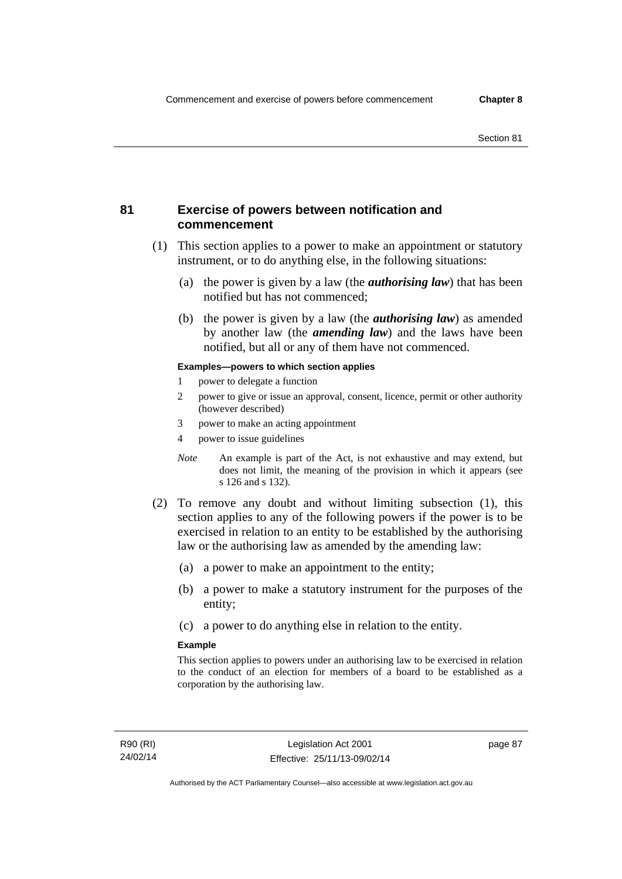## 81 Exercise of powers between notification and commencement

(1) This section applies to a power to make an appointment or statutory instrument, or to do anything else, in the following situations:

  (a) the power is given by a law (the ***authorising law***) that has been notified but has not commenced;

  (b) the power is given by a law (the ***authorising law***) as amended by another law (the ***amending law***) and the laws have been notified, but all or any of them have not commenced.

**Examples—powers to which section applies**

1 power to delegate a function

2 power to give or issue an approval, consent, licence, permit or other authority (however described)

3 power to make an acting appointment

4 power to issue guidelines

*Note* An example is part of the Act, is not exhaustive and may extend, but does not limit, the meaning of the provision in which it appears (see s 126 and s 132).

(2) To remove any doubt and without limiting subsection (1), this section applies to any of the following powers if the power is to be exercised in relation to an entity to be established by the authorising law or the authorising law as amended by the amending law:

  (a) a power to make an appointment to the entity;

  (b) a power to make a statutory instrument for the purposes of the entity;

  (c) a power to do anything else in relation to the entity.

**Example**

This section applies to powers under an authorising law to be exercised in relation to the conduct of an election for members of a board to be established as a corporation by the authorising law.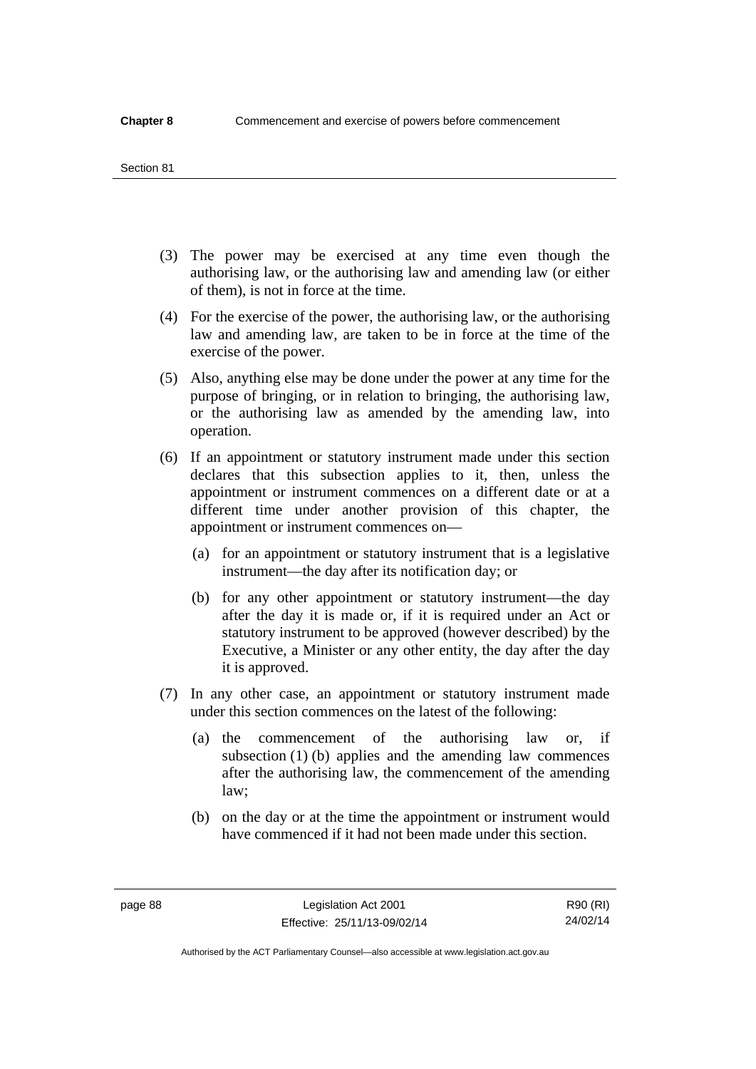(3) The power may be exercised at any time even though the authorising law, or the authorising law and amending law (or either of them), is not in force at the time.

(4) For the exercise of the power, the authorising law, or the authorising law and amending law, are taken to be in force at the time of the exercise of the power.

(5) Also, anything else may be done under the power at any time for the purpose of bringing, or in relation to bringing, the authorising law, or the authorising law as amended by the amending law, into operation.

(6) If an appointment or statutory instrument made under this section declares that this subsection applies to it, then, unless the appointment or instrument commences on a different date or at a different time under another provision of this chapter, the appointment or instrument commences on—

   (a) for an appointment or statutory instrument that is a legislative instrument—the day after its notification day; or

   (b) for any other appointment or statutory instrument—the day after the day it is made or, if it is required under an Act or statutory instrument to be approved (however described) by the Executive, a Minister or any other entity, the day after the day it is approved.

(7) In any other case, an appointment or statutory instrument made under this section commences on the latest of the following:

   (a) the commencement of the authorising law or, if subsection (1) (b) applies and the amending law commences after the authorising law, the commencement of the amending law;

   (b) on the day or at the time the appointment or instrument would have commenced if it had not been made under this section.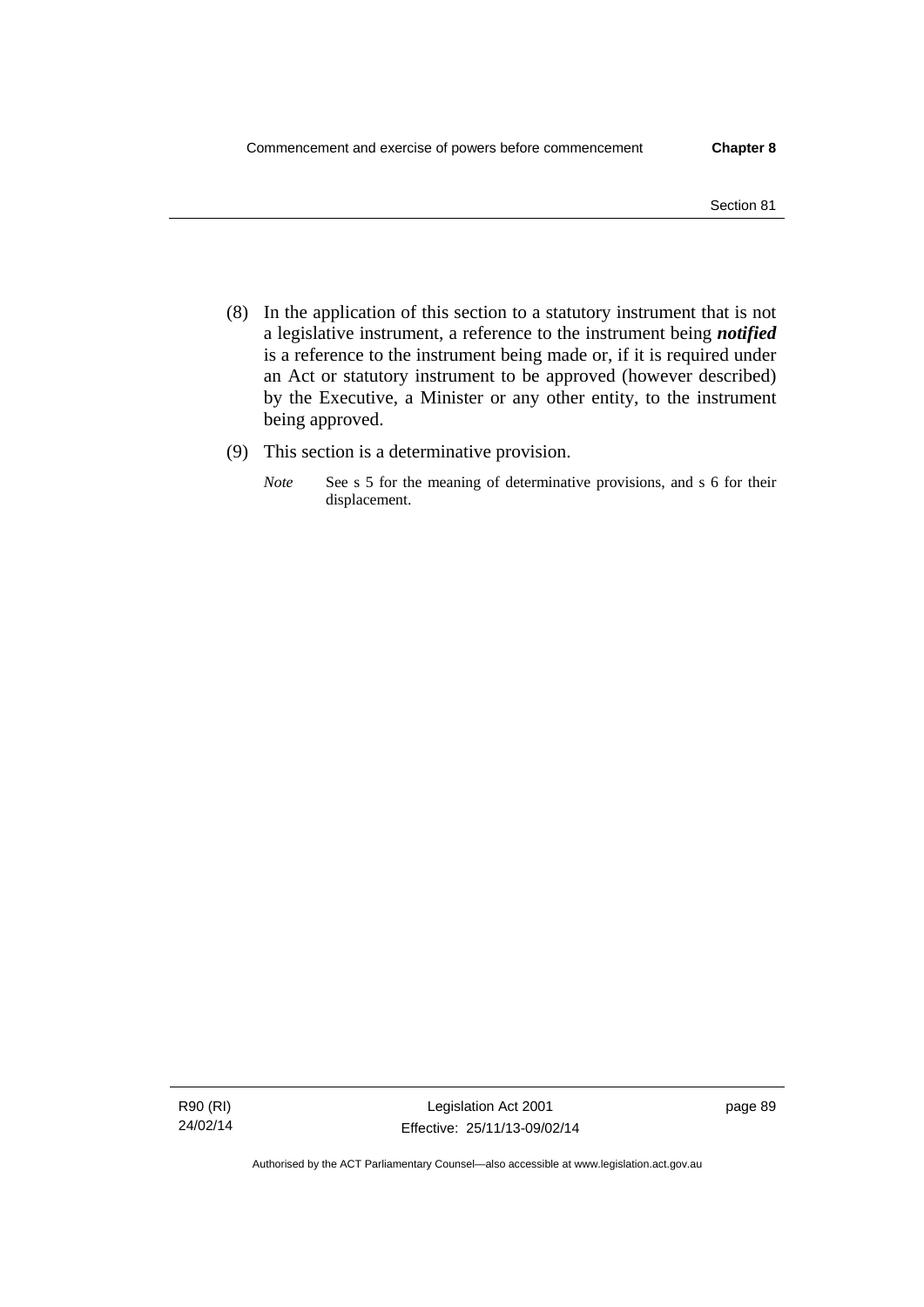(8) In the application of this section to a statutory instrument that is not a legislative instrument, a reference to the instrument being ***notified*** is a reference to the instrument being made or, if it is required under an Act or statutory instrument to be approved (however described) by the Executive, a Minister or any other entity, to the instrument being approved.

(9) This section is a determinative provision.

*Note* See s 5 for the meaning of determinative provisions, and s 6 for their displacement.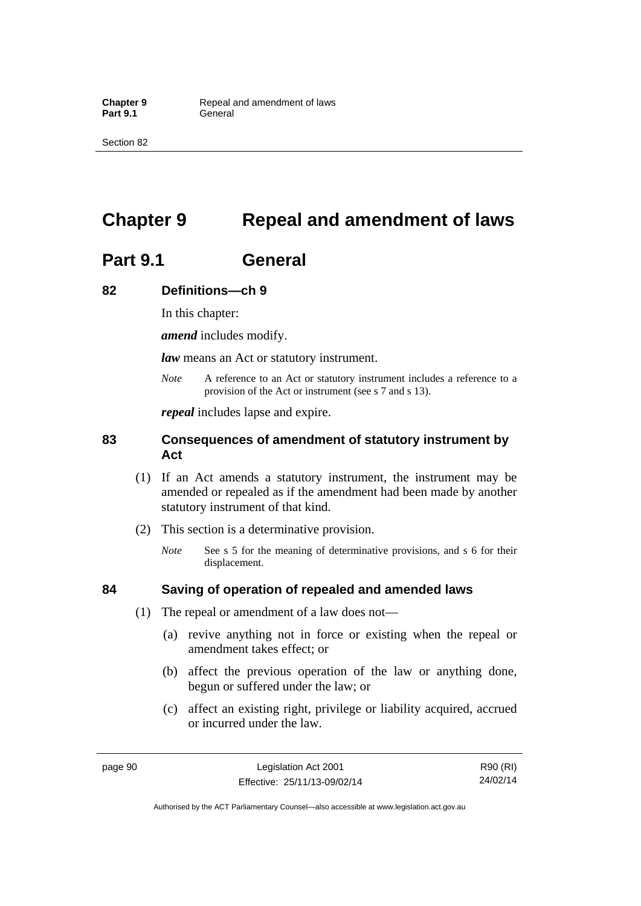# Chapter 9 Repeal and amendment of laws

## Part 9.1 General

### 82 Definitions—ch 9

In this chapter:

***amend*** includes modify.

***law*** means an Act or statutory instrument.

*Note* A reference to an Act or statutory instrument includes a reference to a provision of the Act or instrument (see s 7 and s 13).

***repeal*** includes lapse and expire.

### 83 Consequences of amendment of statutory instrument by Act

(1) If an Act amends a statutory instrument, the instrument may be amended or repealed as if the amendment had been made by another statutory instrument of that kind.

(2) This section is a determinative provision.

*Note* See s 5 for the meaning of determinative provisions, and s 6 for their displacement.

### 84 Saving of operation of repealed and amended laws

(1) The repeal or amendment of a law does not—

(a) revive anything not in force or existing when the repeal or amendment takes effect; or

(b) affect the previous operation of the law or anything done, begun or suffered under the law; or

(c) affect an existing right, privilege or liability acquired, accrued or incurred under the law.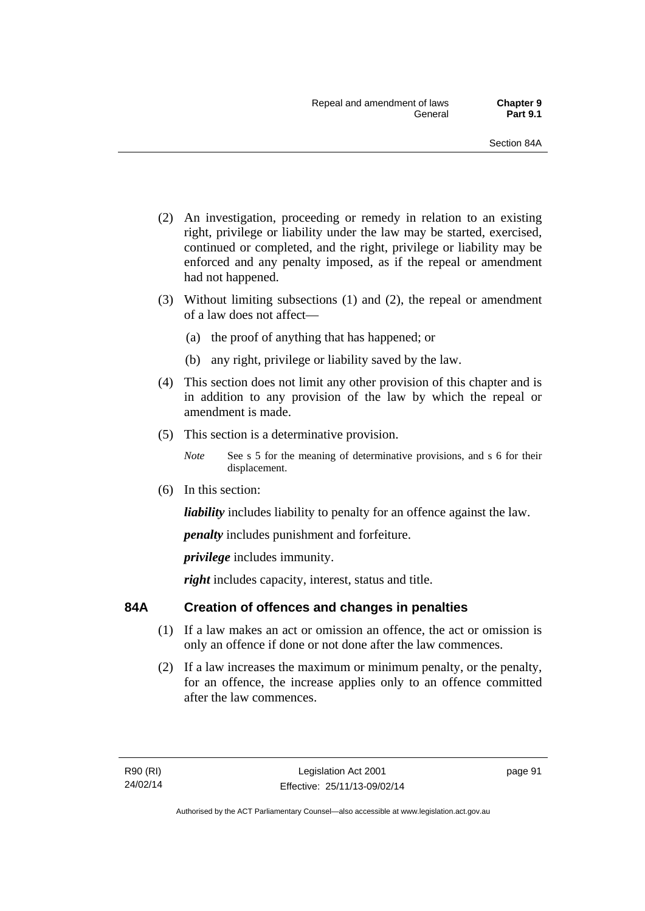(2) An investigation, proceeding or remedy in relation to an existing right, privilege or liability under the law may be started, exercised, continued or completed, and the right, privilege or liability may be enforced and any penalty imposed, as if the repeal or amendment had not happened.

(3) Without limiting subsections (1) and (2), the repeal or amendment of a law does not affect—

(a) the proof of anything that has happened; or

(b) any right, privilege or liability saved by the law.

(4) This section does not limit any other provision of this chapter and is in addition to any provision of the law by which the repeal or amendment is made.

(5) This section is a determinative provision.

*Note* See s 5 for the meaning of determinative provisions, and s 6 for their displacement.

(6) In this section:

***liability*** includes liability to penalty for an offence against the law.

***penalty*** includes punishment and forfeiture.

***privilege*** includes immunity.

***right*** includes capacity, interest, status and title.

## 84A Creation of offences and changes in penalties

(1) If a law makes an act or omission an offence, the act or omission is only an offence if done or not done after the law commences.

(2) If a law increases the maximum or minimum penalty, or the penalty, for an offence, the increase applies only to an offence committed after the law commences.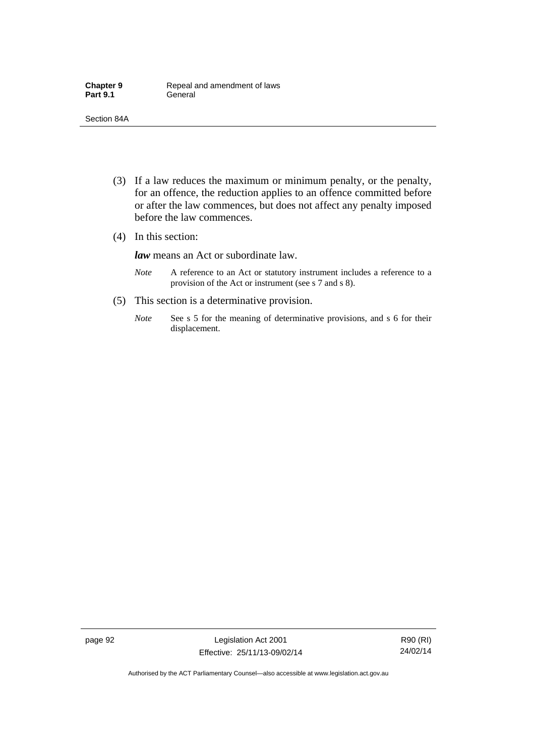(3) If a law reduces the maximum or minimum penalty, or the penalty, for an offence, the reduction applies to an offence committed before or after the law commences, but does not affect any penalty imposed before the law commences.

(4) In this section:

***law*** means an Act or subordinate law.

*Note* A reference to an Act or statutory instrument includes a reference to a provision of the Act or instrument (see s 7 and s 8).

(5) This section is a determinative provision.

*Note* See s 5 for the meaning of determinative provisions, and s 6 for their displacement.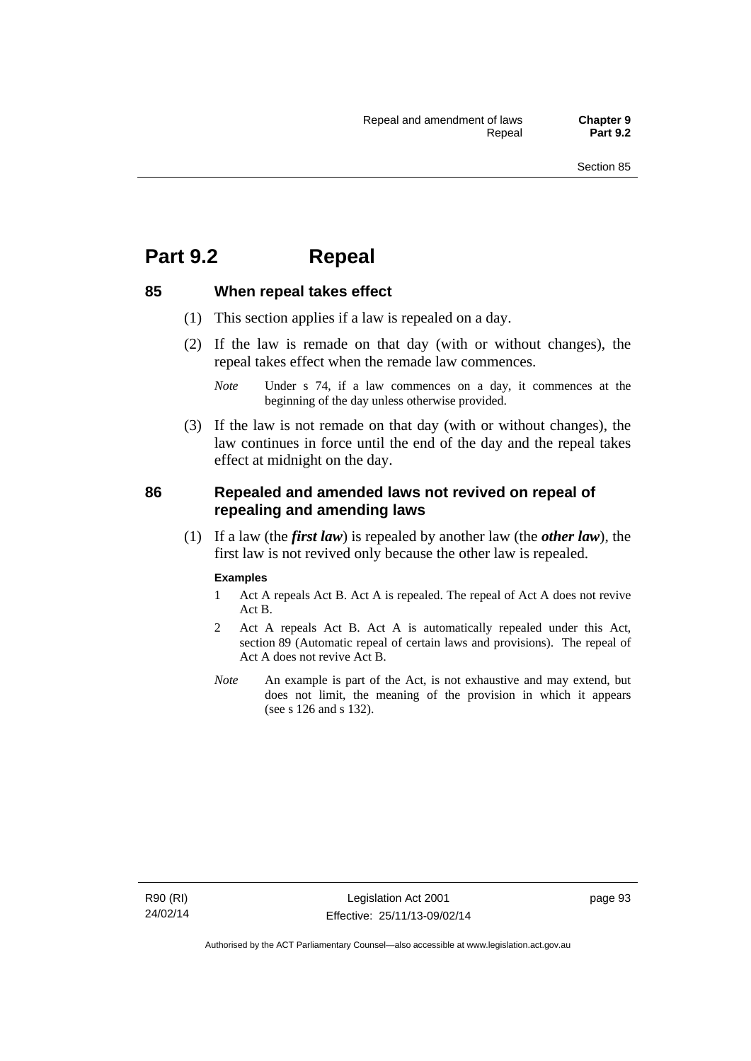# Part 9.2 Repeal

## 85 When repeal takes effect

(1) This section applies if a law is repealed on a day.

(2) If the law is remade on that day (with or without changes), the repeal takes effect when the remade law commences.

*Note* Under s 74, if a law commences on a day, it commences at the beginning of the day unless otherwise provided.

(3) If the law is not remade on that day (with or without changes), the law continues in force until the end of the day and the repeal takes effect at midnight on the day.

## 86 Repealed and amended laws not revived on repeal of repealing and amending laws

(1) If a law (the ***first law***) is repealed by another law (the ***other law***), the first law is not revived only because the other law is repealed.

**Examples**

1 Act A repeals Act B. Act A is repealed. The repeal of Act A does not revive Act B.

2 Act A repeals Act B. Act A is automatically repealed under this Act, section 89 (Automatic repeal of certain laws and provisions). The repeal of Act A does not revive Act B.

*Note* An example is part of the Act, is not exhaustive and may extend, but does not limit, the meaning of the provision in which it appears (see s 126 and s 132).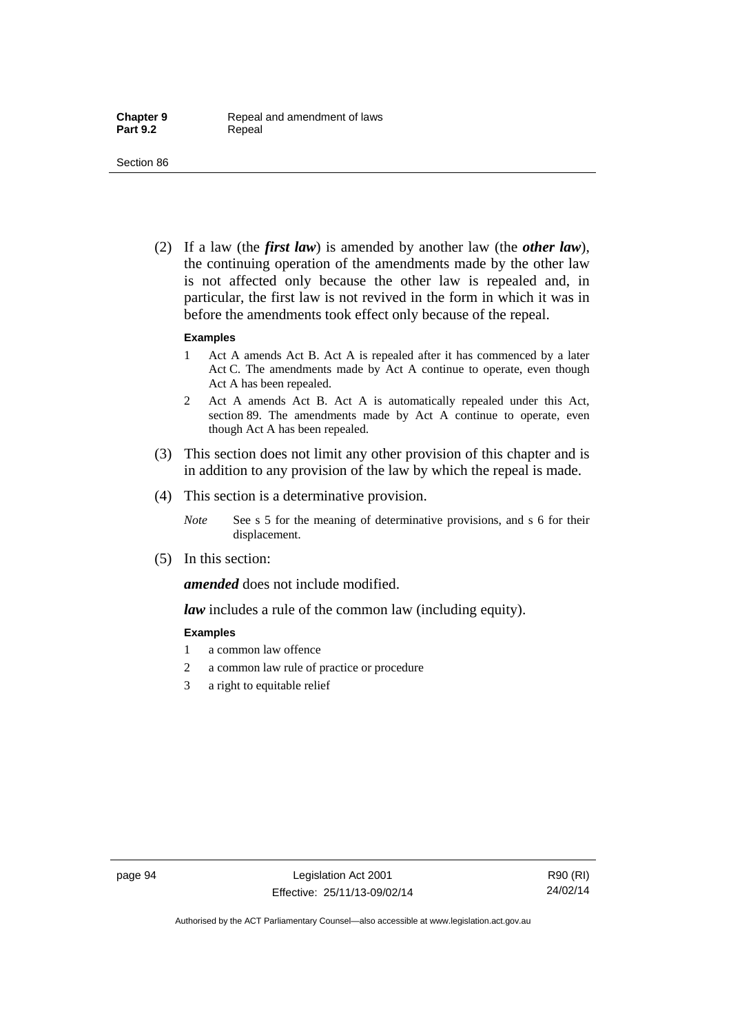(2) If a law (the ***first law***) is amended by another law (the ***other law***), the continuing operation of the amendments made by the other law is not affected only because the other law is repealed and, in particular, the first law is not revived in the form in which it was in before the amendments took effect only because of the repeal.

**Examples**

1 Act A amends Act B. Act A is repealed after it has commenced by a later Act C. The amendments made by Act A continue to operate, even though Act A has been repealed.

2 Act A amends Act B. Act A is automatically repealed under this Act, section 89. The amendments made by Act A continue to operate, even though Act A has been repealed.

(3) This section does not limit any other provision of this chapter and is in addition to any provision of the law by which the repeal is made.

(4) This section is a determinative provision.

*Note* See s 5 for the meaning of determinative provisions, and s 6 for their displacement.

(5) In this section:

***amended*** does not include modified.

***law*** includes a rule of the common law (including equity).

**Examples**

1 a common law offence

2 a common law rule of practice or procedure

3 a right to equitable relief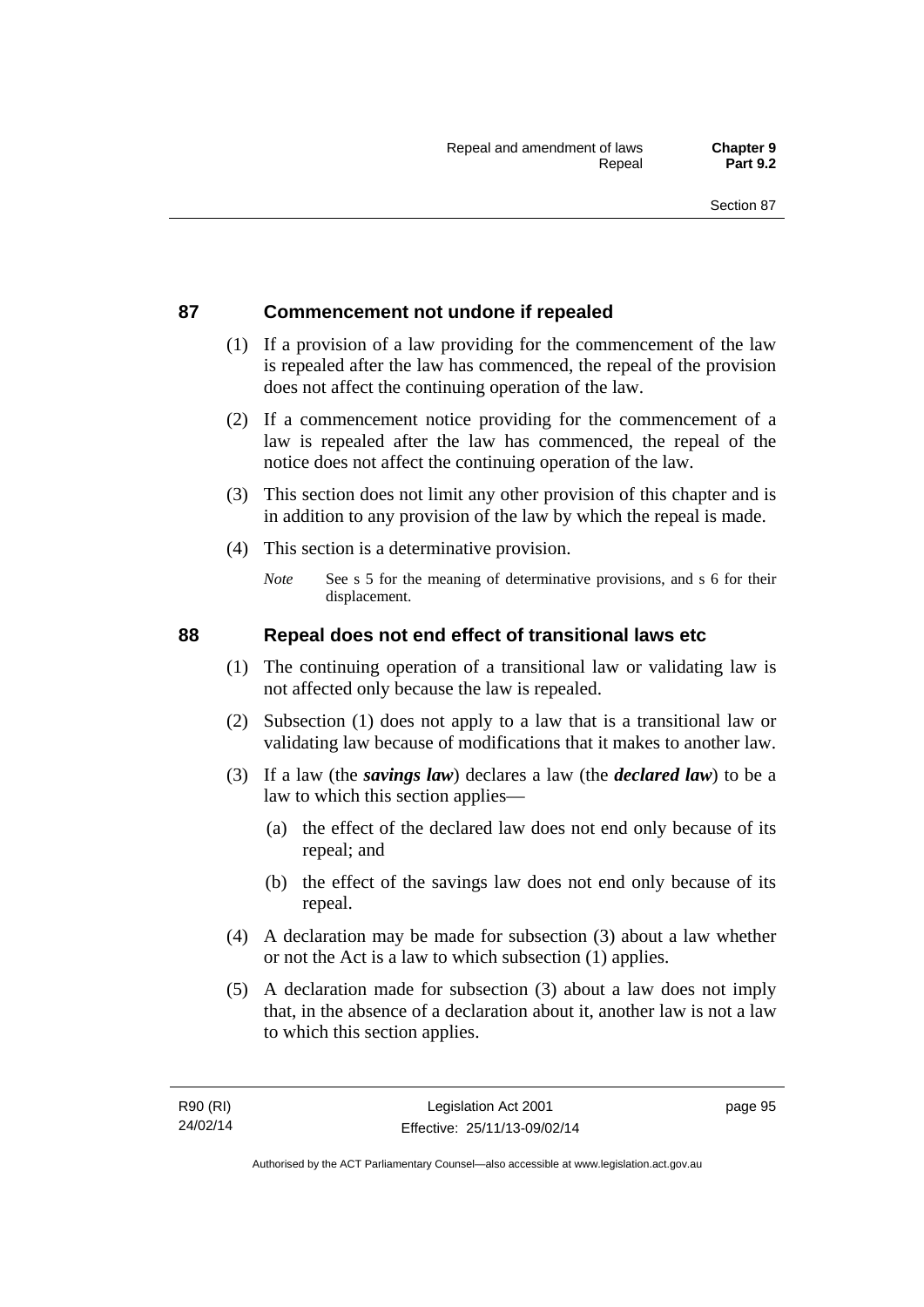## 87 Commencement not undone if repealed

(1) If a provision of a law providing for the commencement of the law is repealed after the law has commenced, the repeal of the provision does not affect the continuing operation of the law.

(2) If a commencement notice providing for the commencement of a law is repealed after the law has commenced, the repeal of the notice does not affect the continuing operation of the law.

(3) This section does not limit any other provision of this chapter and is in addition to any provision of the law by which the repeal is made.

(4) This section is a determinative provision.

*Note* See s 5 for the meaning of determinative provisions, and s 6 for their displacement.

## 88 Repeal does not end effect of transitional laws etc

(1) The continuing operation of a transitional law or validating law is not affected only because the law is repealed.

(2) Subsection (1) does not apply to a law that is a transitional law or validating law because of modifications that it makes to another law.

(3) If a law (the ***savings law***) declares a law (the ***declared law***) to be a law to which this section applies—

(a) the effect of the declared law does not end only because of its repeal; and

(b) the effect of the savings law does not end only because of its repeal.

(4) A declaration may be made for subsection (3) about a law whether or not the Act is a law to which subsection (1) applies.

(5) A declaration made for subsection (3) about a law does not imply that, in the absence of a declaration about it, another law is not a law to which this section applies.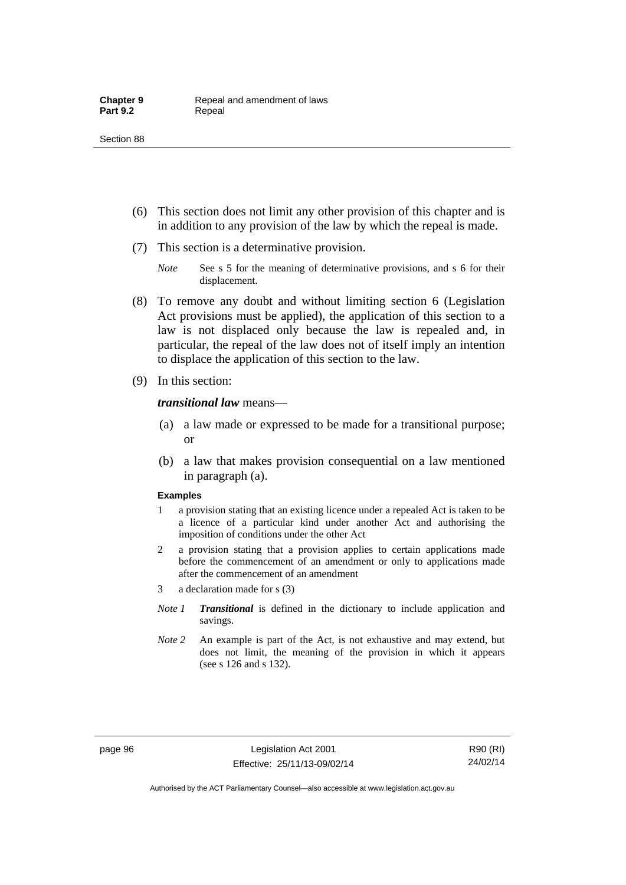(6) This section does not limit any other provision of this chapter and is in addition to any provision of the law by which the repeal is made.

(7) This section is a determinative provision.

*Note* See s 5 for the meaning of determinative provisions, and s 6 for their displacement.

(8) To remove any doubt and without limiting section 6 (Legislation Act provisions must be applied), the application of this section to a law is not displaced only because the law is repealed and, in particular, the repeal of the law does not of itself imply an intention to displace the application of this section to the law.

(9) In this section:

***transitional law*** means—

(a) a law made or expressed to be made for a transitional purpose; or

(b) a law that makes provision consequential on a law mentioned in paragraph (a).

**Examples**

1 a provision stating that an existing licence under a repealed Act is taken to be a licence of a particular kind under another Act and authorising the imposition of conditions under the other Act

2 a provision stating that a provision applies to certain applications made before the commencement of an amendment or only to applications made after the commencement of an amendment

3 a declaration made for s (3)

*Note 1* ***Transitional*** is defined in the dictionary to include application and savings.

*Note 2* An example is part of the Act, is not exhaustive and may extend, but does not limit, the meaning of the provision in which it appears (see s 126 and s 132).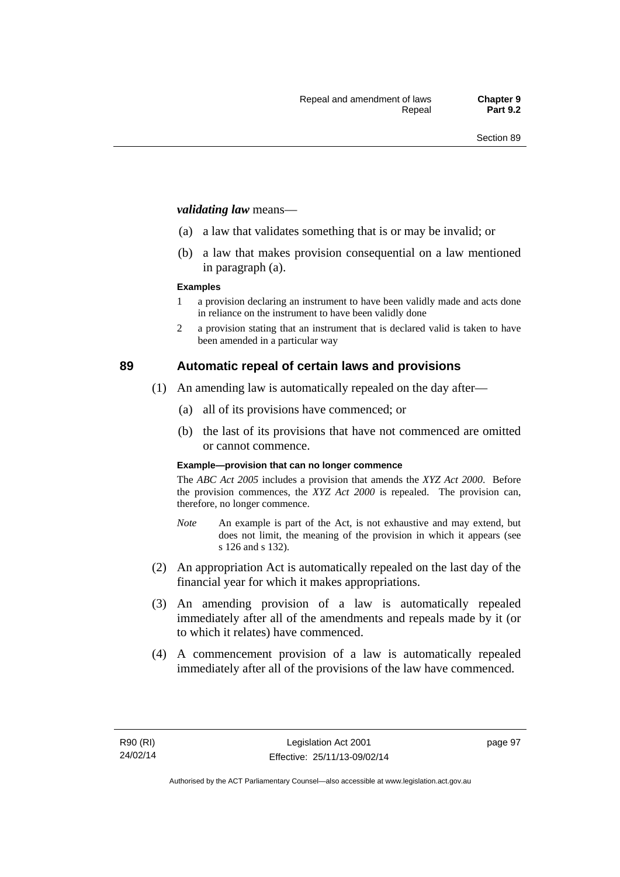***validating law*** means—

(a) a law that validates something that is or may be invalid; or

(b) a law that makes provision consequential on a law mentioned in paragraph (a).

**Examples**

1 a provision declaring an instrument to have been validly made and acts done in reliance on the instrument to have been validly done

2 a provision stating that an instrument that is declared valid is taken to have been amended in a particular way

## 89 Automatic repeal of certain laws and provisions

(1) An amending law is automatically repealed on the day after—

(a) all of its provisions have commenced; or

(b) the last of its provisions that have not commenced are omitted or cannot commence.

**Example—provision that can no longer commence**

The *ABC Act 2005* includes a provision that amends the *XYZ Act 2000*. Before the provision commences, the *XYZ Act 2000* is repealed. The provision can, therefore, no longer commence.

*Note* An example is part of the Act, is not exhaustive and may extend, but does not limit, the meaning of the provision in which it appears (see s 126 and s 132).

(2) An appropriation Act is automatically repealed on the last day of the financial year for which it makes appropriations.

(3) An amending provision of a law is automatically repealed immediately after all of the amendments and repeals made by it (or to which it relates) have commenced.

(4) A commencement provision of a law is automatically repealed immediately after all of the provisions of the law have commenced.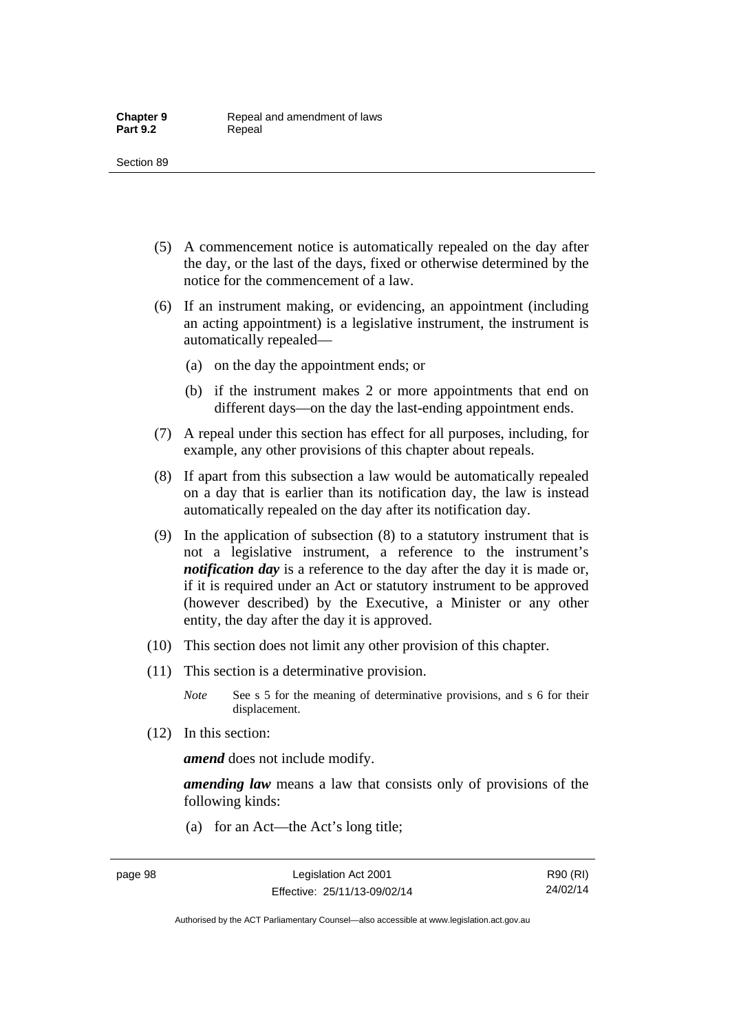(5) A commencement notice is automatically repealed on the day after the day, or the last of the days, fixed or otherwise determined by the notice for the commencement of a law.

(6) If an instrument making, or evidencing, an appointment (including an acting appointment) is a legislative instrument, the instrument is automatically repealed—

   (a) on the day the appointment ends; or

   (b) if the instrument makes 2 or more appointments that end on different days—on the day the last-ending appointment ends.

(7) A repeal under this section has effect for all purposes, including, for example, any other provisions of this chapter about repeals.

(8) If apart from this subsection a law would be automatically repealed on a day that is earlier than its notification day, the law is instead automatically repealed on the day after its notification day.

(9) In the application of subsection (8) to a statutory instrument that is not a legislative instrument, a reference to the instrument's ***notification day*** is a reference to the day after the day it is made or, if it is required under an Act or statutory instrument to be approved (however described) by the Executive, a Minister or any other entity, the day after the day it is approved.

(10) This section does not limit any other provision of this chapter.

(11) This section is a determinative provision.

*Note* See s 5 for the meaning of determinative provisions, and s 6 for their displacement.

(12) In this section:

***amend*** does not include modify.

***amending law*** means a law that consists only of provisions of the following kinds:

   (a) for an Act—the Act's long title;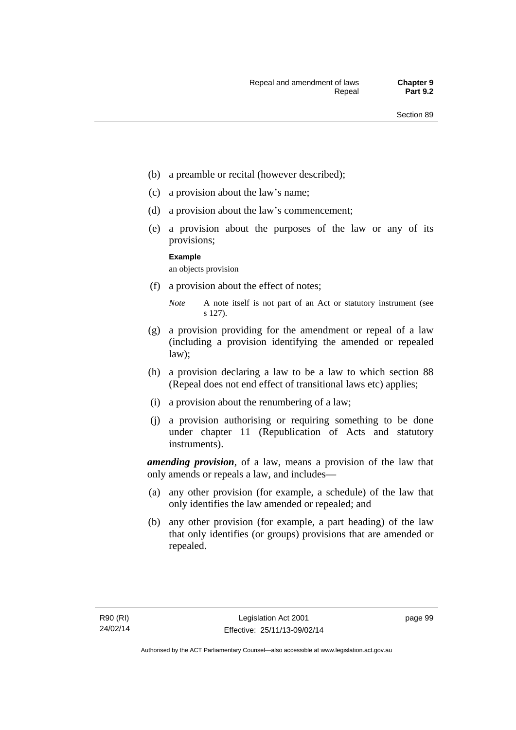(b) a preamble or recital (however described);

(c) a provision about the law's name;

(d) a provision about the law's commencement;

(e) a provision about the purposes of the law or any of its provisions;

**Example**

an objects provision

(f) a provision about the effect of notes;

*Note* A note itself is not part of an Act or statutory instrument (see s 127).

(g) a provision providing for the amendment or repeal of a law (including a provision identifying the amended or repealed law);

(h) a provision declaring a law to be a law to which section 88 (Repeal does not end effect of transitional laws etc) applies;

(i) a provision about the renumbering of a law;

(j) a provision authorising or requiring something to be done under chapter 11 (Republication of Acts and statutory instruments).

***amending provision***, of a law, means a provision of the law that only amends or repeals a law, and includes—

(a) any other provision (for example, a schedule) of the law that only identifies the law amended or repealed; and

(b) any other provision (for example, a part heading) of the law that only identifies (or groups) provisions that are amended or repealed.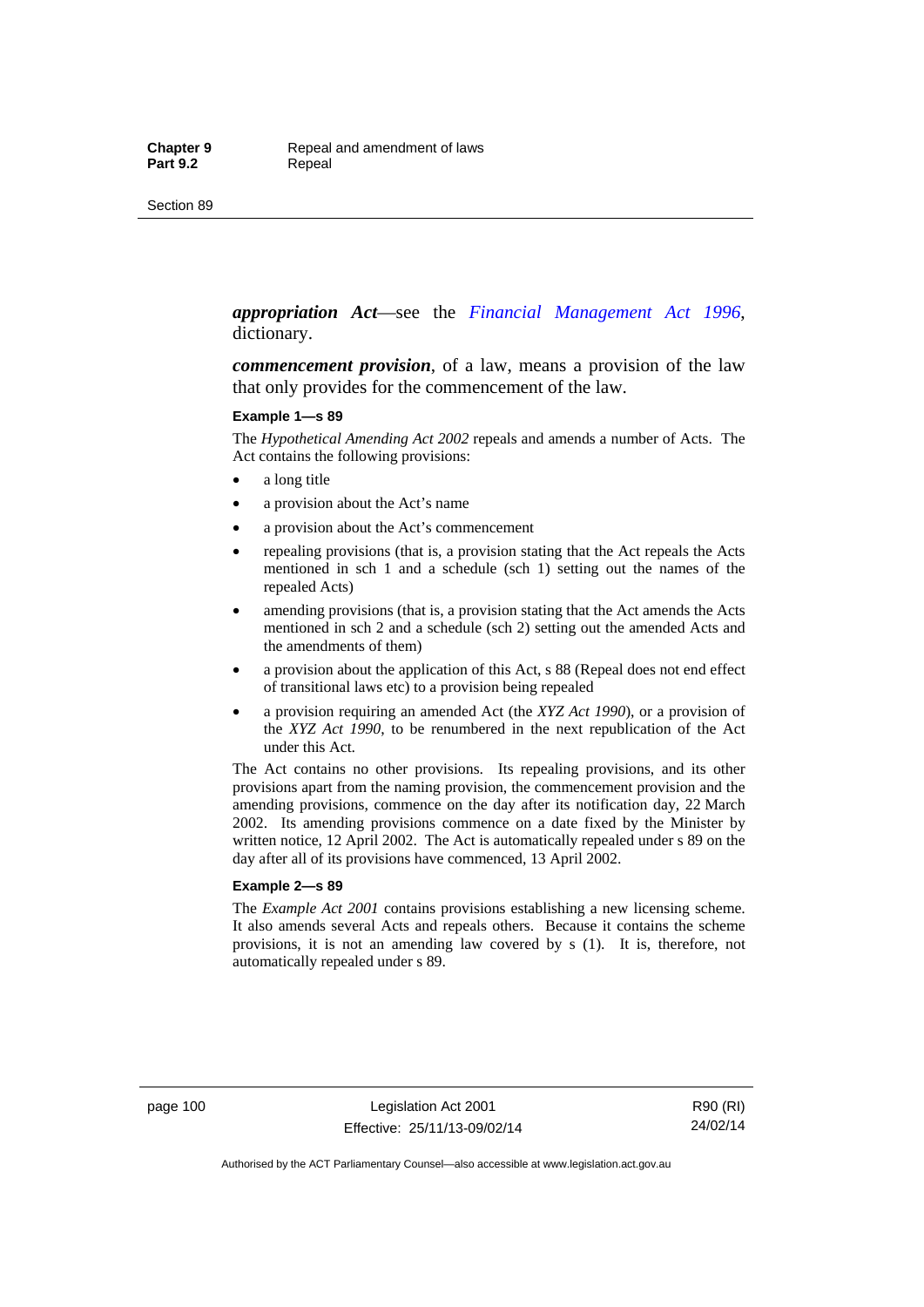***appropriation Act***—see the *Financial Management Act 1996*, dictionary.

***commencement provision***, of a law, means a provision of the law that only provides for the commencement of the law.

**Example 1—s 89**

The *Hypothetical Amending Act 2002* repeals and amends a number of Acts. The Act contains the following provisions:

- a long title
- a provision about the Act's name
- a provision about the Act's commencement
- repealing provisions (that is, a provision stating that the Act repeals the Acts mentioned in sch 1 and a schedule (sch 1) setting out the names of the repealed Acts)
- amending provisions (that is, a provision stating that the Act amends the Acts mentioned in sch 2 and a schedule (sch 2) setting out the amended Acts and the amendments of them)
- a provision about the application of this Act, s 88 (Repeal does not end effect of transitional laws etc) to a provision being repealed
- a provision requiring an amended Act (the *XYZ Act 1990*), or a provision of the *XYZ Act 1990*, to be renumbered in the next republication of the Act under this Act.

The Act contains no other provisions. Its repealing provisions, and its other provisions apart from the naming provision, the commencement provision and the amending provisions, commence on the day after its notification day, 22 March 2002. Its amending provisions commence on a date fixed by the Minister by written notice, 12 April 2002. The Act is automatically repealed under s 89 on the day after all of its provisions have commenced, 13 April 2002.

**Example 2—s 89**

The *Example Act 2001* contains provisions establishing a new licensing scheme. It also amends several Acts and repeals others. Because it contains the scheme provisions, it is not an amending law covered by s (1). It is, therefore, not automatically repealed under s 89.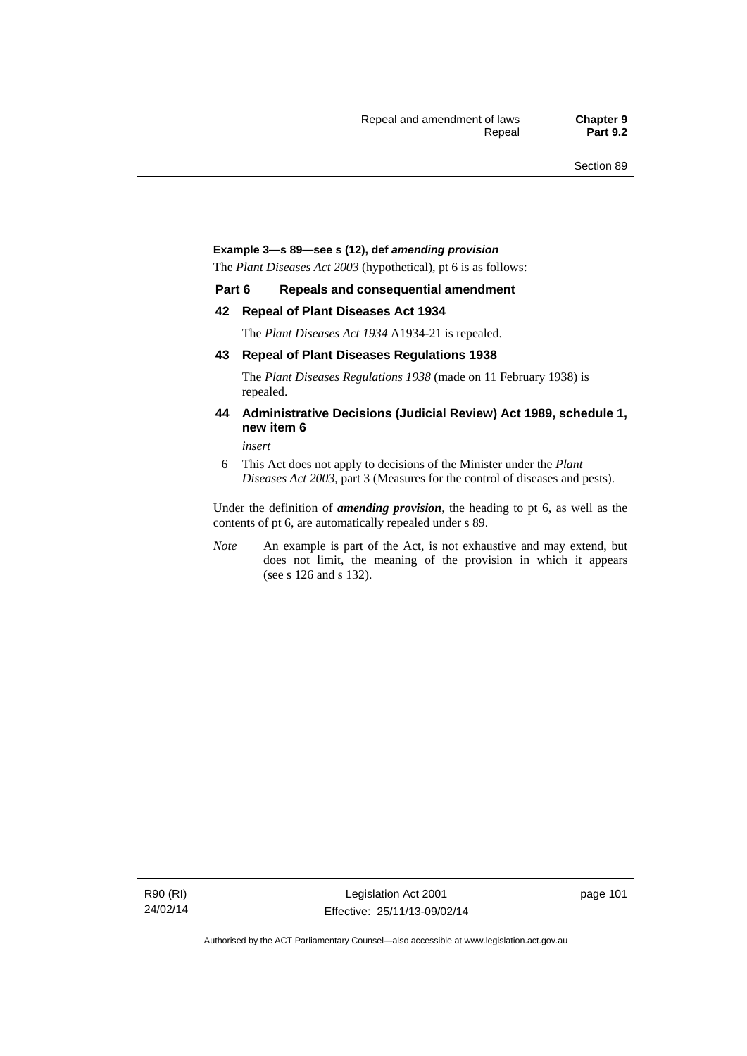**Example 3—s 89—see s (12), def *amending provision***

The *Plant Diseases Act 2003* (hypothetical), pt 6 is as follows:

**Part 6 Repeals and consequential amendment**

**42 Repeal of Plant Diseases Act 1934**

The *Plant Diseases Act 1934* A1934-21 is repealed.

**43 Repeal of Plant Diseases Regulations 1938**

The *Plant Diseases Regulations 1938* (made on 11 February 1938) is repealed.

**44 Administrative Decisions (Judicial Review) Act 1989, schedule 1, new item 6**

*insert*

6 This Act does not apply to decisions of the Minister under the *Plant Diseases Act 2003*, part 3 (Measures for the control of diseases and pests).

Under the definition of ***amending provision***, the heading to pt 6, as well as the contents of pt 6, are automatically repealed under s 89.

*Note* An example is part of the Act, is not exhaustive and may extend, but does not limit, the meaning of the provision in which it appears (see s 126 and s 132).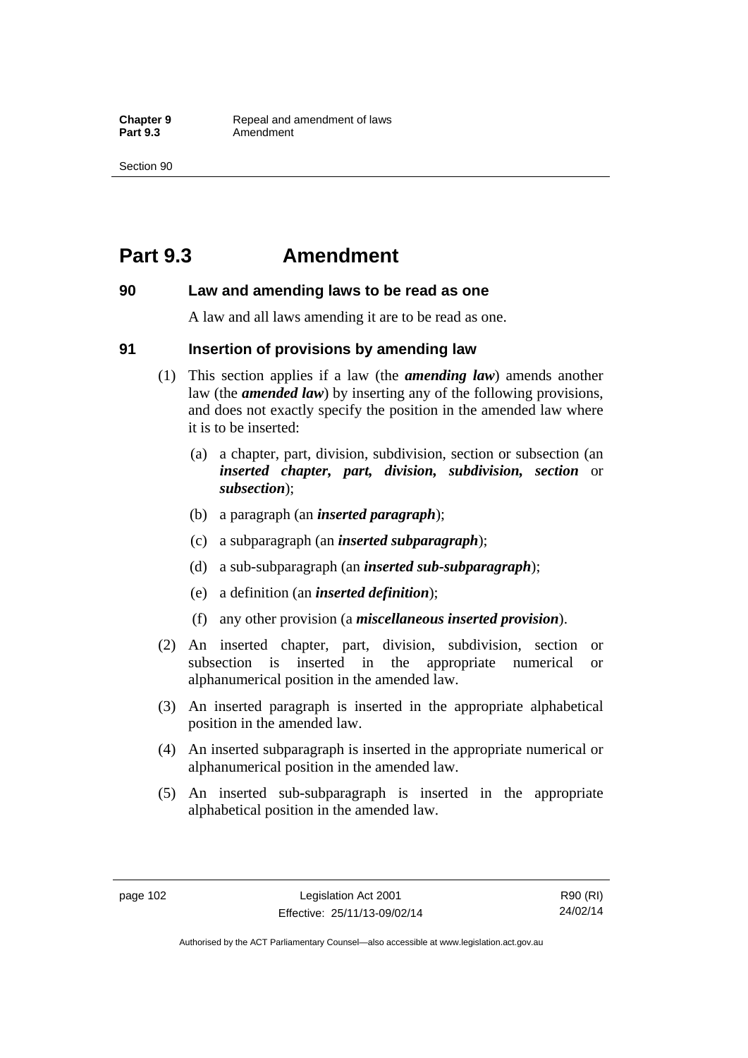# Part 9.3 Amendment

## 90 Law and amending laws to be read as one

A law and all laws amending it are to be read as one.

## 91 Insertion of provisions by amending law

(1) This section applies if a law (the ***amending law***) amends another law (the ***amended law***) by inserting any of the following provisions, and does not exactly specify the position in the amended law where it is to be inserted:

- (a) a chapter, part, division, subdivision, section or subsection (an ***inserted chapter, part, division, subdivision, section*** or ***subsection***);
- (b) a paragraph (an ***inserted paragraph***);
- (c) a subparagraph (an ***inserted subparagraph***);
- (d) a sub-subparagraph (an ***inserted sub-subparagraph***);
- (e) a definition (an ***inserted definition***);
- (f) any other provision (a ***miscellaneous inserted provision***).

(2) An inserted chapter, part, division, subdivision, section or subsection is inserted in the appropriate numerical or alphanumerical position in the amended law.

(3) An inserted paragraph is inserted in the appropriate alphabetical position in the amended law.

(4) An inserted subparagraph is inserted in the appropriate numerical or alphanumerical position in the amended law.

(5) An inserted sub-subparagraph is inserted in the appropriate alphabetical position in the amended law.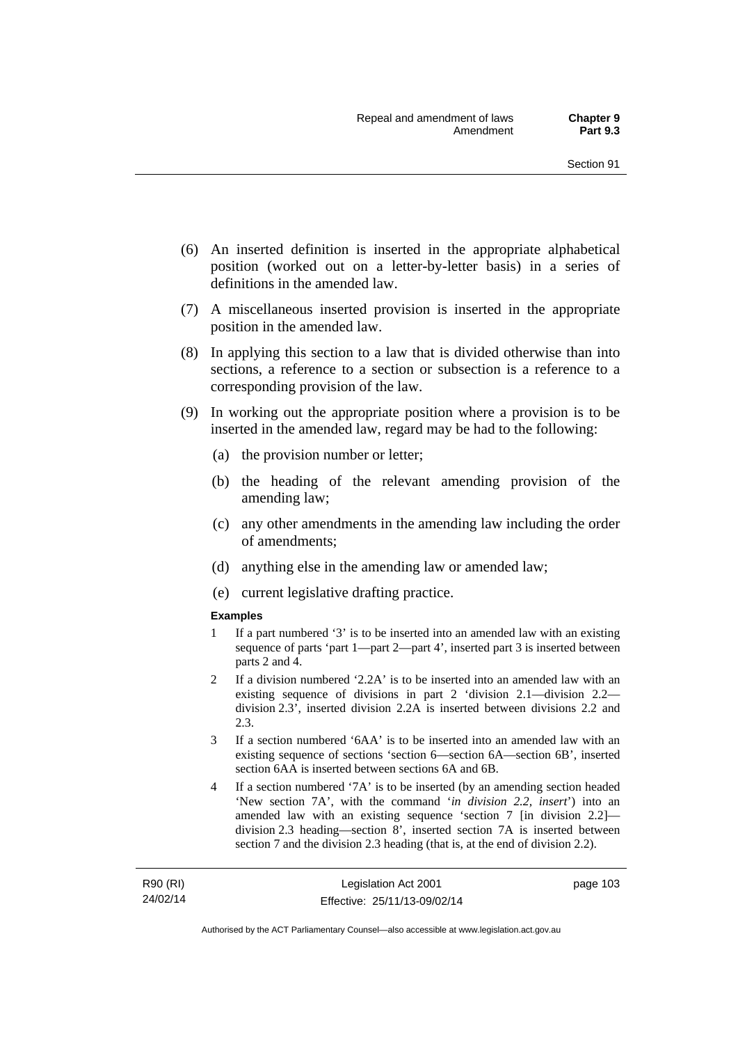(6) An inserted definition is inserted in the appropriate alphabetical position (worked out on a letter-by-letter basis) in a series of definitions in the amended law.

(7) A miscellaneous inserted provision is inserted in the appropriate position in the amended law.

(8) In applying this section to a law that is divided otherwise than into sections, a reference to a section or subsection is a reference to a corresponding provision of the law.

(9) In working out the appropriate position where a provision is to be inserted in the amended law, regard may be had to the following:

(a) the provision number or letter;

(b) the heading of the relevant amending provision of the amending law;

(c) any other amendments in the amending law including the order of amendments;

(d) anything else in the amending law or amended law;

(e) current legislative drafting practice.

**Examples**

1 If a part numbered '3' is to be inserted into an amended law with an existing sequence of parts 'part 1—part 2—part 4', inserted part 3 is inserted between parts 2 and 4.

2 If a division numbered '2.2A' is to be inserted into an amended law with an existing sequence of divisions in part 2 'division 2.1—division 2.2—division 2.3', inserted division 2.2A is inserted between divisions 2.2 and 2.3.

3 If a section numbered '6AA' is to be inserted into an amended law with an existing sequence of sections 'section 6—section 6A—section 6B', inserted section 6AA is inserted between sections 6A and 6B.

4 If a section numbered '7A' is to be inserted (by an amending section headed 'New section 7A', with the command '*in division 2.2, insert*') into an amended law with an existing sequence 'section 7 [in division 2.2]—division 2.3 heading—section 8', inserted section 7A is inserted between section 7 and the division 2.3 heading (that is, at the end of division 2.2).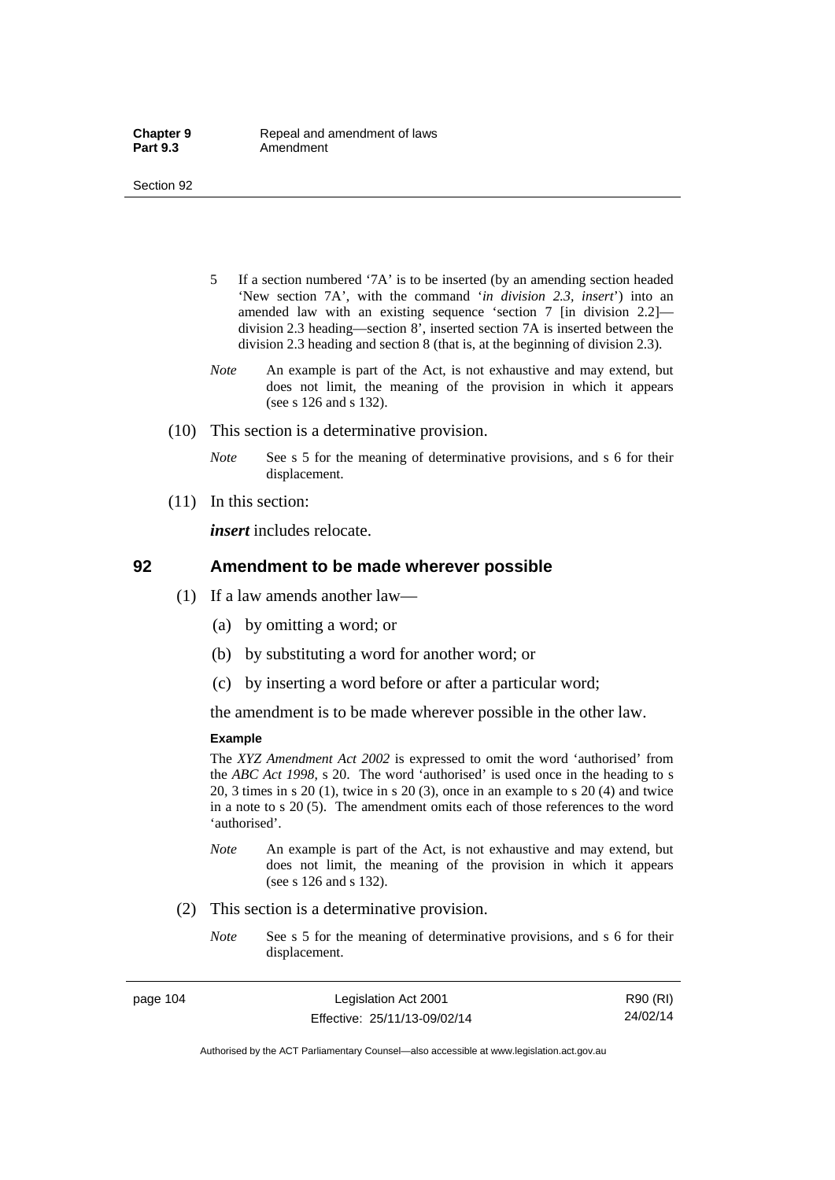5 If a section numbered '7A' is to be inserted (by an amending section headed 'New section 7A', with the command '*in division 2.3, insert*') into an amended law with an existing sequence 'section 7 [in division 2.2]—division 2.3 heading—section 8', inserted section 7A is inserted between the division 2.3 heading and section 8 (that is, at the beginning of division 2.3).

*Note* An example is part of the Act, is not exhaustive and may extend, but does not limit, the meaning of the provision in which it appears (see s 126 and s 132).

(10) This section is a determinative provision.

*Note* See s 5 for the meaning of determinative provisions, and s 6 for their displacement.

(11) In this section:

***insert*** includes relocate.

## 92 Amendment to be made wherever possible

(1) If a law amends another law—

(a) by omitting a word; or

(b) by substituting a word for another word; or

(c) by inserting a word before or after a particular word;

the amendment is to be made wherever possible in the other law.

**Example**

The *XYZ Amendment Act 2002* is expressed to omit the word 'authorised' from the *ABC Act 1998*, s 20. The word 'authorised' is used once in the heading to s 20, 3 times in s 20 (1), twice in s 20 (3), once in an example to s 20 (4) and twice in a note to s 20 (5). The amendment omits each of those references to the word 'authorised'.

*Note* An example is part of the Act, is not exhaustive and may extend, but does not limit, the meaning of the provision in which it appears (see s 126 and s 132).

(2) This section is a determinative provision.

*Note* See s 5 for the meaning of determinative provisions, and s 6 for their displacement.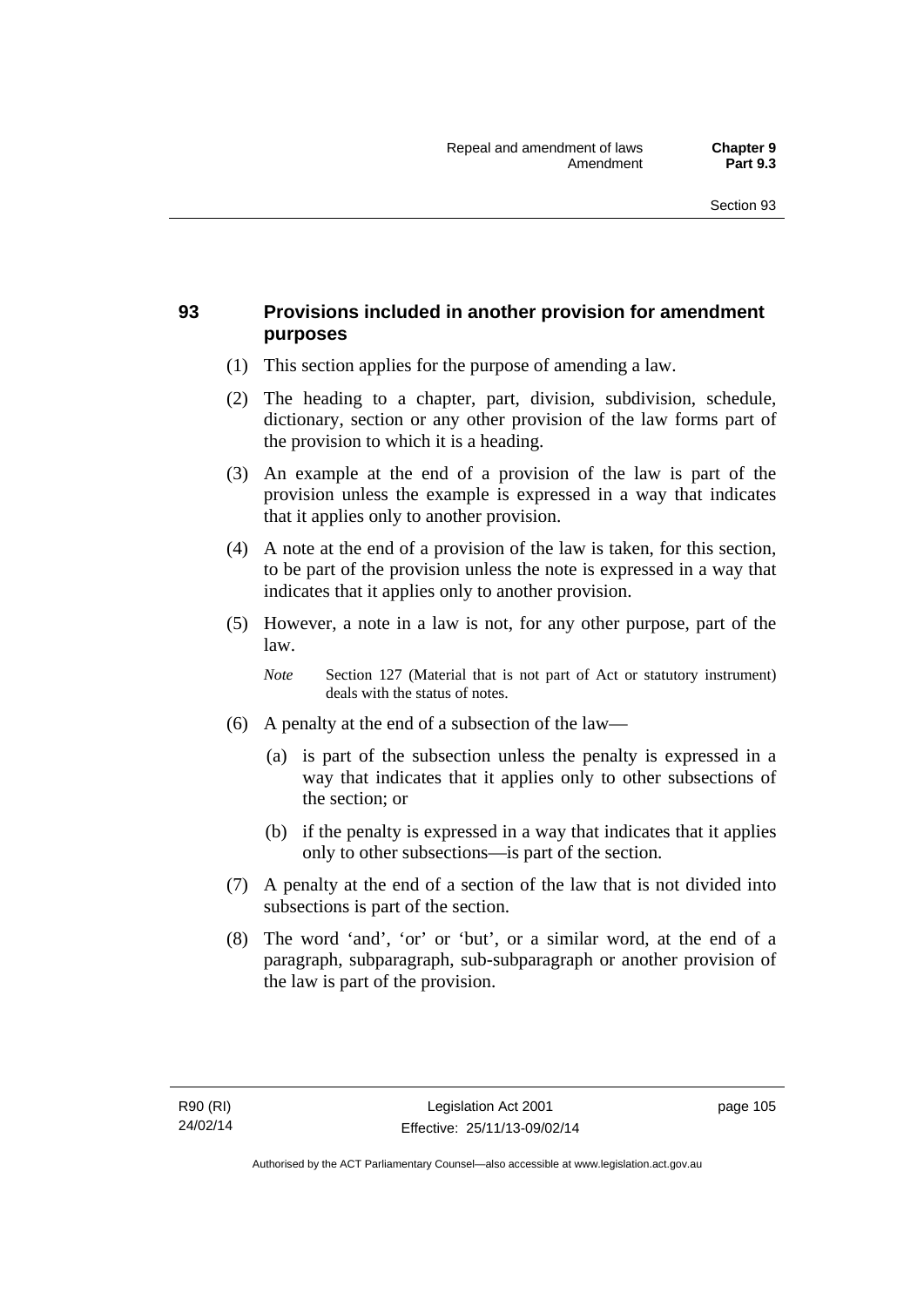## 93 Provisions included in another provision for amendment purposes

(1) This section applies for the purpose of amending a law.

(2) The heading to a chapter, part, division, subdivision, schedule, dictionary, section or any other provision of the law forms part of the provision to which it is a heading.

(3) An example at the end of a provision of the law is part of the provision unless the example is expressed in a way that indicates that it applies only to another provision.

(4) A note at the end of a provision of the law is taken, for this section, to be part of the provision unless the note is expressed in a way that indicates that it applies only to another provision.

(5) However, a note in a law is not, for any other purpose, part of the law.

*Note* Section 127 (Material that is not part of Act or statutory instrument) deals with the status of notes.

(6) A penalty at the end of a subsection of the law—

(a) is part of the subsection unless the penalty is expressed in a way that indicates that it applies only to other subsections of the section; or

(b) if the penalty is expressed in a way that indicates that it applies only to other subsections—is part of the section.

(7) A penalty at the end of a section of the law that is not divided into subsections is part of the section.

(8) The word 'and', 'or' or 'but', or a similar word, at the end of a paragraph, subparagraph, sub-subparagraph or another provision of the law is part of the provision.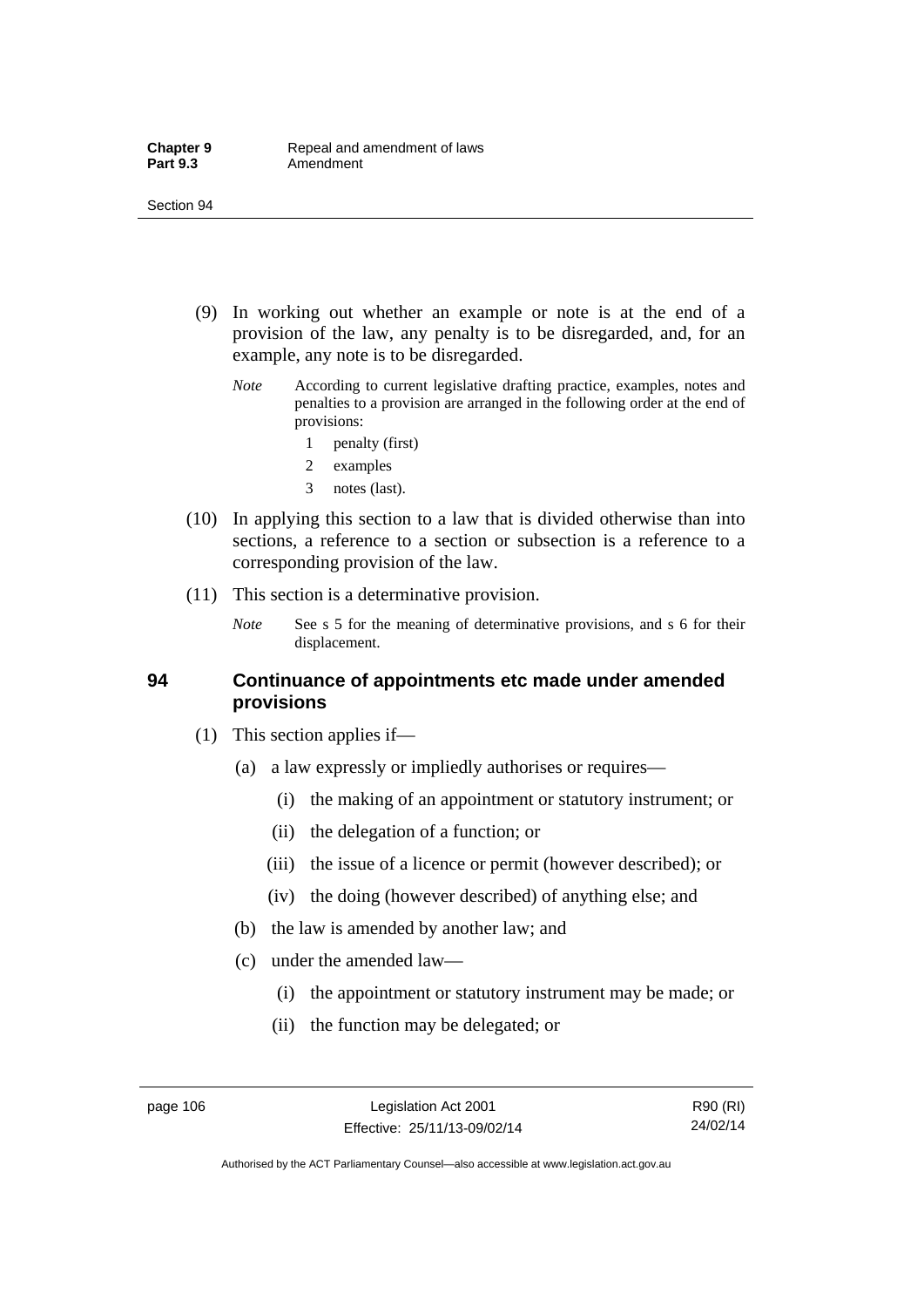(9) In working out whether an example or note is at the end of a provision of the law, any penalty is to be disregarded, and, for an example, any note is to be disregarded.

*Note* According to current legislative drafting practice, examples, notes and penalties to a provision are arranged in the following order at the end of provisions:

1 penalty (first)

2 examples

3 notes (last).

(10) In applying this section to a law that is divided otherwise than into sections, a reference to a section or subsection is a reference to a corresponding provision of the law.

(11) This section is a determinative provision.

*Note* See s 5 for the meaning of determinative provisions, and s 6 for their displacement.

### 94 Continuance of appointments etc made under amended provisions

(1) This section applies if—

(a) a law expressly or impliedly authorises or requires—

(i) the making of an appointment or statutory instrument; or

(ii) the delegation of a function; or

(iii) the issue of a licence or permit (however described); or

(iv) the doing (however described) of anything else; and

(b) the law is amended by another law; and

(c) under the amended law—

(i) the appointment or statutory instrument may be made; or

(ii) the function may be delegated; or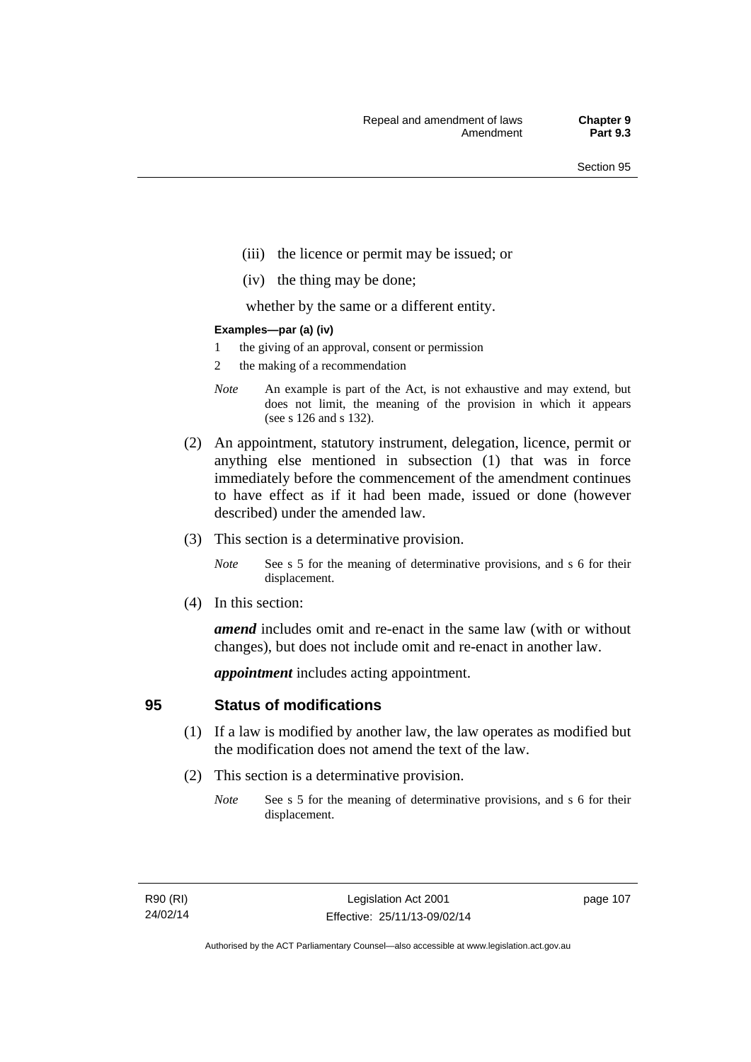(iii) the licence or permit may be issued; or

(iv) the thing may be done;

whether by the same or a different entity.

**Examples—par (a) (iv)**

1 the giving of an approval, consent or permission

2 the making of a recommendation

*Note* An example is part of the Act, is not exhaustive and may extend, but does not limit, the meaning of the provision in which it appears (see s 126 and s 132).

(2) An appointment, statutory instrument, delegation, licence, permit or anything else mentioned in subsection (1) that was in force immediately before the commencement of the amendment continues to have effect as if it had been made, issued or done (however described) under the amended law.

(3) This section is a determinative provision.

*Note* See s 5 for the meaning of determinative provisions, and s 6 for their displacement.

(4) In this section:

***amend*** includes omit and re-enact in the same law (with or without changes), but does not include omit and re-enact in another law.

***appointment*** includes acting appointment.

## 95 Status of modifications

(1) If a law is modified by another law, the law operates as modified but the modification does not amend the text of the law.

(2) This section is a determinative provision.

*Note* See s 5 for the meaning of determinative provisions, and s 6 for their displacement.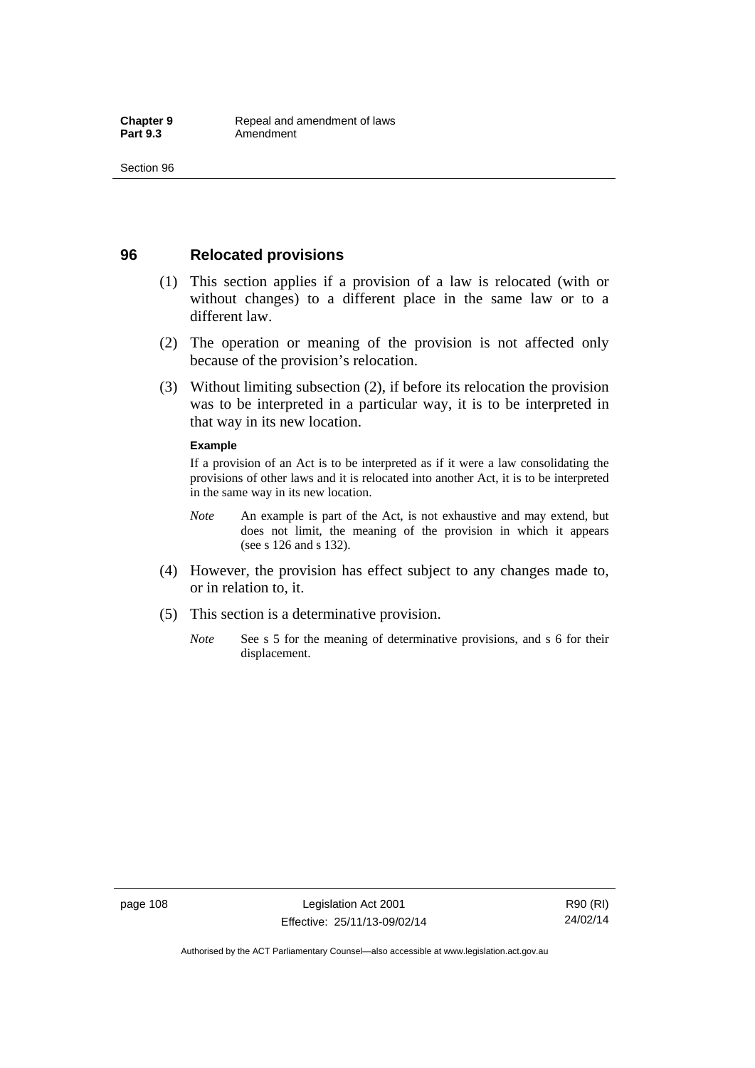## 96 Relocated provisions

(1) This section applies if a provision of a law is relocated (with or without changes) to a different place in the same law or to a different law.

(2) The operation or meaning of the provision is not affected only because of the provision's relocation.

(3) Without limiting subsection (2), if before its relocation the provision was to be interpreted in a particular way, it is to be interpreted in that way in its new location.

**Example**

If a provision of an Act is to be interpreted as if it were a law consolidating the provisions of other laws and it is relocated into another Act, it is to be interpreted in the same way in its new location.

*Note* An example is part of the Act, is not exhaustive and may extend, but does not limit, the meaning of the provision in which it appears (see s 126 and s 132).

(4) However, the provision has effect subject to any changes made to, or in relation to, it.

(5) This section is a determinative provision.

*Note* See s 5 for the meaning of determinative provisions, and s 6 for their displacement.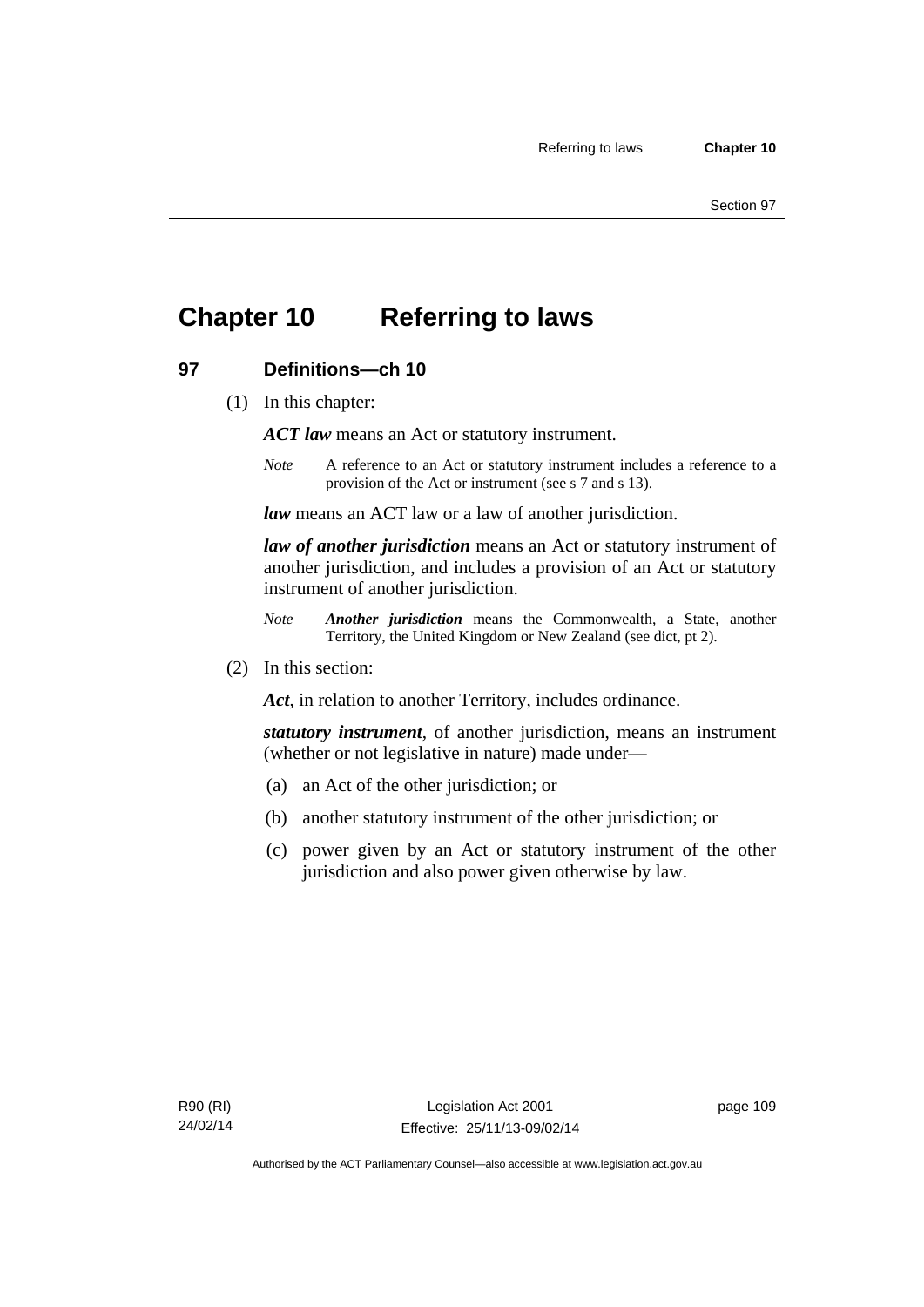# Chapter 10 Referring to laws

## 97 Definitions—ch 10

(1) In this chapter:

***ACT law*** means an Act or statutory instrument.

*Note* A reference to an Act or statutory instrument includes a reference to a provision of the Act or instrument (see s 7 and s 13).

***law*** means an ACT law or a law of another jurisdiction.

***law of another jurisdiction*** means an Act or statutory instrument of another jurisdiction, and includes a provision of an Act or statutory instrument of another jurisdiction.

*Note* ***Another jurisdiction*** means the Commonwealth, a State, another Territory, the United Kingdom or New Zealand (see dict, pt 2).

(2) In this section:

***Act***, in relation to another Territory, includes ordinance.

***statutory instrument***, of another jurisdiction, means an instrument (whether or not legislative in nature) made under—

(a) an Act of the other jurisdiction; or

(b) another statutory instrument of the other jurisdiction; or

(c) power given by an Act or statutory instrument of the other jurisdiction and also power given otherwise by law.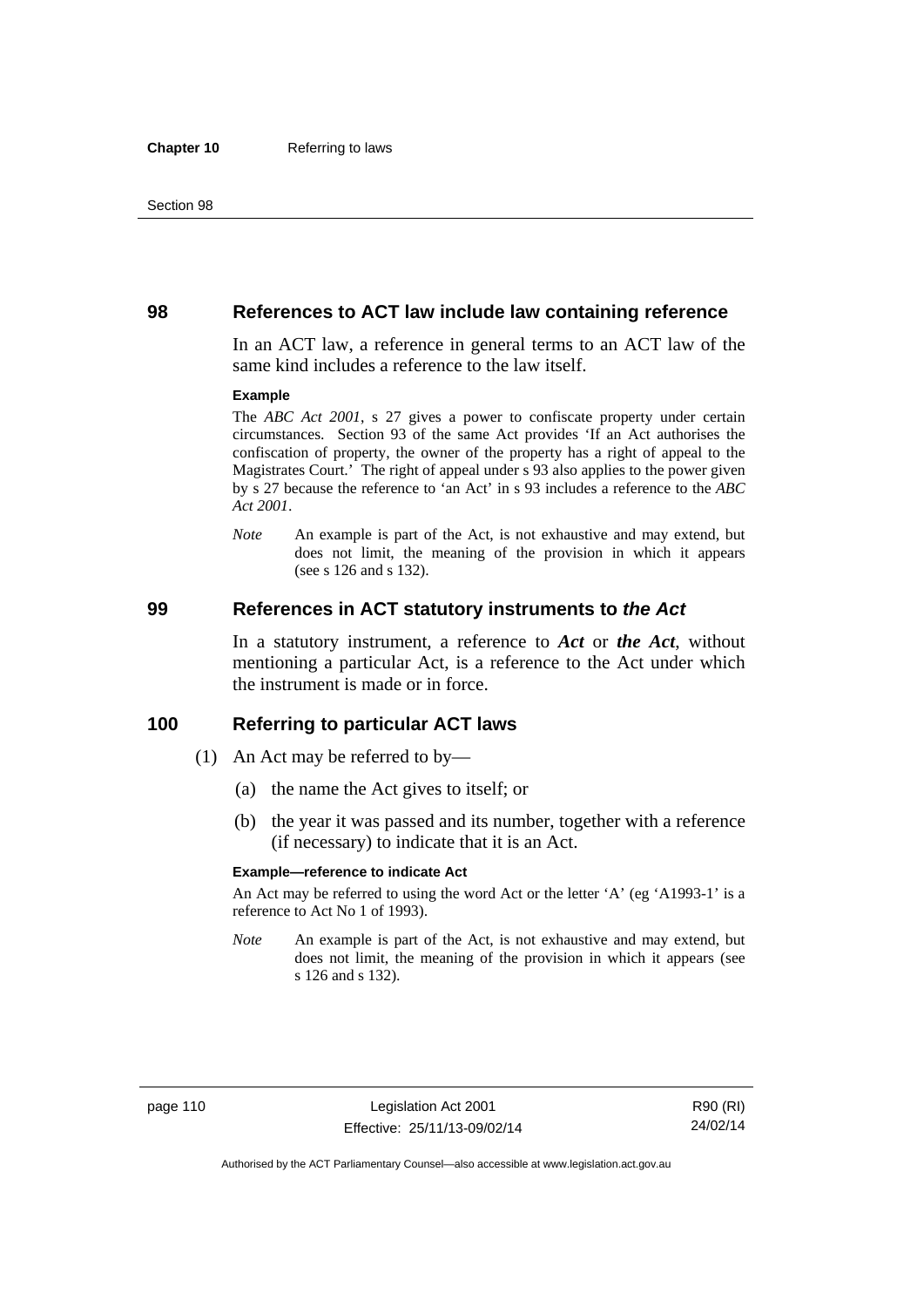## 98 References to ACT law include law containing reference

In an ACT law, a reference in general terms to an ACT law of the same kind includes a reference to the law itself.

**Example**

The *ABC Act 2001*, s 27 gives a power to confiscate property under certain circumstances. Section 93 of the same Act provides 'If an Act authorises the confiscation of property, the owner of the property has a right of appeal to the Magistrates Court.' The right of appeal under s 93 also applies to the power given by s 27 because the reference to 'an Act' in s 93 includes a reference to the *ABC Act 2001*.

*Note* An example is part of the Act, is not exhaustive and may extend, but does not limit, the meaning of the provision in which it appears (see s 126 and s 132).

## 99 References in ACT statutory instruments to *the Act*

In a statutory instrument, a reference to ***Act*** or ***the Act***, without mentioning a particular Act, is a reference to the Act under which the instrument is made or in force.

## 100 Referring to particular ACT laws

(1) An Act may be referred to by—

(a) the name the Act gives to itself; or

(b) the year it was passed and its number, together with a reference (if necessary) to indicate that it is an Act.

**Example—reference to indicate Act**

An Act may be referred to using the word Act or the letter 'A' (eg 'A1993-1' is a reference to Act No 1 of 1993).

*Note* An example is part of the Act, is not exhaustive and may extend, but does not limit, the meaning of the provision in which it appears (see s 126 and s 132).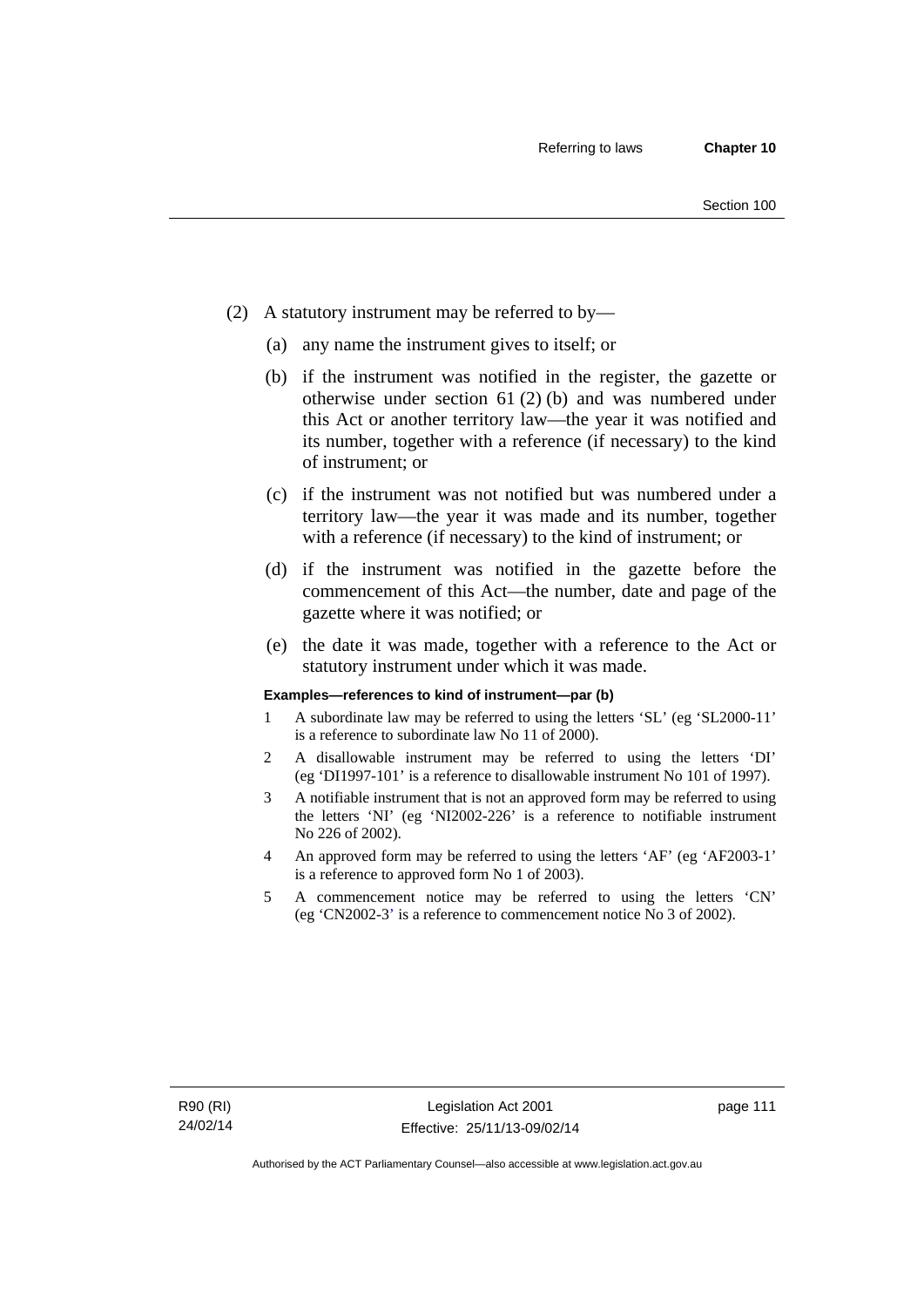(2) A statutory instrument may be referred to by—

(a) any name the instrument gives to itself; or

(b) if the instrument was notified in the register, the gazette or otherwise under section 61 (2) (b) and was numbered under this Act or another territory law—the year it was notified and its number, together with a reference (if necessary) to the kind of instrument; or

(c) if the instrument was not notified but was numbered under a territory law—the year it was made and its number, together with a reference (if necessary) to the kind of instrument; or

(d) if the instrument was notified in the gazette before the commencement of this Act—the number, date and page of the gazette where it was notified; or

(e) the date it was made, together with a reference to the Act or statutory instrument under which it was made.

**Examples—references to kind of instrument—par (b)**

1 A subordinate law may be referred to using the letters 'SL' (eg 'SL2000-11' is a reference to subordinate law No 11 of 2000).

2 A disallowable instrument may be referred to using the letters 'DI' (eg 'DI1997-101' is a reference to disallowable instrument No 101 of 1997).

3 A notifiable instrument that is not an approved form may be referred to using the letters 'NI' (eg 'NI2002-226' is a reference to notifiable instrument No 226 of 2002).

4 An approved form may be referred to using the letters 'AF' (eg 'AF2003-1' is a reference to approved form No 1 of 2003).

5 A commencement notice may be referred to using the letters 'CN' (eg 'CN2002-3' is a reference to commencement notice No 3 of 2002).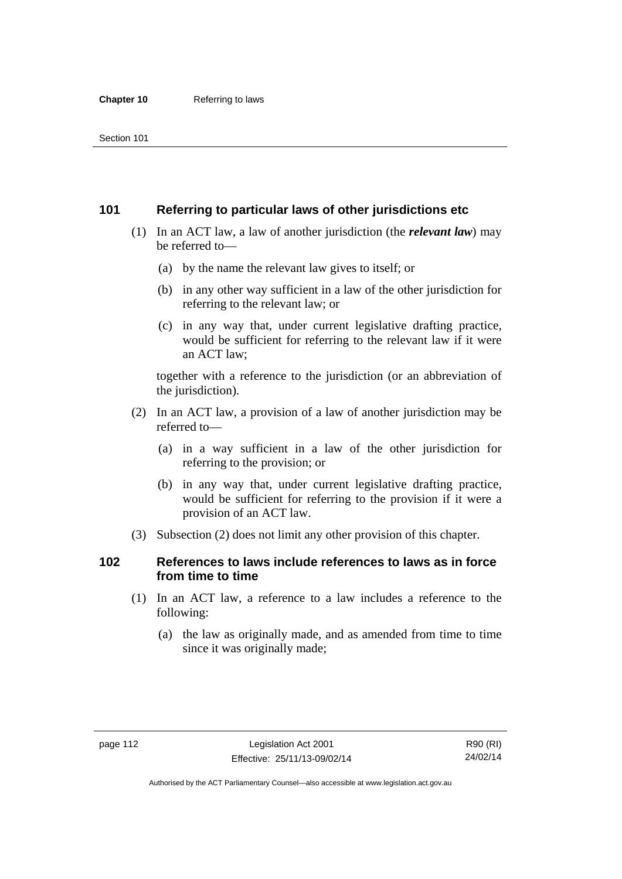## 101 Referring to particular laws of other jurisdictions etc

(1) In an ACT law, a law of another jurisdiction (the ***relevant law***) may be referred to—

(a) by the name the relevant law gives to itself; or

(b) in any other way sufficient in a law of the other jurisdiction for referring to the relevant law; or

(c) in any way that, under current legislative drafting practice, would be sufficient for referring to the relevant law if it were an ACT law;

together with a reference to the jurisdiction (or an abbreviation of the jurisdiction).

(2) In an ACT law, a provision of a law of another jurisdiction may be referred to—

(a) in a way sufficient in a law of the other jurisdiction for referring to the provision; or

(b) in any way that, under current legislative drafting practice, would be sufficient for referring to the provision if it were a provision of an ACT law.

(3) Subsection (2) does not limit any other provision of this chapter.

## 102 References to laws include references to laws as in force from time to time

(1) In an ACT law, a reference to a law includes a reference to the following:

(a) the law as originally made, and as amended from time to time since it was originally made;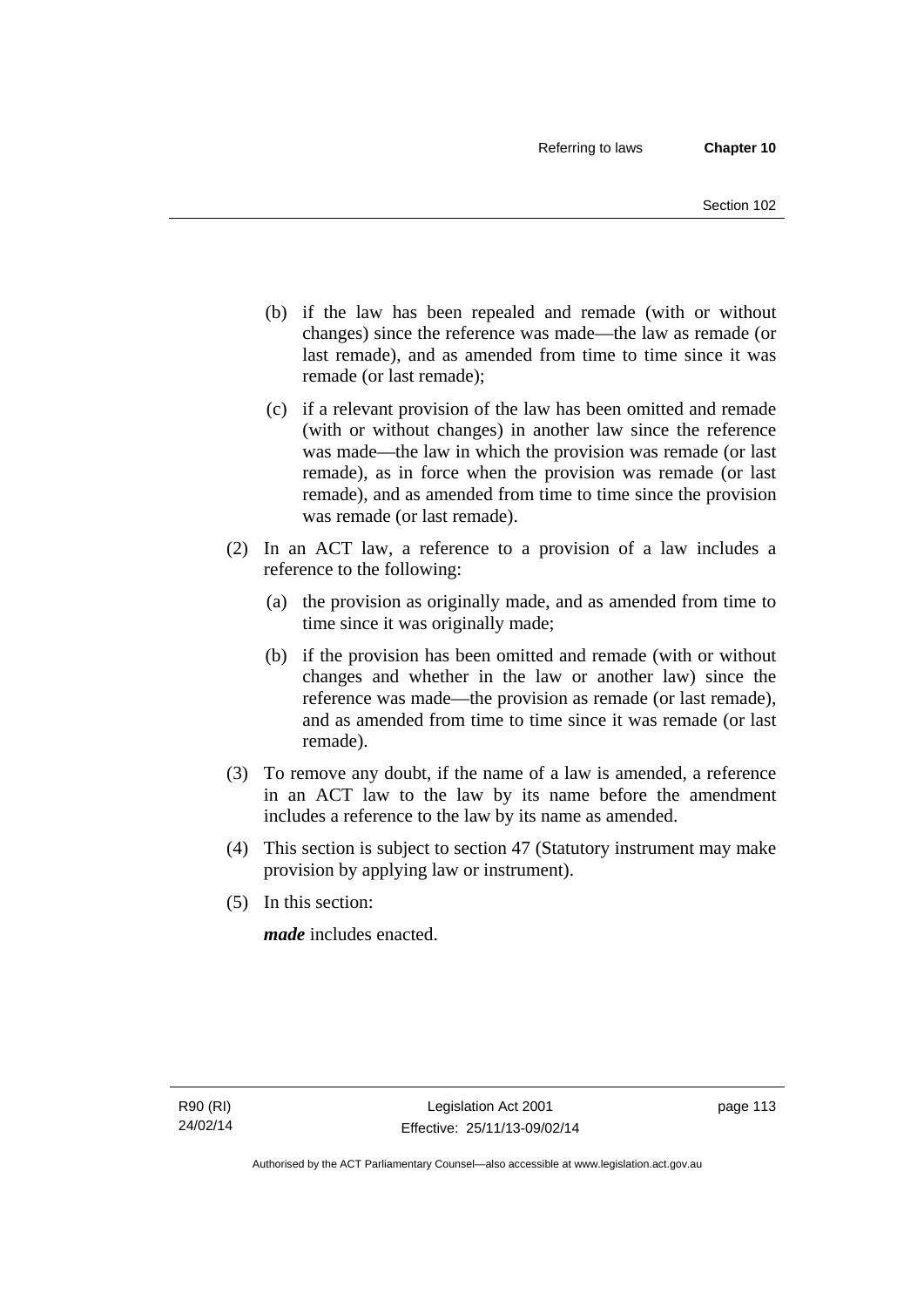- (b) if the law has been repealed and remade (with or without changes) since the reference was made—the law as remade (or last remade), and as amended from time to time since it was remade (or last remade);

- (c) if a relevant provision of the law has been omitted and remade (with or without changes) in another law since the reference was made—the law in which the provision was remade (or last remade), as in force when the provision was remade (or last remade), and as amended from time to time since the provision was remade (or last remade).

(2) In an ACT law, a reference to a provision of a law includes a reference to the following:

- (a) the provision as originally made, and as amended from time to time since it was originally made;

- (b) if the provision has been omitted and remade (with or without changes and whether in the law or another law) since the reference was made—the provision as remade (or last remade), and as amended from time to time since it was remade (or last remade).

(3) To remove any doubt, if the name of a law is amended, a reference in an ACT law to the law by its name before the amendment includes a reference to the law by its name as amended.

(4) This section is subject to section 47 (Statutory instrument may make provision by applying law or instrument).

(5) In this section:

***made*** includes enacted.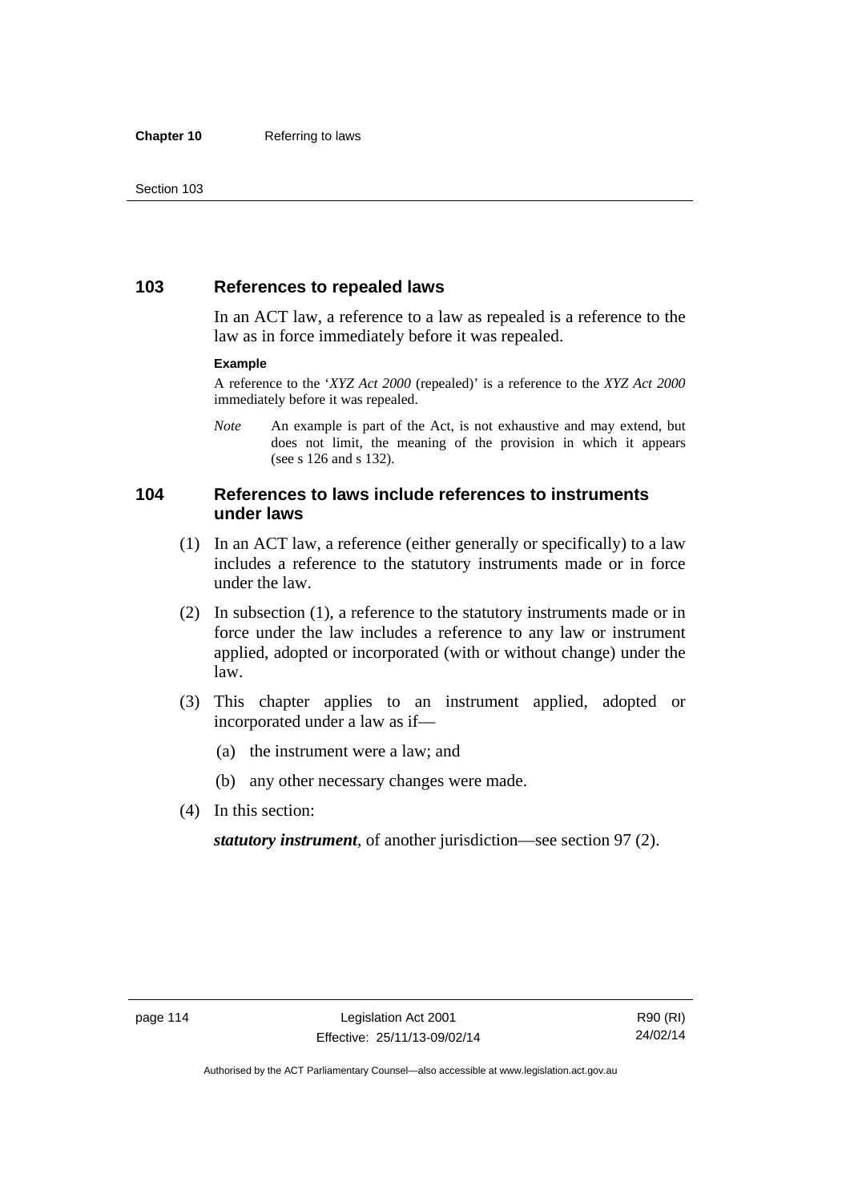## 103 References to repealed laws

In an ACT law, a reference to a law as repealed is a reference to the law as in force immediately before it was repealed.

**Example**

A reference to the '*XYZ Act 2000* (repealed)' is a reference to the *XYZ Act 2000* immediately before it was repealed.

*Note* An example is part of the Act, is not exhaustive and may extend, but does not limit, the meaning of the provision in which it appears (see s 126 and s 132).

## 104 References to laws include references to instruments under laws

(1) In an ACT law, a reference (either generally or specifically) to a law includes a reference to the statutory instruments made or in force under the law.

(2) In subsection (1), a reference to the statutory instruments made or in force under the law includes a reference to any law or instrument applied, adopted or incorporated (with or without change) under the law.

(3) This chapter applies to an instrument applied, adopted or incorporated under a law as if—

(a) the instrument were a law; and

(b) any other necessary changes were made.

(4) In this section:

***statutory instrument***, of another jurisdiction—see section 97 (2).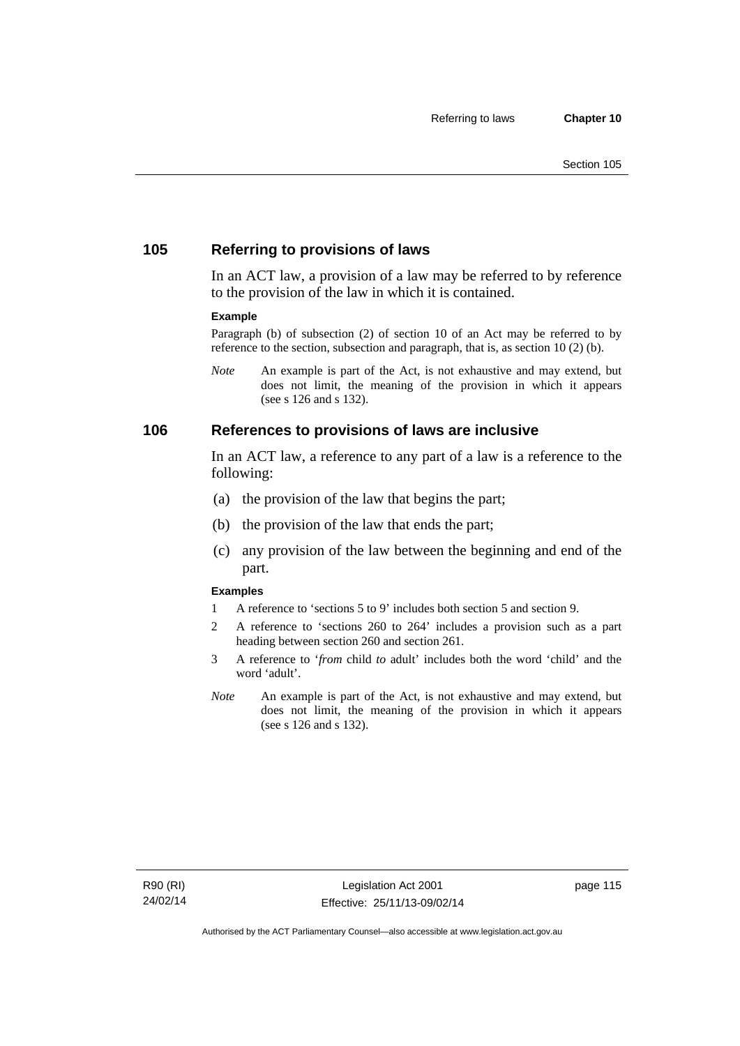## 105 Referring to provisions of laws

In an ACT law, a provision of a law may be referred to by reference to the provision of the law in which it is contained.

**Example**

Paragraph (b) of subsection (2) of section 10 of an Act may be referred to by reference to the section, subsection and paragraph, that is, as section 10 (2) (b).

*Note* An example is part of the Act, is not exhaustive and may extend, but does not limit, the meaning of the provision in which it appears (see s 126 and s 132).

## 106 References to provisions of laws are inclusive

In an ACT law, a reference to any part of a law is a reference to the following:

(a) the provision of the law that begins the part;

(b) the provision of the law that ends the part;

(c) any provision of the law between the beginning and end of the part.

**Examples**

1 A reference to 'sections 5 to 9' includes both section 5 and section 9.

2 A reference to 'sections 260 to 264' includes a provision such as a part heading between section 260 and section 261.

3 A reference to '*from* child *to* adult' includes both the word 'child' and the word 'adult'.

*Note* An example is part of the Act, is not exhaustive and may extend, but does not limit, the meaning of the provision in which it appears (see s 126 and s 132).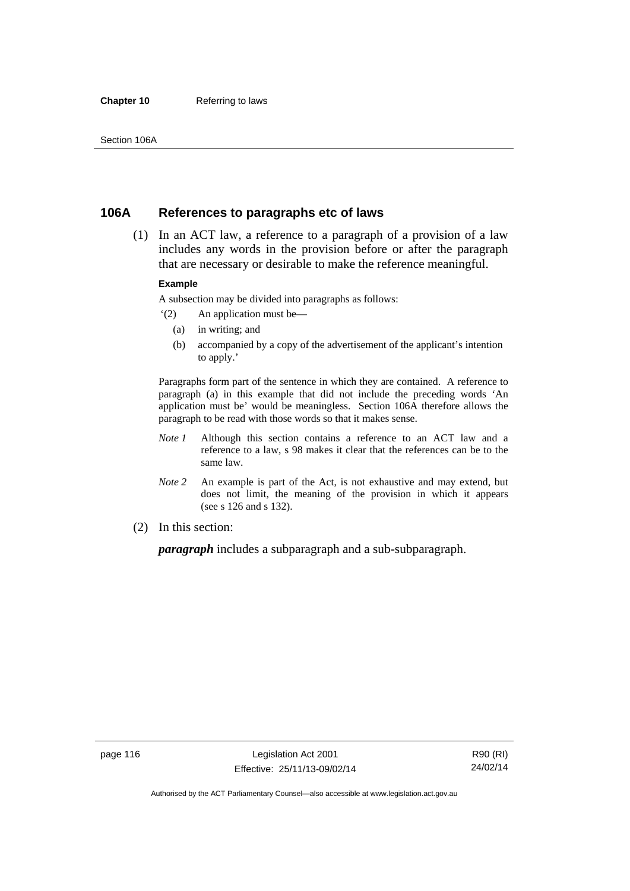## 106A References to paragraphs etc of laws

(1) In an ACT law, a reference to a paragraph of a provision of a law includes any words in the provision before or after the paragraph that are necessary or desirable to make the reference meaningful.

**Example**

A subsection may be divided into paragraphs as follows:

'(2) An application must be—

(a) in writing; and

(b) accompanied by a copy of the advertisement of the applicant's intention to apply.'

Paragraphs form part of the sentence in which they are contained. A reference to paragraph (a) in this example that did not include the preceding words 'An application must be' would be meaningless. Section 106A therefore allows the paragraph to be read with those words so that it makes sense.

*Note 1* Although this section contains a reference to an ACT law and a reference to a law, s 98 makes it clear that the references can be to the same law.

*Note 2* An example is part of the Act, is not exhaustive and may extend, but does not limit, the meaning of the provision in which it appears (see s 126 and s 132).

(2) In this section:

***paragraph*** includes a subparagraph and a sub-subparagraph.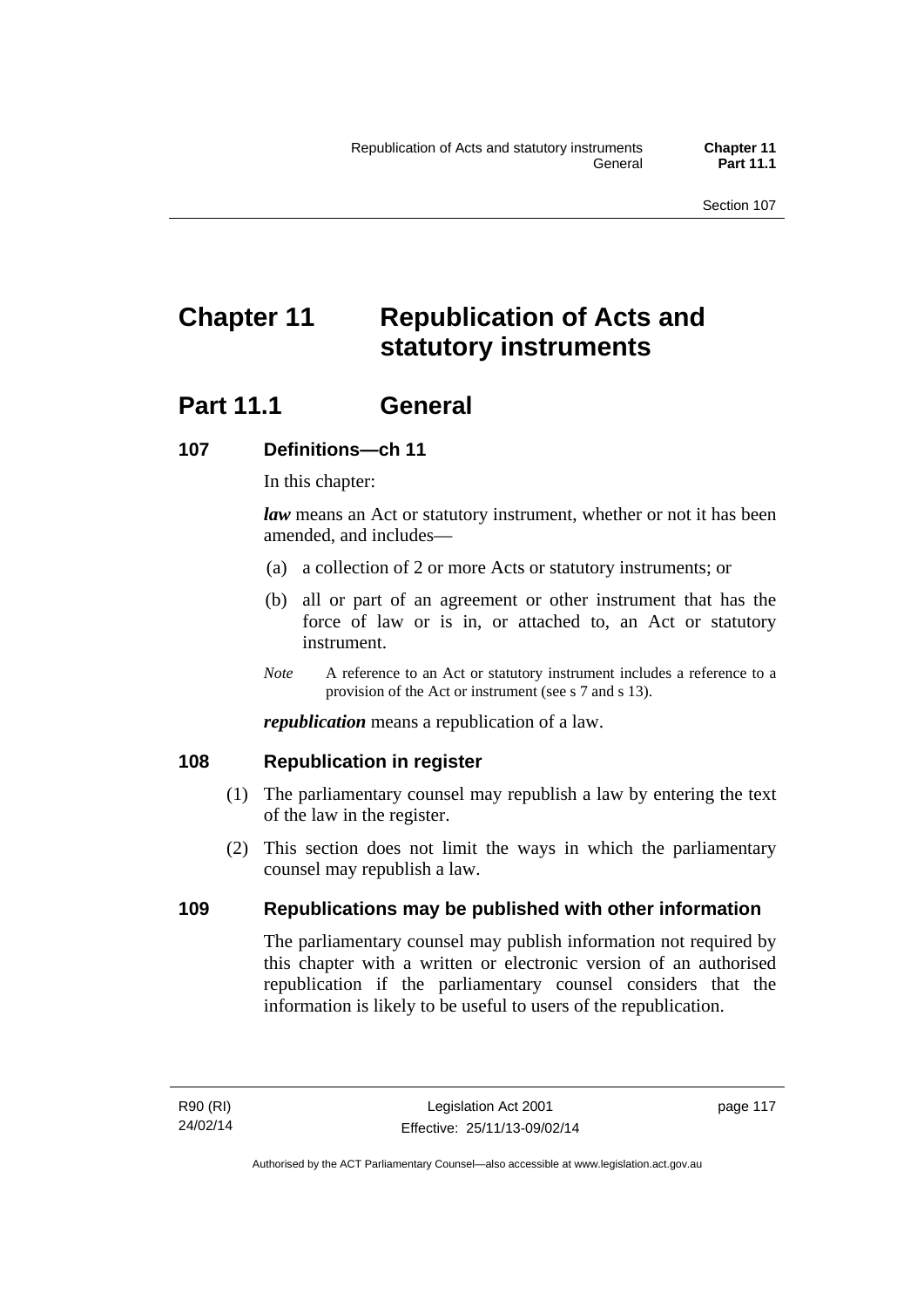# Chapter 11 Republication of Acts and statutory instruments

## Part 11.1 General

### 107 Definitions—ch 11

In this chapter:

***law*** means an Act or statutory instrument, whether or not it has been amended, and includes—

(a) a collection of 2 or more Acts or statutory instruments; or

(b) all or part of an agreement or other instrument that has the force of law or is in, or attached to, an Act or statutory instrument.

*Note* A reference to an Act or statutory instrument includes a reference to a provision of the Act or instrument (see s 7 and s 13).

***republication*** means a republication of a law.

### 108 Republication in register

(1) The parliamentary counsel may republish a law by entering the text of the law in the register.

(2) This section does not limit the ways in which the parliamentary counsel may republish a law.

### 109 Republications may be published with other information

The parliamentary counsel may publish information not required by this chapter with a written or electronic version of an authorised republication if the parliamentary counsel considers that the information is likely to be useful to users of the republication.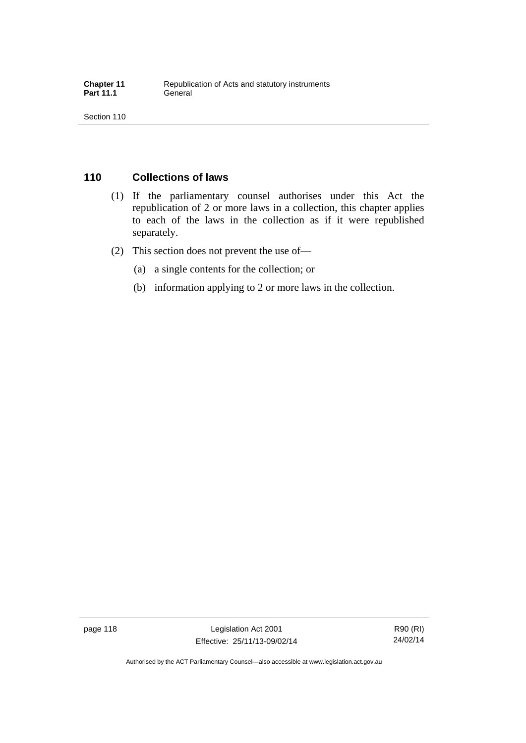## 110 Collections of laws

(1) If the parliamentary counsel authorises under this Act the republication of 2 or more laws in a collection, this chapter applies to each of the laws in the collection as if it were republished separately.

(2) This section does not prevent the use of—

(a) a single contents for the collection; or

(b) information applying to 2 or more laws in the collection.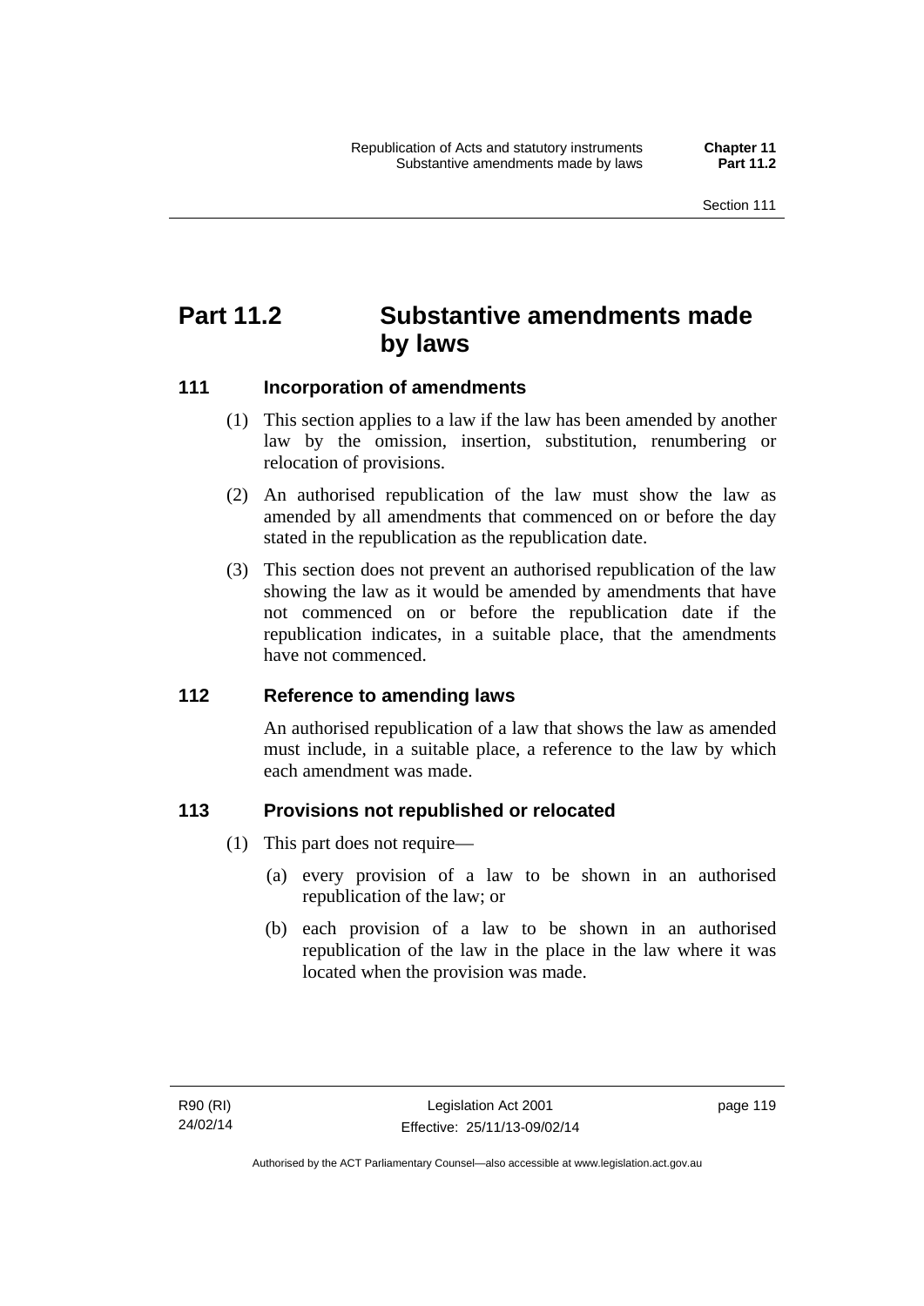# Part 11.2 Substantive amendments made by laws

### 111 Incorporation of amendments

(1) This section applies to a law if the law has been amended by another law by the omission, insertion, substitution, renumbering or relocation of provisions.

(2) An authorised republication of the law must show the law as amended by all amendments that commenced on or before the day stated in the republication as the republication date.

(3) This section does not prevent an authorised republication of the law showing the law as it would be amended by amendments that have not commenced on or before the republication date if the republication indicates, in a suitable place, that the amendments have not commenced.

### 112 Reference to amending laws

An authorised republication of a law that shows the law as amended must include, in a suitable place, a reference to the law by which each amendment was made.

### 113 Provisions not republished or relocated

(1) This part does not require—

(a) every provision of a law to be shown in an authorised republication of the law; or

(b) each provision of a law to be shown in an authorised republication of the law in the place in the law where it was located when the provision was made.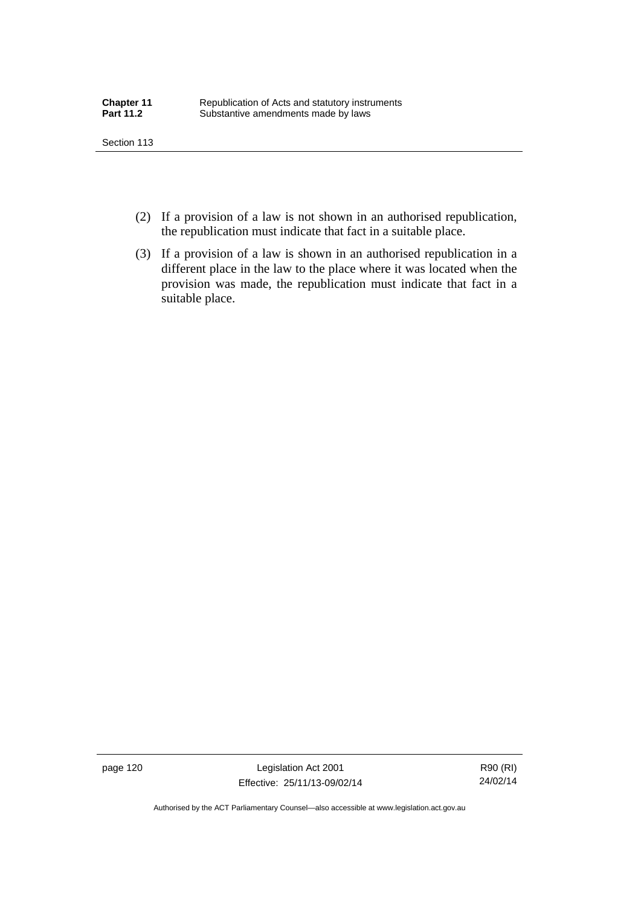(2) If a provision of a law is not shown in an authorised republication, the republication must indicate that fact in a suitable place.

(3) If a provision of a law is shown in an authorised republication in a different place in the law to the place where it was located when the provision was made, the republication must indicate that fact in a suitable place.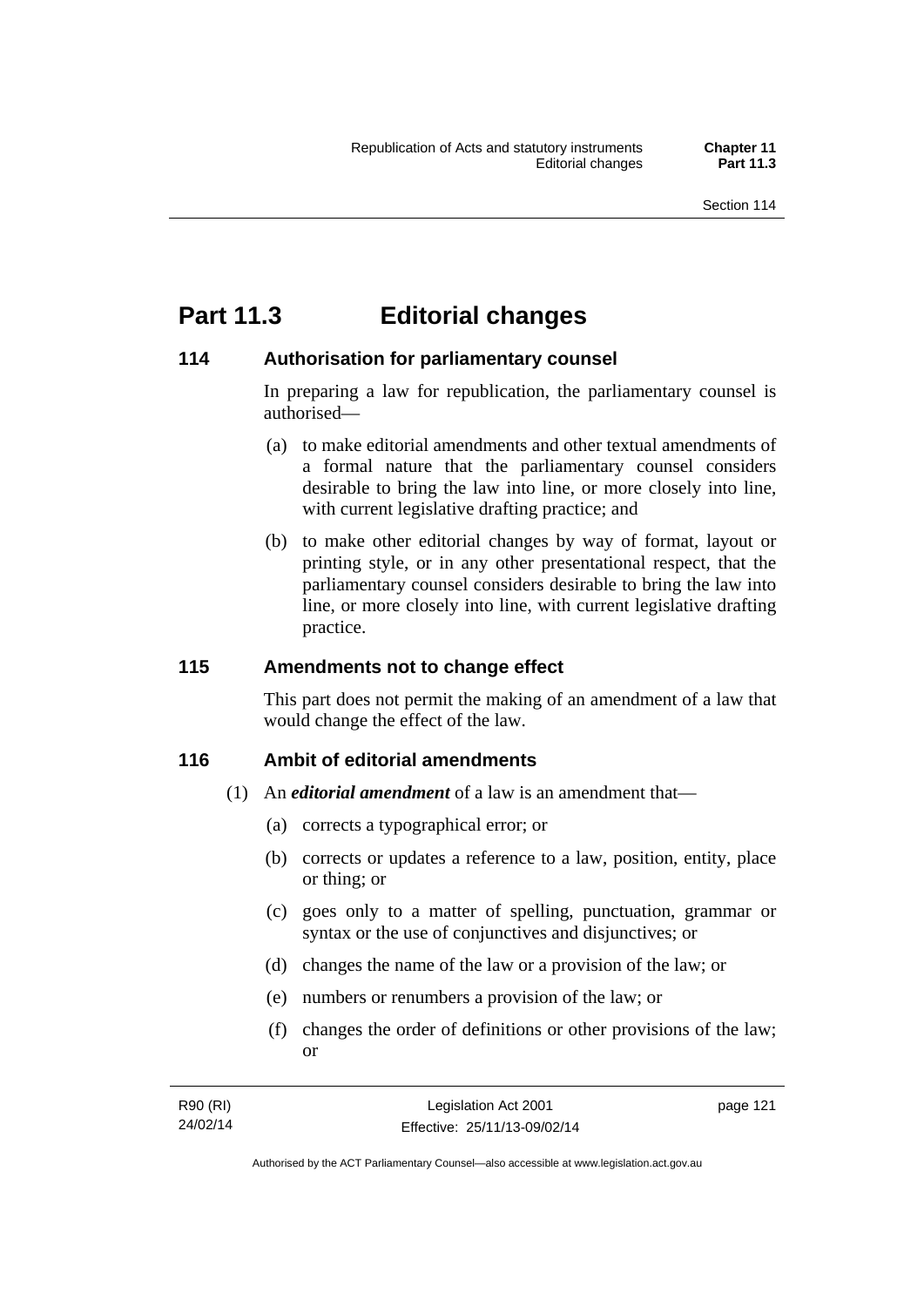# Part 11.3 Editorial changes

## 114 Authorisation for parliamentary counsel

In preparing a law for republication, the parliamentary counsel is authorised—

(a) to make editorial amendments and other textual amendments of a formal nature that the parliamentary counsel considers desirable to bring the law into line, or more closely into line, with current legislative drafting practice; and

(b) to make other editorial changes by way of format, layout or printing style, or in any other presentational respect, that the parliamentary counsel considers desirable to bring the law into line, or more closely into line, with current legislative drafting practice.

## 115 Amendments not to change effect

This part does not permit the making of an amendment of a law that would change the effect of the law.

## 116 Ambit of editorial amendments

(1) An ***editorial amendment*** of a law is an amendment that—

(a) corrects a typographical error; or

(b) corrects or updates a reference to a law, position, entity, place or thing; or

(c) goes only to a matter of spelling, punctuation, grammar or syntax or the use of conjunctives and disjunctives; or

(d) changes the name of the law or a provision of the law; or

(e) numbers or renumbers a provision of the law; or

(f) changes the order of definitions or other provisions of the law; or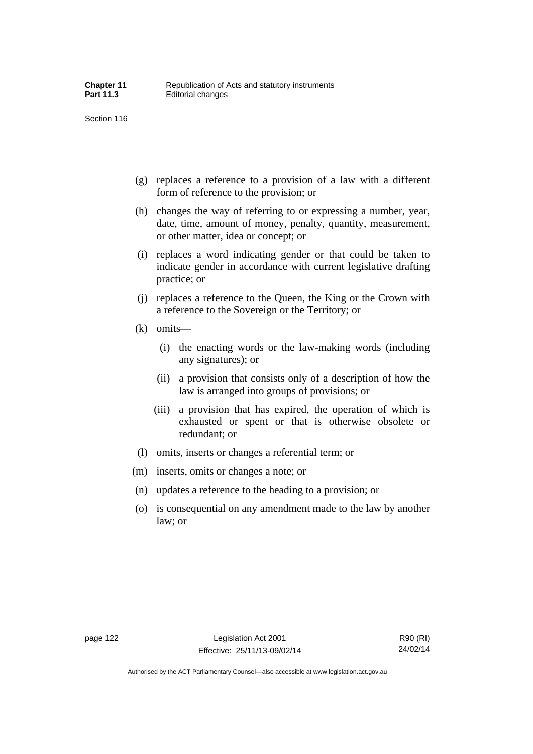(g) replaces a reference to a provision of a law with a different form of reference to the provision; or

(h) changes the way of referring to or expressing a number, year, date, time, amount of money, penalty, quantity, measurement, or other matter, idea or concept; or

(i) replaces a word indicating gender or that could be taken to indicate gender in accordance with current legislative drafting practice; or

(j) replaces a reference to the Queen, the King or the Crown with a reference to the Sovereign or the Territory; or

(k) omits—

  (i) the enacting words or the law-making words (including any signatures); or

  (ii) a provision that consists only of a description of how the law is arranged into groups of provisions; or

  (iii) a provision that has expired, the operation of which is exhausted or spent or that is otherwise obsolete or redundant; or

(l) omits, inserts or changes a referential term; or

(m) inserts, omits or changes a note; or

(n) updates a reference to the heading to a provision; or

(o) is consequential on any amendment made to the law by another law; or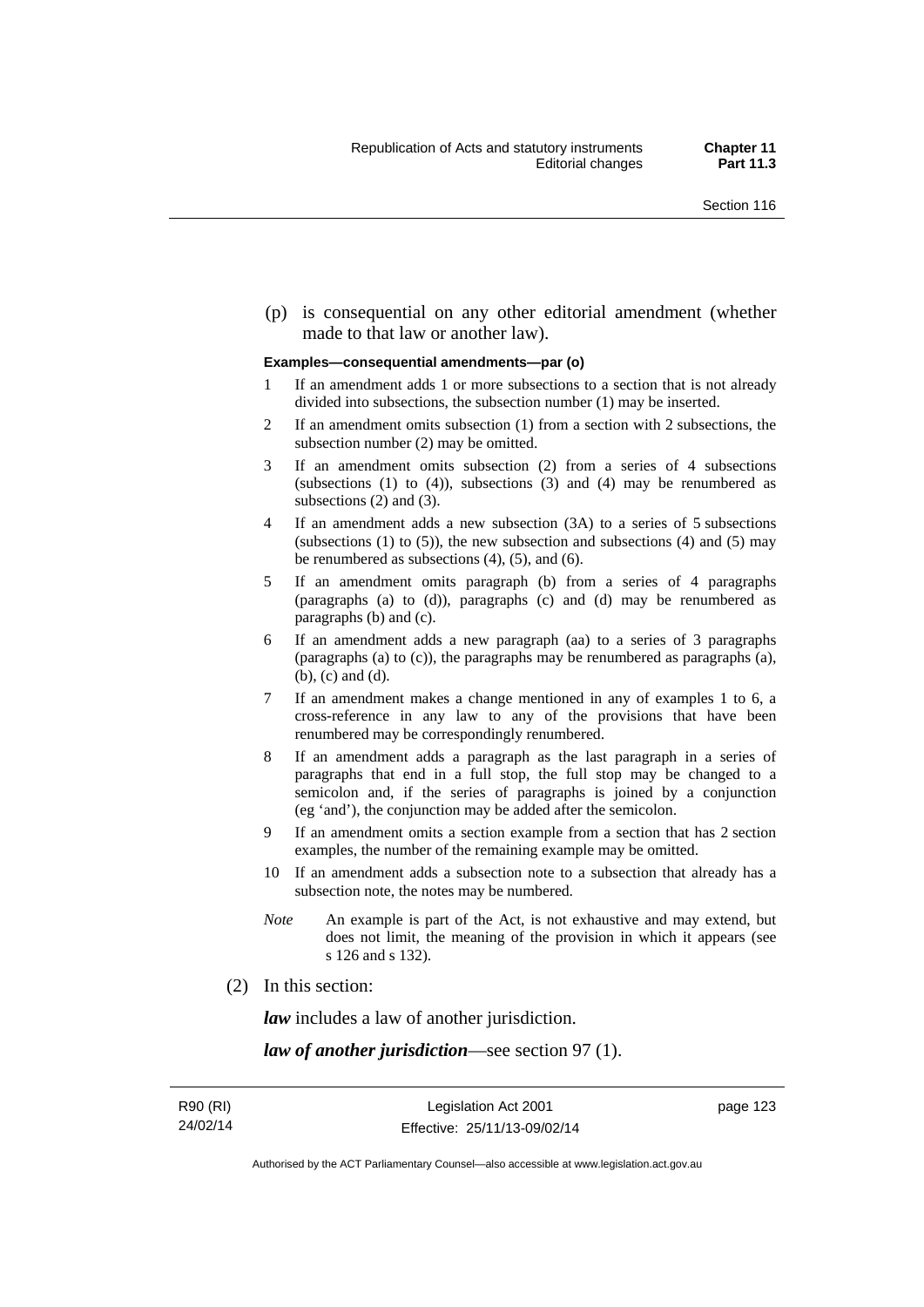(p) is consequential on any other editorial amendment (whether made to that law or another law).

**Examples—consequential amendments—par (o)**

1 If an amendment adds 1 or more subsections to a section that is not already divided into subsections, the subsection number (1) may be inserted.

2 If an amendment omits subsection (1) from a section with 2 subsections, the subsection number (2) may be omitted.

3 If an amendment omits subsection (2) from a series of 4 subsections (subsections (1) to (4)), subsections (3) and (4) may be renumbered as subsections (2) and (3).

4 If an amendment adds a new subsection (3A) to a series of 5 subsections (subsections (1) to (5)), the new subsection and subsections (4) and (5) may be renumbered as subsections (4), (5), and (6).

5 If an amendment omits paragraph (b) from a series of 4 paragraphs (paragraphs (a) to (d)), paragraphs (c) and (d) may be renumbered as paragraphs (b) and (c).

6 If an amendment adds a new paragraph (aa) to a series of 3 paragraphs (paragraphs (a) to (c)), the paragraphs may be renumbered as paragraphs (a), (b), (c) and (d).

7 If an amendment makes a change mentioned in any of examples 1 to 6, a cross-reference in any law to any of the provisions that have been renumbered may be correspondingly renumbered.

8 If an amendment adds a paragraph as the last paragraph in a series of paragraphs that end in a full stop, the full stop may be changed to a semicolon and, if the series of paragraphs is joined by a conjunction (eg 'and'), the conjunction may be added after the semicolon.

9 If an amendment omits a section example from a section that has 2 section examples, the number of the remaining example may be omitted.

10 If an amendment adds a subsection note to a subsection that already has a subsection note, the notes may be numbered.

*Note* An example is part of the Act, is not exhaustive and may extend, but does not limit, the meaning of the provision in which it appears (see s 126 and s 132).

(2) In this section:

***law*** includes a law of another jurisdiction.

***law of another jurisdiction***—see section 97 (1).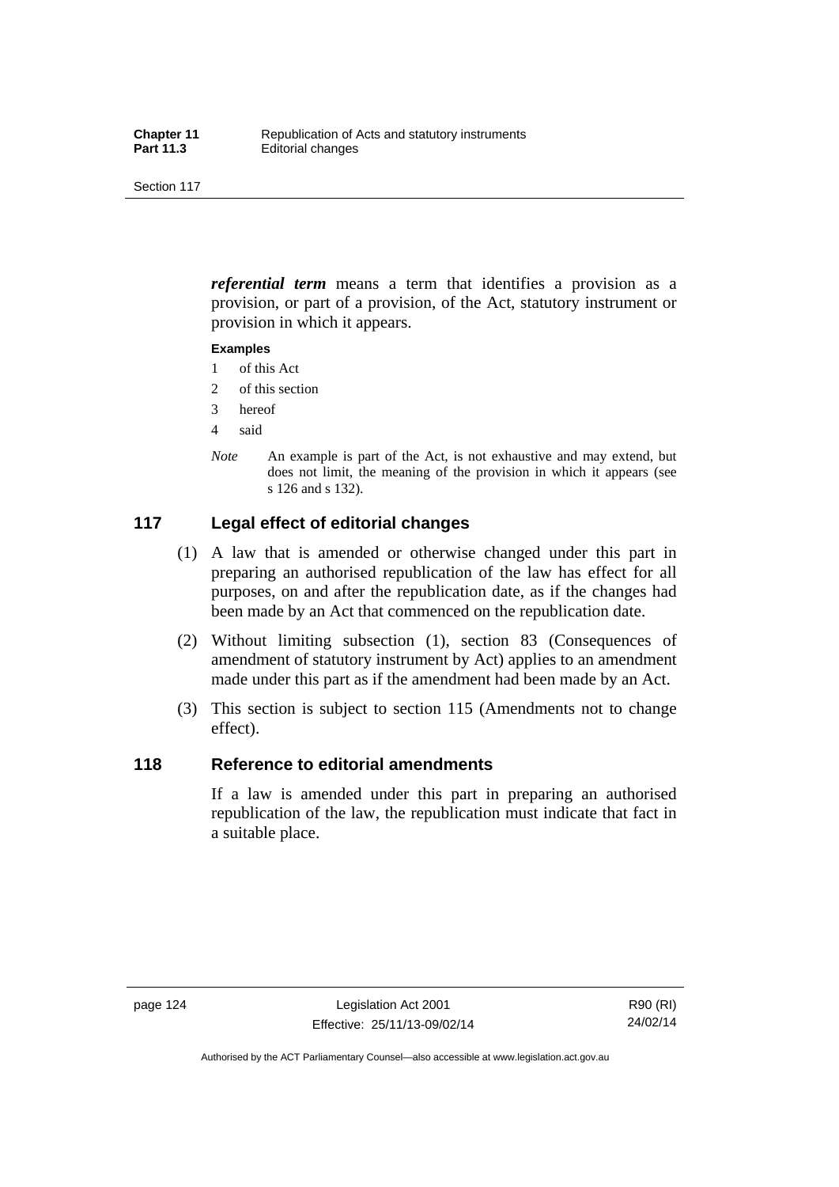***referential term*** means a term that identifies a provision as a provision, or part of a provision, of the Act, statutory instrument or provision in which it appears.

**Examples**

1 of this Act
2 of this section
3 hereof
4 said

*Note* An example is part of the Act, is not exhaustive and may extend, but does not limit, the meaning of the provision in which it appears (see s 126 and s 132).

## 117 Legal effect of editorial changes

(1) A law that is amended or otherwise changed under this part in preparing an authorised republication of the law has effect for all purposes, on and after the republication date, as if the changes had been made by an Act that commenced on the republication date.

(2) Without limiting subsection (1), section 83 (Consequences of amendment of statutory instrument by Act) applies to an amendment made under this part as if the amendment had been made by an Act.

(3) This section is subject to section 115 (Amendments not to change effect).

## 118 Reference to editorial amendments

If a law is amended under this part in preparing an authorised republication of the law, the republication must indicate that fact in a suitable place.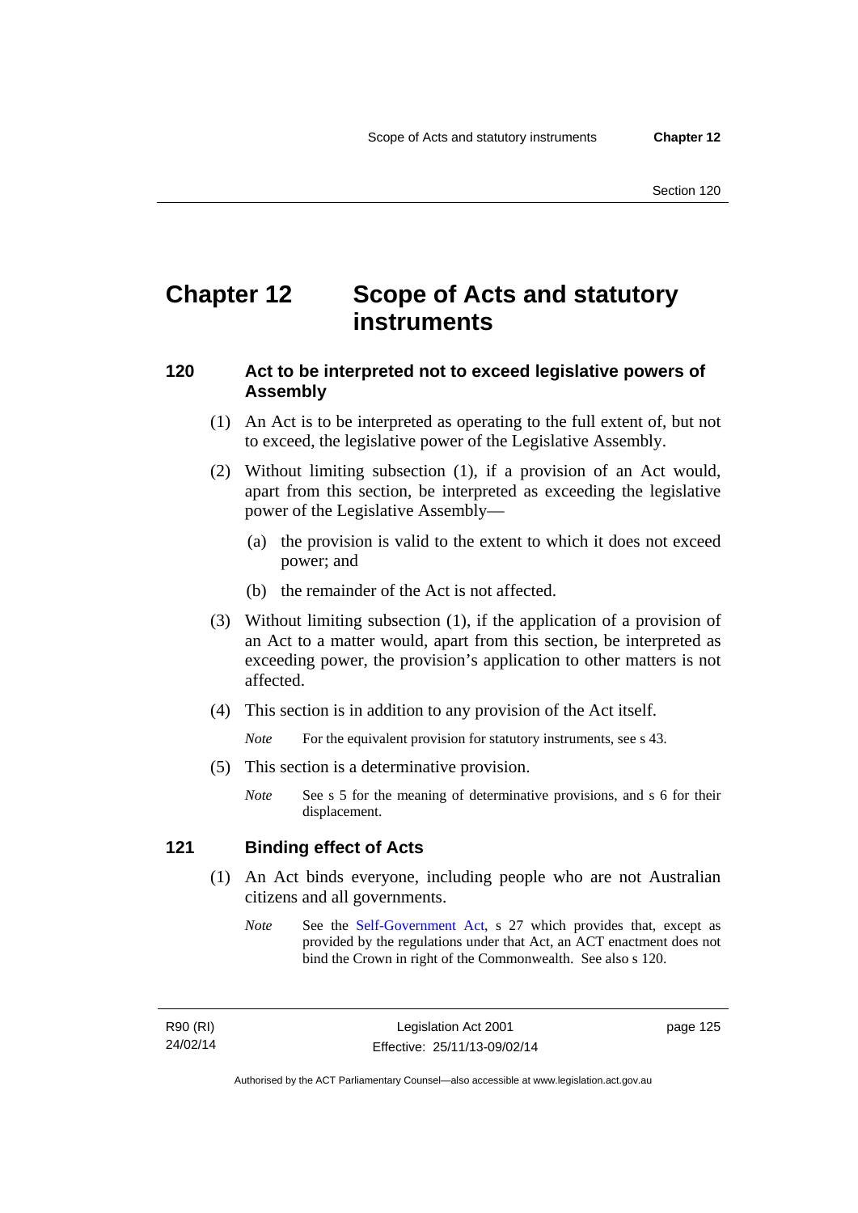# Chapter 12 Scope of Acts and statutory instruments

## 120 Act to be interpreted not to exceed legislative powers of Assembly

(1) An Act is to be interpreted as operating to the full extent of, but not to exceed, the legislative power of the Legislative Assembly.

(2) Without limiting subsection (1), if a provision of an Act would, apart from this section, be interpreted as exceeding the legislative power of the Legislative Assembly—

(a) the provision is valid to the extent to which it does not exceed power; and

(b) the remainder of the Act is not affected.

(3) Without limiting subsection (1), if the application of a provision of an Act to a matter would, apart from this section, be interpreted as exceeding power, the provision's application to other matters is not affected.

(4) This section is in addition to any provision of the Act itself.

*Note* For the equivalent provision for statutory instruments, see s 43.

(5) This section is a determinative provision.

*Note* See s 5 for the meaning of determinative provisions, and s 6 for their displacement.

## 121 Binding effect of Acts

(1) An Act binds everyone, including people who are not Australian citizens and all governments.

*Note* See the Self-Government Act, s 27 which provides that, except as provided by the regulations under that Act, an ACT enactment does not bind the Crown in right of the Commonwealth. See also s 120.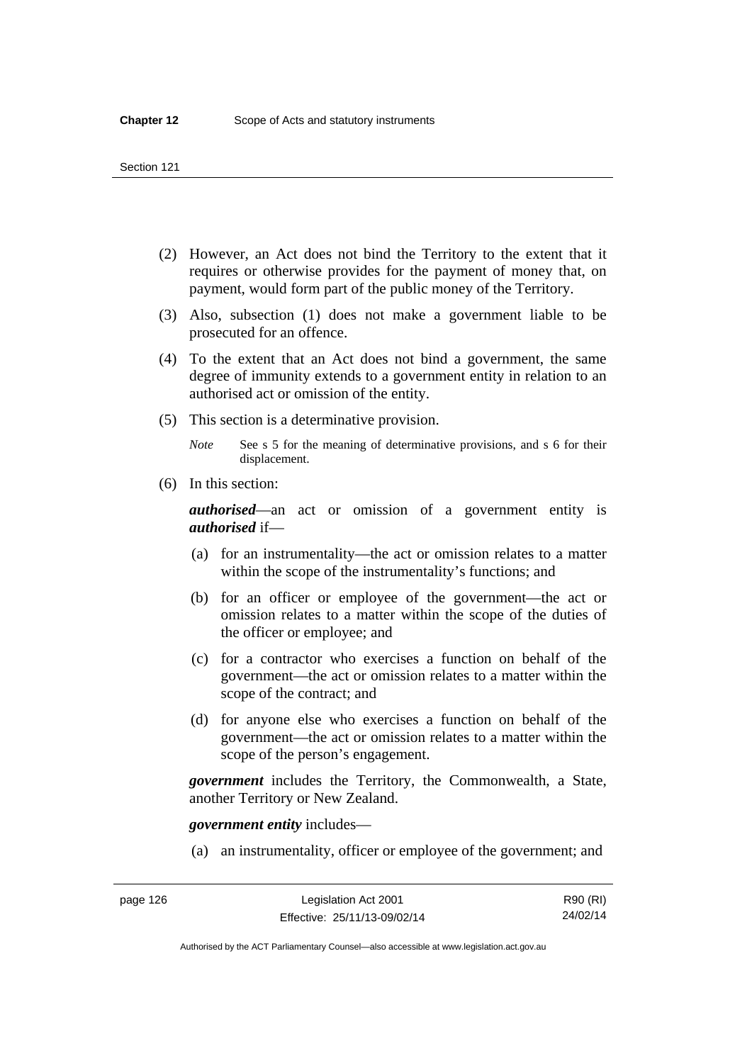(2) However, an Act does not bind the Territory to the extent that it requires or otherwise provides for the payment of money that, on payment, would form part of the public money of the Territory.

(3) Also, subsection (1) does not make a government liable to be prosecuted for an offence.

(4) To the extent that an Act does not bind a government, the same degree of immunity extends to a government entity in relation to an authorised act or omission of the entity.

(5) This section is a determinative provision.

*Note* See s 5 for the meaning of determinative provisions, and s 6 for their displacement.

(6) In this section:

***authorised***—an act or omission of a government entity is ***authorised*** if—

(a) for an instrumentality—the act or omission relates to a matter within the scope of the instrumentality's functions; and

(b) for an officer or employee of the government—the act or omission relates to a matter within the scope of the duties of the officer or employee; and

(c) for a contractor who exercises a function on behalf of the government—the act or omission relates to a matter within the scope of the contract; and

(d) for anyone else who exercises a function on behalf of the government—the act or omission relates to a matter within the scope of the person's engagement.

***government*** includes the Territory, the Commonwealth, a State, another Territory or New Zealand.

***government entity*** includes—

(a) an instrumentality, officer or employee of the government; and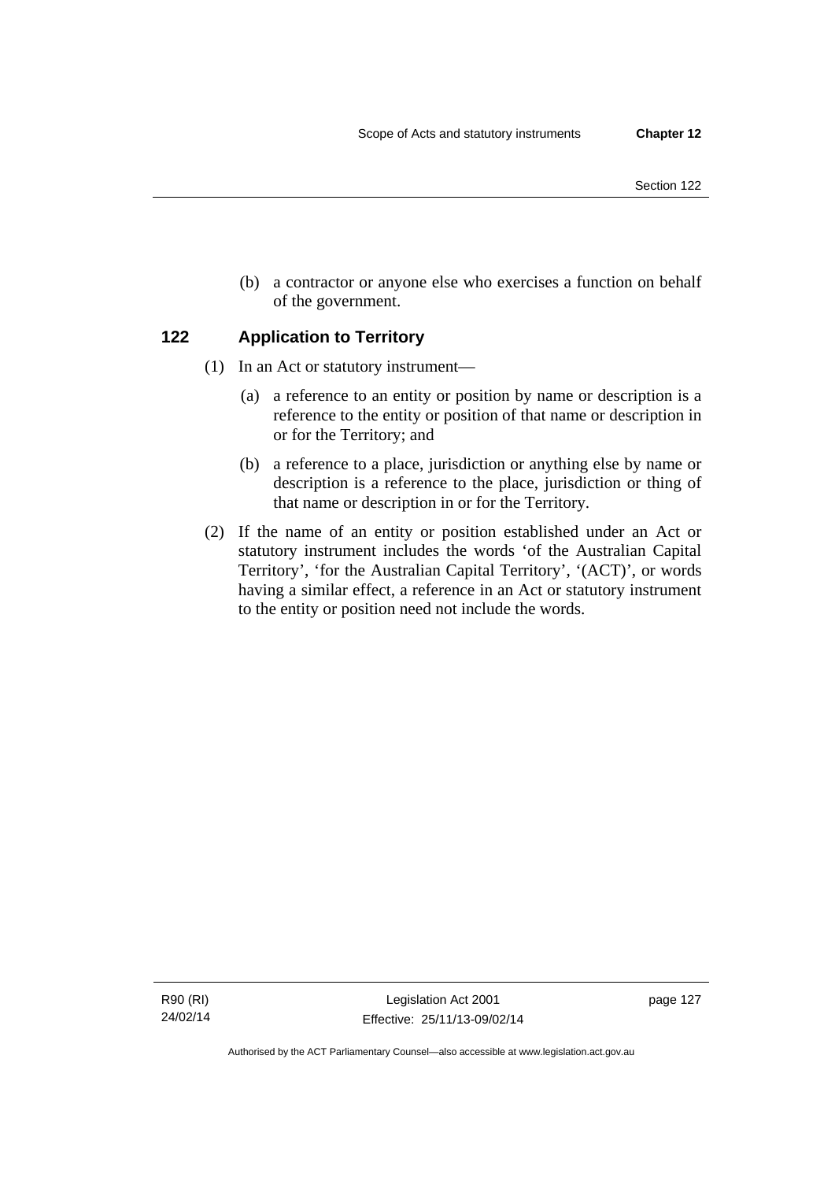(b) a contractor or anyone else who exercises a function on behalf of the government.

## 122 Application to Territory

(1) In an Act or statutory instrument—

(a) a reference to an entity or position by name or description is a reference to the entity or position of that name or description in or for the Territory; and

(b) a reference to a place, jurisdiction or anything else by name or description is a reference to the place, jurisdiction or thing of that name or description in or for the Territory.

(2) If the name of an entity or position established under an Act or statutory instrument includes the words 'of the Australian Capital Territory', 'for the Australian Capital Territory', '(ACT)', or words having a similar effect, a reference in an Act or statutory instrument to the entity or position need not include the words.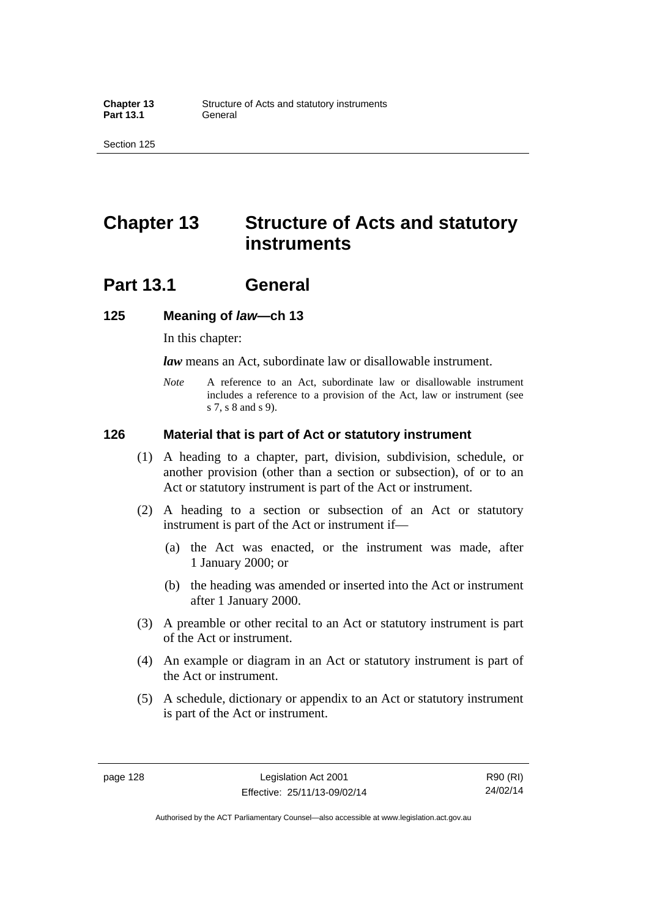# Chapter 13 Structure of Acts and statutory instruments

## Part 13.1 General

### 125 Meaning of *law*—ch 13

In this chapter:

***law*** means an Act, subordinate law or disallowable instrument.

*Note* A reference to an Act, subordinate law or disallowable instrument includes a reference to a provision of the Act, law or instrument (see s 7, s 8 and s 9).

### 126 Material that is part of Act or statutory instrument

(1) A heading to a chapter, part, division, subdivision, schedule, or another provision (other than a section or subsection), of or to an Act or statutory instrument is part of the Act or instrument.

(2) A heading to a section or subsection of an Act or statutory instrument is part of the Act or instrument if—

(a) the Act was enacted, or the instrument was made, after 1 January 2000; or

(b) the heading was amended or inserted into the Act or instrument after 1 January 2000.

(3) A preamble or other recital to an Act or statutory instrument is part of the Act or instrument.

(4) An example or diagram in an Act or statutory instrument is part of the Act or instrument.

(5) A schedule, dictionary or appendix to an Act or statutory instrument is part of the Act or instrument.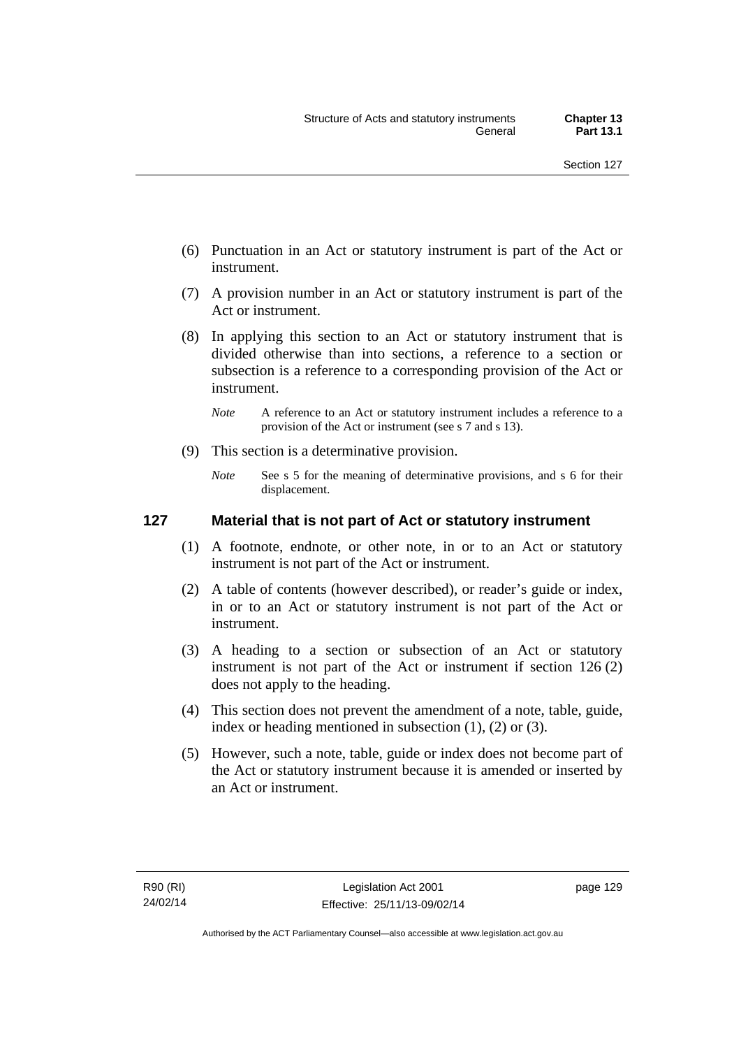(6) Punctuation in an Act or statutory instrument is part of the Act or instrument.

(7) A provision number in an Act or statutory instrument is part of the Act or instrument.

(8) In applying this section to an Act or statutory instrument that is divided otherwise than into sections, a reference to a section or subsection is a reference to a corresponding provision of the Act or instrument.

*Note* A reference to an Act or statutory instrument includes a reference to a provision of the Act or instrument (see s 7 and s 13).

(9) This section is a determinative provision.

*Note* See s 5 for the meaning of determinative provisions, and s 6 for their displacement.

### 127 Material that is not part of Act or statutory instrument

(1) A footnote, endnote, or other note, in or to an Act or statutory instrument is not part of the Act or instrument.

(2) A table of contents (however described), or reader's guide or index, in or to an Act or statutory instrument is not part of the Act or instrument.

(3) A heading to a section or subsection of an Act or statutory instrument is not part of the Act or instrument if section 126 (2) does not apply to the heading.

(4) This section does not prevent the amendment of a note, table, guide, index or heading mentioned in subsection (1), (2) or (3).

(5) However, such a note, table, guide or index does not become part of the Act or statutory instrument because it is amended or inserted by an Act or instrument.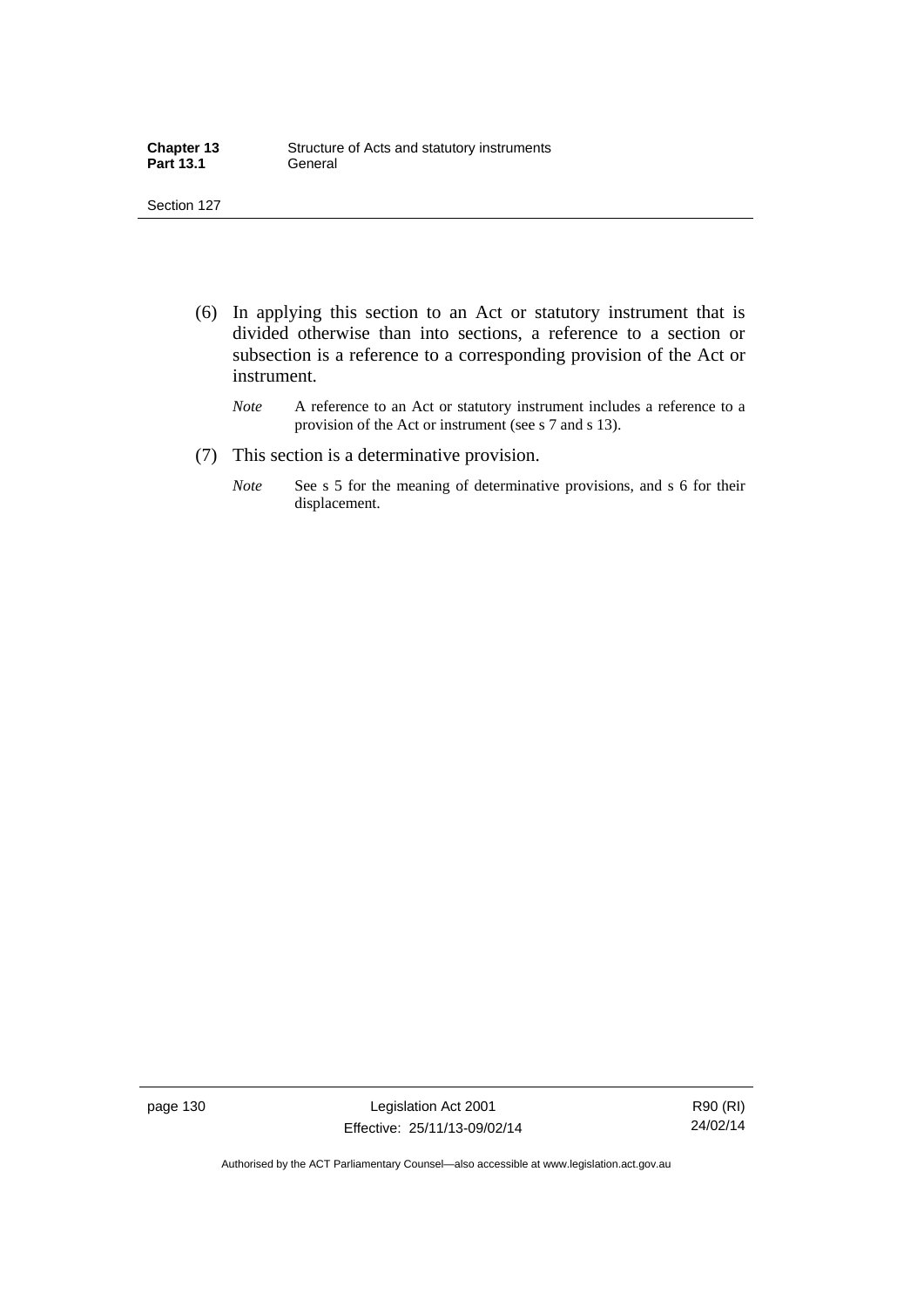(6) In applying this section to an Act or statutory instrument that is divided otherwise than into sections, a reference to a section or subsection is a reference to a corresponding provision of the Act or instrument.

*Note* A reference to an Act or statutory instrument includes a reference to a provision of the Act or instrument (see s 7 and s 13).

(7) This section is a determinative provision.

*Note* See s 5 for the meaning of determinative provisions, and s 6 for their displacement.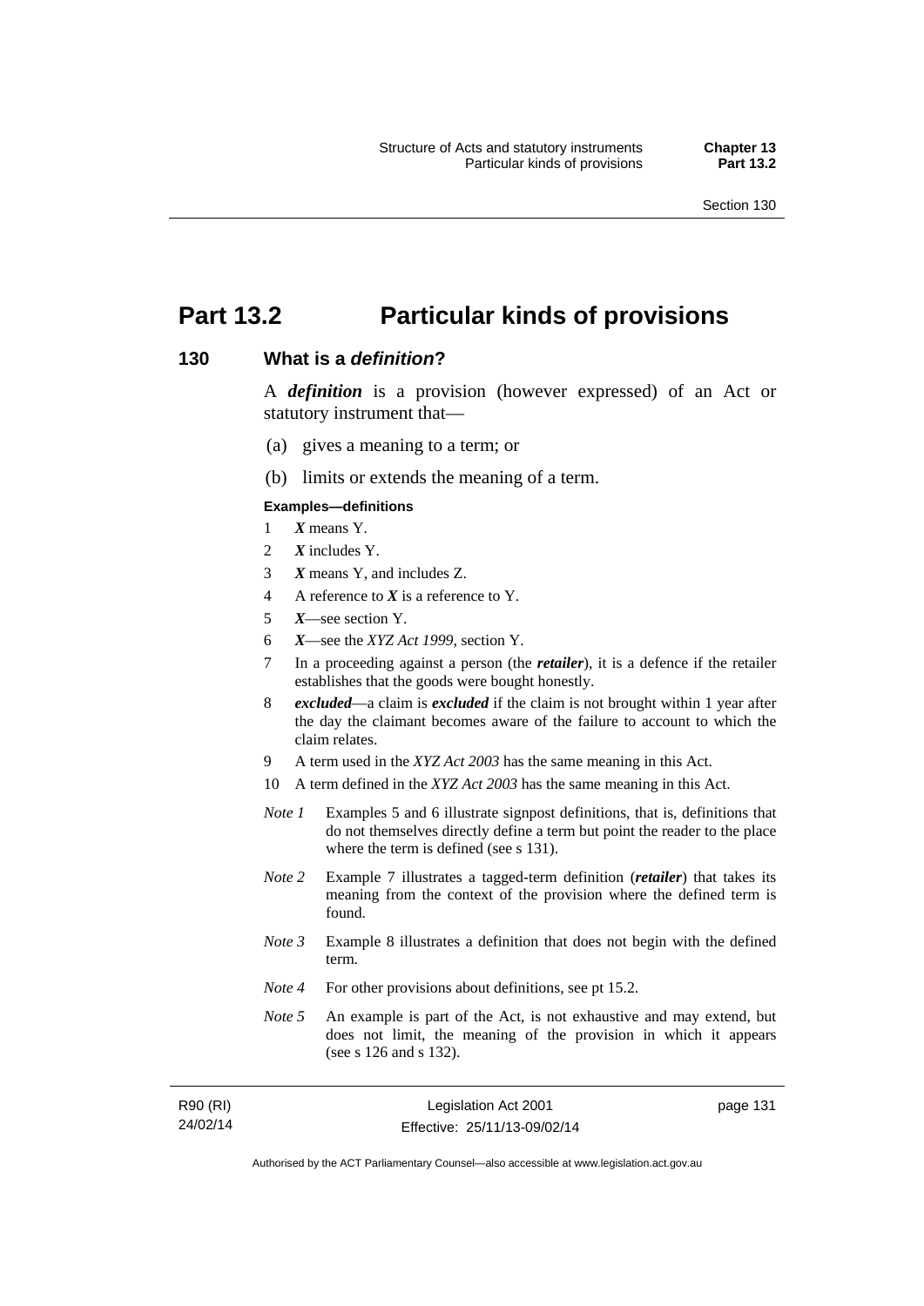# Part 13.2 Particular kinds of provisions

## 130 What is a *definition*?

A ***definition*** is a provision (however expressed) of an Act or statutory instrument that—

(a) gives a meaning to a term; or

(b) limits or extends the meaning of a term.

**Examples—definitions**

1 ***X*** means Y.

2 ***X*** includes Y.

3 ***X*** means Y, and includes Z.

4 A reference to ***X*** is a reference to Y.

5 ***X***—see section Y.

6 ***X***—see the *XYZ Act 1999*, section Y.

7 In a proceeding against a person (the ***retailer***), it is a defence if the retailer establishes that the goods were bought honestly.

8 ***excluded***—a claim is ***excluded*** if the claim is not brought within 1 year after the day the claimant becomes aware of the failure to account to which the claim relates.

9 A term used in the *XYZ Act 2003* has the same meaning in this Act.

10 A term defined in the *XYZ Act 2003* has the same meaning in this Act.

*Note 1* Examples 5 and 6 illustrate signpost definitions, that is, definitions that do not themselves directly define a term but point the reader to the place where the term is defined (see s 131).

*Note 2* Example 7 illustrates a tagged-term definition (***retailer***) that takes its meaning from the context of the provision where the defined term is found.

*Note 3* Example 8 illustrates a definition that does not begin with the defined term.

*Note 4* For other provisions about definitions, see pt 15.2.

*Note 5* An example is part of the Act, is not exhaustive and may extend, but does not limit, the meaning of the provision in which it appears (see s 126 and s 132).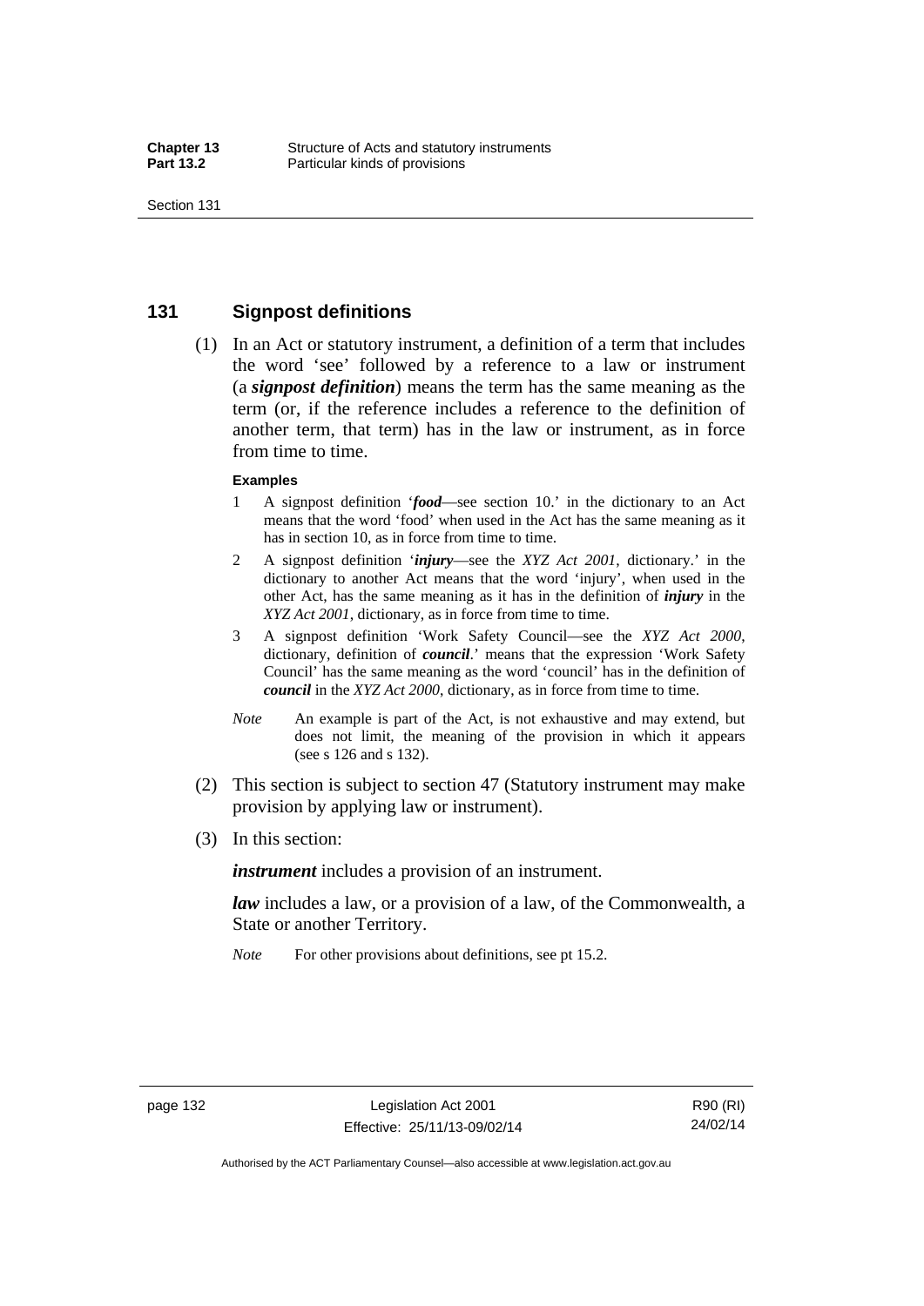## 131 Signpost definitions

(1) In an Act or statutory instrument, a definition of a term that includes the word 'see' followed by a reference to a law or instrument (a ***signpost definition***) means the term has the same meaning as the term (or, if the reference includes a reference to the definition of another term, that term) has in the law or instrument, as in force from time to time.

**Examples**

1 A signpost definition '***food***—see section 10.' in the dictionary to an Act means that the word 'food' when used in the Act has the same meaning as it has in section 10, as in force from time to time.

2 A signpost definition '***injury***—see the *XYZ Act 2001*, dictionary.' in the dictionary to another Act means that the word 'injury', when used in the other Act, has the same meaning as it has in the definition of ***injury*** in the *XYZ Act 2001*, dictionary, as in force from time to time.

3 A signpost definition 'Work Safety Council—see the *XYZ Act 2000*, dictionary, definition of ***council***.' means that the expression 'Work Safety Council' has the same meaning as the word 'council' has in the definition of ***council*** in the *XYZ Act 2000*, dictionary, as in force from time to time.

*Note* An example is part of the Act, is not exhaustive and may extend, but does not limit, the meaning of the provision in which it appears (see s 126 and s 132).

(2) This section is subject to section 47 (Statutory instrument may make provision by applying law or instrument).

(3) In this section:

***instrument*** includes a provision of an instrument.

***law*** includes a law, or a provision of a law, of the Commonwealth, a State or another Territory.

*Note* For other provisions about definitions, see pt 15.2.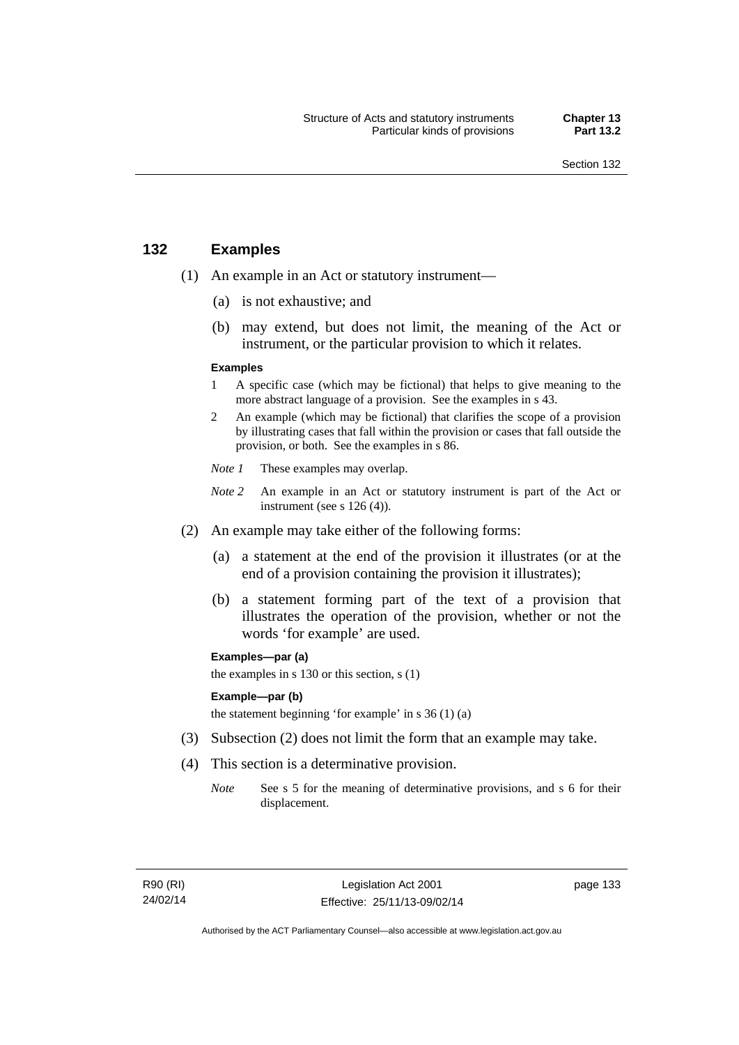## 132 Examples

(1) An example in an Act or statutory instrument—

(a) is not exhaustive; and

(b) may extend, but does not limit, the meaning of the Act or instrument, or the particular provision to which it relates.

**Examples**

1 A specific case (which may be fictional) that helps to give meaning to the more abstract language of a provision. See the examples in s 43.

2 An example (which may be fictional) that clarifies the scope of a provision by illustrating cases that fall within the provision or cases that fall outside the provision, or both. See the examples in s 86.

*Note 1* These examples may overlap.

*Note 2* An example in an Act or statutory instrument is part of the Act or instrument (see s 126 (4)).

(2) An example may take either of the following forms:

(a) a statement at the end of the provision it illustrates (or at the end of a provision containing the provision it illustrates);

(b) a statement forming part of the text of a provision that illustrates the operation of the provision, whether or not the words 'for example' are used.

**Examples—par (a)**

the examples in s 130 or this section, s (1)

**Example—par (b)**

the statement beginning 'for example' in s 36 (1) (a)

(3) Subsection (2) does not limit the form that an example may take.

(4) This section is a determinative provision.

*Note* See s 5 for the meaning of determinative provisions, and s 6 for their displacement.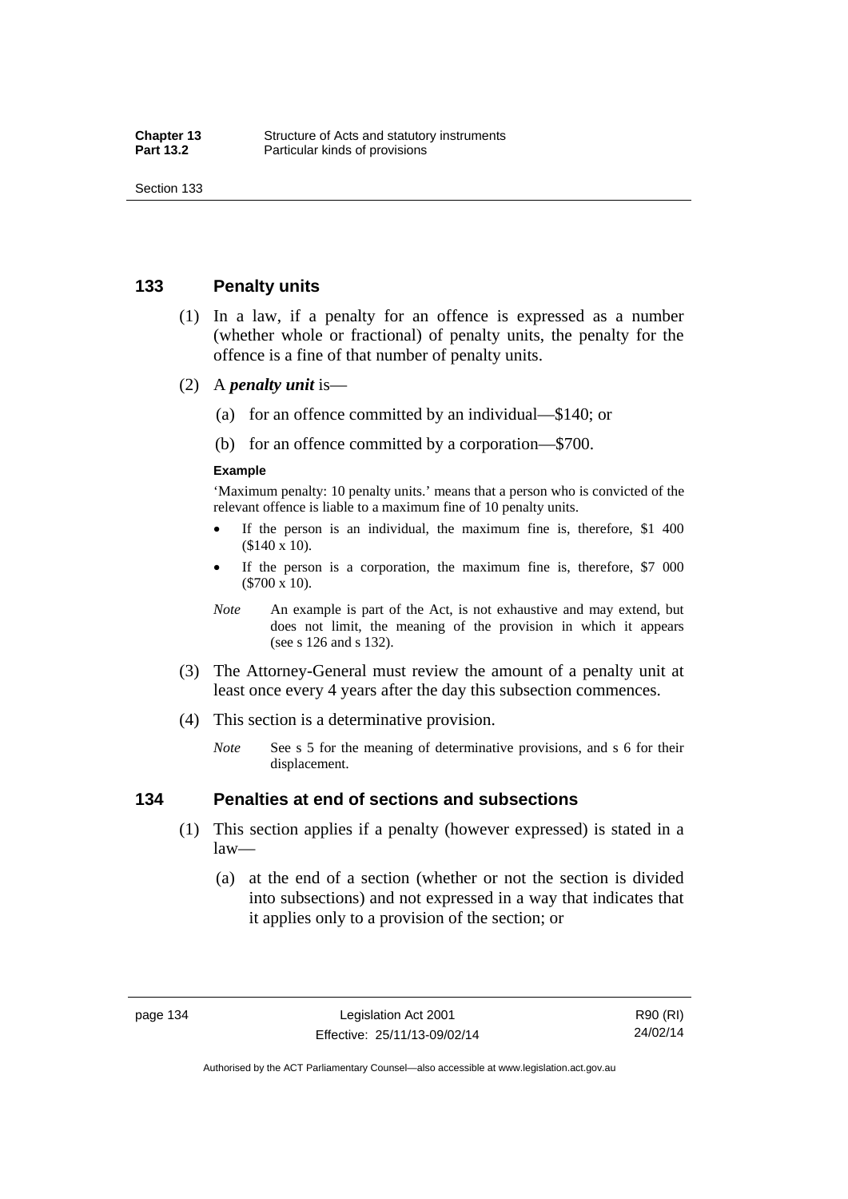## 133 Penalty units

(1) In a law, if a penalty for an offence is expressed as a number (whether whole or fractional) of penalty units, the penalty for the offence is a fine of that number of penalty units.

(2) A ***penalty unit*** is—

(a) for an offence committed by an individual—$140; or

(b) for an offence committed by a corporation—$700.

**Example**

'Maximum penalty: 10 penalty units.' means that a person who is convicted of the relevant offence is liable to a maximum fine of 10 penalty units.

- If the person is an individual, the maximum fine is, therefore, $1 400 ($140 x 10).
- If the person is a corporation, the maximum fine is, therefore, $7 000 ($700 x 10).

*Note* An example is part of the Act, is not exhaustive and may extend, but does not limit, the meaning of the provision in which it appears (see s 126 and s 132).

(3) The Attorney-General must review the amount of a penalty unit at least once every 4 years after the day this subsection commences.

(4) This section is a determinative provision.

*Note* See s 5 for the meaning of determinative provisions, and s 6 for their displacement.

## 134 Penalties at end of sections and subsections

(1) This section applies if a penalty (however expressed) is stated in a law—

(a) at the end of a section (whether or not the section is divided into subsections) and not expressed in a way that indicates that it applies only to a provision of the section; or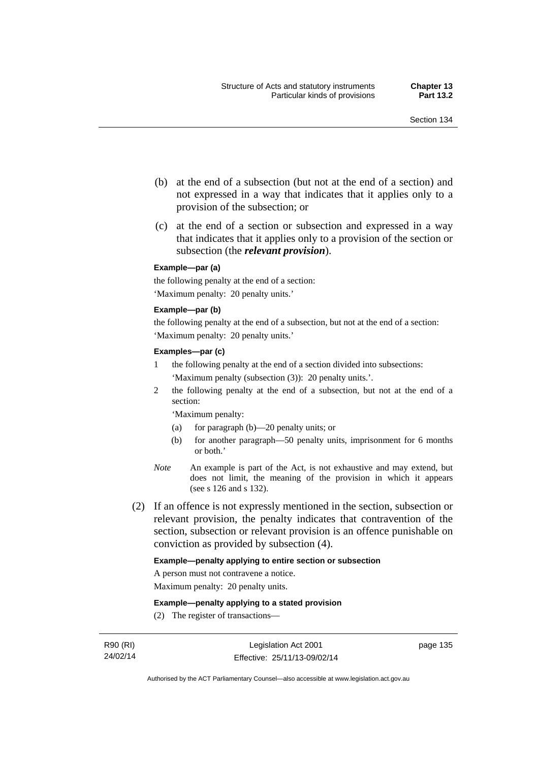(b) at the end of a subsection (but not at the end of a section) and not expressed in a way that indicates that it applies only to a provision of the subsection; or

(c) at the end of a section or subsection and expressed in a way that indicates that it applies only to a provision of the section or subsection (the ***relevant provision***).

**Example—par (a)**

the following penalty at the end of a section:

'Maximum penalty: 20 penalty units.'

**Example—par (b)**

the following penalty at the end of a subsection, but not at the end of a section:

'Maximum penalty: 20 penalty units.'

**Examples—par (c)**

1 the following penalty at the end of a section divided into subsections:

'Maximum penalty (subsection (3)): 20 penalty units.'.

2 the following penalty at the end of a subsection, but not at the end of a section:

'Maximum penalty:

(a) for paragraph (b)—20 penalty units; or

(b) for another paragraph—50 penalty units, imprisonment for 6 months or both.'

*Note* An example is part of the Act, is not exhaustive and may extend, but does not limit, the meaning of the provision in which it appears (see s 126 and s 132).

(2) If an offence is not expressly mentioned in the section, subsection or relevant provision, the penalty indicates that contravention of the section, subsection or relevant provision is an offence punishable on conviction as provided by subsection (4).

**Example—penalty applying to entire section or subsection**

A person must not contravene a notice.

Maximum penalty: 20 penalty units.

**Example—penalty applying to a stated provision**

(2) The register of transactions—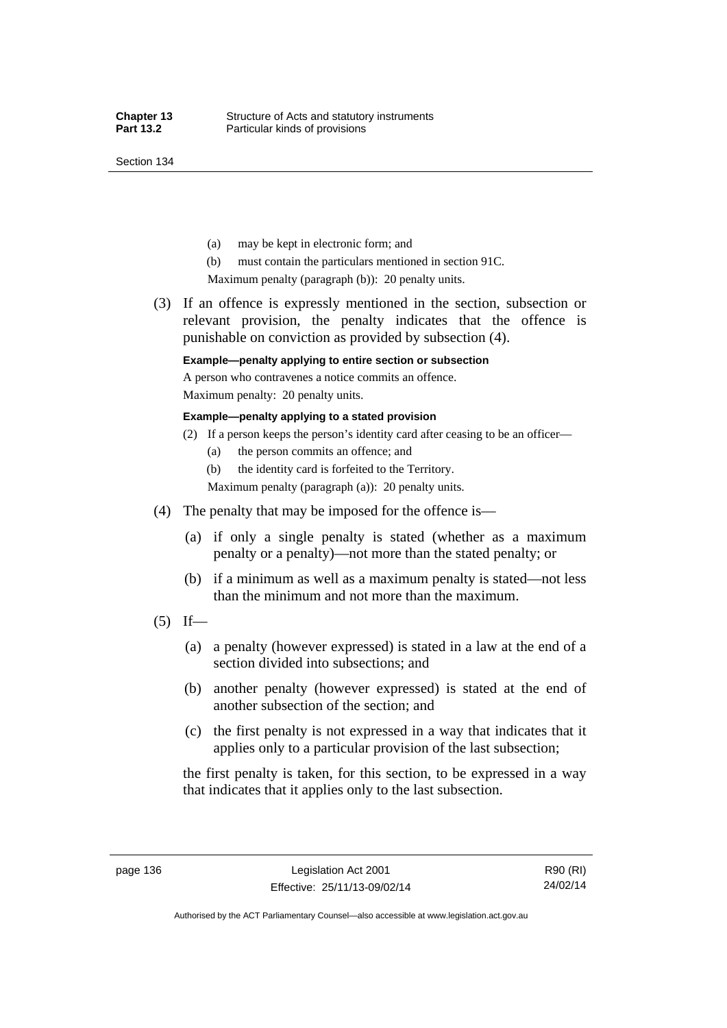(a) may be kept in electronic form; and

(b) must contain the particulars mentioned in section 91C.

Maximum penalty (paragraph (b)): 20 penalty units.

(3) If an offence is expressly mentioned in the section, subsection or relevant provision, the penalty indicates that the offence is punishable on conviction as provided by subsection (4).

**Example—penalty applying to entire section or subsection**

A person who contravenes a notice commits an offence.

Maximum penalty: 20 penalty units.

**Example—penalty applying to a stated provision**

(2) If a person keeps the person's identity card after ceasing to be an officer—

(a) the person commits an offence; and

(b) the identity card is forfeited to the Territory.

Maximum penalty (paragraph (a)): 20 penalty units.

(4) The penalty that may be imposed for the offence is—

(a) if only a single penalty is stated (whether as a maximum penalty or a penalty)—not more than the stated penalty; or

(b) if a minimum as well as a maximum penalty is stated—not less than the minimum and not more than the maximum.

(5) If—

(a) a penalty (however expressed) is stated in a law at the end of a section divided into subsections; and

(b) another penalty (however expressed) is stated at the end of another subsection of the section; and

(c) the first penalty is not expressed in a way that indicates that it applies only to a particular provision of the last subsection;

the first penalty is taken, for this section, to be expressed in a way that indicates that it applies only to the last subsection.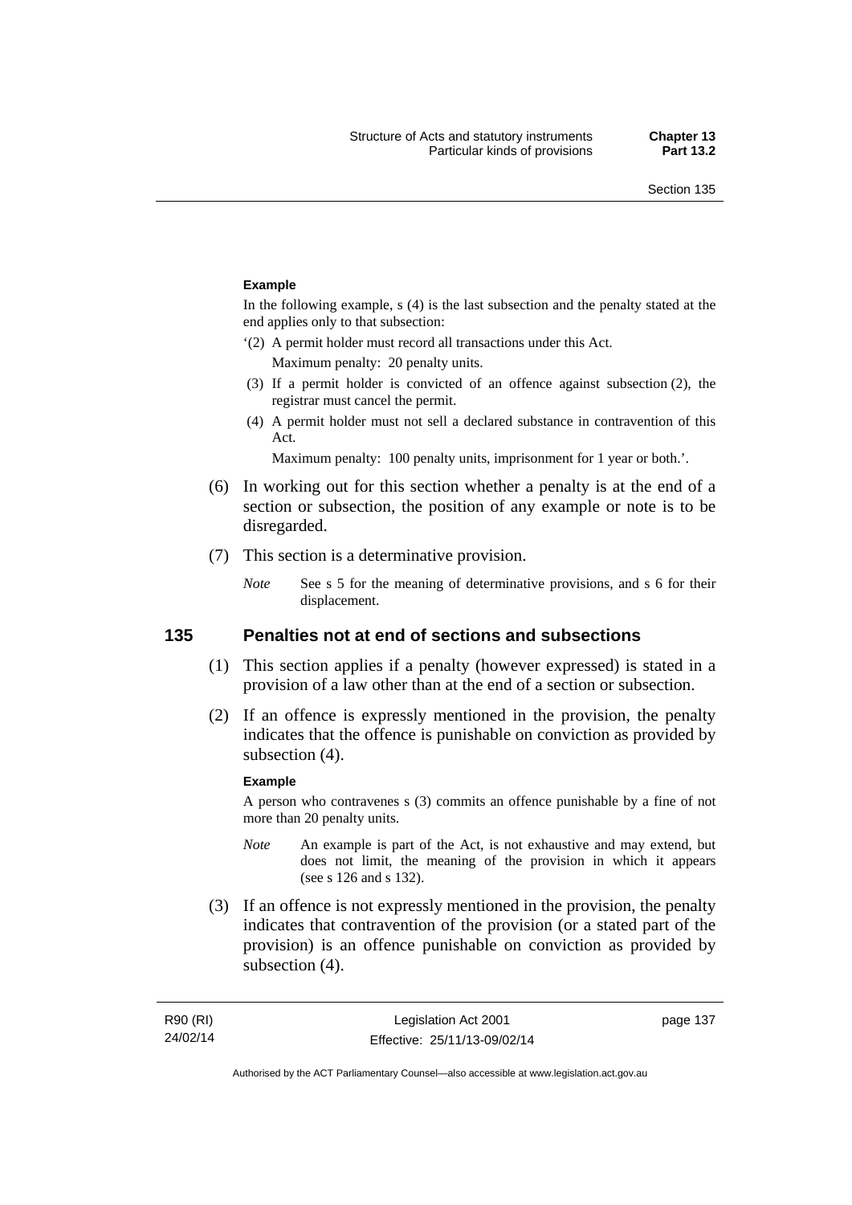**Example**

In the following example, s (4) is the last subsection and the penalty stated at the end applies only to that subsection:

'(2) A permit holder must record all transactions under this Act.

Maximum penalty: 20 penalty units.

(3) If a permit holder is convicted of an offence against subsection (2), the registrar must cancel the permit.

(4) A permit holder must not sell a declared substance in contravention of this Act.

Maximum penalty: 100 penalty units, imprisonment for 1 year or both.'.

(6) In working out for this section whether a penalty is at the end of a section or subsection, the position of any example or note is to be disregarded.

(7) This section is a determinative provision.

*Note* See s 5 for the meaning of determinative provisions, and s 6 for their displacement.

## 135 Penalties not at end of sections and subsections

(1) This section applies if a penalty (however expressed) is stated in a provision of a law other than at the end of a section or subsection.

(2) If an offence is expressly mentioned in the provision, the penalty indicates that the offence is punishable on conviction as provided by subsection (4).

**Example**

A person who contravenes s (3) commits an offence punishable by a fine of not more than 20 penalty units.

*Note* An example is part of the Act, is not exhaustive and may extend, but does not limit, the meaning of the provision in which it appears (see s 126 and s 132).

(3) If an offence is not expressly mentioned in the provision, the penalty indicates that contravention of the provision (or a stated part of the provision) is an offence punishable on conviction as provided by subsection (4).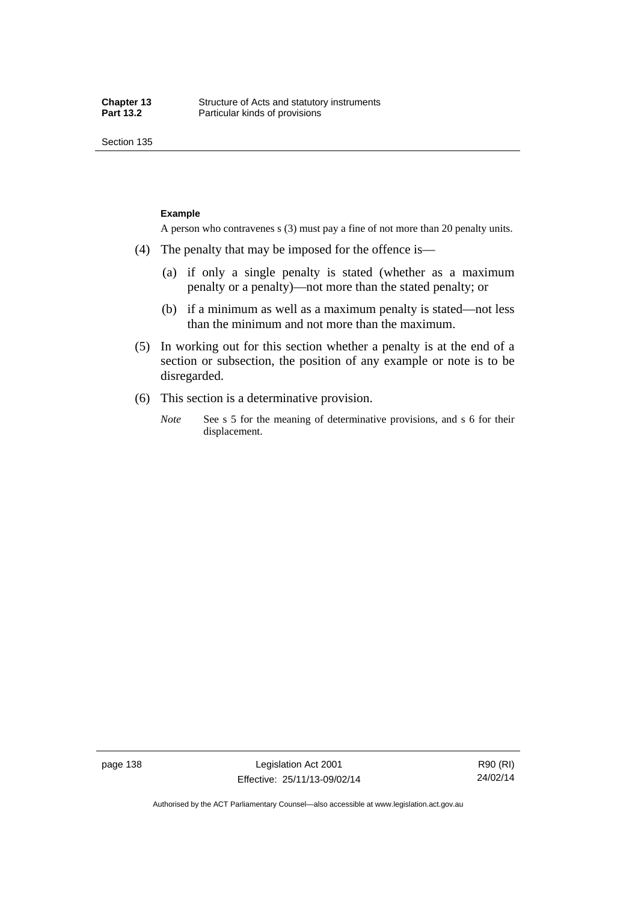**Example**

A person who contravenes s (3) must pay a fine of not more than 20 penalty units.

(4) The penalty that may be imposed for the offence is—

(a) if only a single penalty is stated (whether as a maximum penalty or a penalty)—not more than the stated penalty; or

(b) if a minimum as well as a maximum penalty is stated—not less than the minimum and not more than the maximum.

(5) In working out for this section whether a penalty is at the end of a section or subsection, the position of any example or note is to be disregarded.

(6) This section is a determinative provision.

*Note* See s 5 for the meaning of determinative provisions, and s 6 for their displacement.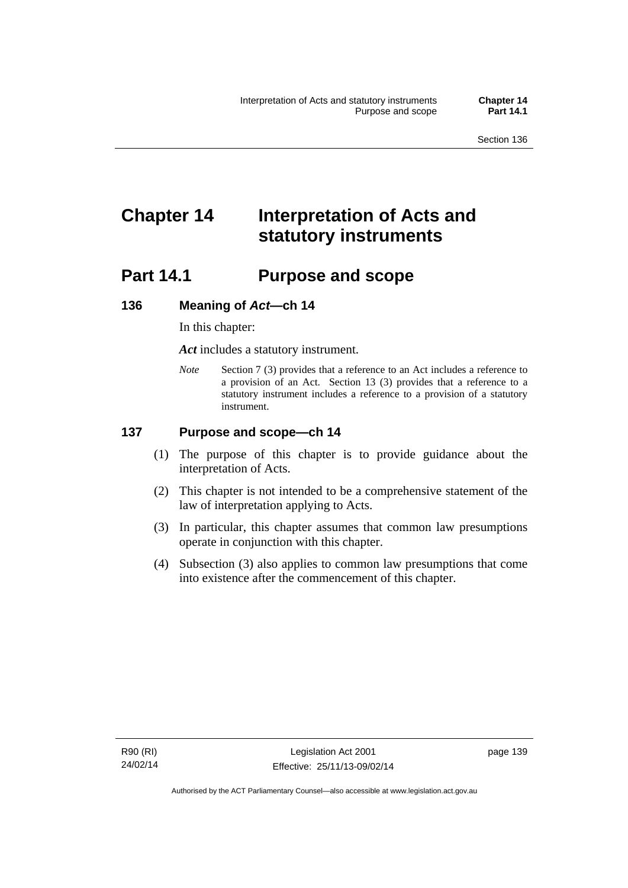# Chapter 14 Interpretation of Acts and statutory instruments

## Part 14.1 Purpose and scope

### 136 Meaning of *Act*—ch 14

In this chapter:

***Act*** includes a statutory instrument.

*Note* Section 7 (3) provides that a reference to an Act includes a reference to a provision of an Act. Section 13 (3) provides that a reference to a statutory instrument includes a reference to a provision of a statutory instrument.

### 137 Purpose and scope—ch 14

(1) The purpose of this chapter is to provide guidance about the interpretation of Acts.

(2) This chapter is not intended to be a comprehensive statement of the law of interpretation applying to Acts.

(3) In particular, this chapter assumes that common law presumptions operate in conjunction with this chapter.

(4) Subsection (3) also applies to common law presumptions that come into existence after the commencement of this chapter.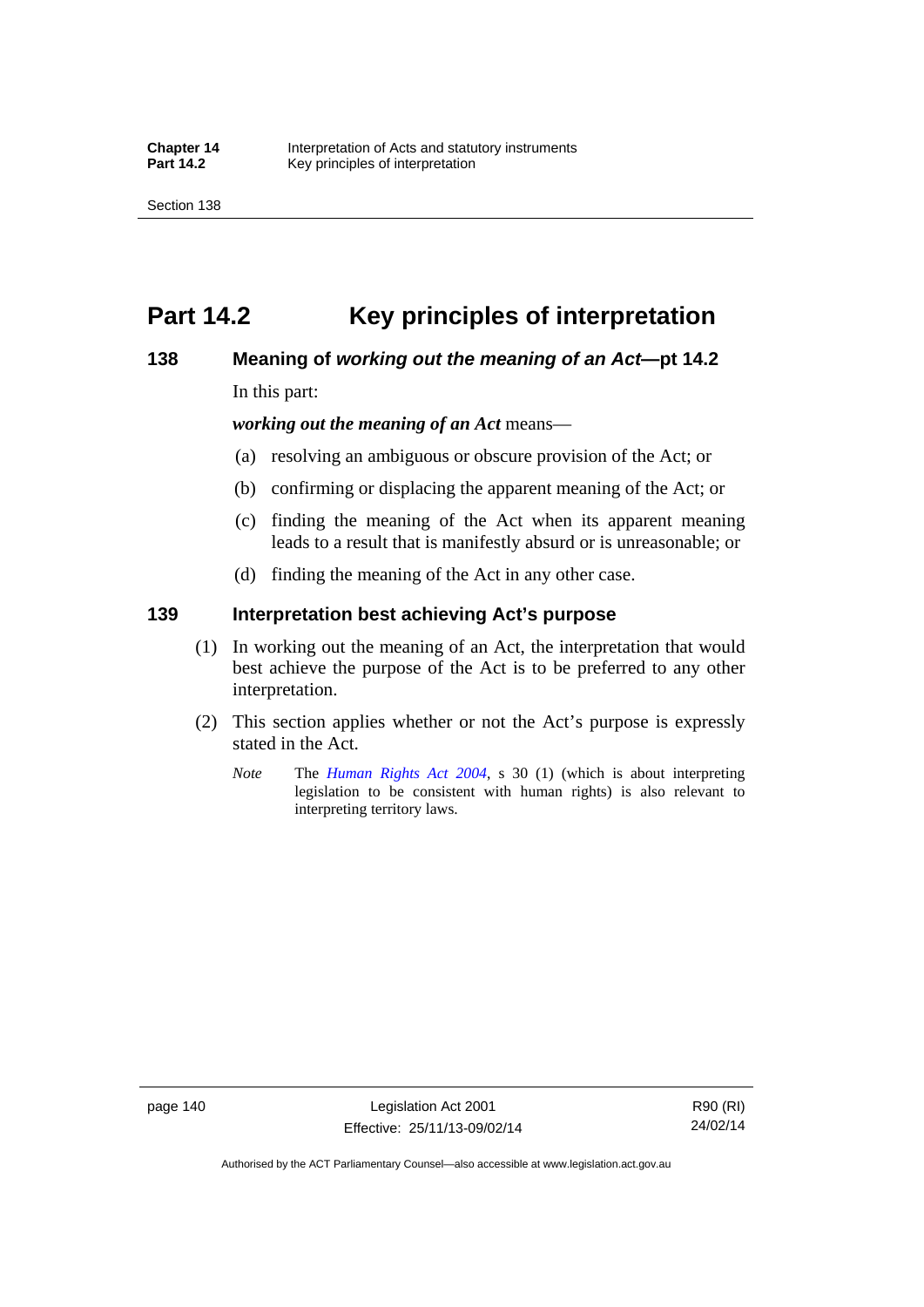# Part 14.2 Key principles of interpretation

## 138 Meaning of *working out the meaning of an Act*—pt 14.2

In this part:

***working out the meaning of an Act*** means—

(a) resolving an ambiguous or obscure provision of the Act; or

(b) confirming or displacing the apparent meaning of the Act; or

(c) finding the meaning of the Act when its apparent meaning leads to a result that is manifestly absurd or is unreasonable; or

(d) finding the meaning of the Act in any other case.

## 139 Interpretation best achieving Act's purpose

(1) In working out the meaning of an Act, the interpretation that would best achieve the purpose of the Act is to be preferred to any other interpretation.

(2) This section applies whether or not the Act's purpose is expressly stated in the Act.

*Note* The *Human Rights Act 2004*, s 30 (1) (which is about interpreting legislation to be consistent with human rights) is also relevant to interpreting territory laws.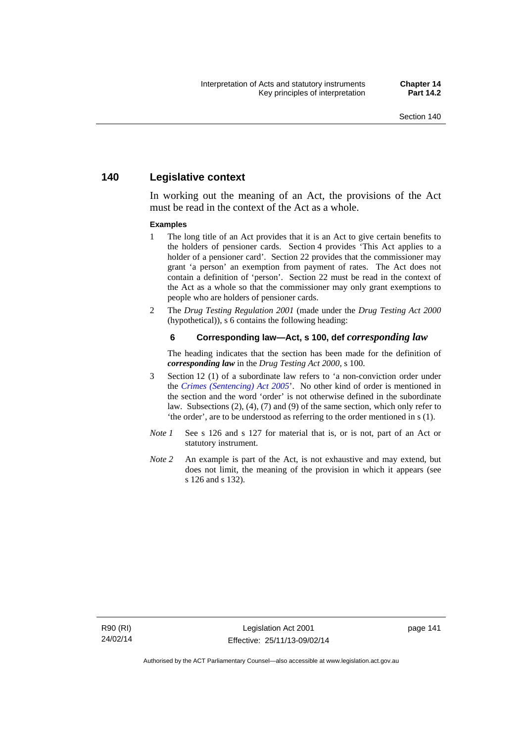## 140 Legislative context

In working out the meaning of an Act, the provisions of the Act must be read in the context of the Act as a whole.

**Examples**

1 The long title of an Act provides that it is an Act to give certain benefits to the holders of pensioner cards. Section 4 provides 'This Act applies to a holder of a pensioner card'. Section 22 provides that the commissioner may grant 'a person' an exemption from payment of rates. The Act does not contain a definition of 'person'. Section 22 must be read in the context of the Act as a whole so that the commissioner may only grant exemptions to people who are holders of pensioner cards.

2 The *Drug Testing Regulation 2001* (made under the *Drug Testing Act 2000* (hypothetical)), s 6 contains the following heading:

**6 Corresponding law—Act, s 100, def *corresponding law***

The heading indicates that the section has been made for the definition of ***corresponding law*** in the *Drug Testing Act 2000*, s 100.

3 Section 12 (1) of a subordinate law refers to 'a non-conviction order under the *Crimes (Sentencing) Act 2005*'. No other kind of order is mentioned in the section and the word 'order' is not otherwise defined in the subordinate law. Subsections (2), (4), (7) and (9) of the same section, which only refer to 'the order', are to be understood as referring to the order mentioned in s (1).

*Note 1* See s 126 and s 127 for material that is, or is not, part of an Act or statutory instrument.

*Note 2* An example is part of the Act, is not exhaustive and may extend, but does not limit, the meaning of the provision in which it appears (see s 126 and s 132).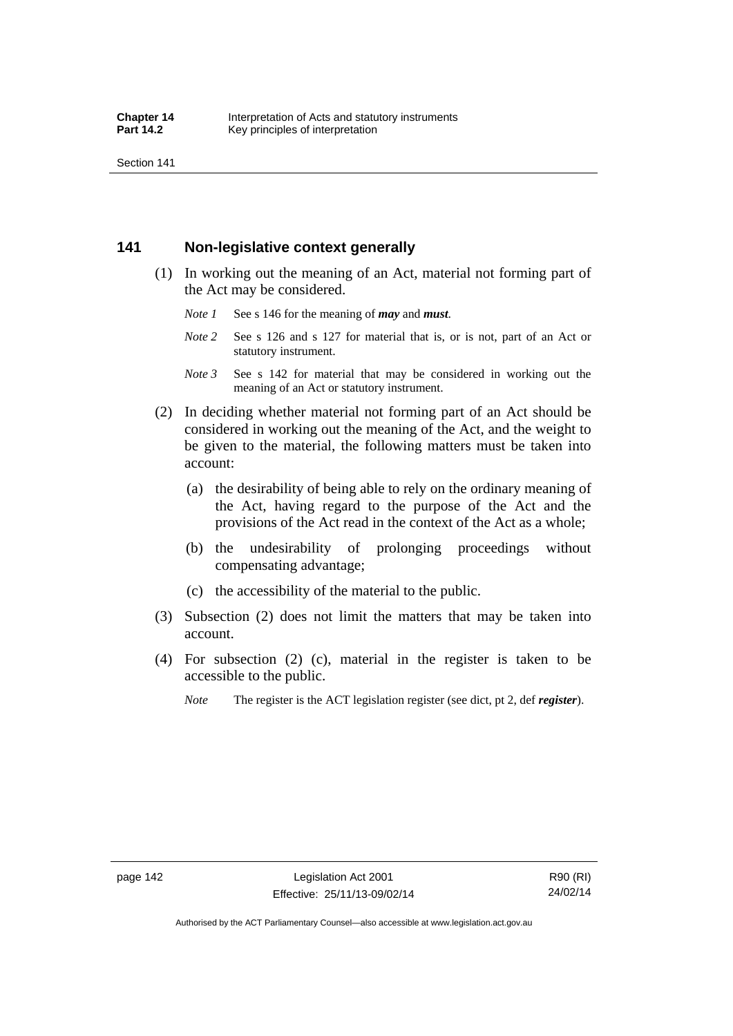## 141 Non-legislative context generally

(1) In working out the meaning of an Act, material not forming part of the Act may be considered.

*Note 1* See s 146 for the meaning of ***may*** and ***must***.

*Note 2* See s 126 and s 127 for material that is, or is not, part of an Act or statutory instrument.

*Note 3* See s 142 for material that may be considered in working out the meaning of an Act or statutory instrument.

(2) In deciding whether material not forming part of an Act should be considered in working out the meaning of the Act, and the weight to be given to the material, the following matters must be taken into account:

(a) the desirability of being able to rely on the ordinary meaning of the Act, having regard to the purpose of the Act and the provisions of the Act read in the context of the Act as a whole;

(b) the undesirability of prolonging proceedings without compensating advantage;

(c) the accessibility of the material to the public.

(3) Subsection (2) does not limit the matters that may be taken into account.

(4) For subsection (2) (c), material in the register is taken to be accessible to the public.

*Note* The register is the ACT legislation register (see dict, pt 2, def ***register***).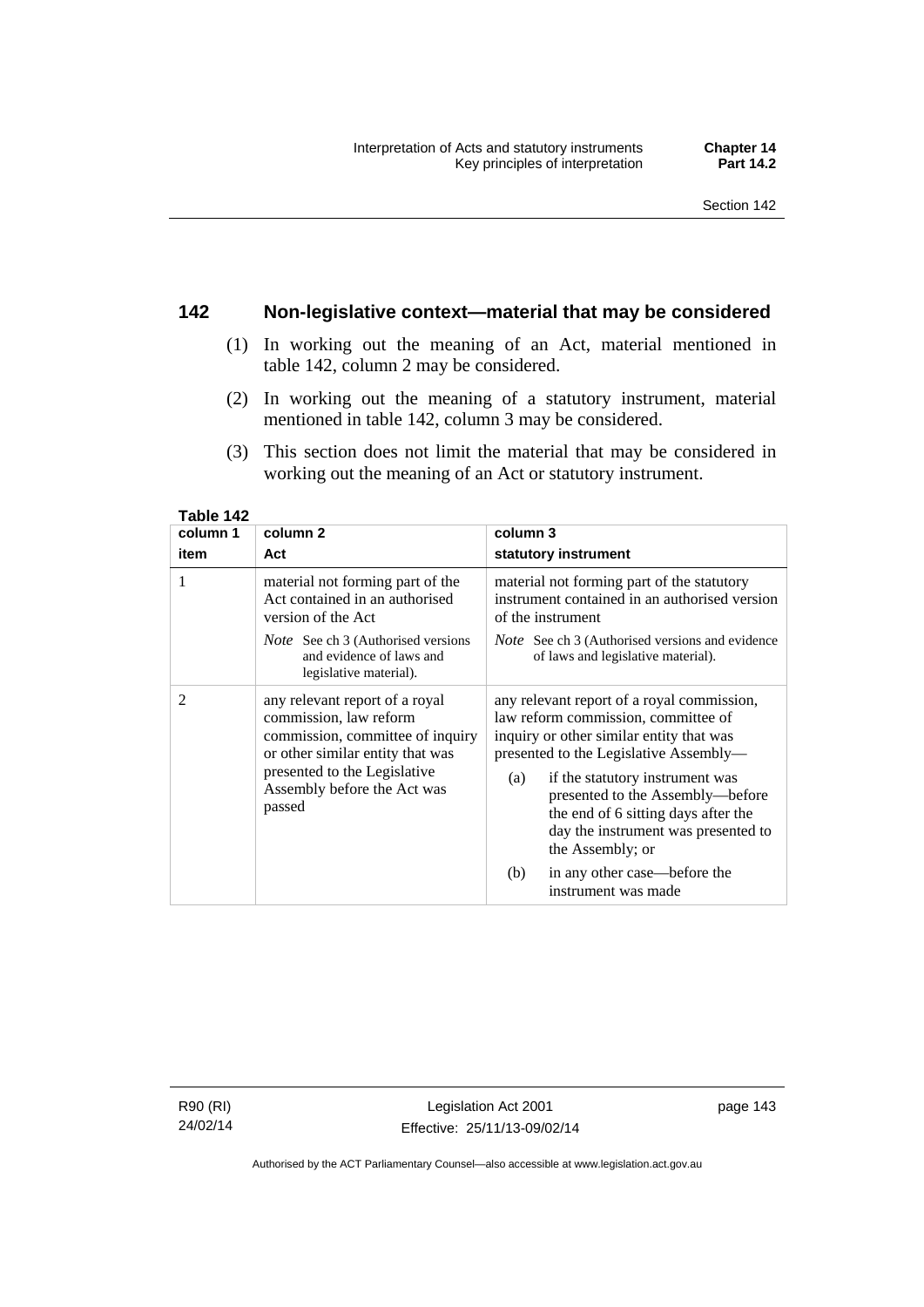## 142 Non-legislative context—material that may be considered

(1) In working out the meaning of an Act, material mentioned in table 142, column 2 may be considered.

(2) In working out the meaning of a statutory instrument, material mentioned in table 142, column 3 may be considered.

(3) This section does not limit the material that may be considered in working out the meaning of an Act or statutory instrument.

**Table 142**

| column 1 item | column 2 Act | column 3 statutory instrument |
|---|---|---|
| 1 | material not forming part of the Act contained in an authorised version of the Act<br>*Note* See ch 3 (Authorised versions and evidence of laws and legislative material). | material not forming part of the statutory instrument contained in an authorised version of the instrument<br>*Note* See ch 3 (Authorised versions and evidence of laws and legislative material). |
| 2 | any relevant report of a royal commission, law reform commission, committee of inquiry or other similar entity that was presented to the Legislative Assembly before the Act was passed | any relevant report of a royal commission, law reform commission, committee of inquiry or other similar entity that was presented to the Legislative Assembly—<br>(a) if the statutory instrument was presented to the Assembly—before the end of 6 sitting days after the day the instrument was presented to the Assembly; or<br>(b) in any other case—before the instrument was made |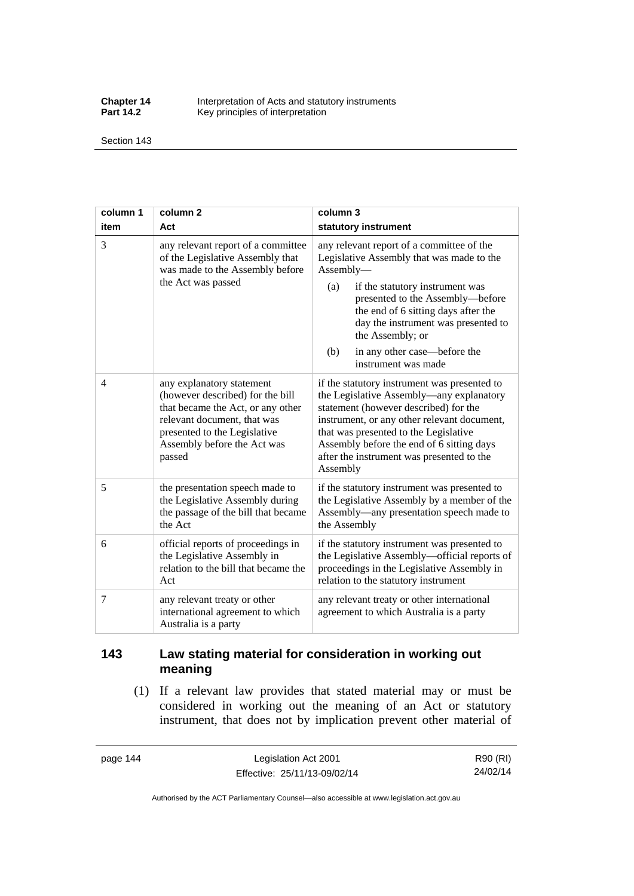| column 1 item | column 2 Act | column 3 statutory instrument |
|---|---|---|
| 3 | any relevant report of a committee of the Legislative Assembly that was made to the Assembly before the Act was passed | any relevant report of a committee of the Legislative Assembly that was made to the Assembly—<br>(a) if the statutory instrument was presented to the Assembly—before the end of 6 sitting days after the day the instrument was presented to the Assembly; or<br>(b) in any other case—before the instrument was made |
| 4 | any explanatory statement (however described) for the bill that became the Act, or any other relevant document, that was presented to the Legislative Assembly before the Act was passed | if the statutory instrument was presented to the Legislative Assembly—any explanatory statement (however described) for the instrument, or any other relevant document, that was presented to the Legislative Assembly before the end of 6 sitting days after the instrument was presented to the Assembly |
| 5 | the presentation speech made to the Legislative Assembly during the passage of the bill that became the Act | if the statutory instrument was presented to the Legislative Assembly by a member of the Assembly—any presentation speech made to the Assembly |
| 6 | official reports of proceedings in the Legislative Assembly in relation to the bill that became the Act | if the statutory instrument was presented to the Legislative Assembly—official reports of proceedings in the Legislative Assembly in relation to the statutory instrument |
| 7 | any relevant treaty or other international agreement to which Australia is a party | any relevant treaty or other international agreement to which Australia is a party |

## 143 Law stating material for consideration in working out meaning

(1) If a relevant law provides that stated material may or must be considered in working out the meaning of an Act or statutory instrument, that does not by implication prevent other material of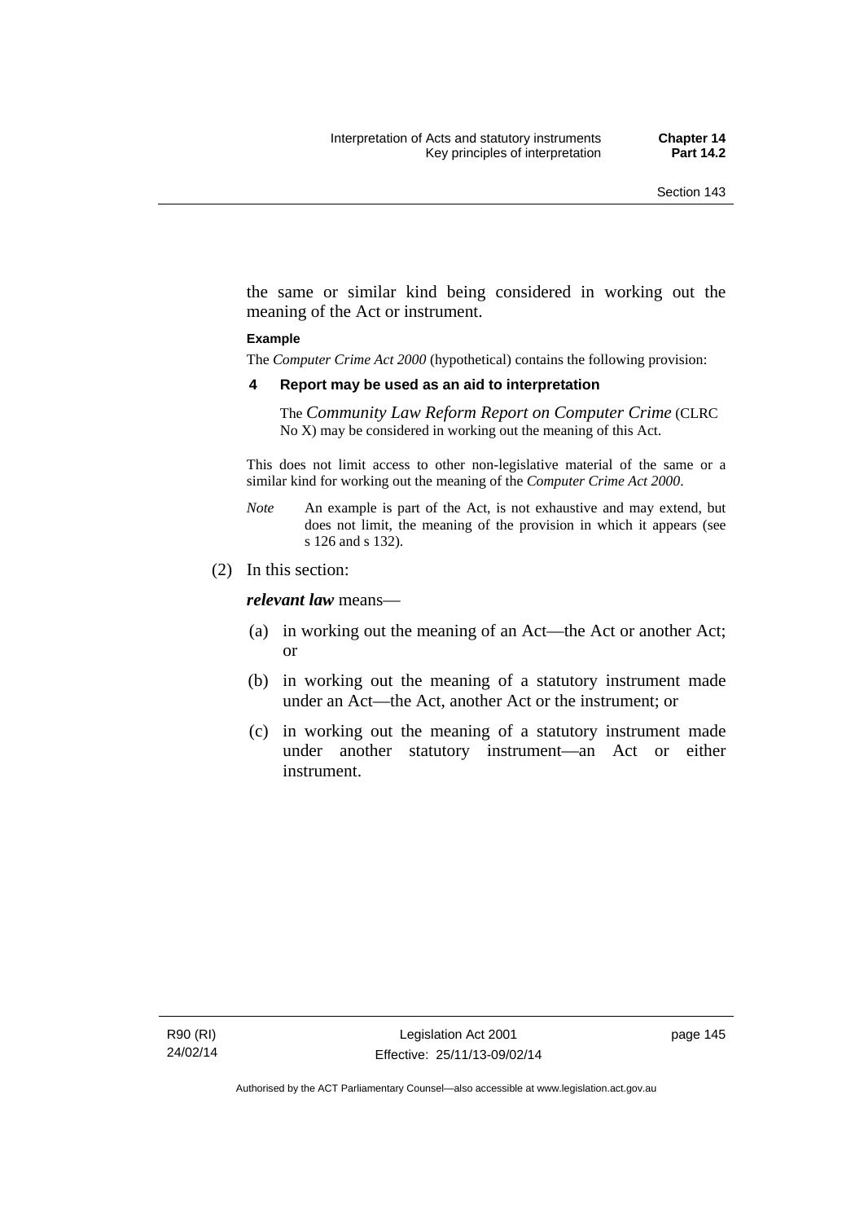the same or similar kind being considered in working out the meaning of the Act or instrument.

**Example**

The *Computer Crime Act 2000* (hypothetical) contains the following provision:

**4 Report may be used as an aid to interpretation**

The *Community Law Reform Report on Computer Crime* (CLRC No X) may be considered in working out the meaning of this Act.

This does not limit access to other non-legislative material of the same or a similar kind for working out the meaning of the *Computer Crime Act 2000*.

*Note* An example is part of the Act, is not exhaustive and may extend, but does not limit, the meaning of the provision in which it appears (see s 126 and s 132).

(2) In this section:

***relevant law*** means—

(a) in working out the meaning of an Act—the Act or another Act; or

(b) in working out the meaning of a statutory instrument made under an Act—the Act, another Act or the instrument; or

(c) in working out the meaning of a statutory instrument made under another statutory instrument—an Act or either instrument.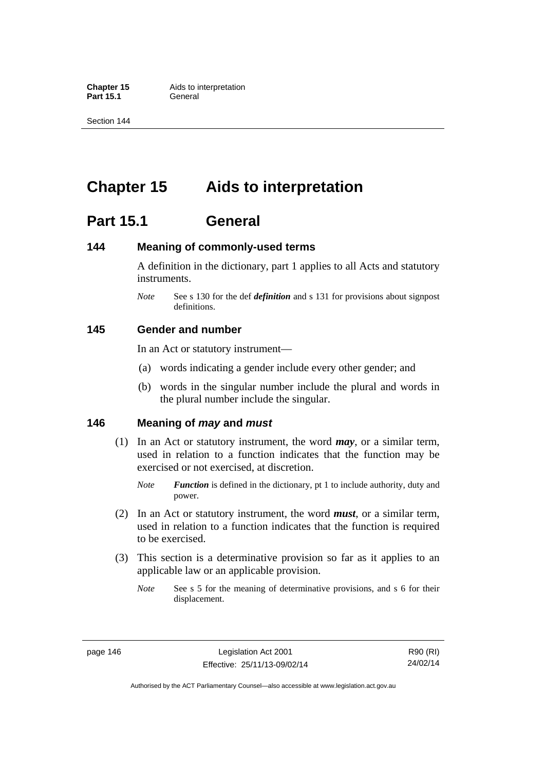# Chapter 15 Aids to interpretation

## Part 15.1 General

### 144 Meaning of commonly-used terms

A definition in the dictionary, part 1 applies to all Acts and statutory instruments.

*Note* See s 130 for the def ***definition*** and s 131 for provisions about signpost definitions.

### 145 Gender and number

In an Act or statutory instrument—

(a) words indicating a gender include every other gender; and

(b) words in the singular number include the plural and words in the plural number include the singular.

### 146 Meaning of *may* and *must*

(1) In an Act or statutory instrument, the word ***may***, or a similar term, used in relation to a function indicates that the function may be exercised or not exercised, at discretion.

*Note* ***Function*** is defined in the dictionary, pt 1 to include authority, duty and power.

(2) In an Act or statutory instrument, the word ***must***, or a similar term, used in relation to a function indicates that the function is required to be exercised.

(3) This section is a determinative provision so far as it applies to an applicable law or an applicable provision.

*Note* See s 5 for the meaning of determinative provisions, and s 6 for their displacement.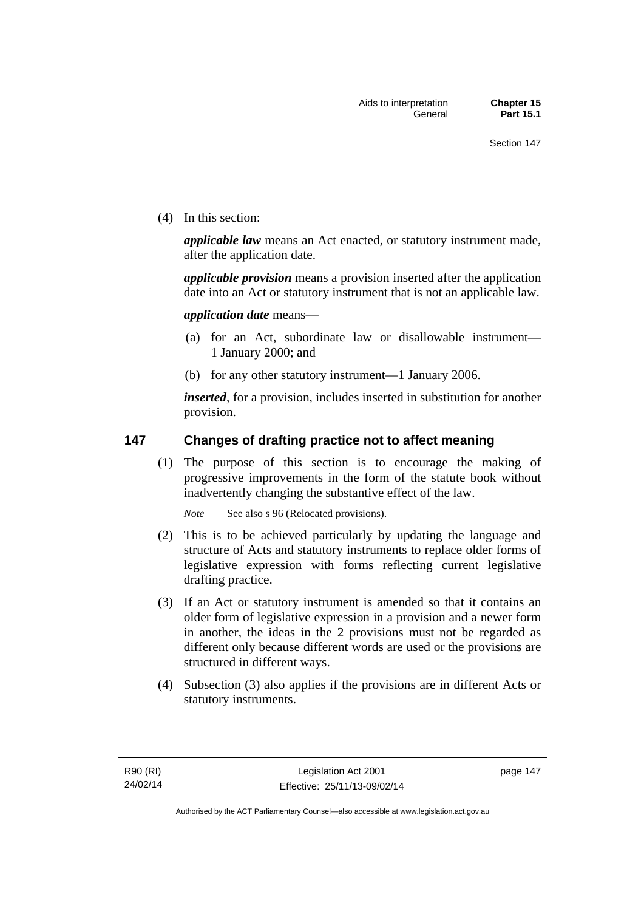(4) In this section:

***applicable law*** means an Act enacted, or statutory instrument made, after the application date.

***applicable provision*** means a provision inserted after the application date into an Act or statutory instrument that is not an applicable law.

***application date*** means—

(a) for an Act, subordinate law or disallowable instrument—1 January 2000; and

(b) for any other statutory instrument—1 January 2006.

***inserted***, for a provision, includes inserted in substitution for another provision.

## 147 Changes of drafting practice not to affect meaning

(1) The purpose of this section is to encourage the making of progressive improvements in the form of the statute book without inadvertently changing the substantive effect of the law.

*Note* See also s 96 (Relocated provisions).

(2) This is to be achieved particularly by updating the language and structure of Acts and statutory instruments to replace older forms of legislative expression with forms reflecting current legislative drafting practice.

(3) If an Act or statutory instrument is amended so that it contains an older form of legislative expression in a provision and a newer form in another, the ideas in the 2 provisions must not be regarded as different only because different words are used or the provisions are structured in different ways.

(4) Subsection (3) also applies if the provisions are in different Acts or statutory instruments.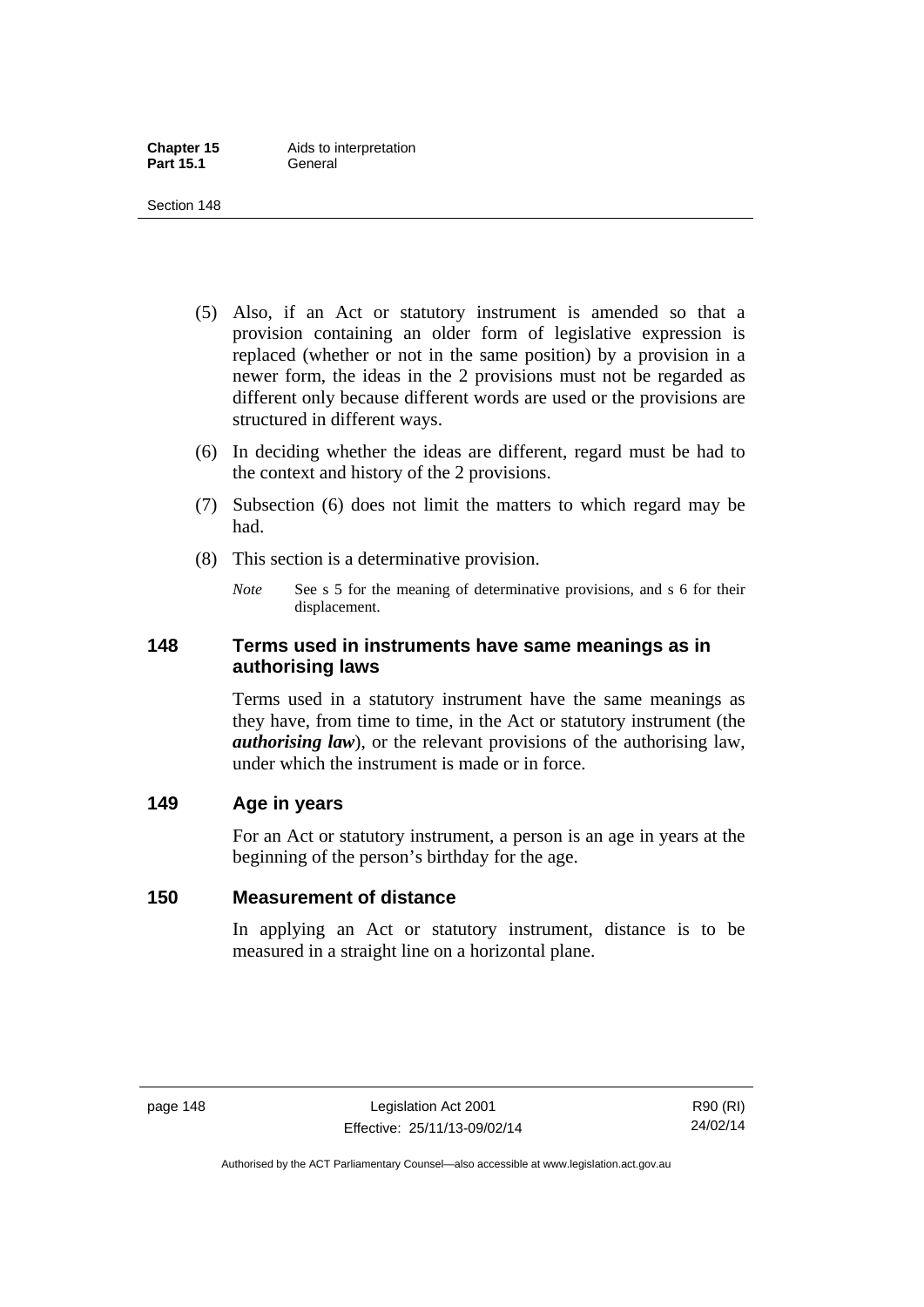(5) Also, if an Act or statutory instrument is amended so that a provision containing an older form of legislative expression is replaced (whether or not in the same position) by a provision in a newer form, the ideas in the 2 provisions must not be regarded as different only because different words are used or the provisions are structured in different ways.

(6) In deciding whether the ideas are different, regard must be had to the context and history of the 2 provisions.

(7) Subsection (6) does not limit the matters to which regard may be had.

(8) This section is a determinative provision.

*Note* See s 5 for the meaning of determinative provisions, and s 6 for their displacement.

## 148 Terms used in instruments have same meanings as in authorising laws

Terms used in a statutory instrument have the same meanings as they have, from time to time, in the Act or statutory instrument (the ***authorising law***), or the relevant provisions of the authorising law, under which the instrument is made or in force.

## 149 Age in years

For an Act or statutory instrument, a person is an age in years at the beginning of the person's birthday for the age.

## 150 Measurement of distance

In applying an Act or statutory instrument, distance is to be measured in a straight line on a horizontal plane.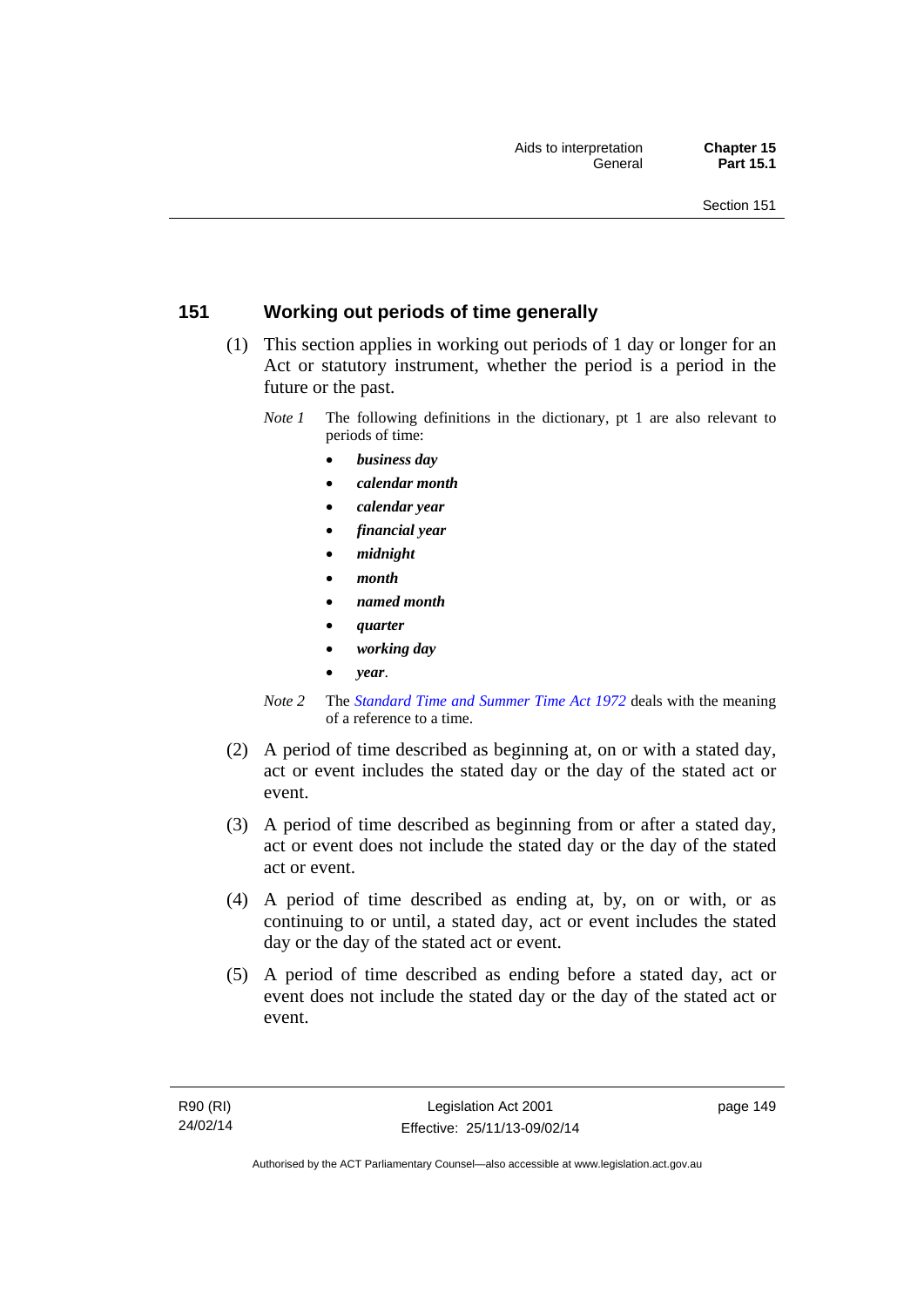## 151 Working out periods of time generally

(1) This section applies in working out periods of 1 day or longer for an Act or statutory instrument, whether the period is a period in the future or the past.

*Note 1* The following definitions in the dictionary, pt 1 are also relevant to periods of time:

- ***business day***
- ***calendar month***
- ***calendar year***
- ***financial year***
- ***midnight***
- ***month***
- ***named month***
- ***quarter***
- ***working day***
- ***year***.

*Note 2* The *Standard Time and Summer Time Act 1972* deals with the meaning of a reference to a time.

(2) A period of time described as beginning at, on or with a stated day, act or event includes the stated day or the day of the stated act or event.

(3) A period of time described as beginning from or after a stated day, act or event does not include the stated day or the day of the stated act or event.

(4) A period of time described as ending at, by, on or with, or as continuing to or until, a stated day, act or event includes the stated day or the day of the stated act or event.

(5) A period of time described as ending before a stated day, act or event does not include the stated day or the day of the stated act or event.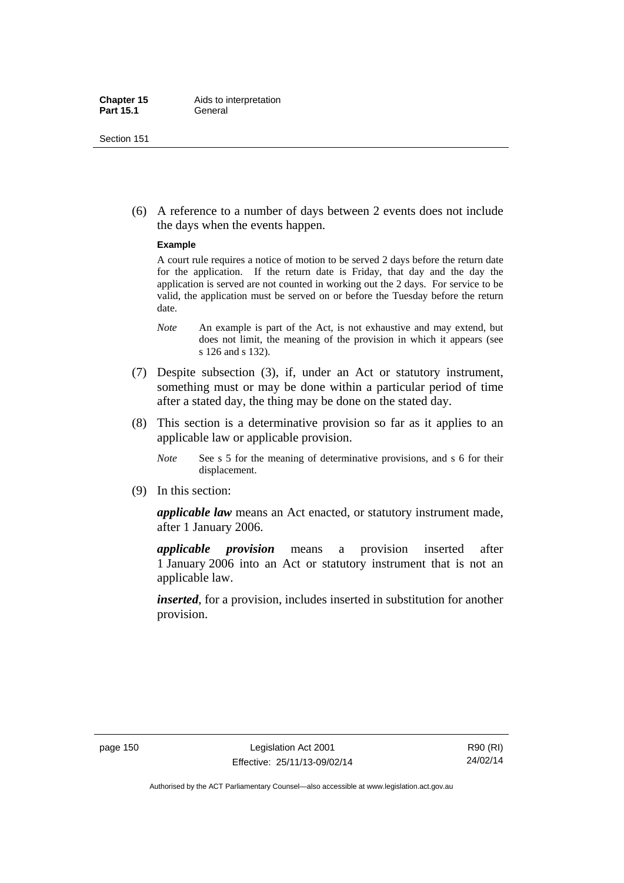(6) A reference to a number of days between 2 events does not include the days when the events happen.

**Example**

A court rule requires a notice of motion to be served 2 days before the return date for the application. If the return date is Friday, that day and the day the application is served are not counted in working out the 2 days. For service to be valid, the application must be served on or before the Tuesday before the return date.

*Note* An example is part of the Act, is not exhaustive and may extend, but does not limit, the meaning of the provision in which it appears (see s 126 and s 132).

(7) Despite subsection (3), if, under an Act or statutory instrument, something must or may be done within a particular period of time after a stated day, the thing may be done on the stated day.

(8) This section is a determinative provision so far as it applies to an applicable law or applicable provision.

*Note* See s 5 for the meaning of determinative provisions, and s 6 for their displacement.

(9) In this section:

***applicable law*** means an Act enacted, or statutory instrument made, after 1 January 2006.

***applicable provision*** means a provision inserted after 1 January 2006 into an Act or statutory instrument that is not an applicable law.

***inserted***, for a provision, includes inserted in substitution for another provision.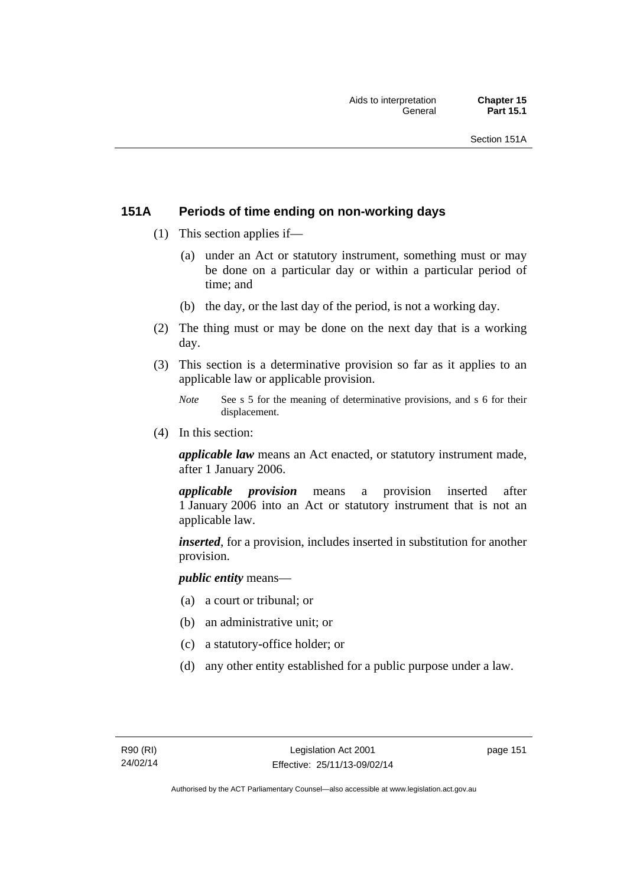## 151A Periods of time ending on non-working days

(1) This section applies if—

(a) under an Act or statutory instrument, something must or may be done on a particular day or within a particular period of time; and

(b) the day, or the last day of the period, is not a working day.

(2) The thing must or may be done on the next day that is a working day.

(3) This section is a determinative provision so far as it applies to an applicable law or applicable provision.

*Note* See s 5 for the meaning of determinative provisions, and s 6 for their displacement.

(4) In this section:

***applicable law*** means an Act enacted, or statutory instrument made, after 1 January 2006.

***applicable provision*** means a provision inserted after 1 January 2006 into an Act or statutory instrument that is not an applicable law.

***inserted***, for a provision, includes inserted in substitution for another provision.

***public entity*** means—

(a) a court or tribunal; or

(b) an administrative unit; or

(c) a statutory-office holder; or

(d) any other entity established for a public purpose under a law.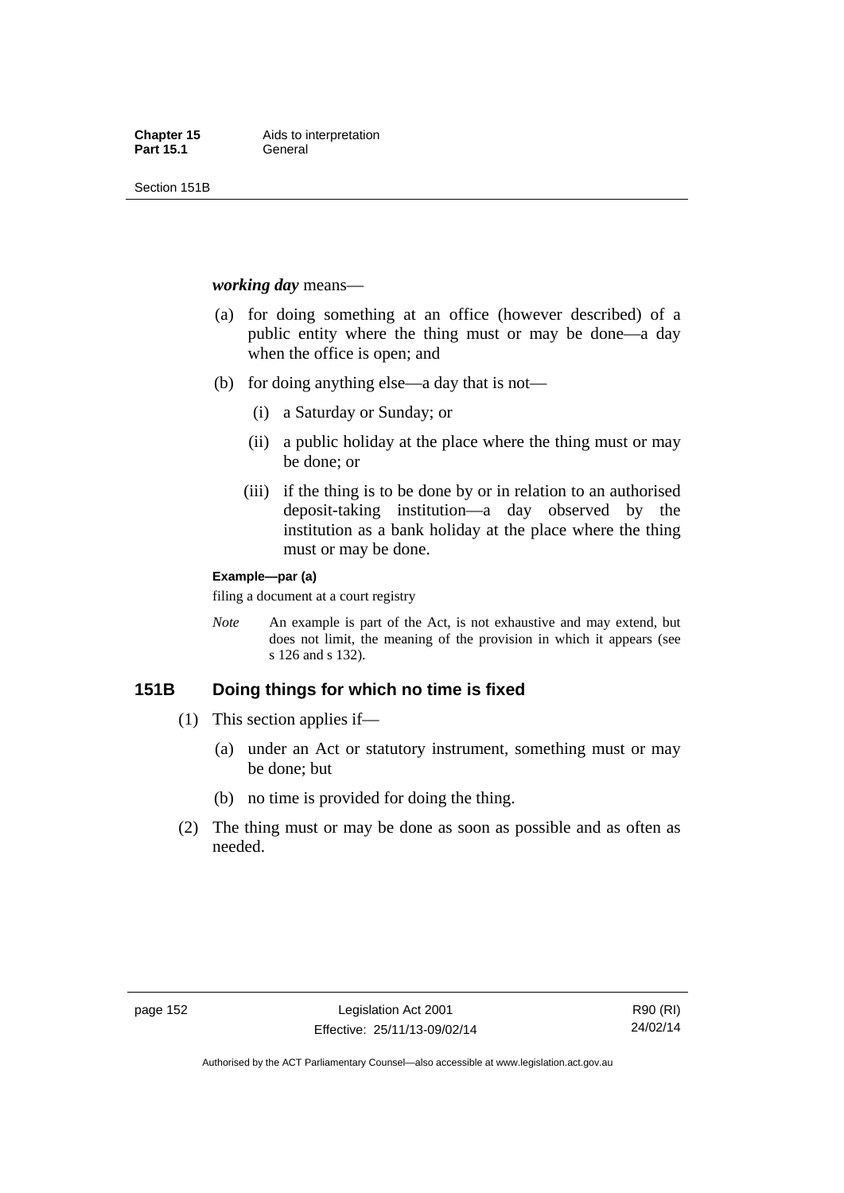***working day*** means—

(a) for doing something at an office (however described) of a public entity where the thing must or may be done—a day when the office is open; and

(b) for doing anything else—a day that is not—

  (i) a Saturday or Sunday; or

  (ii) a public holiday at the place where the thing must or may be done; or

  (iii) if the thing is to be done by or in relation to an authorised deposit-taking institution—a day observed by the institution as a bank holiday at the place where the thing must or may be done.

**Example—par (a)**

filing a document at a court registry

*Note* An example is part of the Act, is not exhaustive and may extend, but does not limit, the meaning of the provision in which it appears (see s 126 and s 132).

## 151B Doing things for which no time is fixed

(1) This section applies if—

  (a) under an Act or statutory instrument, something must or may be done; but

  (b) no time is provided for doing the thing.

(2) The thing must or may be done as soon as possible and as often as needed.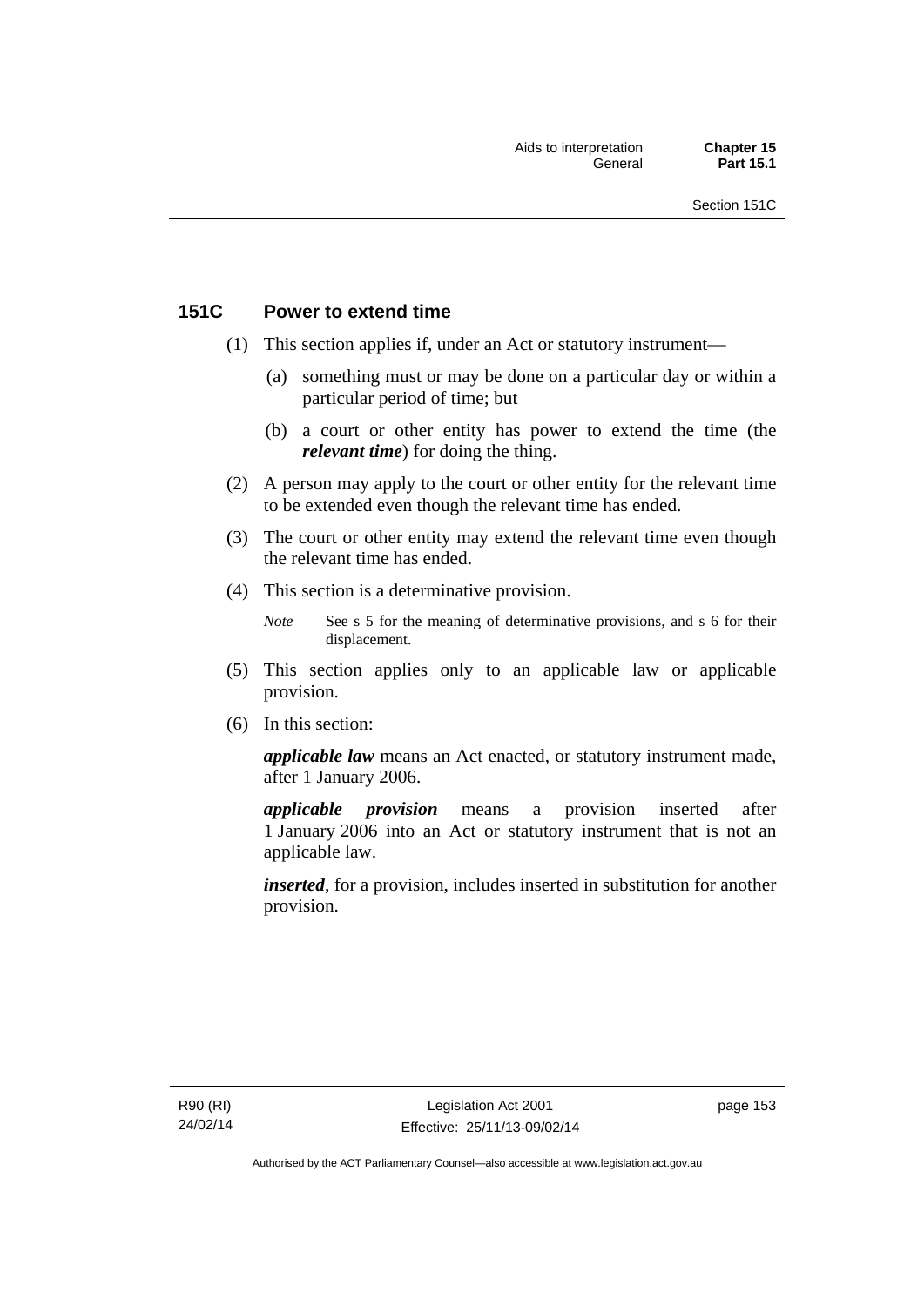## 151C Power to extend time

(1) This section applies if, under an Act or statutory instrument—

(a) something must or may be done on a particular day or within a particular period of time; but

(b) a court or other entity has power to extend the time (the ***relevant time***) for doing the thing.

(2) A person may apply to the court or other entity for the relevant time to be extended even though the relevant time has ended.

(3) The court or other entity may extend the relevant time even though the relevant time has ended.

(4) This section is a determinative provision.

*Note* See s 5 for the meaning of determinative provisions, and s 6 for their displacement.

(5) This section applies only to an applicable law or applicable provision.

(6) In this section:

***applicable law*** means an Act enacted, or statutory instrument made, after 1 January 2006.

***applicable provision*** means a provision inserted after 1 January 2006 into an Act or statutory instrument that is not an applicable law.

***inserted***, for a provision, includes inserted in substitution for another provision.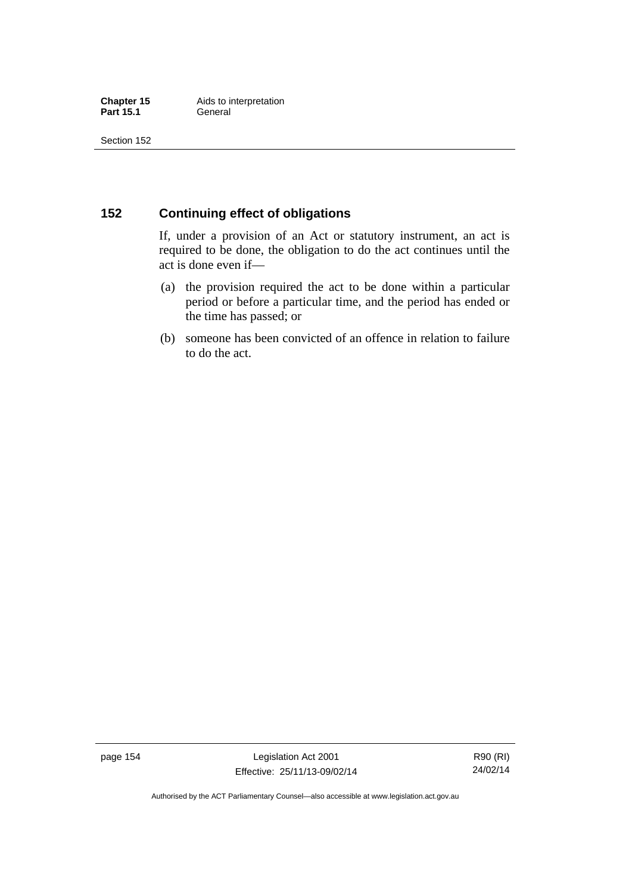## 152 Continuing effect of obligations

If, under a provision of an Act or statutory instrument, an act is required to be done, the obligation to do the act continues until the act is done even if—

(a) the provision required the act to be done within a particular period or before a particular time, and the period has ended or the time has passed; or

(b) someone has been convicted of an offence in relation to failure to do the act.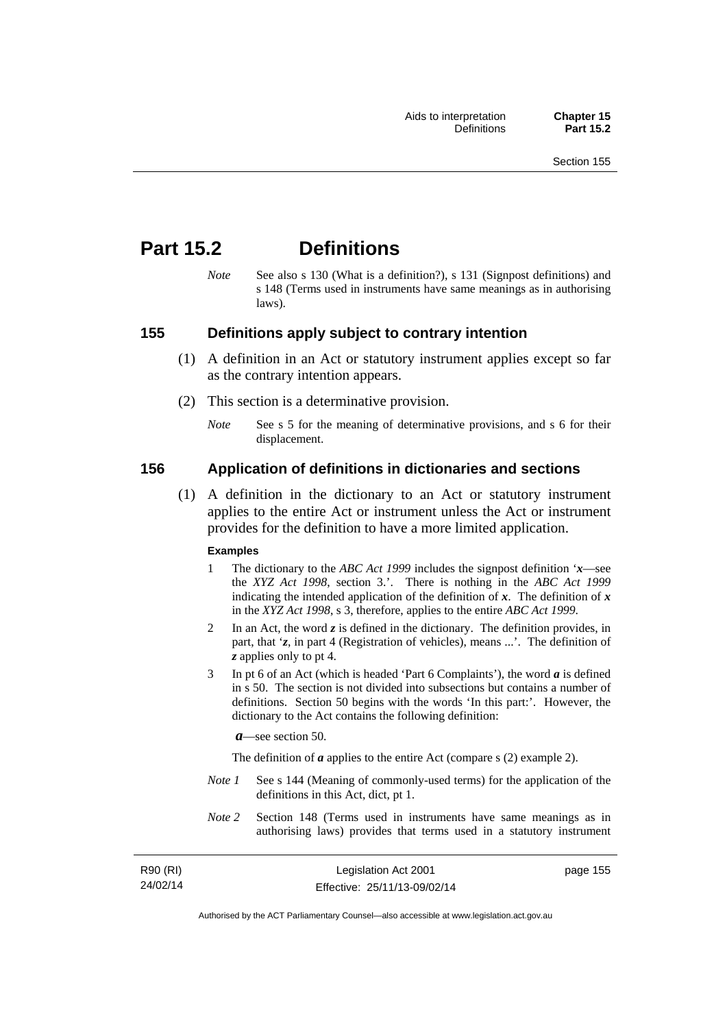# Part 15.2 Definitions

*Note* See also s 130 (What is a definition?), s 131 (Signpost definitions) and s 148 (Terms used in instruments have same meanings as in authorising laws).

## 155 Definitions apply subject to contrary intention

(1) A definition in an Act or statutory instrument applies except so far as the contrary intention appears.

(2) This section is a determinative provision.

*Note* See s 5 for the meaning of determinative provisions, and s 6 for their displacement.

## 156 Application of definitions in dictionaries and sections

(1) A definition in the dictionary to an Act or statutory instrument applies to the entire Act or instrument unless the Act or instrument provides for the definition to have a more limited application.

**Examples**

1 The dictionary to the *ABC Act 1999* includes the signpost definition '***x***—see the *XYZ Act 1998*, section 3.'. There is nothing in the *ABC Act 1999* indicating the intended application of the definition of ***x***. The definition of ***x*** in the *XYZ Act 1998*, s 3, therefore, applies to the entire *ABC Act 1999*.

2 In an Act, the word ***z*** is defined in the dictionary. The definition provides, in part, that '***z***, in part 4 (Registration of vehicles), means ...'. The definition of ***z*** applies only to pt 4.

3 In pt 6 of an Act (which is headed 'Part 6 Complaints'), the word ***a*** is defined in s 50. The section is not divided into subsections but contains a number of definitions. Section 50 begins with the words 'In this part:'. However, the dictionary to the Act contains the following definition:

***a***—see section 50.

The definition of ***a*** applies to the entire Act (compare s (2) example 2).

*Note 1* See s 144 (Meaning of commonly-used terms) for the application of the definitions in this Act, dict, pt 1.

*Note 2* Section 148 (Terms used in instruments have same meanings as in authorising laws) provides that terms used in a statutory instrument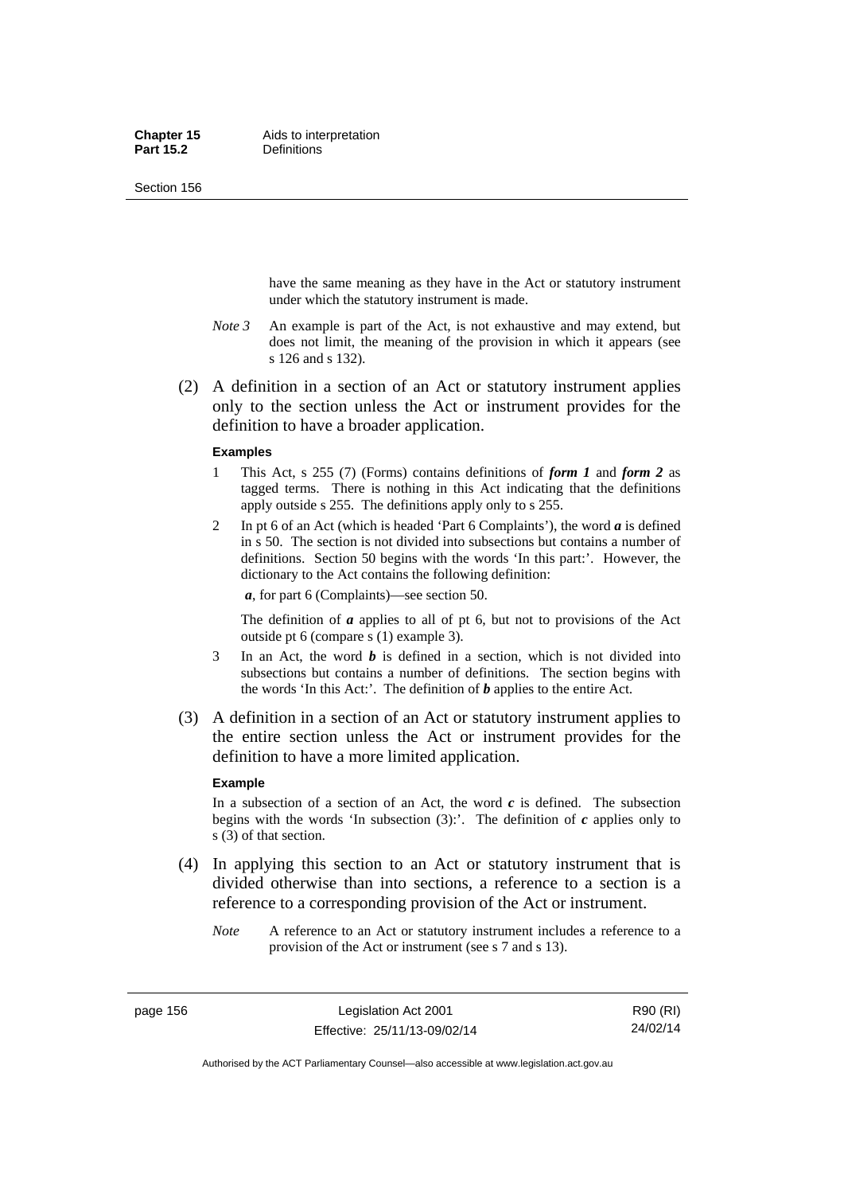have the same meaning as they have in the Act or statutory instrument under which the statutory instrument is made.

*Note 3* An example is part of the Act, is not exhaustive and may extend, but does not limit, the meaning of the provision in which it appears (see s 126 and s 132).

(2) A definition in a section of an Act or statutory instrument applies only to the section unless the Act or instrument provides for the definition to have a broader application.

**Examples**

1 This Act, s 255 (7) (Forms) contains definitions of ***form 1*** and ***form 2*** as tagged terms. There is nothing in this Act indicating that the definitions apply outside s 255. The definitions apply only to s 255.

2 In pt 6 of an Act (which is headed 'Part 6 Complaints'), the word ***a*** is defined in s 50. The section is not divided into subsections but contains a number of definitions. Section 50 begins with the words 'In this part:'. However, the dictionary to the Act contains the following definition:

***a***, for part 6 (Complaints)—see section 50.

The definition of ***a*** applies to all of pt 6, but not to provisions of the Act outside pt 6 (compare s (1) example 3).

3 In an Act, the word ***b*** is defined in a section, which is not divided into subsections but contains a number of definitions. The section begins with the words 'In this Act:'. The definition of ***b*** applies to the entire Act.

(3) A definition in a section of an Act or statutory instrument applies to the entire section unless the Act or instrument provides for the definition to have a more limited application.

**Example**

In a subsection of a section of an Act, the word ***c*** is defined. The subsection begins with the words 'In subsection (3):'. The definition of ***c*** applies only to s (3) of that section.

(4) In applying this section to an Act or statutory instrument that is divided otherwise than into sections, a reference to a section is a reference to a corresponding provision of the Act or instrument.

*Note* A reference to an Act or statutory instrument includes a reference to a provision of the Act or instrument (see s 7 and s 13).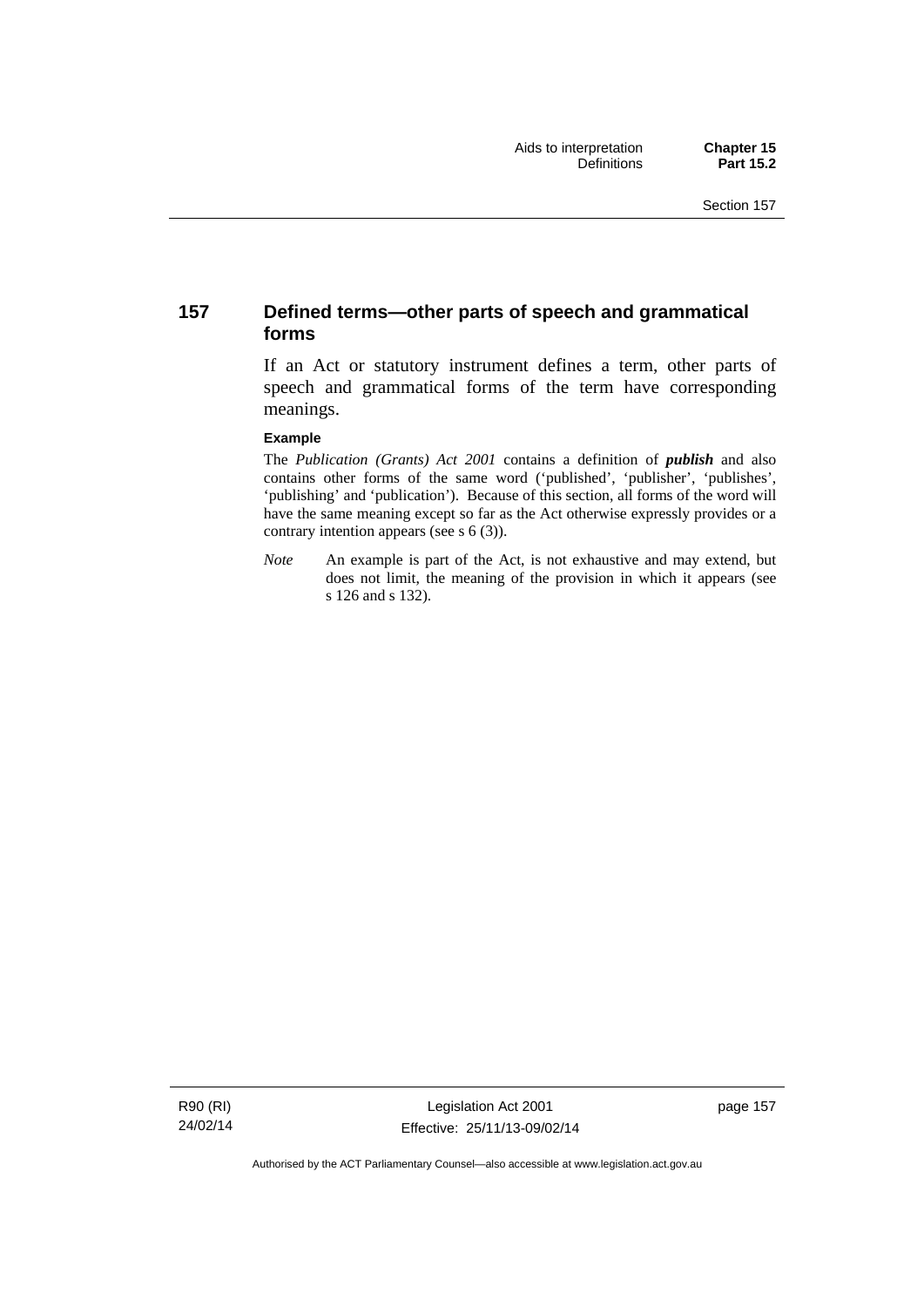## 157 Defined terms—other parts of speech and grammatical forms

If an Act or statutory instrument defines a term, other parts of speech and grammatical forms of the term have corresponding meanings.

**Example**

The *Publication (Grants) Act 2001* contains a definition of ***publish*** and also contains other forms of the same word ('published', 'publisher', 'publishes', 'publishing' and 'publication'). Because of this section, all forms of the word will have the same meaning except so far as the Act otherwise expressly provides or a contrary intention appears (see s 6 (3)).

*Note* An example is part of the Act, is not exhaustive and may extend, but does not limit, the meaning of the provision in which it appears (see s 126 and s 132).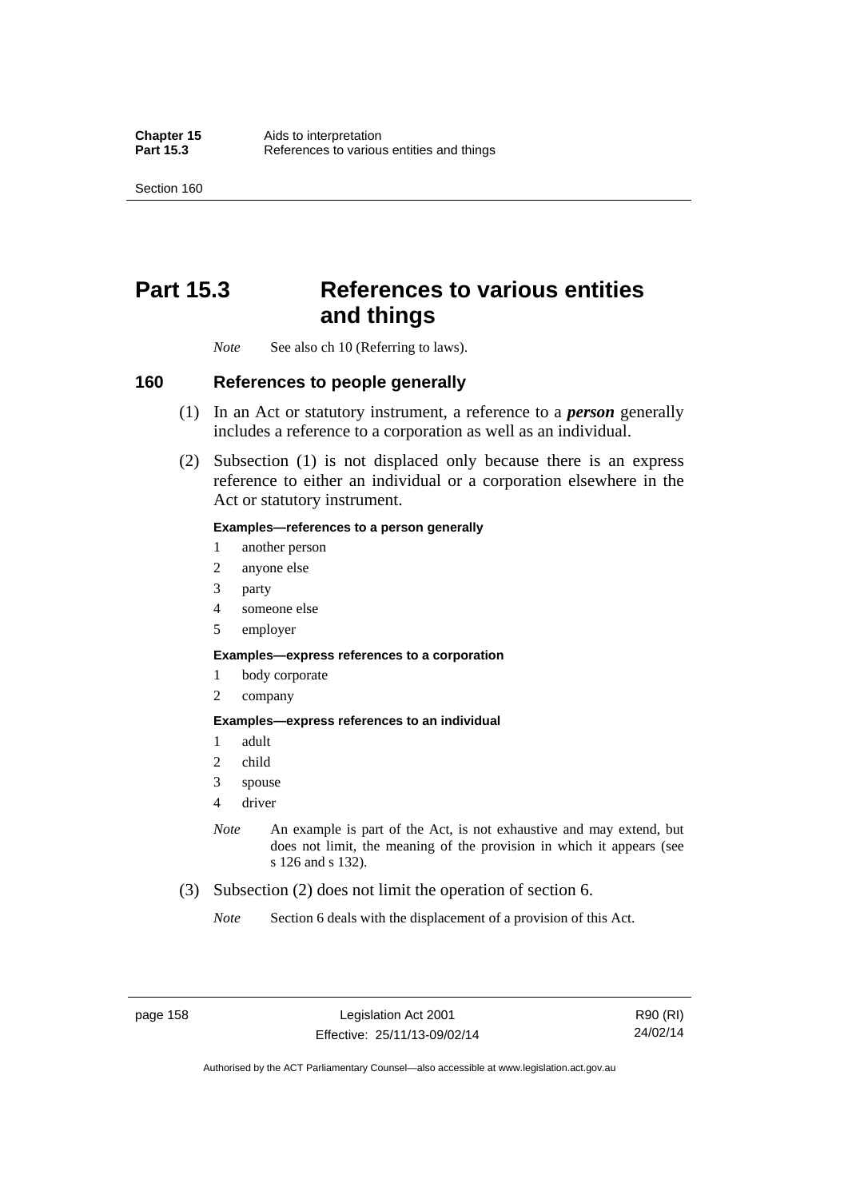# Part 15.3 References to various entities and things

*Note* See also ch 10 (Referring to laws).

## 160 References to people generally

(1) In an Act or statutory instrument, a reference to a ***person*** generally includes a reference to a corporation as well as an individual.

(2) Subsection (1) is not displaced only because there is an express reference to either an individual or a corporation elsewhere in the Act or statutory instrument.

**Examples—references to a person generally**

1 another person
2 anyone else
3 party
4 someone else
5 employer

**Examples—express references to a corporation**

1 body corporate
2 company

**Examples—express references to an individual**

1 adult
2 child
3 spouse
4 driver

*Note* An example is part of the Act, is not exhaustive and may extend, but does not limit, the meaning of the provision in which it appears (see s 126 and s 132).

(3) Subsection (2) does not limit the operation of section 6.

*Note* Section 6 deals with the displacement of a provision of this Act.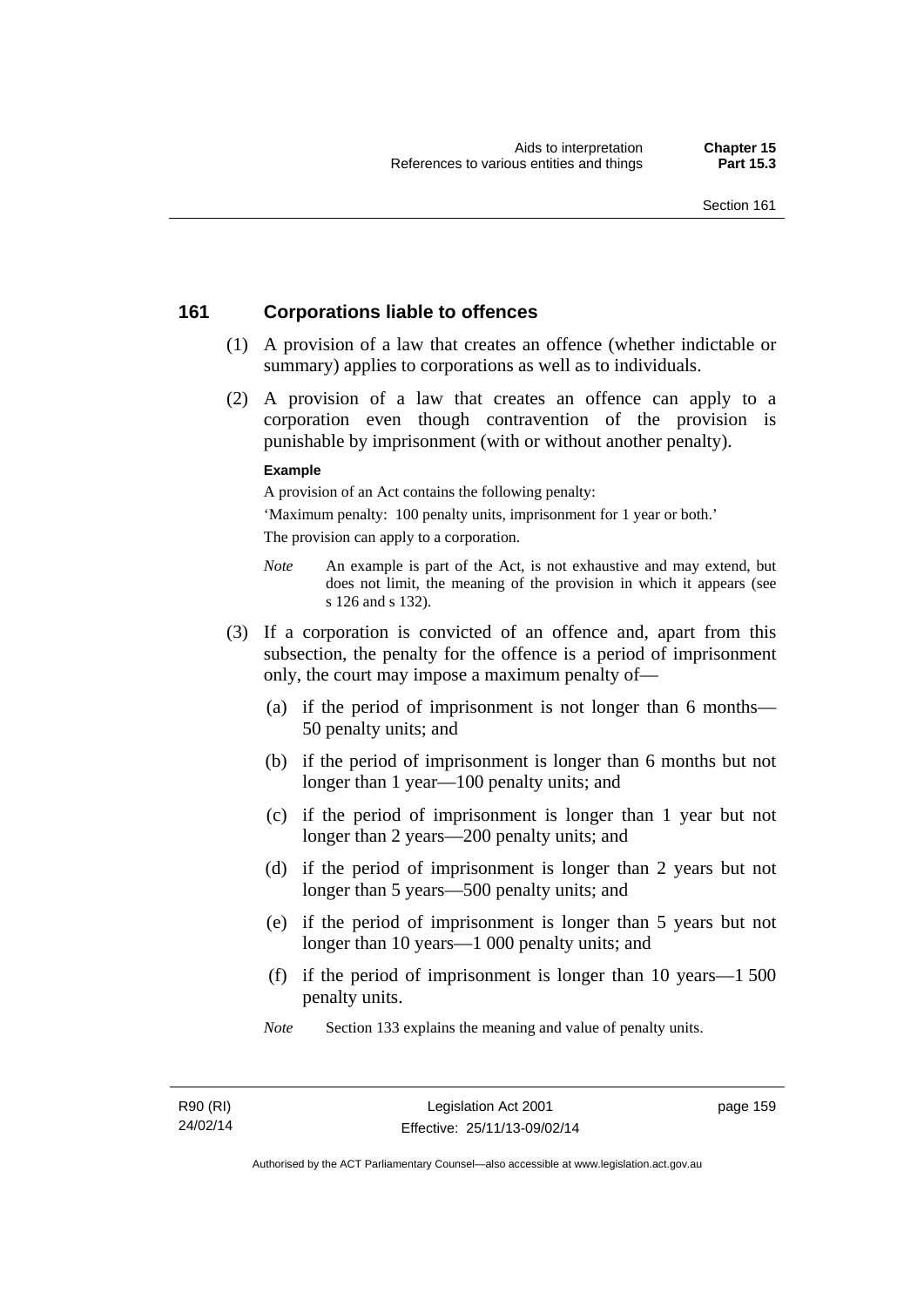## 161 Corporations liable to offences

(1) A provision of a law that creates an offence (whether indictable or summary) applies to corporations as well as to individuals.

(2) A provision of a law that creates an offence can apply to a corporation even though contravention of the provision is punishable by imprisonment (with or without another penalty).

**Example**

A provision of an Act contains the following penalty:

'Maximum penalty: 100 penalty units, imprisonment for 1 year or both.'

The provision can apply to a corporation.

*Note* An example is part of the Act, is not exhaustive and may extend, but does not limit, the meaning of the provision in which it appears (see s 126 and s 132).

(3) If a corporation is convicted of an offence and, apart from this subsection, the penalty for the offence is a period of imprisonment only, the court may impose a maximum penalty of—

(a) if the period of imprisonment is not longer than 6 months—50 penalty units; and

(b) if the period of imprisonment is longer than 6 months but not longer than 1 year—100 penalty units; and

(c) if the period of imprisonment is longer than 1 year but not longer than 2 years—200 penalty units; and

(d) if the period of imprisonment is longer than 2 years but not longer than 5 years—500 penalty units; and

(e) if the period of imprisonment is longer than 5 years but not longer than 10 years—1 000 penalty units; and

(f) if the period of imprisonment is longer than 10 years—1 500 penalty units.

*Note* Section 133 explains the meaning and value of penalty units.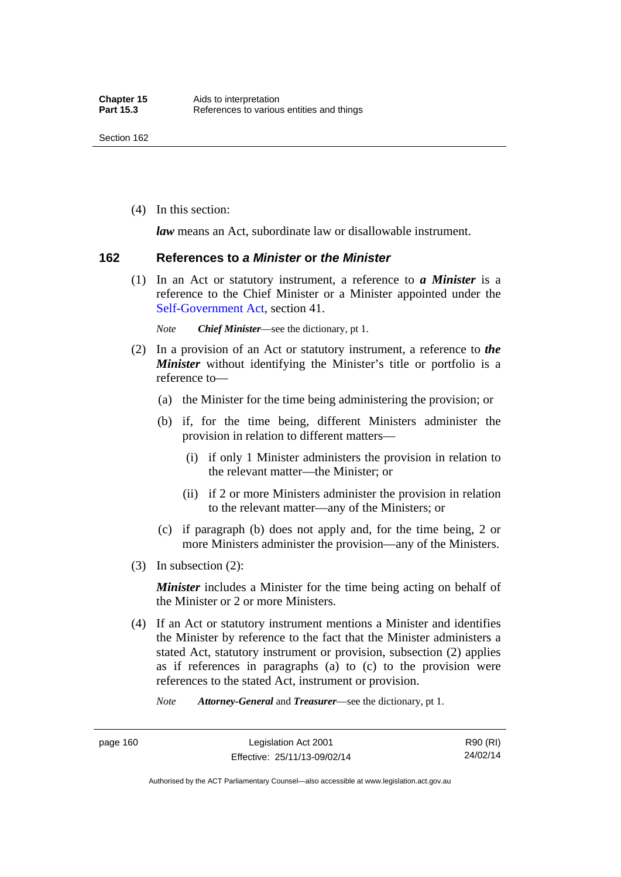(4) In this section:

***law*** means an Act, subordinate law or disallowable instrument.

## 162 References to *a Minister* or *the Minister*

(1) In an Act or statutory instrument, a reference to ***a Minister*** is a reference to the Chief Minister or a Minister appointed under the Self-Government Act, section 41.

*Note* ***Chief Minister***—see the dictionary, pt 1.

(2) In a provision of an Act or statutory instrument, a reference to ***the Minister*** without identifying the Minister's title or portfolio is a reference to—

(a) the Minister for the time being administering the provision; or

(b) if, for the time being, different Ministers administer the provision in relation to different matters—

(i) if only 1 Minister administers the provision in relation to the relevant matter—the Minister; or

(ii) if 2 or more Ministers administer the provision in relation to the relevant matter—any of the Ministers; or

(c) if paragraph (b) does not apply and, for the time being, 2 or more Ministers administer the provision—any of the Ministers.

(3) In subsection (2):

***Minister*** includes a Minister for the time being acting on behalf of the Minister or 2 or more Ministers.

(4) If an Act or statutory instrument mentions a Minister and identifies the Minister by reference to the fact that the Minister administers a stated Act, statutory instrument or provision, subsection (2) applies as if references in paragraphs (a) to (c) to the provision were references to the stated Act, instrument or provision.

*Note* ***Attorney-General*** and ***Treasurer***—see the dictionary, pt 1.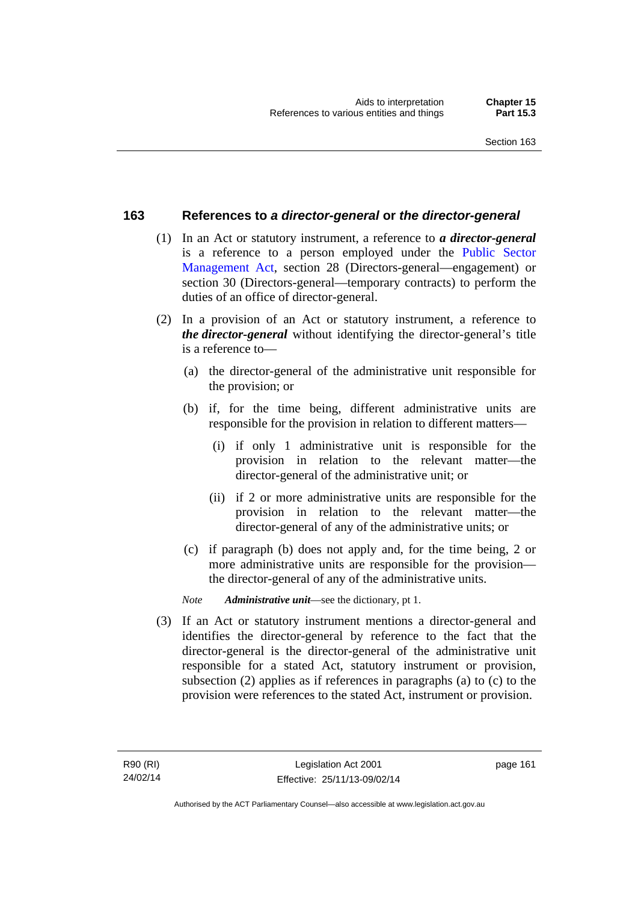## 163 References to *a director-general* or *the director-general*

(1) In an Act or statutory instrument, a reference to ***a director-general*** is a reference to a person employed under the Public Sector Management Act, section 28 (Directors-general—engagement) or section 30 (Directors-general—temporary contracts) to perform the duties of an office of director-general.

(2) In a provision of an Act or statutory instrument, a reference to ***the director-general*** without identifying the director-general's title is a reference to—

(a) the director-general of the administrative unit responsible for the provision; or

(b) if, for the time being, different administrative units are responsible for the provision in relation to different matters—

(i) if only 1 administrative unit is responsible for the provision in relation to the relevant matter—the director-general of the administrative unit; or

(ii) if 2 or more administrative units are responsible for the provision in relation to the relevant matter—the director-general of any of the administrative units; or

(c) if paragraph (b) does not apply and, for the time being, 2 or more administrative units are responsible for the provision—the director-general of any of the administrative units.

*Note* ***Administrative unit***—see the dictionary, pt 1.

(3) If an Act or statutory instrument mentions a director-general and identifies the director-general by reference to the fact that the director-general is the director-general of the administrative unit responsible for a stated Act, statutory instrument or provision, subsection (2) applies as if references in paragraphs (a) to (c) to the provision were references to the stated Act, instrument or provision.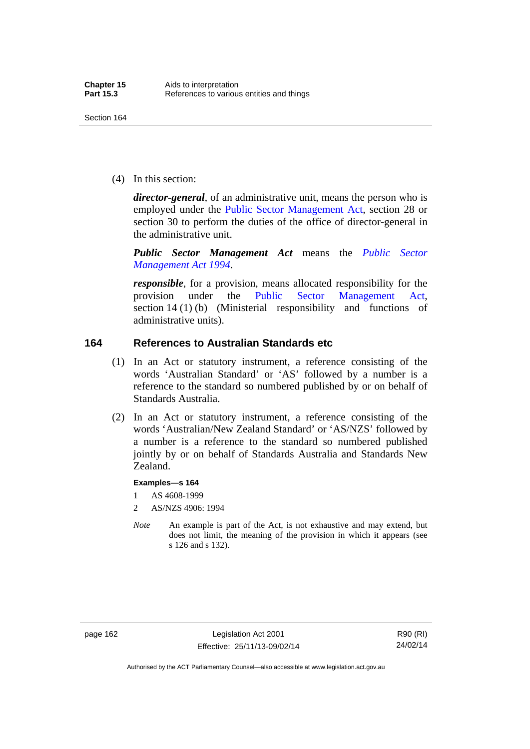(4) In this section:

***director-general***, of an administrative unit, means the person who is employed under the Public Sector Management Act, section 28 or section 30 to perform the duties of the office of director-general in the administrative unit.

***Public Sector Management Act*** means the *Public Sector Management Act 1994*.

***responsible***, for a provision, means allocated responsibility for the provision under the Public Sector Management Act, section 14 (1) (b) (Ministerial responsibility and functions of administrative units).

## 164 References to Australian Standards etc

(1) In an Act or statutory instrument, a reference consisting of the words 'Australian Standard' or 'AS' followed by a number is a reference to the standard so numbered published by or on behalf of Standards Australia.

(2) In an Act or statutory instrument, a reference consisting of the words 'Australian/New Zealand Standard' or 'AS/NZS' followed by a number is a reference to the standard so numbered published jointly by or on behalf of Standards Australia and Standards New Zealand.

**Examples—s 164**

1 AS 4608-1999

2 AS/NZS 4906: 1994

*Note* An example is part of the Act, is not exhaustive and may extend, but does not limit, the meaning of the provision in which it appears (see s 126 and s 132).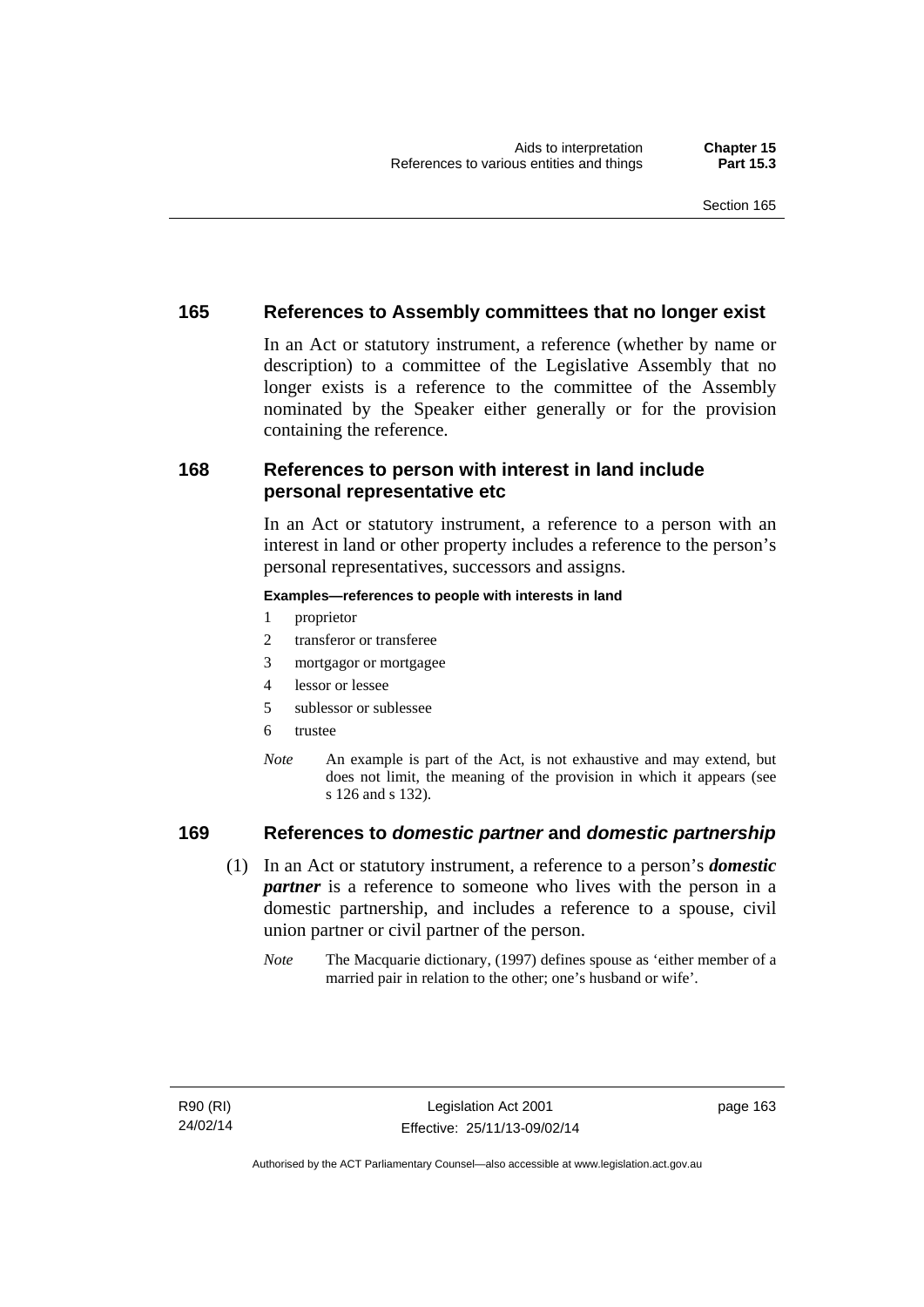## 165 References to Assembly committees that no longer exist

In an Act or statutory instrument, a reference (whether by name or description) to a committee of the Legislative Assembly that no longer exists is a reference to the committee of the Assembly nominated by the Speaker either generally or for the provision containing the reference.

## 168 References to person with interest in land include personal representative etc

In an Act or statutory instrument, a reference to a person with an interest in land or other property includes a reference to the person's personal representatives, successors and assigns.

**Examples—references to people with interests in land**

1 proprietor
2 transferor or transferee
3 mortgagor or mortgagee
4 lessor or lessee
5 sublessor or sublessee
6 trustee

*Note* An example is part of the Act, is not exhaustive and may extend, but does not limit, the meaning of the provision in which it appears (see s 126 and s 132).

## 169 References to *domestic partner* and *domestic partnership*

(1) In an Act or statutory instrument, a reference to a person's ***domestic partner*** is a reference to someone who lives with the person in a domestic partnership, and includes a reference to a spouse, civil union partner or civil partner of the person.

*Note* The Macquarie dictionary, (1997) defines spouse as 'either member of a married pair in relation to the other; one's husband or wife'.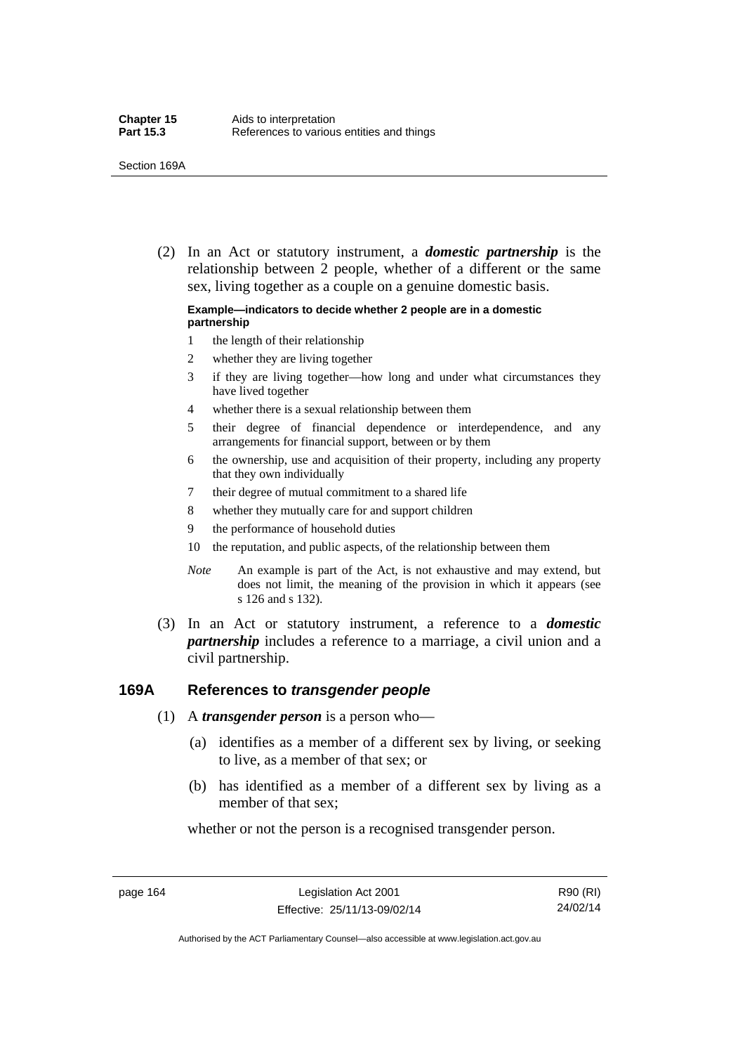(2) In an Act or statutory instrument, a ***domestic partnership*** is the relationship between 2 people, whether of a different or the same sex, living together as a couple on a genuine domestic basis.

**Example—indicators to decide whether 2 people are in a domestic partnership**

1. the length of their relationship
2. whether they are living together
3. if they are living together—how long and under what circumstances they have lived together
4. whether there is a sexual relationship between them
5. their degree of financial dependence or interdependence, and any arrangements for financial support, between or by them
6. the ownership, use and acquisition of their property, including any property that they own individually
7. their degree of mutual commitment to a shared life
8. whether they mutually care for and support children
9. the performance of household duties
10. the reputation, and public aspects, of the relationship between them

*Note* An example is part of the Act, is not exhaustive and may extend, but does not limit, the meaning of the provision in which it appears (see s 126 and s 132).

(3) In an Act or statutory instrument, a reference to a ***domestic partnership*** includes a reference to a marriage, a civil union and a civil partnership.

## 169A References to *transgender people*

(1) A ***transgender person*** is a person who—

(a) identifies as a member of a different sex by living, or seeking to live, as a member of that sex; or

(b) has identified as a member of a different sex by living as a member of that sex;

whether or not the person is a recognised transgender person.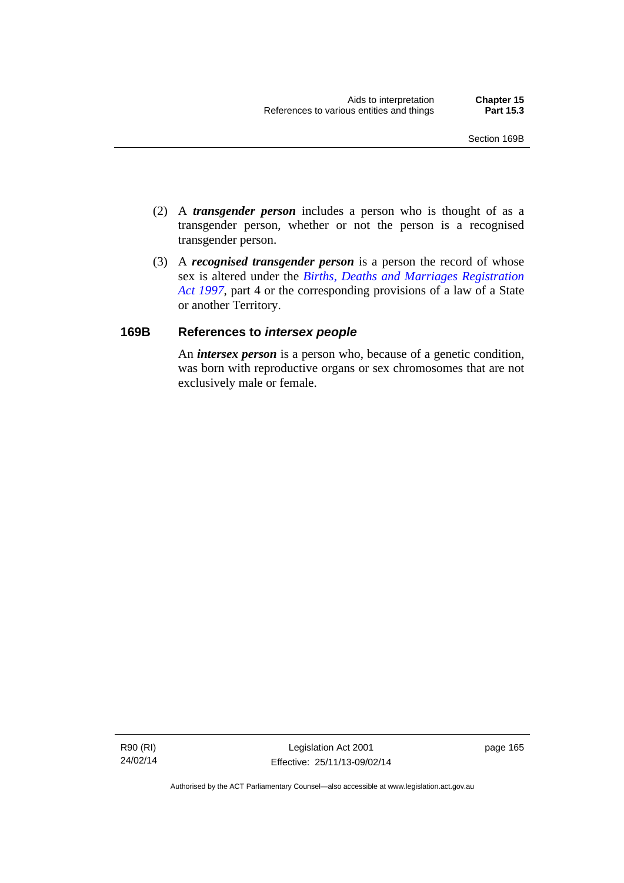(2) A ***transgender person*** includes a person who is thought of as a transgender person, whether or not the person is a recognised transgender person.

(3) A ***recognised transgender person*** is a person the record of whose sex is altered under the *Births, Deaths and Marriages Registration Act 1997*, part 4 or the corresponding provisions of a law of a State or another Territory.

### 169B References to *intersex people*

An ***intersex person*** is a person who, because of a genetic condition, was born with reproductive organs or sex chromosomes that are not exclusively male or female.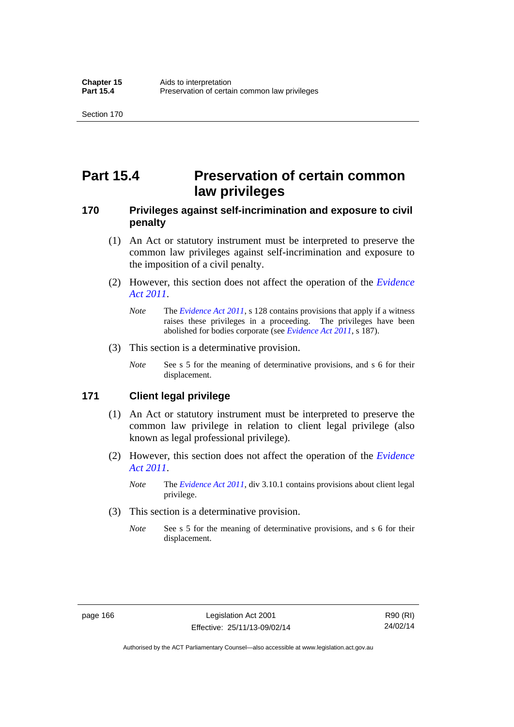# Part 15.4 Preservation of certain common law privileges

## 170 Privileges against self-incrimination and exposure to civil penalty

(1) An Act or statutory instrument must be interpreted to preserve the common law privileges against self-incrimination and exposure to the imposition of a civil penalty.

(2) However, this section does not affect the operation of the *Evidence Act 2011*.

*Note* The *Evidence Act 2011*, s 128 contains provisions that apply if a witness raises these privileges in a proceeding. The privileges have been abolished for bodies corporate (see *Evidence Act 2011*, s 187).

(3) This section is a determinative provision.

*Note* See s 5 for the meaning of determinative provisions, and s 6 for their displacement.

## 171 Client legal privilege

(1) An Act or statutory instrument must be interpreted to preserve the common law privilege in relation to client legal privilege (also known as legal professional privilege).

(2) However, this section does not affect the operation of the *Evidence Act 2011*.

*Note* The *Evidence Act 2011*, div 3.10.1 contains provisions about client legal privilege.

(3) This section is a determinative provision.

*Note* See s 5 for the meaning of determinative provisions, and s 6 for their displacement.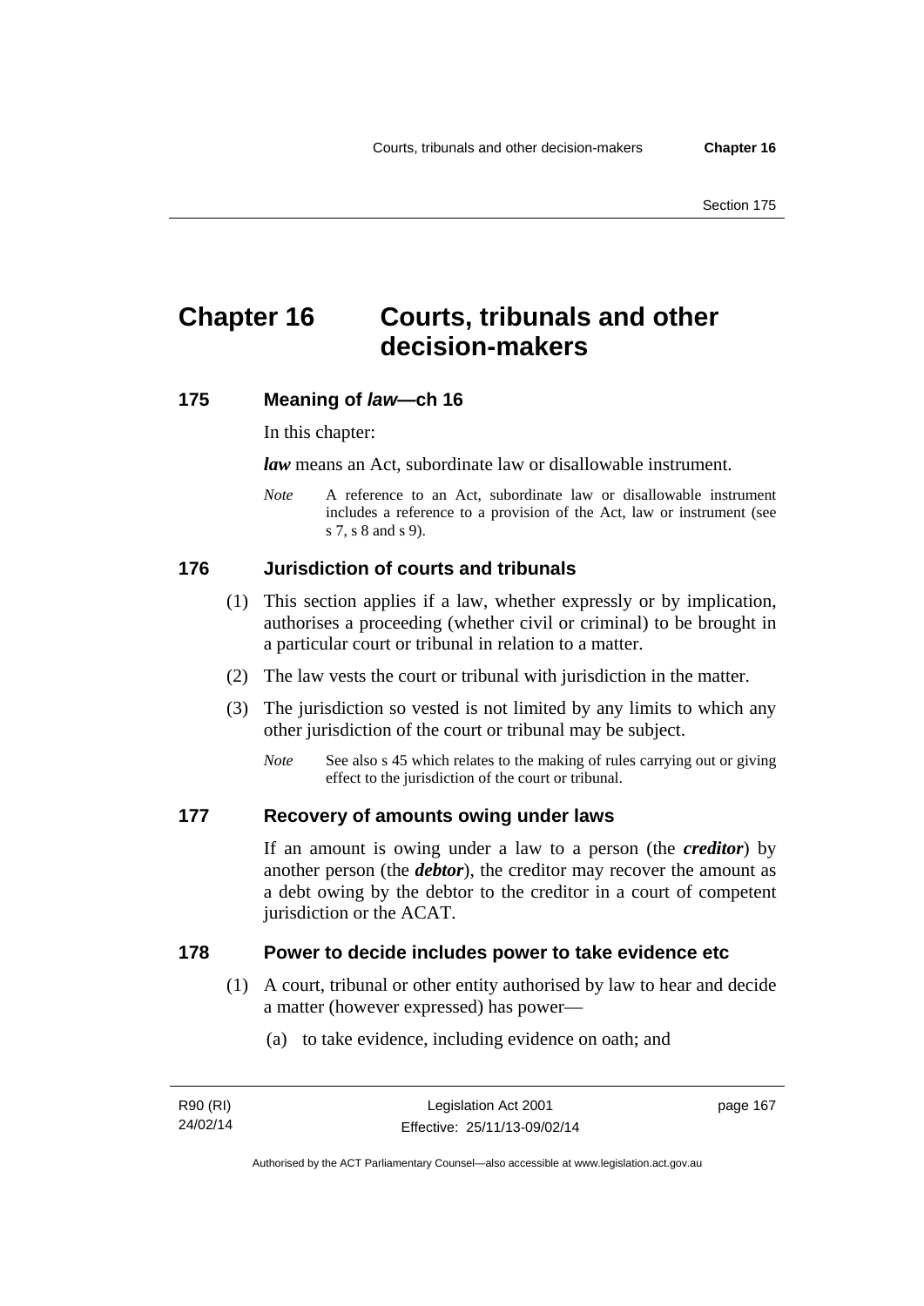# Chapter 16 Courts, tribunals and other decision-makers

## 175 Meaning of *law*—ch 16

In this chapter:

***law*** means an Act, subordinate law or disallowable instrument.

*Note* A reference to an Act, subordinate law or disallowable instrument includes a reference to a provision of the Act, law or instrument (see s 7, s 8 and s 9).

## 176 Jurisdiction of courts and tribunals

(1) This section applies if a law, whether expressly or by implication, authorises a proceeding (whether civil or criminal) to be brought in a particular court or tribunal in relation to a matter.

(2) The law vests the court or tribunal with jurisdiction in the matter.

(3) The jurisdiction so vested is not limited by any limits to which any other jurisdiction of the court or tribunal may be subject.

*Note* See also s 45 which relates to the making of rules carrying out or giving effect to the jurisdiction of the court or tribunal.

## 177 Recovery of amounts owing under laws

If an amount is owing under a law to a person (the ***creditor***) by another person (the ***debtor***), the creditor may recover the amount as a debt owing by the debtor to the creditor in a court of competent jurisdiction or the ACAT.

## 178 Power to decide includes power to take evidence etc

(1) A court, tribunal or other entity authorised by law to hear and decide a matter (however expressed) has power—

(a) to take evidence, including evidence on oath; and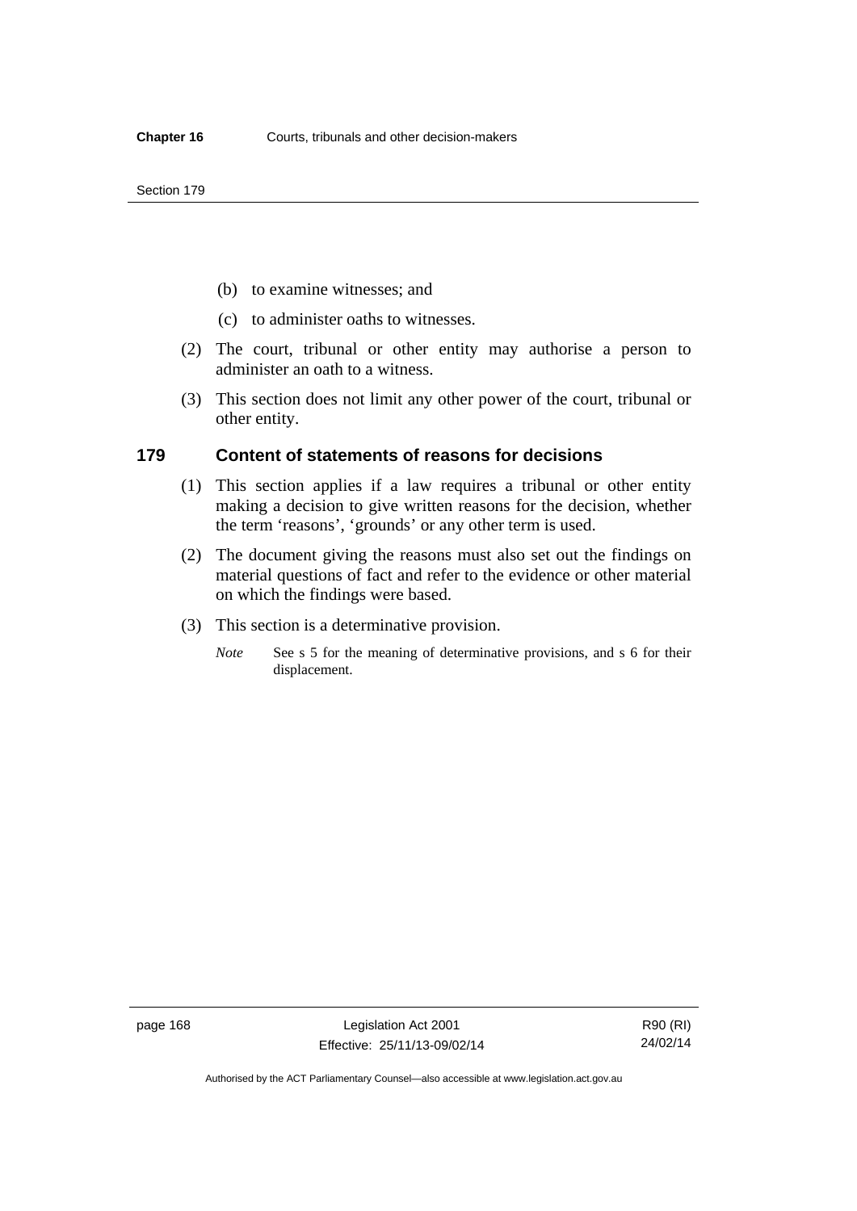(b) to examine witnesses; and

(c) to administer oaths to witnesses.

(2) The court, tribunal or other entity may authorise a person to administer an oath to a witness.

(3) This section does not limit any other power of the court, tribunal or other entity.

### 179 Content of statements of reasons for decisions

(1) This section applies if a law requires a tribunal or other entity making a decision to give written reasons for the decision, whether the term 'reasons', 'grounds' or any other term is used.

(2) The document giving the reasons must also set out the findings on material questions of fact and refer to the evidence or other material on which the findings were based.

(3) This section is a determinative provision.

*Note* See s 5 for the meaning of determinative provisions, and s 6 for their displacement.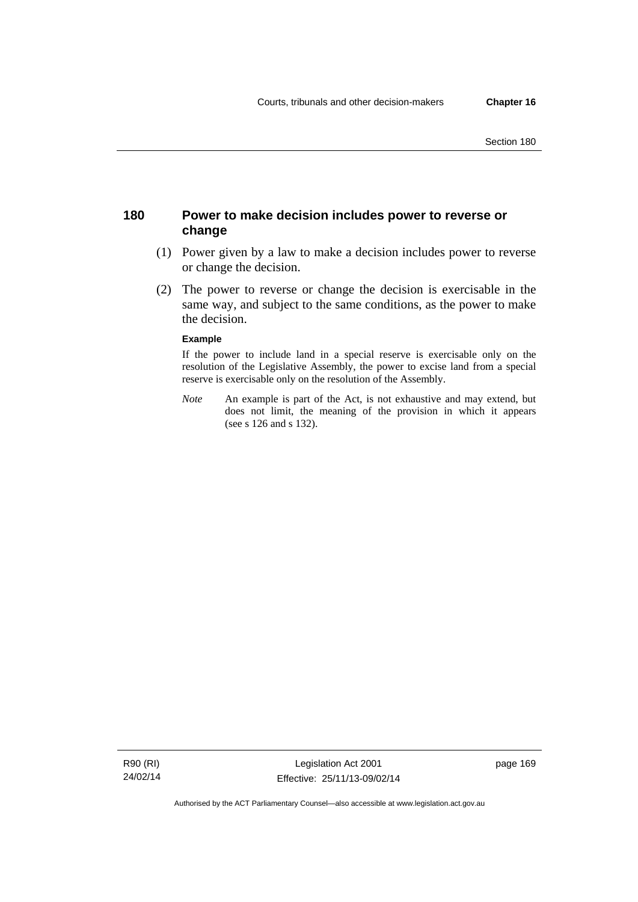## 180 Power to make decision includes power to reverse or change

(1) Power given by a law to make a decision includes power to reverse or change the decision.

(2) The power to reverse or change the decision is exercisable in the same way, and subject to the same conditions, as the power to make the decision.

**Example**

If the power to include land in a special reserve is exercisable only on the resolution of the Legislative Assembly, the power to excise land from a special reserve is exercisable only on the resolution of the Assembly.

*Note* An example is part of the Act, is not exhaustive and may extend, but does not limit, the meaning of the provision in which it appears (see s 126 and s 132).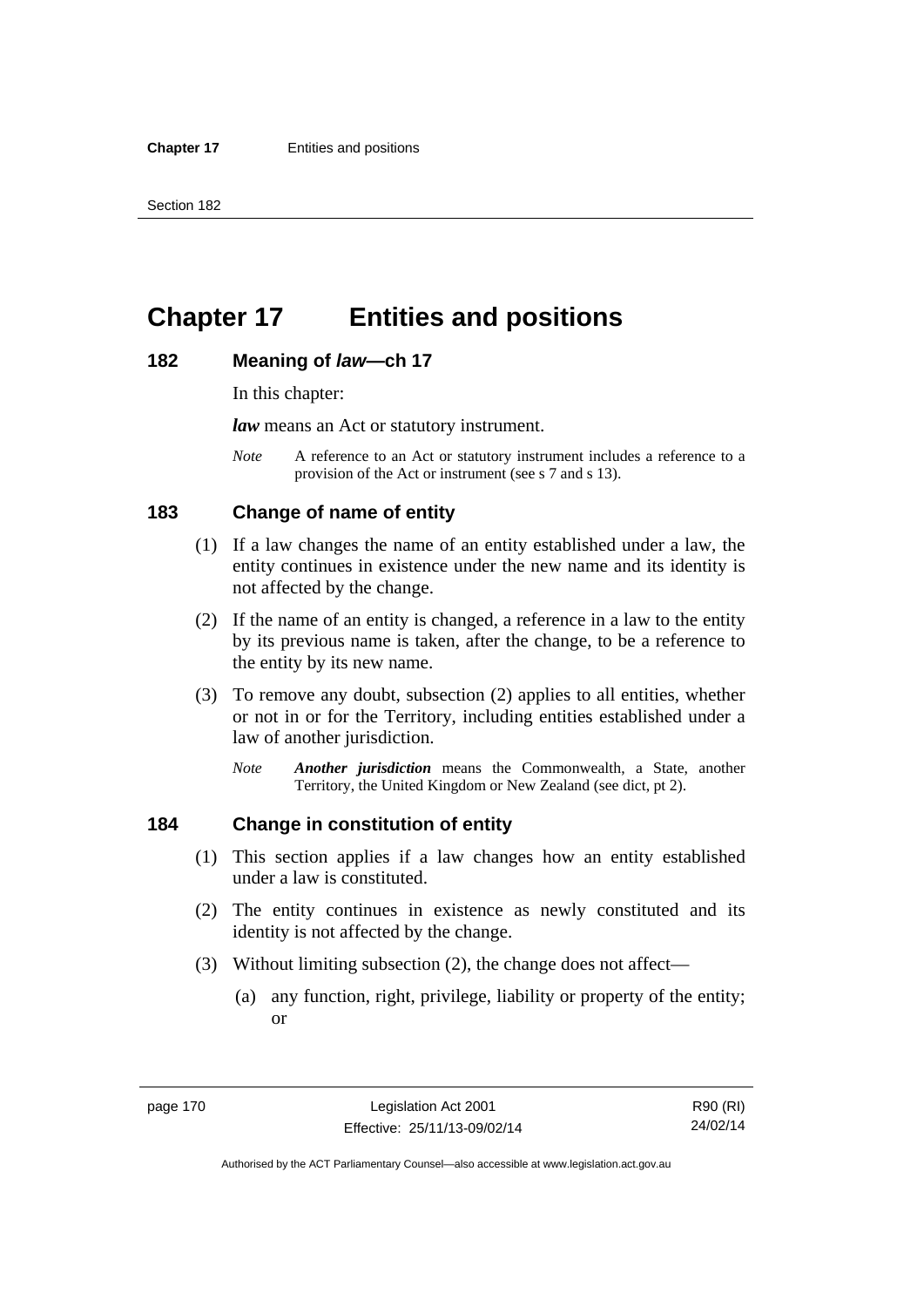# Chapter 17 Entities and positions

## 182 Meaning of *law*—ch 17

In this chapter:

***law*** means an Act or statutory instrument.

*Note* A reference to an Act or statutory instrument includes a reference to a provision of the Act or instrument (see s 7 and s 13).

## 183 Change of name of entity

(1) If a law changes the name of an entity established under a law, the entity continues in existence under the new name and its identity is not affected by the change.

(2) If the name of an entity is changed, a reference in a law to the entity by its previous name is taken, after the change, to be a reference to the entity by its new name.

(3) To remove any doubt, subsection (2) applies to all entities, whether or not in or for the Territory, including entities established under a law of another jurisdiction.

*Note* ***Another jurisdiction*** means the Commonwealth, a State, another Territory, the United Kingdom or New Zealand (see dict, pt 2).

## 184 Change in constitution of entity

(1) This section applies if a law changes how an entity established under a law is constituted.

(2) The entity continues in existence as newly constituted and its identity is not affected by the change.

(3) Without limiting subsection (2), the change does not affect—

(a) any function, right, privilege, liability or property of the entity; or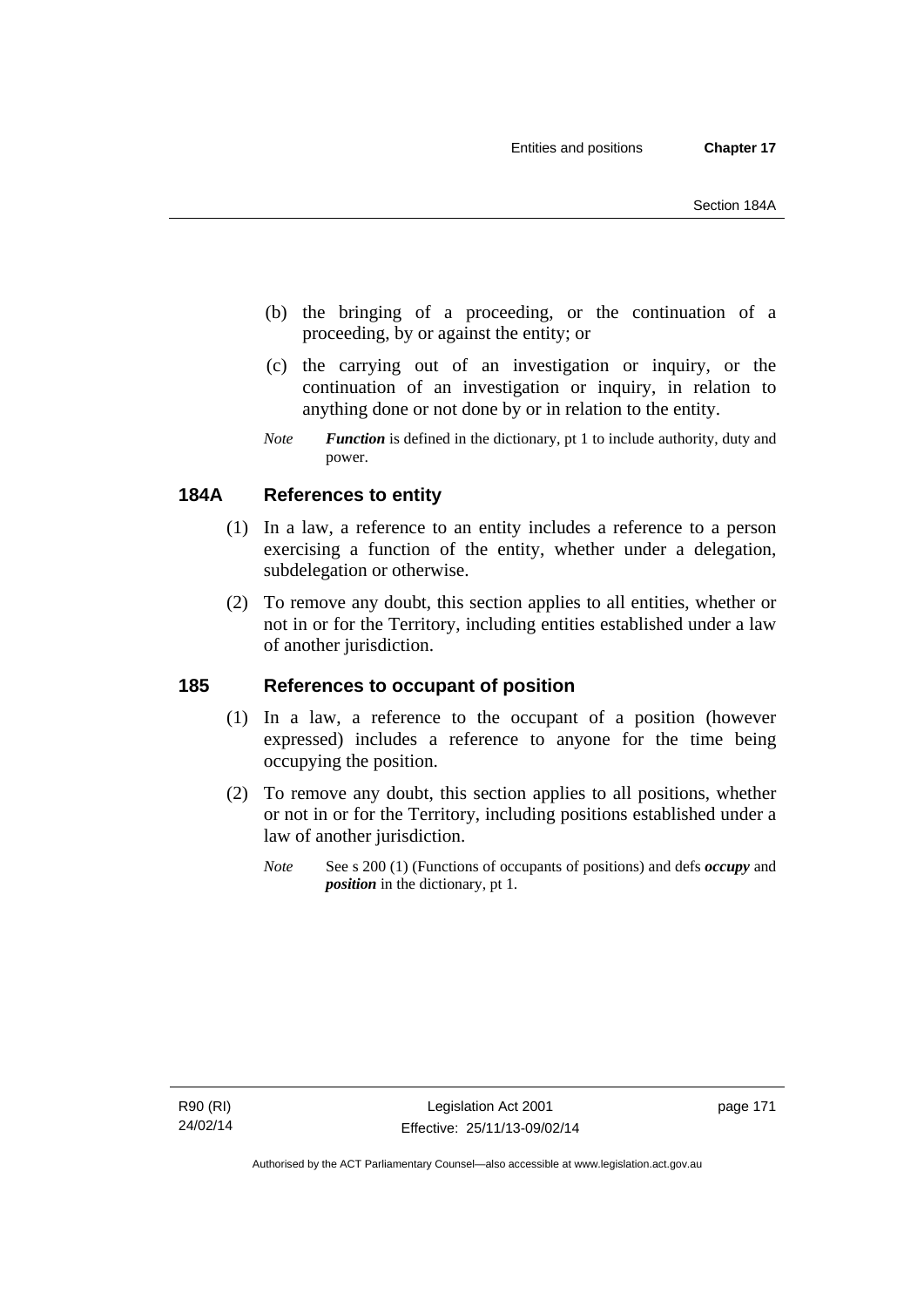(b) the bringing of a proceeding, or the continuation of a proceeding, by or against the entity; or

(c) the carrying out of an investigation or inquiry, or the continuation of an investigation or inquiry, in relation to anything done or not done by or in relation to the entity.

*Note* ***Function*** is defined in the dictionary, pt 1 to include authority, duty and power.

## 184A References to entity

(1) In a law, a reference to an entity includes a reference to a person exercising a function of the entity, whether under a delegation, subdelegation or otherwise.

(2) To remove any doubt, this section applies to all entities, whether or not in or for the Territory, including entities established under a law of another jurisdiction.

## 185 References to occupant of position

(1) In a law, a reference to the occupant of a position (however expressed) includes a reference to anyone for the time being occupying the position.

(2) To remove any doubt, this section applies to all positions, whether or not in or for the Territory, including positions established under a law of another jurisdiction.

*Note* See s 200 (1) (Functions of occupants of positions) and defs ***occupy*** and ***position*** in the dictionary, pt 1.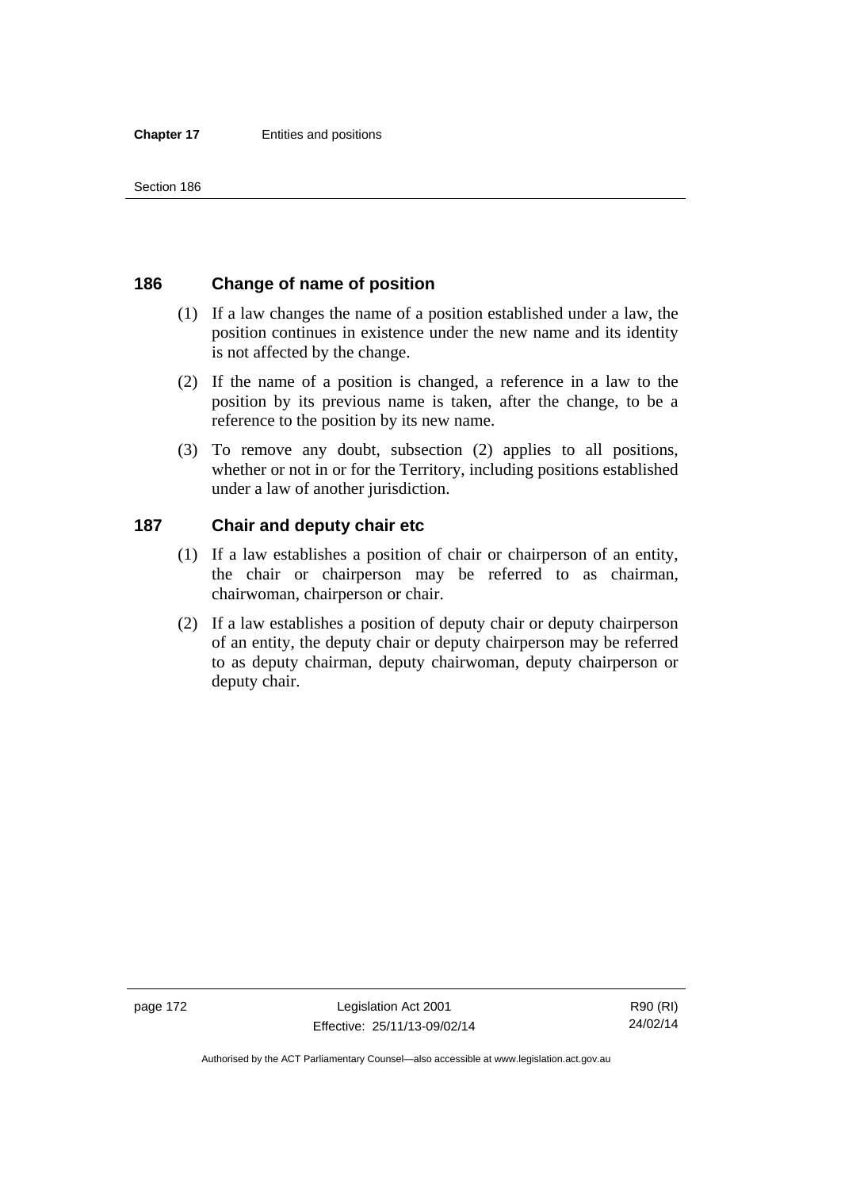## 186 Change of name of position

(1) If a law changes the name of a position established under a law, the position continues in existence under the new name and its identity is not affected by the change.

(2) If the name of a position is changed, a reference in a law to the position by its previous name is taken, after the change, to be a reference to the position by its new name.

(3) To remove any doubt, subsection (2) applies to all positions, whether or not in or for the Territory, including positions established under a law of another jurisdiction.

## 187 Chair and deputy chair etc

(1) If a law establishes a position of chair or chairperson of an entity, the chair or chairperson may be referred to as chairman, chairwoman, chairperson or chair.

(2) If a law establishes a position of deputy chair or deputy chairperson of an entity, the deputy chair or deputy chairperson may be referred to as deputy chairman, deputy chairwoman, deputy chairperson or deputy chair.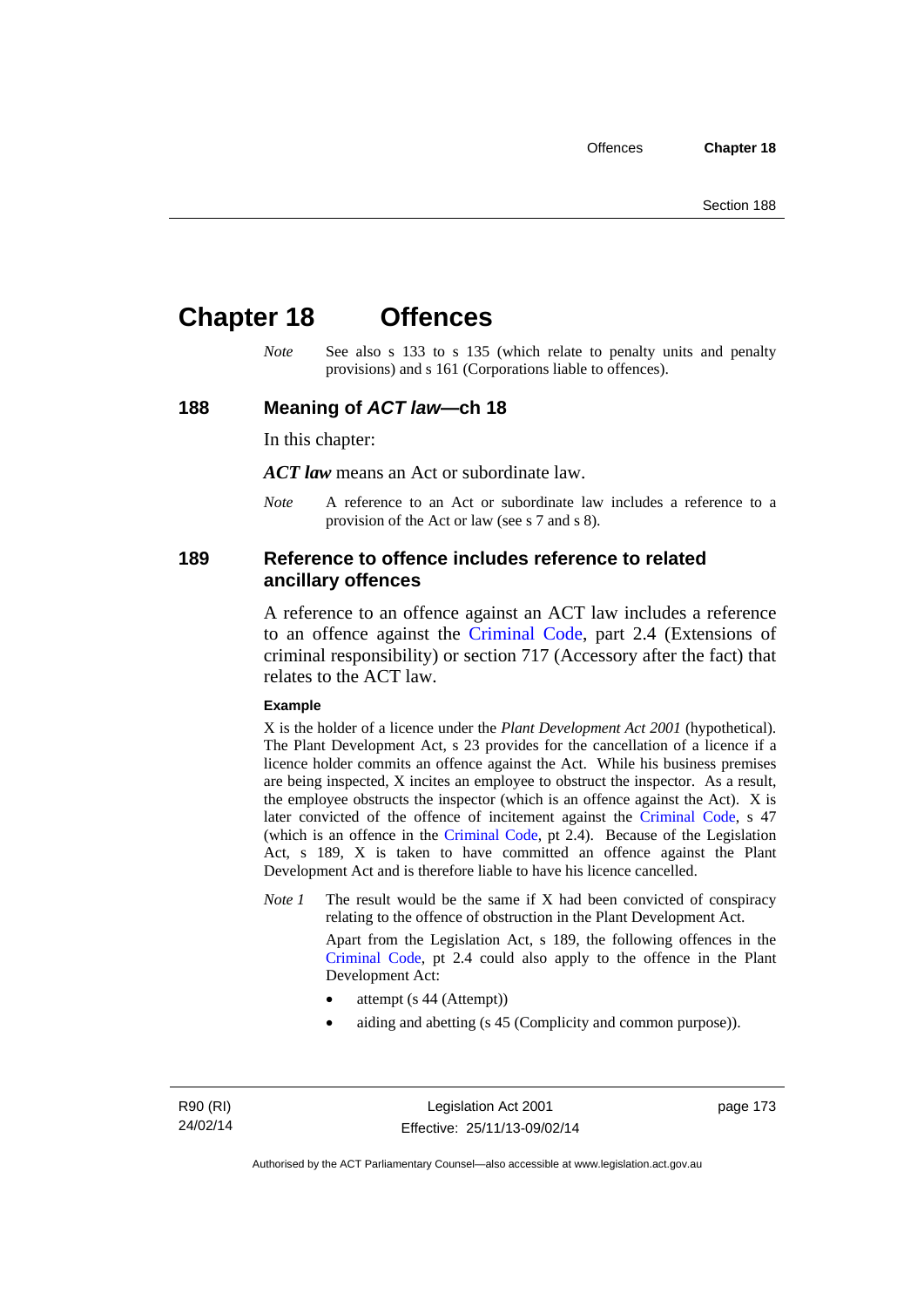# Chapter 18 Offences

*Note* See also s 133 to s 135 (which relate to penalty units and penalty provisions) and s 161 (Corporations liable to offences).

## 188 Meaning of *ACT law*—ch 18

In this chapter:

***ACT law*** means an Act or subordinate law.

*Note* A reference to an Act or subordinate law includes a reference to a provision of the Act or law (see s 7 and s 8).

## 189 Reference to offence includes reference to related ancillary offences

A reference to an offence against an ACT law includes a reference to an offence against the Criminal Code, part 2.4 (Extensions of criminal responsibility) or section 717 (Accessory after the fact) that relates to the ACT law.

**Example**

X is the holder of a licence under the *Plant Development Act 2001* (hypothetical). The Plant Development Act, s 23 provides for the cancellation of a licence if a licence holder commits an offence against the Act. While his business premises are being inspected, X incites an employee to obstruct the inspector. As a result, the employee obstructs the inspector (which is an offence against the Act). X is later convicted of the offence of incitement against the Criminal Code, s 47 (which is an offence in the Criminal Code, pt 2.4). Because of the Legislation Act, s 189, X is taken to have committed an offence against the Plant Development Act and is therefore liable to have his licence cancelled.

*Note 1* The result would be the same if X had been convicted of conspiracy relating to the offence of obstruction in the Plant Development Act.

Apart from the Legislation Act, s 189, the following offences in the Criminal Code, pt 2.4 could also apply to the offence in the Plant Development Act:

- attempt (s 44 (Attempt))
- aiding and abetting (s 45 (Complicity and common purpose)).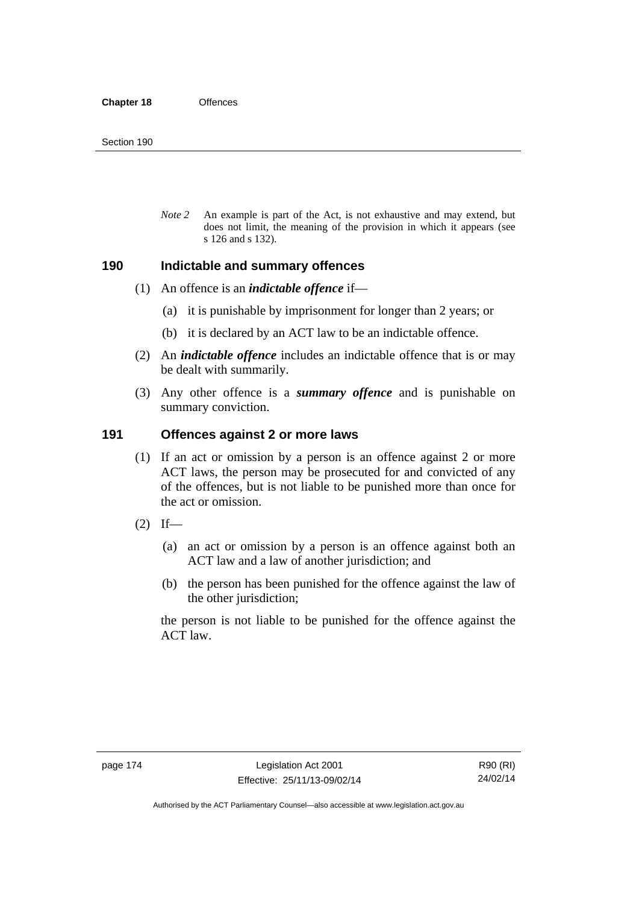*Note 2* An example is part of the Act, is not exhaustive and may extend, but does not limit, the meaning of the provision in which it appears (see s 126 and s 132).

## 190 Indictable and summary offences

(1) An offence is an ***indictable offence*** if—

(a) it is punishable by imprisonment for longer than 2 years; or

(b) it is declared by an ACT law to be an indictable offence.

(2) An ***indictable offence*** includes an indictable offence that is or may be dealt with summarily.

(3) Any other offence is a ***summary offence*** and is punishable on summary conviction.

## 191 Offences against 2 or more laws

(1) If an act or omission by a person is an offence against 2 or more ACT laws, the person may be prosecuted for and convicted of any of the offences, but is not liable to be punished more than once for the act or omission.

(2) If—

(a) an act or omission by a person is an offence against both an ACT law and a law of another jurisdiction; and

(b) the person has been punished for the offence against the law of the other jurisdiction;

the person is not liable to be punished for the offence against the ACT law.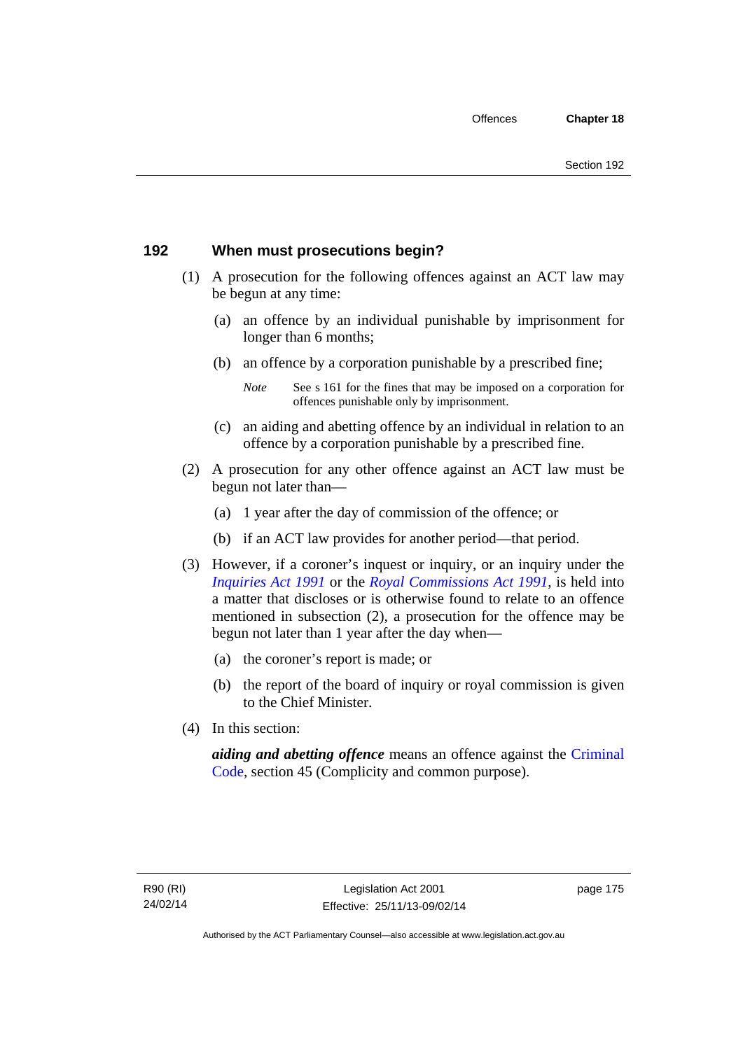## 192 When must prosecutions begin?

(1) A prosecution for the following offences against an ACT law may be begun at any time:

(a) an offence by an individual punishable by imprisonment for longer than 6 months;

(b) an offence by a corporation punishable by a prescribed fine;

*Note* See s 161 for the fines that may be imposed on a corporation for offences punishable only by imprisonment.

(c) an aiding and abetting offence by an individual in relation to an offence by a corporation punishable by a prescribed fine.

(2) A prosecution for any other offence against an ACT law must be begun not later than—

(a) 1 year after the day of commission of the offence; or

(b) if an ACT law provides for another period—that period.

(3) However, if a coroner's inquest or inquiry, or an inquiry under the *Inquiries Act 1991* or the *Royal Commissions Act 1991*, is held into a matter that discloses or is otherwise found to relate to an offence mentioned in subsection (2), a prosecution for the offence may be begun not later than 1 year after the day when—

(a) the coroner's report is made; or

(b) the report of the board of inquiry or royal commission is given to the Chief Minister.

(4) In this section:

***aiding and abetting offence*** means an offence against the Criminal Code, section 45 (Complicity and common purpose).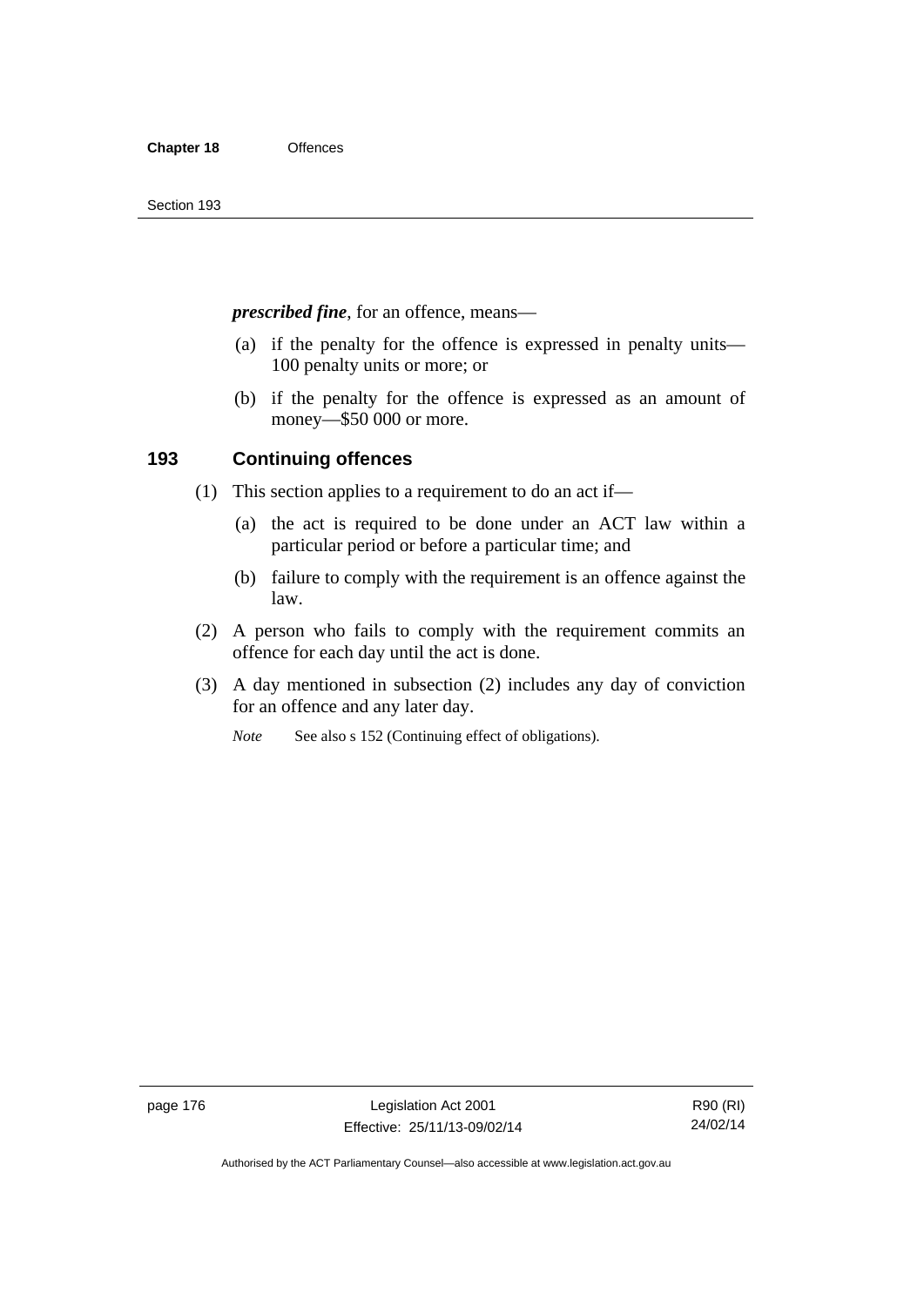***prescribed fine***, for an offence, means—

(a) if the penalty for the offence is expressed in penalty units—100 penalty units or more; or

(b) if the penalty for the offence is expressed as an amount of money—$50 000 or more.

### 193 Continuing offences

(1) This section applies to a requirement to do an act if—

(a) the act is required to be done under an ACT law within a particular period or before a particular time; and

(b) failure to comply with the requirement is an offence against the law.

(2) A person who fails to comply with the requirement commits an offence for each day until the act is done.

(3) A day mentioned in subsection (2) includes any day of conviction for an offence and any later day.

*Note* See also s 152 (Continuing effect of obligations).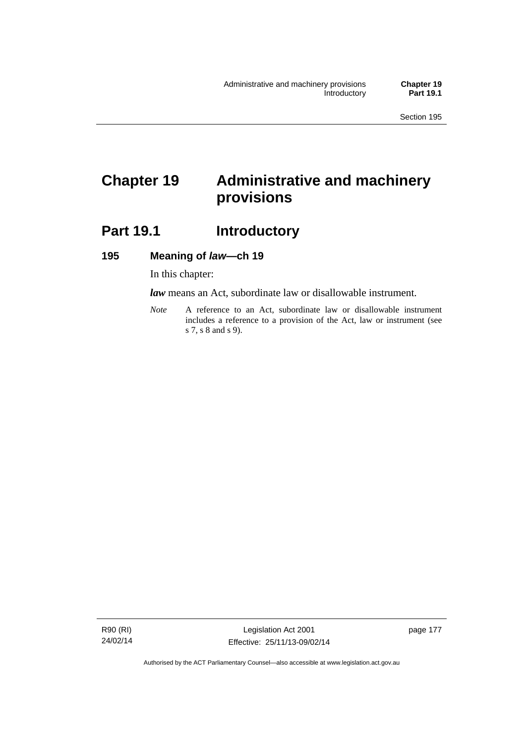# Chapter 19 Administrative and machinery provisions

## Part 19.1 Introductory

### 195 Meaning of *law*—ch 19

In this chapter:

***law*** means an Act, subordinate law or disallowable instrument.

*Note* A reference to an Act, subordinate law or disallowable instrument includes a reference to a provision of the Act, law or instrument (see s 7, s 8 and s 9).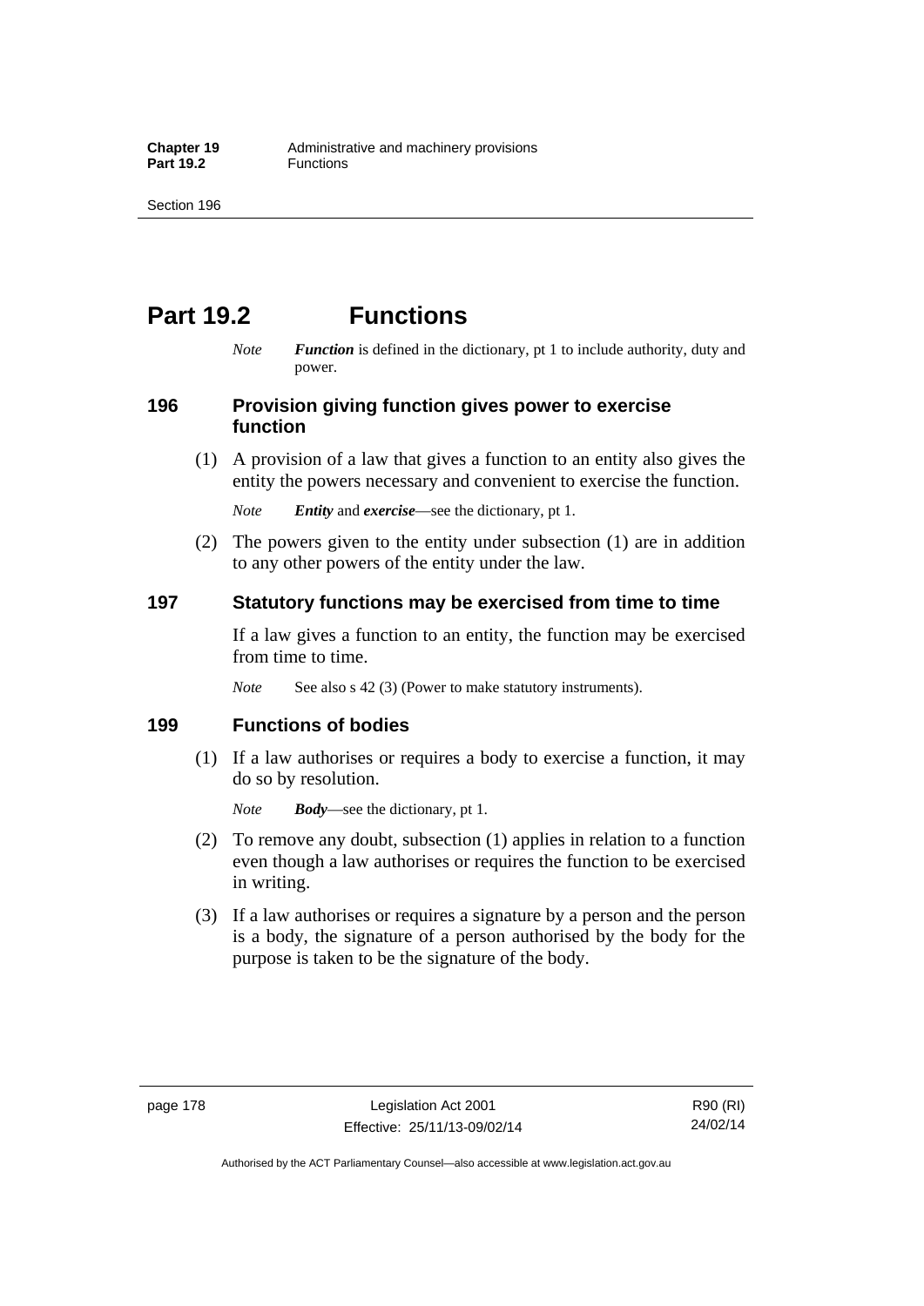# Part 19.2 Functions

*Note* ***Function*** is defined in the dictionary, pt 1 to include authority, duty and power.

## 196 Provision giving function gives power to exercise function

(1) A provision of a law that gives a function to an entity also gives the entity the powers necessary and convenient to exercise the function.

*Note* ***Entity*** and ***exercise***—see the dictionary, pt 1.

(2) The powers given to the entity under subsection (1) are in addition to any other powers of the entity under the law.

## 197 Statutory functions may be exercised from time to time

If a law gives a function to an entity, the function may be exercised from time to time.

*Note* See also s 42 (3) (Power to make statutory instruments).

## 199 Functions of bodies

(1) If a law authorises or requires a body to exercise a function, it may do so by resolution.

*Note* ***Body***—see the dictionary, pt 1.

(2) To remove any doubt, subsection (1) applies in relation to a function even though a law authorises or requires the function to be exercised in writing.

(3) If a law authorises or requires a signature by a person and the person is a body, the signature of a person authorised by the body for the purpose is taken to be the signature of the body.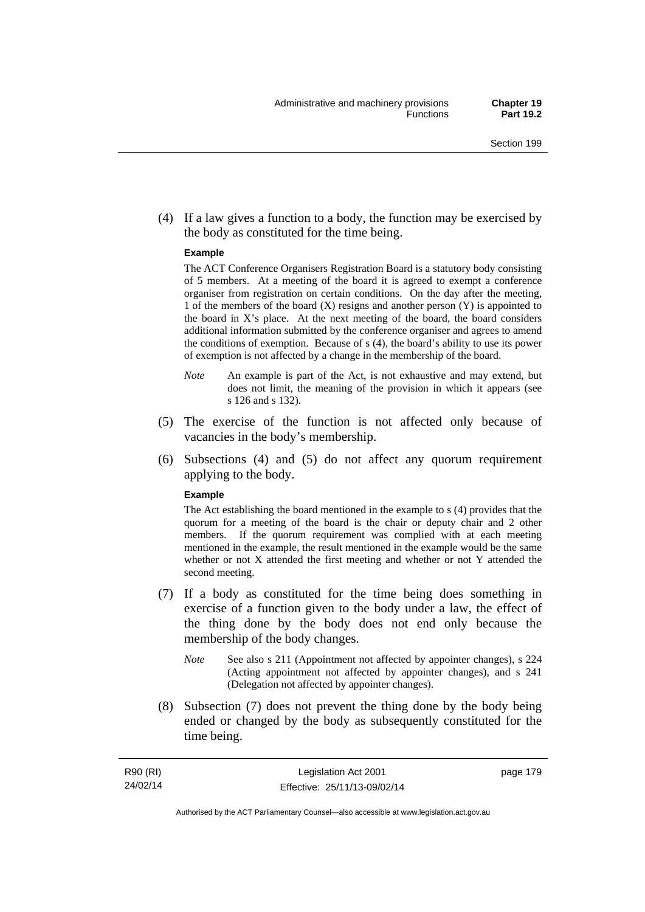(4) If a law gives a function to a body, the function may be exercised by the body as constituted for the time being.

**Example**

The ACT Conference Organisers Registration Board is a statutory body consisting of 5 members. At a meeting of the board it is agreed to exempt a conference organiser from registration on certain conditions. On the day after the meeting, 1 of the members of the board (X) resigns and another person (Y) is appointed to the board in X's place. At the next meeting of the board, the board considers additional information submitted by the conference organiser and agrees to amend the conditions of exemption. Because of s (4), the board's ability to use its power of exemption is not affected by a change in the membership of the board.

*Note* An example is part of the Act, is not exhaustive and may extend, but does not limit, the meaning of the provision in which it appears (see s 126 and s 132).

(5) The exercise of the function is not affected only because of vacancies in the body's membership.

(6) Subsections (4) and (5) do not affect any quorum requirement applying to the body.

**Example**

The Act establishing the board mentioned in the example to s (4) provides that the quorum for a meeting of the board is the chair or deputy chair and 2 other members. If the quorum requirement was complied with at each meeting mentioned in the example, the result mentioned in the example would be the same whether or not X attended the first meeting and whether or not Y attended the second meeting.

(7) If a body as constituted for the time being does something in exercise of a function given to the body under a law, the effect of the thing done by the body does not end only because the membership of the body changes.

*Note* See also s 211 (Appointment not affected by appointer changes), s 224 (Acting appointment not affected by appointer changes), and s 241 (Delegation not affected by appointer changes).

(8) Subsection (7) does not prevent the thing done by the body being ended or changed by the body as subsequently constituted for the time being.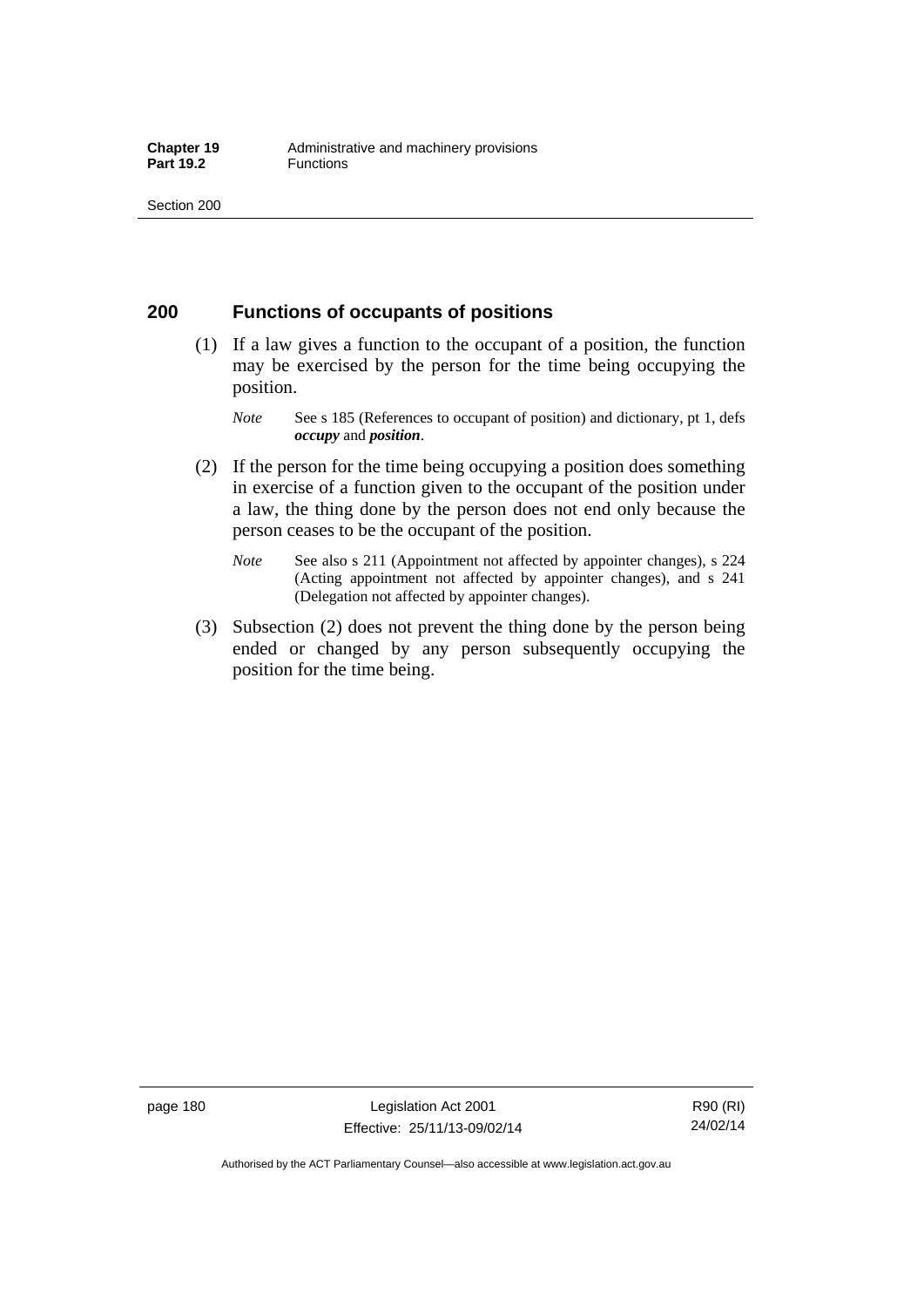## 200 Functions of occupants of positions

(1) If a law gives a function to the occupant of a position, the function may be exercised by the person for the time being occupying the position.

*Note* See s 185 (References to occupant of position) and dictionary, pt 1, defs ***occupy*** and ***position***.

(2) If the person for the time being occupying a position does something in exercise of a function given to the occupant of the position under a law, the thing done by the person does not end only because the person ceases to be the occupant of the position.

*Note* See also s 211 (Appointment not affected by appointer changes), s 224 (Acting appointment not affected by appointer changes), and s 241 (Delegation not affected by appointer changes).

(3) Subsection (2) does not prevent the thing done by the person being ended or changed by any person subsequently occupying the position for the time being.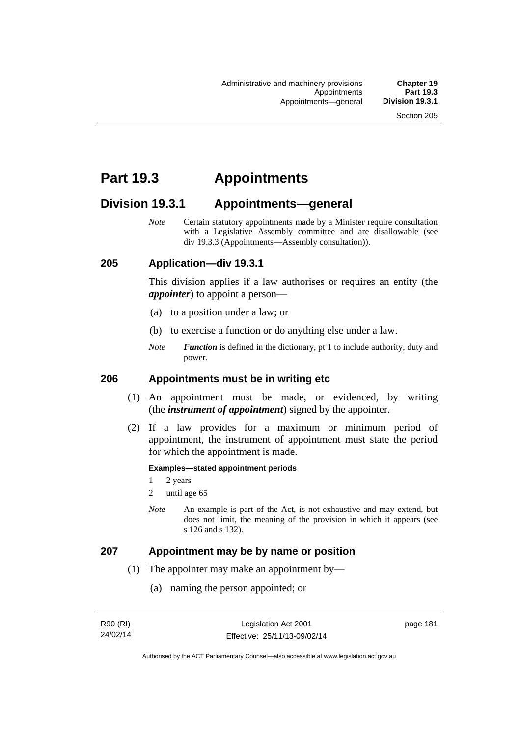# Part 19.3 Appointments

## Division 19.3.1 Appointments—general

*Note* Certain statutory appointments made by a Minister require consultation with a Legislative Assembly committee and are disallowable (see div 19.3.3 (Appointments—Assembly consultation)).

### 205 Application—div 19.3.1

This division applies if a law authorises or requires an entity (the ***appointer***) to appoint a person—

(a) to a position under a law; or

(b) to exercise a function or do anything else under a law.

*Note* ***Function*** is defined in the dictionary, pt 1 to include authority, duty and power.

### 206 Appointments must be in writing etc

(1) An appointment must be made, or evidenced, by writing (the ***instrument of appointment***) signed by the appointer.

(2) If a law provides for a maximum or minimum period of appointment, the instrument of appointment must state the period for which the appointment is made.

**Examples—stated appointment periods**

1 2 years

2 until age 65

*Note* An example is part of the Act, is not exhaustive and may extend, but does not limit, the meaning of the provision in which it appears (see s 126 and s 132).

### 207 Appointment may be by name or position

(1) The appointer may make an appointment by—

(a) naming the person appointed; or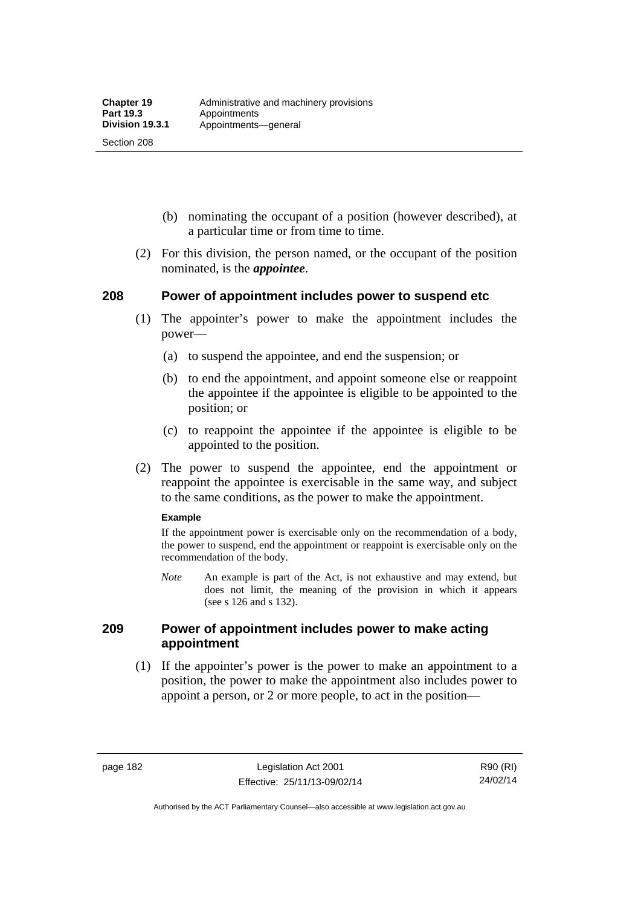(b) nominating the occupant of a position (however described), at a particular time or from time to time.

(2) For this division, the person named, or the occupant of the position nominated, is the ***appointee***.

## 208 Power of appointment includes power to suspend etc

(1) The appointer's power to make the appointment includes the power—

(a) to suspend the appointee, and end the suspension; or

(b) to end the appointment, and appoint someone else or reappoint the appointee if the appointee is eligible to be appointed to the position; or

(c) to reappoint the appointee if the appointee is eligible to be appointed to the position.

(2) The power to suspend the appointee, end the appointment or reappoint the appointee is exercisable in the same way, and subject to the same conditions, as the power to make the appointment.

**Example**

If the appointment power is exercisable only on the recommendation of a body, the power to suspend, end the appointment or reappoint is exercisable only on the recommendation of the body.

*Note* An example is part of the Act, is not exhaustive and may extend, but does not limit, the meaning of the provision in which it appears (see s 126 and s 132).

## 209 Power of appointment includes power to make acting appointment

(1) If the appointer's power is the power to make an appointment to a position, the power to make the appointment also includes power to appoint a person, or 2 or more people, to act in the position—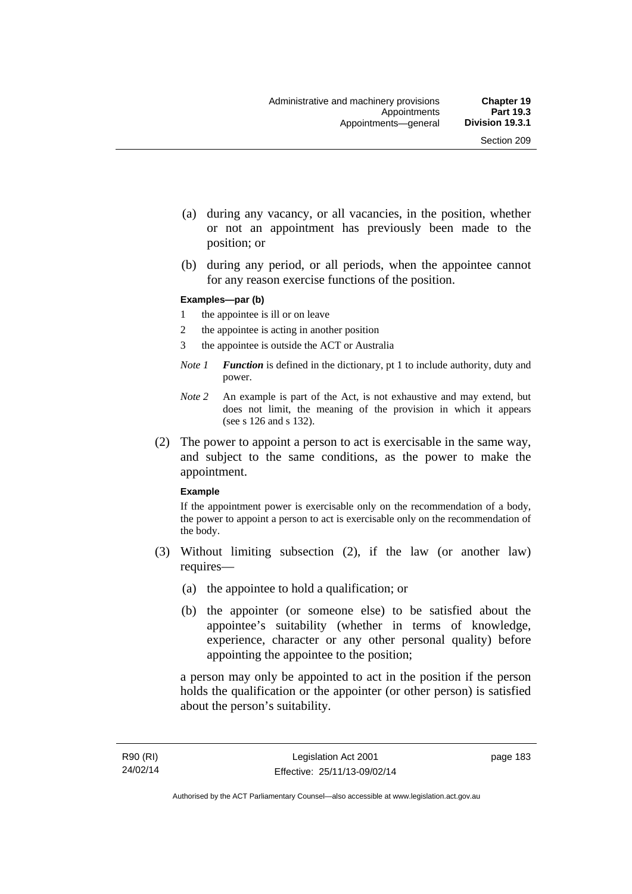(a) during any vacancy, or all vacancies, in the position, whether or not an appointment has previously been made to the position; or

(b) during any period, or all periods, when the appointee cannot for any reason exercise functions of the position.

**Examples—par (b)**

1 the appointee is ill or on leave

2 the appointee is acting in another position

3 the appointee is outside the ACT or Australia

*Note 1* ***Function*** is defined in the dictionary, pt 1 to include authority, duty and power.

*Note 2* An example is part of the Act, is not exhaustive and may extend, but does not limit, the meaning of the provision in which it appears (see s 126 and s 132).

(2) The power to appoint a person to act is exercisable in the same way, and subject to the same conditions, as the power to make the appointment.

**Example**

If the appointment power is exercisable only on the recommendation of a body, the power to appoint a person to act is exercisable only on the recommendation of the body.

(3) Without limiting subsection (2), if the law (or another law) requires—

(a) the appointee to hold a qualification; or

(b) the appointer (or someone else) to be satisfied about the appointee's suitability (whether in terms of knowledge, experience, character or any other personal quality) before appointing the appointee to the position;

a person may only be appointed to act in the position if the person holds the qualification or the appointer (or other person) is satisfied about the person's suitability.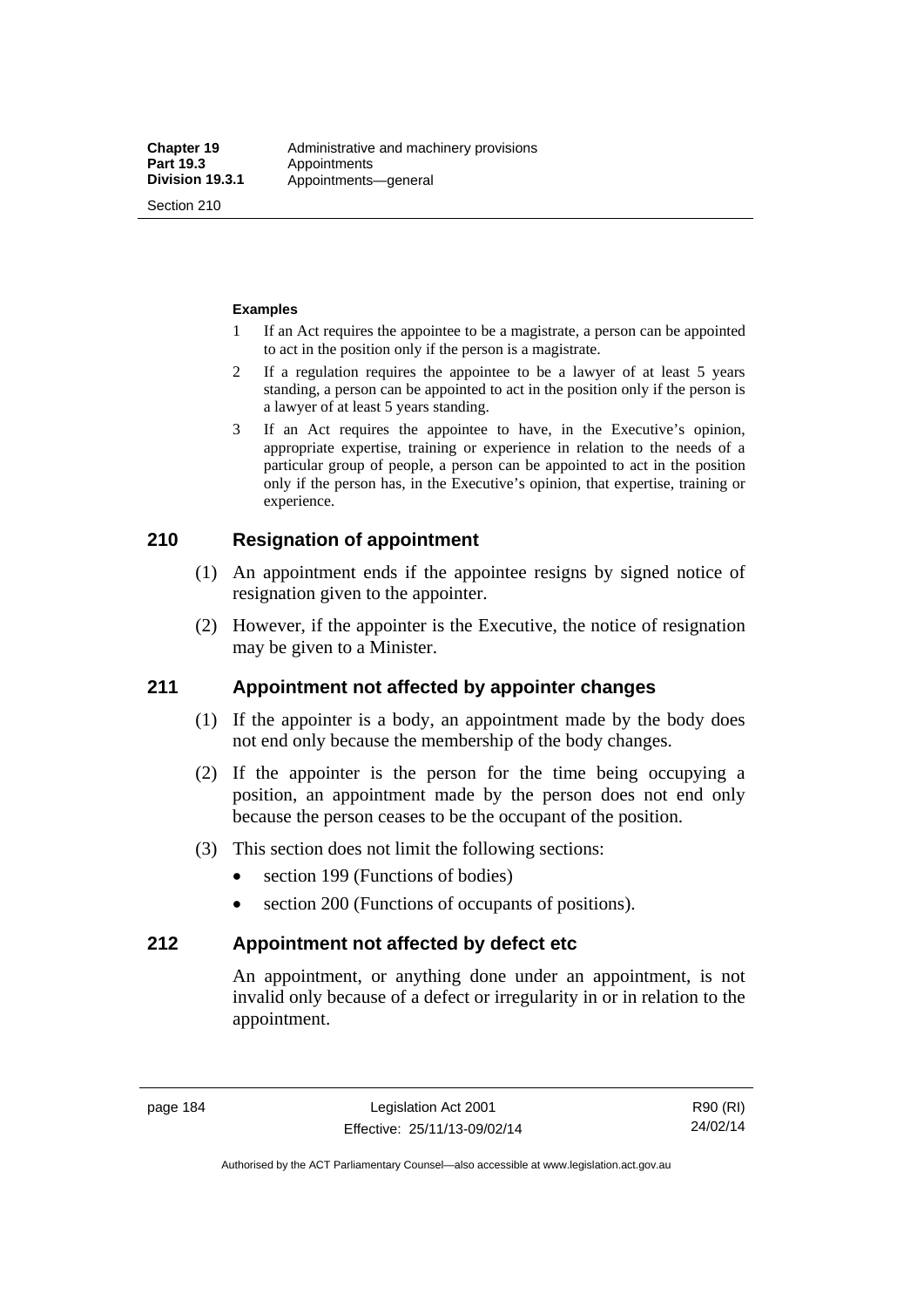**Examples**

1 If an Act requires the appointee to be a magistrate, a person can be appointed to act in the position only if the person is a magistrate.

2 If a regulation requires the appointee to be a lawyer of at least 5 years standing, a person can be appointed to act in the position only if the person is a lawyer of at least 5 years standing.

3 If an Act requires the appointee to have, in the Executive's opinion, appropriate expertise, training or experience in relation to the needs of a particular group of people, a person can be appointed to act in the position only if the person has, in the Executive's opinion, that expertise, training or experience.

## 210 Resignation of appointment

(1) An appointment ends if the appointee resigns by signed notice of resignation given to the appointer.

(2) However, if the appointer is the Executive, the notice of resignation may be given to a Minister.

## 211 Appointment not affected by appointer changes

(1) If the appointer is a body, an appointment made by the body does not end only because the membership of the body changes.

(2) If the appointer is the person for the time being occupying a position, an appointment made by the person does not end only because the person ceases to be the occupant of the position.

(3) This section does not limit the following sections:

- section 199 (Functions of bodies)
- section 200 (Functions of occupants of positions).

## 212 Appointment not affected by defect etc

An appointment, or anything done under an appointment, is not invalid only because of a defect or irregularity in or in relation to the appointment.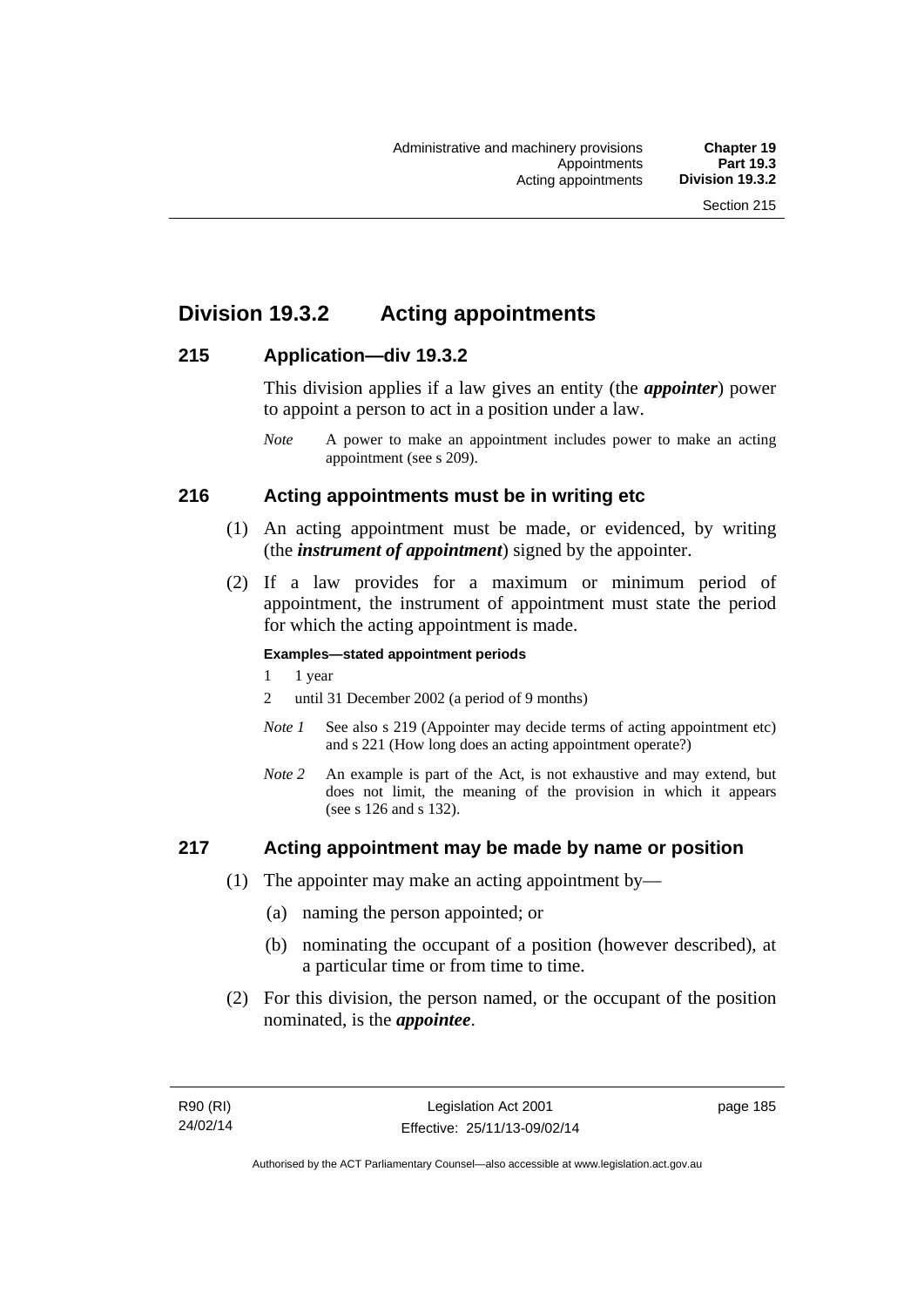## Division 19.3.2 Acting appointments

### 215 Application—div 19.3.2

This division applies if a law gives an entity (the ***appointer***) power to appoint a person to act in a position under a law.

*Note* A power to make an appointment includes power to make an acting appointment (see s 209).

### 216 Acting appointments must be in writing etc

(1) An acting appointment must be made, or evidenced, by writing (the ***instrument of appointment***) signed by the appointer.

(2) If a law provides for a maximum or minimum period of appointment, the instrument of appointment must state the period for which the acting appointment is made.

**Examples—stated appointment periods**

1 1 year

2 until 31 December 2002 (a period of 9 months)

*Note 1* See also s 219 (Appointer may decide terms of acting appointment etc) and s 221 (How long does an acting appointment operate?)

*Note 2* An example is part of the Act, is not exhaustive and may extend, but does not limit, the meaning of the provision in which it appears (see s 126 and s 132).

### 217 Acting appointment may be made by name or position

(1) The appointer may make an acting appointment by—

(a) naming the person appointed; or

(b) nominating the occupant of a position (however described), at a particular time or from time to time.

(2) For this division, the person named, or the occupant of the position nominated, is the ***appointee***.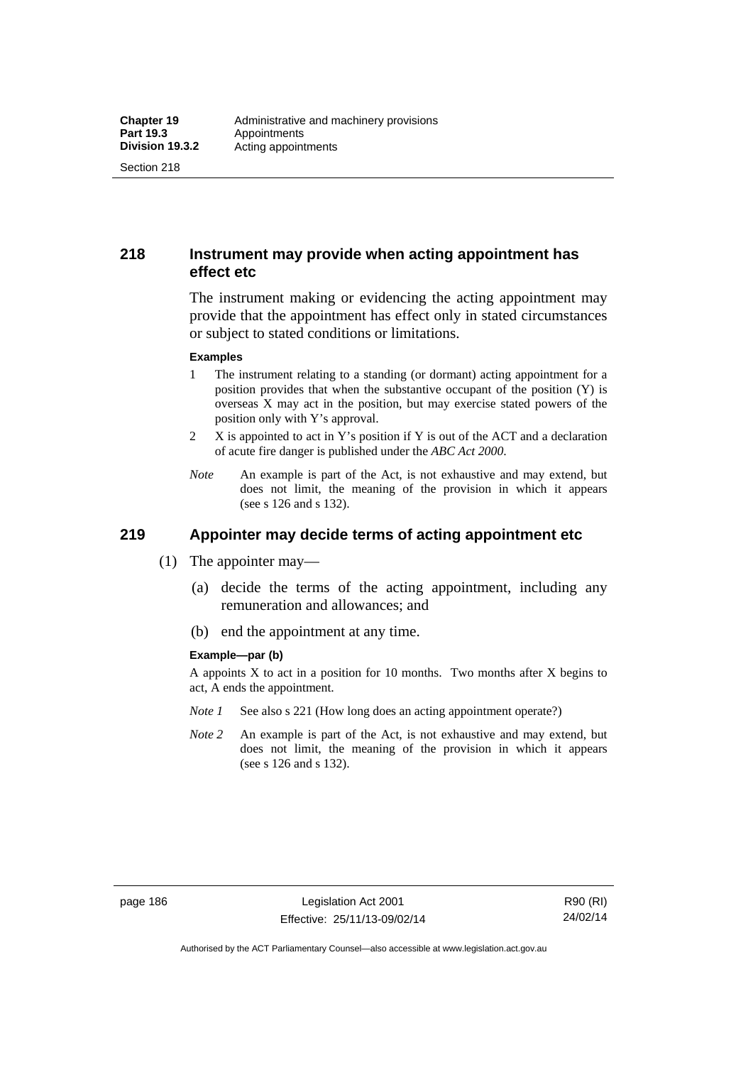## 218 Instrument may provide when acting appointment has effect etc

The instrument making or evidencing the acting appointment may provide that the appointment has effect only in stated circumstances or subject to stated conditions or limitations.

**Examples**

1. The instrument relating to a standing (or dormant) acting appointment for a position provides that when the substantive occupant of the position (Y) is overseas X may act in the position, but may exercise stated powers of the position only with Y's approval.
2. X is appointed to act in Y's position if Y is out of the ACT and a declaration of acute fire danger is published under the *ABC Act 2000*.

*Note* An example is part of the Act, is not exhaustive and may extend, but does not limit, the meaning of the provision in which it appears (see s 126 and s 132).

## 219 Appointer may decide terms of acting appointment etc

(1) The appointer may—

(a) decide the terms of the acting appointment, including any remuneration and allowances; and

(b) end the appointment at any time.

**Example—par (b)**

A appoints X to act in a position for 10 months. Two months after X begins to act, A ends the appointment.

*Note 1* See also s 221 (How long does an acting appointment operate?)

*Note 2* An example is part of the Act, is not exhaustive and may extend, but does not limit, the meaning of the provision in which it appears (see s 126 and s 132).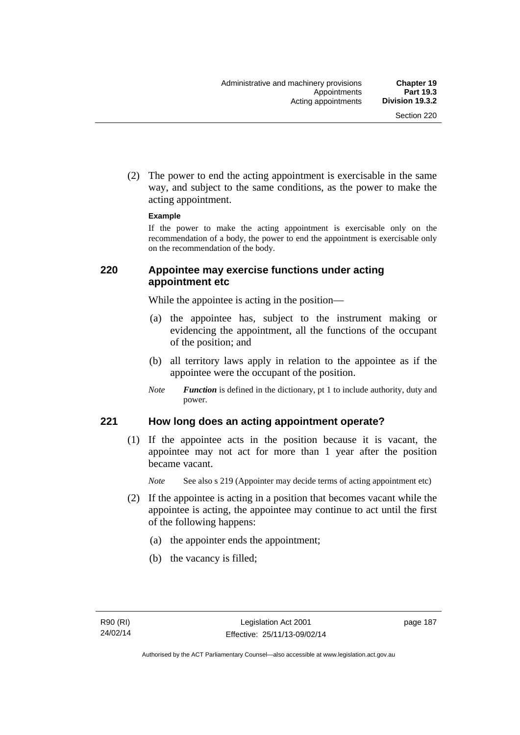(2) The power to end the acting appointment is exercisable in the same way, and subject to the same conditions, as the power to make the acting appointment.

**Example**

If the power to make the acting appointment is exercisable only on the recommendation of a body, the power to end the appointment is exercisable only on the recommendation of the body.

### 220 Appointee may exercise functions under acting appointment etc

While the appointee is acting in the position—

(a) the appointee has, subject to the instrument making or evidencing the appointment, all the functions of the occupant of the position; and

(b) all territory laws apply in relation to the appointee as if the appointee were the occupant of the position.

*Note* ***Function*** is defined in the dictionary, pt 1 to include authority, duty and power.

### 221 How long does an acting appointment operate?

(1) If the appointee acts in the position because it is vacant, the appointee may not act for more than 1 year after the position became vacant.

*Note* See also s 219 (Appointer may decide terms of acting appointment etc)

(2) If the appointee is acting in a position that becomes vacant while the appointee is acting, the appointee may continue to act until the first of the following happens:

(a) the appointer ends the appointment;

(b) the vacancy is filled;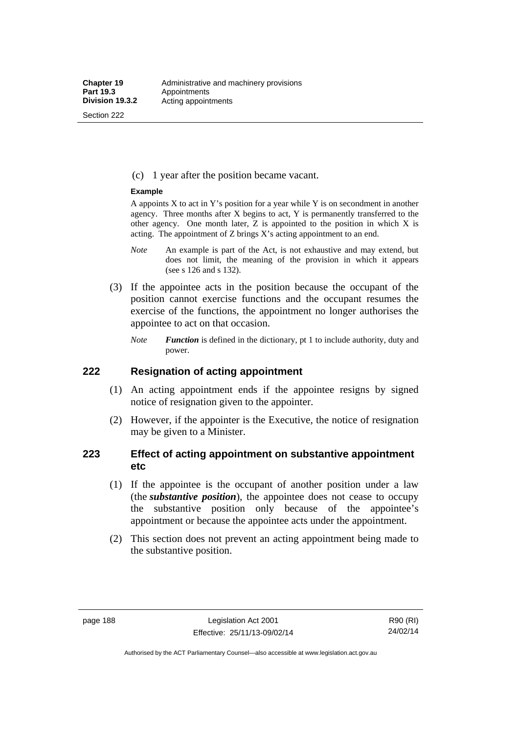(c) 1 year after the position became vacant.

**Example**

A appoints X to act in Y's position for a year while Y is on secondment in another agency. Three months after X begins to act, Y is permanently transferred to the other agency. One month later, Z is appointed to the position in which X is acting. The appointment of Z brings X's acting appointment to an end.

*Note* An example is part of the Act, is not exhaustive and may extend, but does not limit, the meaning of the provision in which it appears (see s 126 and s 132).

(3) If the appointee acts in the position because the occupant of the position cannot exercise functions and the occupant resumes the exercise of the functions, the appointment no longer authorises the appointee to act on that occasion.

*Note* ***Function*** is defined in the dictionary, pt 1 to include authority, duty and power.

## 222 Resignation of acting appointment

(1) An acting appointment ends if the appointee resigns by signed notice of resignation given to the appointer.

(2) However, if the appointer is the Executive, the notice of resignation may be given to a Minister.

## 223 Effect of acting appointment on substantive appointment etc

(1) If the appointee is the occupant of another position under a law (the ***substantive position***), the appointee does not cease to occupy the substantive position only because of the appointee's appointment or because the appointee acts under the appointment.

(2) This section does not prevent an acting appointment being made to the substantive position.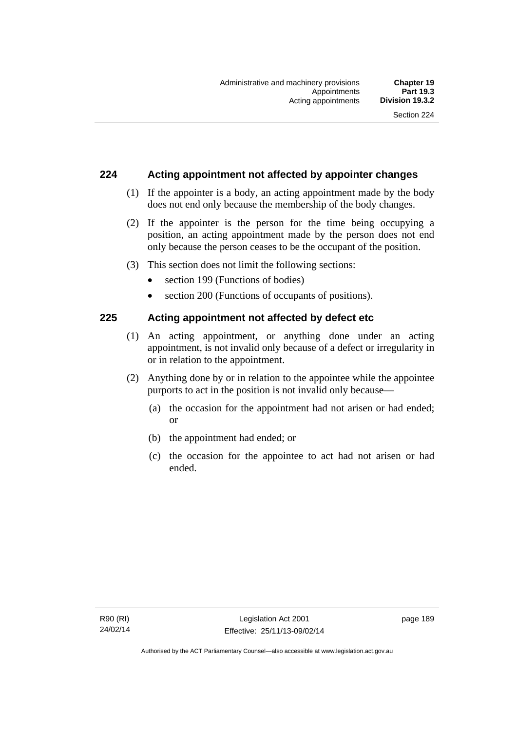## 224 Acting appointment not affected by appointer changes

(1) If the appointer is a body, an acting appointment made by the body does not end only because the membership of the body changes.

(2) If the appointer is the person for the time being occupying a position, an acting appointment made by the person does not end only because the person ceases to be the occupant of the position.

(3) This section does not limit the following sections:

- section 199 (Functions of bodies)
- section 200 (Functions of occupants of positions).

## 225 Acting appointment not affected by defect etc

(1) An acting appointment, or anything done under an acting appointment, is not invalid only because of a defect or irregularity in or in relation to the appointment.

(2) Anything done by or in relation to the appointee while the appointee purports to act in the position is not invalid only because—

(a) the occasion for the appointment had not arisen or had ended; or

(b) the appointment had ended; or

(c) the occasion for the appointee to act had not arisen or had ended.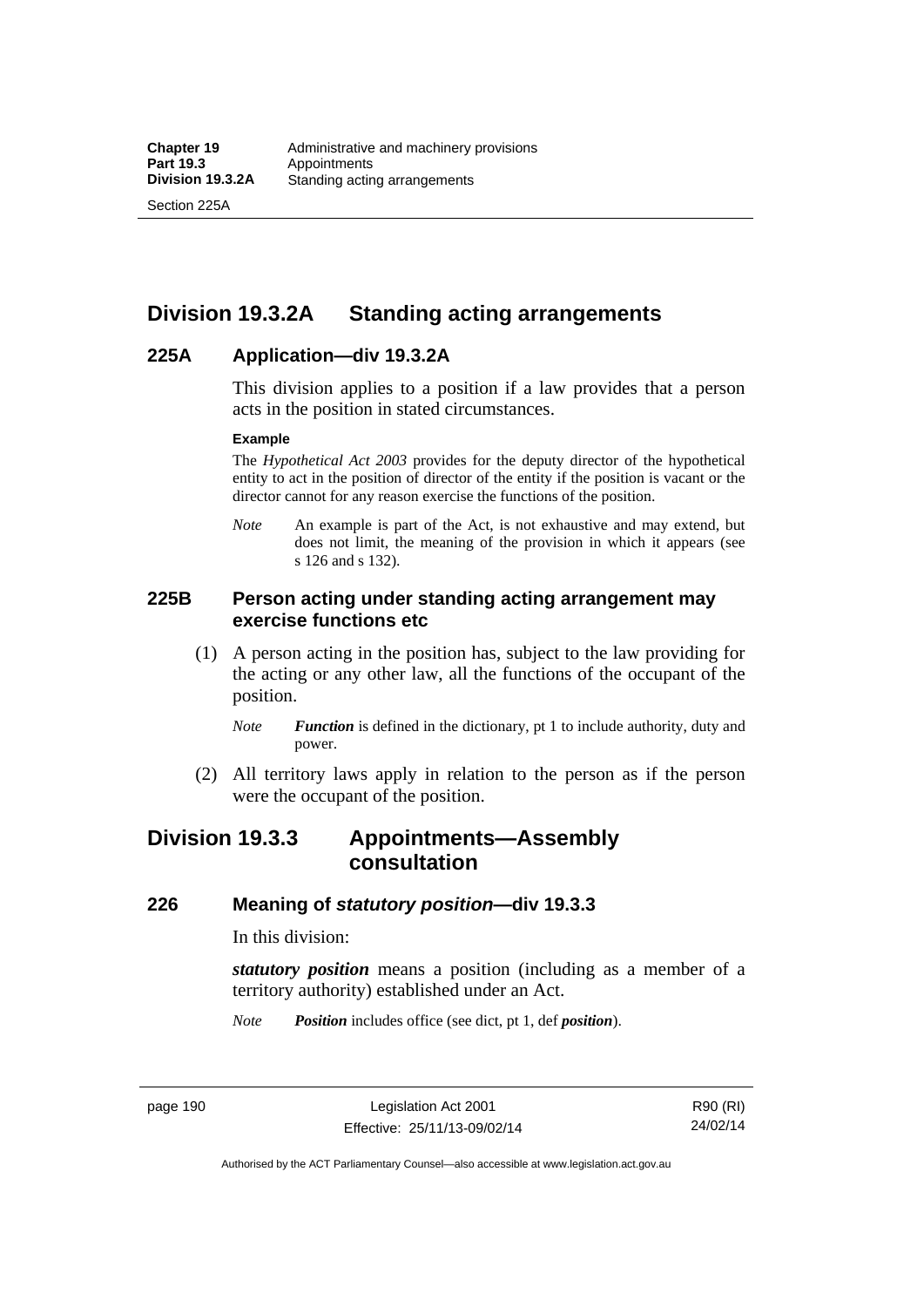## Division 19.3.2A Standing acting arrangements

### 225A Application—div 19.3.2A

This division applies to a position if a law provides that a person acts in the position in stated circumstances.

**Example**

The *Hypothetical Act 2003* provides for the deputy director of the hypothetical entity to act in the position of director of the entity if the position is vacant or the director cannot for any reason exercise the functions of the position.

*Note* An example is part of the Act, is not exhaustive and may extend, but does not limit, the meaning of the provision in which it appears (see s 126 and s 132).

### 225B Person acting under standing acting arrangement may exercise functions etc

(1) A person acting in the position has, subject to the law providing for the acting or any other law, all the functions of the occupant of the position.

*Note* ***Function*** is defined in the dictionary, pt 1 to include authority, duty and power.

(2) All territory laws apply in relation to the person as if the person were the occupant of the position.

## Division 19.3.3 Appointments—Assembly consultation

### 226 Meaning of *statutory position*—div 19.3.3

In this division:

***statutory position*** means a position (including as a member of a territory authority) established under an Act.

*Note* ***Position*** includes office (see dict, pt 1, def ***position***).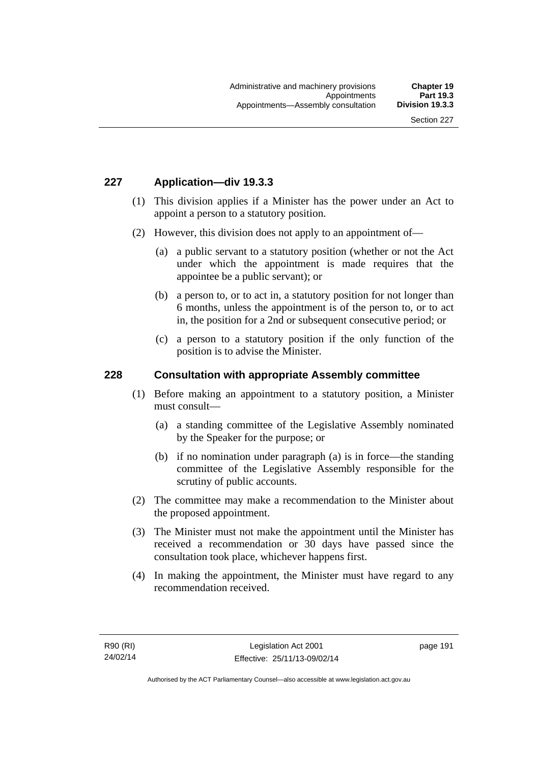## 227 Application—div 19.3.3

(1) This division applies if a Minister has the power under an Act to appoint a person to a statutory position.

(2) However, this division does not apply to an appointment of—

(a) a public servant to a statutory position (whether or not the Act under which the appointment is made requires that the appointee be a public servant); or

(b) a person to, or to act in, a statutory position for not longer than 6 months, unless the appointment is of the person to, or to act in, the position for a 2nd or subsequent consecutive period; or

(c) a person to a statutory position if the only function of the position is to advise the Minister.

## 228 Consultation with appropriate Assembly committee

(1) Before making an appointment to a statutory position, a Minister must consult—

(a) a standing committee of the Legislative Assembly nominated by the Speaker for the purpose; or

(b) if no nomination under paragraph (a) is in force—the standing committee of the Legislative Assembly responsible for the scrutiny of public accounts.

(2) The committee may make a recommendation to the Minister about the proposed appointment.

(3) The Minister must not make the appointment until the Minister has received a recommendation or 30 days have passed since the consultation took place, whichever happens first.

(4) In making the appointment, the Minister must have regard to any recommendation received.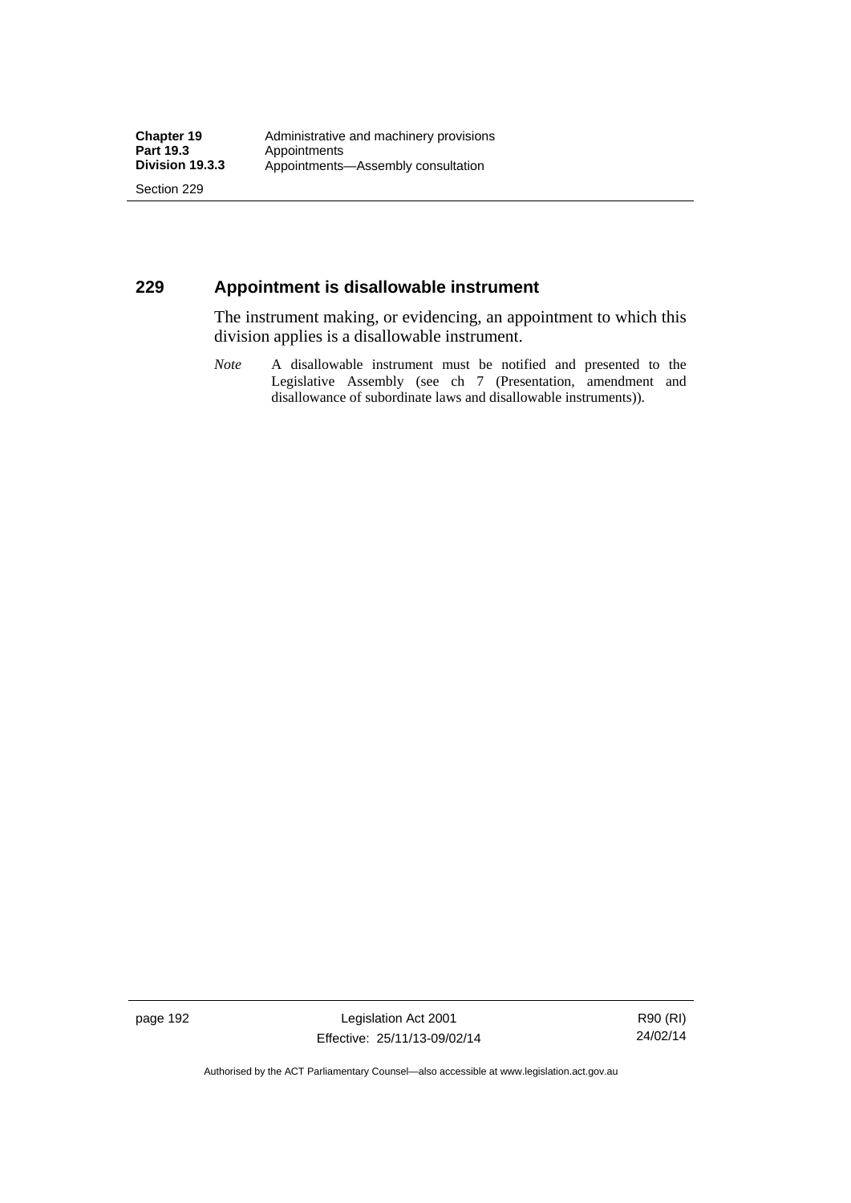## 229 Appointment is disallowable instrument

The instrument making, or evidencing, an appointment to which this division applies is a disallowable instrument.

*Note* A disallowable instrument must be notified and presented to the Legislative Assembly (see ch 7 (Presentation, amendment and disallowance of subordinate laws and disallowable instruments)).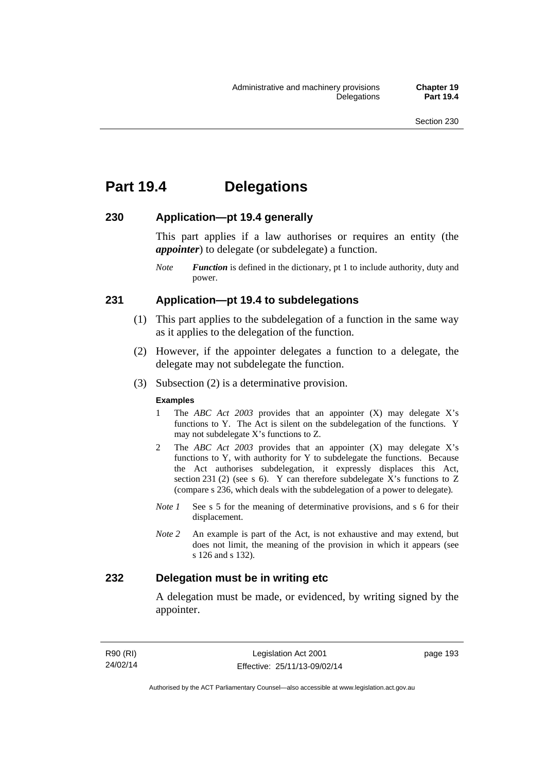# Part 19.4 Delegations

## 230 Application—pt 19.4 generally

This part applies if a law authorises or requires an entity (the ***appointer***) to delegate (or subdelegate) a function.

*Note* ***Function*** is defined in the dictionary, pt 1 to include authority, duty and power.

## 231 Application—pt 19.4 to subdelegations

(1) This part applies to the subdelegation of a function in the same way as it applies to the delegation of the function.

(2) However, if the appointer delegates a function to a delegate, the delegate may not subdelegate the function.

(3) Subsection (2) is a determinative provision.

**Examples**

1 The *ABC Act 2003* provides that an appointer (X) may delegate X's functions to Y. The Act is silent on the subdelegation of the functions. Y may not subdelegate X's functions to Z.

2 The *ABC Act 2003* provides that an appointer (X) may delegate X's functions to Y, with authority for Y to subdelegate the functions. Because the Act authorises subdelegation, it expressly displaces this Act, section 231 (2) (see s 6). Y can therefore subdelegate X's functions to Z (compare s 236, which deals with the subdelegation of a power to delegate).

*Note 1* See s 5 for the meaning of determinative provisions, and s 6 for their displacement.

*Note 2* An example is part of the Act, is not exhaustive and may extend, but does not limit, the meaning of the provision in which it appears (see s 126 and s 132).

## 232 Delegation must be in writing etc

A delegation must be made, or evidenced, by writing signed by the appointer.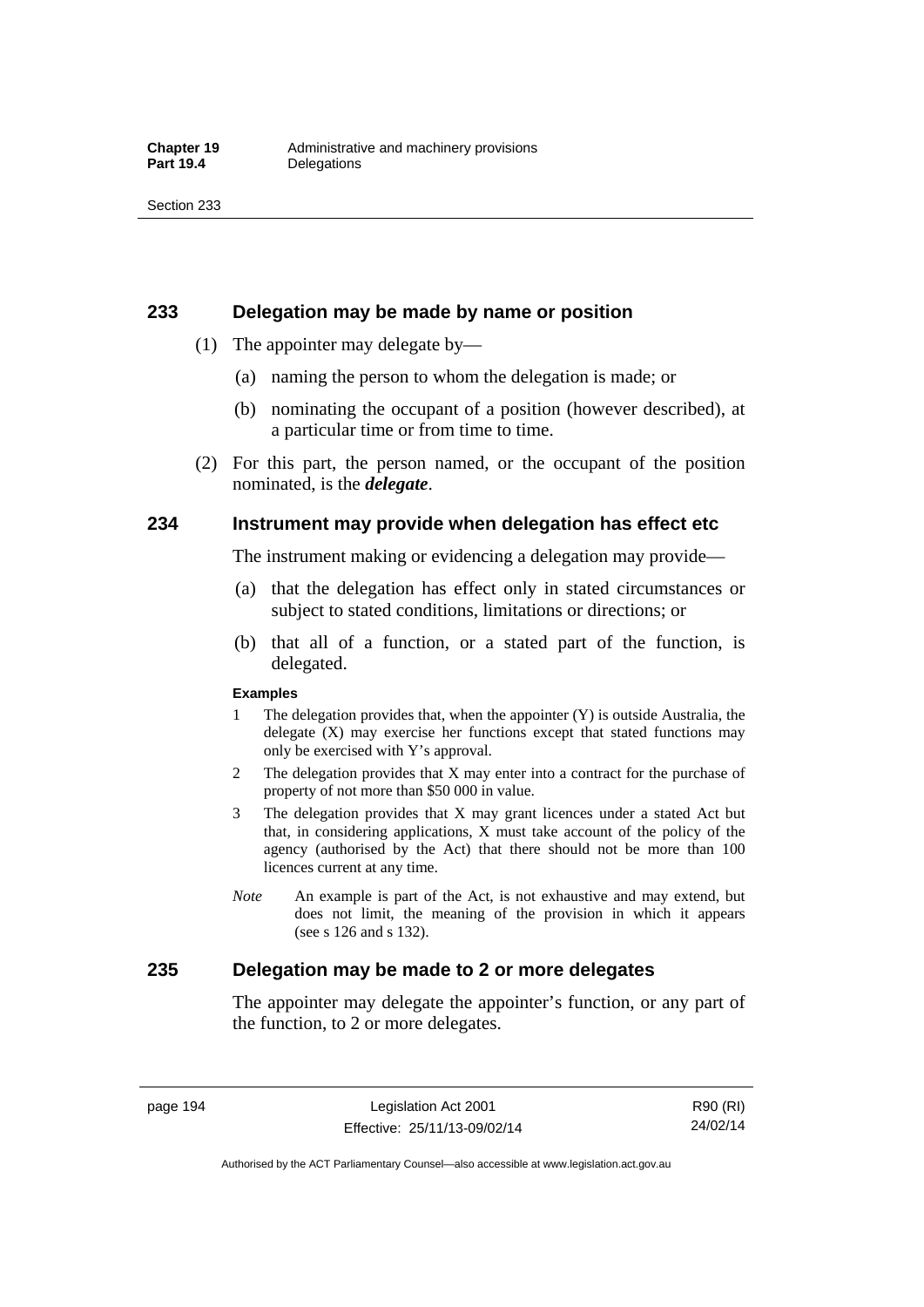## 233 Delegation may be made by name or position

(1) The appointer may delegate by—

(a) naming the person to whom the delegation is made; or

(b) nominating the occupant of a position (however described), at a particular time or from time to time.

(2) For this part, the person named, or the occupant of the position nominated, is the ***delegate***.

## 234 Instrument may provide when delegation has effect etc

The instrument making or evidencing a delegation may provide—

(a) that the delegation has effect only in stated circumstances or subject to stated conditions, limitations or directions; or

(b) that all of a function, or a stated part of the function, is delegated.

**Examples**

1 The delegation provides that, when the appointer (Y) is outside Australia, the delegate (X) may exercise her functions except that stated functions may only be exercised with Y's approval.

2 The delegation provides that X may enter into a contract for the purchase of property of not more than $50 000 in value.

3 The delegation provides that X may grant licences under a stated Act but that, in considering applications, X must take account of the policy of the agency (authorised by the Act) that there should not be more than 100 licences current at any time.

*Note* An example is part of the Act, is not exhaustive and may extend, but does not limit, the meaning of the provision in which it appears (see s 126 and s 132).

## 235 Delegation may be made to 2 or more delegates

The appointer may delegate the appointer's function, or any part of the function, to 2 or more delegates.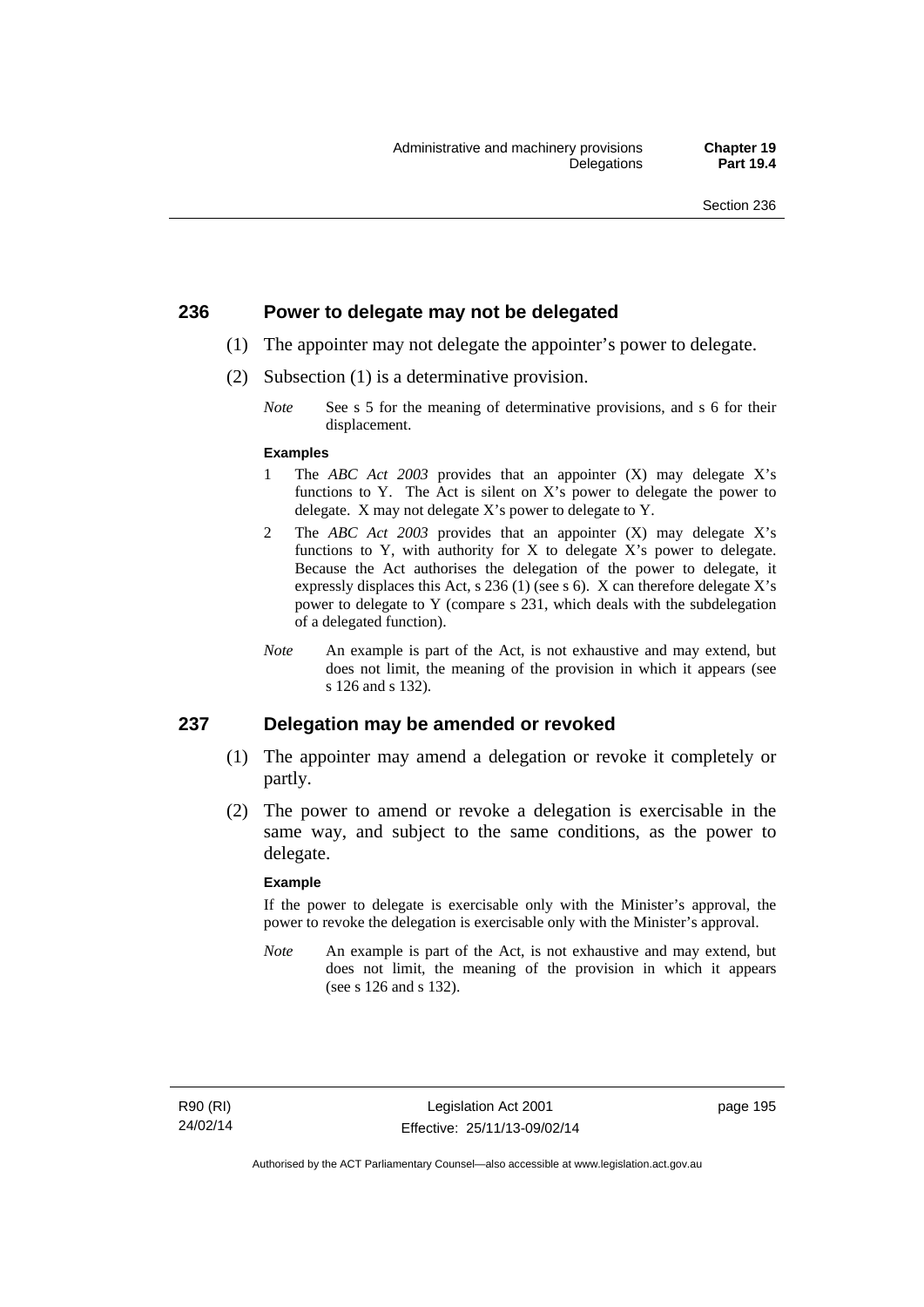## 236 Power to delegate may not be delegated

(1) The appointer may not delegate the appointer's power to delegate.

(2) Subsection (1) is a determinative provision.

*Note* See s 5 for the meaning of determinative provisions, and s 6 for their displacement.

**Examples**

1 The *ABC Act 2003* provides that an appointer (X) may delegate X's functions to Y. The Act is silent on X's power to delegate the power to delegate. X may not delegate X's power to delegate to Y.

2 The *ABC Act 2003* provides that an appointer (X) may delegate X's functions to Y, with authority for X to delegate X's power to delegate. Because the Act authorises the delegation of the power to delegate, it expressly displaces this Act, s 236 (1) (see s 6). X can therefore delegate X's power to delegate to Y (compare s 231, which deals with the subdelegation of a delegated function).

*Note* An example is part of the Act, is not exhaustive and may extend, but does not limit, the meaning of the provision in which it appears (see s 126 and s 132).

## 237 Delegation may be amended or revoked

(1) The appointer may amend a delegation or revoke it completely or partly.

(2) The power to amend or revoke a delegation is exercisable in the same way, and subject to the same conditions, as the power to delegate.

**Example**

If the power to delegate is exercisable only with the Minister's approval, the power to revoke the delegation is exercisable only with the Minister's approval.

*Note* An example is part of the Act, is not exhaustive and may extend, but does not limit, the meaning of the provision in which it appears (see s 126 and s 132).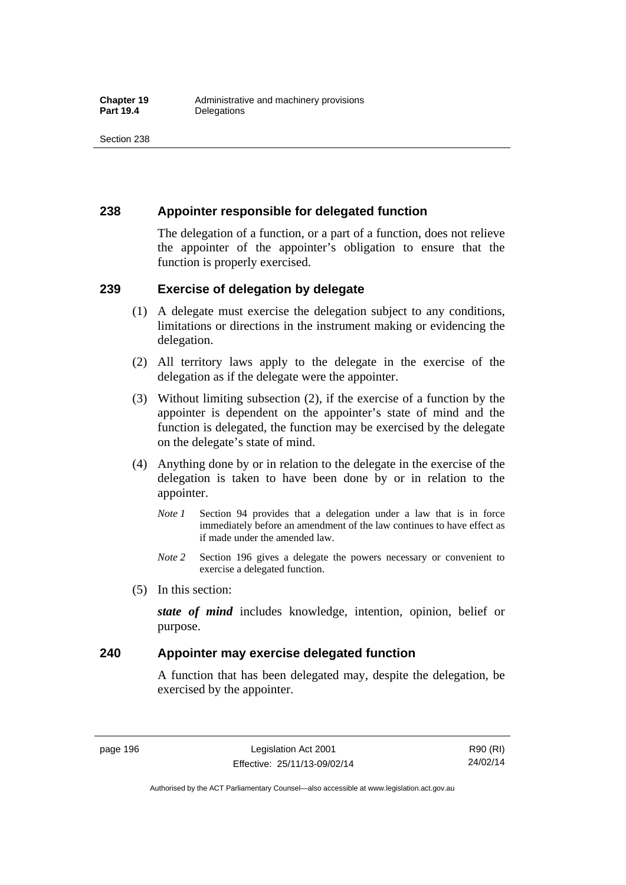## 238 Appointer responsible for delegated function

The delegation of a function, or a part of a function, does not relieve the appointer of the appointer's obligation to ensure that the function is properly exercised.

## 239 Exercise of delegation by delegate

(1) A delegate must exercise the delegation subject to any conditions, limitations or directions in the instrument making or evidencing the delegation.

(2) All territory laws apply to the delegate in the exercise of the delegation as if the delegate were the appointer.

(3) Without limiting subsection (2), if the exercise of a function by the appointer is dependent on the appointer's state of mind and the function is delegated, the function may be exercised by the delegate on the delegate's state of mind.

(4) Anything done by or in relation to the delegate in the exercise of the delegation is taken to have been done by or in relation to the appointer.

*Note 1* Section 94 provides that a delegation under a law that is in force immediately before an amendment of the law continues to have effect as if made under the amended law.

*Note 2* Section 196 gives a delegate the powers necessary or convenient to exercise a delegated function.

(5) In this section:

***state of mind*** includes knowledge, intention, opinion, belief or purpose.

## 240 Appointer may exercise delegated function

A function that has been delegated may, despite the delegation, be exercised by the appointer.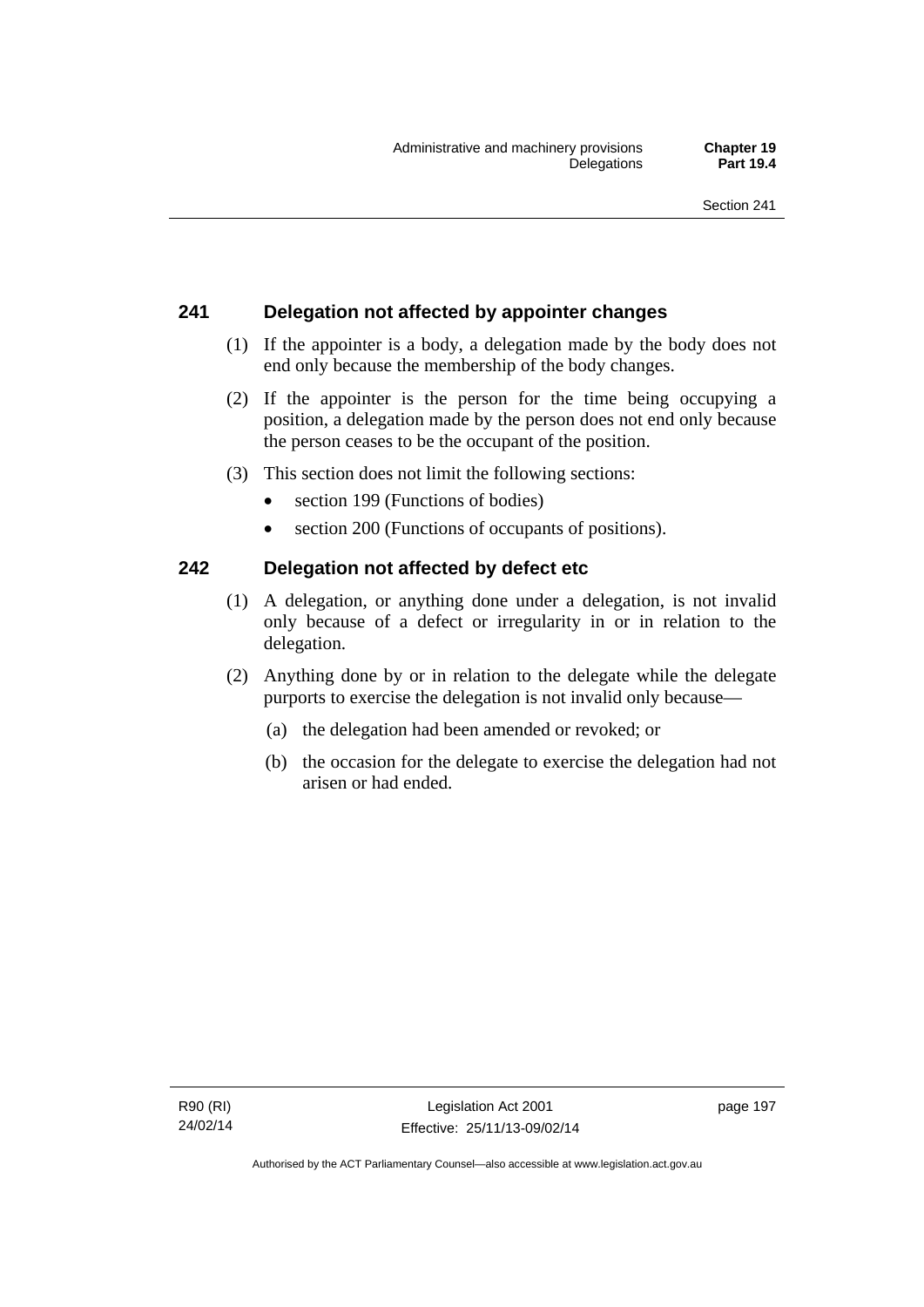## 241 Delegation not affected by appointer changes

(1) If the appointer is a body, a delegation made by the body does not end only because the membership of the body changes.

(2) If the appointer is the person for the time being occupying a position, a delegation made by the person does not end only because the person ceases to be the occupant of the position.

(3) This section does not limit the following sections:

- section 199 (Functions of bodies)
- section 200 (Functions of occupants of positions).

## 242 Delegation not affected by defect etc

(1) A delegation, or anything done under a delegation, is not invalid only because of a defect or irregularity in or in relation to the delegation.

(2) Anything done by or in relation to the delegate while the delegate purports to exercise the delegation is not invalid only because—

(a) the delegation had been amended or revoked; or

(b) the occasion for the delegate to exercise the delegation had not arisen or had ended.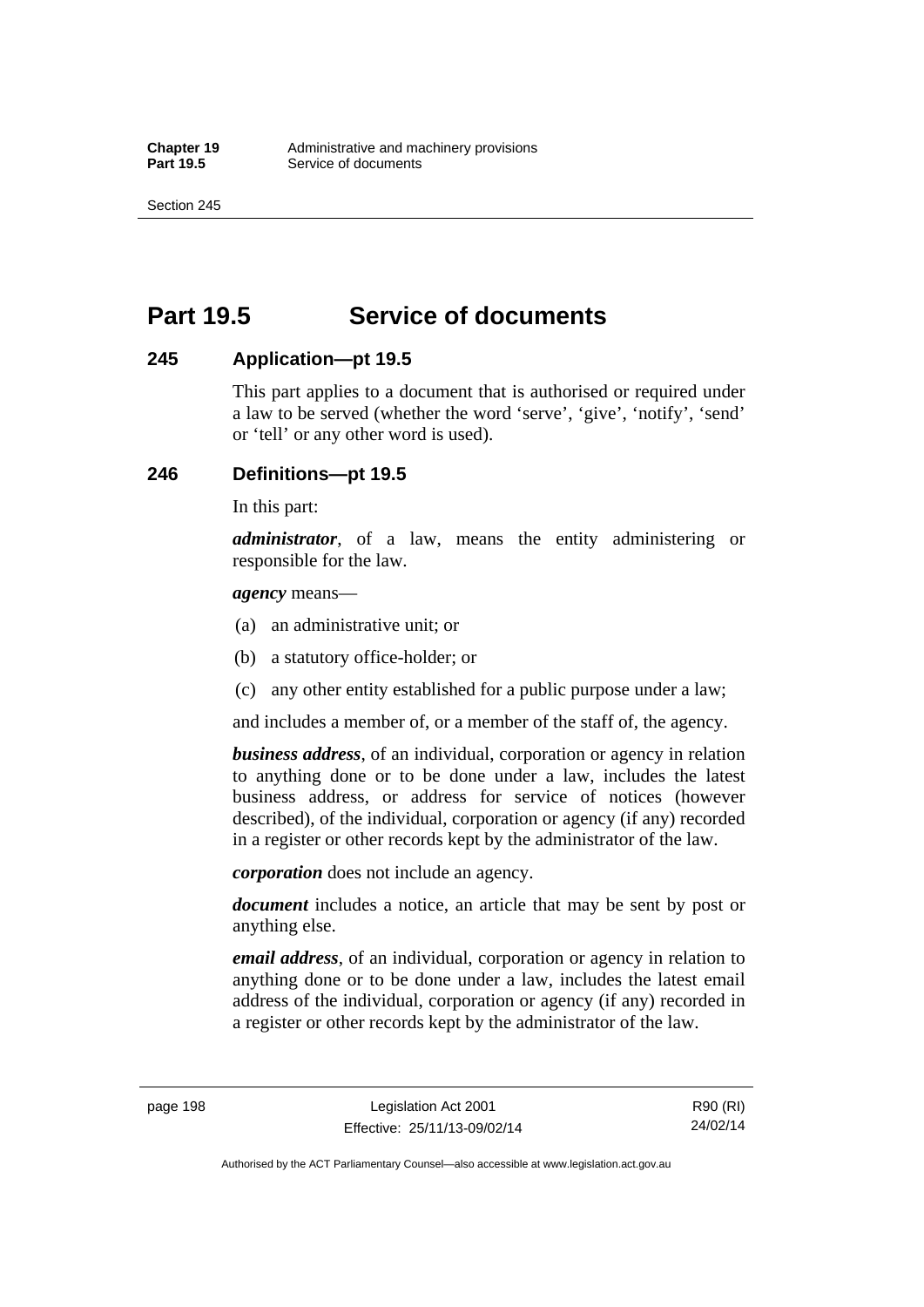# Part 19.5 Service of documents

## 245 Application—pt 19.5

This part applies to a document that is authorised or required under a law to be served (whether the word 'serve', 'give', 'notify', 'send' or 'tell' or any other word is used).

## 246 Definitions—pt 19.5

In this part:

***administrator***, of a law, means the entity administering or responsible for the law.

***agency*** means—

(a) an administrative unit; or

(b) a statutory office-holder; or

(c) any other entity established for a public purpose under a law;

and includes a member of, or a member of the staff of, the agency.

***business address***, of an individual, corporation or agency in relation to anything done or to be done under a law, includes the latest business address, or address for service of notices (however described), of the individual, corporation or agency (if any) recorded in a register or other records kept by the administrator of the law.

***corporation*** does not include an agency.

***document*** includes a notice, an article that may be sent by post or anything else.

***email address***, of an individual, corporation or agency in relation to anything done or to be done under a law, includes the latest email address of the individual, corporation or agency (if any) recorded in a register or other records kept by the administrator of the law.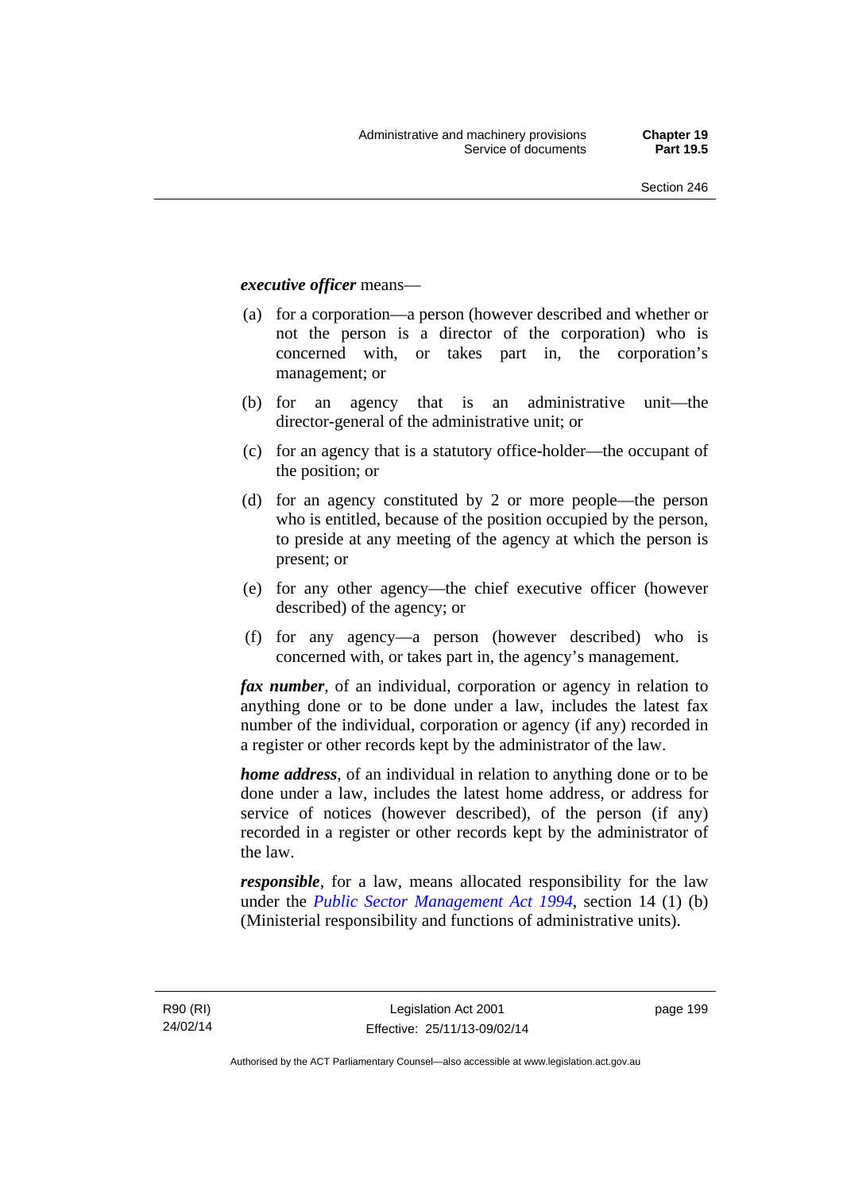***executive officer*** means—

(a) for a corporation—a person (however described and whether or not the person is a director of the corporation) who is concerned with, or takes part in, the corporation's management; or

(b) for an agency that is an administrative unit—the director-general of the administrative unit; or

(c) for an agency that is a statutory office-holder—the occupant of the position; or

(d) for an agency constituted by 2 or more people—the person who is entitled, because of the position occupied by the person, to preside at any meeting of the agency at which the person is present; or

(e) for any other agency—the chief executive officer (however described) of the agency; or

(f) for any agency—a person (however described) who is concerned with, or takes part in, the agency's management.

***fax number***, of an individual, corporation or agency in relation to anything done or to be done under a law, includes the latest fax number of the individual, corporation or agency (if any) recorded in a register or other records kept by the administrator of the law.

***home address***, of an individual in relation to anything done or to be done under a law, includes the latest home address, or address for service of notices (however described), of the person (if any) recorded in a register or other records kept by the administrator of the law.

***responsible***, for a law, means allocated responsibility for the law under the *Public Sector Management Act 1994*, section 14 (1) (b) (Ministerial responsibility and functions of administrative units).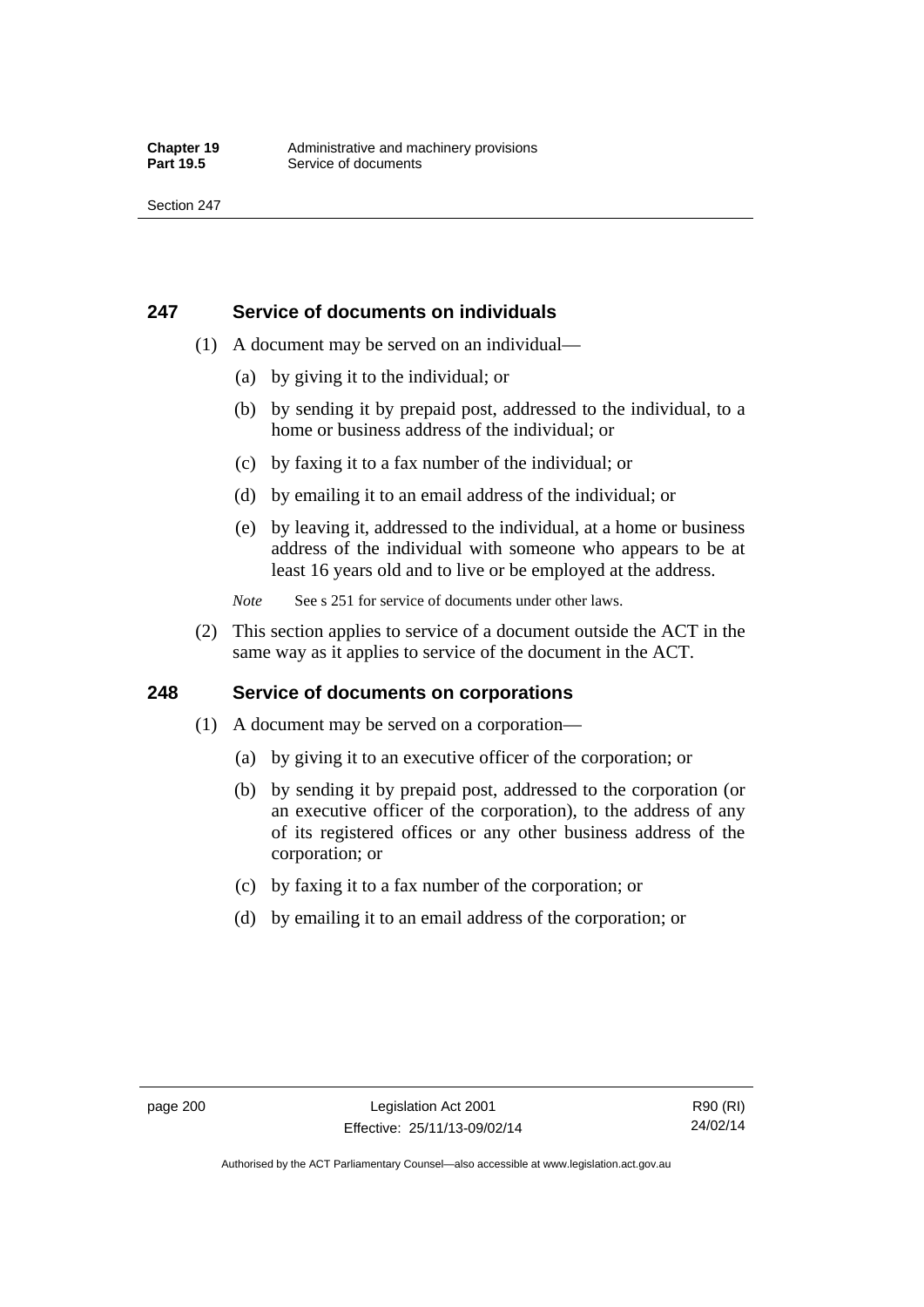## 247 Service of documents on individuals

(1) A document may be served on an individual—

(a) by giving it to the individual; or

(b) by sending it by prepaid post, addressed to the individual, to a home or business address of the individual; or

(c) by faxing it to a fax number of the individual; or

(d) by emailing it to an email address of the individual; or

(e) by leaving it, addressed to the individual, at a home or business address of the individual with someone who appears to be at least 16 years old and to live or be employed at the address.

*Note* See s 251 for service of documents under other laws.

(2) This section applies to service of a document outside the ACT in the same way as it applies to service of the document in the ACT.

## 248 Service of documents on corporations

(1) A document may be served on a corporation—

(a) by giving it to an executive officer of the corporation; or

(b) by sending it by prepaid post, addressed to the corporation (or an executive officer of the corporation), to the address of any of its registered offices or any other business address of the corporation; or

(c) by faxing it to a fax number of the corporation; or

(d) by emailing it to an email address of the corporation; or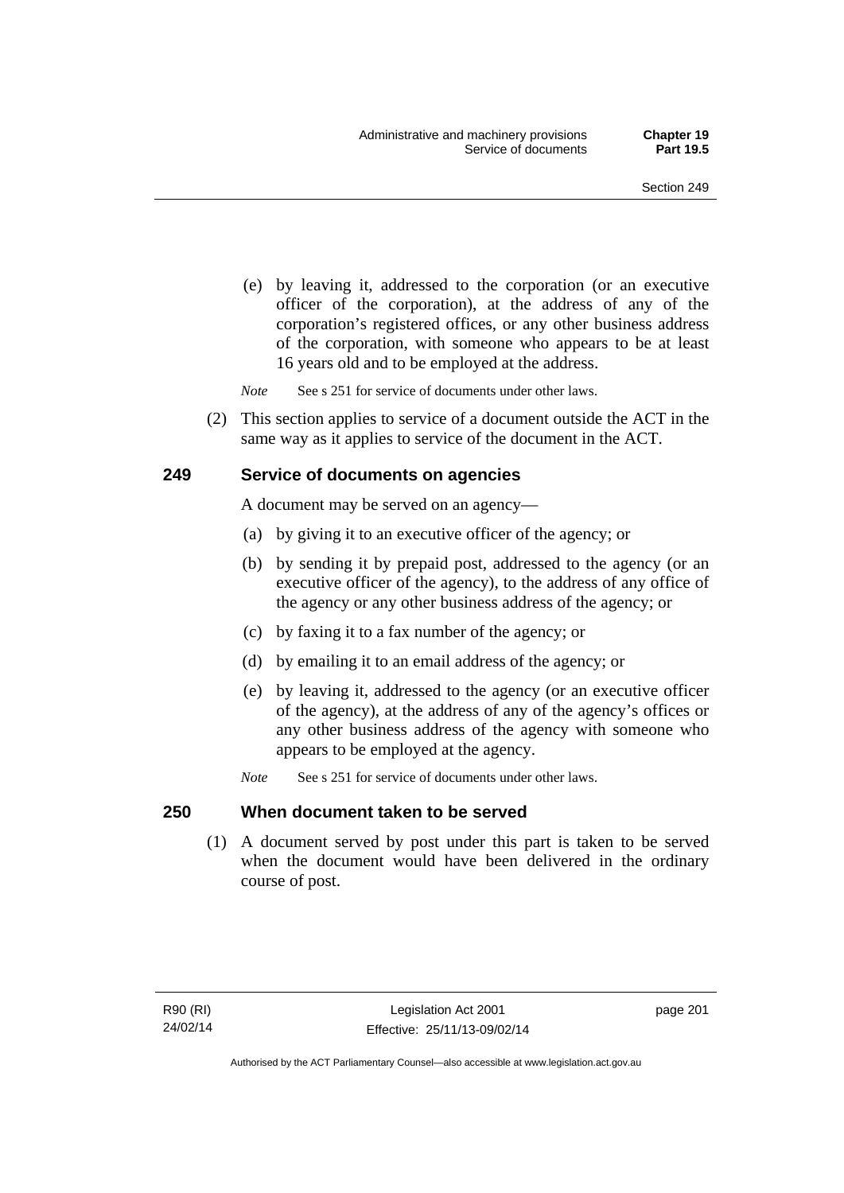(e) by leaving it, addressed to the corporation (or an executive officer of the corporation), at the address of any of the corporation's registered offices, or any other business address of the corporation, with someone who appears to be at least 16 years old and to be employed at the address.

*Note* See s 251 for service of documents under other laws.

(2) This section applies to service of a document outside the ACT in the same way as it applies to service of the document in the ACT.

## 249 Service of documents on agencies

A document may be served on an agency—

(a) by giving it to an executive officer of the agency; or

(b) by sending it by prepaid post, addressed to the agency (or an executive officer of the agency), to the address of any office of the agency or any other business address of the agency; or

(c) by faxing it to a fax number of the agency; or

(d) by emailing it to an email address of the agency; or

(e) by leaving it, addressed to the agency (or an executive officer of the agency), at the address of any of the agency's offices or any other business address of the agency with someone who appears to be employed at the agency.

*Note* See s 251 for service of documents under other laws.

## 250 When document taken to be served

(1) A document served by post under this part is taken to be served when the document would have been delivered in the ordinary course of post.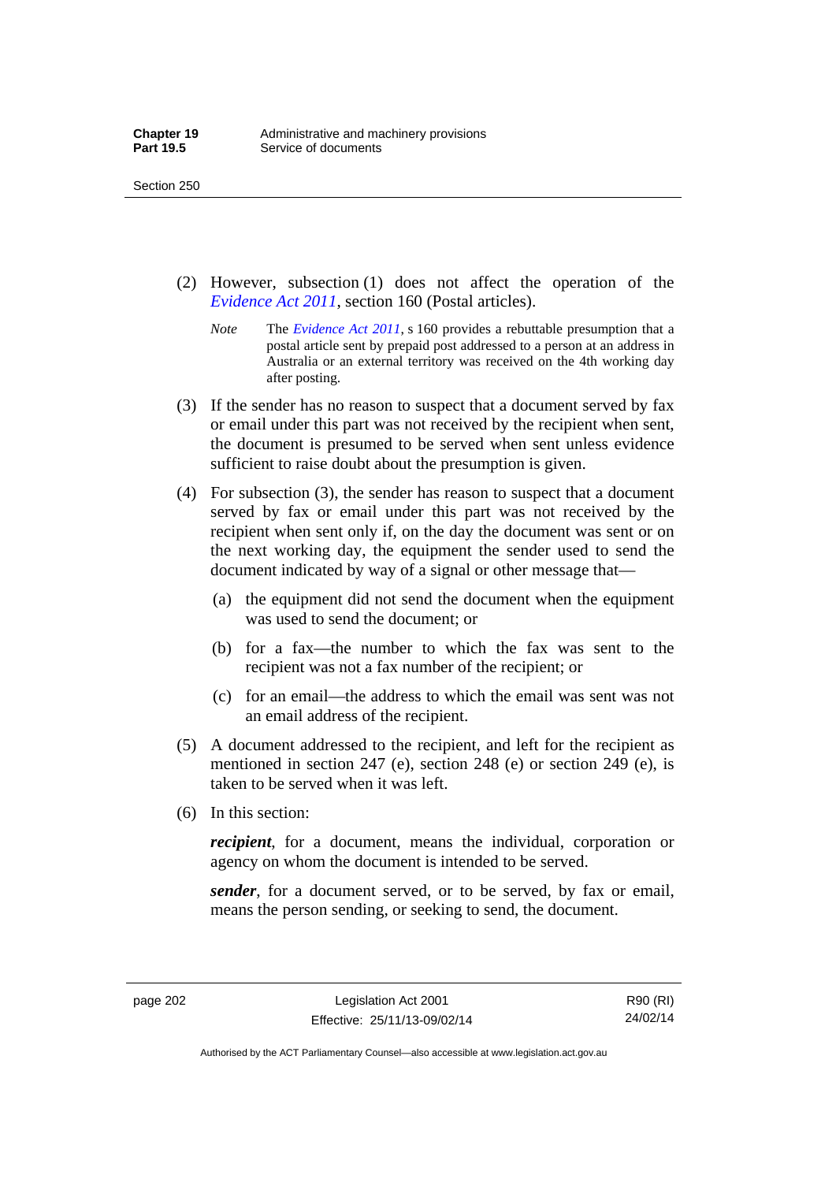(2) However, subsection (1) does not affect the operation of the *Evidence Act 2011*, section 160 (Postal articles).

*Note* The *Evidence Act 2011*, s 160 provides a rebuttable presumption that a postal article sent by prepaid post addressed to a person at an address in Australia or an external territory was received on the 4th working day after posting.

(3) If the sender has no reason to suspect that a document served by fax or email under this part was not received by the recipient when sent, the document is presumed to be served when sent unless evidence sufficient to raise doubt about the presumption is given.

(4) For subsection (3), the sender has reason to suspect that a document served by fax or email under this part was not received by the recipient when sent only if, on the day the document was sent or on the next working day, the equipment the sender used to send the document indicated by way of a signal or other message that—

(a) the equipment did not send the document when the equipment was used to send the document; or

(b) for a fax—the number to which the fax was sent to the recipient was not a fax number of the recipient; or

(c) for an email—the address to which the email was sent was not an email address of the recipient.

(5) A document addressed to the recipient, and left for the recipient as mentioned in section 247 (e), section 248 (e) or section 249 (e), is taken to be served when it was left.

(6) In this section:

***recipient***, for a document, means the individual, corporation or agency on whom the document is intended to be served.

***sender***, for a document served, or to be served, by fax or email, means the person sending, or seeking to send, the document.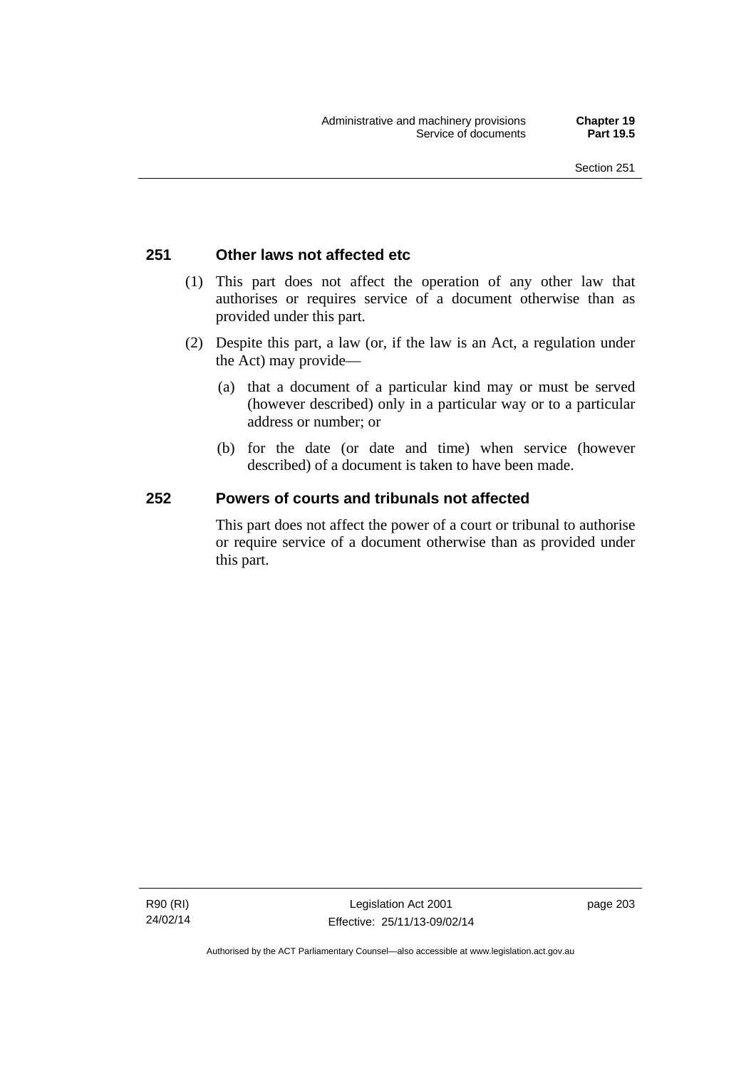### 251 Other laws not affected etc

(1) This part does not affect the operation of any other law that authorises or requires service of a document otherwise than as provided under this part.

(2) Despite this part, a law (or, if the law is an Act, a regulation under the Act) may provide—

(a) that a document of a particular kind may or must be served (however described) only in a particular way or to a particular address or number; or

(b) for the date (or date and time) when service (however described) of a document is taken to have been made.

### 252 Powers of courts and tribunals not affected

This part does not affect the power of a court or tribunal to authorise or require service of a document otherwise than as provided under this part.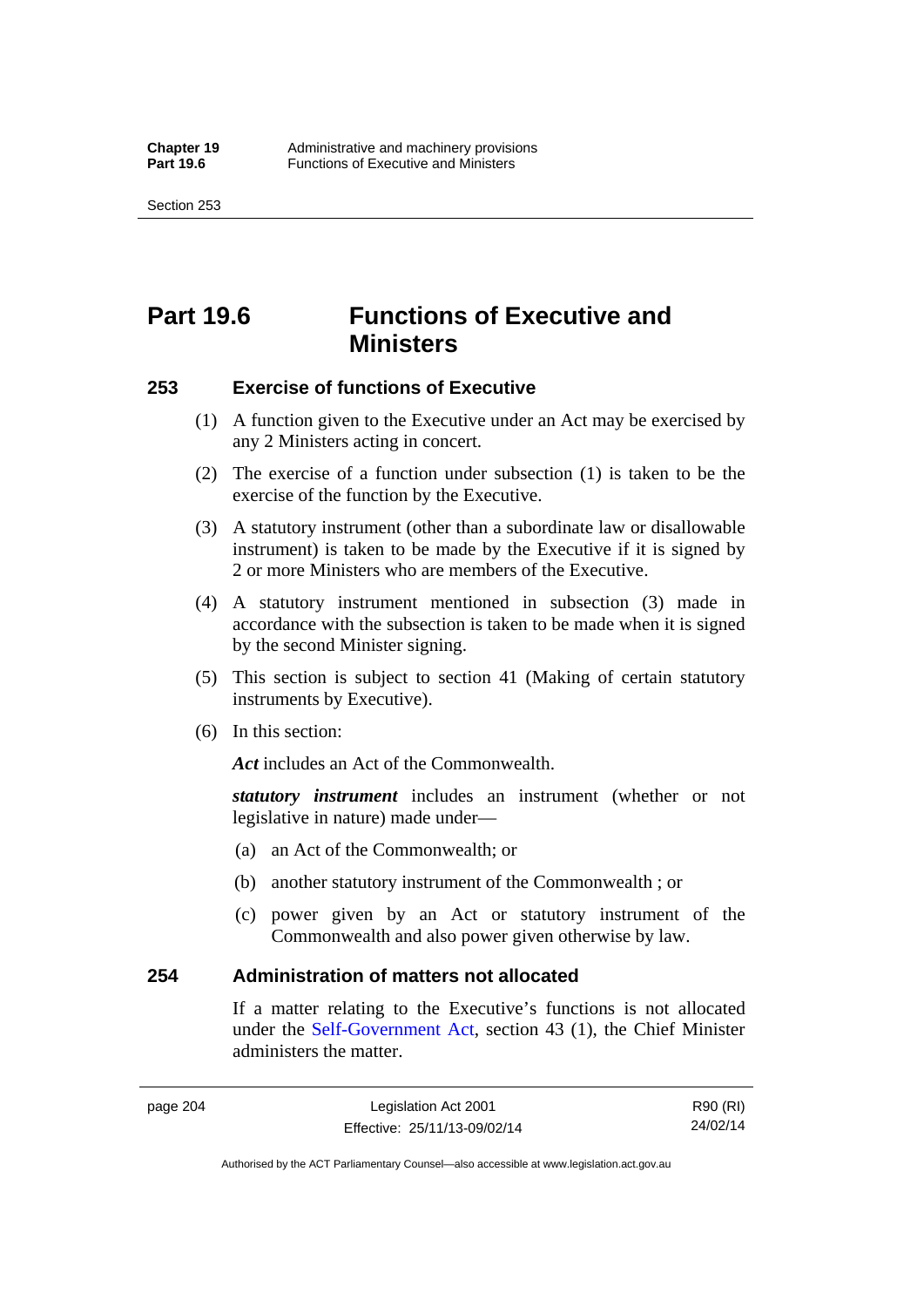# Part 19.6 Functions of Executive and Ministers

## 253 Exercise of functions of Executive

(1) A function given to the Executive under an Act may be exercised by any 2 Ministers acting in concert.

(2) The exercise of a function under subsection (1) is taken to be the exercise of the function by the Executive.

(3) A statutory instrument (other than a subordinate law or disallowable instrument) is taken to be made by the Executive if it is signed by 2 or more Ministers who are members of the Executive.

(4) A statutory instrument mentioned in subsection (3) made in accordance with the subsection is taken to be made when it is signed by the second Minister signing.

(5) This section is subject to section 41 (Making of certain statutory instruments by Executive).

(6) In this section:

***Act*** includes an Act of the Commonwealth.

***statutory instrument*** includes an instrument (whether or not legislative in nature) made under—

(a) an Act of the Commonwealth; or

(b) another statutory instrument of the Commonwealth ; or

(c) power given by an Act or statutory instrument of the Commonwealth and also power given otherwise by law.

## 254 Administration of matters not allocated

If a matter relating to the Executive's functions is not allocated under the Self-Government Act, section 43 (1), the Chief Minister administers the matter.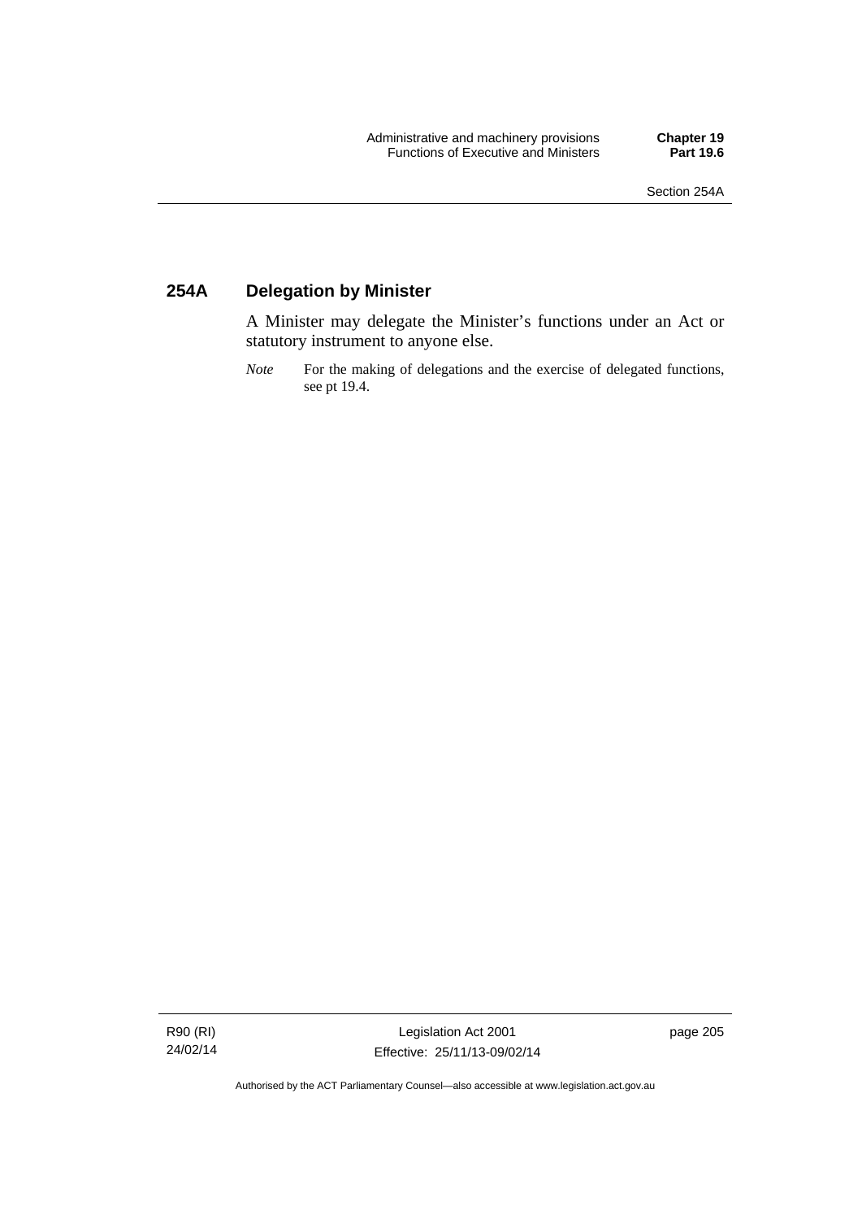### 254A Delegation by Minister

A Minister may delegate the Minister's functions under an Act or statutory instrument to anyone else.

*Note* For the making of delegations and the exercise of delegated functions, see pt 19.4.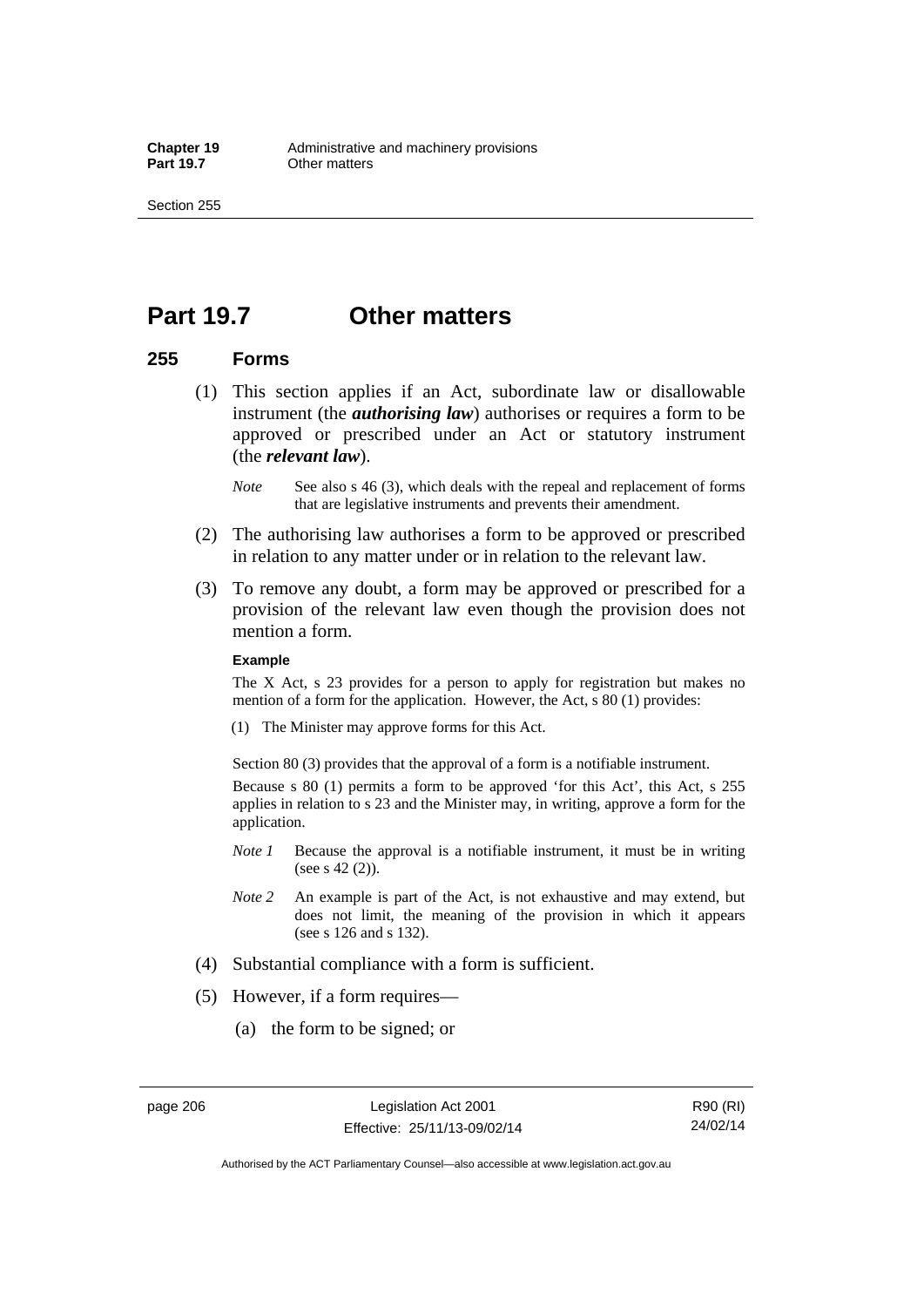# Part 19.7 Other matters

## 255 Forms

(1) This section applies if an Act, subordinate law or disallowable instrument (the ***authorising law***) authorises or requires a form to be approved or prescribed under an Act or statutory instrument (the ***relevant law***).

*Note* See also s 46 (3), which deals with the repeal and replacement of forms that are legislative instruments and prevents their amendment.

(2) The authorising law authorises a form to be approved or prescribed in relation to any matter under or in relation to the relevant law.

(3) To remove any doubt, a form may be approved or prescribed for a provision of the relevant law even though the provision does not mention a form.

**Example**

The X Act, s 23 provides for a person to apply for registration but makes no mention of a form for the application. However, the Act, s 80 (1) provides:

(1) The Minister may approve forms for this Act.

Section 80 (3) provides that the approval of a form is a notifiable instrument.

Because s 80 (1) permits a form to be approved 'for this Act', this Act, s 255 applies in relation to s 23 and the Minister may, in writing, approve a form for the application.

*Note 1* Because the approval is a notifiable instrument, it must be in writing (see s 42 (2)).

*Note 2* An example is part of the Act, is not exhaustive and may extend, but does not limit, the meaning of the provision in which it appears (see s 126 and s 132).

(4) Substantial compliance with a form is sufficient.

(5) However, if a form requires—

(a) the form to be signed; or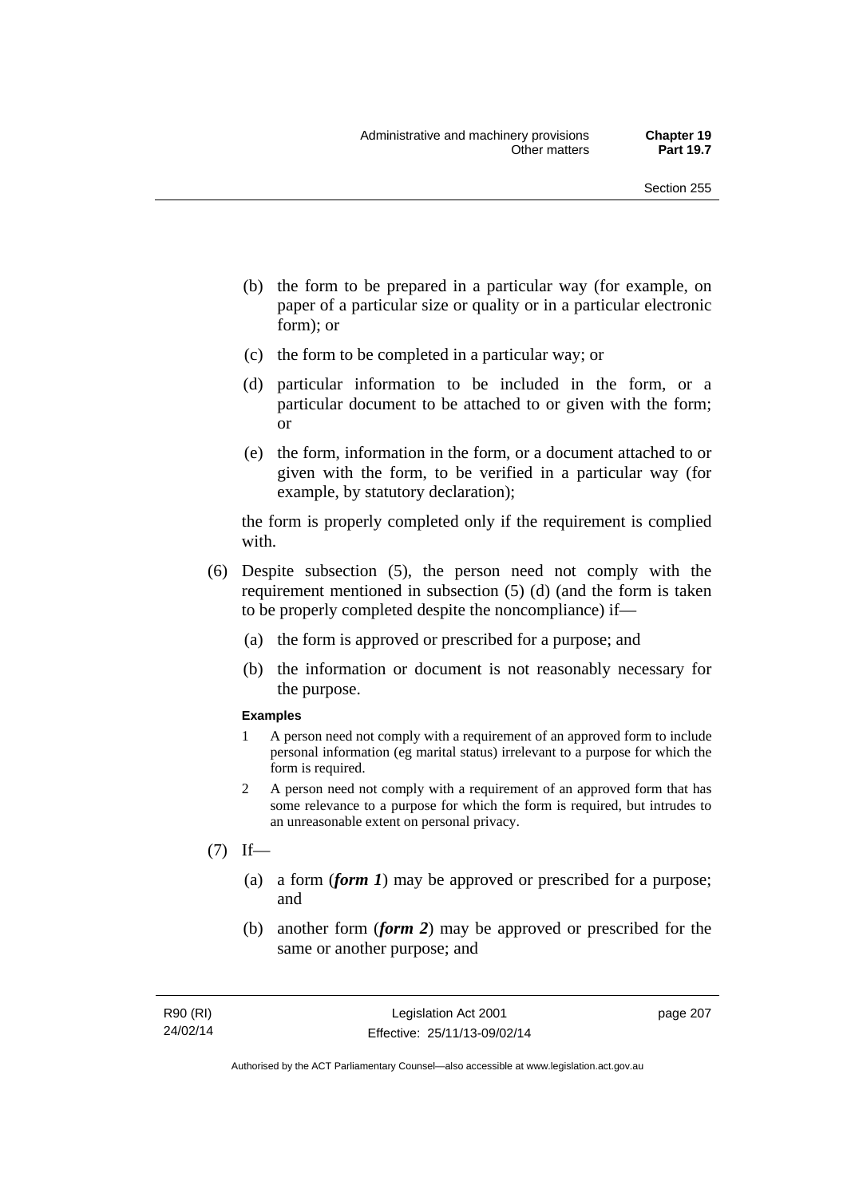(b) the form to be prepared in a particular way (for example, on paper of a particular size or quality or in a particular electronic form); or

(c) the form to be completed in a particular way; or

(d) particular information to be included in the form, or a particular document to be attached to or given with the form; or

(e) the form, information in the form, or a document attached to or given with the form, to be verified in a particular way (for example, by statutory declaration);

the form is properly completed only if the requirement is complied with.

(6) Despite subsection (5), the person need not comply with the requirement mentioned in subsection (5) (d) (and the form is taken to be properly completed despite the noncompliance) if—

(a) the form is approved or prescribed for a purpose; and

(b) the information or document is not reasonably necessary for the purpose.

**Examples**

1 A person need not comply with a requirement of an approved form to include personal information (eg marital status) irrelevant to a purpose for which the form is required.

2 A person need not comply with a requirement of an approved form that has some relevance to a purpose for which the form is required, but intrudes to an unreasonable extent on personal privacy.

(7) If—

(a) a form (***form 1***) may be approved or prescribed for a purpose; and

(b) another form (***form 2***) may be approved or prescribed for the same or another purpose; and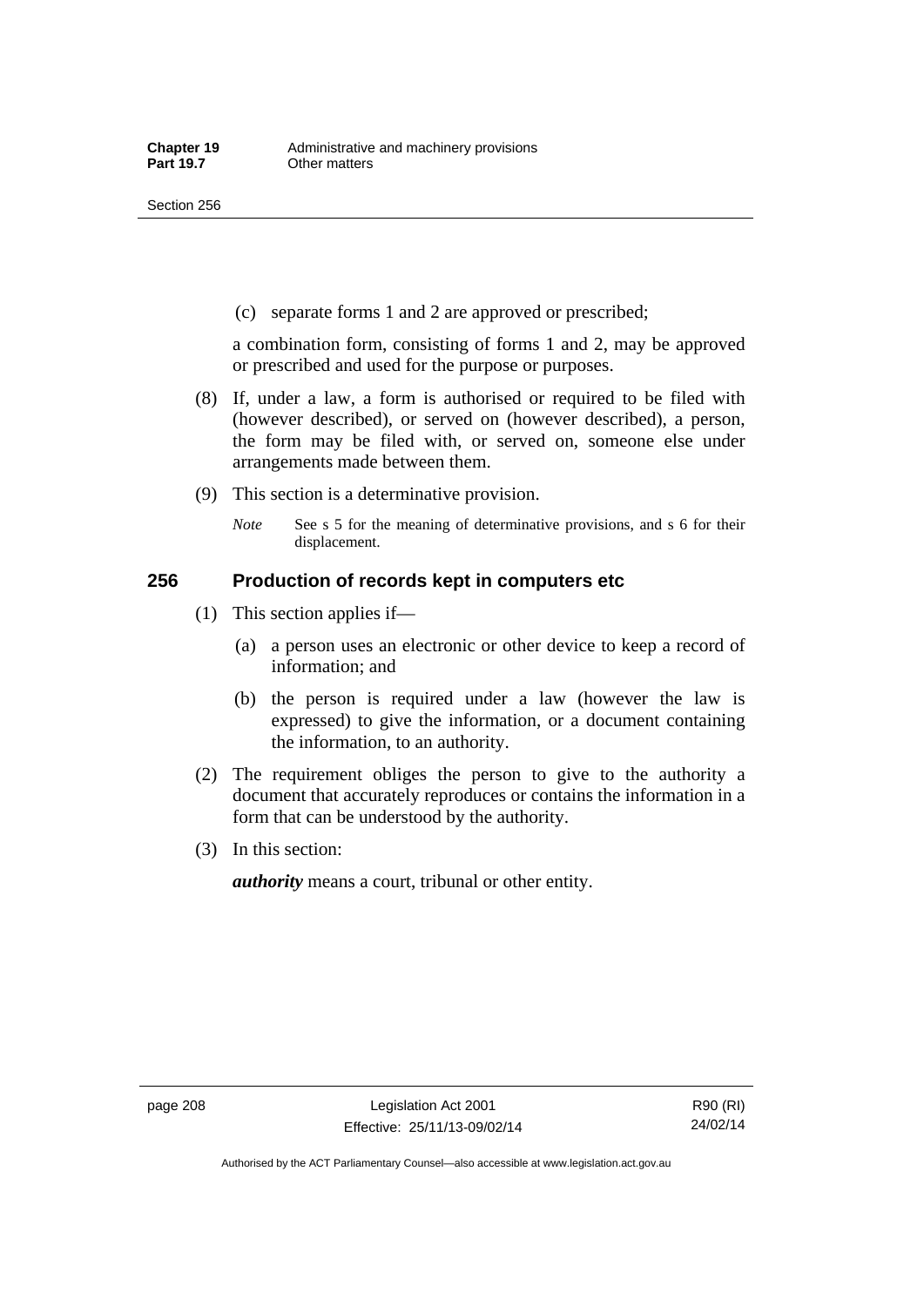(c) separate forms 1 and 2 are approved or prescribed;

a combination form, consisting of forms 1 and 2, may be approved or prescribed and used for the purpose or purposes.

(8) If, under a law, a form is authorised or required to be filed with (however described), or served on (however described), a person, the form may be filed with, or served on, someone else under arrangements made between them.

(9) This section is a determinative provision.

*Note* See s 5 for the meaning of determinative provisions, and s 6 for their displacement.

## 256 Production of records kept in computers etc

(1) This section applies if—

(a) a person uses an electronic or other device to keep a record of information; and

(b) the person is required under a law (however the law is expressed) to give the information, or a document containing the information, to an authority.

(2) The requirement obliges the person to give to the authority a document that accurately reproduces or contains the information in a form that can be understood by the authority.

(3) In this section:

***authority*** means a court, tribunal or other entity.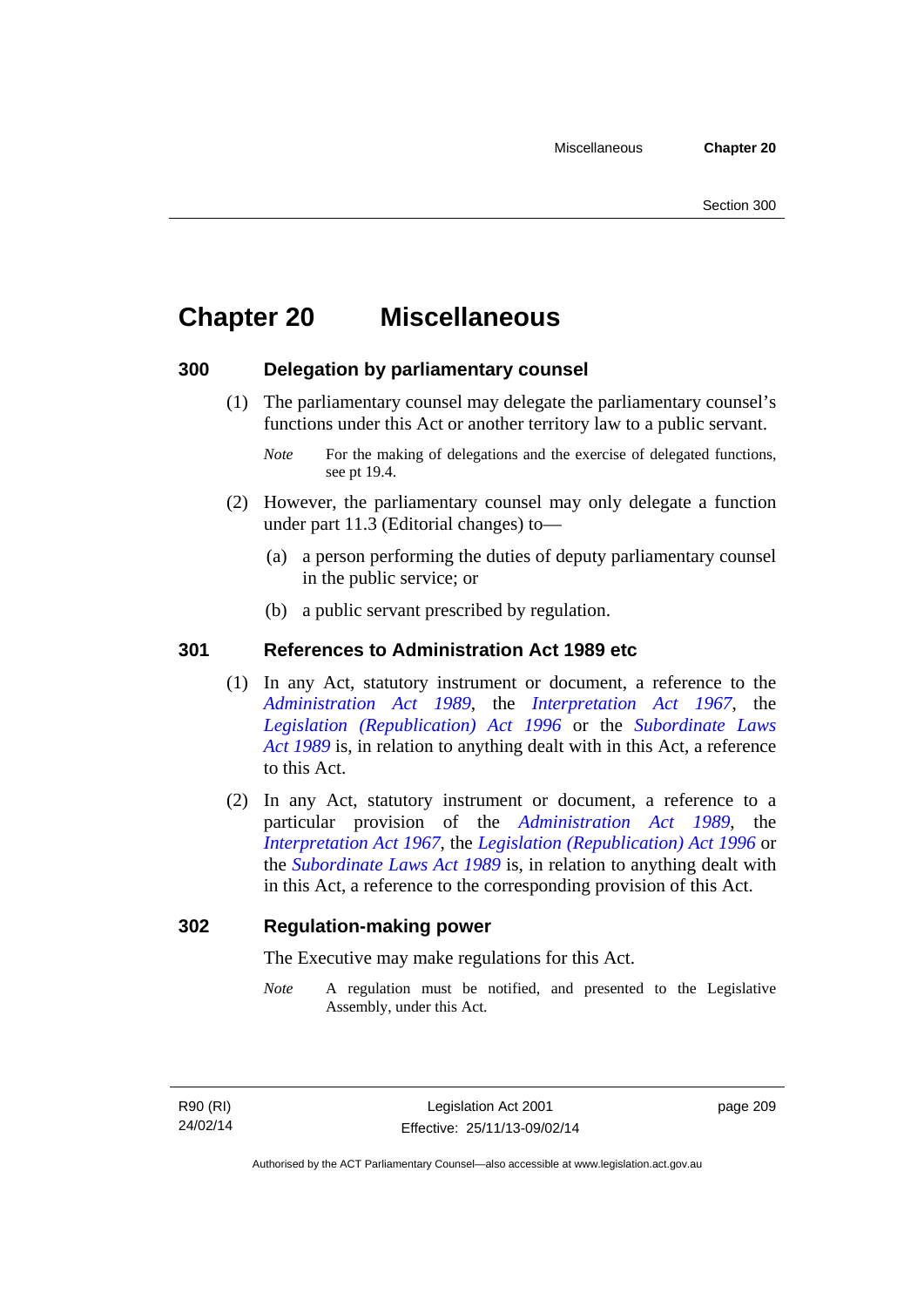# Chapter 20 Miscellaneous

## 300 Delegation by parliamentary counsel

(1) The parliamentary counsel may delegate the parliamentary counsel's functions under this Act or another territory law to a public servant.

*Note* For the making of delegations and the exercise of delegated functions, see pt 19.4.

(2) However, the parliamentary counsel may only delegate a function under part 11.3 (Editorial changes) to—

(a) a person performing the duties of deputy parliamentary counsel in the public service; or

(b) a public servant prescribed by regulation.

## 301 References to Administration Act 1989 etc

(1) In any Act, statutory instrument or document, a reference to the *Administration Act 1989*, the *Interpretation Act 1967*, the *Legislation (Republication) Act 1996* or the *Subordinate Laws Act 1989* is, in relation to anything dealt with in this Act, a reference to this Act.

(2) In any Act, statutory instrument or document, a reference to a particular provision of the *Administration Act 1989*, the *Interpretation Act 1967*, the *Legislation (Republication) Act 1996* or the *Subordinate Laws Act 1989* is, in relation to anything dealt with in this Act, a reference to the corresponding provision of this Act.

## 302 Regulation-making power

The Executive may make regulations for this Act.

*Note* A regulation must be notified, and presented to the Legislative Assembly, under this Act.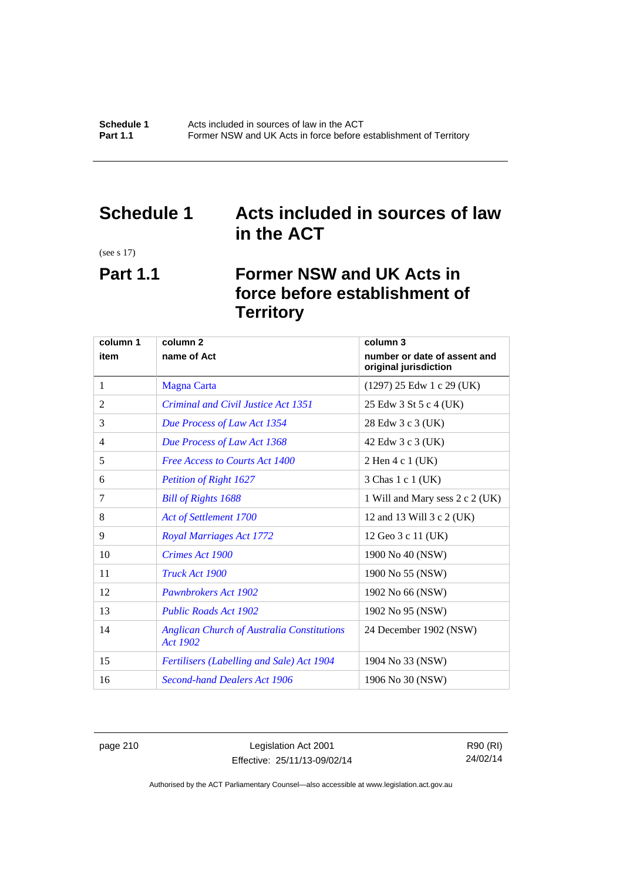# Schedule 1 Acts included in sources of law in the ACT

(see s 17)

## Part 1.1 Former NSW and UK Acts in force before establishment of Territory

| column 1<br>item | column 2<br>name of Act | column 3<br>number or date of assent and original jurisdiction |
|---|---|---|
| 1 | Magna Carta | (1297) 25 Edw 1 c 29 (UK) |
| 2 | *Criminal and Civil Justice Act 1351* | 25 Edw 3 St 5 c 4 (UK) |
| 3 | *Due Process of Law Act 1354* | 28 Edw 3 c 3 (UK) |
| 4 | *Due Process of Law Act 1368* | 42 Edw 3 c 3 (UK) |
| 5 | *Free Access to Courts Act 1400* | 2 Hen 4 c 1 (UK) |
| 6 | *Petition of Right 1627* | 3 Chas 1 c 1 (UK) |
| 7 | *Bill of Rights 1688* | 1 Will and Mary sess 2 c 2 (UK) |
| 8 | *Act of Settlement 1700* | 12 and 13 Will 3 c 2 (UK) |
| 9 | *Royal Marriages Act 1772* | 12 Geo 3 c 11 (UK) |
| 10 | *Crimes Act 1900* | 1900 No 40 (NSW) |
| 11 | *Truck Act 1900* | 1900 No 55 (NSW) |
| 12 | *Pawnbrokers Act 1902* | 1902 No 66 (NSW) |
| 13 | *Public Roads Act 1902* | 1902 No 95 (NSW) |
| 14 | *Anglican Church of Australia Constitutions Act 1902* | 24 December 1902 (NSW) |
| 15 | *Fertilisers (Labelling and Sale) Act 1904* | 1904 No 33 (NSW) |
| 16 | *Second-hand Dealers Act 1906* | 1906 No 30 (NSW) |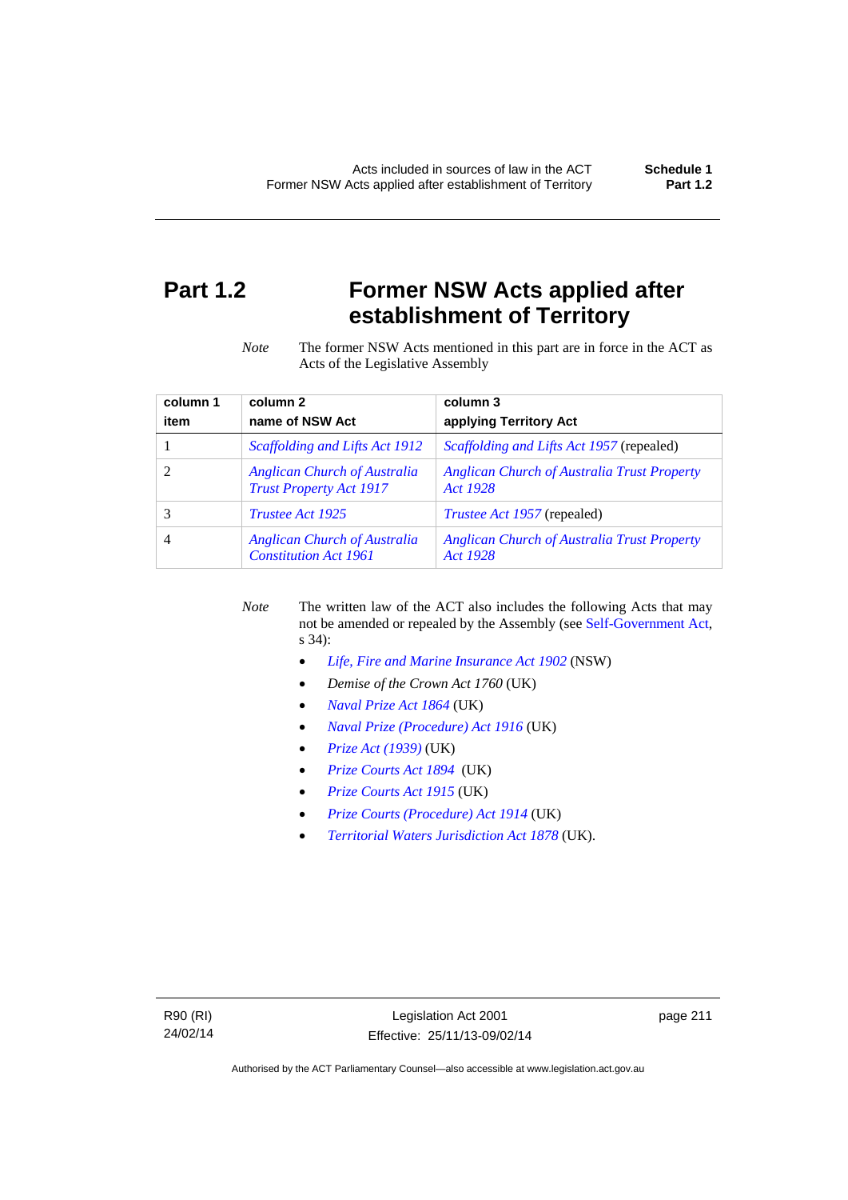# Part 1.2 Former NSW Acts applied after establishment of Territory

*Note* The former NSW Acts mentioned in this part are in force in the ACT as Acts of the Legislative Assembly

| column 1<br>item | column 2<br>name of NSW Act | column 3<br>applying Territory Act |
|---|---|---|
| 1 | *Scaffolding and Lifts Act 1912* | *Scaffolding and Lifts Act 1957* (repealed) |
| 2 | *Anglican Church of Australia Trust Property Act 1917* | *Anglican Church of Australia Trust Property Act 1928* |
| 3 | *Trustee Act 1925* | *Trustee Act 1957* (repealed) |
| 4 | *Anglican Church of Australia Constitution Act 1961* | *Anglican Church of Australia Trust Property Act 1928* |

*Note* The written law of the ACT also includes the following Acts that may not be amended or repealed by the Assembly (see Self-Government Act, s 34):

- *Life, Fire and Marine Insurance Act 1902* (NSW)
- *Demise of the Crown Act 1760* (UK)
- *Naval Prize Act 1864* (UK)
- *Naval Prize (Procedure) Act 1916* (UK)
- *Prize Act (1939)* (UK)
- *Prize Courts Act 1894* (UK)
- *Prize Courts Act 1915* (UK)
- *Prize Courts (Procedure) Act 1914* (UK)
- *Territorial Waters Jurisdiction Act 1878* (UK).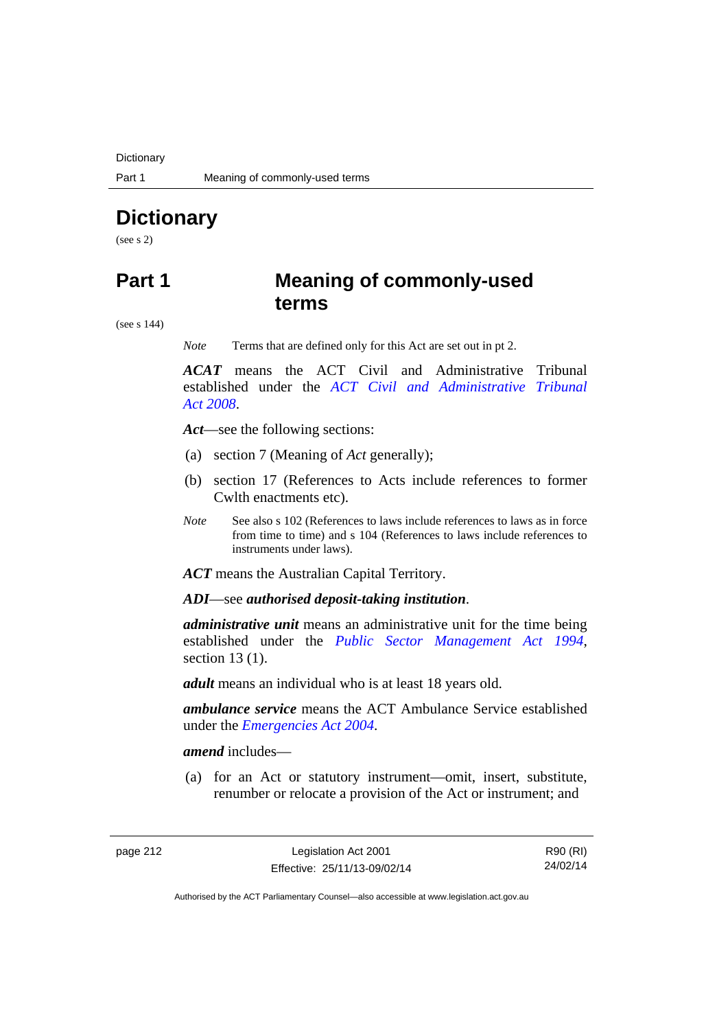# Dictionary

(see s 2)

## Part 1 Meaning of commonly-used terms

(see s 144)

*Note* Terms that are defined only for this Act are set out in pt 2.

***ACAT*** means the ACT Civil and Administrative Tribunal established under the *ACT Civil and Administrative Tribunal Act 2008*.

***Act***—see the following sections:

(a) section 7 (Meaning of *Act* generally);

(b) section 17 (References to Acts include references to former Cwlth enactments etc).

*Note* See also s 102 (References to laws include references to laws as in force from time to time) and s 104 (References to laws include references to instruments under laws).

***ACT*** means the Australian Capital Territory.

***ADI***—see ***authorised deposit-taking institution***.

***administrative unit*** means an administrative unit for the time being established under the *Public Sector Management Act 1994*, section 13 (1).

***adult*** means an individual who is at least 18 years old.

***ambulance service*** means the ACT Ambulance Service established under the *Emergencies Act 2004*.

***amend*** includes—

(a) for an Act or statutory instrument—omit, insert, substitute, renumber or relocate a provision of the Act or instrument; and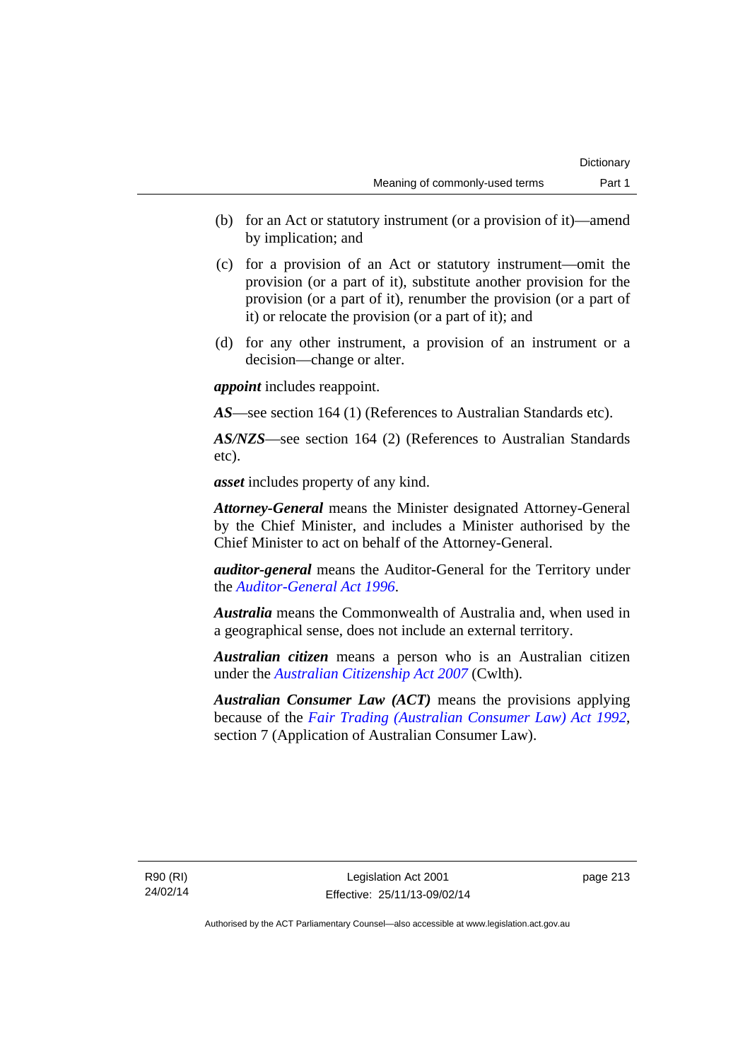(b) for an Act or statutory instrument (or a provision of it)—amend by implication; and

(c) for a provision of an Act or statutory instrument—omit the provision (or a part of it), substitute another provision for the provision (or a part of it), renumber the provision (or a part of it) or relocate the provision (or a part of it); and

(d) for any other instrument, a provision of an instrument or a decision—change or alter.

***appoint*** includes reappoint.

***AS***—see section 164 (1) (References to Australian Standards etc).

***AS/NZS***—see section 164 (2) (References to Australian Standards etc).

***asset*** includes property of any kind.

***Attorney-General*** means the Minister designated Attorney-General by the Chief Minister, and includes a Minister authorised by the Chief Minister to act on behalf of the Attorney-General.

***auditor-general*** means the Auditor-General for the Territory under the *Auditor-General Act 1996*.

***Australia*** means the Commonwealth of Australia and, when used in a geographical sense, does not include an external territory.

***Australian citizen*** means a person who is an Australian citizen under the *Australian Citizenship Act 2007* (Cwlth).

***Australian Consumer Law (ACT)*** means the provisions applying because of the *Fair Trading (Australian Consumer Law) Act 1992*, section 7 (Application of Australian Consumer Law).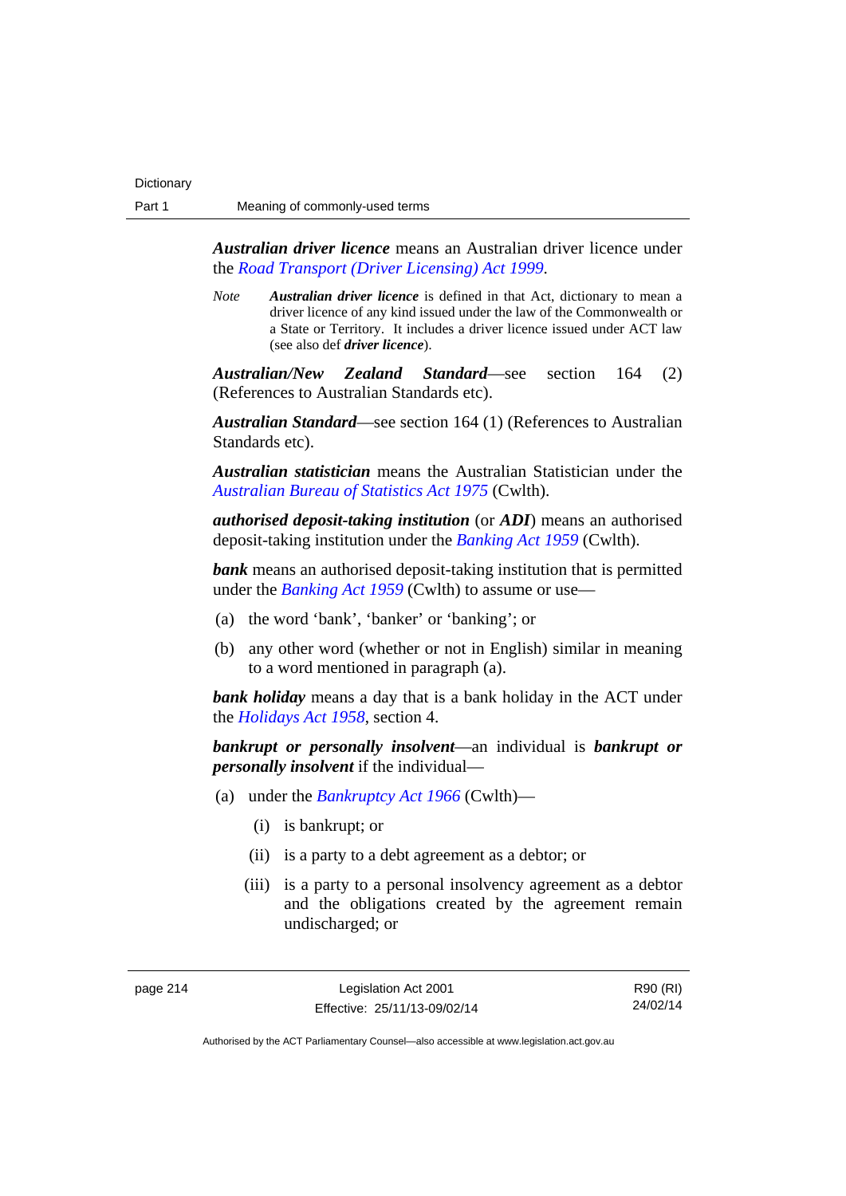***Australian driver licence*** means an Australian driver licence under the *Road Transport (Driver Licensing) Act 1999*.

*Note* ***Australian driver licence*** is defined in that Act, dictionary to mean a driver licence of any kind issued under the law of the Commonwealth or a State or Territory. It includes a driver licence issued under ACT law (see also def ***driver licence***).

***Australian/New Zealand Standard***—see section 164 (2) (References to Australian Standards etc).

***Australian Standard***—see section 164 (1) (References to Australian Standards etc).

***Australian statistician*** means the Australian Statistician under the *Australian Bureau of Statistics Act 1975* (Cwlth).

***authorised deposit-taking institution*** (or ***ADI***) means an authorised deposit-taking institution under the *Banking Act 1959* (Cwlth).

***bank*** means an authorised deposit-taking institution that is permitted under the *Banking Act 1959* (Cwlth) to assume or use—

(a) the word 'bank', 'banker' or 'banking'; or

(b) any other word (whether or not in English) similar in meaning to a word mentioned in paragraph (a).

***bank holiday*** means a day that is a bank holiday in the ACT under the *Holidays Act 1958*, section 4.

***bankrupt or personally insolvent***—an individual is ***bankrupt or personally insolvent*** if the individual—

(a) under the *Bankruptcy Act 1966* (Cwlth)—

  (i) is bankrupt; or

  (ii) is a party to a debt agreement as a debtor; or

  (iii) is a party to a personal insolvency agreement as a debtor and the obligations created by the agreement remain undischarged; or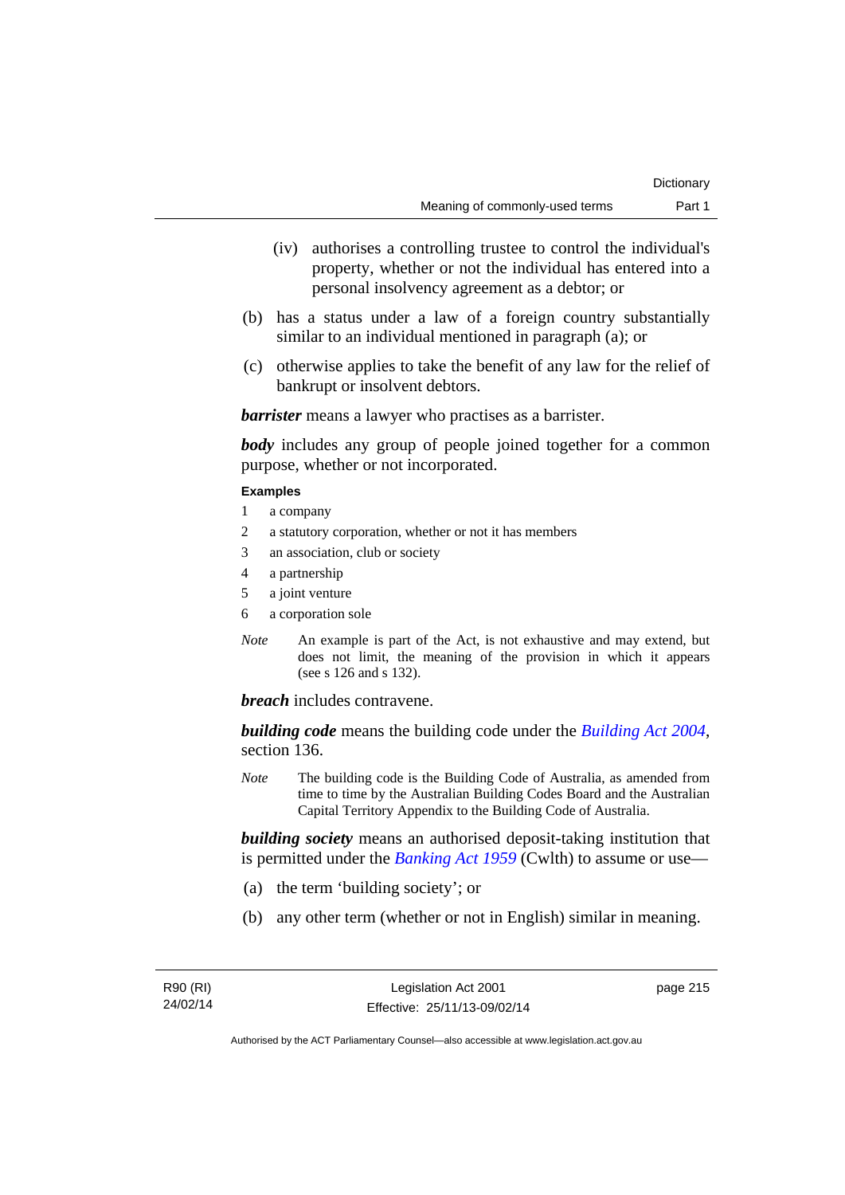(iv) authorises a controlling trustee to control the individual's property, whether or not the individual has entered into a personal insolvency agreement as a debtor; or

(b) has a status under a law of a foreign country substantially similar to an individual mentioned in paragraph (a); or

(c) otherwise applies to take the benefit of any law for the relief of bankrupt or insolvent debtors.

***barrister*** means a lawyer who practises as a barrister.

***body*** includes any group of people joined together for a common purpose, whether or not incorporated.

**Examples**

1 a company
2 a statutory corporation, whether or not it has members
3 an association, club or society
4 a partnership
5 a joint venture
6 a corporation sole

*Note* An example is part of the Act, is not exhaustive and may extend, but does not limit, the meaning of the provision in which it appears (see s 126 and s 132).

***breach*** includes contravene.

***building code*** means the building code under the *Building Act 2004*, section 136.

*Note* The building code is the Building Code of Australia, as amended from time to time by the Australian Building Codes Board and the Australian Capital Territory Appendix to the Building Code of Australia.

***building society*** means an authorised deposit-taking institution that is permitted under the *Banking Act 1959* (Cwlth) to assume or use—

(a) the term 'building society'; or

(b) any other term (whether or not in English) similar in meaning.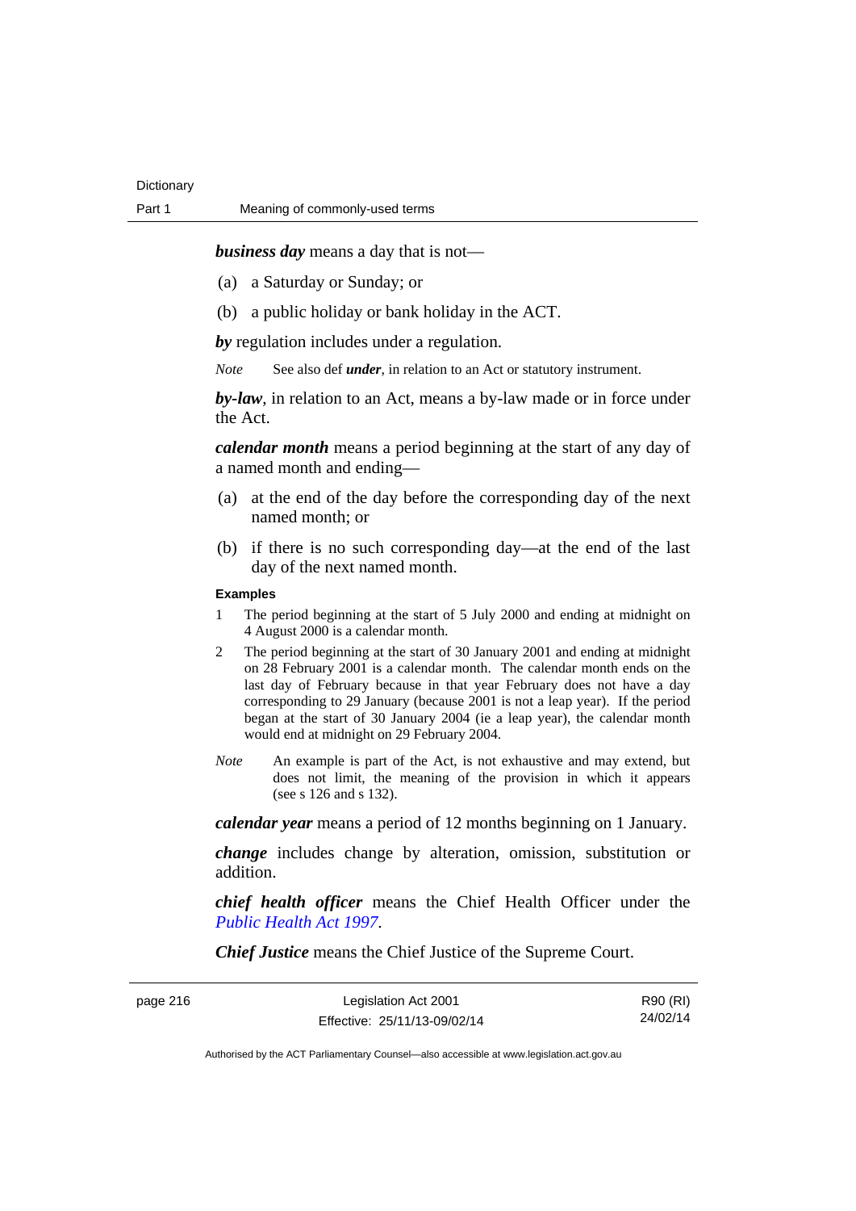***business day*** means a day that is not—

(a) a Saturday or Sunday; or

(b) a public holiday or bank holiday in the ACT.

***by*** regulation includes under a regulation.

*Note* See also def ***under***, in relation to an Act or statutory instrument.

***by-law***, in relation to an Act, means a by-law made or in force under the Act.

***calendar month*** means a period beginning at the start of any day of a named month and ending—

(a) at the end of the day before the corresponding day of the next named month; or

(b) if there is no such corresponding day—at the end of the last day of the next named month.

**Examples**

1 The period beginning at the start of 5 July 2000 and ending at midnight on 4 August 2000 is a calendar month.

2 The period beginning at the start of 30 January 2001 and ending at midnight on 28 February 2001 is a calendar month. The calendar month ends on the last day of February because in that year February does not have a day corresponding to 29 January (because 2001 is not a leap year). If the period began at the start of 30 January 2004 (ie a leap year), the calendar month would end at midnight on 29 February 2004.

*Note* An example is part of the Act, is not exhaustive and may extend, but does not limit, the meaning of the provision in which it appears (see s 126 and s 132).

***calendar year*** means a period of 12 months beginning on 1 January.

***change*** includes change by alteration, omission, substitution or addition.

***chief health officer*** means the Chief Health Officer under the *Public Health Act 1997*.

***Chief Justice*** means the Chief Justice of the Supreme Court.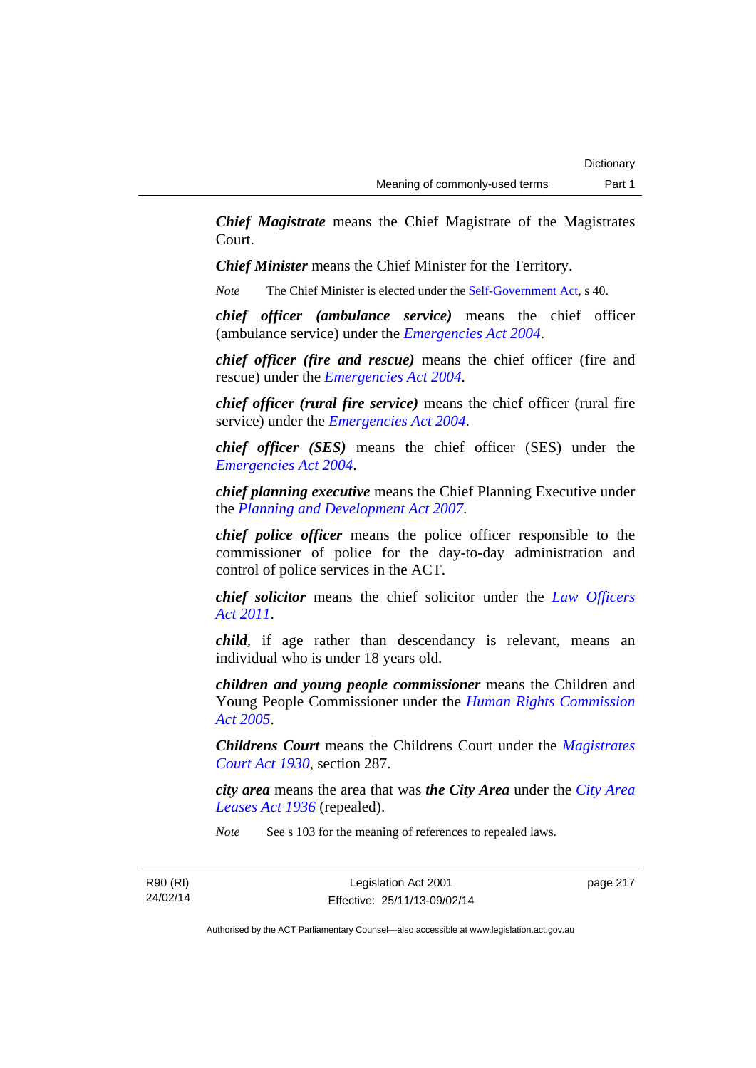***Chief Magistrate*** means the Chief Magistrate of the Magistrates Court.

***Chief Minister*** means the Chief Minister for the Territory.

*Note* The Chief Minister is elected under the Self-Government Act, s 40.

***chief officer (ambulance service)*** means the chief officer (ambulance service) under the *Emergencies Act 2004*.

***chief officer (fire and rescue)*** means the chief officer (fire and rescue) under the *Emergencies Act 2004*.

***chief officer (rural fire service)*** means the chief officer (rural fire service) under the *Emergencies Act 2004*.

***chief officer (SES)*** means the chief officer (SES) under the *Emergencies Act 2004*.

***chief planning executive*** means the Chief Planning Executive under the *Planning and Development Act 2007*.

***chief police officer*** means the police officer responsible to the commissioner of police for the day-to-day administration and control of police services in the ACT.

***chief solicitor*** means the chief solicitor under the *Law Officers Act 2011*.

***child***, if age rather than descendancy is relevant, means an individual who is under 18 years old.

***children and young people commissioner*** means the Children and Young People Commissioner under the *Human Rights Commission Act 2005*.

***Childrens Court*** means the Childrens Court under the *Magistrates Court Act 1930*, section 287.

***city area*** means the area that was ***the City Area*** under the *City Area Leases Act 1936* (repealed).

*Note* See s 103 for the meaning of references to repealed laws.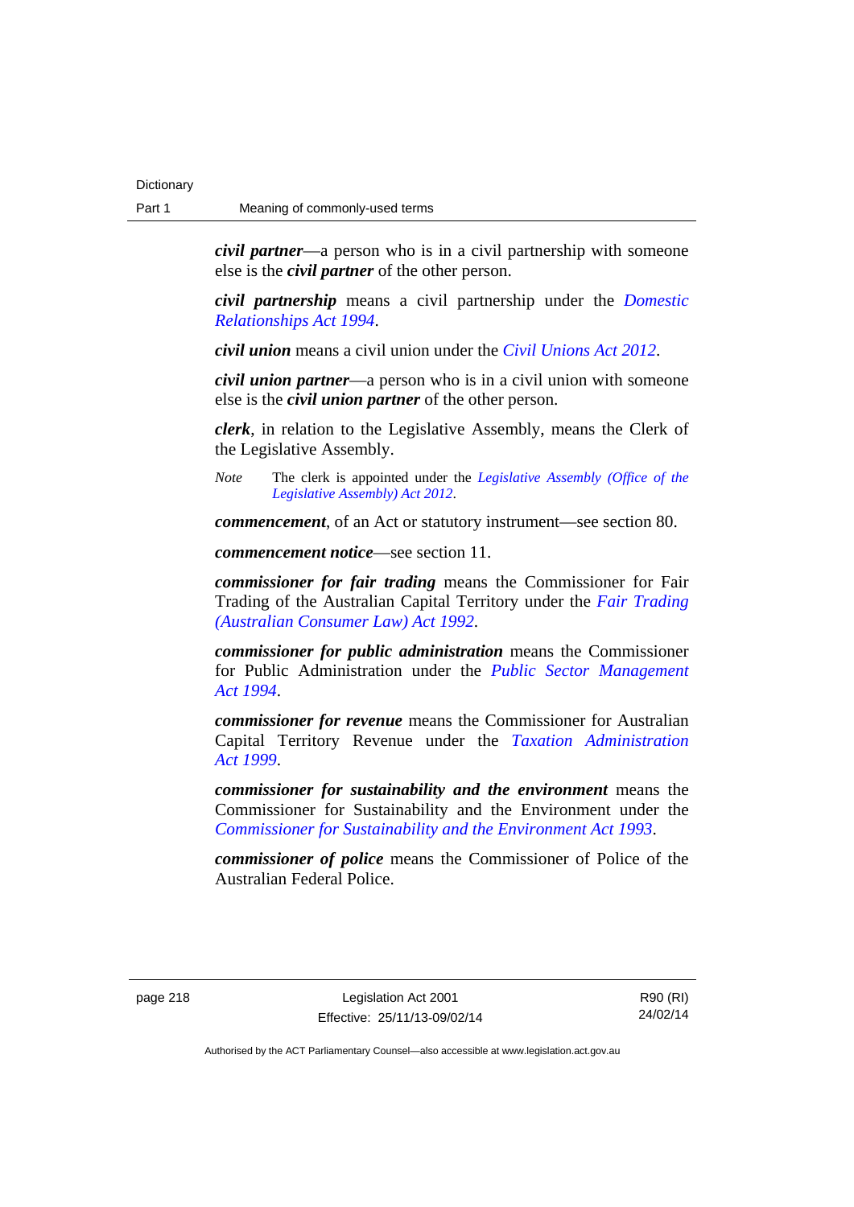***civil partner***—a person who is in a civil partnership with someone else is the ***civil partner*** of the other person.

***civil partnership*** means a civil partnership under the *Domestic Relationships Act 1994*.

***civil union*** means a civil union under the *Civil Unions Act 2012*.

***civil union partner***—a person who is in a civil union with someone else is the ***civil union partner*** of the other person.

***clerk***, in relation to the Legislative Assembly, means the Clerk of the Legislative Assembly.

*Note* The clerk is appointed under the *Legislative Assembly (Office of the Legislative Assembly) Act 2012*.

***commencement***, of an Act or statutory instrument—see section 80.

***commencement notice***—see section 11.

***commissioner for fair trading*** means the Commissioner for Fair Trading of the Australian Capital Territory under the *Fair Trading (Australian Consumer Law) Act 1992*.

***commissioner for public administration*** means the Commissioner for Public Administration under the *Public Sector Management Act 1994*.

***commissioner for revenue*** means the Commissioner for Australian Capital Territory Revenue under the *Taxation Administration Act 1999*.

***commissioner for sustainability and the environment*** means the Commissioner for Sustainability and the Environment under the *Commissioner for Sustainability and the Environment Act 1993*.

***commissioner of police*** means the Commissioner of Police of the Australian Federal Police.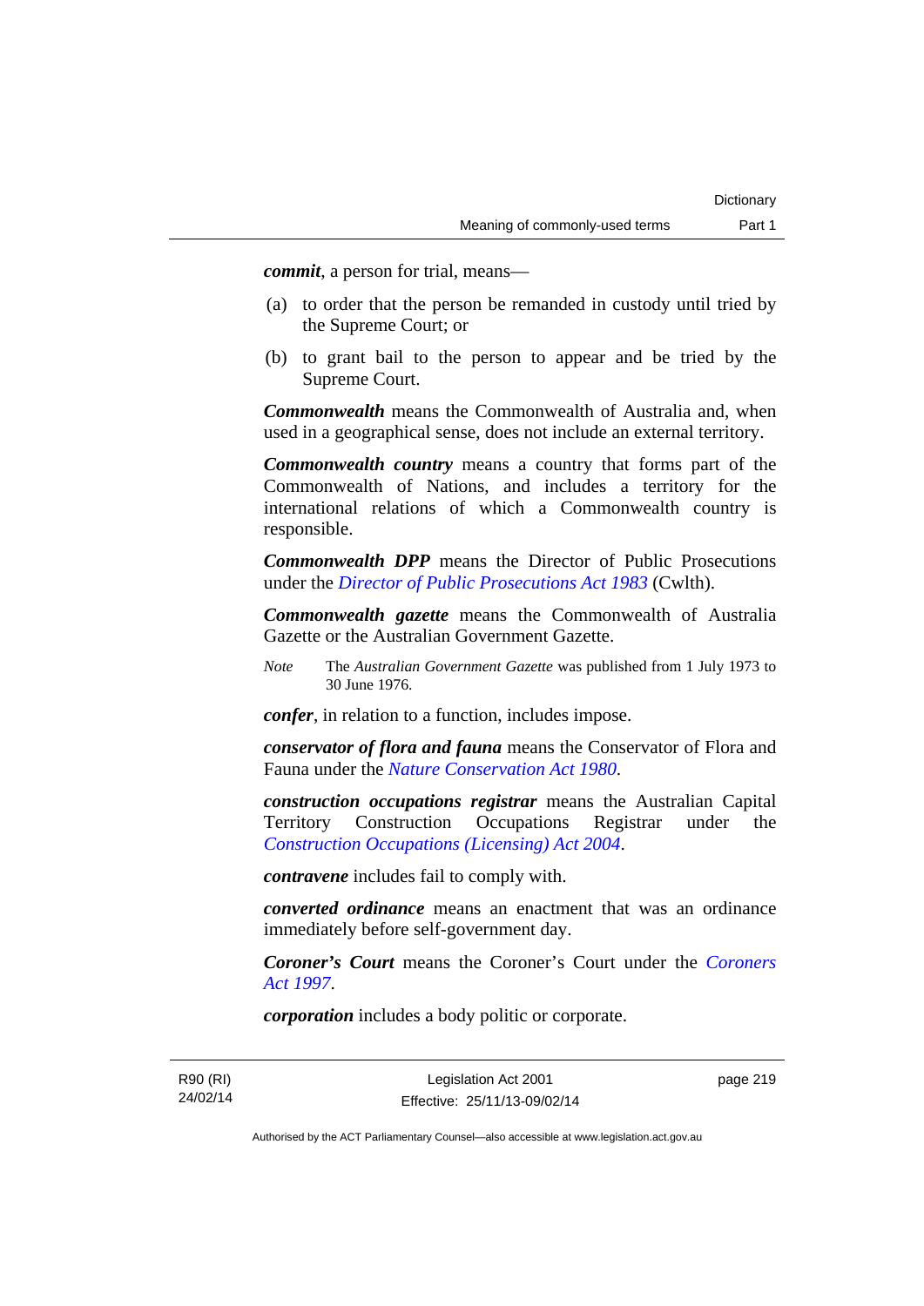***commit***, a person for trial, means—

(a) to order that the person be remanded in custody until tried by the Supreme Court; or

(b) to grant bail to the person to appear and be tried by the Supreme Court.

***Commonwealth*** means the Commonwealth of Australia and, when used in a geographical sense, does not include an external territory.

***Commonwealth country*** means a country that forms part of the Commonwealth of Nations, and includes a territory for the international relations of which a Commonwealth country is responsible.

***Commonwealth DPP*** means the Director of Public Prosecutions under the *Director of Public Prosecutions Act 1983* (Cwlth).

***Commonwealth gazette*** means the Commonwealth of Australia Gazette or the Australian Government Gazette.

*Note* The *Australian Government Gazette* was published from 1 July 1973 to 30 June 1976.

***confer***, in relation to a function, includes impose.

***conservator of flora and fauna*** means the Conservator of Flora and Fauna under the *Nature Conservation Act 1980*.

***construction occupations registrar*** means the Australian Capital Territory Construction Occupations Registrar under the *Construction Occupations (Licensing) Act 2004*.

***contravene*** includes fail to comply with.

***converted ordinance*** means an enactment that was an ordinance immediately before self-government day.

***Coroner's Court*** means the Coroner's Court under the *Coroners Act 1997*.

***corporation*** includes a body politic or corporate.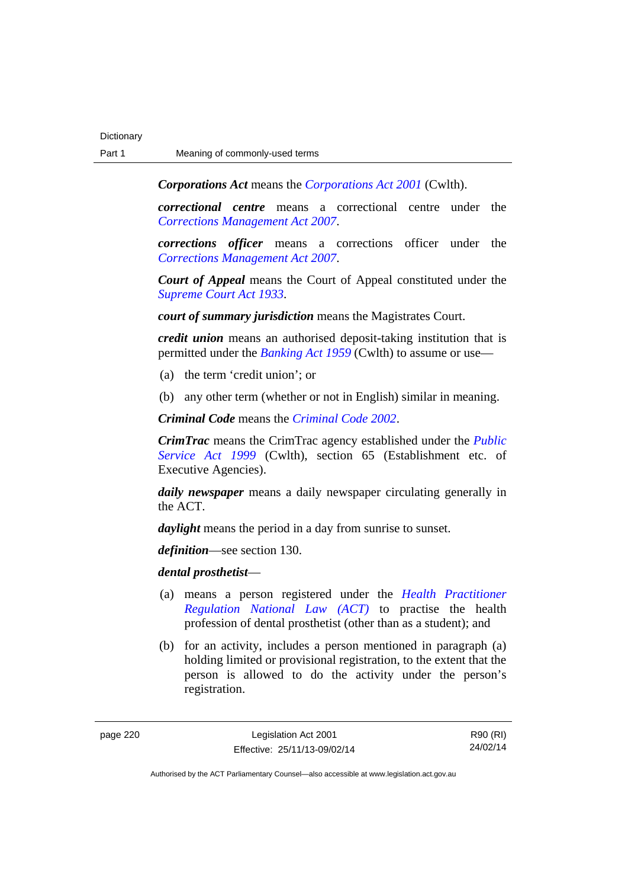***Corporations Act*** means the *Corporations Act 2001* (Cwlth).

***correctional centre*** means a correctional centre under the *Corrections Management Act 2007*.

***corrections officer*** means a corrections officer under the *Corrections Management Act 2007*.

***Court of Appeal*** means the Court of Appeal constituted under the *Supreme Court Act 1933*.

***court of summary jurisdiction*** means the Magistrates Court.

***credit union*** means an authorised deposit-taking institution that is permitted under the *Banking Act 1959* (Cwlth) to assume or use—

(a) the term 'credit union'; or

(b) any other term (whether or not in English) similar in meaning.

***Criminal Code*** means the *Criminal Code 2002*.

***CrimTrac*** means the CrimTrac agency established under the *Public Service Act 1999* (Cwlth), section 65 (Establishment etc. of Executive Agencies).

***daily newspaper*** means a daily newspaper circulating generally in the ACT.

***daylight*** means the period in a day from sunrise to sunset.

***definition***—see section 130.

***dental prosthetist***—

(a) means a person registered under the *Health Practitioner Regulation National Law (ACT)* to practise the health profession of dental prosthetist (other than as a student); and

(b) for an activity, includes a person mentioned in paragraph (a) holding limited or provisional registration, to the extent that the person is allowed to do the activity under the person's registration.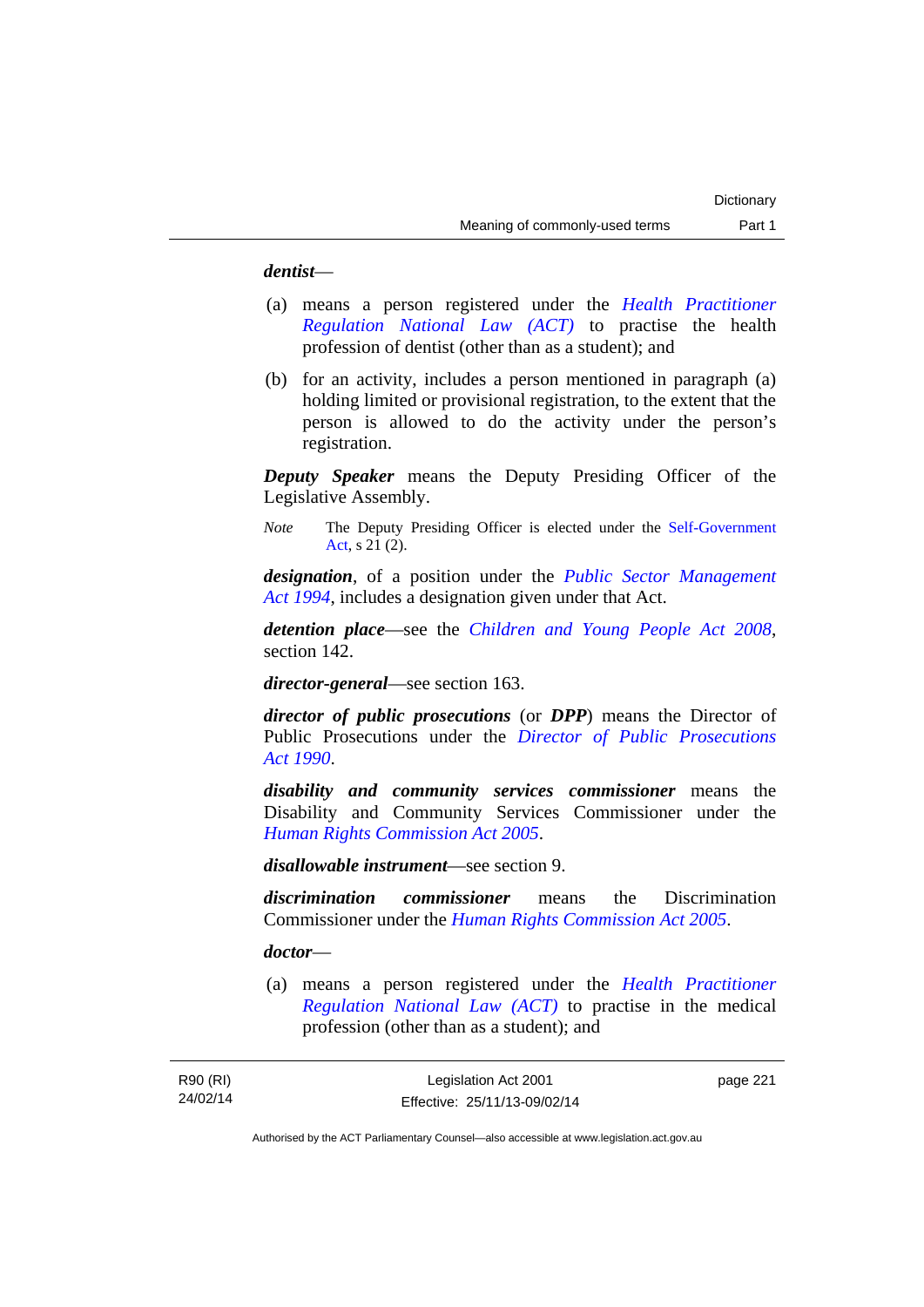***dentist***—

(a) means a person registered under the *Health Practitioner Regulation National Law (ACT)* to practise the health profession of dentist (other than as a student); and

(b) for an activity, includes a person mentioned in paragraph (a) holding limited or provisional registration, to the extent that the person is allowed to do the activity under the person's registration.

***Deputy Speaker*** means the Deputy Presiding Officer of the Legislative Assembly.

*Note* The Deputy Presiding Officer is elected under the Self-Government Act, s 21 (2).

***designation***, of a position under the *Public Sector Management Act 1994*, includes a designation given under that Act.

***detention place***—see the *Children and Young People Act 2008*, section 142.

***director-general***—see section 163.

***director of public prosecutions*** (or ***DPP***) means the Director of Public Prosecutions under the *Director of Public Prosecutions Act 1990*.

***disability and community services commissioner*** means the Disability and Community Services Commissioner under the *Human Rights Commission Act 2005*.

***disallowable instrument***—see section 9.

***discrimination commissioner*** means the Discrimination Commissioner under the *Human Rights Commission Act 2005*.

***doctor***—

(a) means a person registered under the *Health Practitioner Regulation National Law (ACT)* to practise in the medical profession (other than as a student); and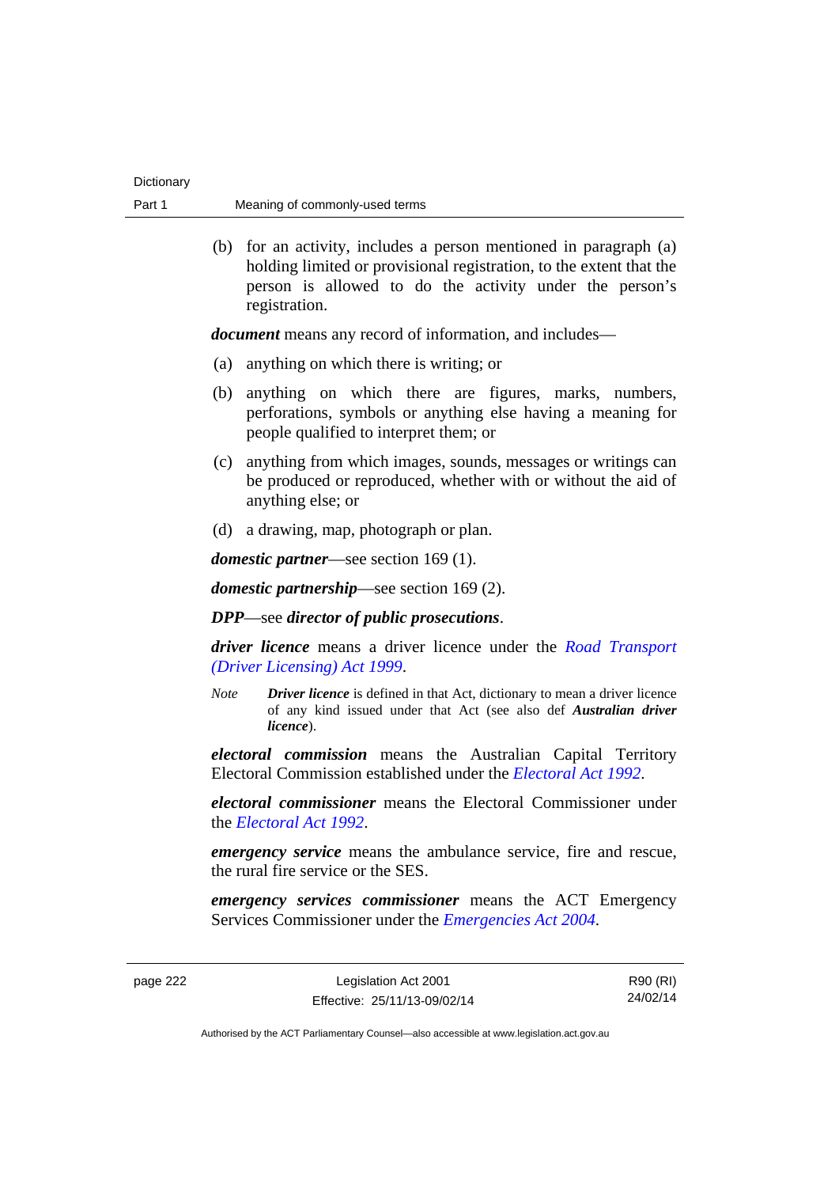(b) for an activity, includes a person mentioned in paragraph (a) holding limited or provisional registration, to the extent that the person is allowed to do the activity under the person's registration.

***document*** means any record of information, and includes—

(a) anything on which there is writing; or

(b) anything on which there are figures, marks, numbers, perforations, symbols or anything else having a meaning for people qualified to interpret them; or

(c) anything from which images, sounds, messages or writings can be produced or reproduced, whether with or without the aid of anything else; or

(d) a drawing, map, photograph or plan.

***domestic partner***—see section 169 (1).

***domestic partnership***—see section 169 (2).

***DPP***—see ***director of public prosecutions***.

***driver licence*** means a driver licence under the *Road Transport (Driver Licensing) Act 1999*.

*Note* ***Driver licence*** is defined in that Act, dictionary to mean a driver licence of any kind issued under that Act (see also def ***Australian driver licence***).

***electoral commission*** means the Australian Capital Territory Electoral Commission established under the *Electoral Act 1992*.

***electoral commissioner*** means the Electoral Commissioner under the *Electoral Act 1992*.

***emergency service*** means the ambulance service, fire and rescue, the rural fire service or the SES.

***emergency services commissioner*** means the ACT Emergency Services Commissioner under the *Emergencies Act 2004*.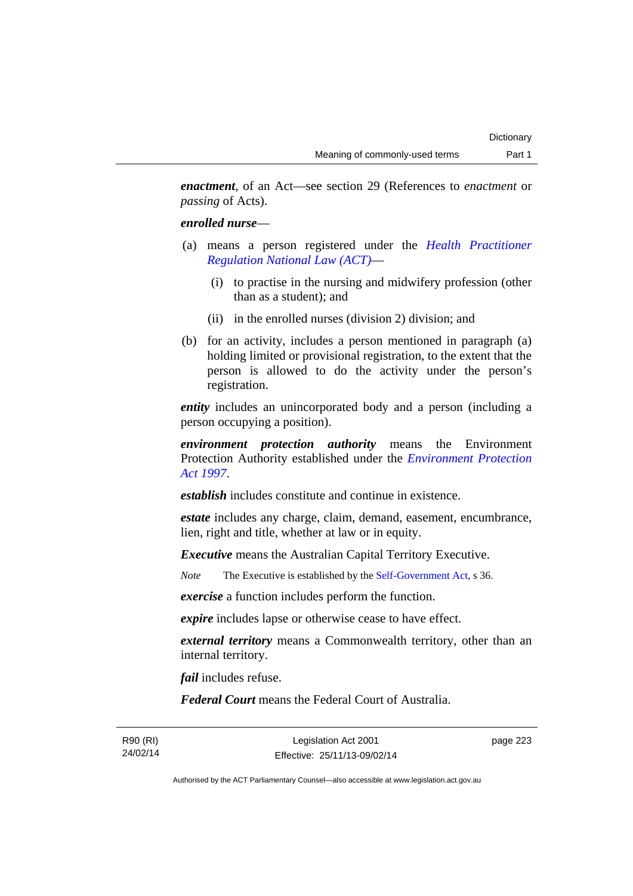***enactment***, of an Act—see section 29 (References to *enactment* or *passing* of Acts).

***enrolled nurse***—

(a) means a person registered under the *Health Practitioner Regulation National Law (ACT)*—

  (i) to practise in the nursing and midwifery profession (other than as a student); and

  (ii) in the enrolled nurses (division 2) division; and

(b) for an activity, includes a person mentioned in paragraph (a) holding limited or provisional registration, to the extent that the person is allowed to do the activity under the person's registration.

***entity*** includes an unincorporated body and a person (including a person occupying a position).

***environment protection authority*** means the Environment Protection Authority established under the *Environment Protection Act 1997*.

***establish*** includes constitute and continue in existence.

***estate*** includes any charge, claim, demand, easement, encumbrance, lien, right and title, whether at law or in equity.

***Executive*** means the Australian Capital Territory Executive.

*Note* The Executive is established by the Self-Government Act, s 36.

***exercise*** a function includes perform the function.

***expire*** includes lapse or otherwise cease to have effect.

***external territory*** means a Commonwealth territory, other than an internal territory.

***fail*** includes refuse.

***Federal Court*** means the Federal Court of Australia.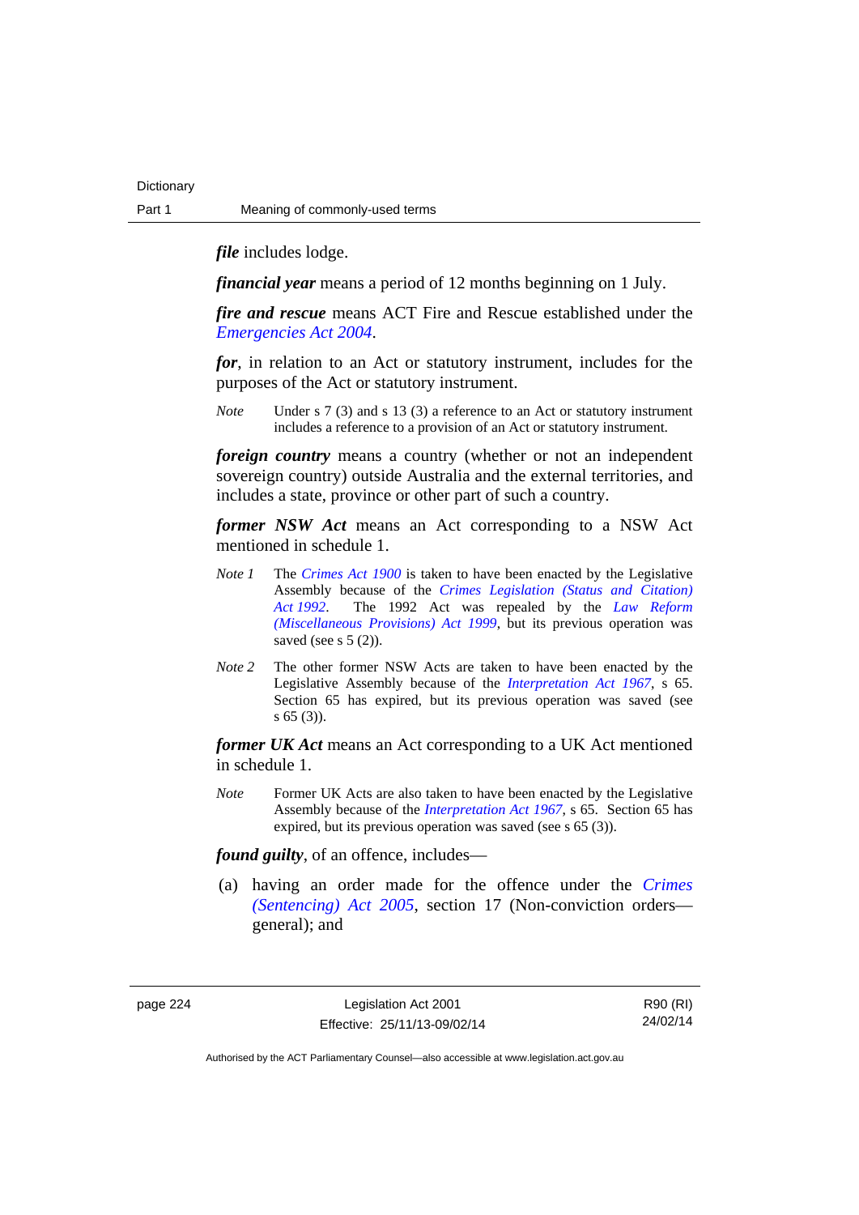***file*** includes lodge.

***financial year*** means a period of 12 months beginning on 1 July.

***fire and rescue*** means ACT Fire and Rescue established under the *Emergencies Act 2004*.

***for***, in relation to an Act or statutory instrument, includes for the purposes of the Act or statutory instrument.

*Note* Under s 7 (3) and s 13 (3) a reference to an Act or statutory instrument includes a reference to a provision of an Act or statutory instrument.

***foreign country*** means a country (whether or not an independent sovereign country) outside Australia and the external territories, and includes a state, province or other part of such a country.

***former NSW Act*** means an Act corresponding to a NSW Act mentioned in schedule 1.

*Note 1* The *Crimes Act 1900* is taken to have been enacted by the Legislative Assembly because of the *Crimes Legislation (Status and Citation) Act 1992*. The 1992 Act was repealed by the *Law Reform (Miscellaneous Provisions) Act 1999*, but its previous operation was saved (see s 5 (2)).

*Note 2* The other former NSW Acts are taken to have been enacted by the Legislative Assembly because of the *Interpretation Act 1967*, s 65. Section 65 has expired, but its previous operation was saved (see s 65 (3)).

***former UK Act*** means an Act corresponding to a UK Act mentioned in schedule 1.

*Note* Former UK Acts are also taken to have been enacted by the Legislative Assembly because of the *Interpretation Act 1967*, s 65. Section 65 has expired, but its previous operation was saved (see s 65 (3)).

***found guilty***, of an offence, includes—

(a) having an order made for the offence under the *Crimes (Sentencing) Act 2005*, section 17 (Non-conviction orders—general); and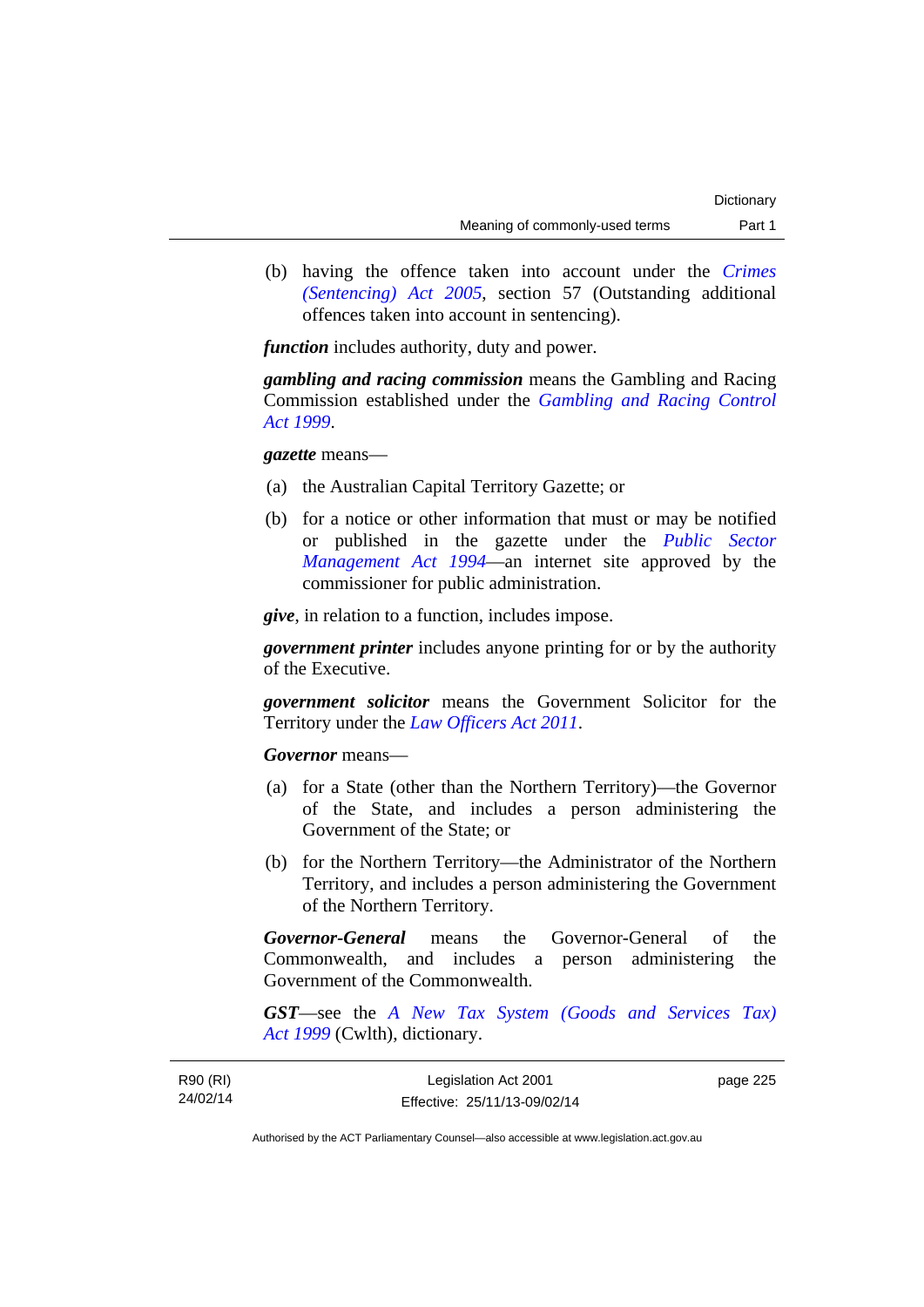(b) having the offence taken into account under the *Crimes (Sentencing) Act 2005*, section 57 (Outstanding additional offences taken into account in sentencing).

***function*** includes authority, duty and power.

***gambling and racing commission*** means the Gambling and Racing Commission established under the *Gambling and Racing Control Act 1999*.

***gazette*** means—

(a) the Australian Capital Territory Gazette; or

(b) for a notice or other information that must or may be notified or published in the gazette under the *Public Sector Management Act 1994*—an internet site approved by the commissioner for public administration.

***give***, in relation to a function, includes impose.

***government printer*** includes anyone printing for or by the authority of the Executive.

***government solicitor*** means the Government Solicitor for the Territory under the *Law Officers Act 2011*.

***Governor*** means—

(a) for a State (other than the Northern Territory)—the Governor of the State, and includes a person administering the Government of the State; or

(b) for the Northern Territory—the Administrator of the Northern Territory, and includes a person administering the Government of the Northern Territory.

***Governor-General*** means the Governor-General of the Commonwealth, and includes a person administering the Government of the Commonwealth.

***GST***—see the *A New Tax System (Goods and Services Tax) Act 1999* (Cwlth), dictionary.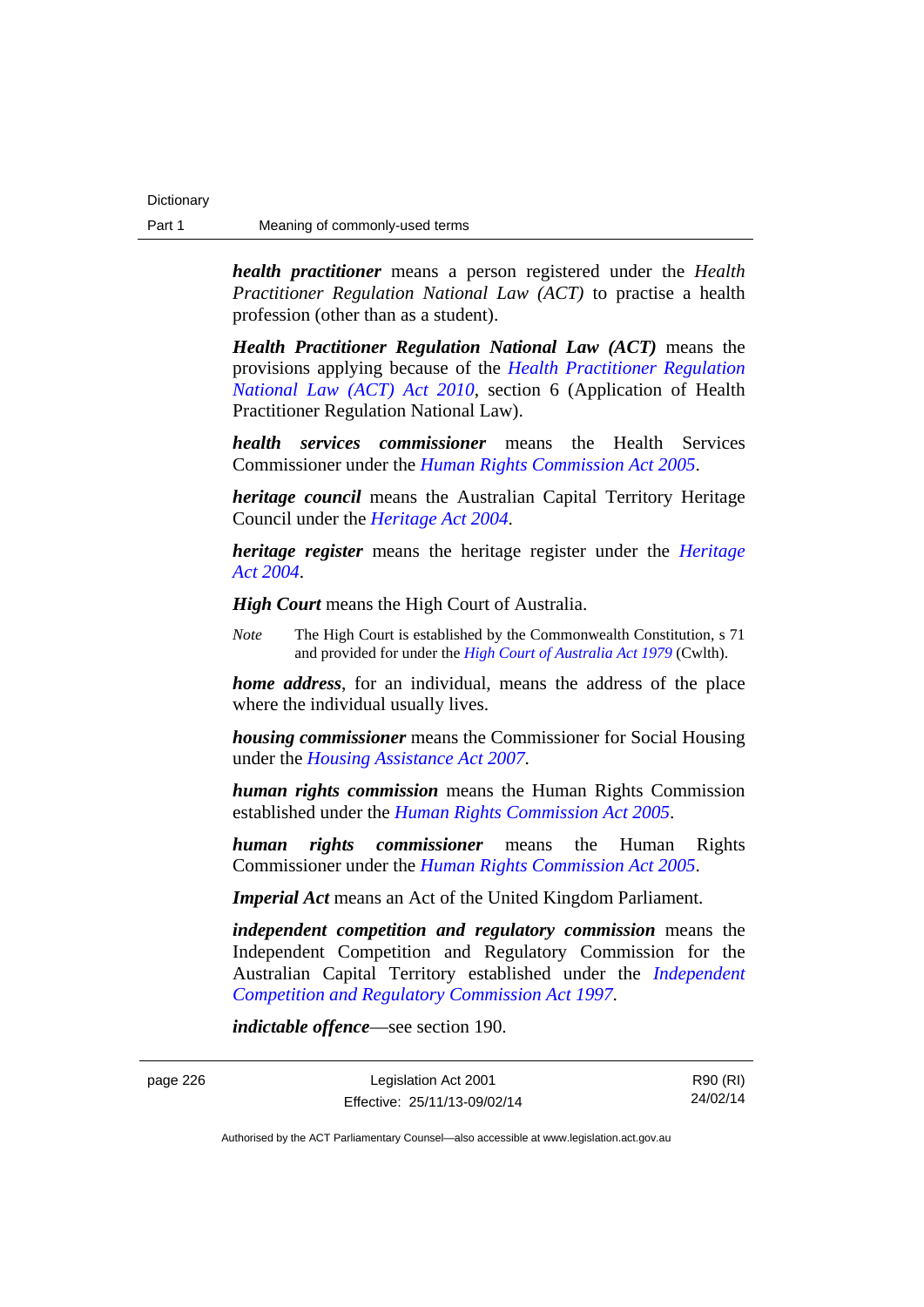***health practitioner*** means a person registered under the *Health Practitioner Regulation National Law (ACT)* to practise a health profession (other than as a student).

***Health Practitioner Regulation National Law (ACT)*** means the provisions applying because of the *Health Practitioner Regulation National Law (ACT) Act 2010*, section 6 (Application of Health Practitioner Regulation National Law).

***health services commissioner*** means the Health Services Commissioner under the *Human Rights Commission Act 2005*.

***heritage council*** means the Australian Capital Territory Heritage Council under the *Heritage Act 2004*.

***heritage register*** means the heritage register under the *Heritage Act 2004*.

***High Court*** means the High Court of Australia.

*Note* The High Court is established by the Commonwealth Constitution, s 71 and provided for under the *High Court of Australia Act 1979* (Cwlth).

***home address***, for an individual, means the address of the place where the individual usually lives.

***housing commissioner*** means the Commissioner for Social Housing under the *Housing Assistance Act 2007*.

***human rights commission*** means the Human Rights Commission established under the *Human Rights Commission Act 2005*.

***human rights commissioner*** means the Human Rights Commissioner under the *Human Rights Commission Act 2005*.

***Imperial Act*** means an Act of the United Kingdom Parliament.

***independent competition and regulatory commission*** means the Independent Competition and Regulatory Commission for the Australian Capital Territory established under the *Independent Competition and Regulatory Commission Act 1997*.

***indictable offence***—see section 190.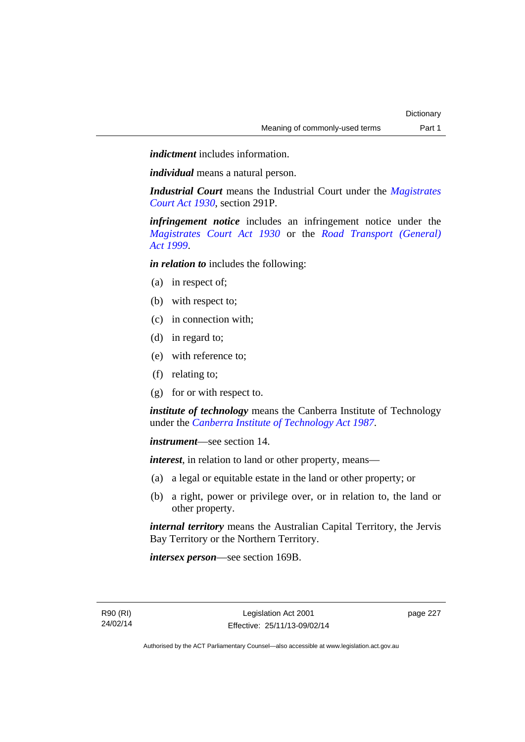***indictment*** includes information.

***individual*** means a natural person.

***Industrial Court*** means the Industrial Court under the *Magistrates Court Act 1930*, section 291P.

***infringement notice*** includes an infringement notice under the *Magistrates Court Act 1930* or the *Road Transport (General) Act 1999*.

***in relation to*** includes the following:

(a) in respect of;

(b) with respect to;

(c) in connection with;

(d) in regard to;

(e) with reference to;

(f) relating to;

(g) for or with respect to.

***institute of technology*** means the Canberra Institute of Technology under the *Canberra Institute of Technology Act 1987*.

***instrument***—see section 14.

***interest***, in relation to land or other property, means—

(a) a legal or equitable estate in the land or other property; or

(b) a right, power or privilege over, or in relation to, the land or other property.

***internal territory*** means the Australian Capital Territory, the Jervis Bay Territory or the Northern Territory.

***intersex person***—see section 169B.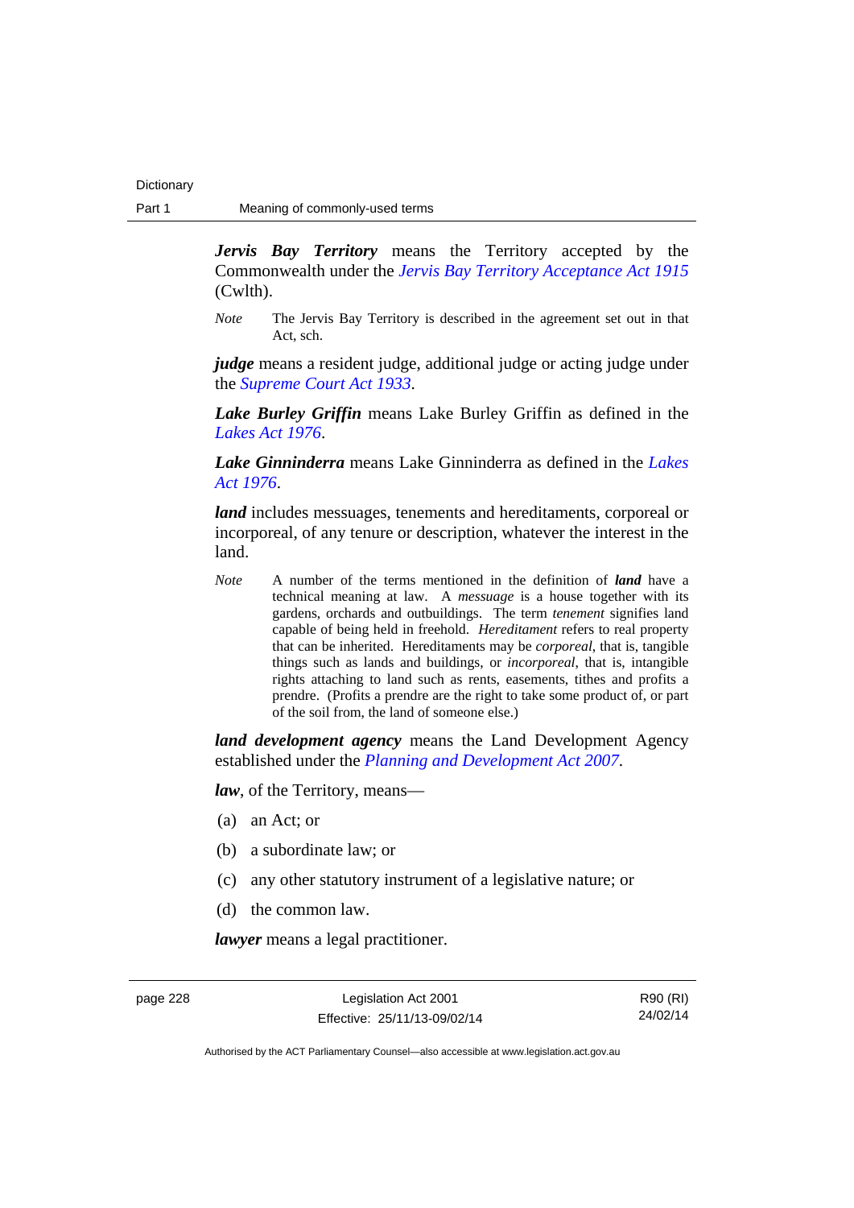***Jervis Bay Territory*** means the Territory accepted by the Commonwealth under the *Jervis Bay Territory Acceptance Act 1915* (Cwlth).

*Note* The Jervis Bay Territory is described in the agreement set out in that Act, sch.

***judge*** means a resident judge, additional judge or acting judge under the *Supreme Court Act 1933*.

***Lake Burley Griffin*** means Lake Burley Griffin as defined in the *Lakes Act 1976*.

***Lake Ginninderra*** means Lake Ginninderra as defined in the *Lakes Act 1976*.

***land*** includes messuages, tenements and hereditaments, corporeal or incorporeal, of any tenure or description, whatever the interest in the land.

*Note* A number of the terms mentioned in the definition of ***land*** have a technical meaning at law. A *messuage* is a house together with its gardens, orchards and outbuildings. The term *tenement* signifies land capable of being held in freehold. *Hereditament* refers to real property that can be inherited. Hereditaments may be *corporeal*, that is, tangible things such as lands and buildings, or *incorporeal*, that is, intangible rights attaching to land such as rents, easements, tithes and profits a prendre. (Profits a prendre are the right to take some product of, or part of the soil from, the land of someone else.)

***land development agency*** means the Land Development Agency established under the *Planning and Development Act 2007*.

***law***, of the Territory, means—

(a) an Act; or

(b) a subordinate law; or

(c) any other statutory instrument of a legislative nature; or

(d) the common law.

***lawyer*** means a legal practitioner.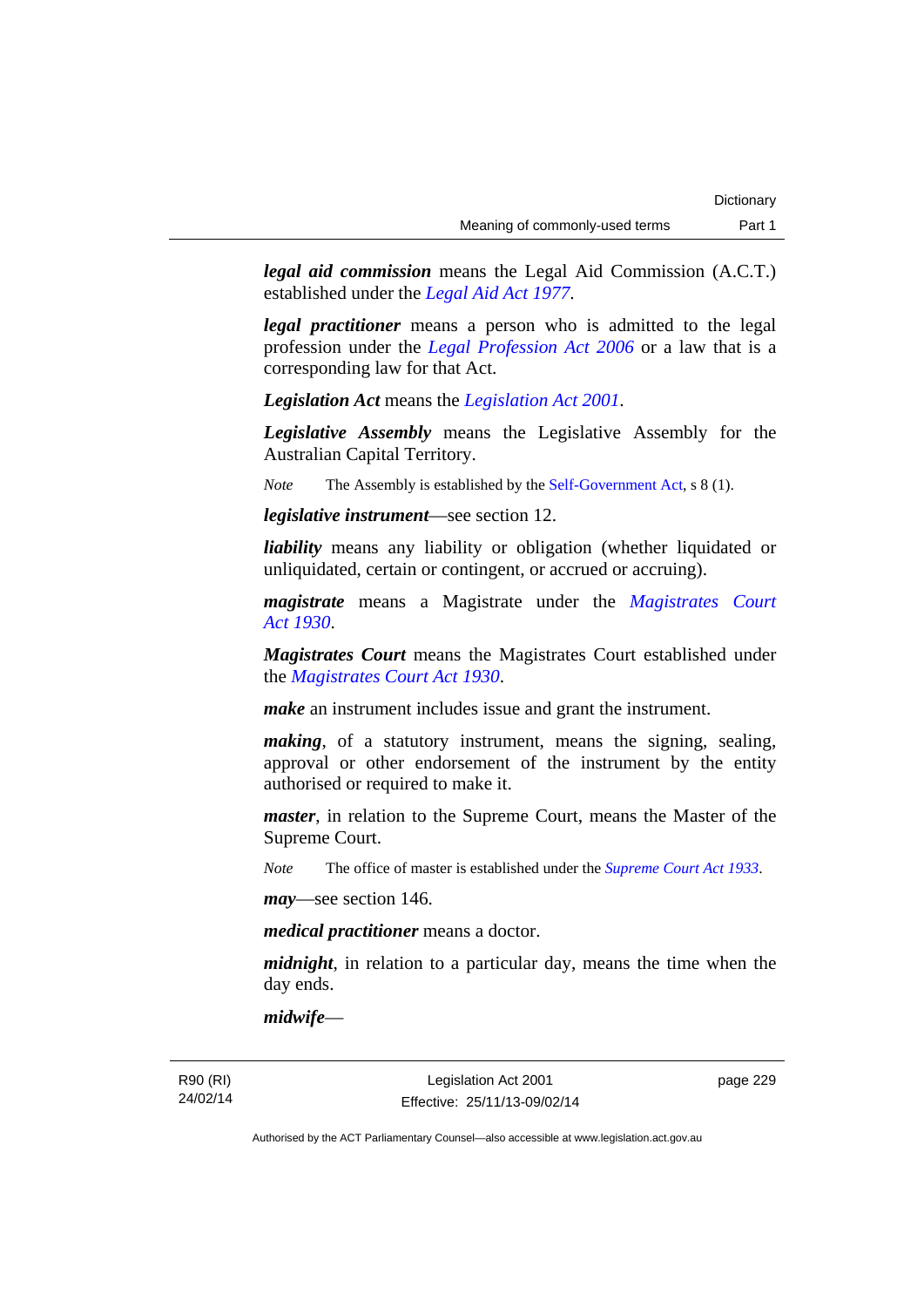***legal aid commission*** means the Legal Aid Commission (A.C.T.) established under the *Legal Aid Act 1977*.

***legal practitioner*** means a person who is admitted to the legal profession under the *Legal Profession Act 2006* or a law that is a corresponding law for that Act.

***Legislation Act*** means the *Legislation Act 2001*.

***Legislative Assembly*** means the Legislative Assembly for the Australian Capital Territory.

*Note* The Assembly is established by the Self-Government Act, s 8 (1).

***legislative instrument***—see section 12.

***liability*** means any liability or obligation (whether liquidated or unliquidated, certain or contingent, or accrued or accruing).

***magistrate*** means a Magistrate under the *Magistrates Court Act 1930*.

***Magistrates Court*** means the Magistrates Court established under the *Magistrates Court Act 1930*.

***make*** an instrument includes issue and grant the instrument.

***making***, of a statutory instrument, means the signing, sealing, approval or other endorsement of the instrument by the entity authorised or required to make it.

***master***, in relation to the Supreme Court, means the Master of the Supreme Court.

*Note* The office of master is established under the *Supreme Court Act 1933*.

***may***—see section 146.

***medical practitioner*** means a doctor.

***midnight***, in relation to a particular day, means the time when the day ends.

***midwife***—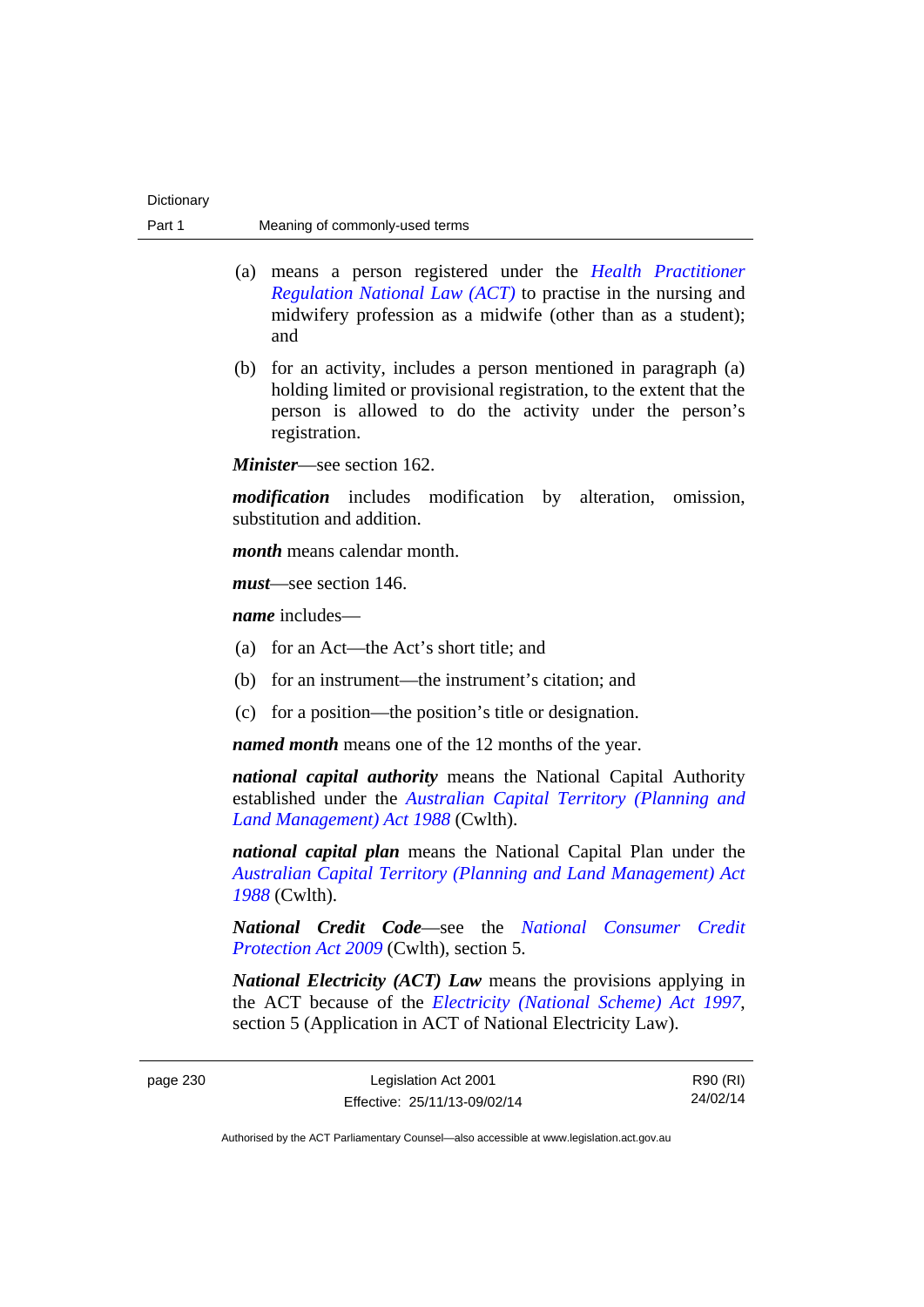(a) means a person registered under the *Health Practitioner Regulation National Law (ACT)* to practise in the nursing and midwifery profession as a midwife (other than as a student); and

(b) for an activity, includes a person mentioned in paragraph (a) holding limited or provisional registration, to the extent that the person is allowed to do the activity under the person's registration.

***Minister***—see section 162.

***modification*** includes modification by alteration, omission, substitution and addition.

***month*** means calendar month.

***must***—see section 146.

***name*** includes—

(a) for an Act—the Act's short title; and

(b) for an instrument—the instrument's citation; and

(c) for a position—the position's title or designation.

***named month*** means one of the 12 months of the year.

***national capital authority*** means the National Capital Authority established under the *Australian Capital Territory (Planning and Land Management) Act 1988* (Cwlth).

***national capital plan*** means the National Capital Plan under the *Australian Capital Territory (Planning and Land Management) Act 1988* (Cwlth).

***National Credit Code***—see the *National Consumer Credit Protection Act 2009* (Cwlth), section 5.

***National Electricity (ACT) Law*** means the provisions applying in the ACT because of the *Electricity (National Scheme) Act 1997*, section 5 (Application in ACT of National Electricity Law).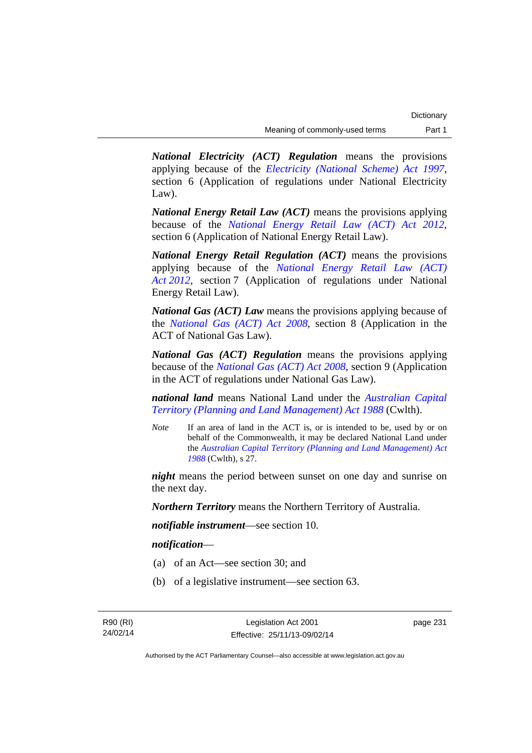***National Electricity (ACT) Regulation*** means the provisions applying because of the *Electricity (National Scheme) Act 1997*, section 6 (Application of regulations under National Electricity Law).

***National Energy Retail Law (ACT)*** means the provisions applying because of the *National Energy Retail Law (ACT) Act 2012*, section 6 (Application of National Energy Retail Law).

***National Energy Retail Regulation (ACT)*** means the provisions applying because of the *National Energy Retail Law (ACT) Act 2012*, section 7 (Application of regulations under National Energy Retail Law).

***National Gas (ACT) Law*** means the provisions applying because of the *National Gas (ACT) Act 2008*, section 8 (Application in the ACT of National Gas Law).

***National Gas (ACT) Regulation*** means the provisions applying because of the *National Gas (ACT) Act 2008*, section 9 (Application in the ACT of regulations under National Gas Law).

***national land*** means National Land under the *Australian Capital Territory (Planning and Land Management) Act 1988* (Cwlth).

*Note* If an area of land in the ACT is, or is intended to be, used by or on behalf of the Commonwealth, it may be declared National Land under the *Australian Capital Territory (Planning and Land Management) Act 1988* (Cwlth), s 27.

***night*** means the period between sunset on one day and sunrise on the next day.

***Northern Territory*** means the Northern Territory of Australia.

***notifiable instrument***—see section 10.

***notification***—

(a) of an Act—see section 30; and

(b) of a legislative instrument—see section 63.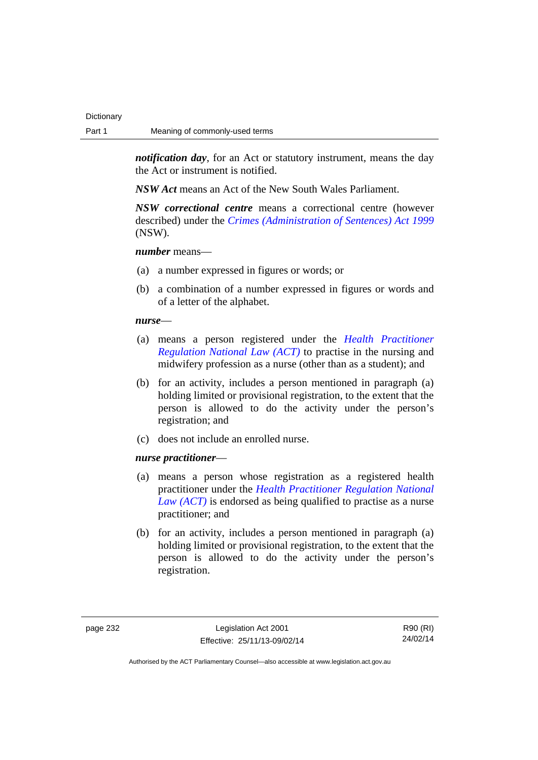***notification day***, for an Act or statutory instrument, means the day the Act or instrument is notified.

***NSW Act*** means an Act of the New South Wales Parliament.

***NSW correctional centre*** means a correctional centre (however described) under the *Crimes (Administration of Sentences) Act 1999* (NSW).

***number*** means—

(a) a number expressed in figures or words; or

(b) a combination of a number expressed in figures or words and of a letter of the alphabet.

***nurse***—

(a) means a person registered under the *Health Practitioner Regulation National Law (ACT)* to practise in the nursing and midwifery profession as a nurse (other than as a student); and

(b) for an activity, includes a person mentioned in paragraph (a) holding limited or provisional registration, to the extent that the person is allowed to do the activity under the person's registration; and

(c) does not include an enrolled nurse.

***nurse practitioner***—

(a) means a person whose registration as a registered health practitioner under the *Health Practitioner Regulation National Law (ACT)* is endorsed as being qualified to practise as a nurse practitioner; and

(b) for an activity, includes a person mentioned in paragraph (a) holding limited or provisional registration, to the extent that the person is allowed to do the activity under the person's registration.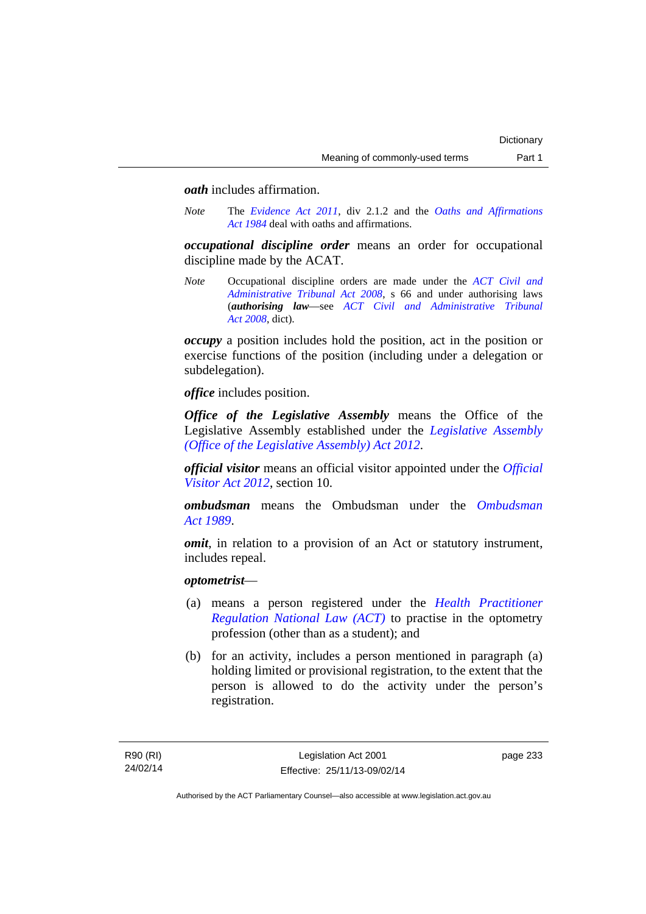***oath*** includes affirmation.

*Note* The *Evidence Act 2011*, div 2.1.2 and the *Oaths and Affirmations Act 1984* deal with oaths and affirmations.

***occupational discipline order*** means an order for occupational discipline made by the ACAT.

*Note* Occupational discipline orders are made under the *ACT Civil and Administrative Tribunal Act 2008*, s 66 and under authorising laws (***authorising law***—see *ACT Civil and Administrative Tribunal Act 2008*, dict).

***occupy*** a position includes hold the position, act in the position or exercise functions of the position (including under a delegation or subdelegation).

***office*** includes position.

***Office of the Legislative Assembly*** means the Office of the Legislative Assembly established under the *Legislative Assembly (Office of the Legislative Assembly) Act 2012*.

***official visitor*** means an official visitor appointed under the *Official Visitor Act 2012*, section 10.

***ombudsman*** means the Ombudsman under the *Ombudsman Act 1989*.

***omit***, in relation to a provision of an Act or statutory instrument, includes repeal.

***optometrist***—

(a) means a person registered under the *Health Practitioner Regulation National Law (ACT)* to practise in the optometry profession (other than as a student); and

(b) for an activity, includes a person mentioned in paragraph (a) holding limited or provisional registration, to the extent that the person is allowed to do the activity under the person's registration.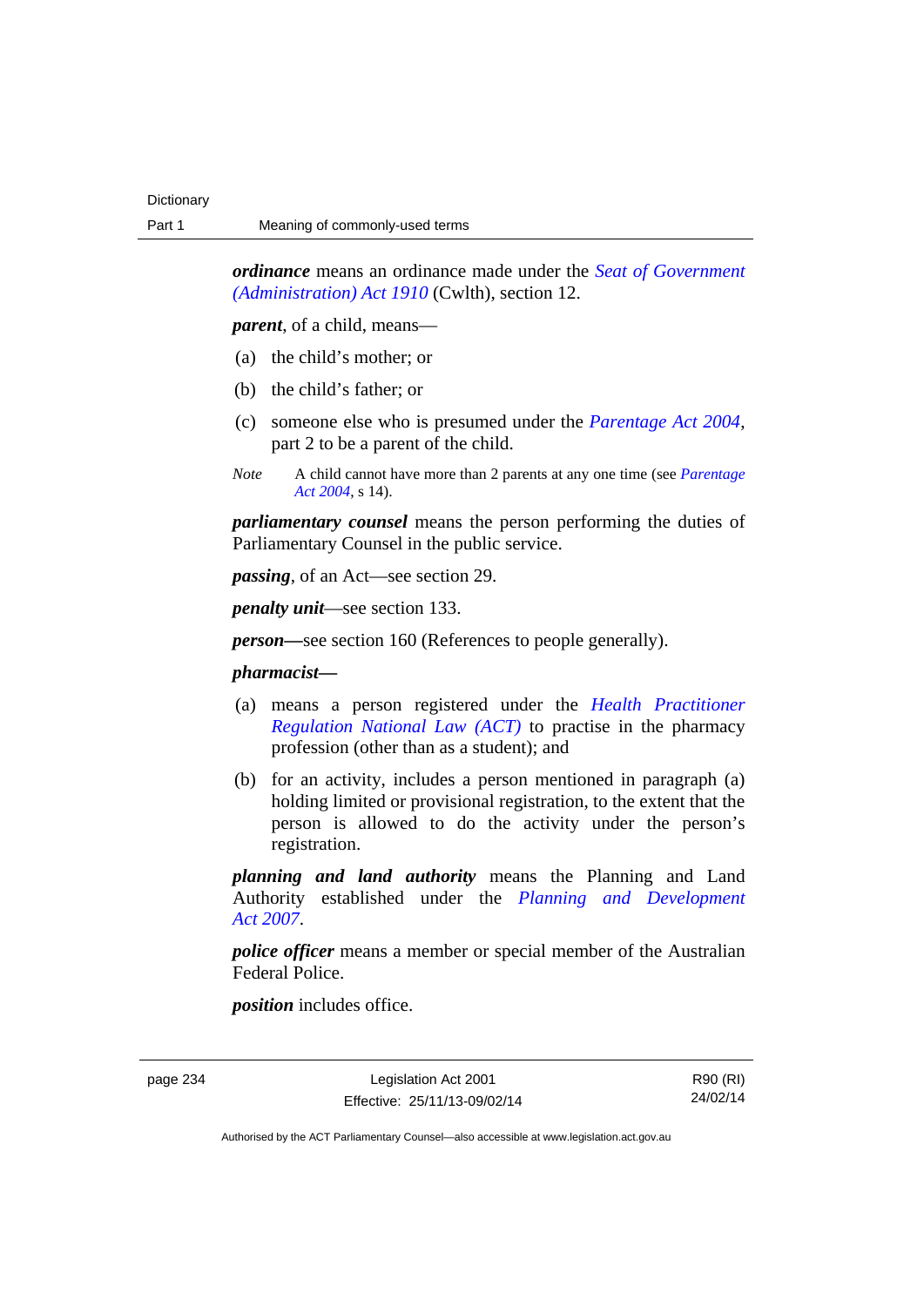***ordinance*** means an ordinance made under the *Seat of Government (Administration) Act 1910* (Cwlth), section 12.

***parent***, of a child, means—

(a) the child's mother; or

(b) the child's father; or

(c) someone else who is presumed under the *Parentage Act 2004*, part 2 to be a parent of the child.

*Note* A child cannot have more than 2 parents at any one time (see *Parentage Act 2004*, s 14).

***parliamentary counsel*** means the person performing the duties of Parliamentary Counsel in the public service.

***passing***, of an Act—see section 29.

***penalty unit***—see section 133.

***person***—see section 160 (References to people generally).

***pharmacist***—

(a) means a person registered under the *Health Practitioner Regulation National Law (ACT)* to practise in the pharmacy profession (other than as a student); and

(b) for an activity, includes a person mentioned in paragraph (a) holding limited or provisional registration, to the extent that the person is allowed to do the activity under the person's registration.

***planning and land authority*** means the Planning and Land Authority established under the *Planning and Development Act 2007*.

***police officer*** means a member or special member of the Australian Federal Police.

***position*** includes office.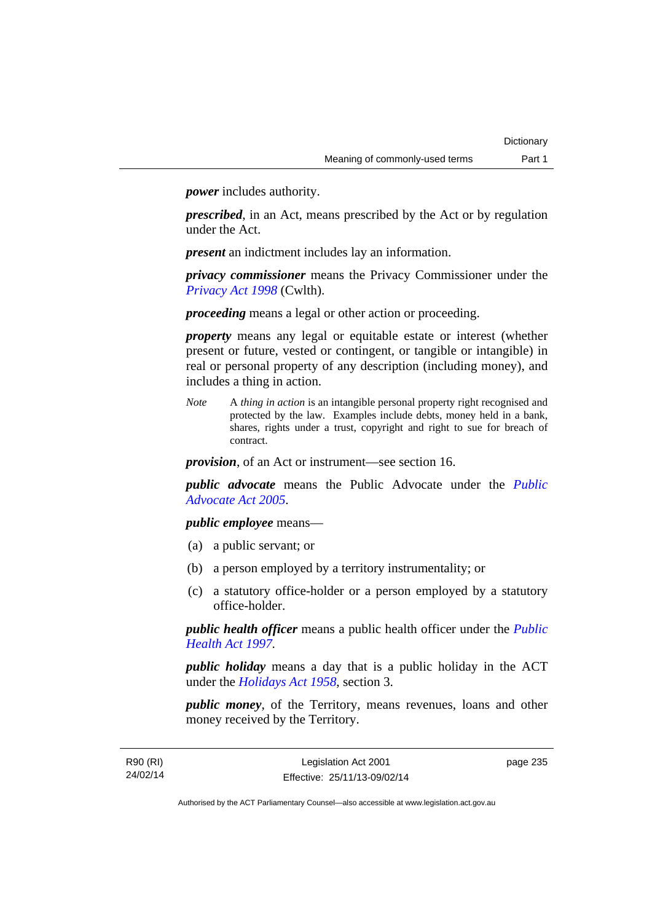***power*** includes authority.

***prescribed***, in an Act, means prescribed by the Act or by regulation under the Act.

***present*** an indictment includes lay an information.

***privacy commissioner*** means the Privacy Commissioner under the *Privacy Act 1998* (Cwlth).

***proceeding*** means a legal or other action or proceeding.

***property*** means any legal or equitable estate or interest (whether present or future, vested or contingent, or tangible or intangible) in real or personal property of any description (including money), and includes a thing in action.

*Note* A *thing in action* is an intangible personal property right recognised and protected by the law. Examples include debts, money held in a bank, shares, rights under a trust, copyright and right to sue for breach of contract.

***provision***, of an Act or instrument—see section 16.

***public advocate*** means the Public Advocate under the *Public Advocate Act 2005*.

***public employee*** means—

(a) a public servant; or

(b) a person employed by a territory instrumentality; or

(c) a statutory office-holder or a person employed by a statutory office-holder.

***public health officer*** means a public health officer under the *Public Health Act 1997*.

***public holiday*** means a day that is a public holiday in the ACT under the *Holidays Act 1958*, section 3.

***public money***, of the Territory, means revenues, loans and other money received by the Territory.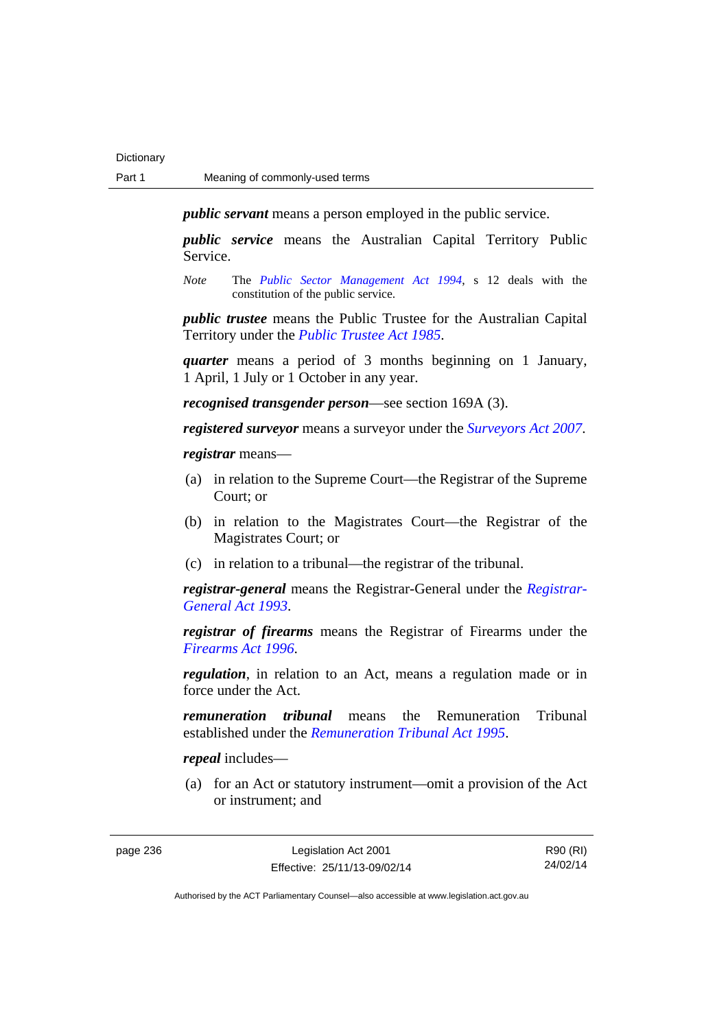***public servant*** means a person employed in the public service.

***public service*** means the Australian Capital Territory Public Service.

*Note* The *Public Sector Management Act 1994*, s 12 deals with the constitution of the public service.

***public trustee*** means the Public Trustee for the Australian Capital Territory under the *Public Trustee Act 1985*.

***quarter*** means a period of 3 months beginning on 1 January, 1 April, 1 July or 1 October in any year.

***recognised transgender person***—see section 169A (3).

***registered surveyor*** means a surveyor under the *Surveyors Act 2007*.

***registrar*** means—

(a) in relation to the Supreme Court—the Registrar of the Supreme Court; or

(b) in relation to the Magistrates Court—the Registrar of the Magistrates Court; or

(c) in relation to a tribunal—the registrar of the tribunal.

***registrar-general*** means the Registrar-General under the *Registrar-General Act 1993*.

***registrar of firearms*** means the Registrar of Firearms under the *Firearms Act 1996*.

***regulation***, in relation to an Act, means a regulation made or in force under the Act.

***remuneration tribunal*** means the Remuneration Tribunal established under the *Remuneration Tribunal Act 1995*.

***repeal*** includes—

(a) for an Act or statutory instrument—omit a provision of the Act or instrument; and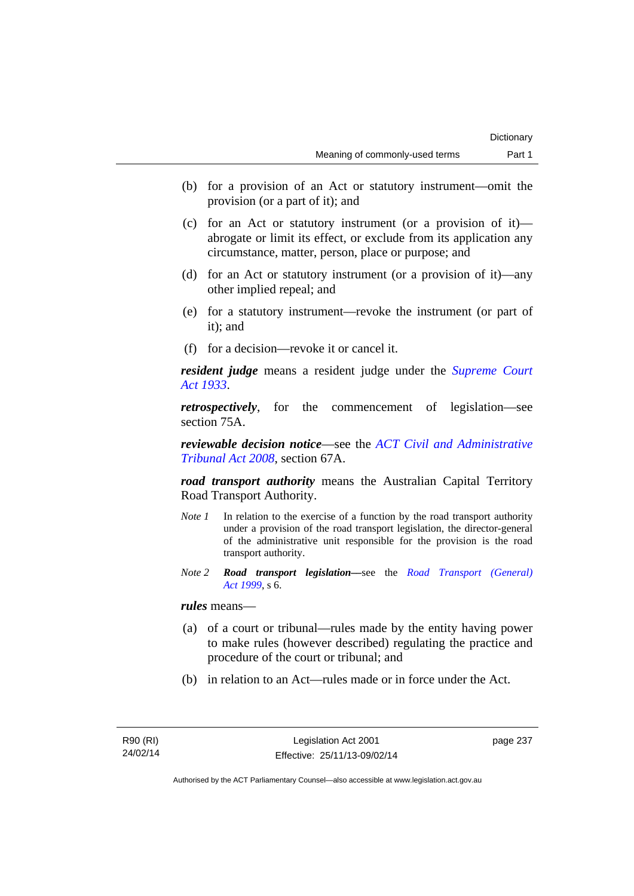(b) for a provision of an Act or statutory instrument—omit the provision (or a part of it); and

(c) for an Act or statutory instrument (or a provision of it)—abrogate or limit its effect, or exclude from its application any circumstance, matter, person, place or purpose; and

(d) for an Act or statutory instrument (or a provision of it)—any other implied repeal; and

(e) for a statutory instrument—revoke the instrument (or part of it); and

(f) for a decision—revoke it or cancel it.

***resident judge*** means a resident judge under the *Supreme Court Act 1933*.

***retrospectively***, for the commencement of legislation—see section 75A.

***reviewable decision notice***—see the *ACT Civil and Administrative Tribunal Act 2008*, section 67A.

***road transport authority*** means the Australian Capital Territory Road Transport Authority.

*Note 1* In relation to the exercise of a function by the road transport authority under a provision of the road transport legislation, the director-general of the administrative unit responsible for the provision is the road transport authority.

*Note 2* ***Road transport legislation***—see the *Road Transport (General) Act 1999*, s 6.

***rules*** means—

(a) of a court or tribunal—rules made by the entity having power to make rules (however described) regulating the practice and procedure of the court or tribunal; and

(b) in relation to an Act—rules made or in force under the Act.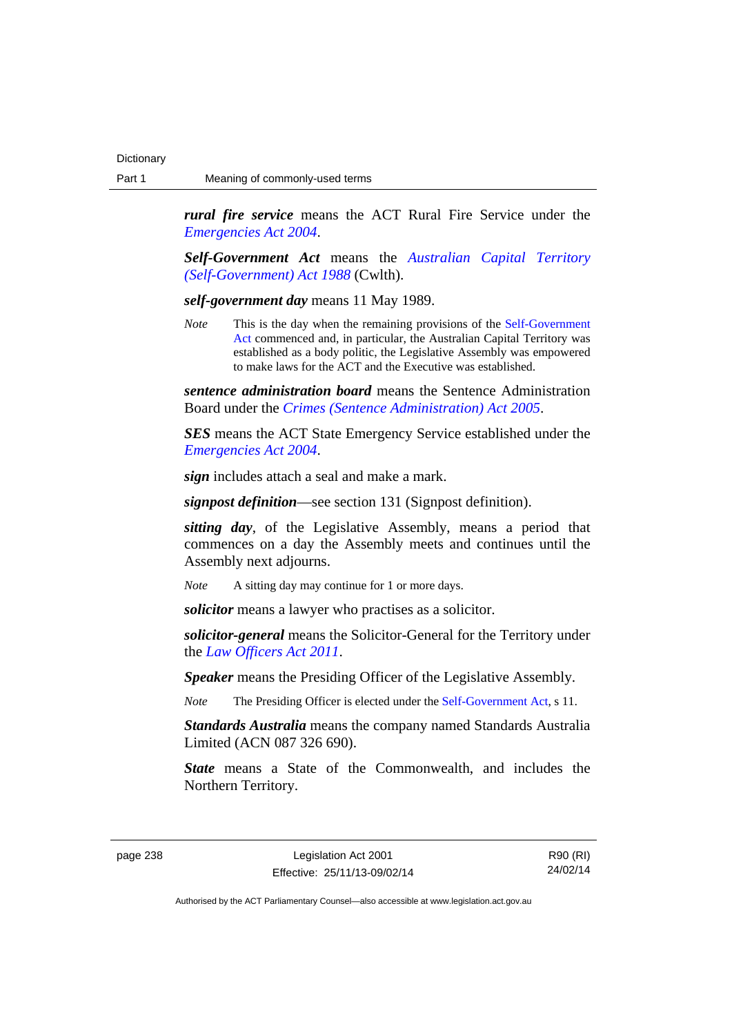***rural fire service*** means the ACT Rural Fire Service under the *Emergencies Act 2004*.

***Self-Government Act*** means the *Australian Capital Territory (Self-Government) Act 1988* (Cwlth).

***self-government day*** means 11 May 1989.

*Note* This is the day when the remaining provisions of the Self-Government Act commenced and, in particular, the Australian Capital Territory was established as a body politic, the Legislative Assembly was empowered to make laws for the ACT and the Executive was established.

***sentence administration board*** means the Sentence Administration Board under the *Crimes (Sentence Administration) Act 2005*.

***SES*** means the ACT State Emergency Service established under the *Emergencies Act 2004*.

***sign*** includes attach a seal and make a mark.

***signpost definition***—see section 131 (Signpost definition).

***sitting day***, of the Legislative Assembly, means a period that commences on a day the Assembly meets and continues until the Assembly next adjourns.

*Note* A sitting day may continue for 1 or more days.

***solicitor*** means a lawyer who practises as a solicitor.

***solicitor-general*** means the Solicitor-General for the Territory under the *Law Officers Act 2011*.

***Speaker*** means the Presiding Officer of the Legislative Assembly.

*Note* The Presiding Officer is elected under the Self-Government Act, s 11.

***Standards Australia*** means the company named Standards Australia Limited (ACN 087 326 690).

***State*** means a State of the Commonwealth, and includes the Northern Territory.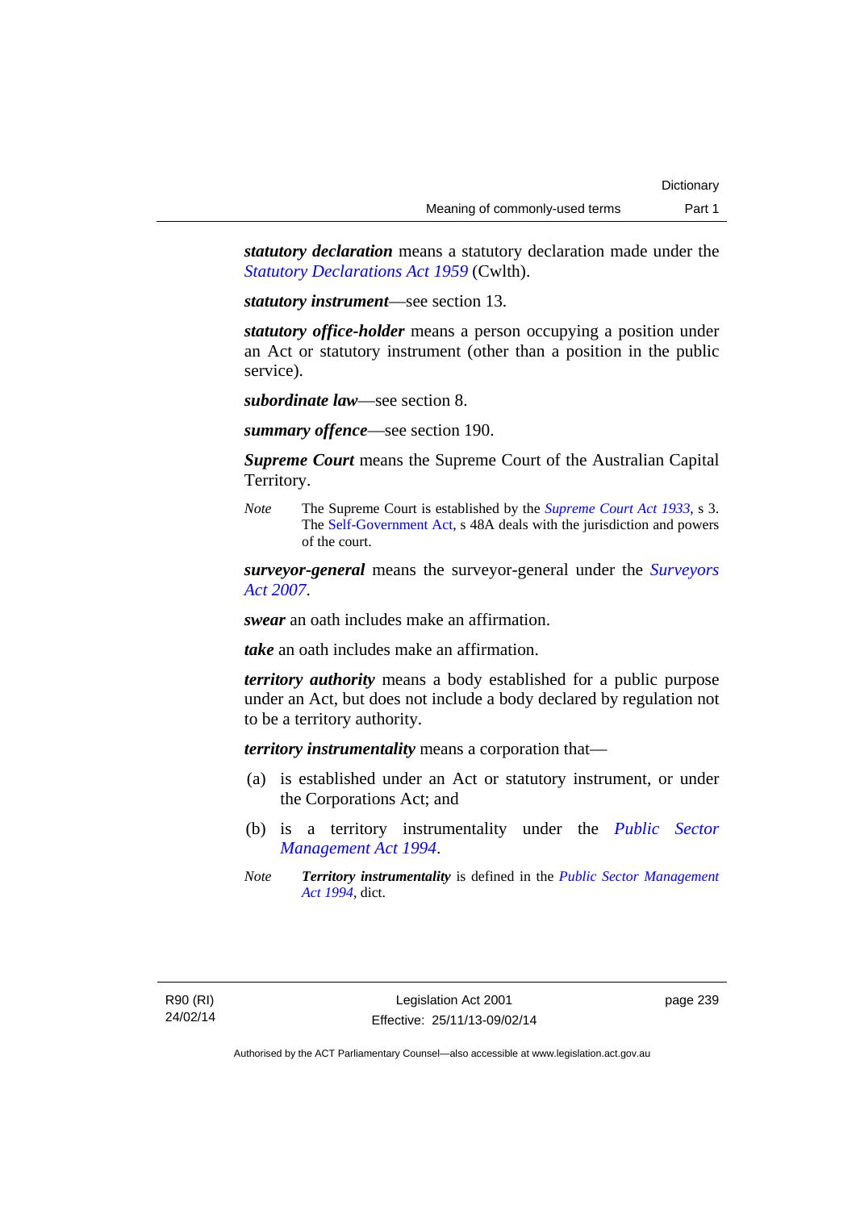***statutory declaration*** means a statutory declaration made under the *Statutory Declarations Act 1959* (Cwlth).

***statutory instrument***—see section 13.

***statutory office-holder*** means a person occupying a position under an Act or statutory instrument (other than a position in the public service).

***subordinate law***—see section 8.

***summary offence***—see section 190.

***Supreme Court*** means the Supreme Court of the Australian Capital Territory.

*Note* The Supreme Court is established by the *Supreme Court Act 1933*, s 3. The Self-Government Act, s 48A deals with the jurisdiction and powers of the court.

***surveyor-general*** means the surveyor-general under the *Surveyors Act 2007*.

***swear*** an oath includes make an affirmation.

***take*** an oath includes make an affirmation.

***territory authority*** means a body established for a public purpose under an Act, but does not include a body declared by regulation not to be a territory authority.

***territory instrumentality*** means a corporation that—

(a) is established under an Act or statutory instrument, or under the Corporations Act; and

(b) is a territory instrumentality under the *Public Sector Management Act 1994*.

*Note* ***Territory instrumentality*** is defined in the *Public Sector Management Act 1994*, dict.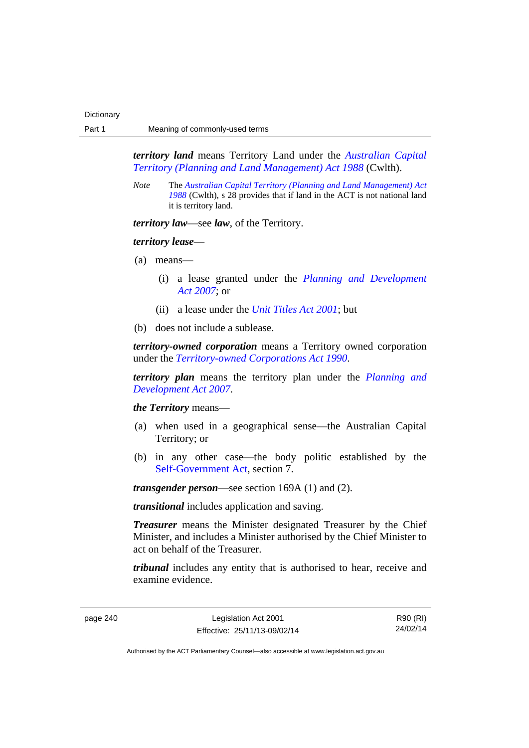***territory land*** means Territory Land under the *Australian Capital Territory (Planning and Land Management) Act 1988* (Cwlth).

*Note* The *Australian Capital Territory (Planning and Land Management) Act 1988* (Cwlth), s 28 provides that if land in the ACT is not national land it is territory land.

***territory law***—see ***law***, of the Territory.

***territory lease***—

(a) means—

(i) a lease granted under the *Planning and Development Act 2007*; or

(ii) a lease under the *Unit Titles Act 2001*; but

(b) does not include a sublease.

***territory-owned corporation*** means a Territory owned corporation under the *Territory-owned Corporations Act 1990*.

***territory plan*** means the territory plan under the *Planning and Development Act 2007*.

***the Territory*** means—

(a) when used in a geographical sense—the Australian Capital Territory; or

(b) in any other case—the body politic established by the Self-Government Act, section 7.

***transgender person***—see section 169A (1) and (2).

***transitional*** includes application and saving.

***Treasurer*** means the Minister designated Treasurer by the Chief Minister, and includes a Minister authorised by the Chief Minister to act on behalf of the Treasurer.

***tribunal*** includes any entity that is authorised to hear, receive and examine evidence.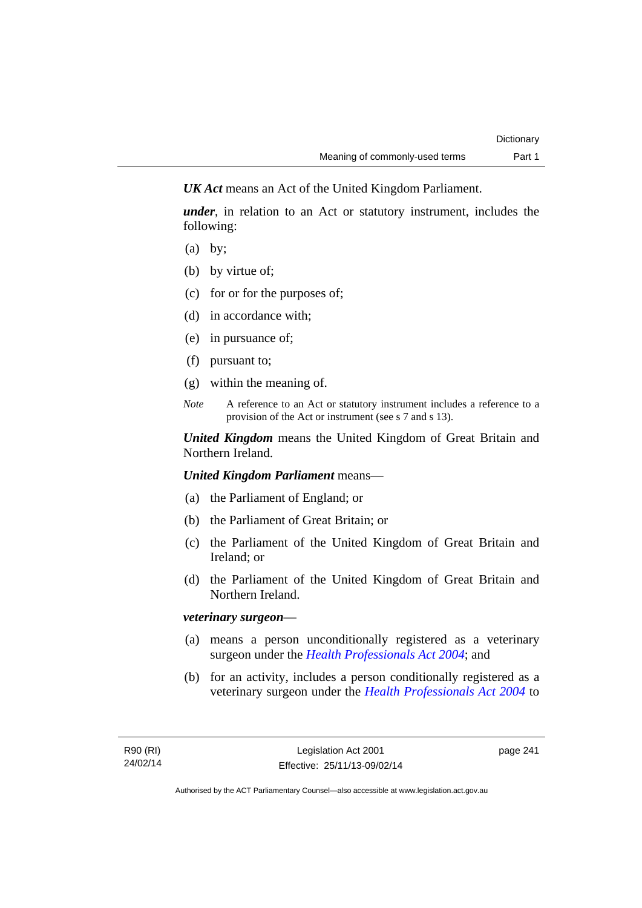***UK Act*** means an Act of the United Kingdom Parliament.

***under***, in relation to an Act or statutory instrument, includes the following:

(a) by;

(b) by virtue of;

(c) for or for the purposes of;

(d) in accordance with;

(e) in pursuance of;

(f) pursuant to;

(g) within the meaning of.

*Note* A reference to an Act or statutory instrument includes a reference to a provision of the Act or instrument (see s 7 and s 13).

***United Kingdom*** means the United Kingdom of Great Britain and Northern Ireland.

***United Kingdom Parliament*** means—

(a) the Parliament of England; or

(b) the Parliament of Great Britain; or

(c) the Parliament of the United Kingdom of Great Britain and Ireland; or

(d) the Parliament of the United Kingdom of Great Britain and Northern Ireland.

***veterinary surgeon***—

(a) means a person unconditionally registered as a veterinary surgeon under the *Health Professionals Act 2004*; and

(b) for an activity, includes a person conditionally registered as a veterinary surgeon under the *Health Professionals Act 2004* to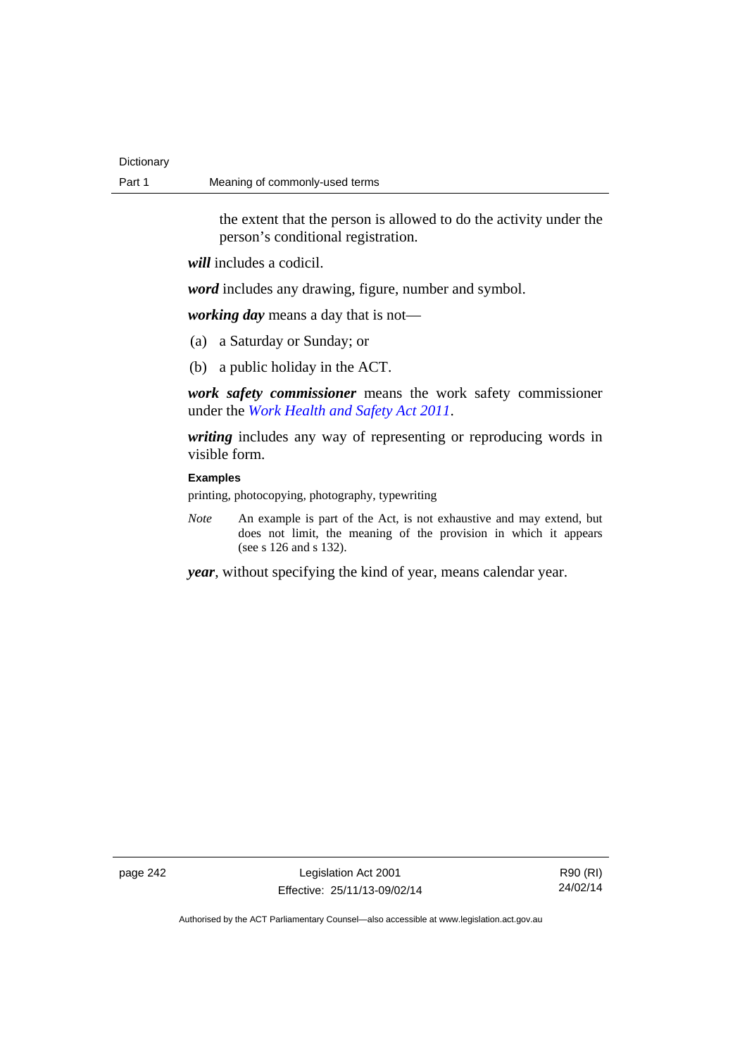the extent that the person is allowed to do the activity under the person's conditional registration.

***will*** includes a codicil.

***word*** includes any drawing, figure, number and symbol.

***working day*** means a day that is not—

(a) a Saturday or Sunday; or

(b) a public holiday in the ACT.

***work safety commissioner*** means the work safety commissioner under the *Work Health and Safety Act 2011*.

***writing*** includes any way of representing or reproducing words in visible form.

**Examples**

printing, photocopying, photography, typewriting

*Note* An example is part of the Act, is not exhaustive and may extend, but does not limit, the meaning of the provision in which it appears (see s 126 and s 132).

***year***, without specifying the kind of year, means calendar year.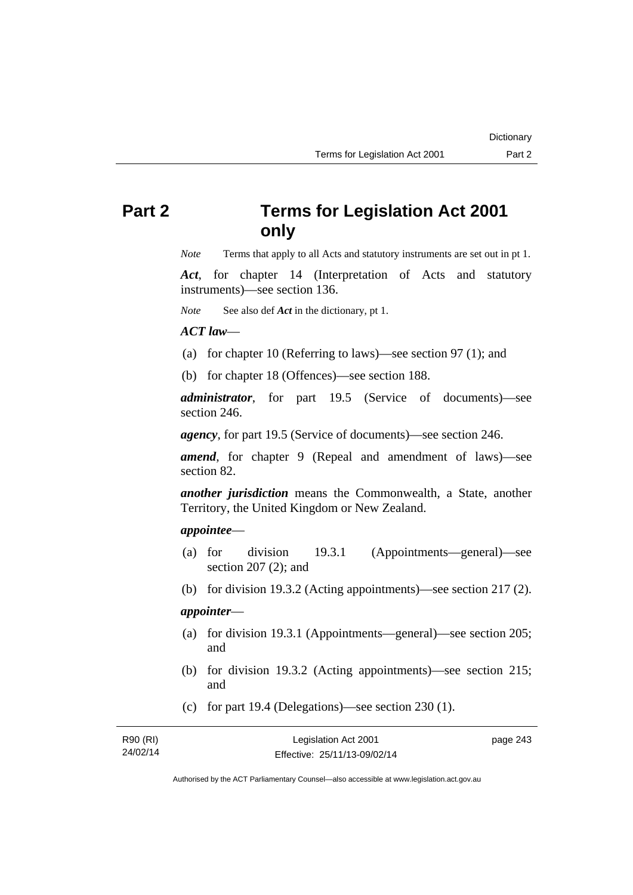# Part 2 Terms for Legislation Act 2001 only

*Note* Terms that apply to all Acts and statutory instruments are set out in pt 1.

***Act***, for chapter 14 (Interpretation of Acts and statutory instruments)—see section 136.

*Note* See also def ***Act*** in the dictionary, pt 1.

***ACT law***—

(a) for chapter 10 (Referring to laws)—see section 97 (1); and

(b) for chapter 18 (Offences)—see section 188.

***administrator***, for part 19.5 (Service of documents)—see section 246.

***agency***, for part 19.5 (Service of documents)—see section 246.

***amend***, for chapter 9 (Repeal and amendment of laws)—see section 82.

***another jurisdiction*** means the Commonwealth, a State, another Territory, the United Kingdom or New Zealand.

***appointee***—

(a) for division 19.3.1 (Appointments—general)—see section 207 (2); and

(b) for division 19.3.2 (Acting appointments)—see section 217 (2).

***appointer***—

(a) for division 19.3.1 (Appointments—general)—see section 205; and

(b) for division 19.3.2 (Acting appointments)—see section 215; and

(c) for part 19.4 (Delegations)—see section 230 (1).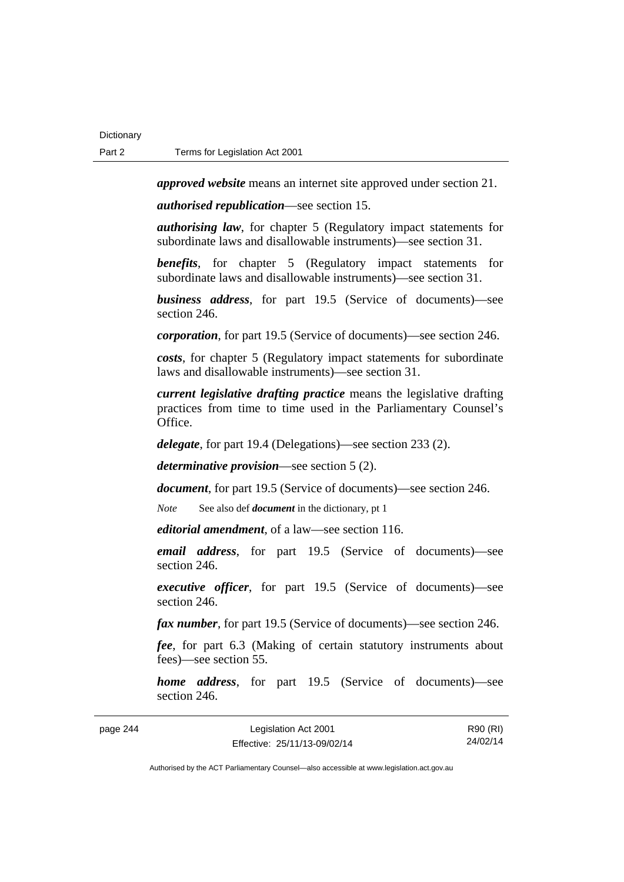***approved website*** means an internet site approved under section 21.

***authorised republication***—see section 15.

***authorising law***, for chapter 5 (Regulatory impact statements for subordinate laws and disallowable instruments)—see section 31.

***benefits***, for chapter 5 (Regulatory impact statements for subordinate laws and disallowable instruments)—see section 31.

***business address***, for part 19.5 (Service of documents)—see section 246.

***corporation***, for part 19.5 (Service of documents)—see section 246.

***costs***, for chapter 5 (Regulatory impact statements for subordinate laws and disallowable instruments)—see section 31.

***current legislative drafting practice*** means the legislative drafting practices from time to time used in the Parliamentary Counsel's Office.

***delegate***, for part 19.4 (Delegations)—see section 233 (2).

***determinative provision***—see section 5 (2).

***document***, for part 19.5 (Service of documents)—see section 246.

*Note* See also def ***document*** in the dictionary, pt 1

***editorial amendment***, of a law—see section 116.

***email address***, for part 19.5 (Service of documents)—see section 246.

***executive officer***, for part 19.5 (Service of documents)—see section 246.

***fax number***, for part 19.5 (Service of documents)—see section 246.

***fee***, for part 6.3 (Making of certain statutory instruments about fees)—see section 55.

***home address***, for part 19.5 (Service of documents)—see section 246.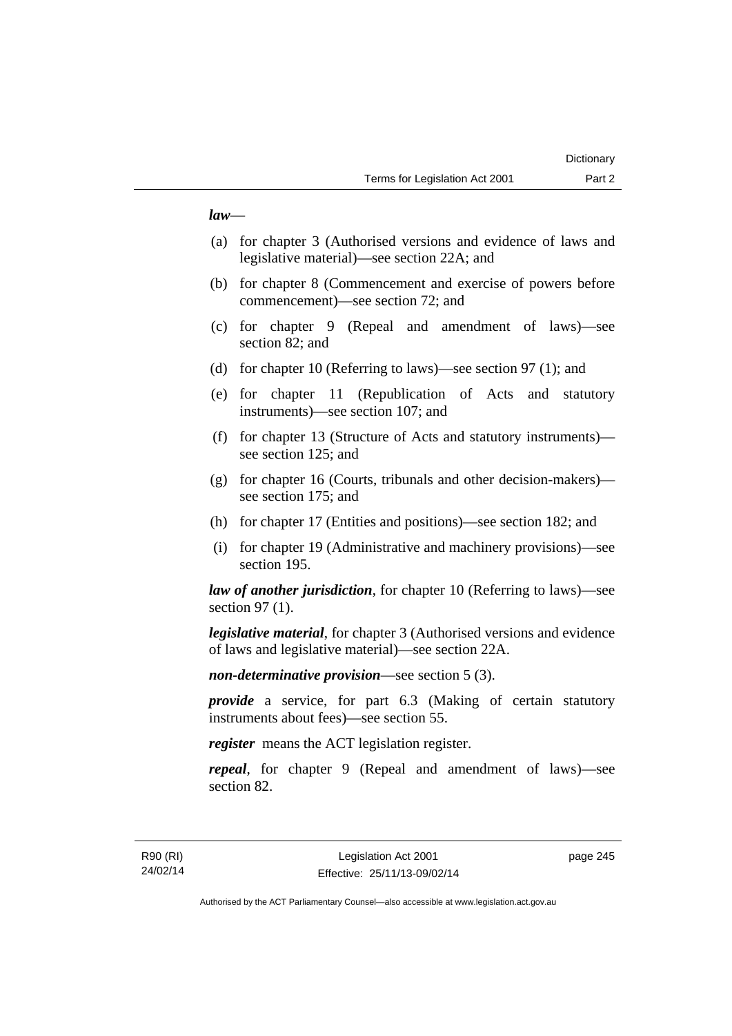***law***—

(a) for chapter 3 (Authorised versions and evidence of laws and legislative material)—see section 22A; and

(b) for chapter 8 (Commencement and exercise of powers before commencement)—see section 72; and

(c) for chapter 9 (Repeal and amendment of laws)—see section 82; and

(d) for chapter 10 (Referring to laws)—see section 97 (1); and

(e) for chapter 11 (Republication of Acts and statutory instruments)—see section 107; and

(f) for chapter 13 (Structure of Acts and statutory instruments)—see section 125; and

(g) for chapter 16 (Courts, tribunals and other decision-makers)—see section 175; and

(h) for chapter 17 (Entities and positions)—see section 182; and

(i) for chapter 19 (Administrative and machinery provisions)—see section 195.

***law of another jurisdiction***, for chapter 10 (Referring to laws)—see section 97 (1).

***legislative material***, for chapter 3 (Authorised versions and evidence of laws and legislative material)—see section 22A.

***non-determinative provision***—see section 5 (3).

***provide*** a service, for part 6.3 (Making of certain statutory instruments about fees)—see section 55.

***register*** means the ACT legislation register.

***repeal***, for chapter 9 (Repeal and amendment of laws)—see section 82.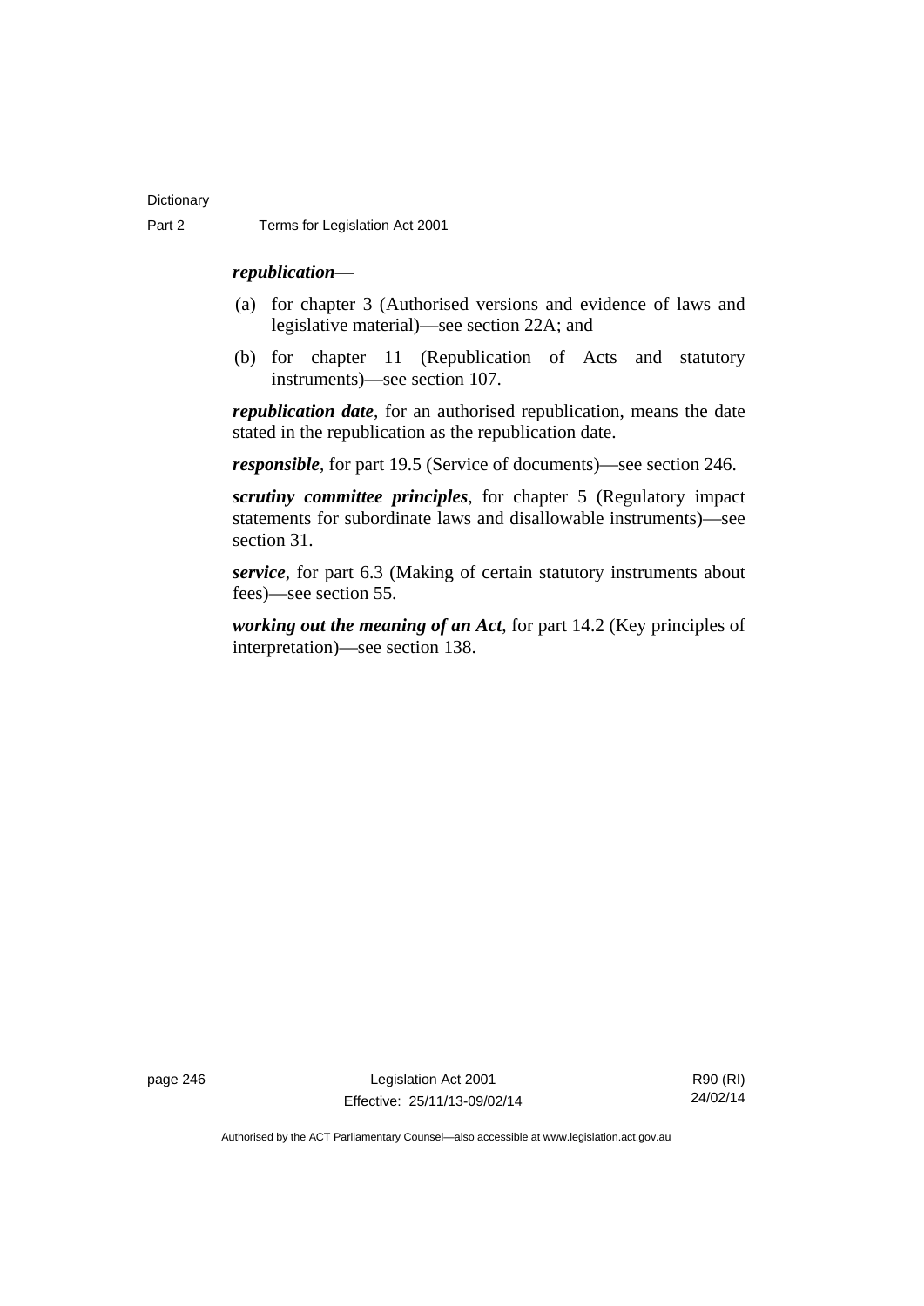***republication***—

(a) for chapter 3 (Authorised versions and evidence of laws and legislative material)—see section 22A; and

(b) for chapter 11 (Republication of Acts and statutory instruments)—see section 107.

***republication date***, for an authorised republication, means the date stated in the republication as the republication date.

***responsible***, for part 19.5 (Service of documents)—see section 246.

***scrutiny committee principles***, for chapter 5 (Regulatory impact statements for subordinate laws and disallowable instruments)—see section 31.

***service***, for part 6.3 (Making of certain statutory instruments about fees)—see section 55.

***working out the meaning of an Act***, for part 14.2 (Key principles of interpretation)—see section 138.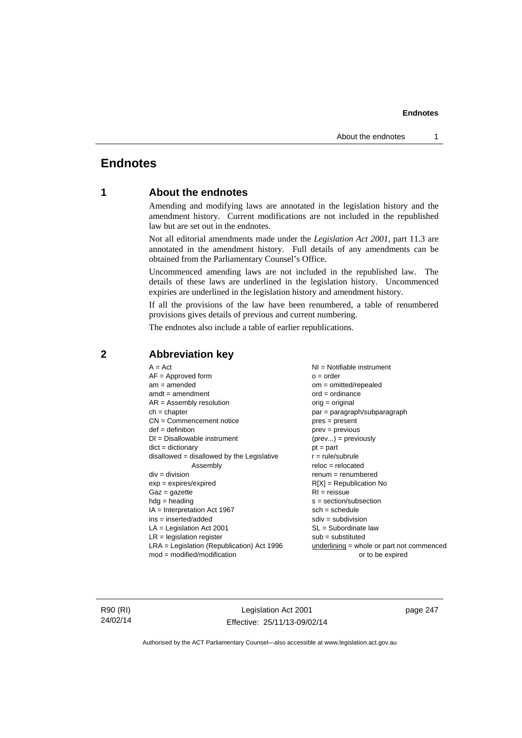# Endnotes

## 1 About the endnotes

Amending and modifying laws are annotated in the legislation history and the amendment history. Current modifications are not included in the republished law but are set out in the endnotes.

Not all editorial amendments made under the *Legislation Act 2001*, part 11.3 are annotated in the amendment history. Full details of any amendments can be obtained from the Parliamentary Counsel's Office.

Uncommenced amending laws are not included in the republished law. The details of these laws are underlined in the legislation history. Uncommenced expiries are underlined in the legislation history and amendment history.

If all the provisions of the law have been renumbered, a table of renumbered provisions gives details of previous and current numbering.

The endnotes also include a table of earlier republications.

## 2 Abbreviation key

A = Act
AF = Approved form
am = amended
amdt = amendment
AR = Assembly resolution
ch = chapter
CN = Commencement notice
def = definition
DI = Disallowable instrument
dict = dictionary
disallowed = disallowed by the Legislative Assembly
div = division
exp = expires/expired
Gaz = gazette
hdg = heading
IA = Interpretation Act 1967
ins = inserted/added
LA = Legislation Act 2001
LR = legislation register
LRA = Legislation (Republication) Act 1996
mod = modified/modification
NI = Notifiable instrument
o = order
om = omitted/repealed
ord = ordinance
orig = original
par = paragraph/subparagraph
pres = present
prev = previous
(prev...) = previously
pt = part
r = rule/subrule
reloc = relocated
renum = renumbered
R[X] = Republication No
RI = reissue
s = section/subsection
sch = schedule
sdiv = subdivision
SL = Subordinate law
sub = substituted
underlining = whole or part not commenced or to be expired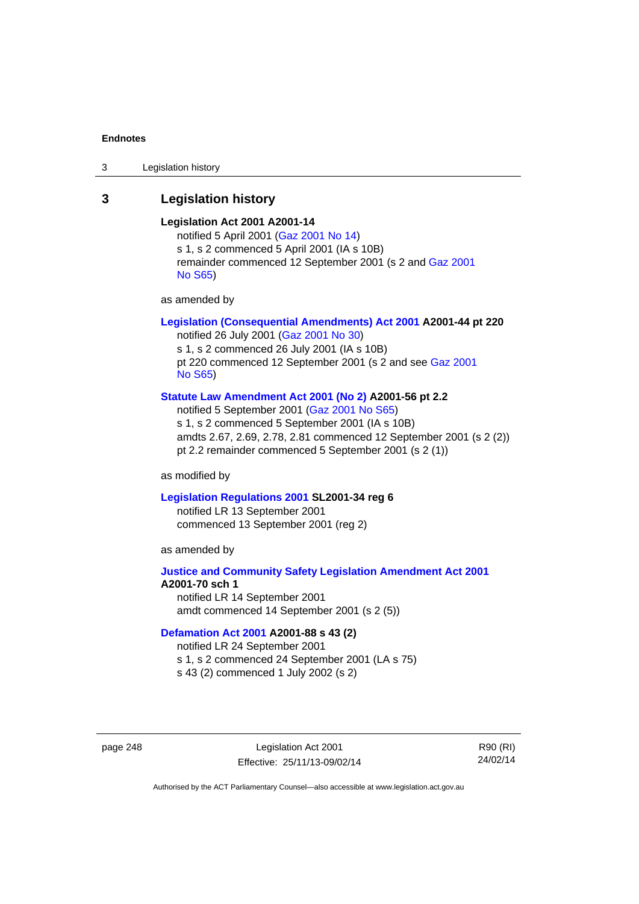## 3 Legislation history

**Legislation Act 2001 A2001-14**

notified 5 April 2001 (Gaz 2001 No 14)
s 1, s 2 commenced 5 April 2001 (IA s 10B)
remainder commenced 12 September 2001 (s 2 and Gaz 2001 No S65)

as amended by

**Legislation (Consequential Amendments) Act 2001 A2001-44 pt 220**

notified 26 July 2001 (Gaz 2001 No 30)
s 1, s 2 commenced 26 July 2001 (IA s 10B)
pt 220 commenced 12 September 2001 (s 2 and see Gaz 2001 No S65)

**Statute Law Amendment Act 2001 (No 2) A2001-56 pt 2.2**

notified 5 September 2001 (Gaz 2001 No S65)
s 1, s 2 commenced 5 September 2001 (IA s 10B)
amdts 2.67, 2.69, 2.78, 2.81 commenced 12 September 2001 (s 2 (2))
pt 2.2 remainder commenced 5 September 2001 (s 2 (1))

as modified by

**Legislation Regulations 2001 SL2001-34 reg 6**

notified LR 13 September 2001
commenced 13 September 2001 (reg 2)

as amended by

**Justice and Community Safety Legislation Amendment Act 2001 A2001-70 sch 1**

notified LR 14 September 2001
amdt commenced 14 September 2001 (s 2 (5))

**Defamation Act 2001 A2001-88 s 43 (2)**

notified LR 24 September 2001
s 1, s 2 commenced 24 September 2001 (LA s 75)
s 43 (2) commenced 1 July 2002 (s 2)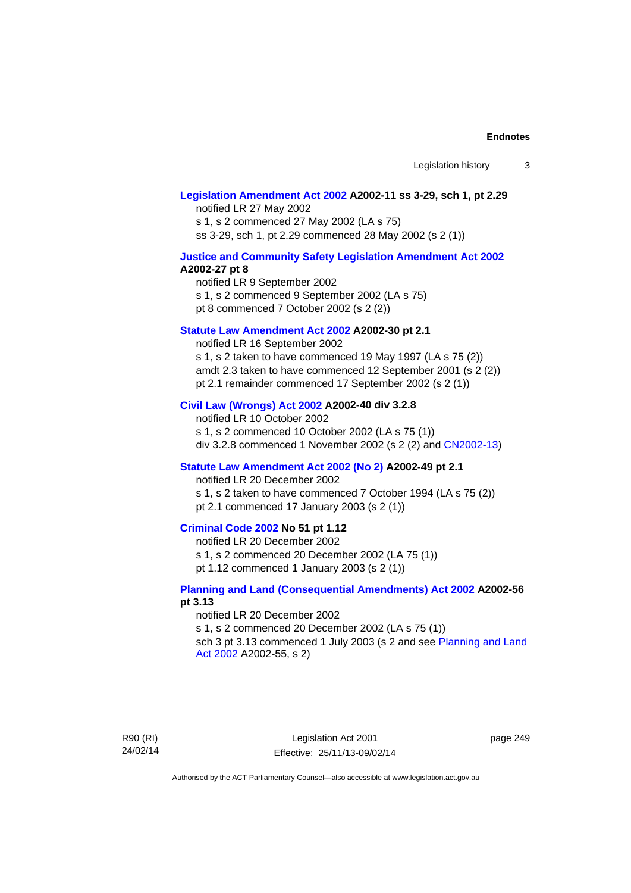**Legislation Amendment Act 2002 A2002-11 ss 3-29, sch 1, pt 2.29**
notified LR 27 May 2002
s 1, s 2 commenced 27 May 2002 (LA s 75)
ss 3-29, sch 1, pt 2.29 commenced 28 May 2002 (s 2 (1))

**Justice and Community Safety Legislation Amendment Act 2002 A2002-27 pt 8**
notified LR 9 September 2002
s 1, s 2 commenced 9 September 2002 (LA s 75)
pt 8 commenced 7 October 2002 (s 2 (2))

**Statute Law Amendment Act 2002 A2002-30 pt 2.1**
notified LR 16 September 2002
s 1, s 2 taken to have commenced 19 May 1997 (LA s 75 (2))
amdt 2.3 taken to have commenced 12 September 2001 (s 2 (2))
pt 2.1 remainder commenced 17 September 2002 (s 2 (1))

**Civil Law (Wrongs) Act 2002 A2002-40 div 3.2.8**
notified LR 10 October 2002
s 1, s 2 commenced 10 October 2002 (LA s 75 (1))
div 3.2.8 commenced 1 November 2002 (s 2 (2) and CN2002-13)

**Statute Law Amendment Act 2002 (No 2) A2002-49 pt 2.1**
notified LR 20 December 2002
s 1, s 2 taken to have commenced 7 October 1994 (LA s 75 (2))
pt 2.1 commenced 17 January 2003 (s 2 (1))

**Criminal Code 2002 No 51 pt 1.12**
notified LR 20 December 2002
s 1, s 2 commenced 20 December 2002 (LA 75 (1))
pt 1.12 commenced 1 January 2003 (s 2 (1))

**Planning and Land (Consequential Amendments) Act 2002 A2002-56 pt 3.13**
notified LR 20 December 2002
s 1, s 2 commenced 20 December 2002 (LA s 75 (1))
sch 3 pt 3.13 commenced 1 July 2003 (s 2 and see Planning and Land Act 2002 A2002-55, s 2)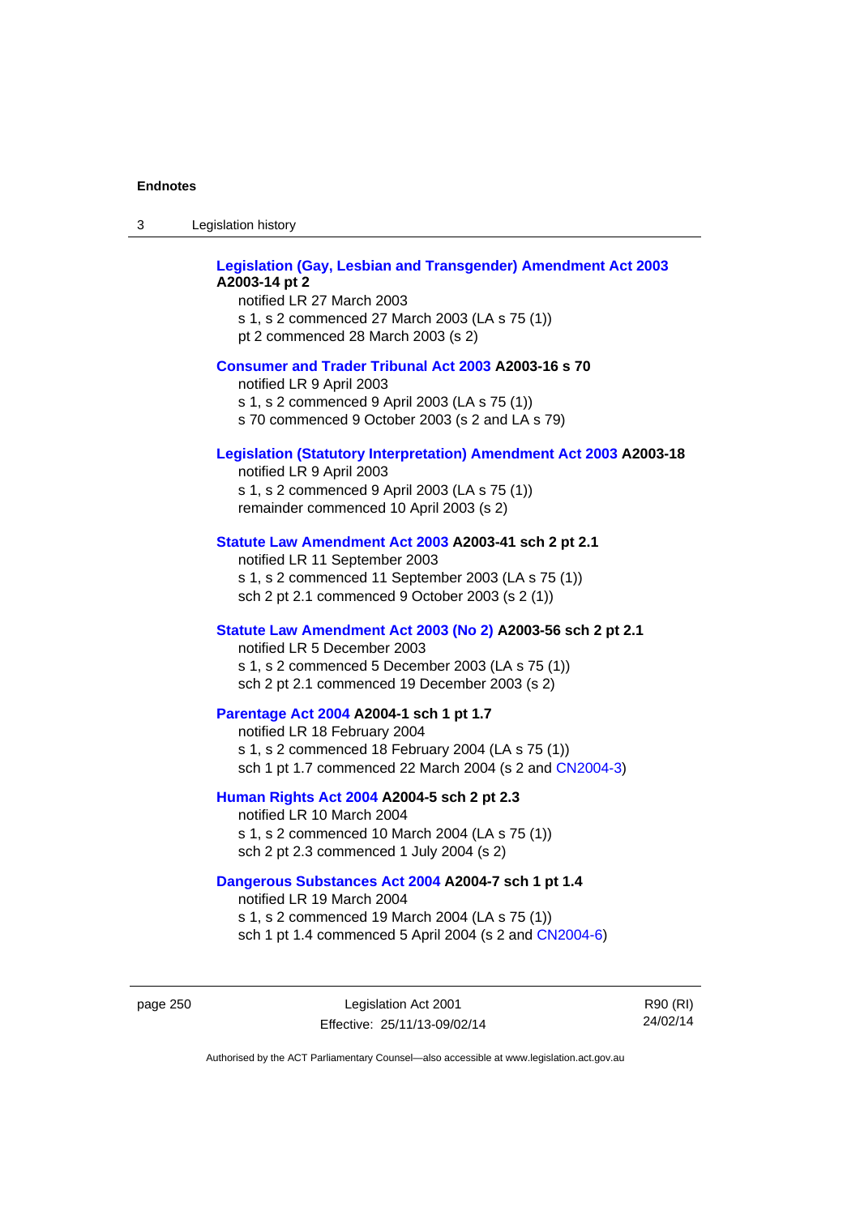**Legislation (Gay, Lesbian and Transgender) Amendment Act 2003 A2003-14 pt 2**

notified LR 27 March 2003

s 1, s 2 commenced 27 March 2003 (LA s 75 (1))

pt 2 commenced 28 March 2003 (s 2)

**Consumer and Trader Tribunal Act 2003 A2003-16 s 70**

notified LR 9 April 2003

s 1, s 2 commenced 9 April 2003 (LA s 75 (1))

s 70 commenced 9 October 2003 (s 2 and LA s 79)

**Legislation (Statutory Interpretation) Amendment Act 2003 A2003-18**

notified LR 9 April 2003

s 1, s 2 commenced 9 April 2003 (LA s 75 (1))

remainder commenced 10 April 2003 (s 2)

**Statute Law Amendment Act 2003 A2003-41 sch 2 pt 2.1**

notified LR 11 September 2003

s 1, s 2 commenced 11 September 2003 (LA s 75 (1))

sch 2 pt 2.1 commenced 9 October 2003 (s 2 (1))

**Statute Law Amendment Act 2003 (No 2) A2003-56 sch 2 pt 2.1**

notified LR 5 December 2003

s 1, s 2 commenced 5 December 2003 (LA s 75 (1))

sch 2 pt 2.1 commenced 19 December 2003 (s 2)

**Parentage Act 2004 A2004-1 sch 1 pt 1.7**

notified LR 18 February 2004

s 1, s 2 commenced 18 February 2004 (LA s 75 (1))

sch 1 pt 1.7 commenced 22 March 2004 (s 2 and CN2004-3)

**Human Rights Act 2004 A2004-5 sch 2 pt 2.3**

notified LR 10 March 2004

s 1, s 2 commenced 10 March 2004 (LA s 75 (1))

sch 2 pt 2.3 commenced 1 July 2004 (s 2)

**Dangerous Substances Act 2004 A2004-7 sch 1 pt 1.4**

notified LR 19 March 2004

s 1, s 2 commenced 19 March 2004 (LA s 75 (1))

sch 1 pt 1.4 commenced 5 April 2004 (s 2 and CN2004-6)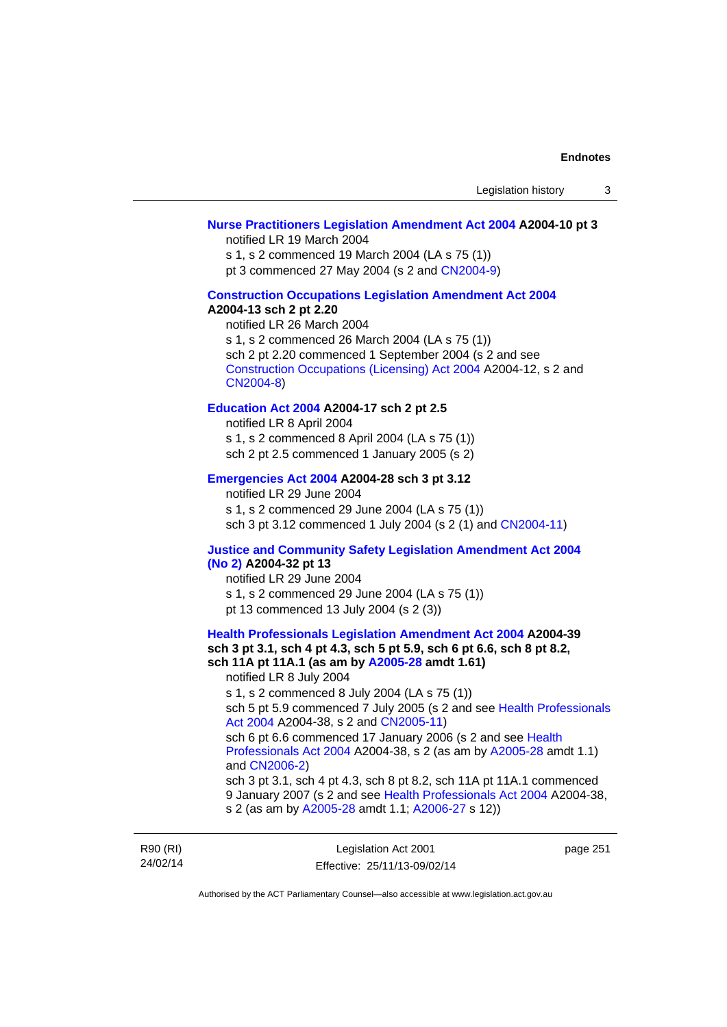**Nurse Practitioners Legislation Amendment Act 2004 A2004-10 pt 3**

notified LR 19 March 2004

s 1, s 2 commenced 19 March 2004 (LA s 75 (1))

pt 3 commenced 27 May 2004 (s 2 and CN2004-9)

**Construction Occupations Legislation Amendment Act 2004 A2004-13 sch 2 pt 2.20**

notified LR 26 March 2004

s 1, s 2 commenced 26 March 2004 (LA s 75 (1))

sch 2 pt 2.20 commenced 1 September 2004 (s 2 and see Construction Occupations (Licensing) Act 2004 A2004-12, s 2 and CN2004-8)

**Education Act 2004 A2004-17 sch 2 pt 2.5**

notified LR 8 April 2004

s 1, s 2 commenced 8 April 2004 (LA s 75 (1))

sch 2 pt 2.5 commenced 1 January 2005 (s 2)

**Emergencies Act 2004 A2004-28 sch 3 pt 3.12**

notified LR 29 June 2004

s 1, s 2 commenced 29 June 2004 (LA s 75 (1))

sch 3 pt 3.12 commenced 1 July 2004 (s 2 (1) and CN2004-11)

**Justice and Community Safety Legislation Amendment Act 2004 (No 2) A2004-32 pt 13**

notified LR 29 June 2004

s 1, s 2 commenced 29 June 2004 (LA s 75 (1))

pt 13 commenced 13 July 2004 (s 2 (3))

**Health Professionals Legislation Amendment Act 2004 A2004-39 sch 3 pt 3.1, sch 4 pt 4.3, sch 5 pt 5.9, sch 6 pt 6.6, sch 8 pt 8.2, sch 11A pt 11A.1 (as am by A2005-28 amdt 1.61)**

notified LR 8 July 2004

s 1, s 2 commenced 8 July 2004 (LA s 75 (1))

sch 5 pt 5.9 commenced 7 July 2005 (s 2 and see Health Professionals Act 2004 A2004-38, s 2 and CN2005-11)

sch 6 pt 6.6 commenced 17 January 2006 (s 2 and see Health Professionals Act 2004 A2004-38, s 2 (as am by A2005-28 amdt 1.1) and CN2006-2)

sch 3 pt 3.1, sch 4 pt 4.3, sch 8 pt 8.2, sch 11A pt 11A.1 commenced 9 January 2007 (s 2 and see Health Professionals Act 2004 A2004-38, s 2 (as am by A2005-28 amdt 1.1; A2006-27 s 12))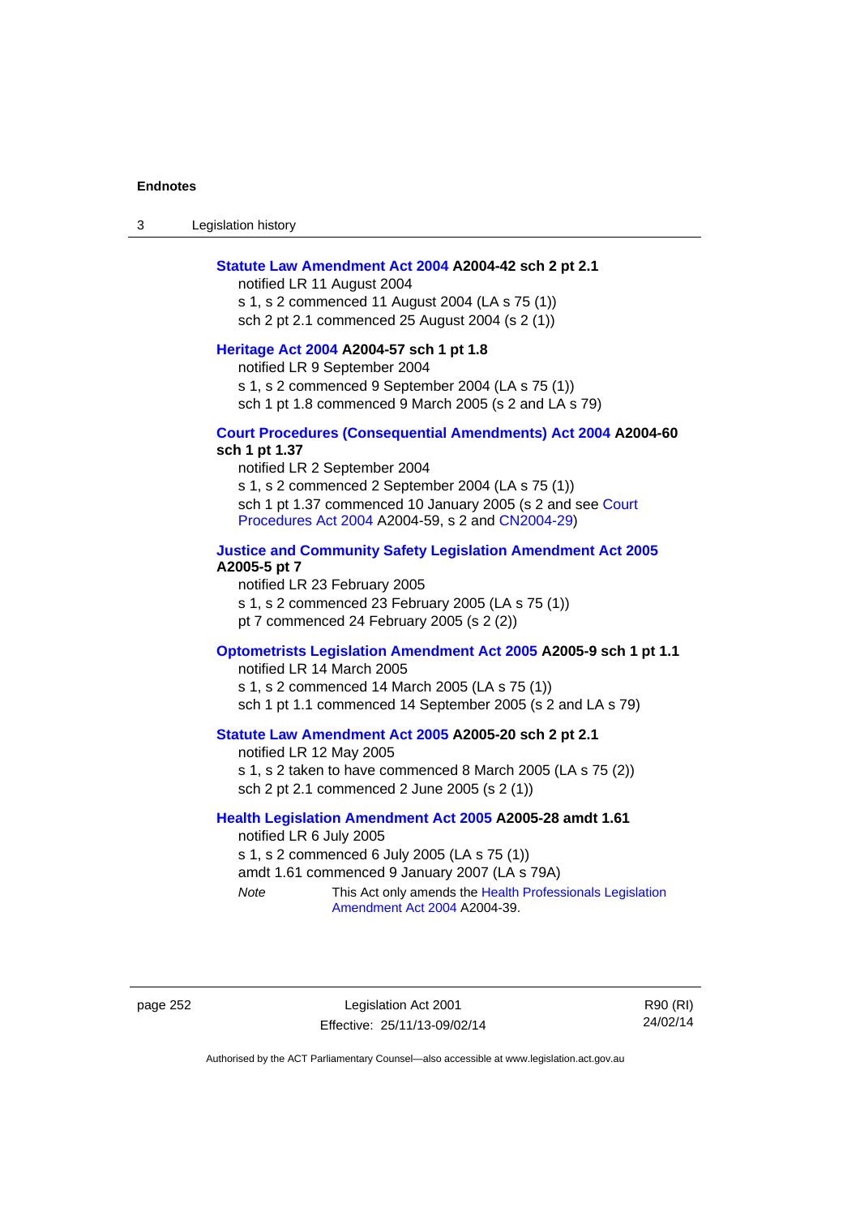**Statute Law Amendment Act 2004 A2004-42 sch 2 pt 2.1**

notified LR 11 August 2004

s 1, s 2 commenced 11 August 2004 (LA s 75 (1))

sch 2 pt 2.1 commenced 25 August 2004 (s 2 (1))

**Heritage Act 2004 A2004-57 sch 1 pt 1.8**

notified LR 9 September 2004

s 1, s 2 commenced 9 September 2004 (LA s 75 (1))

sch 1 pt 1.8 commenced 9 March 2005 (s 2 and LA s 79)

**Court Procedures (Consequential Amendments) Act 2004 A2004-60 sch 1 pt 1.37**

notified LR 2 September 2004

s 1, s 2 commenced 2 September 2004 (LA s 75 (1))

sch 1 pt 1.37 commenced 10 January 2005 (s 2 and see Court Procedures Act 2004 A2004-59, s 2 and CN2004-29)

**Justice and Community Safety Legislation Amendment Act 2005 A2005-5 pt 7**

notified LR 23 February 2005

s 1, s 2 commenced 23 February 2005 (LA s 75 (1))

pt 7 commenced 24 February 2005 (s 2 (2))

**Optometrists Legislation Amendment Act 2005 A2005-9 sch 1 pt 1.1**

notified LR 14 March 2005

s 1, s 2 commenced 14 March 2005 (LA s 75 (1))

sch 1 pt 1.1 commenced 14 September 2005 (s 2 and LA s 79)

**Statute Law Amendment Act 2005 A2005-20 sch 2 pt 2.1**

notified LR 12 May 2005

s 1, s 2 taken to have commenced 8 March 2005 (LA s 75 (2))

sch 2 pt 2.1 commenced 2 June 2005 (s 2 (1))

**Health Legislation Amendment Act 2005 A2005-28 amdt 1.61**

notified LR 6 July 2005

s 1, s 2 commenced 6 July 2005 (LA s 75 (1))

amdt 1.61 commenced 9 January 2007 (LA s 79A)

*Note* This Act only amends the Health Professionals Legislation Amendment Act 2004 A2004-39.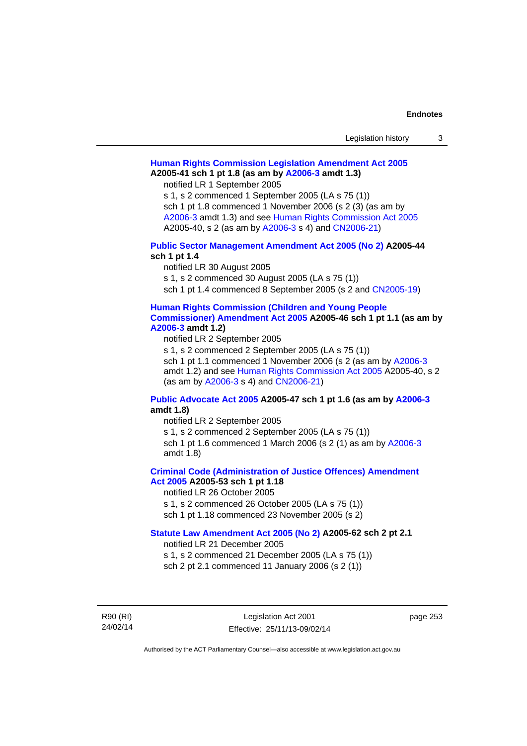**Human Rights Commission Legislation Amendment Act 2005 A2005-41 sch 1 pt 1.8 (as am by A2006-3 amdt 1.3)**

notified LR 1 September 2005

s 1, s 2 commenced 1 September 2005 (LA s 75 (1))

sch 1 pt 1.8 commenced 1 November 2006 (s 2 (3) (as am by A2006-3 amdt 1.3) and see Human Rights Commission Act 2005 A2005-40, s 2 (as am by A2006-3 s 4) and CN2006-21)

**Public Sector Management Amendment Act 2005 (No 2) A2005-44 sch 1 pt 1.4**

notified LR 30 August 2005

s 1, s 2 commenced 30 August 2005 (LA s 75 (1))

sch 1 pt 1.4 commenced 8 September 2005 (s 2 and CN2005-19)

**Human Rights Commission (Children and Young People Commissioner) Amendment Act 2005 A2005-46 sch 1 pt 1.1 (as am by A2006-3 amdt 1.2)**

notified LR 2 September 2005

s 1, s 2 commenced 2 September 2005 (LA s 75 (1))

sch 1 pt 1.1 commenced 1 November 2006 (s 2 (as am by A2006-3 amdt 1.2) and see Human Rights Commission Act 2005 A2005-40, s 2 (as am by A2006-3 s 4) and CN2006-21)

**Public Advocate Act 2005 A2005-47 sch 1 pt 1.6 (as am by A2006-3 amdt 1.8)**

notified LR 2 September 2005

s 1, s 2 commenced 2 September 2005 (LA s 75 (1))

sch 1 pt 1.6 commenced 1 March 2006 (s 2 (1) as am by A2006-3 amdt 1.8)

**Criminal Code (Administration of Justice Offences) Amendment Act 2005 A2005-53 sch 1 pt 1.18**

notified LR 26 October 2005

s 1, s 2 commenced 26 October 2005 (LA s 75 (1))

sch 1 pt 1.18 commenced 23 November 2005 (s 2)

**Statute Law Amendment Act 2005 (No 2) A2005-62 sch 2 pt 2.1**

notified LR 21 December 2005

s 1, s 2 commenced 21 December 2005 (LA s 75 (1))

sch 2 pt 2.1 commenced 11 January 2006 (s 2 (1))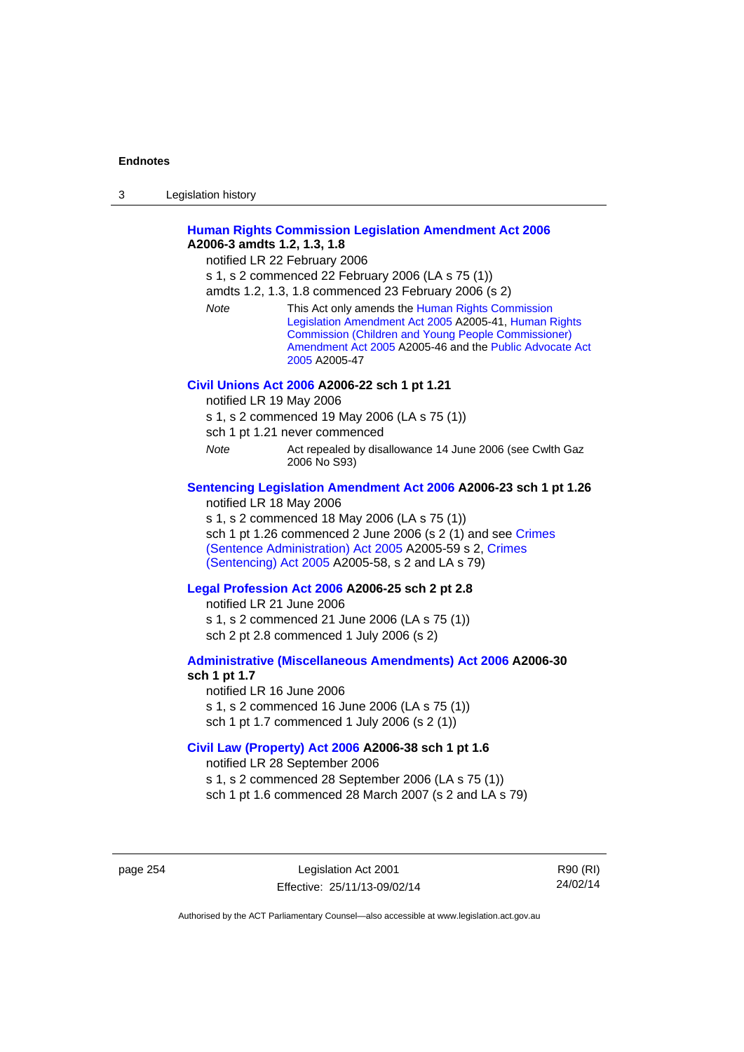**Human Rights Commission Legislation Amendment Act 2006 A2006-3 amdts 1.2, 1.3, 1.8**

notified LR 22 February 2006

s 1, s 2 commenced 22 February 2006 (LA s 75 (1))

amdts 1.2, 1.3, 1.8 commenced 23 February 2006 (s 2)

*Note* This Act only amends the Human Rights Commission Legislation Amendment Act 2005 A2005-41, Human Rights Commission (Children and Young People Commissioner) Amendment Act 2005 A2005-46 and the Public Advocate Act 2005 A2005-47

**Civil Unions Act 2006 A2006-22 sch 1 pt 1.21**

notified LR 19 May 2006

s 1, s 2 commenced 19 May 2006 (LA s 75 (1))

sch 1 pt 1.21 never commenced

*Note* Act repealed by disallowance 14 June 2006 (see Cwlth Gaz 2006 No S93)

**Sentencing Legislation Amendment Act 2006 A2006-23 sch 1 pt 1.26**

notified LR 18 May 2006

s 1, s 2 commenced 18 May 2006 (LA s 75 (1))

sch 1 pt 1.26 commenced 2 June 2006 (s 2 (1) and see Crimes (Sentence Administration) Act 2005 A2005-59 s 2, Crimes (Sentencing) Act 2005 A2005-58, s 2 and LA s 79)

**Legal Profession Act 2006 A2006-25 sch 2 pt 2.8**

notified LR 21 June 2006

s 1, s 2 commenced 21 June 2006 (LA s 75 (1))

sch 2 pt 2.8 commenced 1 July 2006 (s 2)

**Administrative (Miscellaneous Amendments) Act 2006 A2006-30 sch 1 pt 1.7**

notified LR 16 June 2006

s 1, s 2 commenced 16 June 2006 (LA s 75 (1))

sch 1 pt 1.7 commenced 1 July 2006 (s 2 (1))

**Civil Law (Property) Act 2006 A2006-38 sch 1 pt 1.6**

notified LR 28 September 2006

s 1, s 2 commenced 28 September 2006 (LA s 75 (1))

sch 1 pt 1.6 commenced 28 March 2007 (s 2 and LA s 79)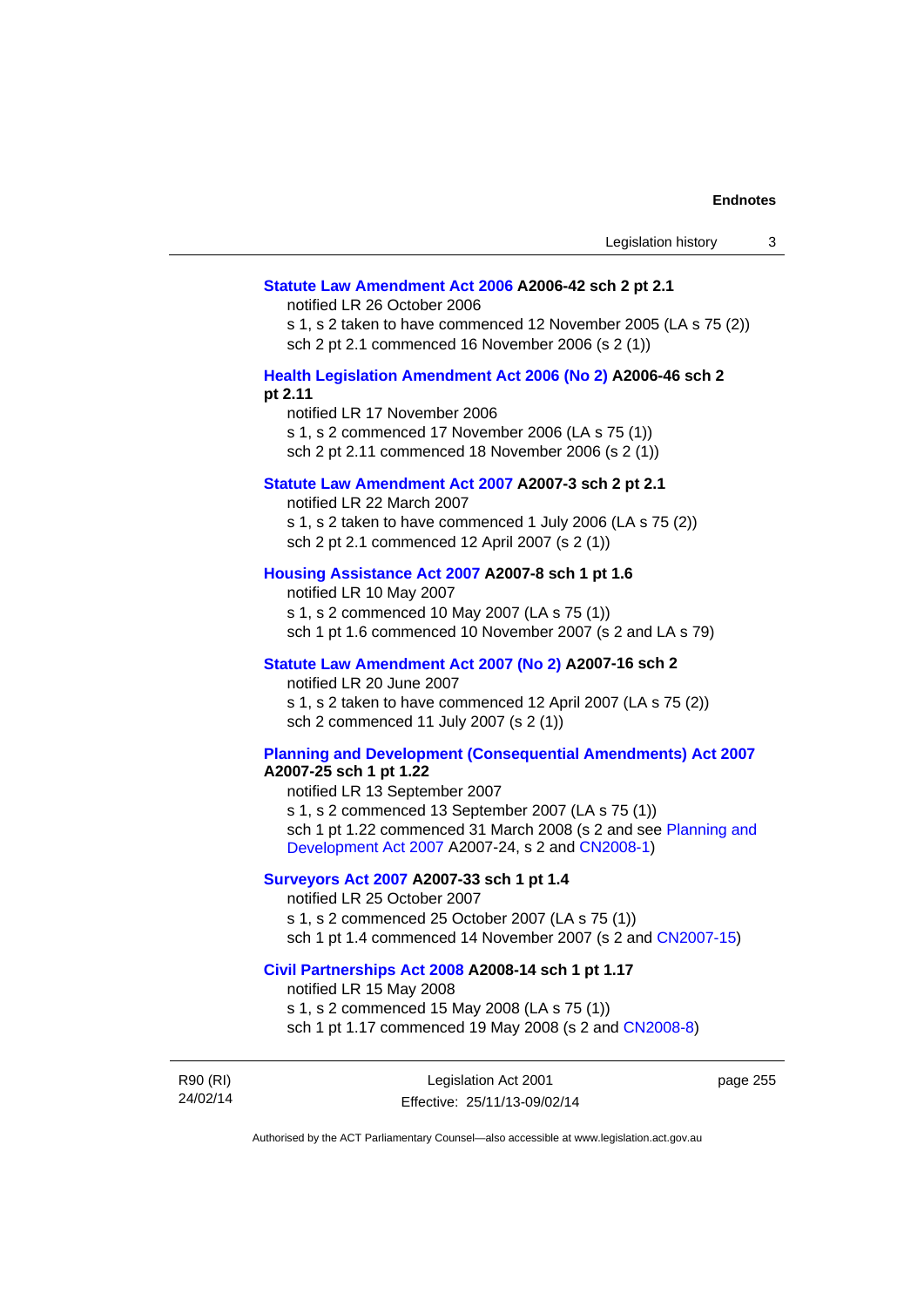**Statute Law Amendment Act 2006 A2006-42 sch 2 pt 2.1**

notified LR 26 October 2006

s 1, s 2 taken to have commenced 12 November 2005 (LA s 75 (2))

sch 2 pt 2.1 commenced 16 November 2006 (s 2 (1))

**Health Legislation Amendment Act 2006 (No 2) A2006-46 sch 2 pt 2.11**

notified LR 17 November 2006

s 1, s 2 commenced 17 November 2006 (LA s 75 (1))

sch 2 pt 2.11 commenced 18 November 2006 (s 2 (1))

**Statute Law Amendment Act 2007 A2007-3 sch 2 pt 2.1**

notified LR 22 March 2007

s 1, s 2 taken to have commenced 1 July 2006 (LA s 75 (2))

sch 2 pt 2.1 commenced 12 April 2007 (s 2 (1))

**Housing Assistance Act 2007 A2007-8 sch 1 pt 1.6**

notified LR 10 May 2007

s 1, s 2 commenced 10 May 2007 (LA s 75 (1))

sch 1 pt 1.6 commenced 10 November 2007 (s 2 and LA s 79)

**Statute Law Amendment Act 2007 (No 2) A2007-16 sch 2**

notified LR 20 June 2007

s 1, s 2 taken to have commenced 12 April 2007 (LA s 75 (2))

sch 2 commenced 11 July 2007 (s 2 (1))

**Planning and Development (Consequential Amendments) Act 2007 A2007-25 sch 1 pt 1.22**

notified LR 13 September 2007

s 1, s 2 commenced 13 September 2007 (LA s 75 (1))

sch 1 pt 1.22 commenced 31 March 2008 (s 2 and see Planning and Development Act 2007 A2007-24, s 2 and CN2008-1)

**Surveyors Act 2007 A2007-33 sch 1 pt 1.4**

notified LR 25 October 2007

s 1, s 2 commenced 25 October 2007 (LA s 75 (1))

sch 1 pt 1.4 commenced 14 November 2007 (s 2 and CN2007-15)

**Civil Partnerships Act 2008 A2008-14 sch 1 pt 1.17**

notified LR 15 May 2008

s 1, s 2 commenced 15 May 2008 (LA s 75 (1))

sch 1 pt 1.17 commenced 19 May 2008 (s 2 and CN2008-8)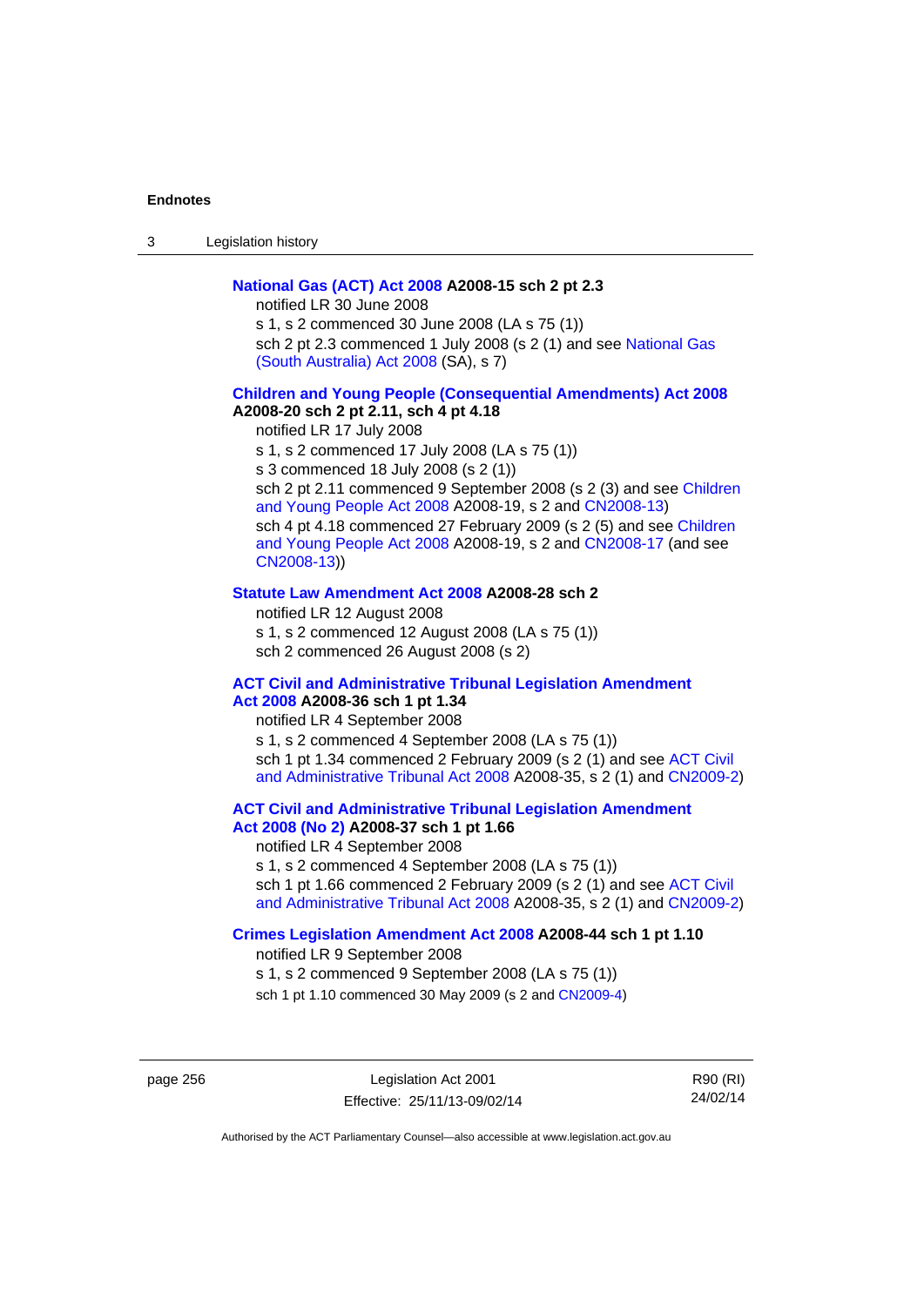**National Gas (ACT) Act 2008 A2008-15 sch 2 pt 2.3**

notified LR 30 June 2008

s 1, s 2 commenced 30 June 2008 (LA s 75 (1))

sch 2 pt 2.3 commenced 1 July 2008 (s 2 (1) and see National Gas (South Australia) Act 2008 (SA), s 7)

**Children and Young People (Consequential Amendments) Act 2008 A2008-20 sch 2 pt 2.11, sch 4 pt 4.18**

notified LR 17 July 2008

s 1, s 2 commenced 17 July 2008 (LA s 75 (1))

s 3 commenced 18 July 2008 (s 2 (1))

sch 2 pt 2.11 commenced 9 September 2008 (s 2 (3) and see Children and Young People Act 2008 A2008-19, s 2 and CN2008-13)

sch 4 pt 4.18 commenced 27 February 2009 (s 2 (5) and see Children and Young People Act 2008 A2008-19, s 2 and CN2008-17 (and see CN2008-13))

**Statute Law Amendment Act 2008 A2008-28 sch 2**

notified LR 12 August 2008

s 1, s 2 commenced 12 August 2008 (LA s 75 (1))

sch 2 commenced 26 August 2008 (s 2)

**ACT Civil and Administrative Tribunal Legislation Amendment Act 2008 A2008-36 sch 1 pt 1.34**

notified LR 4 September 2008

s 1, s 2 commenced 4 September 2008 (LA s 75 (1))

sch 1 pt 1.34 commenced 2 February 2009 (s 2 (1) and see ACT Civil and Administrative Tribunal Act 2008 A2008-35, s 2 (1) and CN2009-2)

**ACT Civil and Administrative Tribunal Legislation Amendment Act 2008 (No 2) A2008-37 sch 1 pt 1.66**

notified LR 4 September 2008

s 1, s 2 commenced 4 September 2008 (LA s 75 (1))

sch 1 pt 1.66 commenced 2 February 2009 (s 2 (1) and see ACT Civil and Administrative Tribunal Act 2008 A2008-35, s 2 (1) and CN2009-2)

**Crimes Legislation Amendment Act 2008 A2008-44 sch 1 pt 1.10**

notified LR 9 September 2008

s 1, s 2 commenced 9 September 2008 (LA s 75 (1))

sch 1 pt 1.10 commenced 30 May 2009 (s 2 and CN2009-4)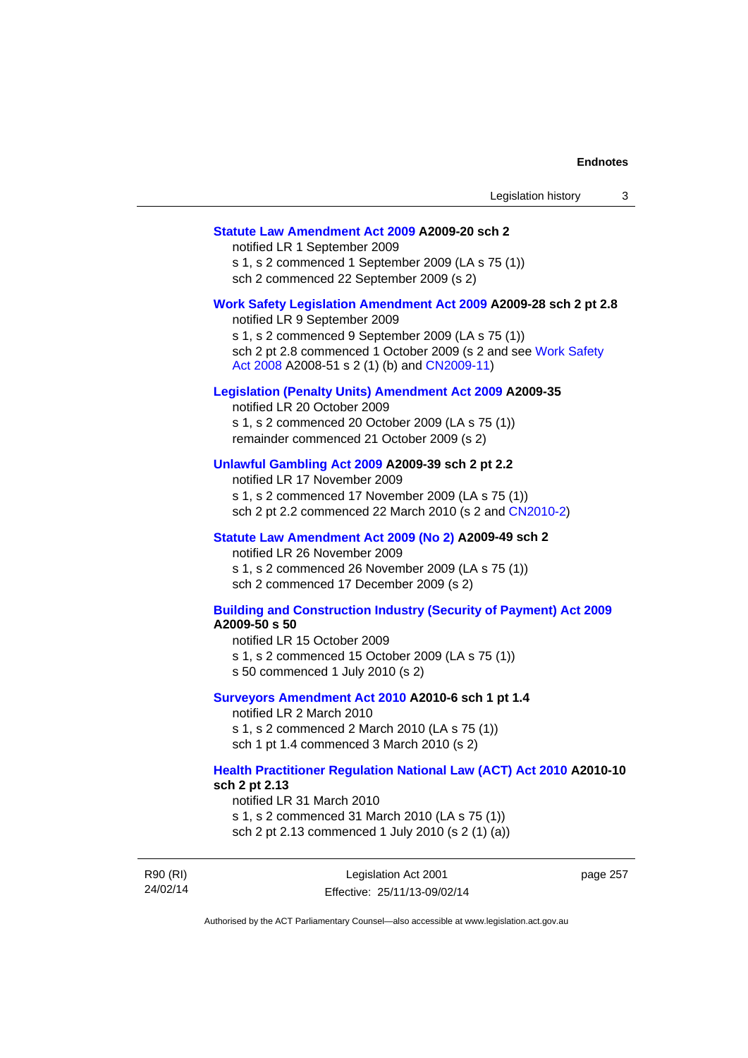**Statute Law Amendment Act 2009 A2009-20 sch 2**

notified LR 1 September 2009
s 1, s 2 commenced 1 September 2009 (LA s 75 (1))
sch 2 commenced 22 September 2009 (s 2)

**Work Safety Legislation Amendment Act 2009 A2009-28 sch 2 pt 2.8**

notified LR 9 September 2009
s 1, s 2 commenced 9 September 2009 (LA s 75 (1))
sch 2 pt 2.8 commenced 1 October 2009 (s 2 and see Work Safety Act 2008 A2008-51 s 2 (1) (b) and CN2009-11)

**Legislation (Penalty Units) Amendment Act 2009 A2009-35**

notified LR 20 October 2009
s 1, s 2 commenced 20 October 2009 (LA s 75 (1))
remainder commenced 21 October 2009 (s 2)

**Unlawful Gambling Act 2009 A2009-39 sch 2 pt 2.2**

notified LR 17 November 2009
s 1, s 2 commenced 17 November 2009 (LA s 75 (1))
sch 2 pt 2.2 commenced 22 March 2010 (s 2 and CN2010-2)

**Statute Law Amendment Act 2009 (No 2) A2009-49 sch 2**

notified LR 26 November 2009
s 1, s 2 commenced 26 November 2009 (LA s 75 (1))
sch 2 commenced 17 December 2009 (s 2)

**Building and Construction Industry (Security of Payment) Act 2009 A2009-50 s 50**

notified LR 15 October 2009
s 1, s 2 commenced 15 October 2009 (LA s 75 (1))
s 50 commenced 1 July 2010 (s 2)

**Surveyors Amendment Act 2010 A2010-6 sch 1 pt 1.4**

notified LR 2 March 2010
s 1, s 2 commenced 2 March 2010 (LA s 75 (1))
sch 1 pt 1.4 commenced 3 March 2010 (s 2)

**Health Practitioner Regulation National Law (ACT) Act 2010 A2010-10 sch 2 pt 2.13**

notified LR 31 March 2010
s 1, s 2 commenced 31 March 2010 (LA s 75 (1))
sch 2 pt 2.13 commenced 1 July 2010 (s 2 (1) (a))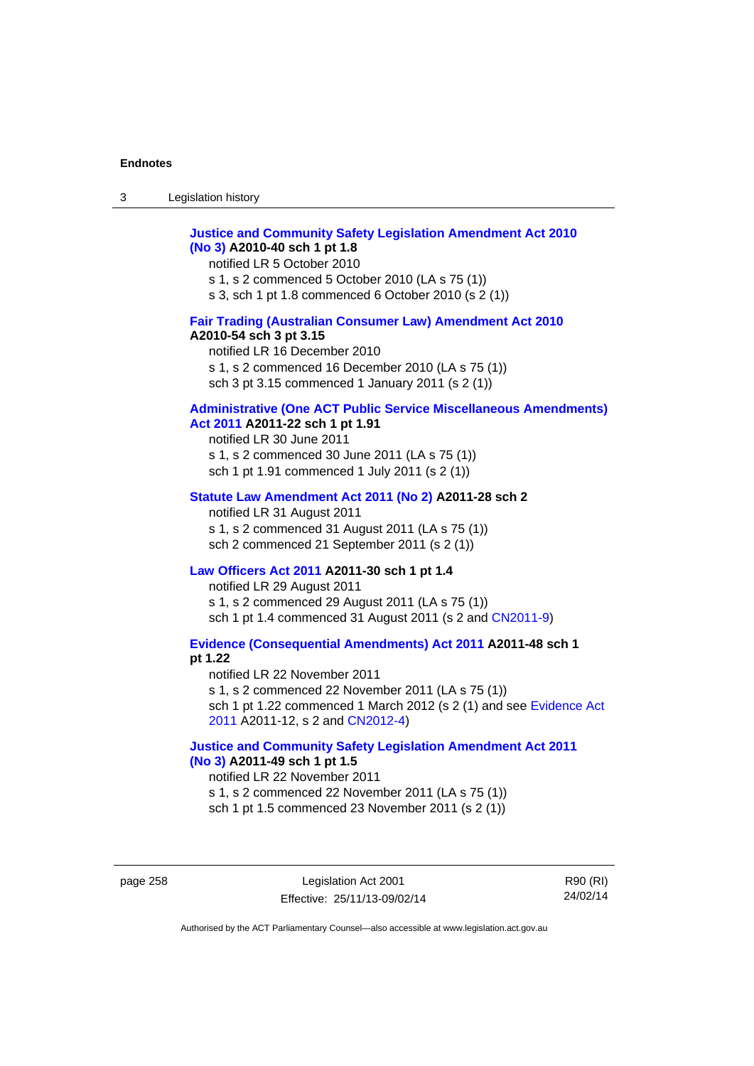**Justice and Community Safety Legislation Amendment Act 2010 (No 3) A2010-40 sch 1 pt 1.8**
notified LR 5 October 2010
s 1, s 2 commenced 5 October 2010 (LA s 75 (1))
s 3, sch 1 pt 1.8 commenced 6 October 2010 (s 2 (1))

**Fair Trading (Australian Consumer Law) Amendment Act 2010 A2010-54 sch 3 pt 3.15**
notified LR 16 December 2010
s 1, s 2 commenced 16 December 2010 (LA s 75 (1))
sch 3 pt 3.15 commenced 1 January 2011 (s 2 (1))

**Administrative (One ACT Public Service Miscellaneous Amendments) Act 2011 A2011-22 sch 1 pt 1.91**
notified LR 30 June 2011
s 1, s 2 commenced 30 June 2011 (LA s 75 (1))
sch 1 pt 1.91 commenced 1 July 2011 (s 2 (1))

**Statute Law Amendment Act 2011 (No 2) A2011-28 sch 2**
notified LR 31 August 2011
s 1, s 2 commenced 31 August 2011 (LA s 75 (1))
sch 2 commenced 21 September 2011 (s 2 (1))

**Law Officers Act 2011 A2011-30 sch 1 pt 1.4**
notified LR 29 August 2011
s 1, s 2 commenced 29 August 2011 (LA s 75 (1))
sch 1 pt 1.4 commenced 31 August 2011 (s 2 and CN2011-9)

**Evidence (Consequential Amendments) Act 2011 A2011-48 sch 1 pt 1.22**
notified LR 22 November 2011
s 1, s 2 commenced 22 November 2011 (LA s 75 (1))
sch 1 pt 1.22 commenced 1 March 2012 (s 2 (1) and see Evidence Act 2011 A2011-12, s 2 and CN2012-4)

**Justice and Community Safety Legislation Amendment Act 2011 (No 3) A2011-49 sch 1 pt 1.5**
notified LR 22 November 2011
s 1, s 2 commenced 22 November 2011 (LA s 75 (1))
sch 1 pt 1.5 commenced 23 November 2011 (s 2 (1))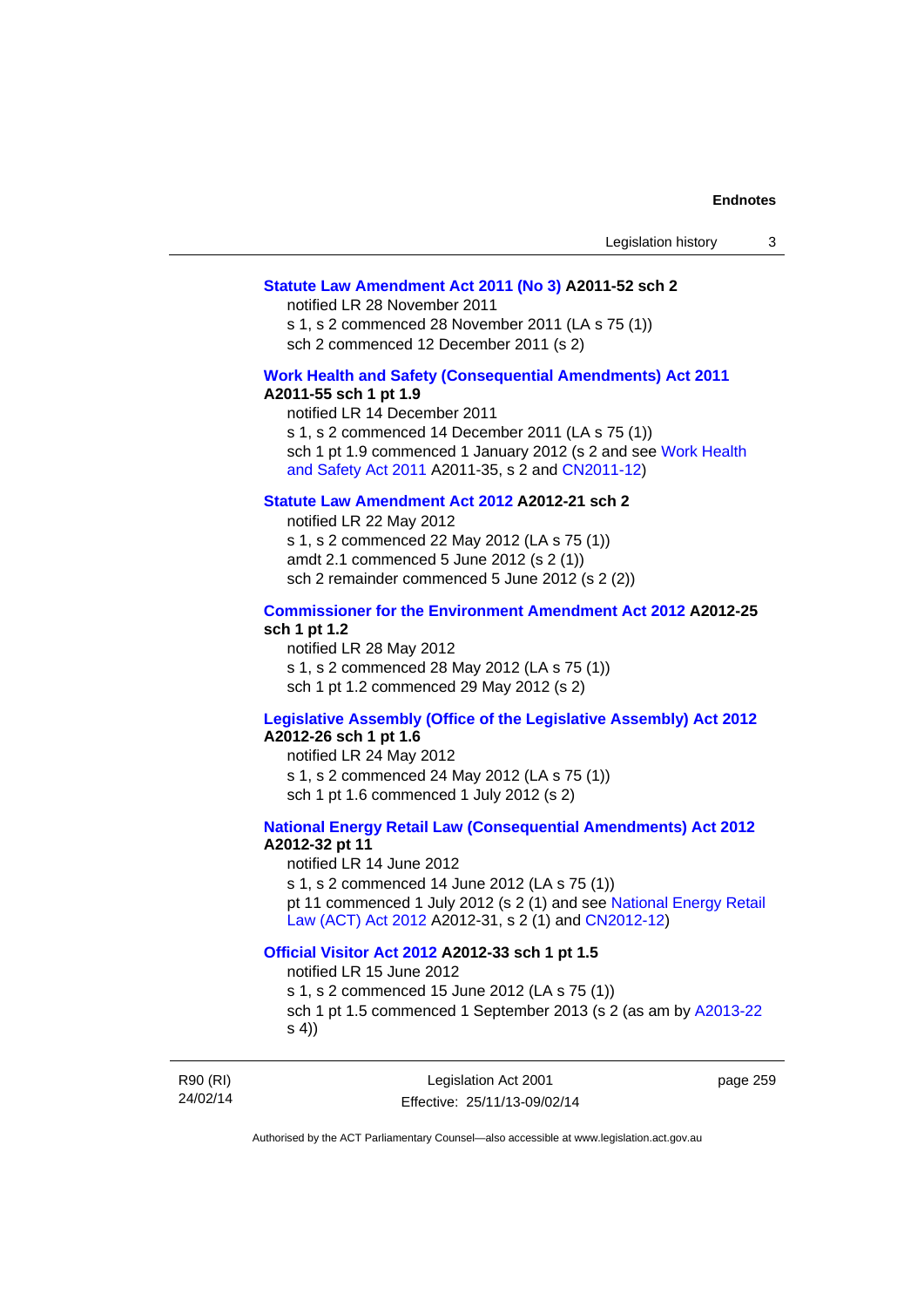**Statute Law Amendment Act 2011 (No 3) A2011-52 sch 2**

notified LR 28 November 2011

s 1, s 2 commenced 28 November 2011 (LA s 75 (1))

sch 2 commenced 12 December 2011 (s 2)

**Work Health and Safety (Consequential Amendments) Act 2011 A2011-55 sch 1 pt 1.9**

notified LR 14 December 2011

s 1, s 2 commenced 14 December 2011 (LA s 75 (1))

sch 1 pt 1.9 commenced 1 January 2012 (s 2 and see Work Health and Safety Act 2011 A2011-35, s 2 and CN2011-12)

**Statute Law Amendment Act 2012 A2012-21 sch 2**

notified LR 22 May 2012

s 1, s 2 commenced 22 May 2012 (LA s 75 (1))

amdt 2.1 commenced 5 June 2012 (s 2 (1))

sch 2 remainder commenced 5 June 2012 (s 2 (2))

**Commissioner for the Environment Amendment Act 2012 A2012-25 sch 1 pt 1.2**

notified LR 28 May 2012

s 1, s 2 commenced 28 May 2012 (LA s 75 (1))

sch 1 pt 1.2 commenced 29 May 2012 (s 2)

**Legislative Assembly (Office of the Legislative Assembly) Act 2012 A2012-26 sch 1 pt 1.6**

notified LR 24 May 2012

s 1, s 2 commenced 24 May 2012 (LA s 75 (1))

sch 1 pt 1.6 commenced 1 July 2012 (s 2)

**National Energy Retail Law (Consequential Amendments) Act 2012 A2012-32 pt 11**

notified LR 14 June 2012

s 1, s 2 commenced 14 June 2012 (LA s 75 (1))

pt 11 commenced 1 July 2012 (s 2 (1) and see National Energy Retail Law (ACT) Act 2012 A2012-31, s 2 (1) and CN2012-12)

**Official Visitor Act 2012 A2012-33 sch 1 pt 1.5**

notified LR 15 June 2012

s 1, s 2 commenced 15 June 2012 (LA s 75 (1))

sch 1 pt 1.5 commenced 1 September 2013 (s 2 (as am by A2013-22 s 4))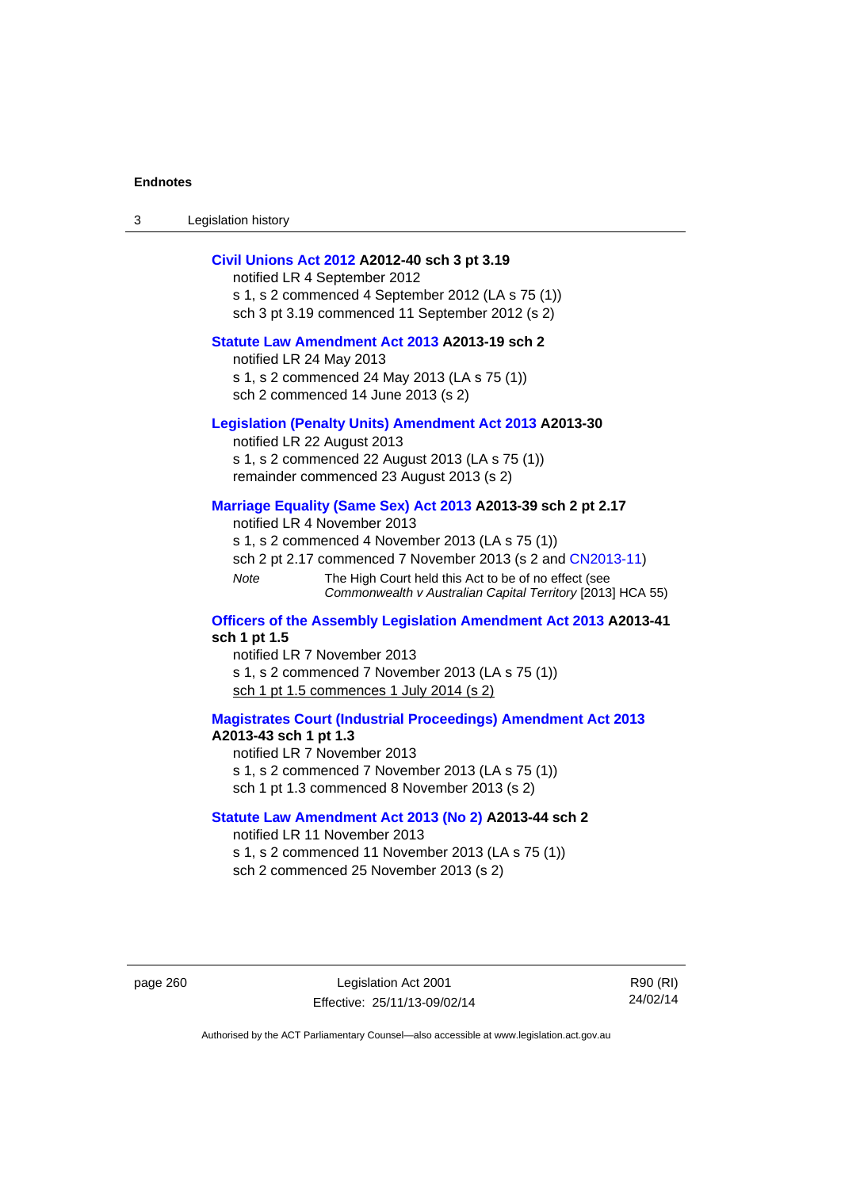**Civil Unions Act 2012 A2012-40 sch 3 pt 3.19**

notified LR 4 September 2012

s 1, s 2 commenced 4 September 2012 (LA s 75 (1))

sch 3 pt 3.19 commenced 11 September 2012 (s 2)

**Statute Law Amendment Act 2013 A2013-19 sch 2**

notified LR 24 May 2013

s 1, s 2 commenced 24 May 2013 (LA s 75 (1))

sch 2 commenced 14 June 2013 (s 2)

**Legislation (Penalty Units) Amendment Act 2013 A2013-30**

notified LR 22 August 2013

s 1, s 2 commenced 22 August 2013 (LA s 75 (1))

remainder commenced 23 August 2013 (s 2)

**Marriage Equality (Same Sex) Act 2013 A2013-39 sch 2 pt 2.17**

notified LR 4 November 2013

s 1, s 2 commenced 4 November 2013 (LA s 75 (1))

sch 2 pt 2.17 commenced 7 November 2013 (s 2 and CN2013-11)

*Note* The High Court held this Act to be of no effect (see *Commonwealth v Australian Capital Territory* [2013] HCA 55)

**Officers of the Assembly Legislation Amendment Act 2013 A2013-41 sch 1 pt 1.5**

notified LR 7 November 2013

s 1, s 2 commenced 7 November 2013 (LA s 75 (1))

sch 1 pt 1.5 commences 1 July 2014 (s 2)

**Magistrates Court (Industrial Proceedings) Amendment Act 2013 A2013-43 sch 1 pt 1.3**

notified LR 7 November 2013

s 1, s 2 commenced 7 November 2013 (LA s 75 (1))

sch 1 pt 1.3 commenced 8 November 2013 (s 2)

**Statute Law Amendment Act 2013 (No 2) A2013-44 sch 2**

notified LR 11 November 2013

s 1, s 2 commenced 11 November 2013 (LA s 75 (1))

sch 2 commenced 25 November 2013 (s 2)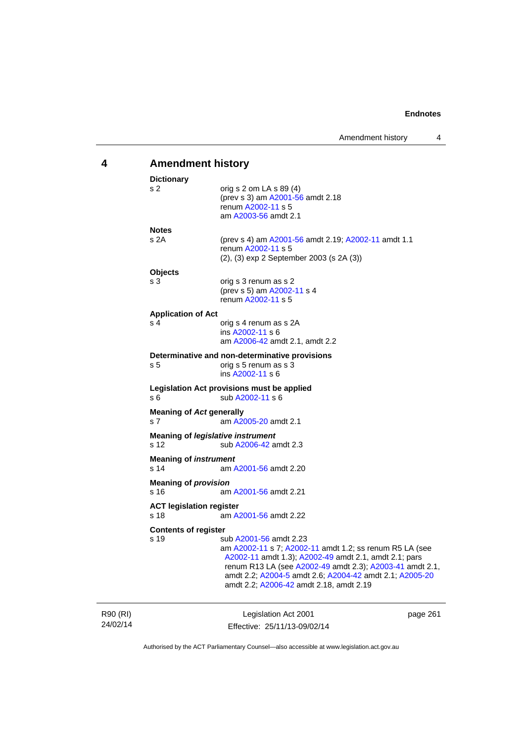## 4 Amendment history

**Dictionary**
s 2 orig s 2 om LA s 89 (4)
(prev s 3) am A2001-56 amdt 2.18
renum A2002-11 s 5
am A2003-56 amdt 2.1

**Notes**
s 2A (prev s 4) am A2001-56 amdt 2.19; A2002-11 amdt 1.1
renum A2002-11 s 5
(2), (3) exp 2 September 2003 (s 2A (3))

**Objects**
s 3 orig s 3 renum as s 2
(prev s 5) am A2002-11 s 4
renum A2002-11 s 5

**Application of Act**
s 4 orig s 4 renum as s 2A
ins A2002-11 s 6
am A2006-42 amdt 2.1, amdt 2.2

**Determinative and non-determinative provisions**
s 5 orig s 5 renum as s 3
ins A2002-11 s 6

**Legislation Act provisions must be applied**
s 6 sub A2002-11 s 6

**Meaning of *Act* generally**
s 7 am A2005-20 amdt 2.1

**Meaning of *legislative instrument***
s 12 sub A2006-42 amdt 2.3

**Meaning of *instrument***
s 14 am A2001-56 amdt 2.20

**Meaning of *provision***
s 16 am A2001-56 amdt 2.21

**ACT legislation register**
s 18 am A2001-56 amdt 2.22

**Contents of register**
s 19 sub A2001-56 amdt 2.23
am A2002-11 s 7; A2002-11 amdt 1.2; ss renum R5 LA (see A2002-11 amdt 1.3); A2002-49 amdt 2.1, amdt 2.1; pars renum R13 LA (see A2002-49 amdt 2.3); A2003-41 amdt 2.1, amdt 2.2; A2004-5 amdt 2.6; A2004-42 amdt 2.1; A2005-20 amdt 2.2; A2006-42 amdt 2.18, amdt 2.19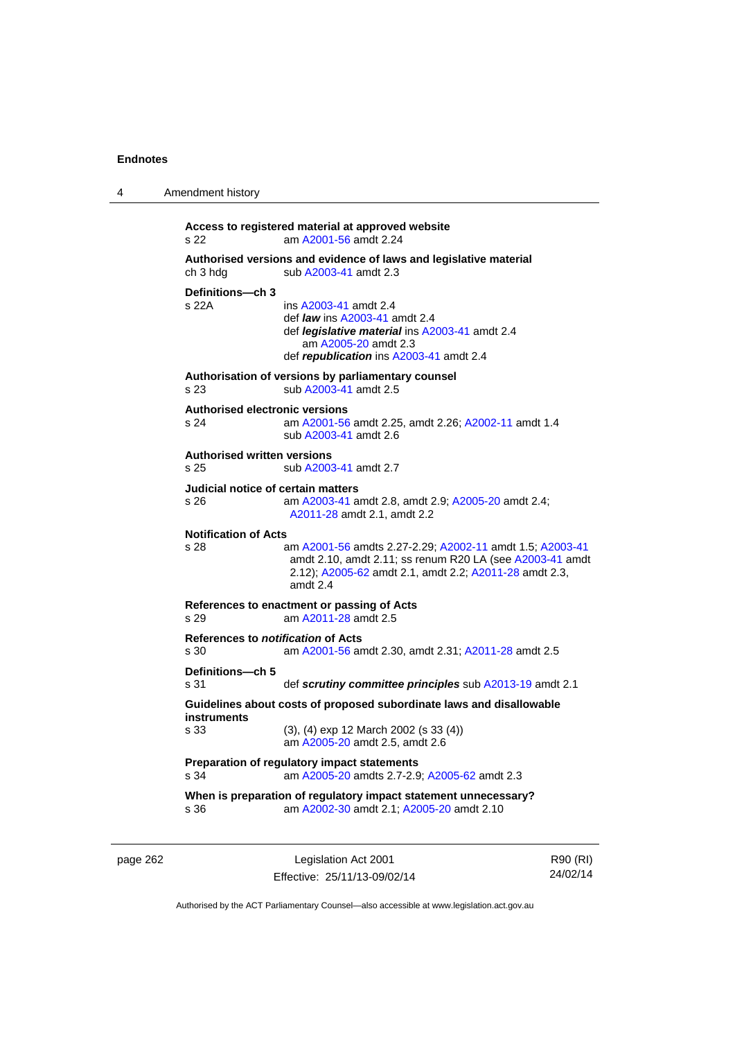**Access to registered material at approved website**

s 22 am A2001-56 amdt 2.24

**Authorised versions and evidence of laws and legislative material**

ch 3 hdg sub A2003-41 amdt 2.3

**Definitions—ch 3**

s 22A ins A2003-41 amdt 2.4
def ***law*** ins A2003-41 amdt 2.4
def ***legislative material*** ins A2003-41 amdt 2.4
am A2005-20 amdt 2.3
def ***republication*** ins A2003-41 amdt 2.4

**Authorisation of versions by parliamentary counsel**

s 23 sub A2003-41 amdt 2.5

**Authorised electronic versions**

s 24 am A2001-56 amdt 2.25, amdt 2.26; A2002-11 amdt 1.4
sub A2003-41 amdt 2.6

**Authorised written versions**

s 25 sub A2003-41 amdt 2.7

**Judicial notice of certain matters**

s 26 am A2003-41 amdt 2.8, amdt 2.9; A2005-20 amdt 2.4; A2011-28 amdt 2.1, amdt 2.2

**Notification of Acts**

s 28 am A2001-56 amdts 2.27-2.29; A2002-11 amdt 1.5; A2003-41 amdt 2.10, amdt 2.11; ss renum R20 LA (see A2003-41 amdt 2.12); A2005-62 amdt 2.1, amdt 2.2; A2011-28 amdt 2.3, amdt 2.4

**References to enactment or passing of Acts**

s 29 am A2011-28 amdt 2.5

**References to *notification* of Acts**

s 30 am A2001-56 amdt 2.30, amdt 2.31; A2011-28 amdt 2.5

**Definitions—ch 5**

s 31 def ***scrutiny committee principles*** sub A2013-19 amdt 2.1

**Guidelines about costs of proposed subordinate laws and disallowable instruments**

s 33 (3), (4) exp 12 March 2002 (s 33 (4))
am A2005-20 amdt 2.5, amdt 2.6

**Preparation of regulatory impact statements**

s 34 am A2005-20 amdts 2.7-2.9; A2005-62 amdt 2.3

**When is preparation of regulatory impact statement unnecessary?**

s 36 am A2002-30 amdt 2.1; A2005-20 amdt 2.10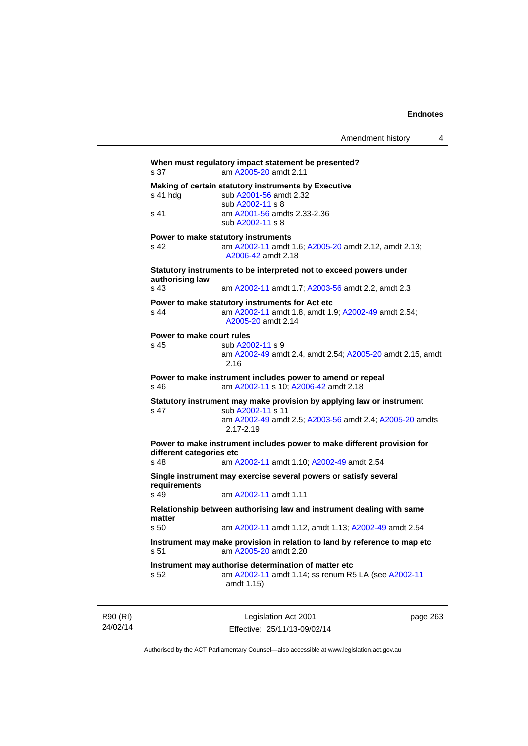**When must regulatory impact statement be presented?**

s 37 am A2005-20 amdt 2.11

**Making of certain statutory instruments by Executive**

s 41 hdg sub A2001-56 amdt 2.32
sub A2002-11 s 8

s 41 am A2001-56 amdts 2.33-2.36
sub A2002-11 s 8

**Power to make statutory instruments**

s 42 am A2002-11 amdt 1.6; A2005-20 amdt 2.12, amdt 2.13; A2006-42 amdt 2.18

**Statutory instruments to be interpreted not to exceed powers under authorising law**

s 43 am A2002-11 amdt 1.7; A2003-56 amdt 2.2, amdt 2.3

**Power to make statutory instruments for Act etc**

s 44 am A2002-11 amdt 1.8, amdt 1.9; A2002-49 amdt 2.54; A2005-20 amdt 2.14

**Power to make court rules**

s 45 sub A2002-11 s 9
am A2002-49 amdt 2.4, amdt 2.54; A2005-20 amdt 2.15, amdt 2.16

**Power to make instrument includes power to amend or repeal**

s 46 am A2002-11 s 10; A2006-42 amdt 2.18

**Statutory instrument may make provision by applying law or instrument**

s 47 sub A2002-11 s 11
am A2002-49 amdt 2.5; A2003-56 amdt 2.4; A2005-20 amdts 2.17-2.19

**Power to make instrument includes power to make different provision for different categories etc**

s 48 am A2002-11 amdt 1.10; A2002-49 amdt 2.54

**Single instrument may exercise several powers or satisfy several requirements**

s 49 am A2002-11 amdt 1.11

**Relationship between authorising law and instrument dealing with same matter**

s 50 am A2002-11 amdt 1.12, amdt 1.13; A2002-49 amdt 2.54

**Instrument may make provision in relation to land by reference to map etc**

s 51 am A2005-20 amdt 2.20

**Instrument may authorise determination of matter etc**

s 52 am A2002-11 amdt 1.14; ss renum R5 LA (see A2002-11 amdt 1.15)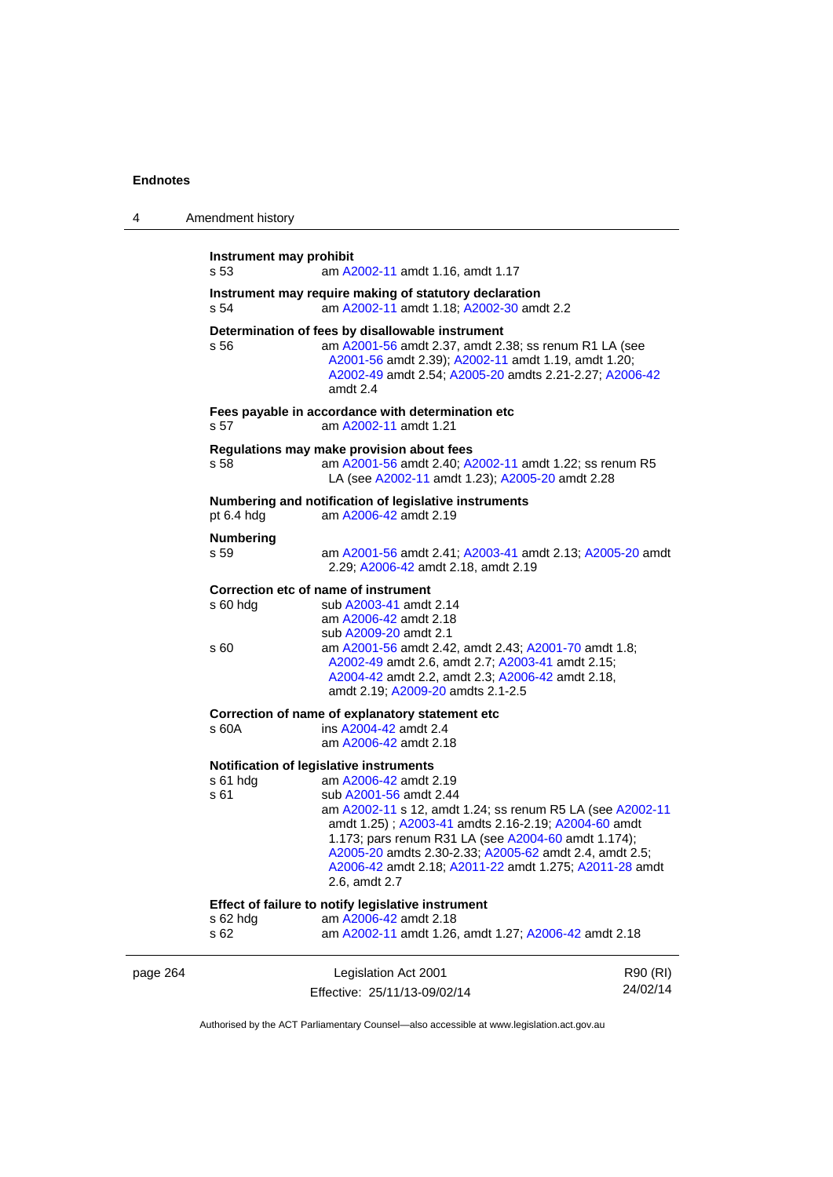**Instrument may prohibit**

s 53 am A2002-11 amdt 1.16, amdt 1.17

**Instrument may require making of statutory declaration**

s 54 am A2002-11 amdt 1.18; A2002-30 amdt 2.2

**Determination of fees by disallowable instrument**

s 56 am A2001-56 amdt 2.37, amdt 2.38; ss renum R1 LA (see A2001-56 amdt 2.39); A2002-11 amdt 1.19, amdt 1.20; A2002-49 amdt 2.54; A2005-20 amdts 2.21-2.27; A2006-42 amdt 2.4

**Fees payable in accordance with determination etc**

s 57 am A2002-11 amdt 1.21

**Regulations may make provision about fees**

s 58 am A2001-56 amdt 2.40; A2002-11 amdt 1.22; ss renum R5 LA (see A2002-11 amdt 1.23); A2005-20 amdt 2.28

**Numbering and notification of legislative instruments**

pt 6.4 hdg am A2006-42 amdt 2.19

**Numbering**

s 59 am A2001-56 amdt 2.41; A2003-41 amdt 2.13; A2005-20 amdt 2.29; A2006-42 amdt 2.18, amdt 2.19

**Correction etc of name of instrument**

s 60 hdg sub A2003-41 amdt 2.14
am A2006-42 amdt 2.18
sub A2009-20 amdt 2.1

s 60 am A2001-56 amdt 2.42, amdt 2.43; A2001-70 amdt 1.8; A2002-49 amdt 2.6, amdt 2.7; A2003-41 amdt 2.15; A2004-42 amdt 2.2, amdt 2.3; A2006-42 amdt 2.18, amdt 2.19; A2009-20 amdts 2.1-2.5

**Correction of name of explanatory statement etc**

s 60A ins A2004-42 amdt 2.4
am A2006-42 amdt 2.18

**Notification of legislative instruments**

s 61 hdg am A2006-42 amdt 2.19

s 61 sub A2001-56 amdt 2.44
am A2002-11 s 12, amdt 1.24; ss renum R5 LA (see A2002-11 amdt 1.25) ; A2003-41 amdts 2.16-2.19; A2004-60 amdt 1.173; pars renum R31 LA (see A2004-60 amdt 1.174); A2005-20 amdts 2.30-2.33; A2005-62 amdt 2.4, amdt 2.5; A2006-42 amdt 2.18; A2011-22 amdt 1.275; A2011-28 amdt 2.6, amdt 2.7

**Effect of failure to notify legislative instrument**

s 62 hdg am A2006-42 amdt 2.18

s 62 am A2002-11 amdt 1.26, amdt 1.27; A2006-42 amdt 2.18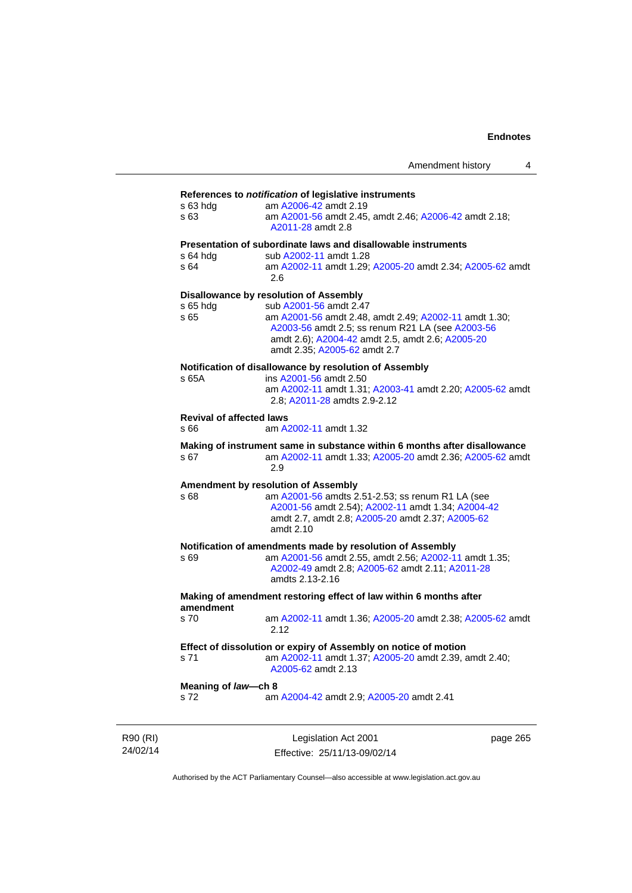**References to *notification* of legislative instruments**

s 63 hdg — am A2006-42 amdt 2.19

s 63 — am A2001-56 amdt 2.45, amdt 2.46; A2006-42 amdt 2.18; A2011-28 amdt 2.8

**Presentation of subordinate laws and disallowable instruments**

s 64 hdg — sub A2002-11 amdt 1.28

s 64 — am A2002-11 amdt 1.29; A2005-20 amdt 2.34; A2005-62 amdt 2.6

**Disallowance by resolution of Assembly**

s 65 hdg — sub A2001-56 amdt 2.47

s 65 — am A2001-56 amdt 2.48, amdt 2.49; A2002-11 amdt 1.30; A2003-56 amdt 2.5; ss renum R21 LA (see A2003-56 amdt 2.6); A2004-42 amdt 2.5, amdt 2.6; A2005-20 amdt 2.35; A2005-62 amdt 2.7

**Notification of disallowance by resolution of Assembly**

s 65A — ins A2001-56 amdt 2.50
am A2002-11 amdt 1.31; A2003-41 amdt 2.20; A2005-62 amdt 2.8; A2011-28 amdts 2.9-2.12

**Revival of affected laws**

s 66 — am A2002-11 amdt 1.32

**Making of instrument same in substance within 6 months after disallowance**

s 67 — am A2002-11 amdt 1.33; A2005-20 amdt 2.36; A2005-62 amdt 2.9

**Amendment by resolution of Assembly**

s 68 — am A2001-56 amdts 2.51-2.53; ss renum R1 LA (see A2001-56 amdt 2.54); A2002-11 amdt 1.34; A2004-42 amdt 2.7, amdt 2.8; A2005-20 amdt 2.37; A2005-62 amdt 2.10

**Notification of amendments made by resolution of Assembly**

s 69 — am A2001-56 amdt 2.55, amdt 2.56; A2002-11 amdt 1.35; A2002-49 amdt 2.8; A2005-62 amdt 2.11; A2011-28 amdts 2.13-2.16

**Making of amendment restoring effect of law within 6 months after amendment**

s 70 — am A2002-11 amdt 1.36; A2005-20 amdt 2.38; A2005-62 amdt 2.12

**Effect of dissolution or expiry of Assembly on notice of motion**

s 71 — am A2002-11 amdt 1.37; A2005-20 amdt 2.39, amdt 2.40; A2005-62 amdt 2.13

**Meaning of *law*—ch 8**

s 72 — am A2004-42 amdt 2.9; A2005-20 amdt 2.41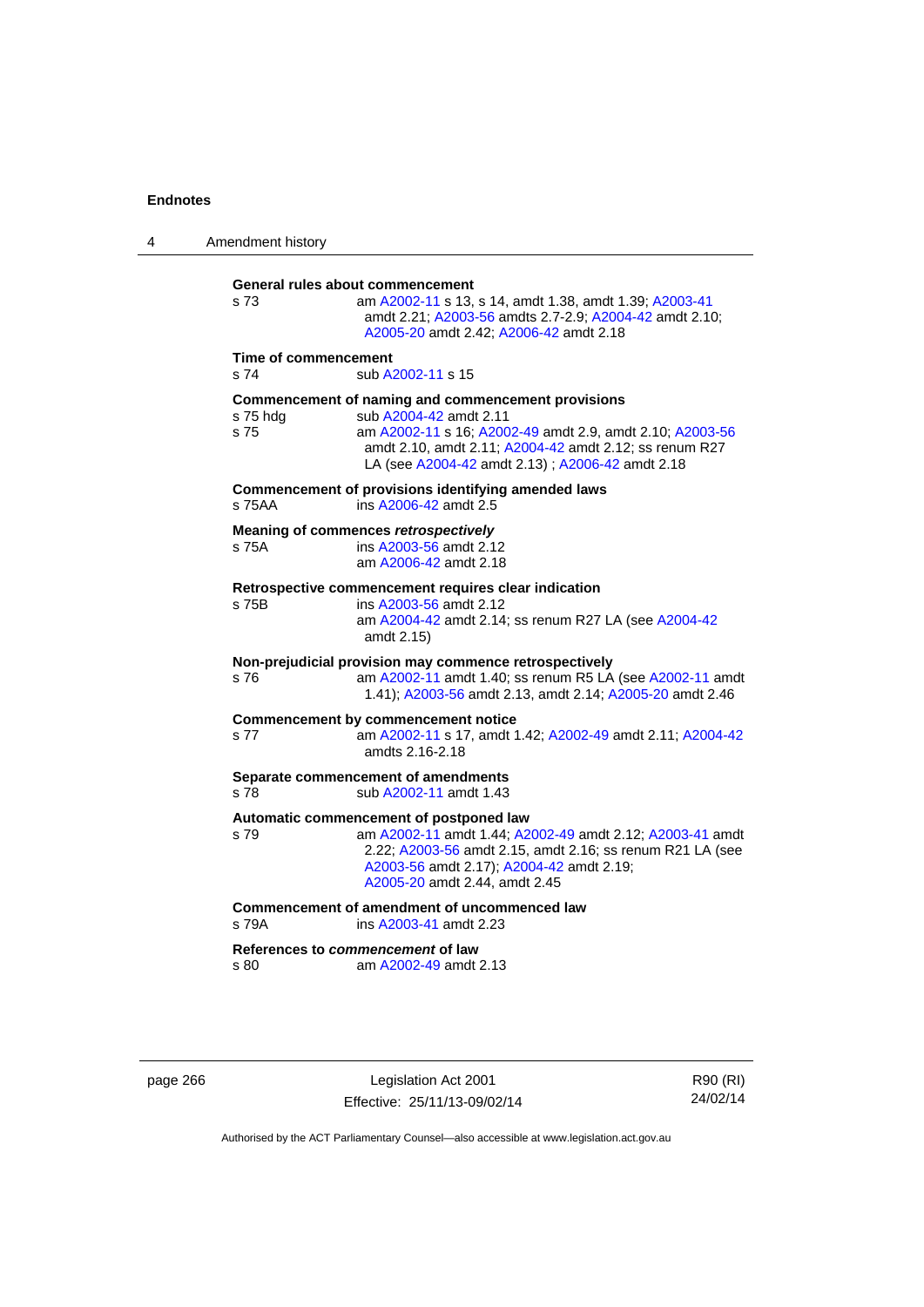**General rules about commencement**

s 73 am A2002-11 s 13, s 14, amdt 1.38, amdt 1.39; A2003-41 amdt 2.21; A2003-56 amdts 2.7-2.9; A2004-42 amdt 2.10; A2005-20 amdt 2.42; A2006-42 amdt 2.18

**Time of commencement**

s 74 sub A2002-11 s 15

**Commencement of naming and commencement provisions**

s 75 hdg sub A2004-42 amdt 2.11

s 75 am A2002-11 s 16; A2002-49 amdt 2.9, amdt 2.10; A2003-56 amdt 2.10, amdt 2.11; A2004-42 amdt 2.12; ss renum R27 LA (see A2004-42 amdt 2.13) ; A2006-42 amdt 2.18

**Commencement of provisions identifying amended laws**

s 75AA ins A2006-42 amdt 2.5

**Meaning of commences *retrospectively***

s 75A ins A2003-56 amdt 2.12
am A2006-42 amdt 2.18

**Retrospective commencement requires clear indication**

s 75B ins A2003-56 amdt 2.12
am A2004-42 amdt 2.14; ss renum R27 LA (see A2004-42 amdt 2.15)

**Non-prejudicial provision may commence retrospectively**

s 76 am A2002-11 amdt 1.40; ss renum R5 LA (see A2002-11 amdt 1.41); A2003-56 amdt 2.13, amdt 2.14; A2005-20 amdt 2.46

**Commencement by commencement notice**

s 77 am A2002-11 s 17, amdt 1.42; A2002-49 amdt 2.11; A2004-42 amdts 2.16-2.18

**Separate commencement of amendments**

s 78 sub A2002-11 amdt 1.43

**Automatic commencement of postponed law**

s 79 am A2002-11 amdt 1.44; A2002-49 amdt 2.12; A2003-41 amdt 2.22; A2003-56 amdt 2.15, amdt 2.16; ss renum R21 LA (see A2003-56 amdt 2.17); A2004-42 amdt 2.19; A2005-20 amdt 2.44, amdt 2.45

**Commencement of amendment of uncommenced law**

s 79A ins A2003-41 amdt 2.23

**References to *commencement* of law**

s 80 am A2002-49 amdt 2.13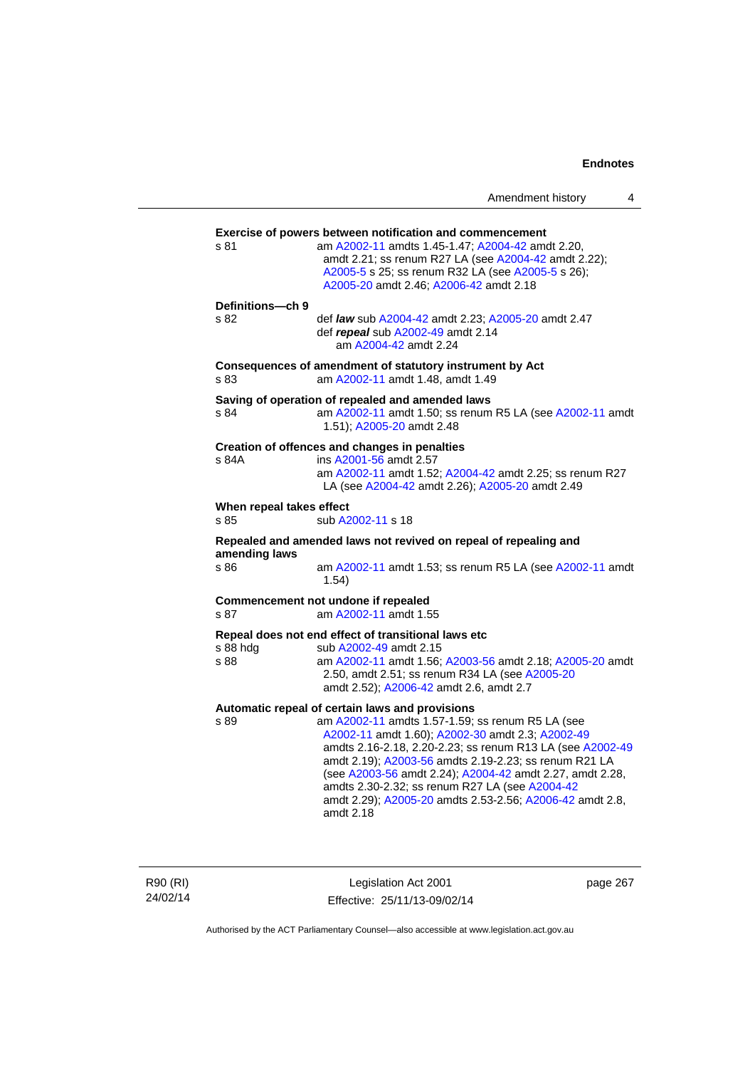**Exercise of powers between notification and commencement**

s 81 am A2002-11 amdts 1.45-1.47; A2004-42 amdt 2.20, amdt 2.21; ss renum R27 LA (see A2004-42 amdt 2.22); A2005-5 s 25; ss renum R32 LA (see A2005-5 s 26); A2005-20 amdt 2.46; A2006-42 amdt 2.18

**Definitions—ch 9**

s 82 def ***law*** sub A2004-42 amdt 2.23; A2005-20 amdt 2.47
def ***repeal*** sub A2002-49 amdt 2.14
am A2004-42 amdt 2.24

**Consequences of amendment of statutory instrument by Act**

s 83 am A2002-11 amdt 1.48, amdt 1.49

**Saving of operation of repealed and amended laws**

s 84 am A2002-11 amdt 1.50; ss renum R5 LA (see A2002-11 amdt 1.51); A2005-20 amdt 2.48

**Creation of offences and changes in penalties**

s 84A ins A2001-56 amdt 2.57
am A2002-11 amdt 1.52; A2004-42 amdt 2.25; ss renum R27 LA (see A2004-42 amdt 2.26); A2005-20 amdt 2.49

**When repeal takes effect**

s 85 sub A2002-11 s 18

**Repealed and amended laws not revived on repeal of repealing and amending laws**

s 86 am A2002-11 amdt 1.53; ss renum R5 LA (see A2002-11 amdt 1.54)

**Commencement not undone if repealed**

s 87 am A2002-11 amdt 1.55

**Repeal does not end effect of transitional laws etc**

s 88 hdg sub A2002-49 amdt 2.15
s 88 am A2002-11 amdt 1.56; A2003-56 amdt 2.18; A2005-20 amdt 2.50, amdt 2.51; ss renum R34 LA (see A2005-20 amdt 2.52); A2006-42 amdt 2.6, amdt 2.7

**Automatic repeal of certain laws and provisions**

s 89 am A2002-11 amdts 1.57-1.59; ss renum R5 LA (see A2002-11 amdt 1.60); A2002-30 amdt 2.3; A2002-49 amdts 2.16-2.18, 2.20-2.23; ss renum R13 LA (see A2002-49 amdt 2.19); A2003-56 amdts 2.19-2.23; ss renum R21 LA (see A2003-56 amdt 2.24); A2004-42 amdt 2.27, amdt 2.28, amdts 2.30-2.32; ss renum R27 LA (see A2004-42 amdt 2.29); A2005-20 amdts 2.53-2.56; A2006-42 amdt 2.8, amdt 2.18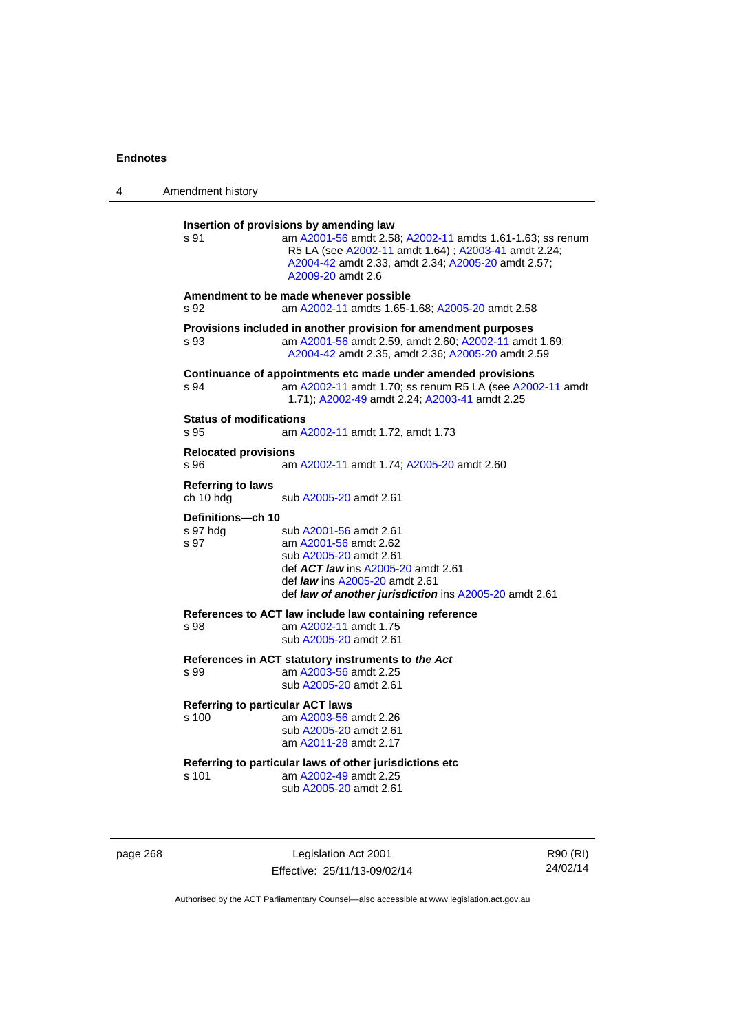**Insertion of provisions by amending law**

s 91 — am A2001-56 amdt 2.58; A2002-11 amdts 1.61-1.63; ss renum R5 LA (see A2002-11 amdt 1.64) ; A2003-41 amdt 2.24; A2004-42 amdt 2.33, amdt 2.34; A2005-20 amdt 2.57; A2009-20 amdt 2.6

**Amendment to be made whenever possible**

s 92 — am A2002-11 amdts 1.65-1.68; A2005-20 amdt 2.58

**Provisions included in another provision for amendment purposes**

s 93 — am A2001-56 amdt 2.59, amdt 2.60; A2002-11 amdt 1.69; A2004-42 amdt 2.35, amdt 2.36; A2005-20 amdt 2.59

**Continuance of appointments etc made under amended provisions**

s 94 — am A2002-11 amdt 1.70; ss renum R5 LA (see A2002-11 amdt 1.71); A2002-49 amdt 2.24; A2003-41 amdt 2.25

**Status of modifications**

s 95 — am A2002-11 amdt 1.72, amdt 1.73

**Relocated provisions**

s 96 — am A2002-11 amdt 1.74; A2005-20 amdt 2.60

**Referring to laws**

ch 10 hdg — sub A2005-20 amdt 2.61

**Definitions—ch 10**

s 97 hdg — sub A2001-56 amdt 2.61

s 97 — am A2001-56 amdt 2.62
sub A2005-20 amdt 2.61
def ***ACT law*** ins A2005-20 amdt 2.61
def ***law*** ins A2005-20 amdt 2.61
def ***law of another jurisdiction*** ins A2005-20 amdt 2.61

**References to ACT law include law containing reference**

s 98 — am A2002-11 amdt 1.75
sub A2005-20 amdt 2.61

**References in ACT statutory instruments to *the Act***

s 99 — am A2003-56 amdt 2.25
sub A2005-20 amdt 2.61

**Referring to particular ACT laws**

s 100 — am A2003-56 amdt 2.26
sub A2005-20 amdt 2.61
am A2011-28 amdt 2.17

**Referring to particular laws of other jurisdictions etc**

s 101 — am A2002-49 amdt 2.25
sub A2005-20 amdt 2.61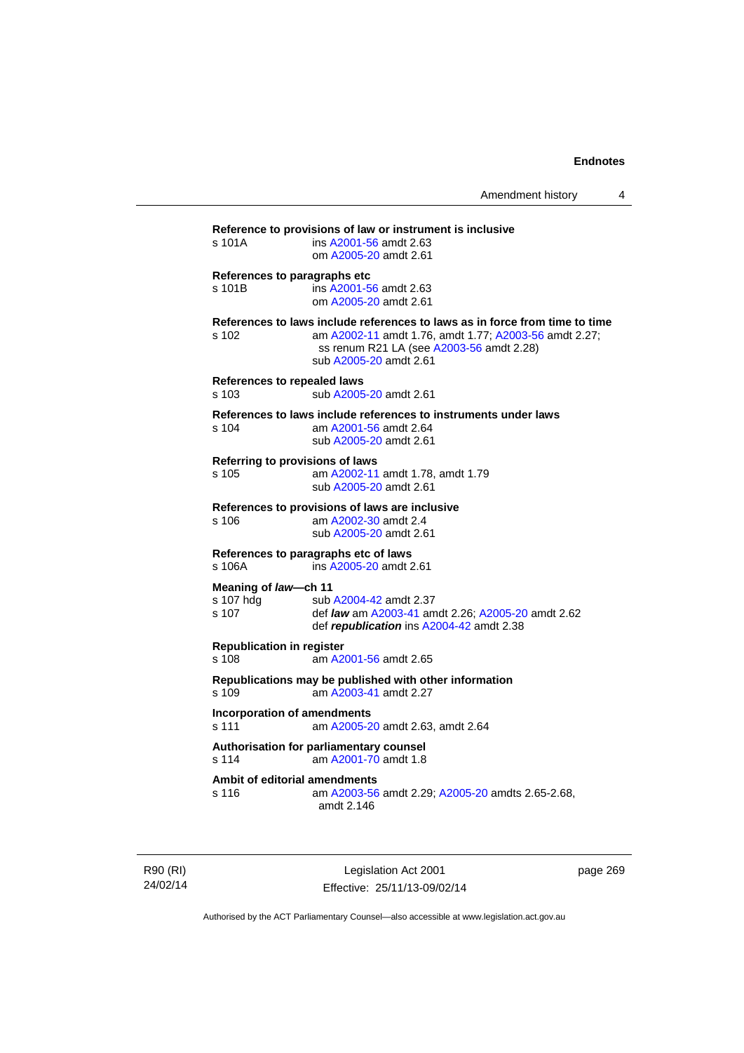**Reference to provisions of law or instrument is inclusive**

s 101A ins A2001-56 amdt 2.63
om A2005-20 amdt 2.61

**References to paragraphs etc**

s 101B ins A2001-56 amdt 2.63
om A2005-20 amdt 2.61

**References to laws include references to laws as in force from time to time**

s 102 am A2002-11 amdt 1.76, amdt 1.77; A2003-56 amdt 2.27;
ss renum R21 LA (see A2003-56 amdt 2.28)
sub A2005-20 amdt 2.61

**References to repealed laws**

s 103 sub A2005-20 amdt 2.61

**References to laws include references to instruments under laws**

s 104 am A2001-56 amdt 2.64
sub A2005-20 amdt 2.61

**Referring to provisions of laws**

s 105 am A2002-11 amdt 1.78, amdt 1.79
sub A2005-20 amdt 2.61

**References to provisions of laws are inclusive**

s 106 am A2002-30 amdt 2.4
sub A2005-20 amdt 2.61

**References to paragraphs etc of laws**

s 106A ins A2005-20 amdt 2.61

**Meaning of *law*—ch 11**

s 107 hdg sub A2004-42 amdt 2.37
s 107 def ***law*** am A2003-41 amdt 2.26; A2005-20 amdt 2.62
def ***republication*** ins A2004-42 amdt 2.38

**Republication in register**

s 108 am A2001-56 amdt 2.65

**Republications may be published with other information**

s 109 am A2003-41 amdt 2.27

**Incorporation of amendments**

s 111 am A2005-20 amdt 2.63, amdt 2.64

**Authorisation for parliamentary counsel**

s 114 am A2001-70 amdt 1.8

**Ambit of editorial amendments**

s 116 am A2003-56 amdt 2.29; A2005-20 amdts 2.65-2.68,
amdt 2.146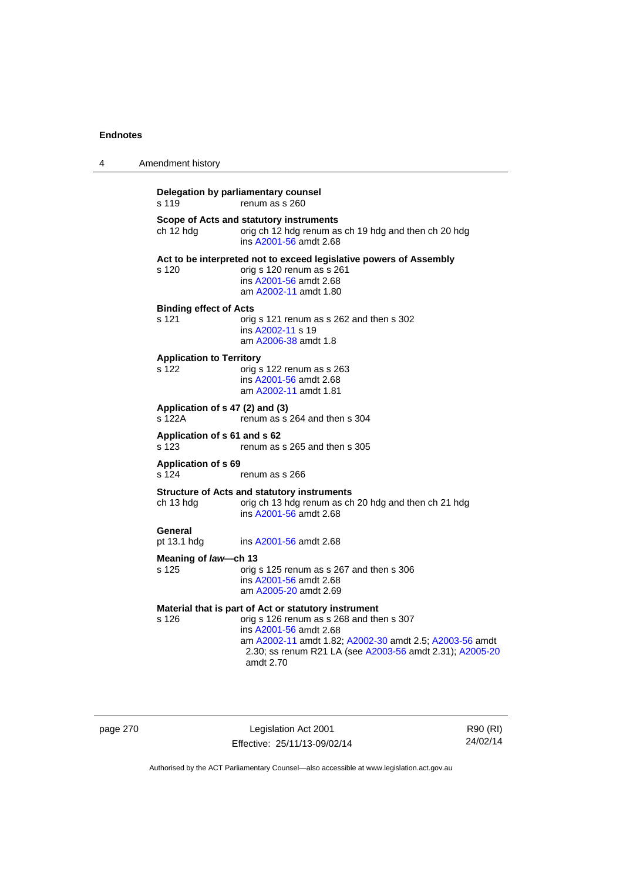**Delegation by parliamentary counsel**

s 119 renum as s 260

**Scope of Acts and statutory instruments**

ch 12 hdg orig ch 12 hdg renum as ch 19 hdg and then ch 20 hdg
ins A2001-56 amdt 2.68

**Act to be interpreted not to exceed legislative powers of Assembly**

s 120 orig s 120 renum as s 261
ins A2001-56 amdt 2.68
am A2002-11 amdt 1.80

**Binding effect of Acts**

s 121 orig s 121 renum as s 262 and then s 302
ins A2002-11 s 19
am A2006-38 amdt 1.8

**Application to Territory**

s 122 orig s 122 renum as s 263
ins A2001-56 amdt 2.68
am A2002-11 amdt 1.81

**Application of s 47 (2) and (3)**

s 122A renum as s 264 and then s 304

**Application of s 61 and s 62**

s 123 renum as s 265 and then s 305

**Application of s 69**

s 124 renum as s 266

**Structure of Acts and statutory instruments**

ch 13 hdg orig ch 13 hdg renum as ch 20 hdg and then ch 21 hdg
ins A2001-56 amdt 2.68

**General**

pt 13.1 hdg ins A2001-56 amdt 2.68

**Meaning of *law*—ch 13**

s 125 orig s 125 renum as s 267 and then s 306
ins A2001-56 amdt 2.68
am A2005-20 amdt 2.69

**Material that is part of Act or statutory instrument**

s 126 orig s 126 renum as s 268 and then s 307
ins A2001-56 amdt 2.68
am A2002-11 amdt 1.82; A2002-30 amdt 2.5; A2003-56 amdt 2.30; ss renum R21 LA (see A2003-56 amdt 2.31); A2005-20 amdt 2.70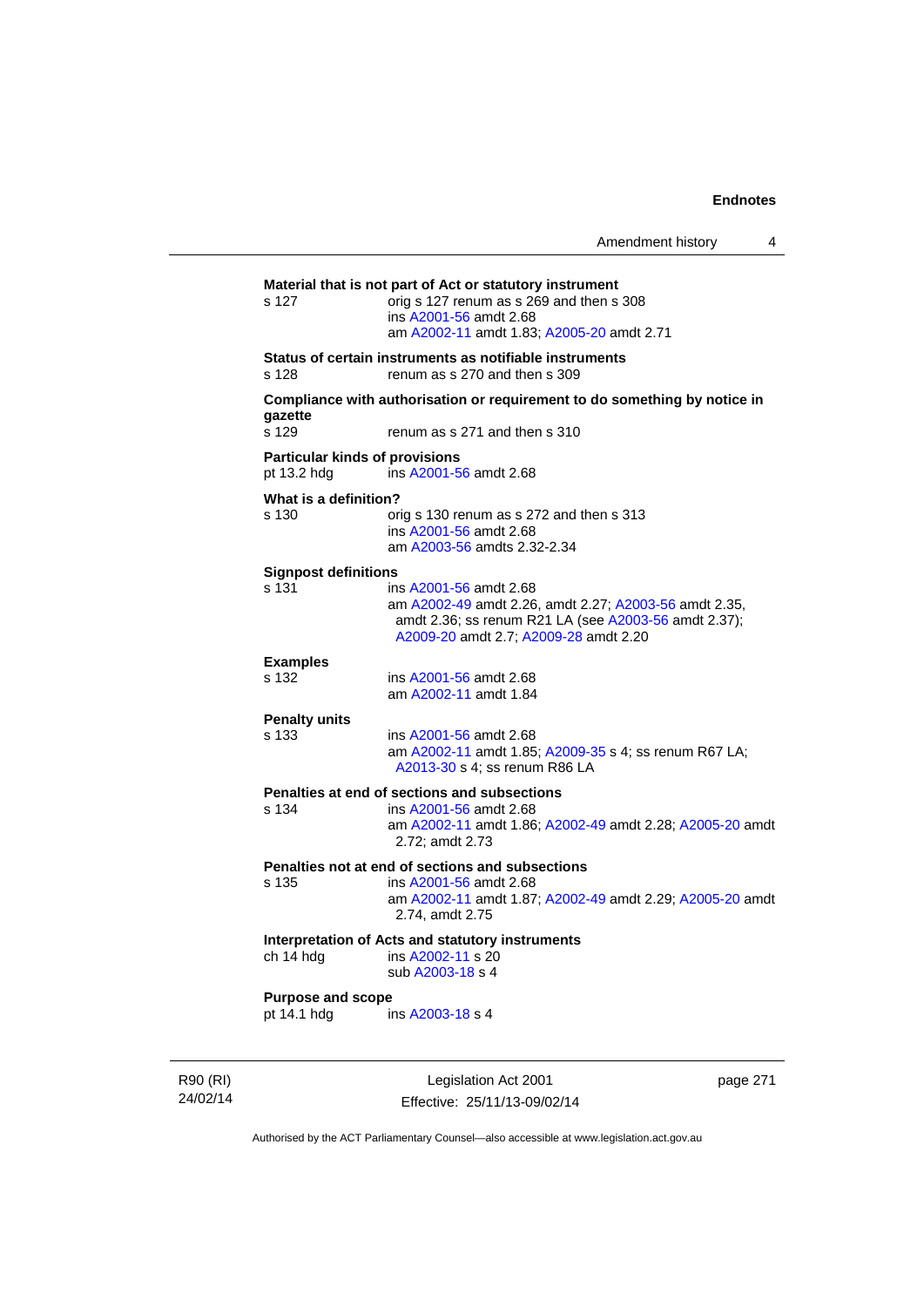**Material that is not part of Act or statutory instrument**

s 127 — orig s 127 renum as s 269 and then s 308
ins A2001-56 amdt 2.68
am A2002-11 amdt 1.83; A2005-20 amdt 2.71

**Status of certain instruments as notifiable instruments**

s 128 — renum as s 270 and then s 309

**Compliance with authorisation or requirement to do something by notice in gazette**

s 129 — renum as s 271 and then s 310

**Particular kinds of provisions**

pt 13.2 hdg — ins A2001-56 amdt 2.68

**What is a definition?**

s 130 — orig s 130 renum as s 272 and then s 313
ins A2001-56 amdt 2.68
am A2003-56 amdts 2.32-2.34

**Signpost definitions**

s 131 — ins A2001-56 amdt 2.68
am A2002-49 amdt 2.26, amdt 2.27; A2003-56 amdt 2.35, amdt 2.36; ss renum R21 LA (see A2003-56 amdt 2.37); A2009-20 amdt 2.7; A2009-28 amdt 2.20

**Examples**

s 132 — ins A2001-56 amdt 2.68
am A2002-11 amdt 1.84

**Penalty units**

s 133 — ins A2001-56 amdt 2.68
am A2002-11 amdt 1.85; A2009-35 s 4; ss renum R67 LA; A2013-30 s 4; ss renum R86 LA

**Penalties at end of sections and subsections**

s 134 — ins A2001-56 amdt 2.68
am A2002-11 amdt 1.86; A2002-49 amdt 2.28; A2005-20 amdt 2.72; amdt 2.73

**Penalties not at end of sections and subsections**

s 135 — ins A2001-56 amdt 2.68
am A2002-11 amdt 1.87; A2002-49 amdt 2.29; A2005-20 amdt 2.74, amdt 2.75

**Interpretation of Acts and statutory instruments**

ch 14 hdg — ins A2002-11 s 20
sub A2003-18 s 4

**Purpose and scope**

pt 14.1 hdg — ins A2003-18 s 4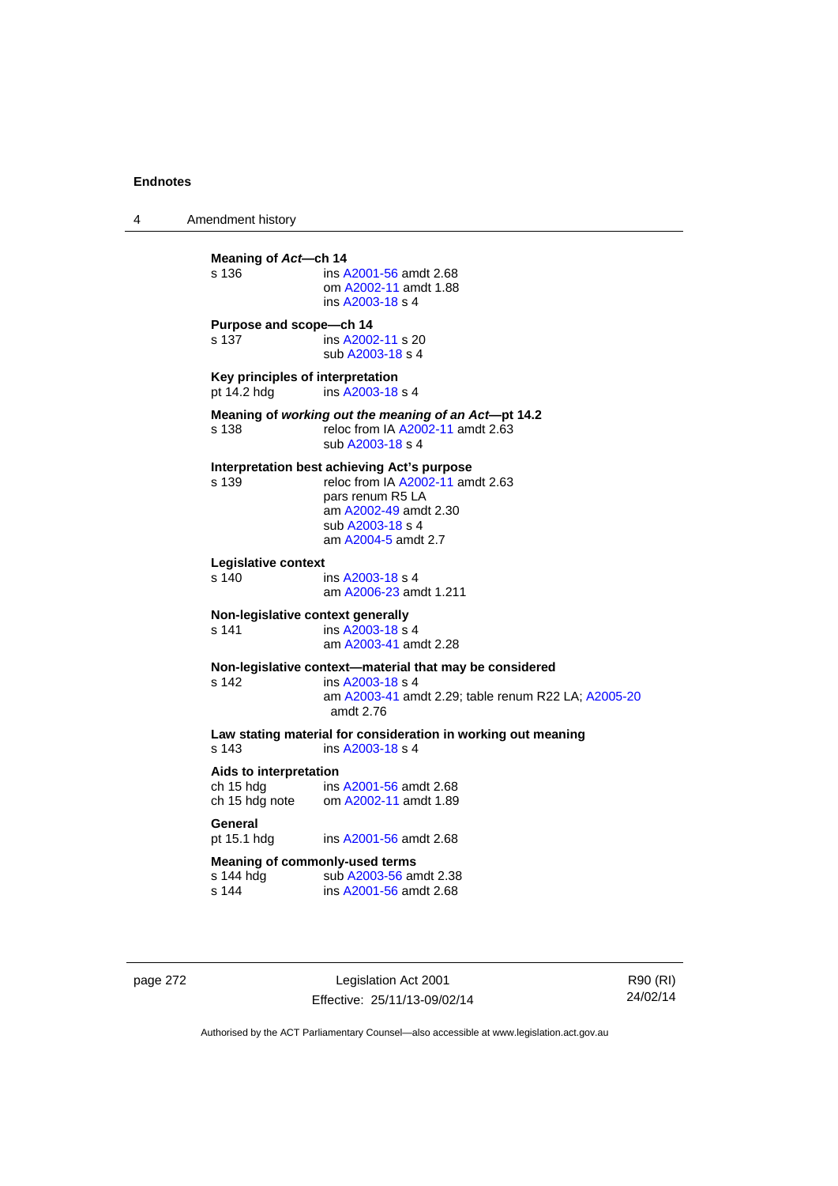**Meaning of *Act*—ch 14**
s 136 ins A2001-56 amdt 2.68
om A2002-11 amdt 1.88
ins A2003-18 s 4

**Purpose and scope—ch 14**
s 137 ins A2002-11 s 20
sub A2003-18 s 4

**Key principles of interpretation**
pt 14.2 hdg ins A2003-18 s 4

**Meaning of *working out the meaning of an Act*—pt 14.2**
s 138 reloc from IA A2002-11 amdt 2.63
sub A2003-18 s 4

**Interpretation best achieving Act's purpose**
s 139 reloc from IA A2002-11 amdt 2.63
pars renum R5 LA
am A2002-49 amdt 2.30
sub A2003-18 s 4
am A2004-5 amdt 2.7

**Legislative context**
s 140 ins A2003-18 s 4
am A2006-23 amdt 1.211

**Non-legislative context generally**
s 141 ins A2003-18 s 4
am A2003-41 amdt 2.28

**Non-legislative context—material that may be considered**
s 142 ins A2003-18 s 4
am A2003-41 amdt 2.29; table renum R22 LA; A2005-20 amdt 2.76

**Law stating material for consideration in working out meaning**
s 143 ins A2003-18 s 4

**Aids to interpretation**
ch 15 hdg ins A2001-56 amdt 2.68
ch 15 hdg note om A2002-11 amdt 1.89

**General**
pt 15.1 hdg ins A2001-56 amdt 2.68

**Meaning of commonly-used terms**
s 144 hdg sub A2003-56 amdt 2.38
s 144 ins A2001-56 amdt 2.68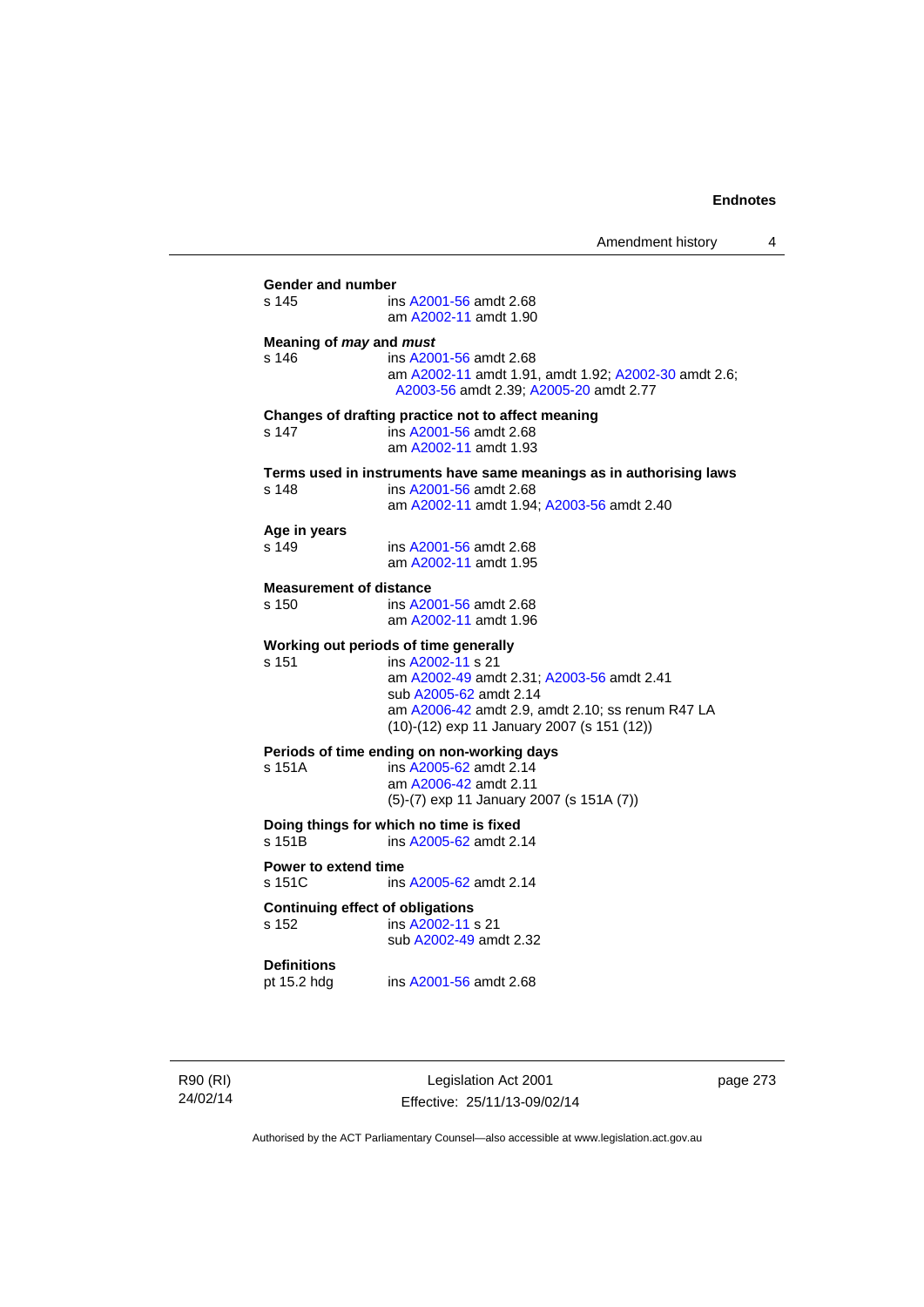**Gender and number**

s 145 ins A2001-56 amdt 2.68
am A2002-11 amdt 1.90

**Meaning of *may* and *must***

s 146 ins A2001-56 amdt 2.68
am A2002-11 amdt 1.91, amdt 1.92; A2002-30 amdt 2.6; A2003-56 amdt 2.39; A2005-20 amdt 2.77

**Changes of drafting practice not to affect meaning**

s 147 ins A2001-56 amdt 2.68
am A2002-11 amdt 1.93

**Terms used in instruments have same meanings as in authorising laws**

s 148 ins A2001-56 amdt 2.68
am A2002-11 amdt 1.94; A2003-56 amdt 2.40

**Age in years**

s 149 ins A2001-56 amdt 2.68
am A2002-11 amdt 1.95

**Measurement of distance**

s 150 ins A2001-56 amdt 2.68
am A2002-11 amdt 1.96

**Working out periods of time generally**

s 151 ins A2002-11 s 21
am A2002-49 amdt 2.31; A2003-56 amdt 2.41
sub A2005-62 amdt 2.14
am A2006-42 amdt 2.9, amdt 2.10; ss renum R47 LA
(10)-(12) exp 11 January 2007 (s 151 (12))

**Periods of time ending on non-working days**

s 151A ins A2005-62 amdt 2.14
am A2006-42 amdt 2.11
(5)-(7) exp 11 January 2007 (s 151A (7))

**Doing things for which no time is fixed**

s 151B ins A2005-62 amdt 2.14

**Power to extend time**

s 151C ins A2005-62 amdt 2.14

**Continuing effect of obligations**

s 152 ins A2002-11 s 21
sub A2002-49 amdt 2.32

**Definitions**

pt 15.2 hdg ins A2001-56 amdt 2.68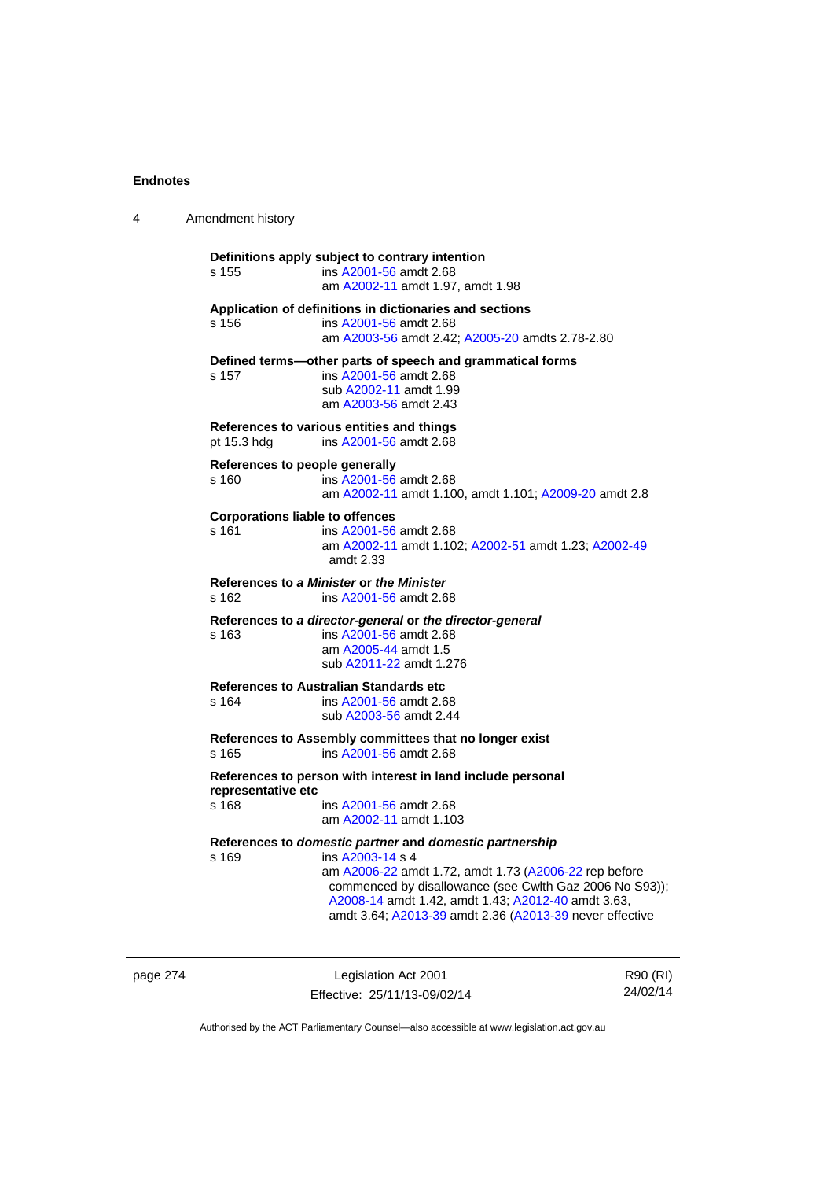**Definitions apply subject to contrary intention**
s 155 ins A2001-56 amdt 2.68
am A2002-11 amdt 1.97, amdt 1.98

**Application of definitions in dictionaries and sections**
s 156 ins A2001-56 amdt 2.68
am A2003-56 amdt 2.42; A2005-20 amdts 2.78-2.80

**Defined terms—other parts of speech and grammatical forms**
s 157 ins A2001-56 amdt 2.68
sub A2002-11 amdt 1.99
am A2003-56 amdt 2.43

**References to various entities and things**
pt 15.3 hdg ins A2001-56 amdt 2.68

**References to people generally**
s 160 ins A2001-56 amdt 2.68
am A2002-11 amdt 1.100, amdt 1.101; A2009-20 amdt 2.8

**Corporations liable to offences**
s 161 ins A2001-56 amdt 2.68
am A2002-11 amdt 1.102; A2002-51 amdt 1.23; A2002-49 amdt 2.33

**References to *a Minister* or *the Minister***
s 162 ins A2001-56 amdt 2.68

**References to *a director-general* or *the director-general***
s 163 ins A2001-56 amdt 2.68
am A2005-44 amdt 1.5
sub A2011-22 amdt 1.276

**References to Australian Standards etc**
s 164 ins A2001-56 amdt 2.68
sub A2003-56 amdt 2.44

**References to Assembly committees that no longer exist**
s 165 ins A2001-56 amdt 2.68

**References to person with interest in land include personal representative etc**
s 168 ins A2001-56 amdt 2.68
am A2002-11 amdt 1.103

**References to *domestic partner* and *domestic partnership***
s 169 ins A2003-14 s 4
am A2006-22 amdt 1.72, amdt 1.73 (A2006-22 rep before commenced by disallowance (see Cwlth Gaz 2006 No S93)); A2008-14 amdt 1.42, amdt 1.43; A2012-40 amdt 3.63, amdt 3.64; A2013-39 amdt 2.36 (A2013-39 never effective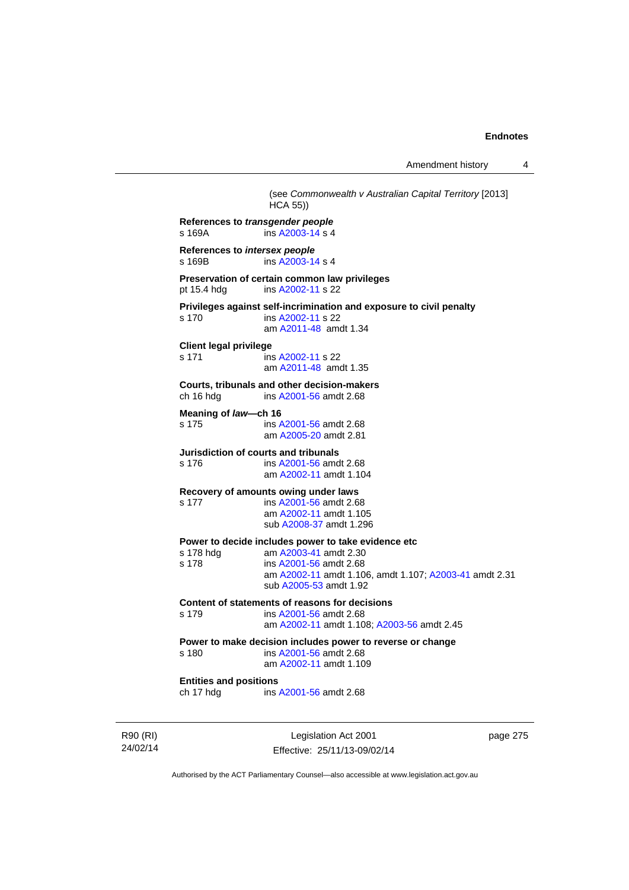(see *Commonwealth v Australian Capital Territory* [2013] HCA 55))

**References to *transgender people***
s 169A ins A2003-14 s 4

**References to *intersex people***
s 169B ins A2003-14 s 4

**Preservation of certain common law privileges**
pt 15.4 hdg ins A2002-11 s 22

**Privileges against self-incrimination and exposure to civil penalty**
s 170 ins A2002-11 s 22
am A2011-48 amdt 1.34

**Client legal privilege**
s 171 ins A2002-11 s 22
am A2011-48 amdt 1.35

**Courts, tribunals and other decision-makers**
ch 16 hdg ins A2001-56 amdt 2.68

**Meaning of *law*—ch 16**
s 175 ins A2001-56 amdt 2.68
am A2005-20 amdt 2.81

**Jurisdiction of courts and tribunals**
s 176 ins A2001-56 amdt 2.68
am A2002-11 amdt 1.104

**Recovery of amounts owing under laws**
s 177 ins A2001-56 amdt 2.68
am A2002-11 amdt 1.105
sub A2008-37 amdt 1.296

**Power to decide includes power to take evidence etc**
s 178 hdg am A2003-41 amdt 2.30
s 178 ins A2001-56 amdt 2.68
am A2002-11 amdt 1.106, amdt 1.107; A2003-41 amdt 2.31
sub A2005-53 amdt 1.92

**Content of statements of reasons for decisions**
s 179 ins A2001-56 amdt 2.68
am A2002-11 amdt 1.108; A2003-56 amdt 2.45

**Power to make decision includes power to reverse or change**
s 180 ins A2001-56 amdt 2.68
am A2002-11 amdt 1.109

**Entities and positions**
ch 17 hdg ins A2001-56 amdt 2.68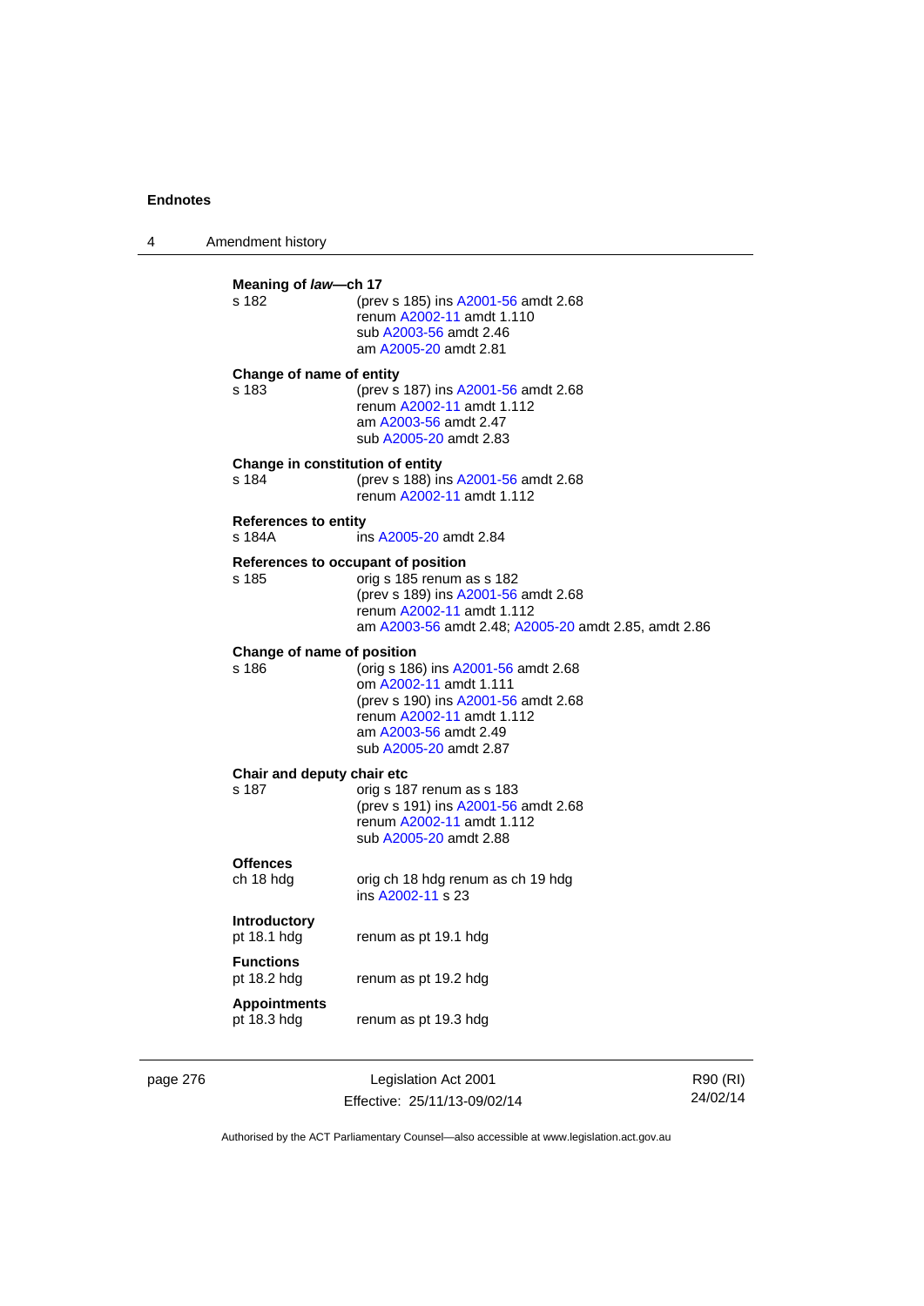**Meaning of *law*—ch 17**

s 182 — (prev s 185) ins A2001-56 amdt 2.68
renum A2002-11 amdt 1.110
sub A2003-56 amdt 2.46
am A2005-20 amdt 2.81

**Change of name of entity**

s 183 — (prev s 187) ins A2001-56 amdt 2.68
renum A2002-11 amdt 1.112
am A2003-56 amdt 2.47
sub A2005-20 amdt 2.83

**Change in constitution of entity**

s 184 — (prev s 188) ins A2001-56 amdt 2.68
renum A2002-11 amdt 1.112

**References to entity**

s 184A — ins A2005-20 amdt 2.84

**References to occupant of position**

s 185 — orig s 185 renum as s 182
(prev s 189) ins A2001-56 amdt 2.68
renum A2002-11 amdt 1.112
am A2003-56 amdt 2.48; A2005-20 amdt 2.85, amdt 2.86

**Change of name of position**

s 186 — (orig s 186) ins A2001-56 amdt 2.68
om A2002-11 amdt 1.111
(prev s 190) ins A2001-56 amdt 2.68
renum A2002-11 amdt 1.112
am A2003-56 amdt 2.49
sub A2005-20 amdt 2.87

**Chair and deputy chair etc**

s 187 — orig s 187 renum as s 183
(prev s 191) ins A2001-56 amdt 2.68
renum A2002-11 amdt 1.112
sub A2005-20 amdt 2.88

**Offences**

ch 18 hdg — orig ch 18 hdg renum as ch 19 hdg
ins A2002-11 s 23

**Introductory**

pt 18.1 hdg — renum as pt 19.1 hdg

**Functions**

pt 18.2 hdg — renum as pt 19.2 hdg

**Appointments**

pt 18.3 hdg — renum as pt 19.3 hdg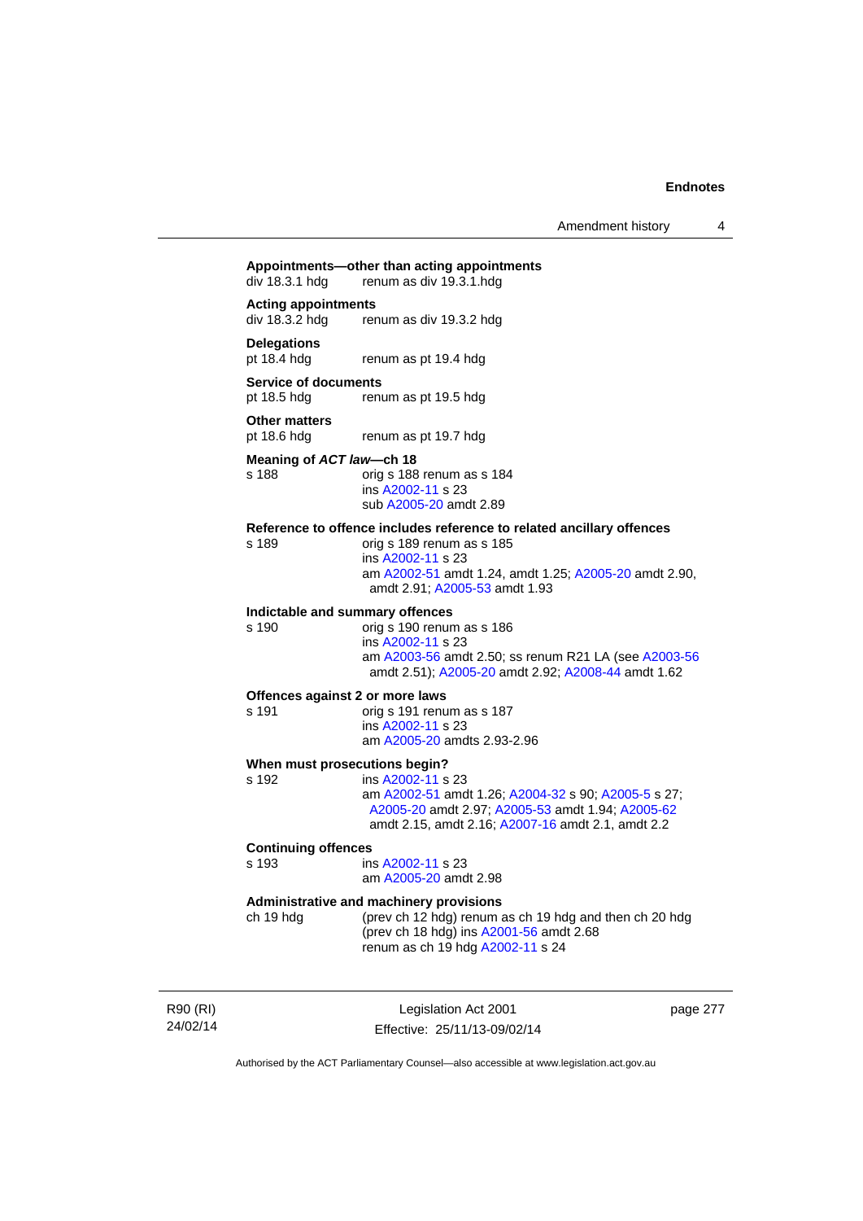**Appointments—other than acting appointments**
div 18.3.1 hdg renum as div 19.3.1.hdg

**Acting appointments**
div 18.3.2 hdg renum as div 19.3.2 hdg

**Delegations**
pt 18.4 hdg renum as pt 19.4 hdg

**Service of documents**
pt 18.5 hdg renum as pt 19.5 hdg

**Other matters**
pt 18.6 hdg renum as pt 19.7 hdg

**Meaning of *ACT law*—ch 18**
s 188 orig s 188 renum as s 184
ins A2002-11 s 23
sub A2005-20 amdt 2.89

**Reference to offence includes reference to related ancillary offences**
s 189 orig s 189 renum as s 185
ins A2002-11 s 23
am A2002-51 amdt 1.24, amdt 1.25; A2005-20 amdt 2.90, amdt 2.91; A2005-53 amdt 1.93

**Indictable and summary offences**
s 190 orig s 190 renum as s 186
ins A2002-11 s 23
am A2003-56 amdt 2.50; ss renum R21 LA (see A2003-56 amdt 2.51); A2005-20 amdt 2.92; A2008-44 amdt 1.62

**Offences against 2 or more laws**
s 191 orig s 191 renum as s 187
ins A2002-11 s 23
am A2005-20 amdts 2.93-2.96

**When must prosecutions begin?**
s 192 ins A2002-11 s 23
am A2002-51 amdt 1.26; A2004-32 s 90; A2005-5 s 27; A2005-20 amdt 2.97; A2005-53 amdt 1.94; A2005-62 amdt 2.15, amdt 2.16; A2007-16 amdt 2.1, amdt 2.2

**Continuing offences**
s 193 ins A2002-11 s 23
am A2005-20 amdt 2.98

**Administrative and machinery provisions**
ch 19 hdg (prev ch 12 hdg) renum as ch 19 hdg and then ch 20 hdg
(prev ch 18 hdg) ins A2001-56 amdt 2.68
renum as ch 19 hdg A2002-11 s 24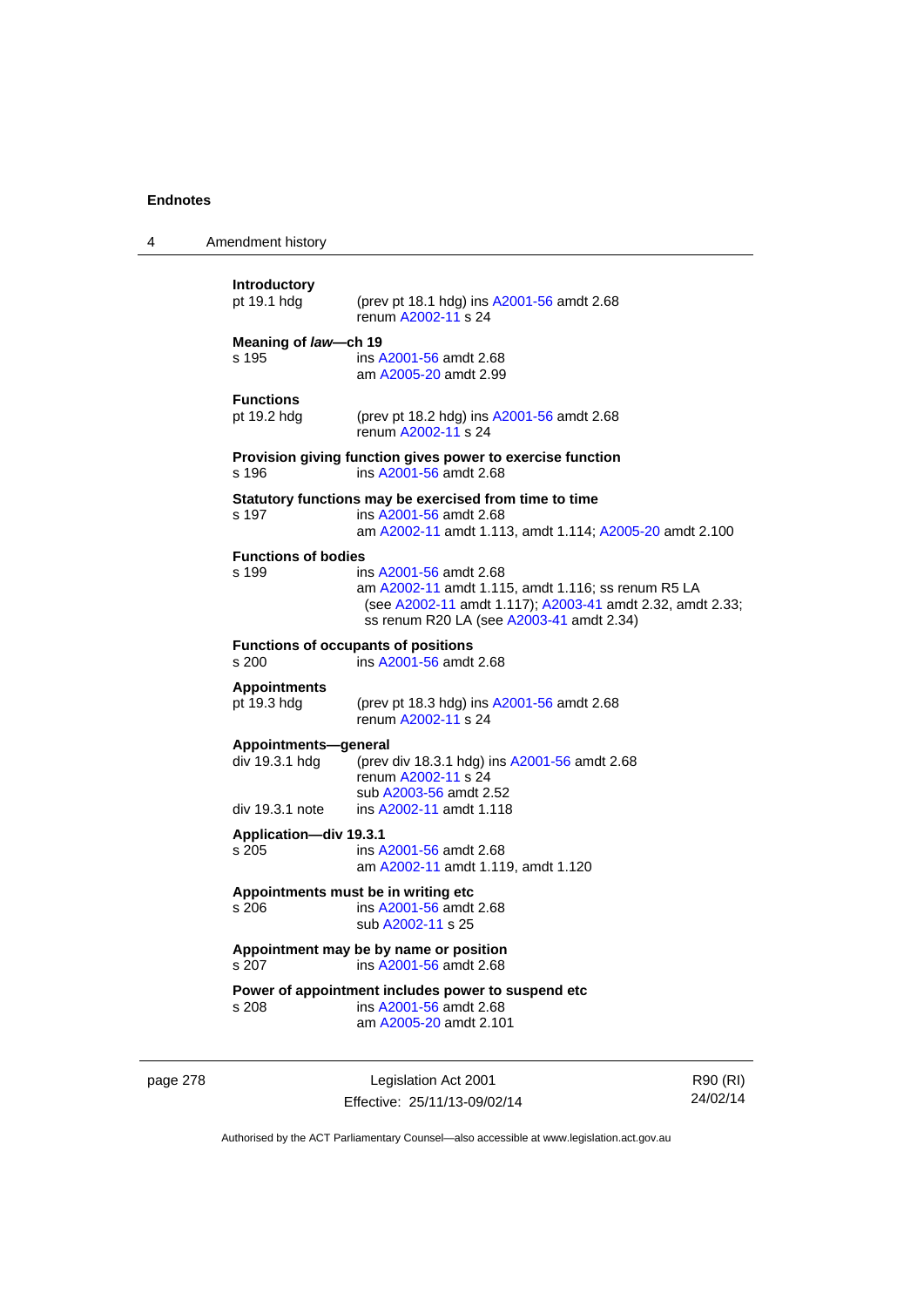**Introductory**

pt 19.1 hdg (prev pt 18.1 hdg) ins A2001-56 amdt 2.68
renum A2002-11 s 24

**Meaning of *law*—ch 19**

s 195 ins A2001-56 amdt 2.68
am A2005-20 amdt 2.99

**Functions**

pt 19.2 hdg (prev pt 18.2 hdg) ins A2001-56 amdt 2.68
renum A2002-11 s 24

**Provision giving function gives power to exercise function**

s 196 ins A2001-56 amdt 2.68

**Statutory functions may be exercised from time to time**

s 197 ins A2001-56 amdt 2.68
am A2002-11 amdt 1.113, amdt 1.114; A2005-20 amdt 2.100

**Functions of bodies**

s 199 ins A2001-56 amdt 2.68
am A2002-11 amdt 1.115, amdt 1.116; ss renum R5 LA (see A2002-11 amdt 1.117); A2003-41 amdt 2.32, amdt 2.33; ss renum R20 LA (see A2003-41 amdt 2.34)

**Functions of occupants of positions**

s 200 ins A2001-56 amdt 2.68

**Appointments**

pt 19.3 hdg (prev pt 18.3 hdg) ins A2001-56 amdt 2.68
renum A2002-11 s 24

**Appointments—general**

div 19.3.1 hdg (prev div 18.3.1 hdg) ins A2001-56 amdt 2.68
renum A2002-11 s 24
sub A2003-56 amdt 2.52

div 19.3.1 note ins A2002-11 amdt 1.118

**Application—div 19.3.1**

s 205 ins A2001-56 amdt 2.68
am A2002-11 amdt 1.119, amdt 1.120

**Appointments must be in writing etc**

s 206 ins A2001-56 amdt 2.68
sub A2002-11 s 25

**Appointment may be by name or position**

s 207 ins A2001-56 amdt 2.68

**Power of appointment includes power to suspend etc**

s 208 ins A2001-56 amdt 2.68
am A2005-20 amdt 2.101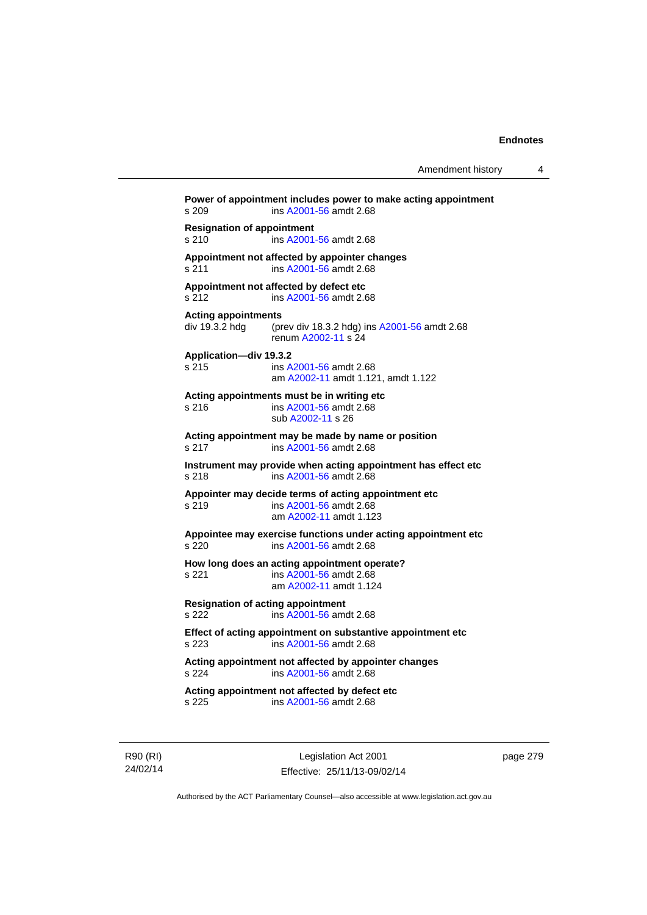**Power of appointment includes power to make acting appointment**
s 209 ins A2001-56 amdt 2.68

**Resignation of appointment**
s 210 ins A2001-56 amdt 2.68

**Appointment not affected by appointer changes**
s 211 ins A2001-56 amdt 2.68

**Appointment not affected by defect etc**
s 212 ins A2001-56 amdt 2.68

**Acting appointments**
div 19.3.2 hdg (prev div 18.3.2 hdg) ins A2001-56 amdt 2.68
renum A2002-11 s 24

**Application—div 19.3.2**
s 215 ins A2001-56 amdt 2.68
am A2002-11 amdt 1.121, amdt 1.122

**Acting appointments must be in writing etc**
s 216 ins A2001-56 amdt 2.68
sub A2002-11 s 26

**Acting appointment may be made by name or position**
s 217 ins A2001-56 amdt 2.68

**Instrument may provide when acting appointment has effect etc**
s 218 ins A2001-56 amdt 2.68

**Appointer may decide terms of acting appointment etc**
s 219 ins A2001-56 amdt 2.68
am A2002-11 amdt 1.123

**Appointee may exercise functions under acting appointment etc**
s 220 ins A2001-56 amdt 2.68

**How long does an acting appointment operate?**
s 221 ins A2001-56 amdt 2.68
am A2002-11 amdt 1.124

**Resignation of acting appointment**
s 222 ins A2001-56 amdt 2.68

**Effect of acting appointment on substantive appointment etc**
s 223 ins A2001-56 amdt 2.68

**Acting appointment not affected by appointer changes**
s 224 ins A2001-56 amdt 2.68

**Acting appointment not affected by defect etc**
s 225 ins A2001-56 amdt 2.68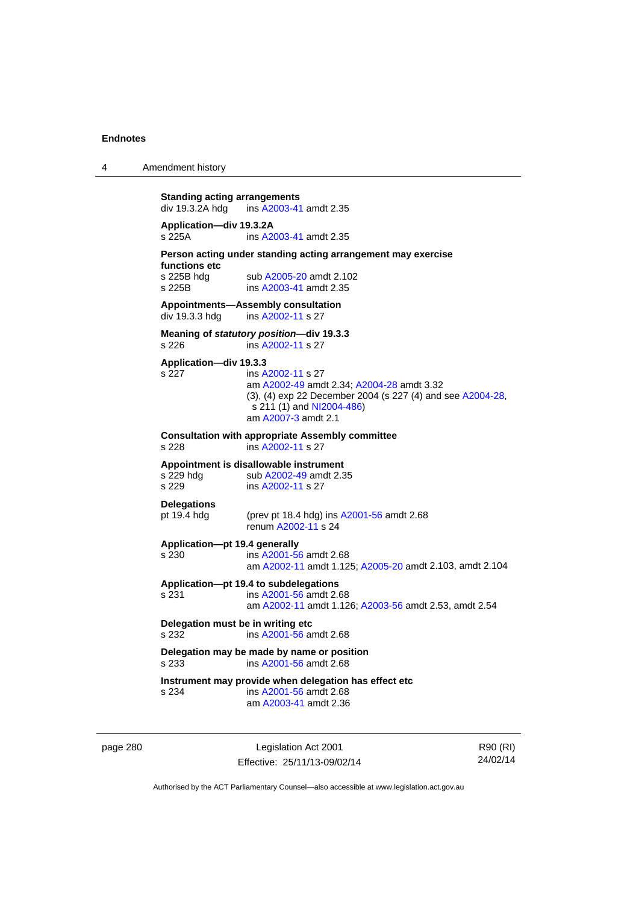**Standing acting arrangements**
div 19.3.2A hdg ins A2003-41 amdt 2.35

**Application—div 19.3.2A**
s 225A ins A2003-41 amdt 2.35

**Person acting under standing acting arrangement may exercise functions etc**
s 225B hdg sub A2005-20 amdt 2.102
s 225B ins A2003-41 amdt 2.35

**Appointments—Assembly consultation**
div 19.3.3 hdg ins A2002-11 s 27

**Meaning of *statutory position*—div 19.3.3**
s 226 ins A2002-11 s 27

**Application—div 19.3.3**
s 227 ins A2002-11 s 27
am A2002-49 amdt 2.34; A2004-28 amdt 3.32
(3), (4) exp 22 December 2004 (s 227 (4) and see A2004-28, s 211 (1) and NI2004-486)
am A2007-3 amdt 2.1

**Consultation with appropriate Assembly committee**
s 228 ins A2002-11 s 27

**Appointment is disallowable instrument**
s 229 hdg sub A2002-49 amdt 2.35
s 229 ins A2002-11 s 27

**Delegations**
pt 19.4 hdg (prev pt 18.4 hdg) ins A2001-56 amdt 2.68
renum A2002-11 s 24

**Application—pt 19.4 generally**
s 230 ins A2001-56 amdt 2.68
am A2002-11 amdt 1.125; A2005-20 amdt 2.103, amdt 2.104

**Application—pt 19.4 to subdelegations**
s 231 ins A2001-56 amdt 2.68
am A2002-11 amdt 1.126; A2003-56 amdt 2.53, amdt 2.54

**Delegation must be in writing etc**
s 232 ins A2001-56 amdt 2.68

**Delegation may be made by name or position**
s 233 ins A2001-56 amdt 2.68

**Instrument may provide when delegation has effect etc**
s 234 ins A2001-56 amdt 2.68
am A2003-41 amdt 2.36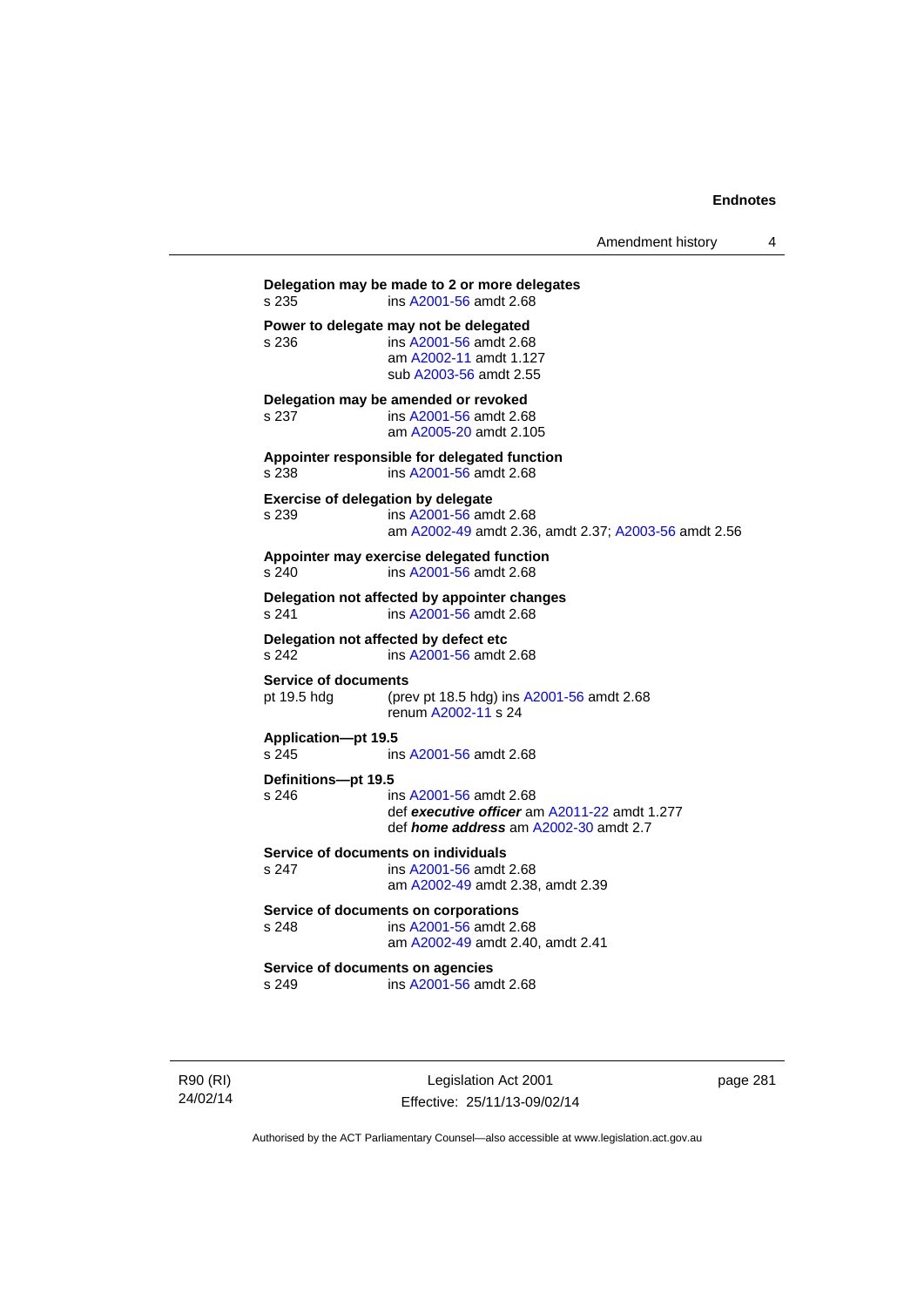**Delegation may be made to 2 or more delegates**
s 235 ins A2001-56 amdt 2.68

**Power to delegate may not be delegated**
s 236 ins A2001-56 amdt 2.68
am A2002-11 amdt 1.127
sub A2003-56 amdt 2.55

**Delegation may be amended or revoked**
s 237 ins A2001-56 amdt 2.68
am A2005-20 amdt 2.105

**Appointer responsible for delegated function**
s 238 ins A2001-56 amdt 2.68

**Exercise of delegation by delegate**
s 239 ins A2001-56 amdt 2.68
am A2002-49 amdt 2.36, amdt 2.37; A2003-56 amdt 2.56

**Appointer may exercise delegated function**
s 240 ins A2001-56 amdt 2.68

**Delegation not affected by appointer changes**
s 241 ins A2001-56 amdt 2.68

**Delegation not affected by defect etc**
s 242 ins A2001-56 amdt 2.68

**Service of documents**
pt 19.5 hdg (prev pt 18.5 hdg) ins A2001-56 amdt 2.68
renum A2002-11 s 24

**Application—pt 19.5**
s 245 ins A2001-56 amdt 2.68

**Definitions—pt 19.5**
s 246 ins A2001-56 amdt 2.68
def ***executive officer*** am A2011-22 amdt 1.277
def ***home address*** am A2002-30 amdt 2.7

**Service of documents on individuals**
s 247 ins A2001-56 amdt 2.68
am A2002-49 amdt 2.38, amdt 2.39

**Service of documents on corporations**
s 248 ins A2001-56 amdt 2.68
am A2002-49 amdt 2.40, amdt 2.41

**Service of documents on agencies**
s 249 ins A2001-56 amdt 2.68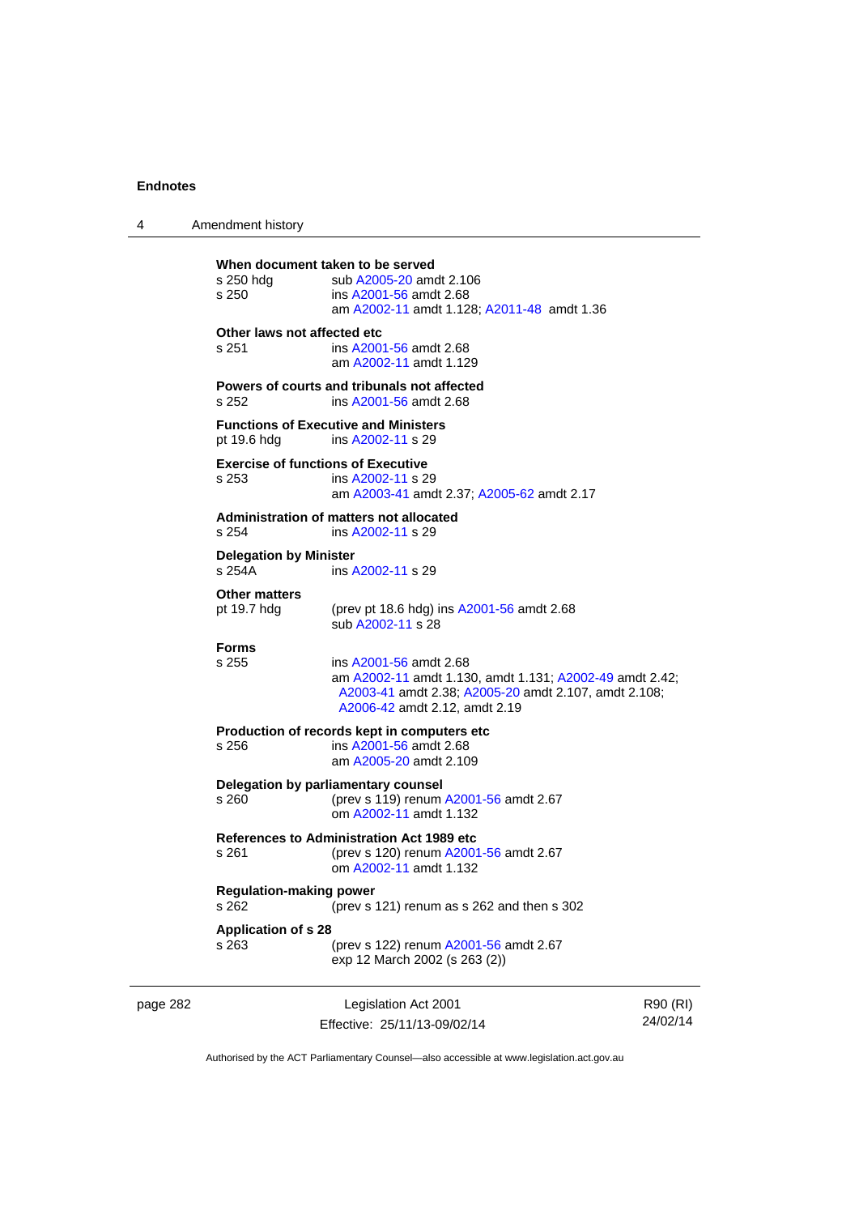**When document taken to be served**

s 250 hdg — sub A2005-20 amdt 2.106
s 250 — ins A2001-56 amdt 2.68
am A2002-11 amdt 1.128; A2011-48 amdt 1.36

**Other laws not affected etc**

s 251 — ins A2001-56 amdt 2.68
am A2002-11 amdt 1.129

**Powers of courts and tribunals not affected**

s 252 — ins A2001-56 amdt 2.68

**Functions of Executive and Ministers**

pt 19.6 hdg — ins A2002-11 s 29

**Exercise of functions of Executive**

s 253 — ins A2002-11 s 29
am A2003-41 amdt 2.37; A2005-62 amdt 2.17

**Administration of matters not allocated**

s 254 — ins A2002-11 s 29

**Delegation by Minister**

s 254A — ins A2002-11 s 29

**Other matters**

pt 19.7 hdg — (prev pt 18.6 hdg) ins A2001-56 amdt 2.68
sub A2002-11 s 28

**Forms**

s 255 — ins A2001-56 amdt 2.68
am A2002-11 amdt 1.130, amdt 1.131; A2002-49 amdt 2.42; A2003-41 amdt 2.38; A2005-20 amdt 2.107, amdt 2.108; A2006-42 amdt 2.12, amdt 2.19

**Production of records kept in computers etc**

s 256 — ins A2001-56 amdt 2.68
am A2005-20 amdt 2.109

**Delegation by parliamentary counsel**

s 260 — (prev s 119) renum A2001-56 amdt 2.67
om A2002-11 amdt 1.132

**References to Administration Act 1989 etc**

s 261 — (prev s 120) renum A2001-56 amdt 2.67
om A2002-11 amdt 1.132

**Regulation-making power**

s 262 — (prev s 121) renum as s 262 and then s 302

**Application of s 28**

s 263 — (prev s 122) renum A2001-56 amdt 2.67
exp 12 March 2002 (s 263 (2))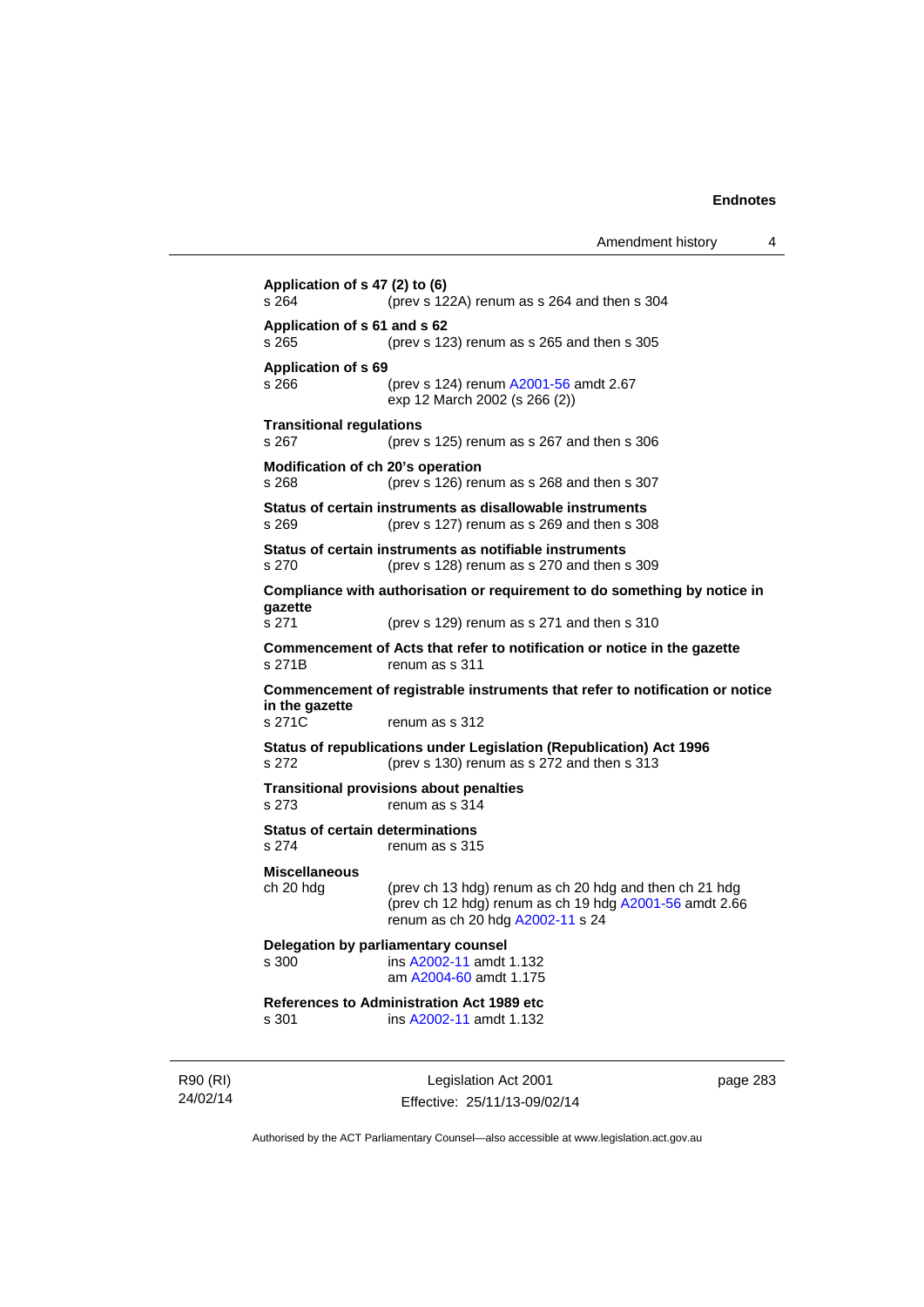**Application of s 47 (2) to (6)**
s 264 (prev s 122A) renum as s 264 and then s 304

**Application of s 61 and s 62**
s 265 (prev s 123) renum as s 265 and then s 305

**Application of s 69**
s 266 (prev s 124) renum A2001-56 amdt 2.67
exp 12 March 2002 (s 266 (2))

**Transitional regulations**
s 267 (prev s 125) renum as s 267 and then s 306

**Modification of ch 20's operation**
s 268 (prev s 126) renum as s 268 and then s 307

**Status of certain instruments as disallowable instruments**
s 269 (prev s 127) renum as s 269 and then s 308

**Status of certain instruments as notifiable instruments**
s 270 (prev s 128) renum as s 270 and then s 309

**Compliance with authorisation or requirement to do something by notice in gazette**
s 271 (prev s 129) renum as s 271 and then s 310

**Commencement of Acts that refer to notification or notice in the gazette**
s 271B renum as s 311

**Commencement of registrable instruments that refer to notification or notice in the gazette**
s 271C renum as s 312

**Status of republications under Legislation (Republication) Act 1996**
s 272 (prev s 130) renum as s 272 and then s 313

**Transitional provisions about penalties**
s 273 renum as s 314

**Status of certain determinations**
s 274 renum as s 315

**Miscellaneous**
ch 20 hdg (prev ch 13 hdg) renum as ch 20 hdg and then ch 21 hdg
(prev ch 12 hdg) renum as ch 19 hdg A2001-56 amdt 2.66
renum as ch 20 hdg A2002-11 s 24

**Delegation by parliamentary counsel**
s 300 ins A2002-11 amdt 1.132
am A2004-60 amdt 1.175

**References to Administration Act 1989 etc**
s 301 ins A2002-11 amdt 1.132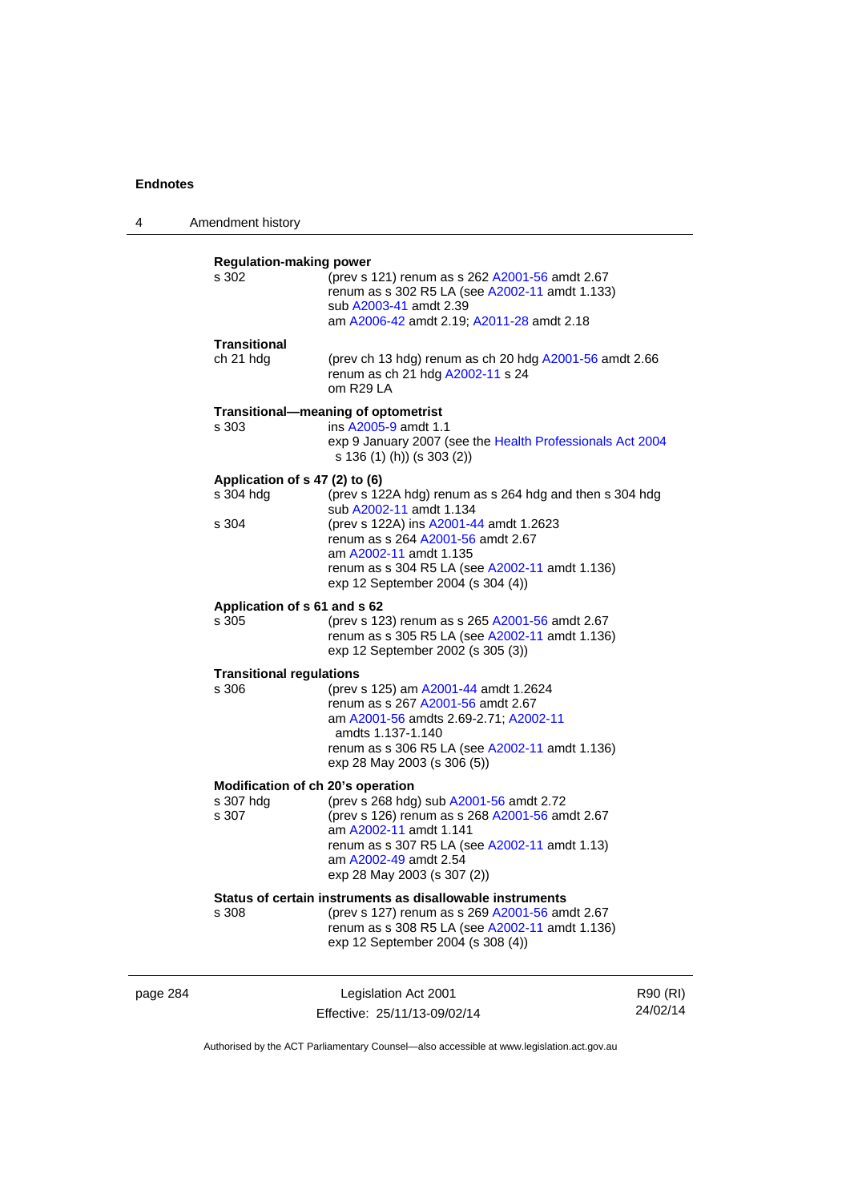**Regulation-making power**

s 302 (prev s 121) renum as s 262 A2001-56 amdt 2.67
renum as s 302 R5 LA (see A2002-11 amdt 1.133)
sub A2003-41 amdt 2.39
am A2006-42 amdt 2.19; A2011-28 amdt 2.18

**Transitional**

ch 21 hdg (prev ch 13 hdg) renum as ch 20 hdg A2001-56 amdt 2.66
renum as ch 21 hdg A2002-11 s 24
om R29 LA

**Transitional—meaning of optometrist**

s 303 ins A2005-9 amdt 1.1
exp 9 January 2007 (see the Health Professionals Act 2004 s 136 (1) (h)) (s 303 (2))

**Application of s 47 (2) to (6)**

s 304 hdg (prev s 122A hdg) renum as s 264 hdg and then s 304 hdg
sub A2002-11 amdt 1.134

s 304 (prev s 122A) ins A2001-44 amdt 1.2623
renum as s 264 A2001-56 amdt 2.67
am A2002-11 amdt 1.135
renum as s 304 R5 LA (see A2002-11 amdt 1.136)
exp 12 September 2004 (s 304 (4))

**Application of s 61 and s 62**

s 305 (prev s 123) renum as s 265 A2001-56 amdt 2.67
renum as s 305 R5 LA (see A2002-11 amdt 1.136)
exp 12 September 2002 (s 305 (3))

**Transitional regulations**

s 306 (prev s 125) am A2001-44 amdt 1.2624
renum as s 267 A2001-56 amdt 2.67
am A2001-56 amdts 2.69-2.71; A2002-11 amdts 1.137-1.140
renum as s 306 R5 LA (see A2002-11 amdt 1.136)
exp 28 May 2003 (s 306 (5))

**Modification of ch 20's operation**

s 307 hdg (prev s 268 hdg) sub A2001-56 amdt 2.72

s 307 (prev s 126) renum as s 268 A2001-56 amdt 2.67
am A2002-11 amdt 1.141
renum as s 307 R5 LA (see A2002-11 amdt 1.13)
am A2002-49 amdt 2.54
exp 28 May 2003 (s 307 (2))

**Status of certain instruments as disallowable instruments**

s 308 (prev s 127) renum as s 269 A2001-56 amdt 2.67
renum as s 308 R5 LA (see A2002-11 amdt 1.136)
exp 12 September 2004 (s 308 (4))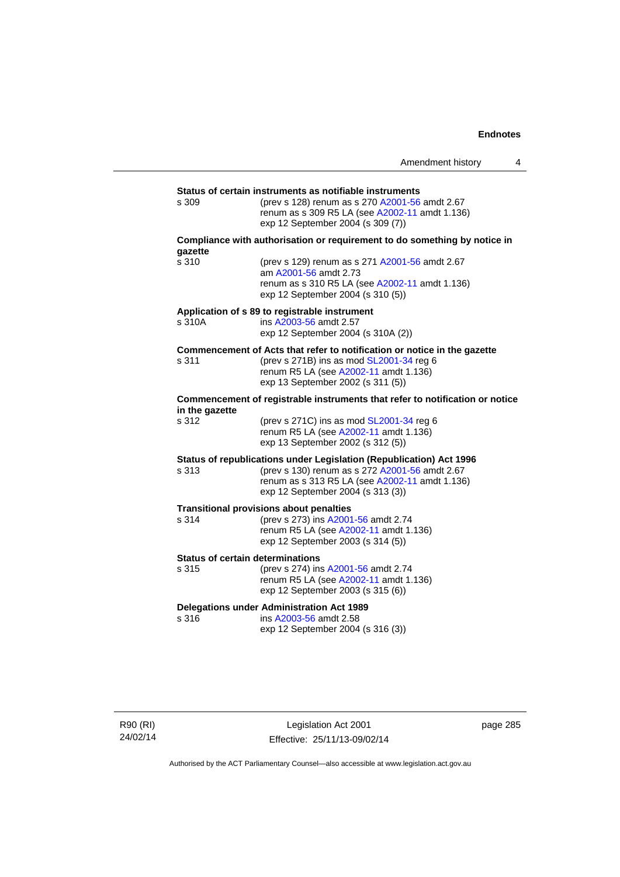**Status of certain instruments as notifiable instruments**

s 309 (prev s 128) renum as s 270 A2001-56 amdt 2.67
renum as s 309 R5 LA (see A2002-11 amdt 1.136)
exp 12 September 2004 (s 309 (7))

**Compliance with authorisation or requirement to do something by notice in gazette**

s 310 (prev s 129) renum as s 271 A2001-56 amdt 2.67
am A2001-56 amdt 2.73
renum as s 310 R5 LA (see A2002-11 amdt 1.136)
exp 12 September 2004 (s 310 (5))

**Application of s 89 to registrable instrument**

s 310A ins A2003-56 amdt 2.57
exp 12 September 2004 (s 310A (2))

**Commencement of Acts that refer to notification or notice in the gazette**

s 311 (prev s 271B) ins as mod SL2001-34 reg 6
renum R5 LA (see A2002-11 amdt 1.136)
exp 13 September 2002 (s 311 (5))

**Commencement of registrable instruments that refer to notification or notice in the gazette**

s 312 (prev s 271C) ins as mod SL2001-34 reg 6
renum R5 LA (see A2002-11 amdt 1.136)
exp 13 September 2002 (s 312 (5))

**Status of republications under Legislation (Republication) Act 1996**

s 313 (prev s 130) renum as s 272 A2001-56 amdt 2.67
renum as s 313 R5 LA (see A2002-11 amdt 1.136)
exp 12 September 2004 (s 313 (3))

**Transitional provisions about penalties**

s 314 (prev s 273) ins A2001-56 amdt 2.74
renum R5 LA (see A2002-11 amdt 1.136)
exp 12 September 2003 (s 314 (5))

**Status of certain determinations**

s 315 (prev s 274) ins A2001-56 amdt 2.74
renum R5 LA (see A2002-11 amdt 1.136)
exp 12 September 2003 (s 315 (6))

**Delegations under Administration Act 1989**

s 316 ins A2003-56 amdt 2.58
exp 12 September 2004 (s 316 (3))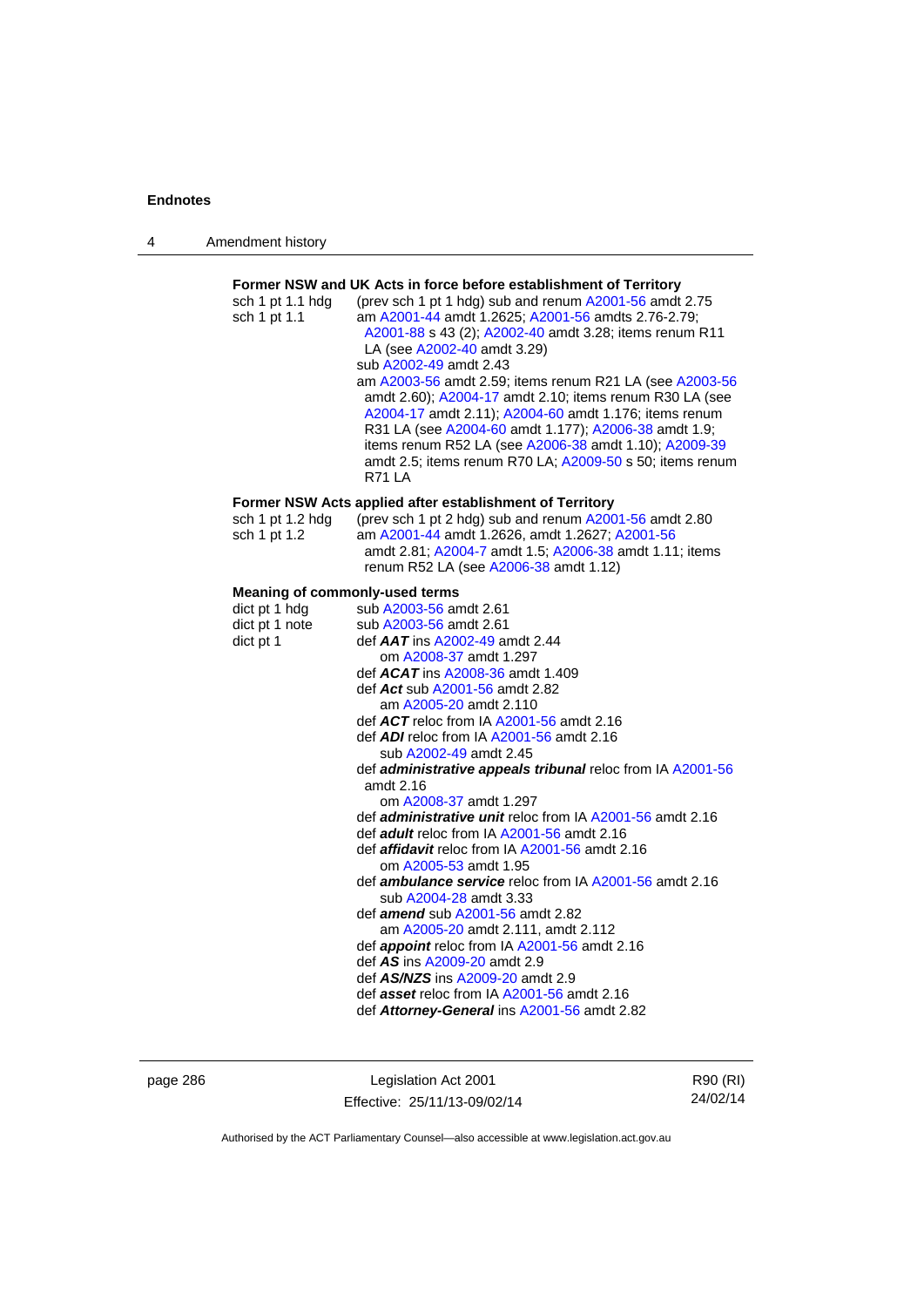**Former NSW and UK Acts in force before establishment of Territory**

| | |
|---|---|
| sch 1 pt 1.1 hdg | (prev sch 1 pt 1 hdg) sub and renum A2001-56 amdt 2.75 |
| sch 1 pt 1.1 | am A2001-44 amdt 1.2625; A2001-56 amdts 2.76-2.79; A2001-88 s 43 (2); A2002-40 amdt 3.28; items renum R11 LA (see A2002-40 amdt 3.29)<br>sub A2002-49 amdt 2.43<br>am A2003-56 amdt 2.59; items renum R21 LA (see A2003-56 amdt 2.60); A2004-17 amdt 2.10; items renum R30 LA (see A2004-17 amdt 2.11); A2004-60 amdt 1.176; items renum R31 LA (see A2004-60 amdt 1.177); A2006-38 amdt 1.9; items renum R52 LA (see A2006-38 amdt 1.10); A2009-39 amdt 2.5; items renum R70 LA; A2009-50 s 50; items renum R71 LA |

**Former NSW Acts applied after establishment of Territory**

| | |
|---|---|
| sch 1 pt 1.2 hdg | (prev sch 1 pt 2 hdg) sub and renum A2001-56 amdt 2.80 |
| sch 1 pt 1.2 | am A2001-44 amdt 1.2626, amdt 1.2627; A2001-56 amdt 2.81; A2004-7 amdt 1.5; A2006-38 amdt 1.11; items renum R52 LA (see A2006-38 amdt 1.12) |

**Meaning of commonly-used terms**

| | |
|---|---|
| dict pt 1 hdg | sub A2003-56 amdt 2.61 |
| dict pt 1 note | sub A2003-56 amdt 2.61 |
| dict pt 1 | def ***AAT*** ins A2002-49 amdt 2.44<br>om A2008-37 amdt 1.297<br>def ***ACAT*** ins A2008-36 amdt 1.409<br>def ***Act*** sub A2001-56 amdt 2.82<br>am A2005-20 amdt 2.110<br>def ***ACT*** reloc from IA A2001-56 amdt 2.16<br>def ***ADI*** reloc from IA A2001-56 amdt 2.16<br>sub A2002-49 amdt 2.45<br>def ***administrative appeals tribunal*** reloc from IA A2001-56 amdt 2.16<br>om A2008-37 amdt 1.297<br>def ***administrative unit*** reloc from IA A2001-56 amdt 2.16<br>def ***adult*** reloc from IA A2001-56 amdt 2.16<br>def ***affidavit*** reloc from IA A2001-56 amdt 2.16<br>om A2005-53 amdt 1.95<br>def ***ambulance service*** reloc from IA A2001-56 amdt 2.16<br>sub A2004-28 amdt 3.33<br>def ***amend*** sub A2001-56 amdt 2.82<br>am A2005-20 amdt 2.111, amdt 2.112<br>def ***appoint*** reloc from IA A2001-56 amdt 2.16<br>def ***AS*** ins A2009-20 amdt 2.9<br>def ***AS/NZS*** ins A2009-20 amdt 2.9<br>def ***asset*** reloc from IA A2001-56 amdt 2.16<br>def ***Attorney-General*** ins A2001-56 amdt 2.82 |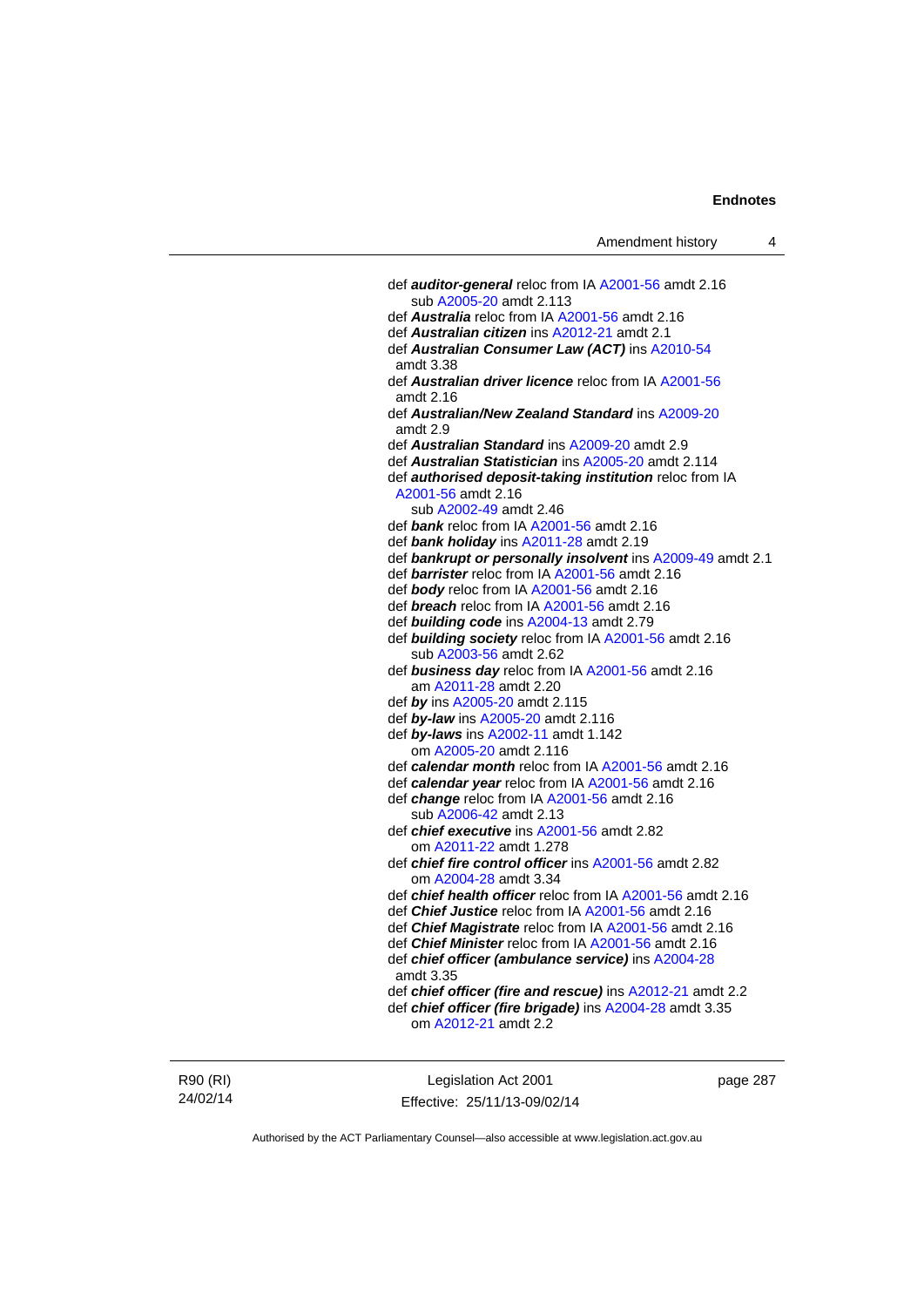def ***auditor-general*** reloc from IA A2001-56 amdt 2.16
  sub A2005-20 amdt 2.113
def ***Australia*** reloc from IA A2001-56 amdt 2.16
def ***Australian citizen*** ins A2012-21 amdt 2.1
def ***Australian Consumer Law (ACT)*** ins A2010-54 amdt 3.38
def ***Australian driver licence*** reloc from IA A2001-56 amdt 2.16
def ***Australian/New Zealand Standard*** ins A2009-20 amdt 2.9
def ***Australian Standard*** ins A2009-20 amdt 2.9
def ***Australian Statistician*** ins A2005-20 amdt 2.114
def ***authorised deposit-taking institution*** reloc from IA A2001-56 amdt 2.16
  sub A2002-49 amdt 2.46
def ***bank*** reloc from IA A2001-56 amdt 2.16
def ***bank holiday*** ins A2011-28 amdt 2.19
def ***bankrupt or personally insolvent*** ins A2009-49 amdt 2.1
def ***barrister*** reloc from IA A2001-56 amdt 2.16
def ***body*** reloc from IA A2001-56 amdt 2.16
def ***breach*** reloc from IA A2001-56 amdt 2.16
def ***building code*** ins A2004-13 amdt 2.79
def ***building society*** reloc from IA A2001-56 amdt 2.16
  sub A2003-56 amdt 2.62
def ***business day*** reloc from IA A2001-56 amdt 2.16
  am A2011-28 amdt 2.20
def ***by*** ins A2005-20 amdt 2.115
def ***by-law*** ins A2005-20 amdt 2.116
def ***by-laws*** ins A2002-11 amdt 1.142
  om A2005-20 amdt 2.116
def ***calendar month*** reloc from IA A2001-56 amdt 2.16
def ***calendar year*** reloc from IA A2001-56 amdt 2.16
def ***change*** reloc from IA A2001-56 amdt 2.16
  sub A2006-42 amdt 2.13
def ***chief executive*** ins A2001-56 amdt 2.82
  om A2011-22 amdt 1.278
def ***chief fire control officer*** ins A2001-56 amdt 2.82
  om A2004-28 amdt 3.34
def ***chief health officer*** reloc from IA A2001-56 amdt 2.16
def ***Chief Justice*** reloc from IA A2001-56 amdt 2.16
def ***Chief Magistrate*** reloc from IA A2001-56 amdt 2.16
def ***Chief Minister*** reloc from IA A2001-56 amdt 2.16
def ***chief officer (ambulance service)*** ins A2004-28 amdt 3.35
def ***chief officer (fire and rescue)*** ins A2012-21 amdt 2.2
def ***chief officer (fire brigade)*** ins A2004-28 amdt 3.35
  om A2012-21 amdt 2.2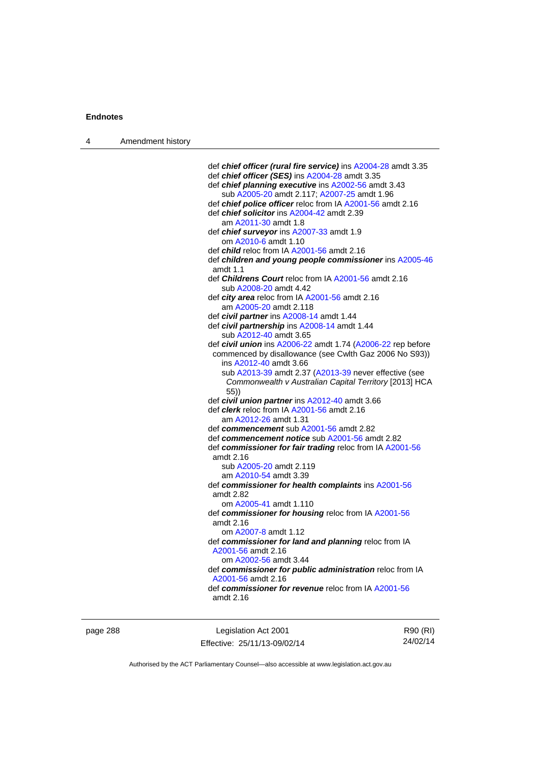def ***chief officer (rural fire service)*** ins A2004-28 amdt 3.35
def ***chief officer (SES)*** ins A2004-28 amdt 3.35
def ***chief planning executive*** ins A2002-56 amdt 3.43
  sub A2005-20 amdt 2.117; A2007-25 amdt 1.96
def ***chief police officer*** reloc from IA A2001-56 amdt 2.16
def ***chief solicitor*** ins A2004-42 amdt 2.39
  am A2011-30 amdt 1.8
def ***chief surveyor*** ins A2007-33 amdt 1.9
  om A2010-6 amdt 1.10
def ***child*** reloc from IA A2001-56 amdt 2.16
def ***children and young people commissioner*** ins A2005-46 amdt 1.1
def ***Childrens Court*** reloc from IA A2001-56 amdt 2.16
  sub A2008-20 amdt 4.42
def ***city area*** reloc from IA A2001-56 amdt 2.16
  am A2005-20 amdt 2.118
def ***civil partner*** ins A2008-14 amdt 1.44
def ***civil partnership*** ins A2008-14 amdt 1.44
  sub A2012-40 amdt 3.65
def ***civil union*** ins A2006-22 amdt 1.74 (A2006-22 rep before commenced by disallowance (see Cwlth Gaz 2006 No S93))
  ins A2012-40 amdt 3.66
  sub A2013-39 amdt 2.37 (A2013-39 never effective (see *Commonwealth v Australian Capital Territory* [2013] HCA 55))
def ***civil union partner*** ins A2012-40 amdt 3.66
def ***clerk*** reloc from IA A2001-56 amdt 2.16
  am A2012-26 amdt 1.31
def ***commencement*** sub A2001-56 amdt 2.82
def ***commencement notice*** sub A2001-56 amdt 2.82
def ***commissioner for fair trading*** reloc from IA A2001-56 amdt 2.16
  sub A2005-20 amdt 2.119
  am A2010-54 amdt 3.39
def ***commissioner for health complaints*** ins A2001-56 amdt 2.82
  om A2005-41 amdt 1.110
def ***commissioner for housing*** reloc from IA A2001-56 amdt 2.16
  om A2007-8 amdt 1.12
def ***commissioner for land and planning*** reloc from IA A2001-56 amdt 2.16
  om A2002-56 amdt 3.44
def ***commissioner for public administration*** reloc from IA A2001-56 amdt 2.16
def ***commissioner for revenue*** reloc from IA A2001-56 amdt 2.16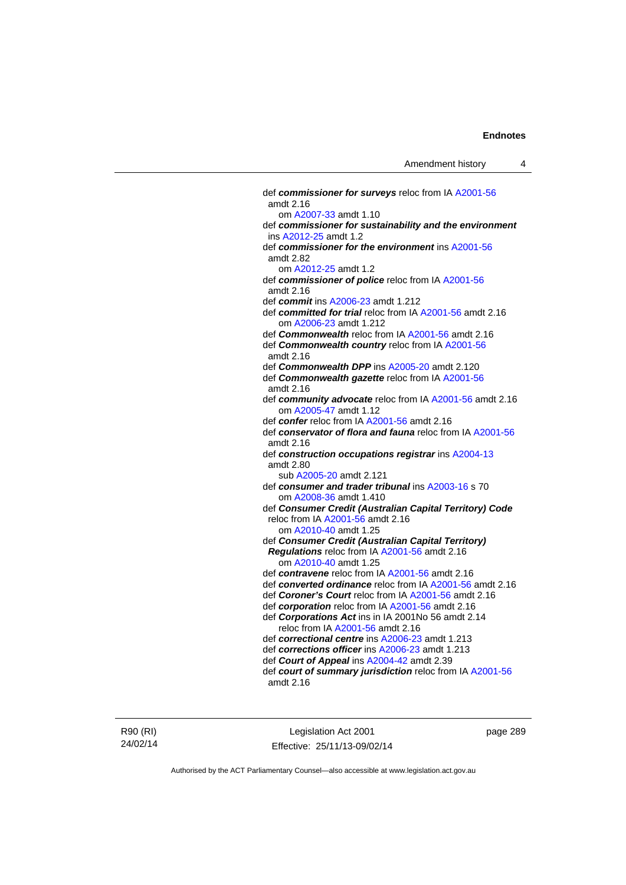def ***commissioner for surveys*** reloc from IA A2001-56 amdt 2.16
om A2007-33 amdt 1.10

def ***commissioner for sustainability and the environment*** ins A2012-25 amdt 1.2

def ***commissioner for the environment*** ins A2001-56 amdt 2.82
om A2012-25 amdt 1.2

def ***commissioner of police*** reloc from IA A2001-56 amdt 2.16

def ***commit*** ins A2006-23 amdt 1.212

def ***committed for trial*** reloc from IA A2001-56 amdt 2.16
om A2006-23 amdt 1.212

def ***Commonwealth*** reloc from IA A2001-56 amdt 2.16

def ***Commonwealth country*** reloc from IA A2001-56 amdt 2.16

def ***Commonwealth DPP*** ins A2005-20 amdt 2.120

def ***Commonwealth gazette*** reloc from IA A2001-56 amdt 2.16

def ***community advocate*** reloc from IA A2001-56 amdt 2.16
om A2005-47 amdt 1.12

def ***confer*** reloc from IA A2001-56 amdt 2.16

def ***conservator of flora and fauna*** reloc from IA A2001-56 amdt 2.16

def ***construction occupations registrar*** ins A2004-13 amdt 2.80
sub A2005-20 amdt 2.121

def ***consumer and trader tribunal*** ins A2003-16 s 70
om A2008-36 amdt 1.410

def ***Consumer Credit (Australian Capital Territory) Code*** reloc from IA A2001-56 amdt 2.16
om A2010-40 amdt 1.25

def ***Consumer Credit (Australian Capital Territory) Regulations*** reloc from IA A2001-56 amdt 2.16
om A2010-40 amdt 1.25

def ***contravene*** reloc from IA A2001-56 amdt 2.16

def ***converted ordinance*** reloc from IA A2001-56 amdt 2.16

def ***Coroner's Court*** reloc from IA A2001-56 amdt 2.16

def ***corporation*** reloc from IA A2001-56 amdt 2.16

def ***Corporations Act*** ins in IA 2001No 56 amdt 2.14
reloc from IA A2001-56 amdt 2.16

def ***correctional centre*** ins A2006-23 amdt 1.213

def ***corrections officer*** ins A2006-23 amdt 1.213

def ***Court of Appeal*** ins A2004-42 amdt 2.39

def ***court of summary jurisdiction*** reloc from IA A2001-56 amdt 2.16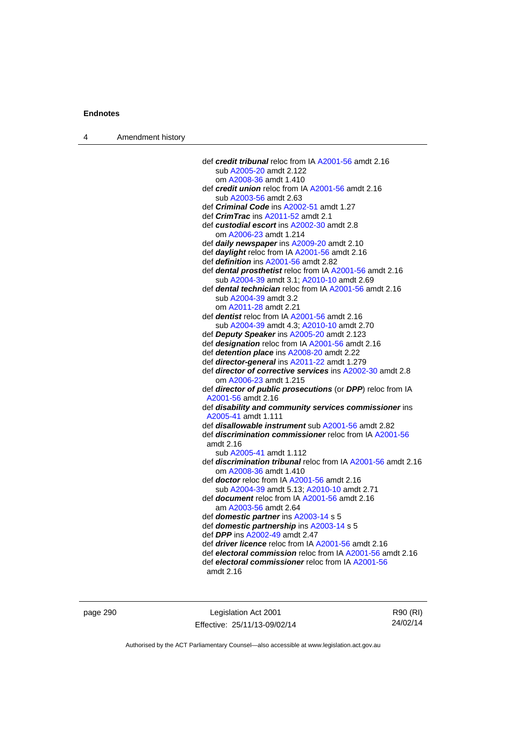def ***credit tribunal*** reloc from IA A2001-56 amdt 2.16
  sub A2005-20 amdt 2.122
  om A2008-36 amdt 1.410
def ***credit union*** reloc from IA A2001-56 amdt 2.16
  sub A2003-56 amdt 2.63
def ***Criminal Code*** ins A2002-51 amdt 1.27
def ***CrimTrac*** ins A2011-52 amdt 2.1
def ***custodial escort*** ins A2002-30 amdt 2.8
  om A2006-23 amdt 1.214
def ***daily newspaper*** ins A2009-20 amdt 2.10
def ***daylight*** reloc from IA A2001-56 amdt 2.16
def ***definition*** ins A2001-56 amdt 2.82
def ***dental prosthetist*** reloc from IA A2001-56 amdt 2.16
  sub A2004-39 amdt 3.1; A2010-10 amdt 2.69
def ***dental technician*** reloc from IA A2001-56 amdt 2.16
  sub A2004-39 amdt 3.2
  om A2011-28 amdt 2.21
def ***dentist*** reloc from IA A2001-56 amdt 2.16
  sub A2004-39 amdt 4.3; A2010-10 amdt 2.70
def ***Deputy Speaker*** ins A2005-20 amdt 2.123
def ***designation*** reloc from IA A2001-56 amdt 2.16
def ***detention place*** ins A2008-20 amdt 2.22
def ***director-general*** ins A2011-22 amdt 1.279
def ***director of corrective services*** ins A2002-30 amdt 2.8
  om A2006-23 amdt 1.215
def ***director of public prosecutions*** (or ***DPP***) reloc from IA A2001-56 amdt 2.16
def ***disability and community services commissioner*** ins A2005-41 amdt 1.111
def ***disallowable instrument*** sub A2001-56 amdt 2.82
def ***discrimination commissioner*** reloc from IA A2001-56 amdt 2.16
  sub A2005-41 amdt 1.112
def ***discrimination tribunal*** reloc from IA A2001-56 amdt 2.16
  om A2008-36 amdt 1.410
def ***doctor*** reloc from IA A2001-56 amdt 2.16
  sub A2004-39 amdt 5.13; A2010-10 amdt 2.71
def ***document*** reloc from IA A2001-56 amdt 2.16
  am A2003-56 amdt 2.64
def ***domestic partner*** ins A2003-14 s 5
def ***domestic partnership*** ins A2003-14 s 5
def ***DPP*** ins A2002-49 amdt 2.47
def ***driver licence*** reloc from IA A2001-56 amdt 2.16
def ***electoral commission*** reloc from IA A2001-56 amdt 2.16
def ***electoral commissioner*** reloc from IA A2001-56 amdt 2.16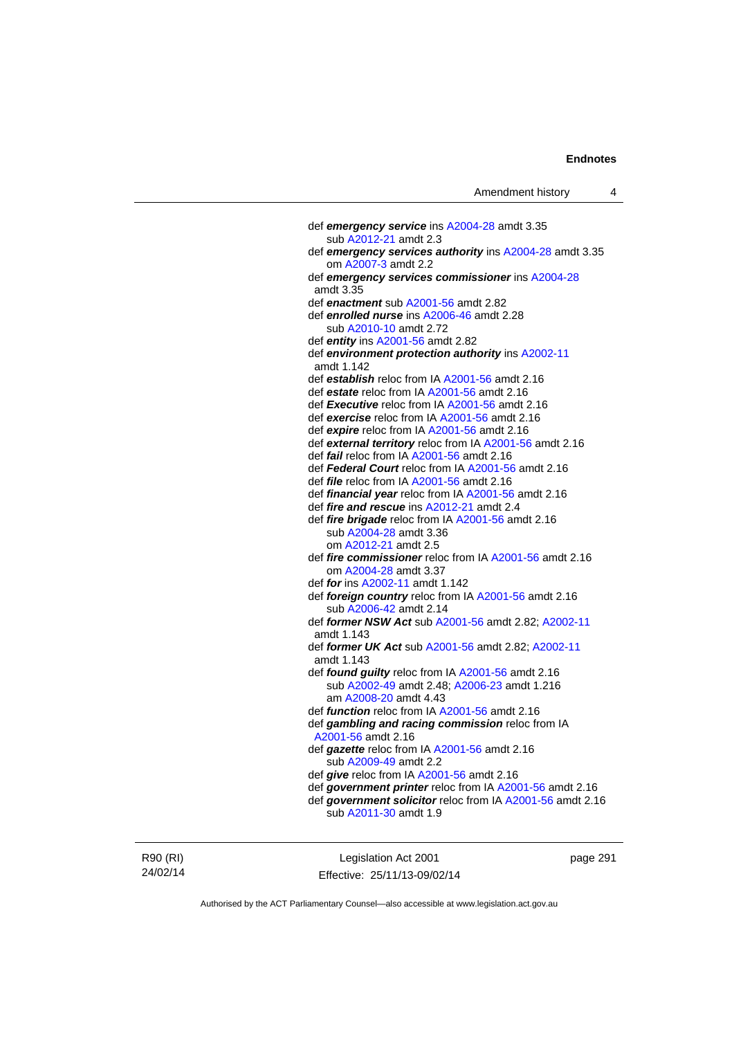def ***emergency service*** ins A2004-28 amdt 3.35
  sub A2012-21 amdt 2.3

def ***emergency services authority*** ins A2004-28 amdt 3.35
  om A2007-3 amdt 2.2

def ***emergency services commissioner*** ins A2004-28 amdt 3.35

def ***enactment*** sub A2001-56 amdt 2.82

def ***enrolled nurse*** ins A2006-46 amdt 2.28
  sub A2010-10 amdt 2.72

def ***entity*** ins A2001-56 amdt 2.82

def ***environment protection authority*** ins A2002-11 amdt 1.142

def ***establish*** reloc from IA A2001-56 amdt 2.16

def ***estate*** reloc from IA A2001-56 amdt 2.16

def ***Executive*** reloc from IA A2001-56 amdt 2.16

def ***exercise*** reloc from IA A2001-56 amdt 2.16

def ***expire*** reloc from IA A2001-56 amdt 2.16

def ***external territory*** reloc from IA A2001-56 amdt 2.16

def ***fail*** reloc from IA A2001-56 amdt 2.16

def ***Federal Court*** reloc from IA A2001-56 amdt 2.16

def ***file*** reloc from IA A2001-56 amdt 2.16

def ***financial year*** reloc from IA A2001-56 amdt 2.16

def ***fire and rescue*** ins A2012-21 amdt 2.4

def ***fire brigade*** reloc from IA A2001-56 amdt 2.16
  sub A2004-28 amdt 3.36
  om A2012-21 amdt 2.5

def ***fire commissioner*** reloc from IA A2001-56 amdt 2.16
  om A2004-28 amdt 3.37

def ***for*** ins A2002-11 amdt 1.142

def ***foreign country*** reloc from IA A2001-56 amdt 2.16
  sub A2006-42 amdt 2.14

def ***former NSW Act*** sub A2001-56 amdt 2.82; A2002-11 amdt 1.143

def ***former UK Act*** sub A2001-56 amdt 2.82; A2002-11 amdt 1.143

def ***found guilty*** reloc from IA A2001-56 amdt 2.16
  sub A2002-49 amdt 2.48; A2006-23 amdt 1.216
  am A2008-20 amdt 4.43

def ***function*** reloc from IA A2001-56 amdt 2.16

def ***gambling and racing commission*** reloc from IA A2001-56 amdt 2.16

def ***gazette*** reloc from IA A2001-56 amdt 2.16
  sub A2009-49 amdt 2.2

def ***give*** reloc from IA A2001-56 amdt 2.16

def ***government printer*** reloc from IA A2001-56 amdt 2.16

def ***government solicitor*** reloc from IA A2001-56 amdt 2.16
  sub A2011-30 amdt 1.9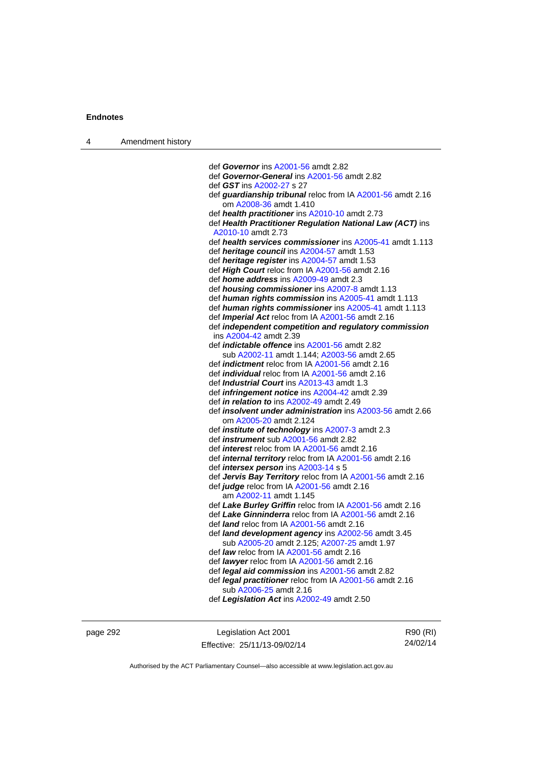def ***Governor*** ins A2001-56 amdt 2.82
def ***Governor-General*** ins A2001-56 amdt 2.82
def ***GST*** ins A2002-27 s 27
def ***guardianship tribunal*** reloc from IA A2001-56 amdt 2.16
om A2008-36 amdt 1.410
def ***health practitioner*** ins A2010-10 amdt 2.73
def ***Health Practitioner Regulation National Law (ACT)*** ins A2010-10 amdt 2.73
def ***health services commissioner*** ins A2005-41 amdt 1.113
def ***heritage council*** ins A2004-57 amdt 1.53
def ***heritage register*** ins A2004-57 amdt 1.53
def ***High Court*** reloc from IA A2001-56 amdt 2.16
def ***home address*** ins A2009-49 amdt 2.3
def ***housing commissioner*** ins A2007-8 amdt 1.13
def ***human rights commission*** ins A2005-41 amdt 1.113
def ***human rights commissioner*** ins A2005-41 amdt 1.113
def ***Imperial Act*** reloc from IA A2001-56 amdt 2.16
def ***independent competition and regulatory commission*** ins A2004-42 amdt 2.39
def ***indictable offence*** ins A2001-56 amdt 2.82
sub A2002-11 amdt 1.144; A2003-56 amdt 2.65
def ***indictment*** reloc from IA A2001-56 amdt 2.16
def ***individual*** reloc from IA A2001-56 amdt 2.16
def ***Industrial Court*** ins A2013-43 amdt 1.3
def ***infringement notice*** ins A2004-42 amdt 2.39
def ***in relation to*** ins A2002-49 amdt 2.49
def ***insolvent under administration*** ins A2003-56 amdt 2.66
om A2005-20 amdt 2.124
def ***institute of technology*** ins A2007-3 amdt 2.3
def ***instrument*** sub A2001-56 amdt 2.82
def ***interest*** reloc from IA A2001-56 amdt 2.16
def ***internal territory*** reloc from IA A2001-56 amdt 2.16
def ***intersex person*** ins A2003-14 s 5
def ***Jervis Bay Territory*** reloc from IA A2001-56 amdt 2.16
def ***judge*** reloc from IA A2001-56 amdt 2.16
am A2002-11 amdt 1.145
def ***Lake Burley Griffin*** reloc from IA A2001-56 amdt 2.16
def ***Lake Ginninderra*** reloc from IA A2001-56 amdt 2.16
def ***land*** reloc from IA A2001-56 amdt 2.16
def ***land development agency*** ins A2002-56 amdt 3.45
sub A2005-20 amdt 2.125; A2007-25 amdt 1.97
def ***law*** reloc from IA A2001-56 amdt 2.16
def ***lawyer*** reloc from IA A2001-56 amdt 2.16
def ***legal aid commission*** ins A2001-56 amdt 2.82
def ***legal practitioner*** reloc from IA A2001-56 amdt 2.16
sub A2006-25 amdt 2.16
def ***Legislation Act*** ins A2002-49 amdt 2.50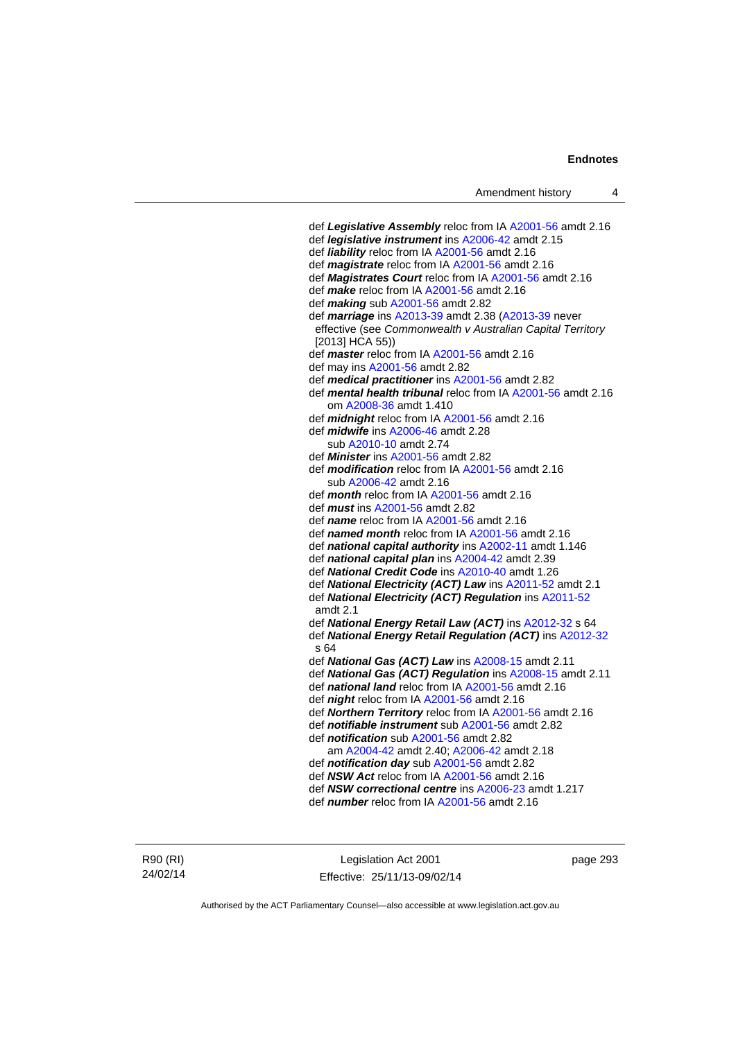def ***Legislative Assembly*** reloc from IA A2001-56 amdt 2.16
def ***legislative instrument*** ins A2006-42 amdt 2.15
def ***liability*** reloc from IA A2001-56 amdt 2.16
def ***magistrate*** reloc from IA A2001-56 amdt 2.16
def ***Magistrates Court*** reloc from IA A2001-56 amdt 2.16
def ***make*** reloc from IA A2001-56 amdt 2.16
def ***making*** sub A2001-56 amdt 2.82
def ***marriage*** ins A2013-39 amdt 2.38 (A2013-39 never effective (see *Commonwealth v Australian Capital Territory* [2013] HCA 55))
def ***master*** reloc from IA A2001-56 amdt 2.16
def may ins A2001-56 amdt 2.82
def ***medical practitioner*** ins A2001-56 amdt 2.82
def ***mental health tribunal*** reloc from IA A2001-56 amdt 2.16
  om A2008-36 amdt 1.410
def ***midnight*** reloc from IA A2001-56 amdt 2.16
def ***midwife*** ins A2006-46 amdt 2.28
  sub A2010-10 amdt 2.74
def ***Minister*** ins A2001-56 amdt 2.82
def ***modification*** reloc from IA A2001-56 amdt 2.16
  sub A2006-42 amdt 2.16
def ***month*** reloc from IA A2001-56 amdt 2.16
def ***must*** ins A2001-56 amdt 2.82
def ***name*** reloc from IA A2001-56 amdt 2.16
def ***named month*** reloc from IA A2001-56 amdt 2.16
def ***national capital authority*** ins A2002-11 amdt 1.146
def ***national capital plan*** ins A2004-42 amdt 2.39
def ***National Credit Code*** ins A2010-40 amdt 1.26
def ***National Electricity (ACT) Law*** ins A2011-52 amdt 2.1
def ***National Electricity (ACT) Regulation*** ins A2011-52 amdt 2.1
def ***National Energy Retail Law (ACT)*** ins A2012-32 s 64
def ***National Energy Retail Regulation (ACT)*** ins A2012-32 s 64
def ***National Gas (ACT) Law*** ins A2008-15 amdt 2.11
def ***National Gas (ACT) Regulation*** ins A2008-15 amdt 2.11
def ***national land*** reloc from IA A2001-56 amdt 2.16
def ***night*** reloc from IA A2001-56 amdt 2.16
def ***Northern Territory*** reloc from IA A2001-56 amdt 2.16
def ***notifiable instrument*** sub A2001-56 amdt 2.82
def ***notification*** sub A2001-56 amdt 2.82
  am A2004-42 amdt 2.40; A2006-42 amdt 2.18
def ***notification day*** sub A2001-56 amdt 2.82
def ***NSW Act*** reloc from IA A2001-56 amdt 2.16
def ***NSW correctional centre*** ins A2006-23 amdt 1.217
def ***number*** reloc from IA A2001-56 amdt 2.16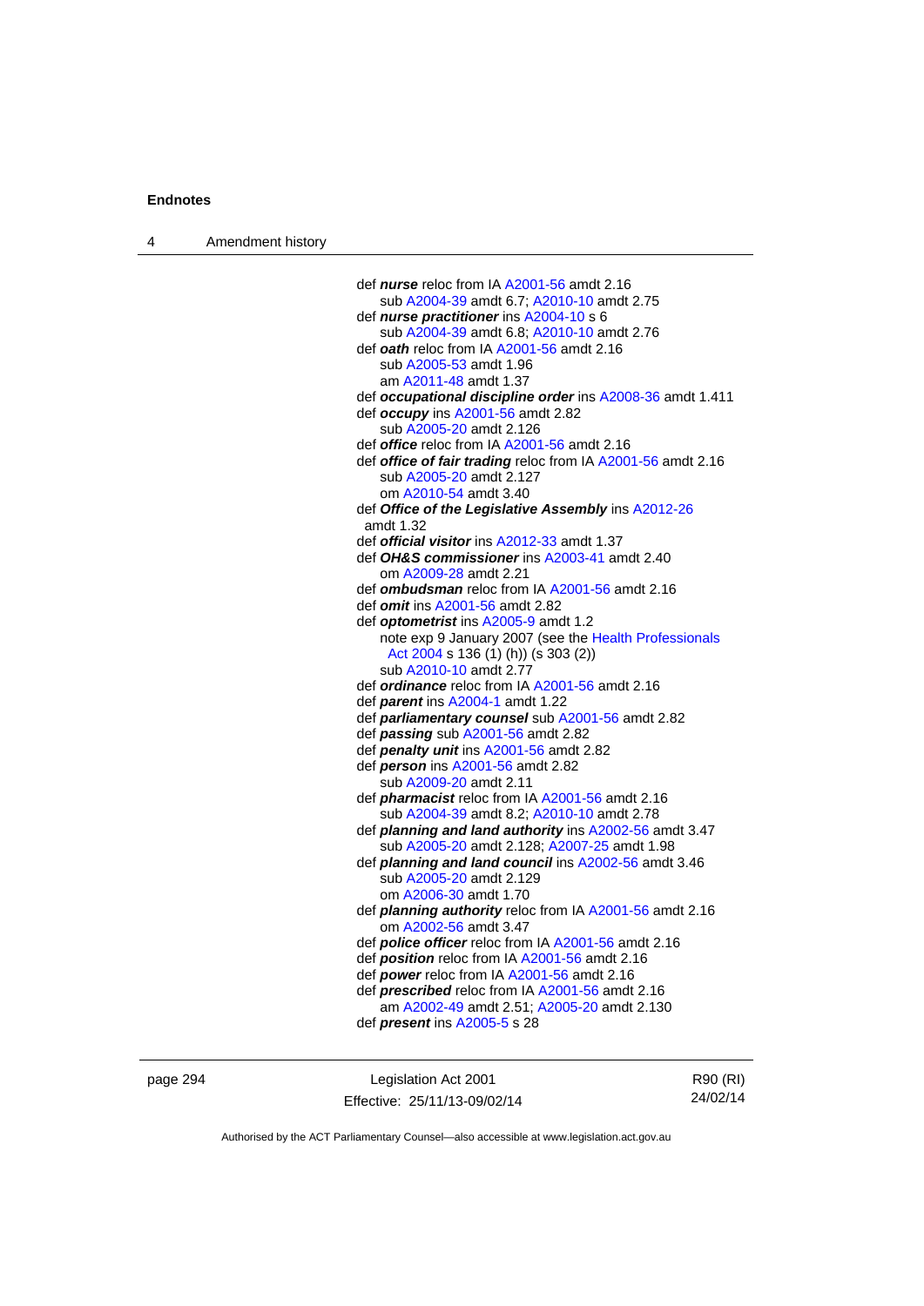def ***nurse*** reloc from IA A2001-56 amdt 2.16
sub A2004-39 amdt 6.7; A2010-10 amdt 2.75
def ***nurse practitioner*** ins A2004-10 s 6
sub A2004-39 amdt 6.8; A2010-10 amdt 2.76
def ***oath*** reloc from IA A2001-56 amdt 2.16
sub A2005-53 amdt 1.96
am A2011-48 amdt 1.37
def ***occupational discipline order*** ins A2008-36 amdt 1.411
def ***occupy*** ins A2001-56 amdt 2.82
sub A2005-20 amdt 2.126
def ***office*** reloc from IA A2001-56 amdt 2.16
def ***office of fair trading*** reloc from IA A2001-56 amdt 2.16
sub A2005-20 amdt 2.127
om A2010-54 amdt 3.40
def ***Office of the Legislative Assembly*** ins A2012-26 amdt 1.32
def ***official visitor*** ins A2012-33 amdt 1.37
def ***OH&S commissioner*** ins A2003-41 amdt 2.40
om A2009-28 amdt 2.21
def ***ombudsman*** reloc from IA A2001-56 amdt 2.16
def ***omit*** ins A2001-56 amdt 2.82
def ***optometrist*** ins A2005-9 amdt 1.2
note exp 9 January 2007 (see the Health Professionals Act 2004 s 136 (1) (h)) (s 303 (2))
sub A2010-10 amdt 2.77
def ***ordinance*** reloc from IA A2001-56 amdt 2.16
def ***parent*** ins A2004-1 amdt 1.22
def ***parliamentary counsel*** sub A2001-56 amdt 2.82
def ***passing*** sub A2001-56 amdt 2.82
def ***penalty unit*** ins A2001-56 amdt 2.82
def ***person*** ins A2001-56 amdt 2.82
sub A2009-20 amdt 2.11
def ***pharmacist*** reloc from IA A2001-56 amdt 2.16
sub A2004-39 amdt 8.2; A2010-10 amdt 2.78
def ***planning and land authority*** ins A2002-56 amdt 3.47
sub A2005-20 amdt 2.128; A2007-25 amdt 1.98
def ***planning and land council*** ins A2002-56 amdt 3.46
sub A2005-20 amdt 2.129
om A2006-30 amdt 1.70
def ***planning authority*** reloc from IA A2001-56 amdt 2.16
om A2002-56 amdt 3.47
def ***police officer*** reloc from IA A2001-56 amdt 2.16
def ***position*** reloc from IA A2001-56 amdt 2.16
def ***power*** reloc from IA A2001-56 amdt 2.16
def ***prescribed*** reloc from IA A2001-56 amdt 2.16
am A2002-49 amdt 2.51; A2005-20 amdt 2.130
def ***present*** ins A2005-5 s 28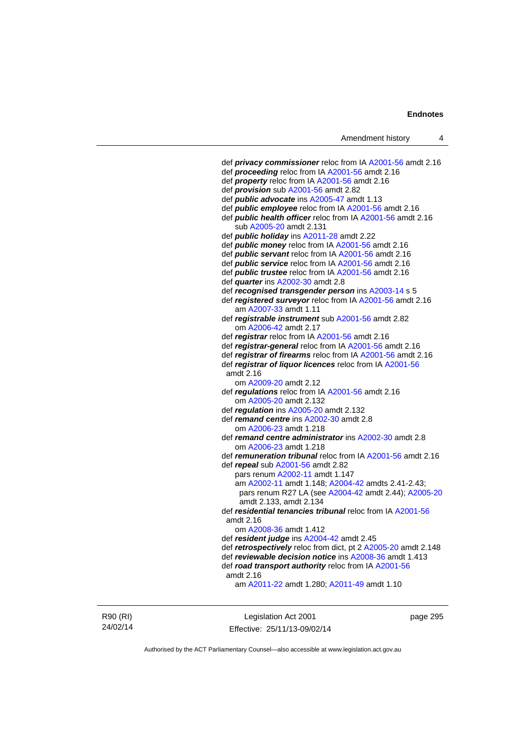def ***privacy commissioner*** reloc from IA A2001-56 amdt 2.16
def ***proceeding*** reloc from IA A2001-56 amdt 2.16
def ***property*** reloc from IA A2001-56 amdt 2.16
def ***provision*** sub A2001-56 amdt 2.82
def ***public advocate*** ins A2005-47 amdt 1.13
def ***public employee*** reloc from IA A2001-56 amdt 2.16
def ***public health officer*** reloc from IA A2001-56 amdt 2.16
    sub A2005-20 amdt 2.131
def ***public holiday*** ins A2011-28 amdt 2.22
def ***public money*** reloc from IA A2001-56 amdt 2.16
def ***public servant*** reloc from IA A2001-56 amdt 2.16
def ***public service*** reloc from IA A2001-56 amdt 2.16
def ***public trustee*** reloc from IA A2001-56 amdt 2.16
def ***quarter*** ins A2002-30 amdt 2.8
def ***recognised transgender person*** ins A2003-14 s 5
def ***registered surveyor*** reloc from IA A2001-56 amdt 2.16
    am A2007-33 amdt 1.11
def ***registrable instrument*** sub A2001-56 amdt 2.82
    om A2006-42 amdt 2.17
def ***registrar*** reloc from IA A2001-56 amdt 2.16
def ***registrar-general*** reloc from IA A2001-56 amdt 2.16
def ***registrar of firearms*** reloc from IA A2001-56 amdt 2.16
def ***registrar of liquor licences*** reloc from IA A2001-56 amdt 2.16
    om A2009-20 amdt 2.12
def ***regulations*** reloc from IA A2001-56 amdt 2.16
    om A2005-20 amdt 2.132
def ***regulation*** ins A2005-20 amdt 2.132
def ***remand centre*** ins A2002-30 amdt 2.8
    om A2006-23 amdt 1.218
def ***remand centre administrator*** ins A2002-30 amdt 2.8
    om A2006-23 amdt 1.218
def ***remuneration tribunal*** reloc from IA A2001-56 amdt 2.16
def ***repeal*** sub A2001-56 amdt 2.82
    pars renum A2002-11 amdt 1.147
    am A2002-11 amdt 1.148; A2004-42 amdts 2.41-2.43; pars renum R27 LA (see A2004-42 amdt 2.44); A2005-20 amdt 2.133, amdt 2.134
def ***residential tenancies tribunal*** reloc from IA A2001-56 amdt 2.16
    om A2008-36 amdt 1.412
def ***resident judge*** ins A2004-42 amdt 2.45
def ***retrospectively*** reloc from dict, pt 2 A2005-20 amdt 2.148
def ***reviewable decision notice*** ins A2008-36 amdt 1.413
def ***road transport authority*** reloc from IA A2001-56 amdt 2.16
    am A2011-22 amdt 1.280; A2011-49 amdt 1.10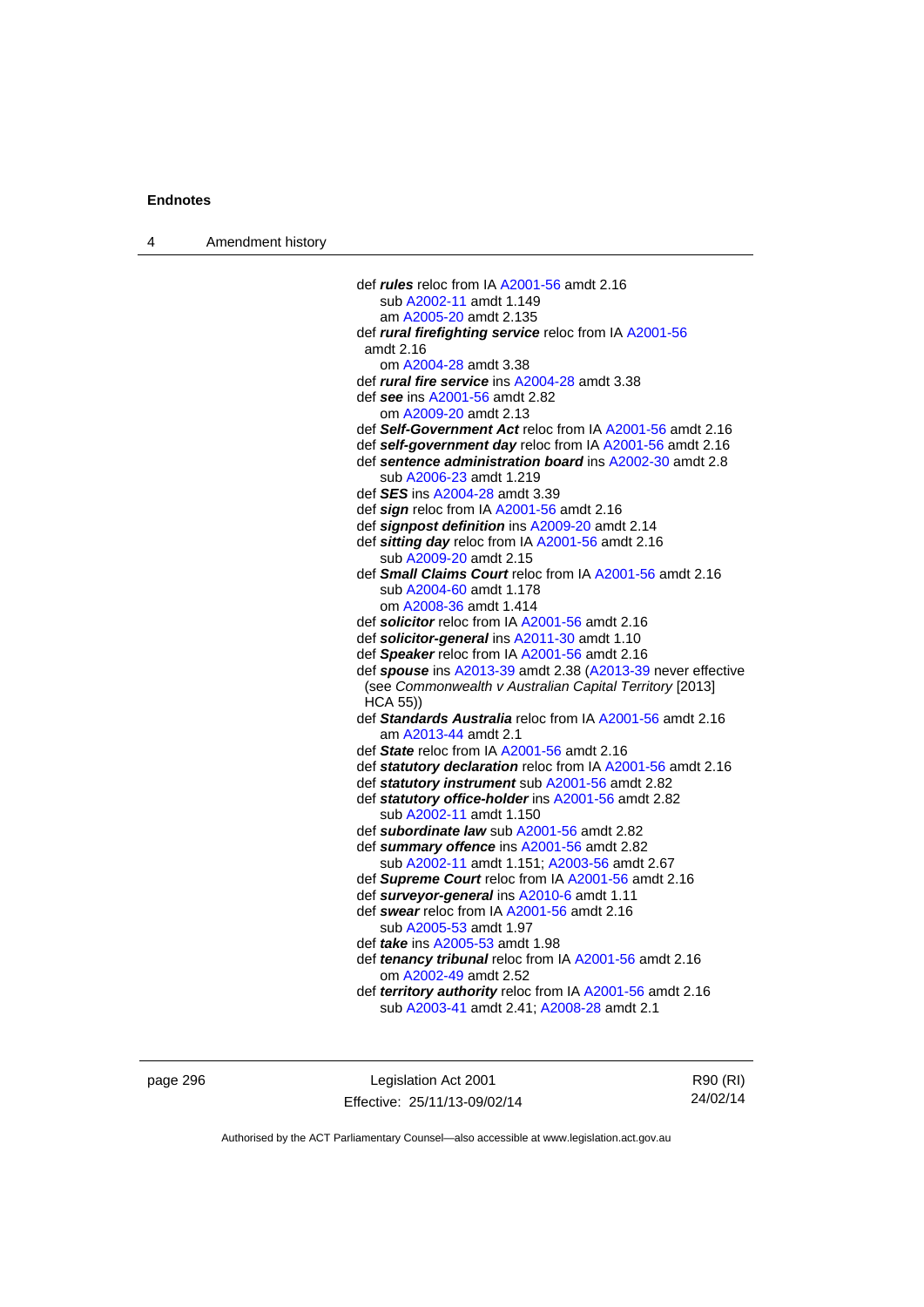def ***rules*** reloc from IA A2001-56 amdt 2.16
 sub A2002-11 amdt 1.149
 am A2005-20 amdt 2.135
def ***rural firefighting service*** reloc from IA A2001-56 amdt 2.16
 om A2004-28 amdt 3.38
def ***rural fire service*** ins A2004-28 amdt 3.38
def ***see*** ins A2001-56 amdt 2.82
 om A2009-20 amdt 2.13
def ***Self-Government Act*** reloc from IA A2001-56 amdt 2.16
def ***self-government day*** reloc from IA A2001-56 amdt 2.16
def ***sentence administration board*** ins A2002-30 amdt 2.8
 sub A2006-23 amdt 1.219
def ***SES*** ins A2004-28 amdt 3.39
def ***sign*** reloc from IA A2001-56 amdt 2.16
def ***signpost definition*** ins A2009-20 amdt 2.14
def ***sitting day*** reloc from IA A2001-56 amdt 2.16
 sub A2009-20 amdt 2.15
def ***Small Claims Court*** reloc from IA A2001-56 amdt 2.16
 sub A2004-60 amdt 1.178
 om A2008-36 amdt 1.414
def ***solicitor*** reloc from IA A2001-56 amdt 2.16
def ***solicitor-general*** ins A2011-30 amdt 1.10
def ***Speaker*** reloc from IA A2001-56 amdt 2.16
def ***spouse*** ins A2013-39 amdt 2.38 (A2013-39 never effective (see *Commonwealth v Australian Capital Territory* [2013] HCA 55))
def ***Standards Australia*** reloc from IA A2001-56 amdt 2.16
 am A2013-44 amdt 2.1
def ***State*** reloc from IA A2001-56 amdt 2.16
def ***statutory declaration*** reloc from IA A2001-56 amdt 2.16
def ***statutory instrument*** sub A2001-56 amdt 2.82
def ***statutory office-holder*** ins A2001-56 amdt 2.82
 sub A2002-11 amdt 1.150
def ***subordinate law*** sub A2001-56 amdt 2.82
def ***summary offence*** ins A2001-56 amdt 2.82
 sub A2002-11 amdt 1.151; A2003-56 amdt 2.67
def ***Supreme Court*** reloc from IA A2001-56 amdt 2.16
def ***surveyor-general*** ins A2010-6 amdt 1.11
def ***swear*** reloc from IA A2001-56 amdt 2.16
 sub A2005-53 amdt 1.97
def ***take*** ins A2005-53 amdt 1.98
def ***tenancy tribunal*** reloc from IA A2001-56 amdt 2.16
 om A2002-49 amdt 2.52
def ***territory authority*** reloc from IA A2001-56 amdt 2.16
 sub A2003-41 amdt 2.41; A2008-28 amdt 2.1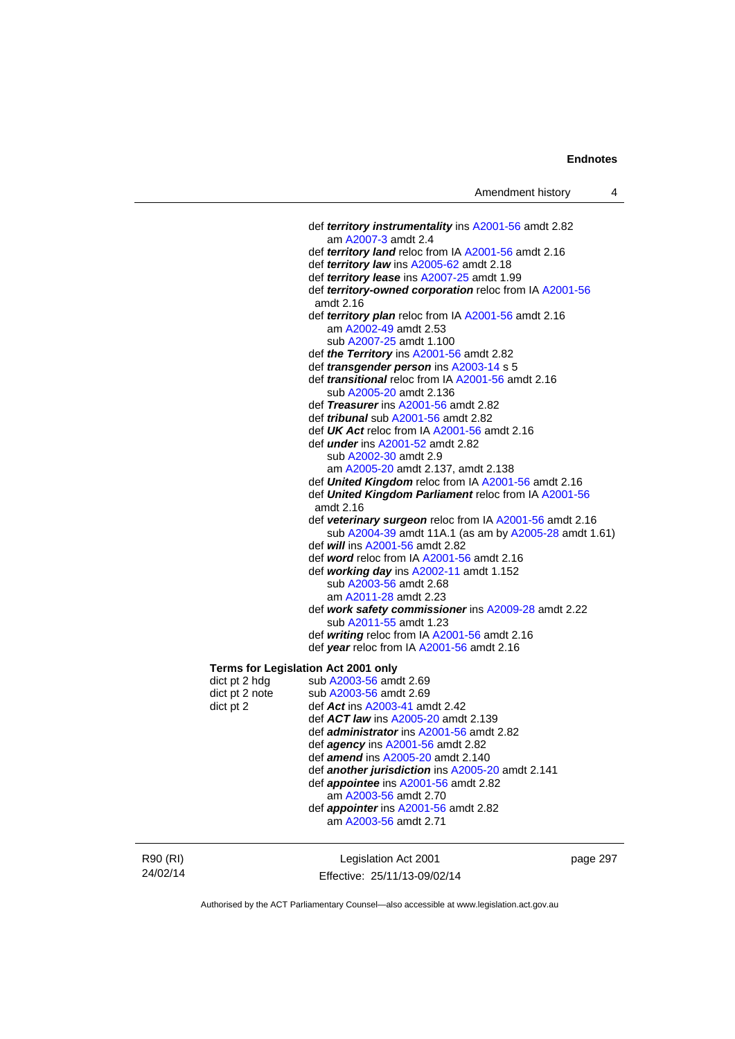def ***territory instrumentality*** ins A2001-56 amdt 2.82
  am A2007-3 amdt 2.4
def ***territory land*** reloc from IA A2001-56 amdt 2.16
def ***territory law*** ins A2005-62 amdt 2.18
def ***territory lease*** ins A2007-25 amdt 1.99
def ***territory-owned corporation*** reloc from IA A2001-56 amdt 2.16
def ***territory plan*** reloc from IA A2001-56 amdt 2.16
  am A2002-49 amdt 2.53
  sub A2007-25 amdt 1.100
def ***the Territory*** ins A2001-56 amdt 2.82
def ***transgender person*** ins A2003-14 s 5
def ***transitional*** reloc from IA A2001-56 amdt 2.16
  sub A2005-20 amdt 2.136
def ***Treasurer*** ins A2001-56 amdt 2.82
def ***tribunal*** sub A2001-56 amdt 2.82
def ***UK Act*** reloc from IA A2001-56 amdt 2.16
def ***under*** ins A2001-52 amdt 2.82
  sub A2002-30 amdt 2.9
  am A2005-20 amdt 2.137, amdt 2.138
def ***United Kingdom*** reloc from IA A2001-56 amdt 2.16
def ***United Kingdom Parliament*** reloc from IA A2001-56 amdt 2.16
def ***veterinary surgeon*** reloc from IA A2001-56 amdt 2.16
  sub A2004-39 amdt 11A.1 (as am by A2005-28 amdt 1.61)
def ***will*** ins A2001-56 amdt 2.82
def ***word*** reloc from IA A2001-56 amdt 2.16
def ***working day*** ins A2002-11 amdt 1.152
  sub A2003-56 amdt 2.68
  am A2011-28 amdt 2.23
def ***work safety commissioner*** ins A2009-28 amdt 2.22
  sub A2011-55 amdt 1.23
def ***writing*** reloc from IA A2001-56 amdt 2.16
def ***year*** reloc from IA A2001-56 amdt 2.16

**Terms for Legislation Act 2001 only**

dict pt 2 hdg — sub A2003-56 amdt 2.69
dict pt 2 note — sub A2003-56 amdt 2.69
dict pt 2 — def ***Act*** ins A2003-41 amdt 2.42
def ***ACT law*** ins A2005-20 amdt 2.139
def ***administrator*** ins A2001-56 amdt 2.82
def ***agency*** ins A2001-56 amdt 2.82
def ***amend*** ins A2005-20 amdt 2.140
def ***another jurisdiction*** ins A2005-20 amdt 2.141
def ***appointee*** ins A2001-56 amdt 2.82
  am A2003-56 amdt 2.70
def ***appointer*** ins A2001-56 amdt 2.82
  am A2003-56 amdt 2.71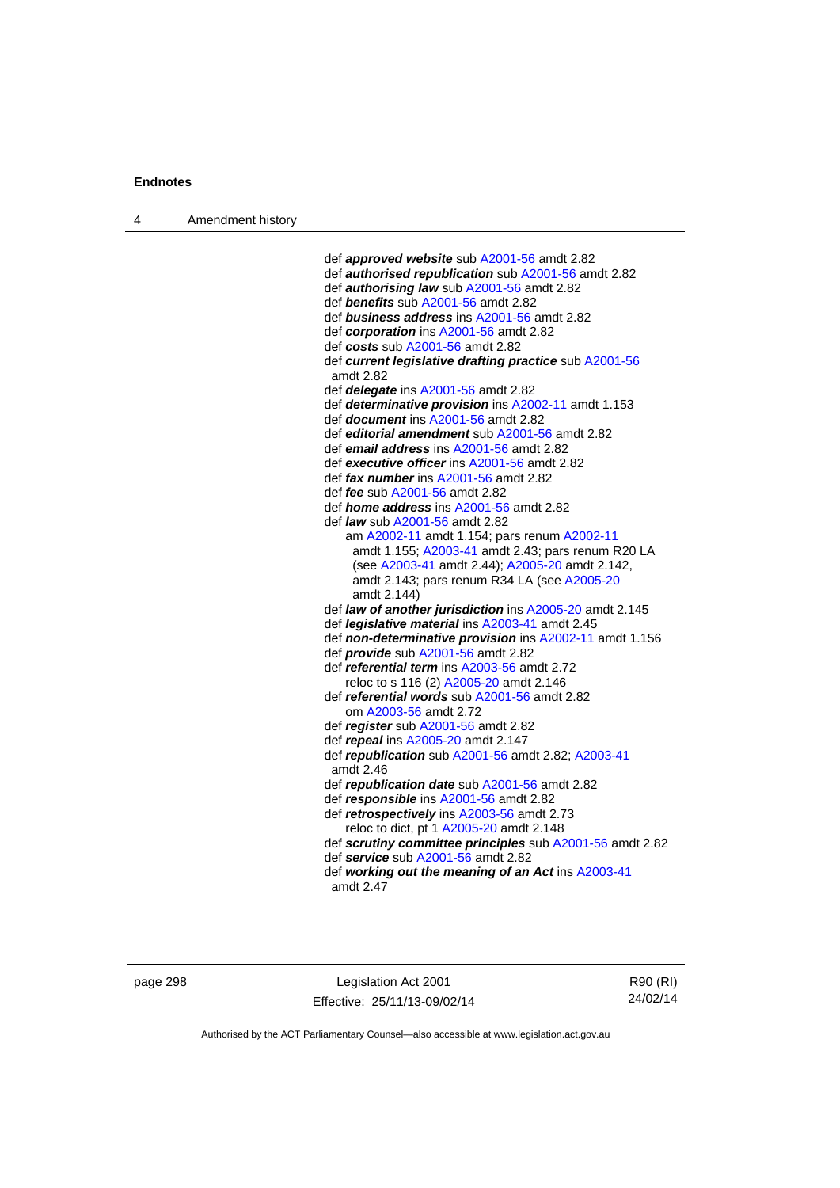def ***approved website*** sub A2001-56 amdt 2.82
def ***authorised republication*** sub A2001-56 amdt 2.82
def ***authorising law*** sub A2001-56 amdt 2.82
def ***benefits*** sub A2001-56 amdt 2.82
def ***business address*** ins A2001-56 amdt 2.82
def ***corporation*** ins A2001-56 amdt 2.82
def ***costs*** sub A2001-56 amdt 2.82
def ***current legislative drafting practice*** sub A2001-56 amdt 2.82
def ***delegate*** ins A2001-56 amdt 2.82
def ***determinative provision*** ins A2002-11 amdt 1.153
def ***document*** ins A2001-56 amdt 2.82
def ***editorial amendment*** sub A2001-56 amdt 2.82
def ***email address*** ins A2001-56 amdt 2.82
def ***executive officer*** ins A2001-56 amdt 2.82
def ***fax number*** ins A2001-56 amdt 2.82
def ***fee*** sub A2001-56 amdt 2.82
def ***home address*** ins A2001-56 amdt 2.82
def ***law*** sub A2001-56 amdt 2.82
am A2002-11 amdt 1.154; pars renum A2002-11 amdt 1.155; A2003-41 amdt 2.43; pars renum R20 LA (see A2003-41 amdt 2.44); A2005-20 amdt 2.142, amdt 2.143; pars renum R34 LA (see A2005-20 amdt 2.144)
def ***law of another jurisdiction*** ins A2005-20 amdt 2.145
def ***legislative material*** ins A2003-41 amdt 2.45
def ***non-determinative provision*** ins A2002-11 amdt 1.156
def ***provide*** sub A2001-56 amdt 2.82
def ***referential term*** ins A2003-56 amdt 2.72
reloc to s 116 (2) A2005-20 amdt 2.146
def ***referential words*** sub A2001-56 amdt 2.82
om A2003-56 amdt 2.72
def ***register*** sub A2001-56 amdt 2.82
def ***repeal*** ins A2005-20 amdt 2.147
def ***republication*** sub A2001-56 amdt 2.82; A2003-41 amdt 2.46
def ***republication date*** sub A2001-56 amdt 2.82
def ***responsible*** ins A2001-56 amdt 2.82
def ***retrospectively*** ins A2003-56 amdt 2.73
reloc to dict, pt 1 A2005-20 amdt 2.148
def ***scrutiny committee principles*** sub A2001-56 amdt 2.82
def ***service*** sub A2001-56 amdt 2.82
def ***working out the meaning of an Act*** ins A2003-41 amdt 2.47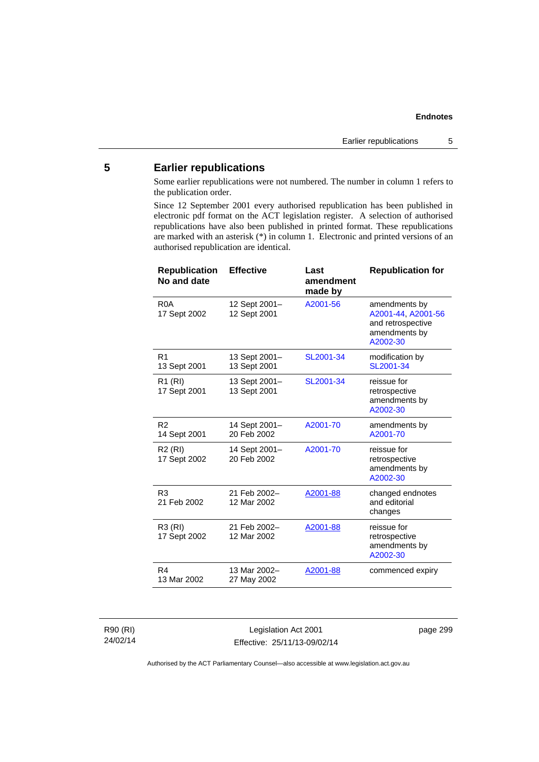## 5 Earlier republications

Some earlier republications were not numbered. The number in column 1 refers to the publication order.

Since 12 September 2001 every authorised republication has been published in electronic pdf format on the ACT legislation register. A selection of authorised republications have also been published in printed format. These republications are marked with an asterisk (*) in column 1. Electronic and printed versions of an authorised republication are identical.

| Republication No and date | Effective | Last amendment made by | Republication for |
|---|---|---|---|
| R0A<br>17 Sept 2002 | 12 Sept 2001–<br>12 Sept 2001 | A2001-56 | amendments by A2001-44, A2001-56 and retrospective amendments by A2002-30 |
| R1<br>13 Sept 2001 | 13 Sept 2001–<br>13 Sept 2001 | SL2001-34 | modification by SL2001-34 |
| R1 (RI)<br>17 Sept 2001 | 13 Sept 2001–<br>13 Sept 2001 | SL2001-34 | reissue for retrospective amendments by A2002-30 |
| R2<br>14 Sept 2001 | 14 Sept 2001–<br>20 Feb 2002 | A2001-70 | amendments by A2001-70 |
| R2 (RI)<br>17 Sept 2002 | 14 Sept 2001–<br>20 Feb 2002 | A2001-70 | reissue for retrospective amendments by A2002-30 |
| R3<br>21 Feb 2002 | 21 Feb 2002–<br>12 Mar 2002 | A2001-88 | changed endnotes and editorial changes |
| R3 (RI)<br>17 Sept 2002 | 21 Feb 2002–<br>12 Mar 2002 | A2001-88 | reissue for retrospective amendments by A2002-30 |
| R4<br>13 Mar 2002 | 13 Mar 2002–<br>27 May 2002 | A2001-88 | commenced expiry |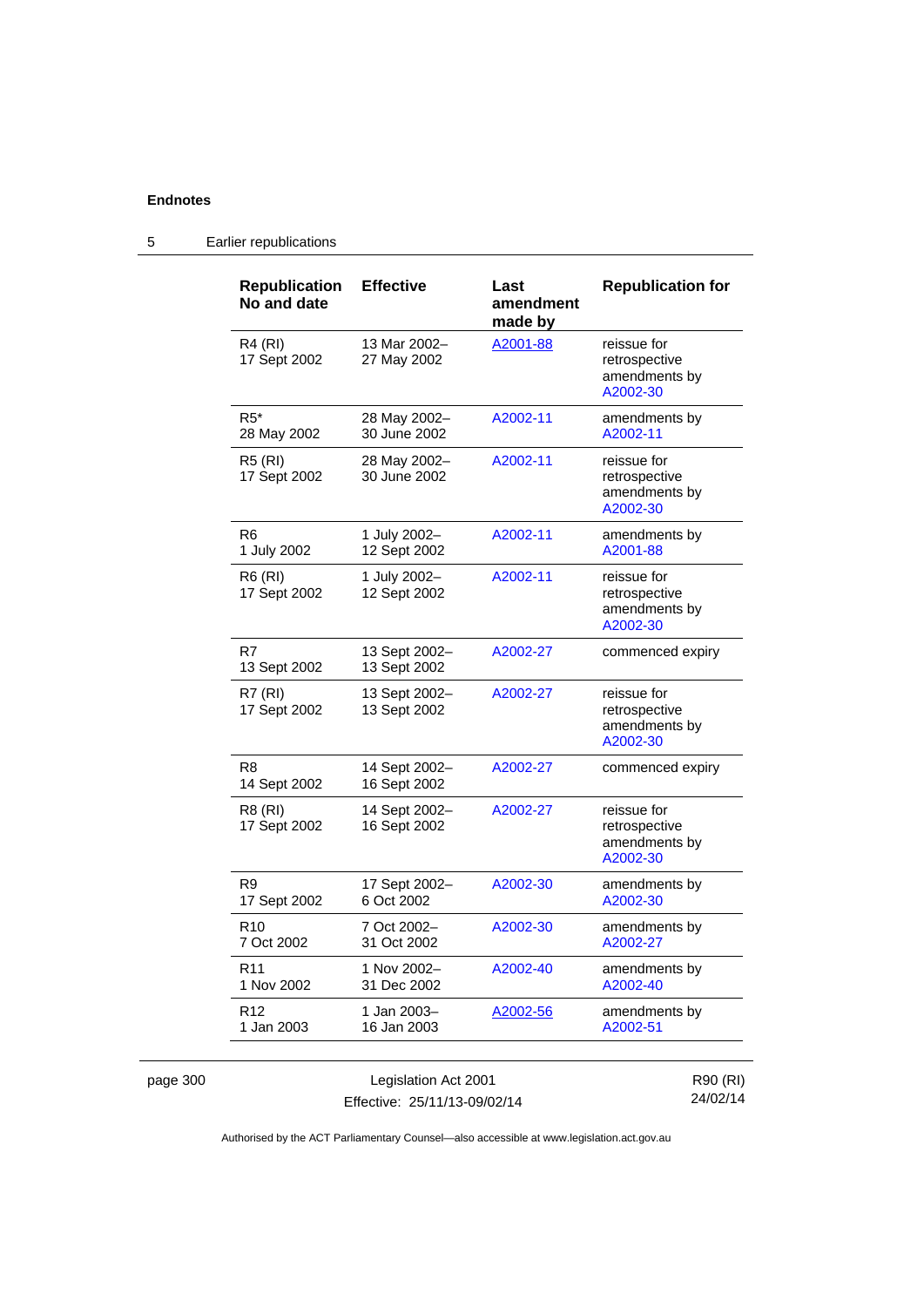## Endnotes

### 5 Earlier republications

| Republication No and date | Effective | Last amendment made by | Republication for |
|---|---|---|---|
| R4 (RI) 17 Sept 2002 | 13 Mar 2002– 27 May 2002 | A2001-88 | reissue for retrospective amendments by A2002-30 |
| R5* 28 May 2002 | 28 May 2002– 30 June 2002 | A2002-11 | amendments by A2002-11 |
| R5 (RI) 17 Sept 2002 | 28 May 2002– 30 June 2002 | A2002-11 | reissue for retrospective amendments by A2002-30 |
| R6 1 July 2002 | 1 July 2002– 12 Sept 2002 | A2002-11 | amendments by A2001-88 |
| R6 (RI) 17 Sept 2002 | 1 July 2002– 12 Sept 2002 | A2002-11 | reissue for retrospective amendments by A2002-30 |
| R7 13 Sept 2002 | 13 Sept 2002– 13 Sept 2002 | A2002-27 | commenced expiry |
| R7 (RI) 17 Sept 2002 | 13 Sept 2002– 13 Sept 2002 | A2002-27 | reissue for retrospective amendments by A2002-30 |
| R8 14 Sept 2002 | 14 Sept 2002– 16 Sept 2002 | A2002-27 | commenced expiry |
| R8 (RI) 17 Sept 2002 | 14 Sept 2002– 16 Sept 2002 | A2002-27 | reissue for retrospective amendments by A2002-30 |
| R9 17 Sept 2002 | 17 Sept 2002– 6 Oct 2002 | A2002-30 | amendments by A2002-30 |
| R10 7 Oct 2002 | 7 Oct 2002– 31 Oct 2002 | A2002-30 | amendments by A2002-27 |
| R11 1 Nov 2002 | 1 Nov 2002– 31 Dec 2002 | A2002-40 | amendments by A2002-40 |
| R12 1 Jan 2003 | 1 Jan 2003– 16 Jan 2003 | A2002-56 | amendments by A2002-51 |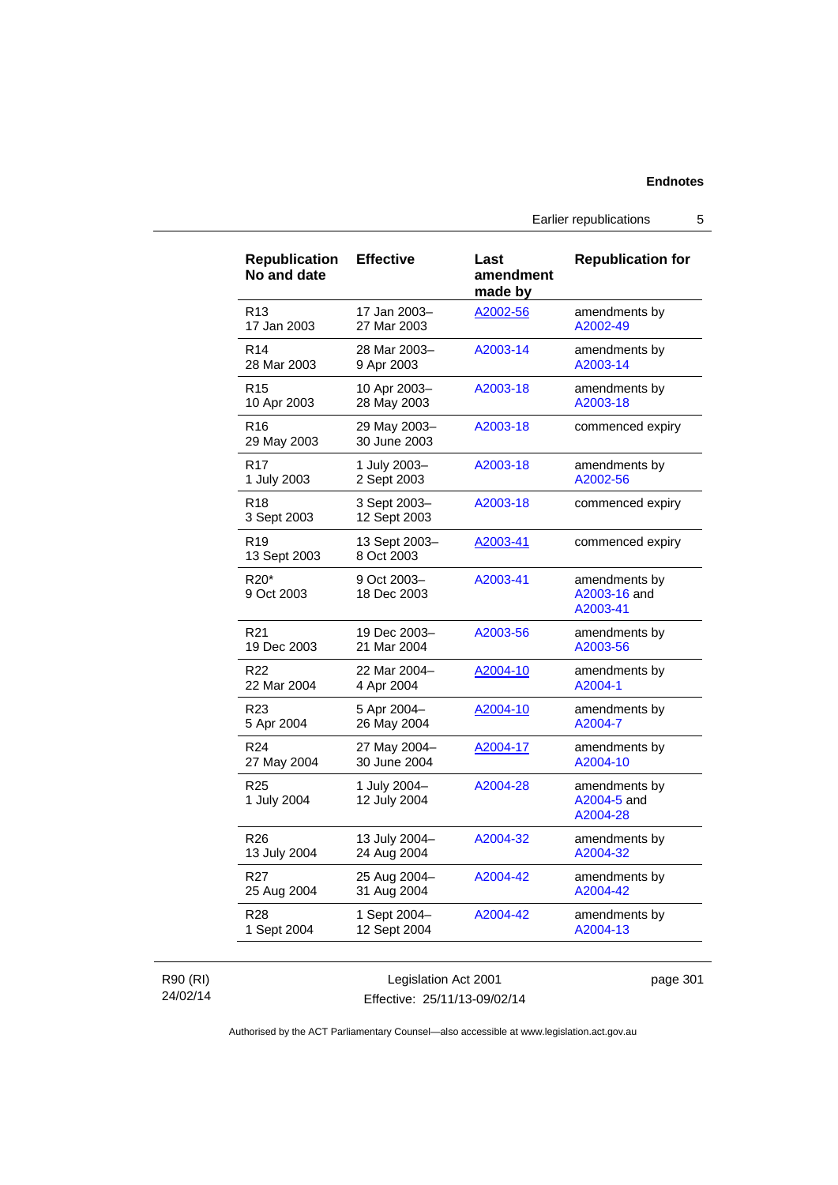| Republication No and date | Effective | Last amendment made by | Republication for |
|---|---|---|---|
| R13<br>17 Jan 2003 | 17 Jan 2003–<br>27 Mar 2003 | A2002-56 | amendments by A2002-49 |
| R14<br>28 Mar 2003 | 28 Mar 2003–<br>9 Apr 2003 | A2003-14 | amendments by A2003-14 |
| R15<br>10 Apr 2003 | 10 Apr 2003–<br>28 May 2003 | A2003-18 | amendments by A2003-18 |
| R16<br>29 May 2003 | 29 May 2003–<br>30 June 2003 | A2003-18 | commenced expiry |
| R17<br>1 July 2003 | 1 July 2003–<br>2 Sept 2003 | A2003-18 | amendments by A2002-56 |
| R18<br>3 Sept 2003 | 3 Sept 2003–<br>12 Sept 2003 | A2003-18 | commenced expiry |
| R19<br>13 Sept 2003 | 13 Sept 2003–<br>8 Oct 2003 | A2003-41 | commenced expiry |
| R20*<br>9 Oct 2003 | 9 Oct 2003–<br>18 Dec 2003 | A2003-41 | amendments by A2003-16 and A2003-41 |
| R21<br>19 Dec 2003 | 19 Dec 2003–<br>21 Mar 2004 | A2003-56 | amendments by A2003-56 |
| R22<br>22 Mar 2004 | 22 Mar 2004–<br>4 Apr 2004 | A2004-10 | amendments by A2004-1 |
| R23<br>5 Apr 2004 | 5 Apr 2004–<br>26 May 2004 | A2004-10 | amendments by A2004-7 |
| R24<br>27 May 2004 | 27 May 2004–<br>30 June 2004 | A2004-17 | amendments by A2004-10 |
| R25<br>1 July 2004 | 1 July 2004–<br>12 July 2004 | A2004-28 | amendments by A2004-5 and A2004-28 |
| R26<br>13 July 2004 | 13 July 2004–<br>24 Aug 2004 | A2004-32 | amendments by A2004-32 |
| R27<br>25 Aug 2004 | 25 Aug 2004–<br>31 Aug 2004 | A2004-42 | amendments by A2004-42 |
| R28<br>1 Sept 2004 | 1 Sept 2004–<br>12 Sept 2004 | A2004-42 | amendments by A2004-13 |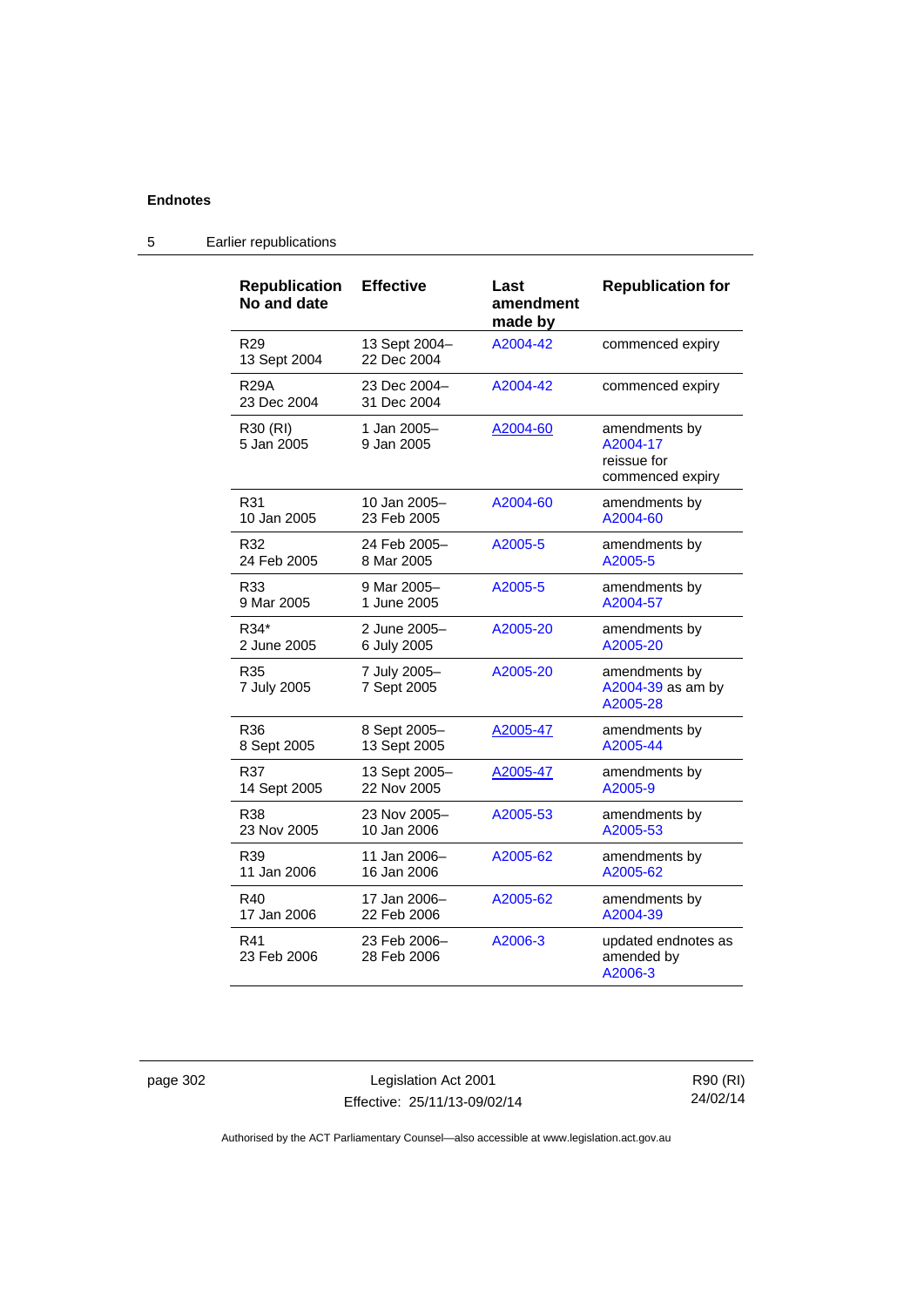## 5 Earlier republications

| Republication No and date | Effective | Last amendment made by | Republication for |
|---|---|---|---|
| R29<br>13 Sept 2004 | 13 Sept 2004–<br>22 Dec 2004 | A2004-42 | commenced expiry |
| R29A<br>23 Dec 2004 | 23 Dec 2004–<br>31 Dec 2004 | A2004-42 | commenced expiry |
| R30 (RI)<br>5 Jan 2005 | 1 Jan 2005–<br>9 Jan 2005 | A2004-60 | amendments by A2004-17<br>reissue for commenced expiry |
| R31<br>10 Jan 2005 | 10 Jan 2005–<br>23 Feb 2005 | A2004-60 | amendments by A2004-60 |
| R32<br>24 Feb 2005 | 24 Feb 2005–<br>8 Mar 2005 | A2005-5 | amendments by A2005-5 |
| R33<br>9 Mar 2005 | 9 Mar 2005–<br>1 June 2005 | A2005-5 | amendments by A2004-57 |
| R34*<br>2 June 2005 | 2 June 2005–<br>6 July 2005 | A2005-20 | amendments by A2005-20 |
| R35<br>7 July 2005 | 7 July 2005–<br>7 Sept 2005 | A2005-20 | amendments by A2004-39 as am by A2005-28 |
| R36<br>8 Sept 2005 | 8 Sept 2005–<br>13 Sept 2005 | A2005-47 | amendments by A2005-44 |
| R37<br>14 Sept 2005 | 13 Sept 2005–<br>22 Nov 2005 | A2005-47 | amendments by A2005-9 |
| R38<br>23 Nov 2005 | 23 Nov 2005–<br>10 Jan 2006 | A2005-53 | amendments by A2005-53 |
| R39<br>11 Jan 2006 | 11 Jan 2006–<br>16 Jan 2006 | A2005-62 | amendments by A2005-62 |
| R40<br>17 Jan 2006 | 17 Jan 2006–<br>22 Feb 2006 | A2005-62 | amendments by A2004-39 |
| R41<br>23 Feb 2006 | 23 Feb 2006–<br>28 Feb 2006 | A2006-3 | updated endnotes as amended by A2006-3 |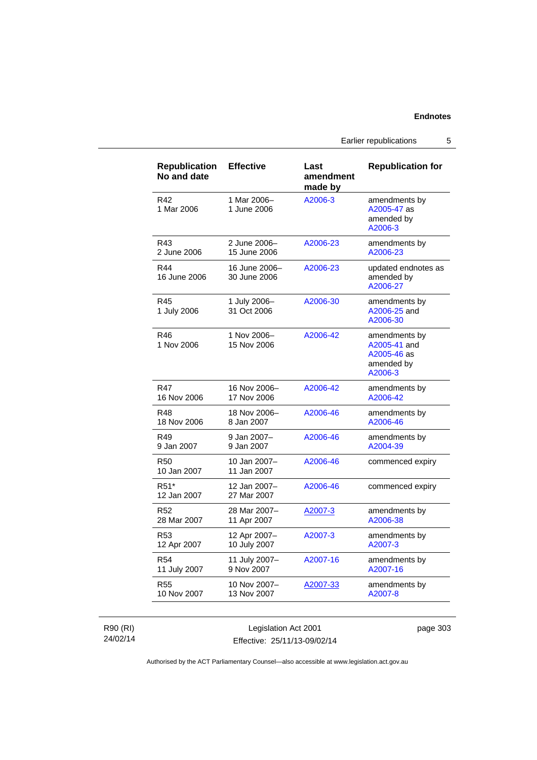| Republication No and date | Effective | Last amendment made by | Republication for |
|---|---|---|---|
| R42<br>1 Mar 2006 | 1 Mar 2006–<br>1 June 2006 | A2006-3 | amendments by A2005-47 as amended by A2006-3 |
| R43<br>2 June 2006 | 2 June 2006–<br>15 June 2006 | A2006-23 | amendments by A2006-23 |
| R44<br>16 June 2006 | 16 June 2006–<br>30 June 2006 | A2006-23 | updated endnotes as amended by A2006-27 |
| R45<br>1 July 2006 | 1 July 2006–<br>31 Oct 2006 | A2006-30 | amendments by A2006-25 and A2006-30 |
| R46<br>1 Nov 2006 | 1 Nov 2006–<br>15 Nov 2006 | A2006-42 | amendments by A2005-41 and A2005-46 as amended by A2006-3 |
| R47<br>16 Nov 2006 | 16 Nov 2006–<br>17 Nov 2006 | A2006-42 | amendments by A2006-42 |
| R48<br>18 Nov 2006 | 18 Nov 2006–<br>8 Jan 2007 | A2006-46 | amendments by A2006-46 |
| R49<br>9 Jan 2007 | 9 Jan 2007–<br>9 Jan 2007 | A2006-46 | amendments by A2004-39 |
| R50<br>10 Jan 2007 | 10 Jan 2007–<br>11 Jan 2007 | A2006-46 | commenced expiry |
| R51*<br>12 Jan 2007 | 12 Jan 2007–<br>27 Mar 2007 | A2006-46 | commenced expiry |
| R52<br>28 Mar 2007 | 28 Mar 2007–<br>11 Apr 2007 | A2007-3 | amendments by A2006-38 |
| R53<br>12 Apr 2007 | 12 Apr 2007–<br>10 July 2007 | A2007-3 | amendments by A2007-3 |
| R54<br>11 July 2007 | 11 July 2007–<br>9 Nov 2007 | A2007-16 | amendments by A2007-16 |
| R55<br>10 Nov 2007 | 10 Nov 2007–<br>13 Nov 2007 | A2007-33 | amendments by A2007-8 |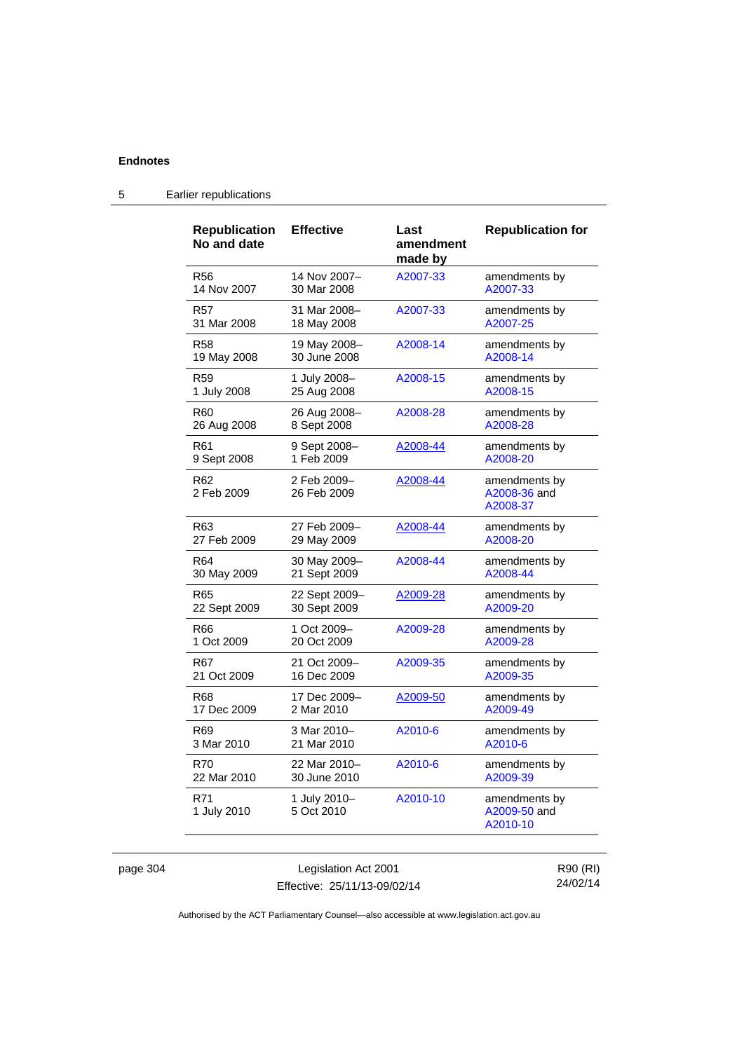## Endnotes

### 5 Earlier republications

| Republication No and date | Effective | Last amendment made by | Republication for |
|---|---|---|---|
| R56<br>14 Nov 2007 | 14 Nov 2007–<br>30 Mar 2008 | A2007-33 | amendments by A2007-33 |
| R57<br>31 Mar 2008 | 31 Mar 2008–<br>18 May 2008 | A2007-33 | amendments by A2007-25 |
| R58<br>19 May 2008 | 19 May 2008–<br>30 June 2008 | A2008-14 | amendments by A2008-14 |
| R59<br>1 July 2008 | 1 July 2008–<br>25 Aug 2008 | A2008-15 | amendments by A2008-15 |
| R60<br>26 Aug 2008 | 26 Aug 2008–<br>8 Sept 2008 | A2008-28 | amendments by A2008-28 |
| R61<br>9 Sept 2008 | 9 Sept 2008–<br>1 Feb 2009 | A2008-44 | amendments by A2008-20 |
| R62<br>2 Feb 2009 | 2 Feb 2009–<br>26 Feb 2009 | A2008-44 | amendments by A2008-36 and A2008-37 |
| R63<br>27 Feb 2009 | 27 Feb 2009–<br>29 May 2009 | A2008-44 | amendments by A2008-20 |
| R64<br>30 May 2009 | 30 May 2009–<br>21 Sept 2009 | A2008-44 | amendments by A2008-44 |
| R65<br>22 Sept 2009 | 22 Sept 2009–<br>30 Sept 2009 | A2009-28 | amendments by A2009-20 |
| R66<br>1 Oct 2009 | 1 Oct 2009–<br>20 Oct 2009 | A2009-28 | amendments by A2009-28 |
| R67<br>21 Oct 2009 | 21 Oct 2009–<br>16 Dec 2009 | A2009-35 | amendments by A2009-35 |
| R68<br>17 Dec 2009 | 17 Dec 2009–<br>2 Mar 2010 | A2009-50 | amendments by A2009-49 |
| R69<br>3 Mar 2010 | 3 Mar 2010–<br>21 Mar 2010 | A2010-6 | amendments by A2010-6 |
| R70<br>22 Mar 2010 | 22 Mar 2010–<br>30 June 2010 | A2010-6 | amendments by A2009-39 |
| R71<br>1 July 2010 | 1 July 2010–<br>5 Oct 2010 | A2010-10 | amendments by A2009-50 and A2010-10 |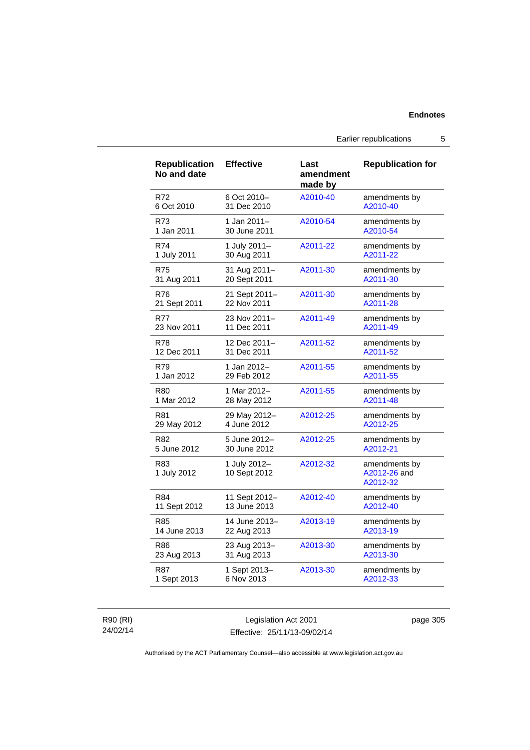| Republication No and date | Effective | Last amendment made by | Republication for |
|---|---|---|---|
| R72<br>6 Oct 2010 | 6 Oct 2010–<br>31 Dec 2010 | A2010-40 | amendments by A2010-40 |
| R73<br>1 Jan 2011 | 1 Jan 2011–<br>30 June 2011 | A2010-54 | amendments by A2010-54 |
| R74<br>1 July 2011 | 1 July 2011–<br>30 Aug 2011 | A2011-22 | amendments by A2011-22 |
| R75<br>31 Aug 2011 | 31 Aug 2011–<br>20 Sept 2011 | A2011-30 | amendments by A2011-30 |
| R76<br>21 Sept 2011 | 21 Sept 2011–<br>22 Nov 2011 | A2011-30 | amendments by A2011-28 |
| R77<br>23 Nov 2011 | 23 Nov 2011–<br>11 Dec 2011 | A2011-49 | amendments by A2011-49 |
| R78<br>12 Dec 2011 | 12 Dec 2011–<br>31 Dec 2011 | A2011-52 | amendments by A2011-52 |
| R79<br>1 Jan 2012 | 1 Jan 2012–<br>29 Feb 2012 | A2011-55 | amendments by A2011-55 |
| R80<br>1 Mar 2012 | 1 Mar 2012–<br>28 May 2012 | A2011-55 | amendments by A2011-48 |
| R81<br>29 May 2012 | 29 May 2012–<br>4 June 2012 | A2012-25 | amendments by A2012-25 |
| R82<br>5 June 2012 | 5 June 2012–<br>30 June 2012 | A2012-25 | amendments by A2012-21 |
| R83<br>1 July 2012 | 1 July 2012–<br>10 Sept 2012 | A2012-32 | amendments by A2012-26 and A2012-32 |
| R84<br>11 Sept 2012 | 11 Sept 2012–<br>13 June 2013 | A2012-40 | amendments by A2012-40 |
| R85<br>14 June 2013 | 14 June 2013–<br>22 Aug 2013 | A2013-19 | amendments by A2013-19 |
| R86<br>23 Aug 2013 | 23 Aug 2013–<br>31 Aug 2013 | A2013-30 | amendments by A2013-30 |
| R87<br>1 Sept 2013 | 1 Sept 2013–<br>6 Nov 2013 | A2013-30 | amendments by A2012-33 |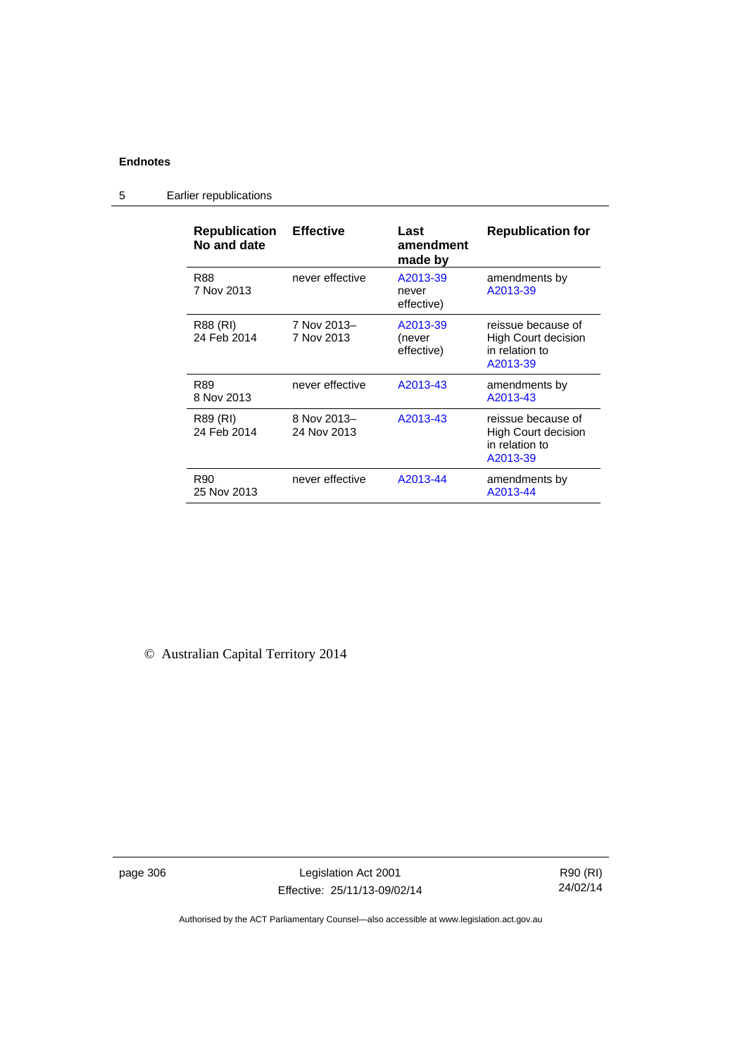**Endnotes**

5 Earlier republications

| Republication No and date | Effective | Last amendment made by | Republication for |
|---|---|---|---|
| R88 7 Nov 2013 | never effective | A2013-39 never effective) | amendments by A2013-39 |
| R88 (RI) 24 Feb 2014 | 7 Nov 2013– 7 Nov 2013 | A2013-39 (never effective) | reissue because of High Court decision in relation to A2013-39 |
| R89 8 Nov 2013 | never effective | A2013-43 | amendments by A2013-43 |
| R89 (RI) 24 Feb 2014 | 8 Nov 2013– 24 Nov 2013 | A2013-43 | reissue because of High Court decision in relation to A2013-39 |
| R90 25 Nov 2013 | never effective | A2013-44 | amendments by A2013-44 |

© Australian Capital Territory 2014